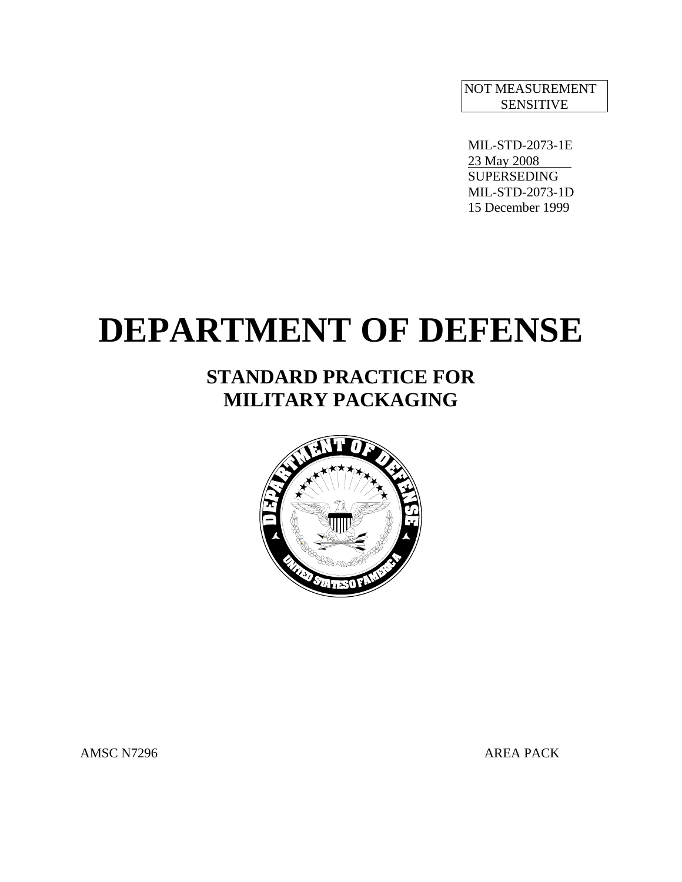NOT MEASUREMENT SENSITIVE

MIL-STD-2073-1E
23 May 2008
SUPERSEDING
MIL-STD-2073-1D
15 December 1999

# DEPARTMENT OF DEFENSE

## STANDARD PRACTICE FOR MILITARY PACKAGING

AMSC N7296 AREA PACK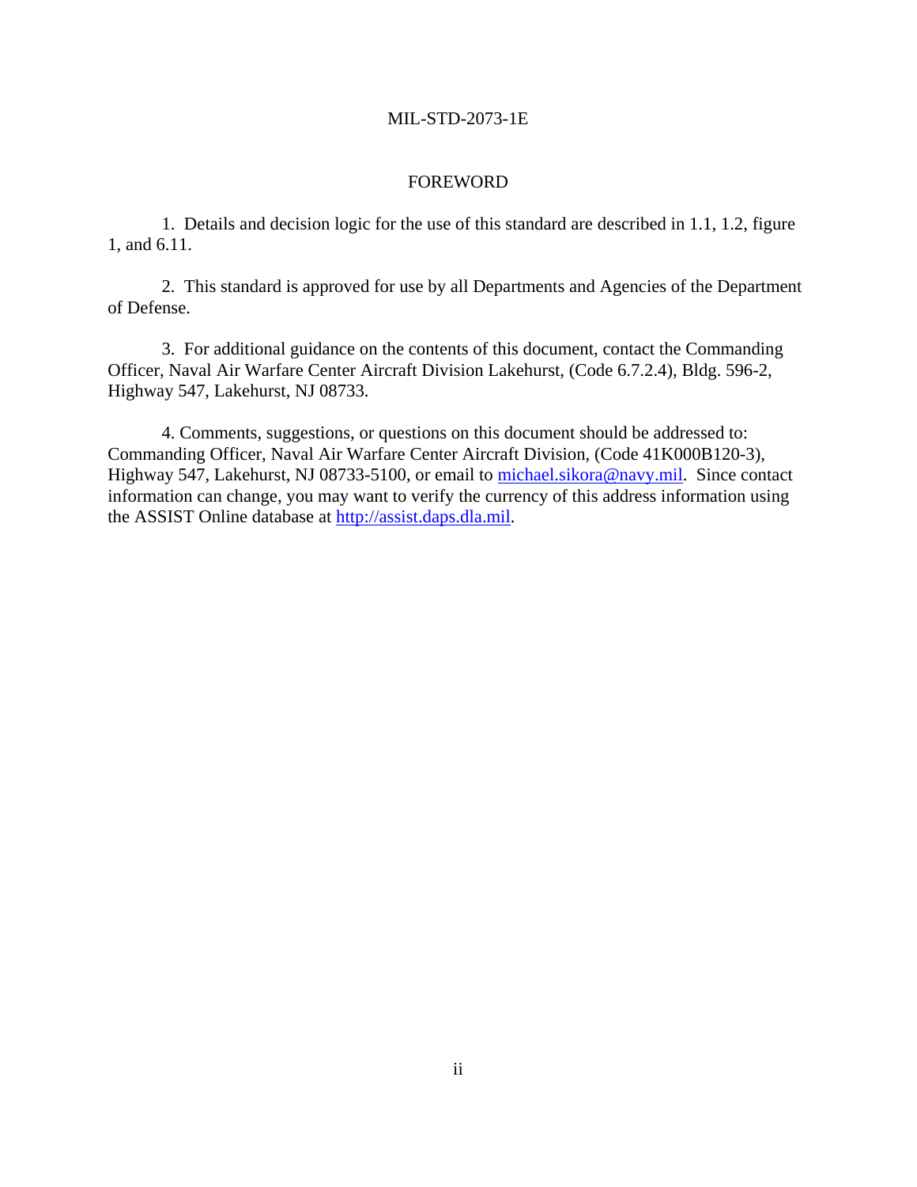## FOREWORD

1. Details and decision logic for the use of this standard are described in 1.1, 1.2, figure 1, and 6.11.

2. This standard is approved for use by all Departments and Agencies of the Department of Defense.

3. For additional guidance on the contents of this document, contact the Commanding Officer, Naval Air Warfare Center Aircraft Division Lakehurst, (Code 6.7.2.4), Bldg. 596-2, Highway 547, Lakehurst, NJ 08733.

4. Comments, suggestions, or questions on this document should be addressed to: Commanding Officer, Naval Air Warfare Center Aircraft Division, (Code 41K000B120-3), Highway 547, Lakehurst, NJ 08733-5100, or email to michael.sikora@navy.mil. Since contact information can change, you may want to verify the currency of this address information using the ASSIST Online database at http://assist.daps.dla.mil.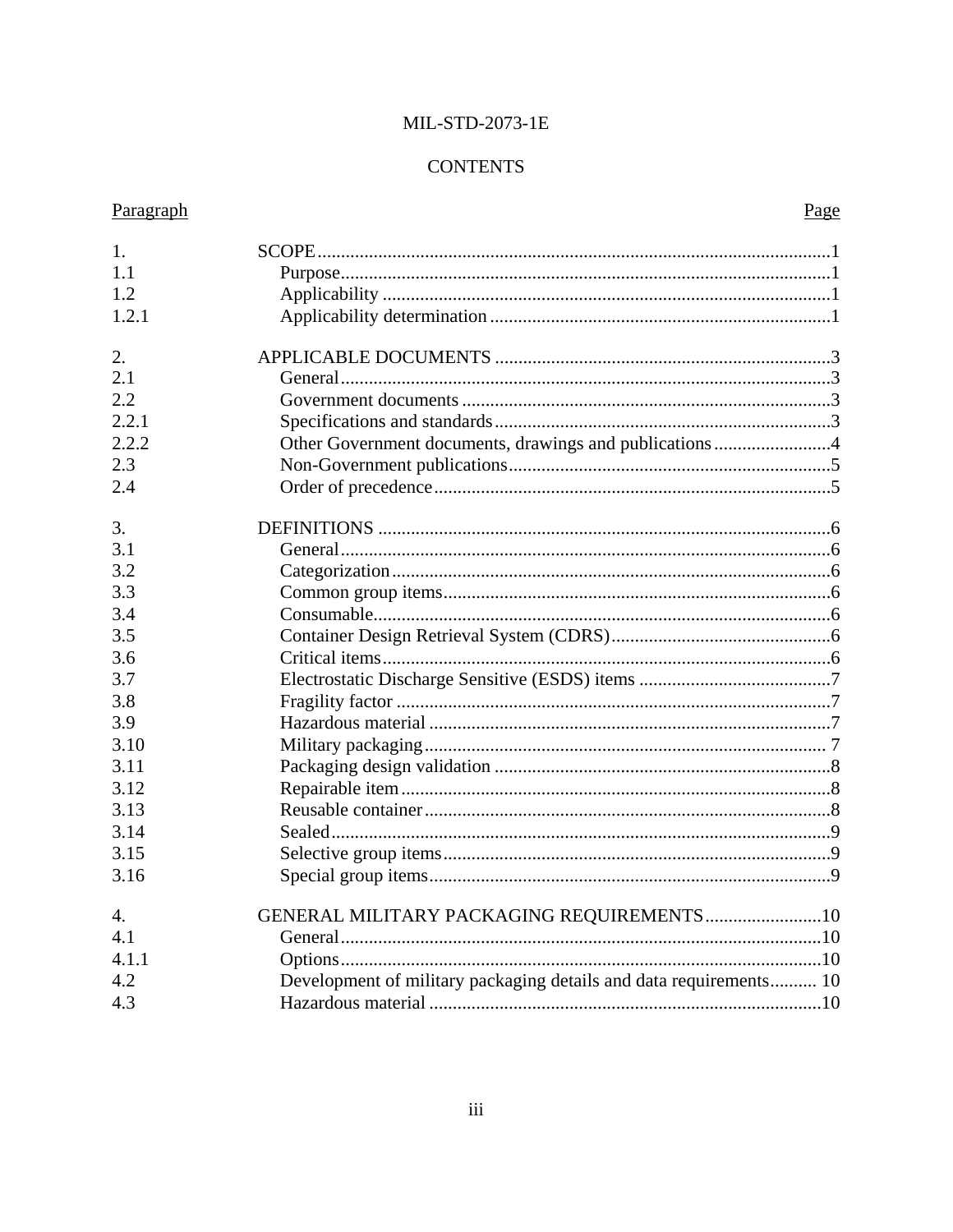MIL-STD-2073-1E

## CONTENTS

| Paragraph | | Page |
|---|---|---|
| 1. | SCOPE | 1 |
| 1.1 | Purpose | 1 |
| 1.2 | Applicability | 1 |
| 1.2.1 | Applicability determination | 1 |
| 2. | APPLICABLE DOCUMENTS | 3 |
| 2.1 | General | 3 |
| 2.2 | Government documents | 3 |
| 2.2.1 | Specifications and standards | 3 |
| 2.2.2 | Other Government documents, drawings and publications | 4 |
| 2.3 | Non-Government publications | 5 |
| 2.4 | Order of precedence | 5 |
| 3. | DEFINITIONS | 6 |
| 3.1 | General | 6 |
| 3.2 | Categorization | 6 |
| 3.3 | Common group items | 6 |
| 3.4 | Consumable | 6 |
| 3.5 | Container Design Retrieval System (CDRS) | 6 |
| 3.6 | Critical items | 6 |
| 3.7 | Electrostatic Discharge Sensitive (ESDS) items | 7 |
| 3.8 | Fragility factor | 7 |
| 3.9 | Hazardous material | 7 |
| 3.10 | Military packaging | 7 |
| 3.11 | Packaging design validation | 8 |
| 3.12 | Repairable item | 8 |
| 3.13 | Reusable container | 8 |
| 3.14 | Sealed | 9 |
| 3.15 | Selective group items | 9 |
| 3.16 | Special group items | 9 |
| 4. | GENERAL MILITARY PACKAGING REQUIREMENTS | 10 |
| 4.1 | General | 10 |
| 4.1.1 | Options | 10 |
| 4.2 | Development of military packaging details and data requirements | 10 |
| 4.3 | Hazardous material | 10 |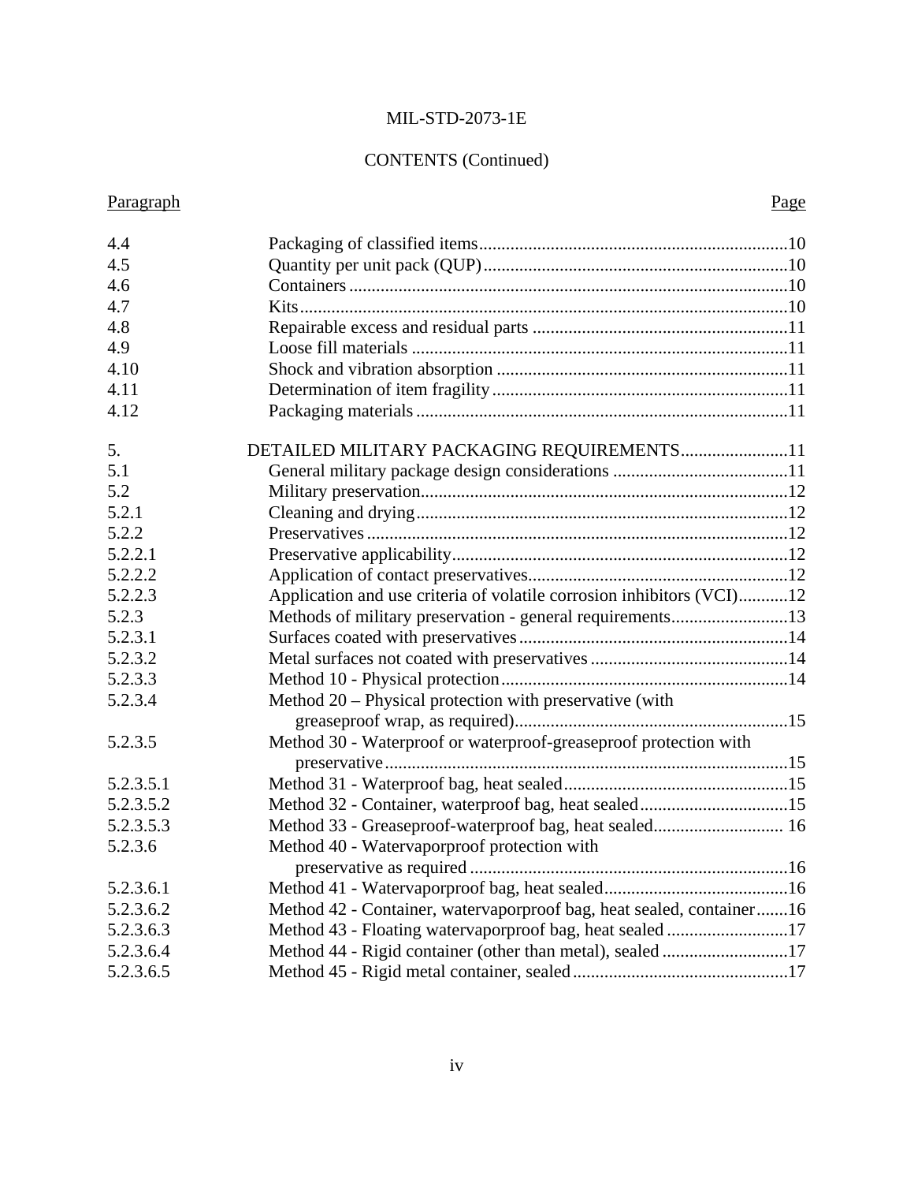CONTENTS (Continued)

| Paragraph | | Page |
|---|---|---|
| 4.4 | Packaging of classified items | 10 |
| 4.5 | Quantity per unit pack (QUP) | 10 |
| 4.6 | Containers | 10 |
| 4.7 | Kits | 10 |
| 4.8 | Repairable excess and residual parts | 11 |
| 4.9 | Loose fill materials | 11 |
| 4.10 | Shock and vibration absorption | 11 |
| 4.11 | Determination of item fragility | 11 |
| 4.12 | Packaging materials | 11 |
| 5. | DETAILED MILITARY PACKAGING REQUIREMENTS | 11 |
| 5.1 | General military package design considerations | 11 |
| 5.2 | Military preservation | 12 |
| 5.2.1 | Cleaning and drying | 12 |
| 5.2.2 | Preservatives | 12 |
| 5.2.2.1 | Preservative applicability | 12 |
| 5.2.2.2 | Application of contact preservatives | 12 |
| 5.2.2.3 | Application and use criteria of volatile corrosion inhibitors (VCI) | 12 |
| 5.2.3 | Methods of military preservation - general requirements | 13 |
| 5.2.3.1 | Surfaces coated with preservatives | 14 |
| 5.2.3.2 | Metal surfaces not coated with preservatives | 14 |
| 5.2.3.3 | Method 10 - Physical protection | 14 |
| 5.2.3.4 | Method 20 – Physical protection with preservative (with greaseproof wrap, as required) | 15 |
| 5.2.3.5 | Method 30 - Waterproof or waterproof-greaseproof protection with preservative | 15 |
| 5.2.3.5.1 | Method 31 - Waterproof bag, heat sealed | 15 |
| 5.2.3.5.2 | Method 32 - Container, waterproof bag, heat sealed | 15 |
| 5.2.3.5.3 | Method 33 - Greaseproof-waterproof bag, heat sealed | 16 |
| 5.2.3.6 | Method 40 - Watervaporproof protection with preservative as required | 16 |
| 5.2.3.6.1 | Method 41 - Watervaporproof bag, heat sealed | 16 |
| 5.2.3.6.2 | Method 42 - Container, watervaporproof bag, heat sealed, container | 16 |
| 5.2.3.6.3 | Method 43 - Floating watervaporproof bag, heat sealed | 17 |
| 5.2.3.6.4 | Method 44 - Rigid container (other than metal), sealed | 17 |
| 5.2.3.6.5 | Method 45 - Rigid metal container, sealed | 17 |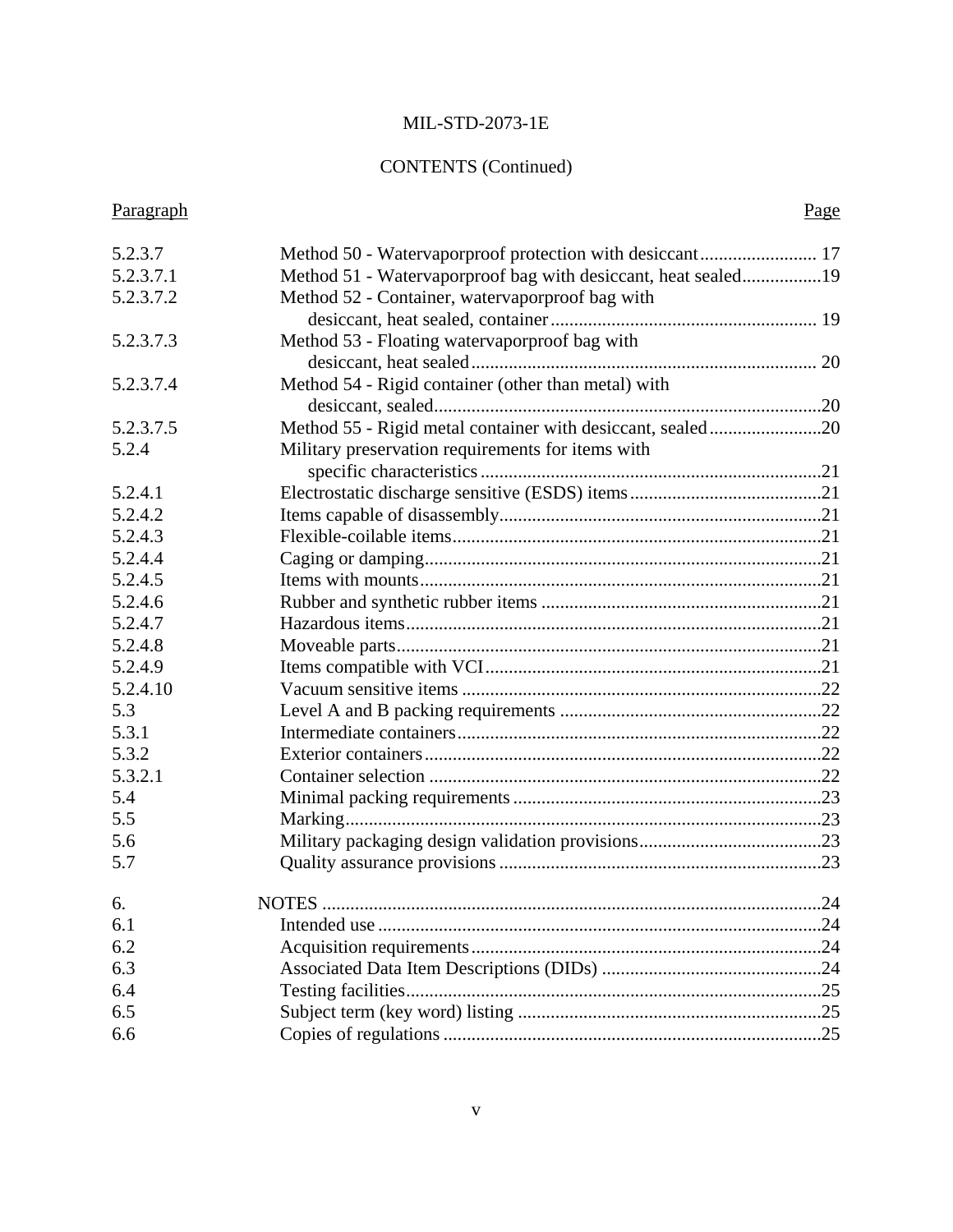MIL-STD-2073-1E

CONTENTS (Continued)

| Paragraph | | Page |
|---|---|---|
| 5.2.3.7 | Method 50 - Watervaporproof protection with desiccant | 17 |
| 5.2.3.7.1 | Method 51 - Watervaporproof bag with desiccant, heat sealed | 19 |
| 5.2.3.7.2 | Method 52 - Container, watervaporproof bag with desiccant, heat sealed, container | 19 |
| 5.2.3.7.3 | Method 53 - Floating watervaporproof bag with desiccant, heat sealed | 20 |
| 5.2.3.7.4 | Method 54 - Rigid container (other than metal) with desiccant, sealed | 20 |
| 5.2.3.7.5 | Method 55 - Rigid metal container with desiccant, sealed | 20 |
| 5.2.4 | Military preservation requirements for items with specific characteristics | 21 |
| 5.2.4.1 | Electrostatic discharge sensitive (ESDS) items | 21 |
| 5.2.4.2 | Items capable of disassembly | 21 |
| 5.2.4.3 | Flexible-coilable items | 21 |
| 5.2.4.4 | Caging or damping | 21 |
| 5.2.4.5 | Items with mounts | 21 |
| 5.2.4.6 | Rubber and synthetic rubber items | 21 |
| 5.2.4.7 | Hazardous items | 21 |
| 5.2.4.8 | Moveable parts | 21 |
| 5.2.4.9 | Items compatible with VCI | 21 |
| 5.2.4.10 | Vacuum sensitive items | 22 |
| 5.3 | Level A and B packing requirements | 22 |
| 5.3.1 | Intermediate containers | 22 |
| 5.3.2 | Exterior containers | 22 |
| 5.3.2.1 | Container selection | 22 |
| 5.4 | Minimal packing requirements | 23 |
| 5.5 | Marking | 23 |
| 5.6 | Military packaging design validation provisions | 23 |
| 5.7 | Quality assurance provisions | 23 |
| 6. | NOTES | 24 |
| 6.1 | Intended use | 24 |
| 6.2 | Acquisition requirements | 24 |
| 6.3 | Associated Data Item Descriptions (DIDs) | 24 |
| 6.4 | Testing facilities | 25 |
| 6.5 | Subject term (key word) listing | 25 |
| 6.6 | Copies of regulations | 25 |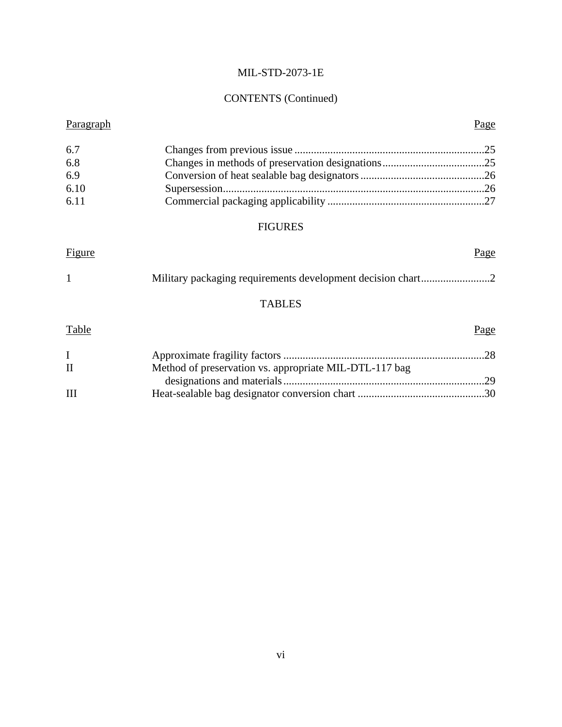## CONTENTS (Continued)

| Paragraph | | Page |
|---|---|---|
| 6.7 | Changes from previous issue | 25 |
| 6.8 | Changes in methods of preservation designations | 25 |
| 6.9 | Conversion of heat sealable bag designators | 26 |
| 6.10 | Supersession | 26 |
| 6.11 | Commercial packaging applicability | 27 |

## FIGURES

| Figure | | Page |
|---|---|---|
| 1 | Military packaging requirements development decision chart | 2 |

## TABLES

| Table | | Page |
|---|---|---|
| I | Approximate fragility factors | 28 |
| II | Method of preservation vs. appropriate MIL-DTL-117 bag designations and materials | 29 |
| III | Heat-sealable bag designator conversion chart | 30 |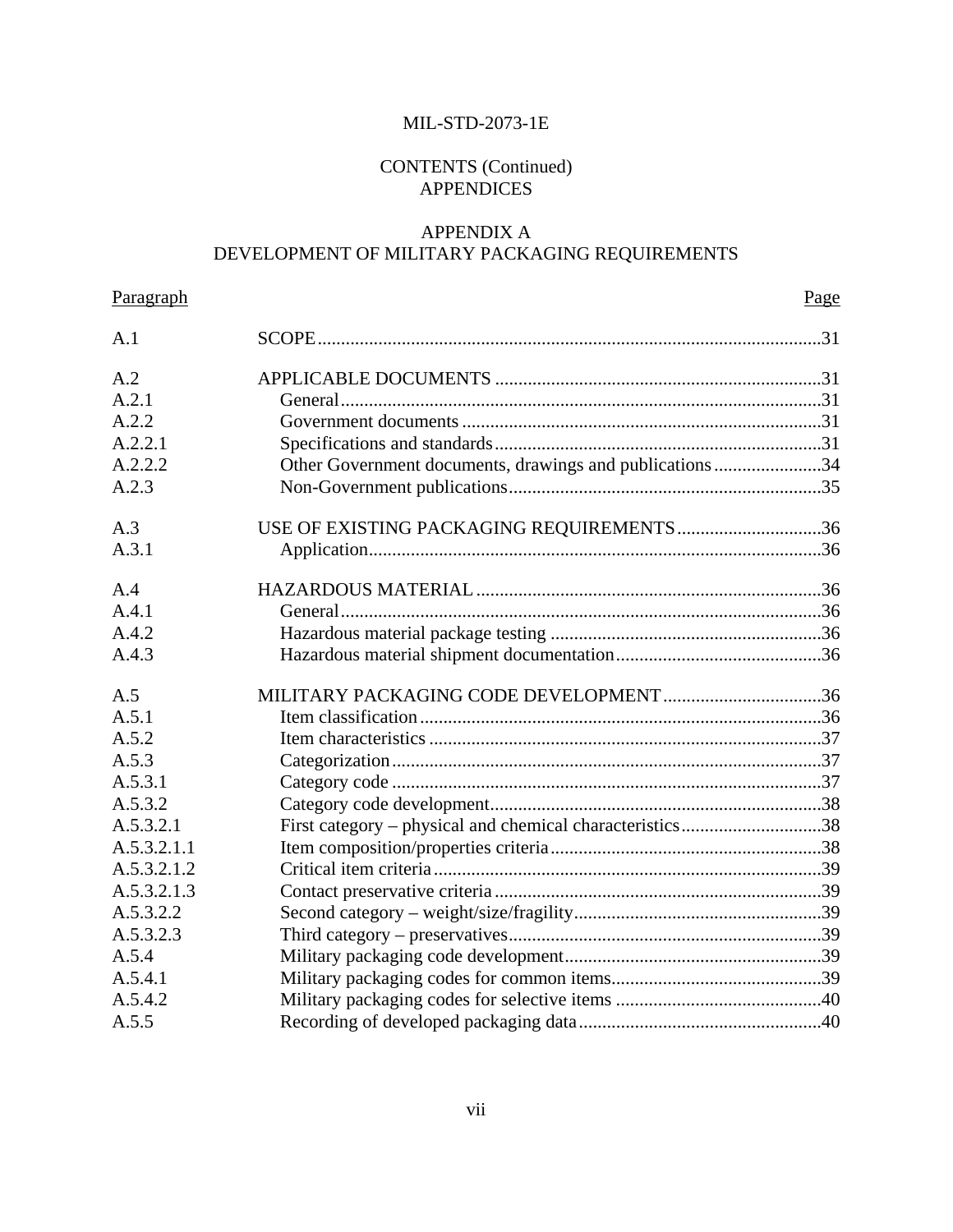MIL-STD-2073-1E

CONTENTS (Continued)
APPENDICES

## APPENDIX A
## DEVELOPMENT OF MILITARY PACKAGING REQUIREMENTS

| Paragraph | | Page |
|---|---|---|
| A.1 | SCOPE | 31 |
| A.2 | APPLICABLE DOCUMENTS | 31 |
| A.2.1 | General | 31 |
| A.2.2 | Government documents | 31 |
| A.2.2.1 | Specifications and standards | 31 |
| A.2.2.2 | Other Government documents, drawings and publications | 34 |
| A.2.3 | Non-Government publications | 35 |
| A.3 | USE OF EXISTING PACKAGING REQUIREMENTS | 36 |
| A.3.1 | Application | 36 |
| A.4 | HAZARDOUS MATERIAL | 36 |
| A.4.1 | General | 36 |
| A.4.2 | Hazardous material package testing | 36 |
| A.4.3 | Hazardous material shipment documentation | 36 |
| A.5 | MILITARY PACKAGING CODE DEVELOPMENT | 36 |
| A.5.1 | Item classification | 36 |
| A.5.2 | Item characteristics | 37 |
| A.5.3 | Categorization | 37 |
| A.5.3.1 | Category code | 37 |
| A.5.3.2 | Category code development | 38 |
| A.5.3.2.1 | First category – physical and chemical characteristics | 38 |
| A.5.3.2.1.1 | Item composition/properties criteria | 38 |
| A.5.3.2.1.2 | Critical item criteria | 39 |
| A.5.3.2.1.3 | Contact preservative criteria | 39 |
| A.5.3.2.2 | Second category – weight/size/fragility | 39 |
| A.5.3.2.3 | Third category – preservatives | 39 |
| A.5.4 | Military packaging code development | 39 |
| A.5.4.1 | Military packaging codes for common items | 39 |
| A.5.4.2 | Military packaging codes for selective items | 40 |
| A.5.5 | Recording of developed packaging data | 40 |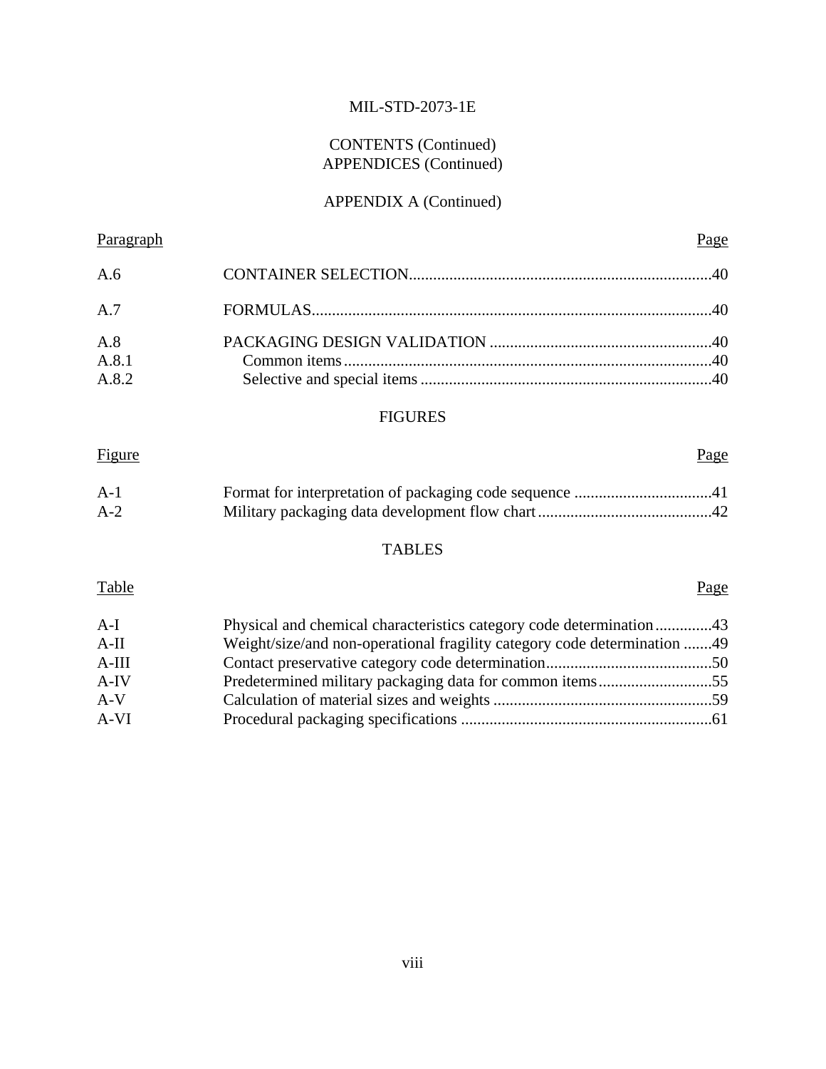CONTENTS (Continued)
APPENDICES (Continued)

APPENDIX A (Continued)

| Paragraph | | Page |
|---|---|---|
| A.6 | CONTAINER SELECTION | 40 |
| A.7 | FORMULAS | 40 |
| A.8 | PACKAGING DESIGN VALIDATION | 40 |
| A.8.1 | Common items | 40 |
| A.8.2 | Selective and special items | 40 |

FIGURES

| Figure | | Page |
|---|---|---|
| A-1 | Format for interpretation of packaging code sequence | 41 |
| A-2 | Military packaging data development flow chart | 42 |

TABLES

| Table | | Page |
|---|---|---|
| A-I | Physical and chemical characteristics category code determination | 43 |
| A-II | Weight/size/and non-operational fragility category code determination | 49 |
| A-III | Contact preservative category code determination | 50 |
| A-IV | Predetermined military packaging data for common items | 55 |
| A-V | Calculation of material sizes and weights | 59 |
| A-VI | Procedural packaging specifications | 61 |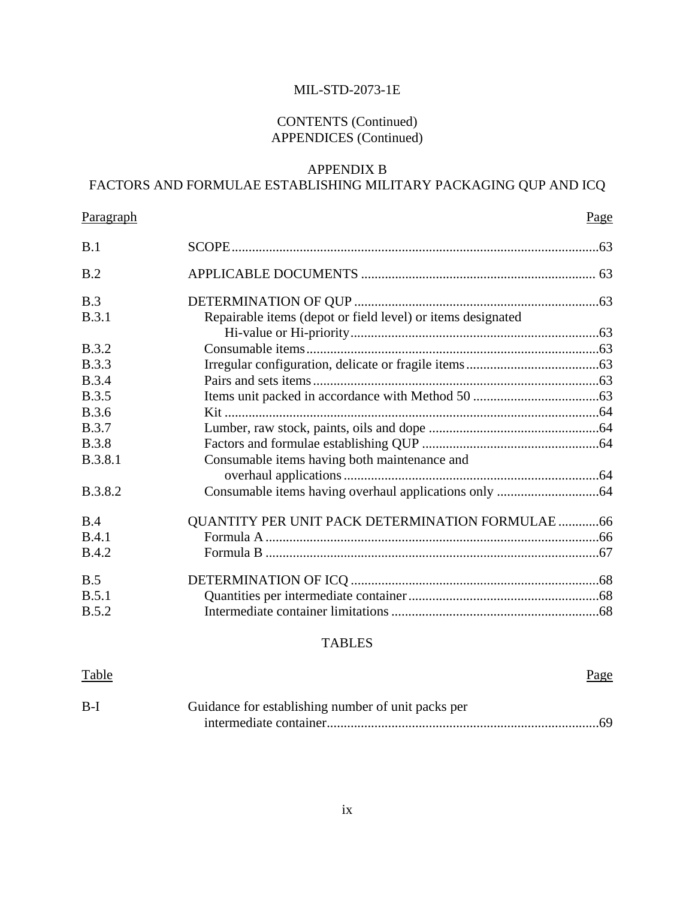CONTENTS (Continued)
APPENDICES (Continued)

## APPENDIX B
## FACTORS AND FORMULAE ESTABLISHING MILITARY PACKAGING QUP AND ICQ

| Paragraph | | Page |
|---|---|---|
| B.1 | SCOPE | 63 |
| B.2 | APPLICABLE DOCUMENTS | 63 |
| B.3 | DETERMINATION OF QUP | 63 |
| B.3.1 | Repairable items (depot or field level) or items designated Hi-value or Hi-priority | 63 |
| B.3.2 | Consumable items | 63 |
| B.3.3 | Irregular configuration, delicate or fragile items | 63 |
| B.3.4 | Pairs and sets items | 63 |
| B.3.5 | Items unit packed in accordance with Method 50 | 63 |
| B.3.6 | Kit | 64 |
| B.3.7 | Lumber, raw stock, paints, oils and dope | 64 |
| B.3.8 | Factors and formulae establishing QUP | 64 |
| B.3.8.1 | Consumable items having both maintenance and overhaul applications | 64 |
| B.3.8.2 | Consumable items having overhaul applications only | 64 |
| B.4 | QUANTITY PER UNIT PACK DETERMINATION FORMULAE | 66 |
| B.4.1 | Formula A | 66 |
| B.4.2 | Formula B | 67 |
| B.5 | DETERMINATION OF ICQ | 68 |
| B.5.1 | Quantities per intermediate container | 68 |
| B.5.2 | Intermediate container limitations | 68 |

TABLES

| Table | | Page |
|---|---|---|
| B-I | Guidance for establishing number of unit packs per intermediate container | 69 |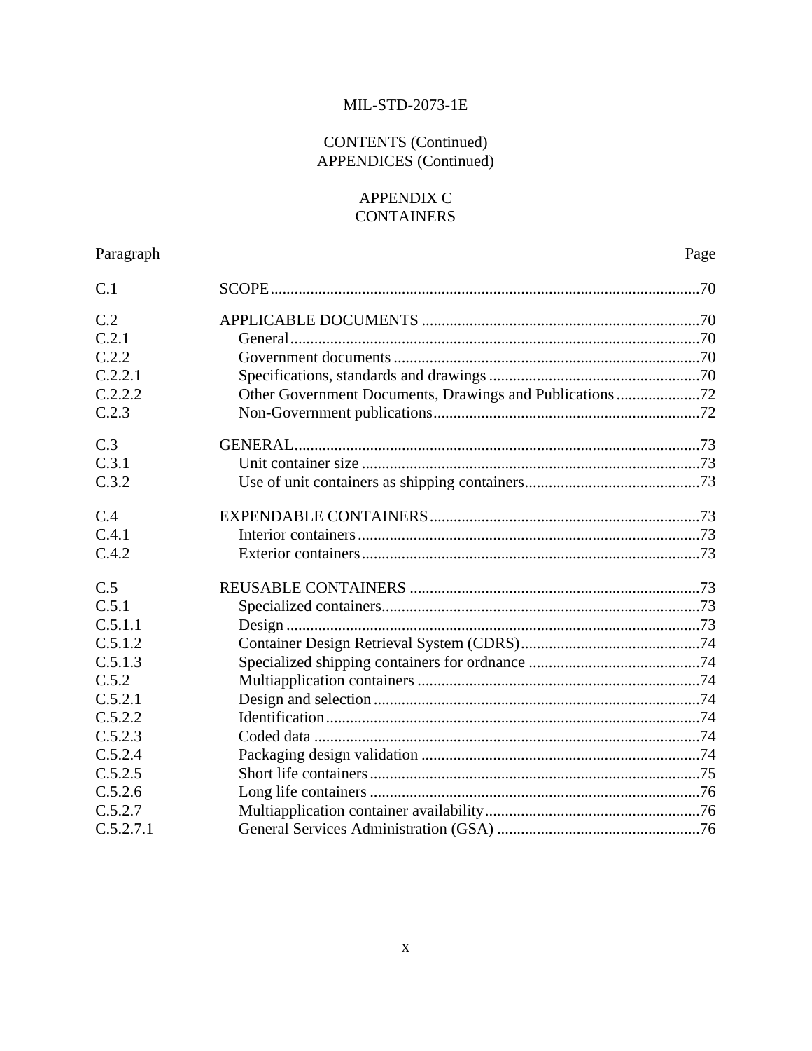MIL-STD-2073-1E

CONTENTS (Continued)
APPENDICES (Continued)

## APPENDIX C
## CONTAINERS

| Paragraph | | Page |
|---|---|---|
| C.1 | SCOPE | 70 |
| C.2 | APPLICABLE DOCUMENTS | 70 |
| C.2.1 | General | 70 |
| C.2.2 | Government documents | 70 |
| C.2.2.1 | Specifications, standards and drawings | 70 |
| C.2.2.2 | Other Government Documents, Drawings and Publications | 72 |
| C.2.3 | Non-Government publications | 72 |
| C.3 | GENERAL | 73 |
| C.3.1 | Unit container size | 73 |
| C.3.2 | Use of unit containers as shipping containers | 73 |
| C.4 | EXPENDABLE CONTAINERS | 73 |
| C.4.1 | Interior containers | 73 |
| C.4.2 | Exterior containers | 73 |
| C.5 | REUSABLE CONTAINERS | 73 |
| C.5.1 | Specialized containers | 73 |
| C.5.1.1 | Design | 73 |
| C.5.1.2 | Container Design Retrieval System (CDRS) | 74 |
| C.5.1.3 | Specialized shipping containers for ordnance | 74 |
| C.5.2 | Multiapplication containers | 74 |
| C.5.2.1 | Design and selection | 74 |
| C.5.2.2 | Identification | 74 |
| C.5.2.3 | Coded data | 74 |
| C.5.2.4 | Packaging design validation | 74 |
| C.5.2.5 | Short life containers | 75 |
| C.5.2.6 | Long life containers | 76 |
| C.5.2.7 | Multiapplication container availability | 76 |
| C.5.2.7.1 | General Services Administration (GSA) | 76 |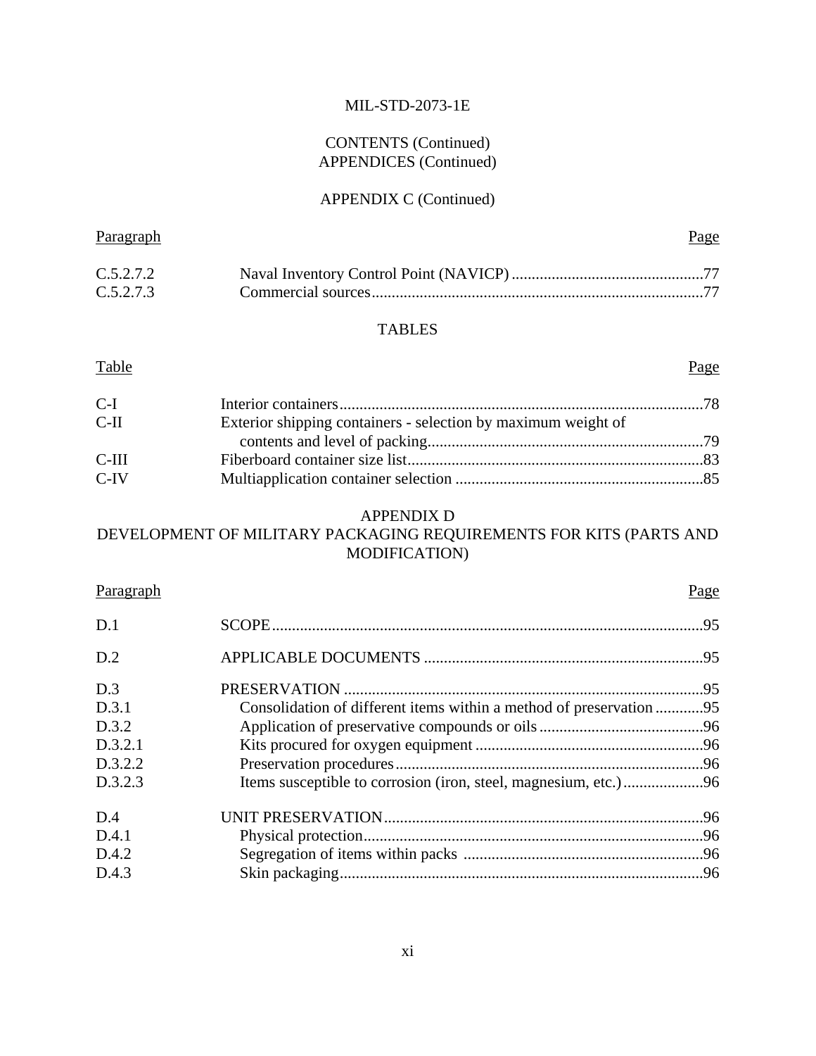CONTENTS (Continued)
APPENDICES (Continued)

APPENDIX C (Continued)

| Paragraph | | Page |
|---|---|---|
| C.5.2.7.2 | Naval Inventory Control Point (NAVICP) | 77 |
| C.5.2.7.3 | Commercial sources | 77 |

TABLES

| Table | | Page |
|---|---|---|
| C-I | Interior containers | 78 |
| C-II | Exterior shipping containers - selection by maximum weight of contents and level of packing | 79 |
| C-III | Fiberboard container size list | 83 |
| C-IV | Multiapplication container selection | 85 |

## APPENDIX D
## DEVELOPMENT OF MILITARY PACKAGING REQUIREMENTS FOR KITS (PARTS AND MODIFICATION)

| Paragraph | | Page |
|---|---|---|
| D.1 | SCOPE | 95 |
| D.2 | APPLICABLE DOCUMENTS | 95 |
| D.3 | PRESERVATION | 95 |
| D.3.1 | Consolidation of different items within a method of preservation | 95 |
| D.3.2 | Application of preservative compounds or oils | 96 |
| D.3.2.1 | Kits procured for oxygen equipment | 96 |
| D.3.2.2 | Preservation procedures | 96 |
| D.3.2.3 | Items susceptible to corrosion (iron, steel, magnesium, etc.) | 96 |
| D.4 | UNIT PRESERVATION | 96 |
| D.4.1 | Physical protection | 96 |
| D.4.2 | Segregation of items within packs | 96 |
| D.4.3 | Skin packaging | 96 |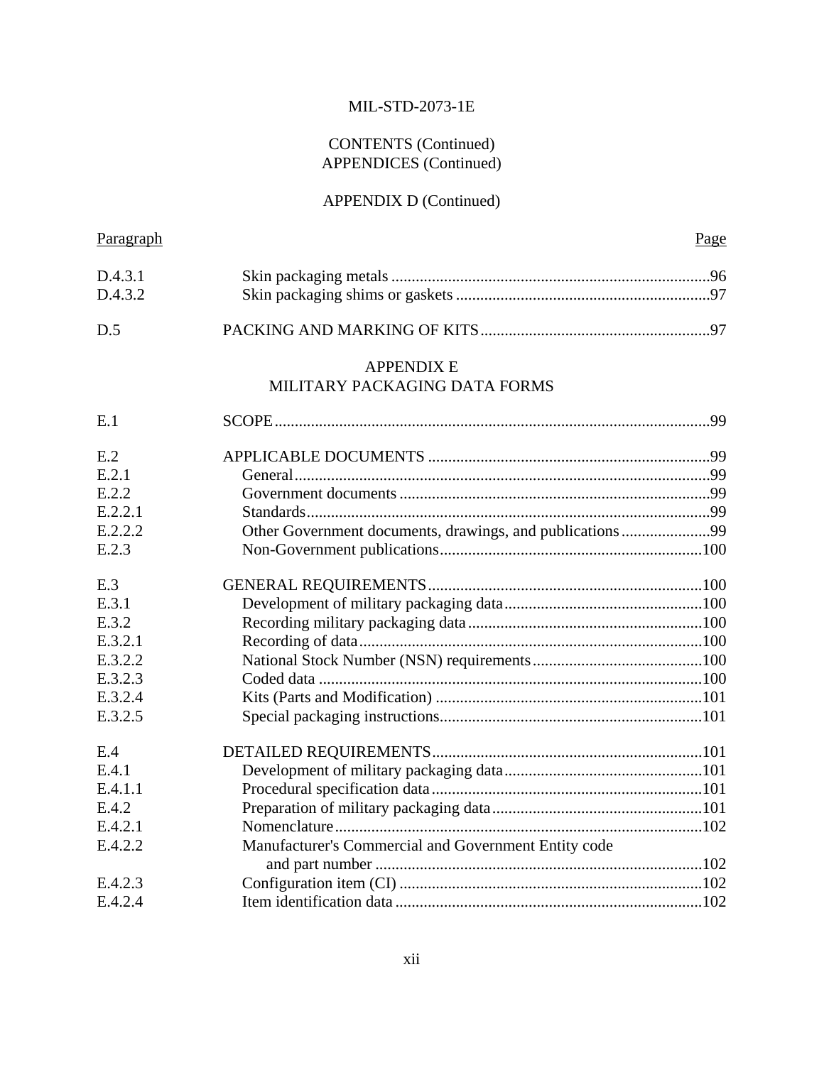CONTENTS (Continued)
APPENDICES (Continued)

APPENDIX D (Continued)

| Paragraph | | Page |
|---|---|---|
| D.4.3.1 | Skin packaging metals | 96 |
| D.4.3.2 | Skin packaging shims or gaskets | 97 |
| D.5 | PACKING AND MARKING OF KITS | 97 |

APPENDIX E
MILITARY PACKAGING DATA FORMS

| Paragraph | | Page |
|---|---|---|
| E.1 | SCOPE | 99 |
| E.2 | APPLICABLE DOCUMENTS | 99 |
| E.2.1 | General | 99 |
| E.2.2 | Government documents | 99 |
| E.2.2.1 | Standards | 99 |
| E.2.2.2 | Other Government documents, drawings, and publications | 99 |
| E.2.3 | Non-Government publications | 100 |
| E.3 | GENERAL REQUIREMENTS | 100 |
| E.3.1 | Development of military packaging data | 100 |
| E.3.2 | Recording military packaging data | 100 |
| E.3.2.1 | Recording of data | 100 |
| E.3.2.2 | National Stock Number (NSN) requirements | 100 |
| E.3.2.3 | Coded data | 100 |
| E.3.2.4 | Kits (Parts and Modification) | 101 |
| E.3.2.5 | Special packaging instructions | 101 |
| E.4 | DETAILED REQUIREMENTS | 101 |
| E.4.1 | Development of military packaging data | 101 |
| E.4.1.1 | Procedural specification data | 101 |
| E.4.2 | Preparation of military packaging data | 101 |
| E.4.2.1 | Nomenclature | 102 |
| E.4.2.2 | Manufacturer's Commercial and Government Entity code and part number | 102 |
| E.4.2.3 | Configuration item (CI) | 102 |
| E.4.2.4 | Item identification data | 102 |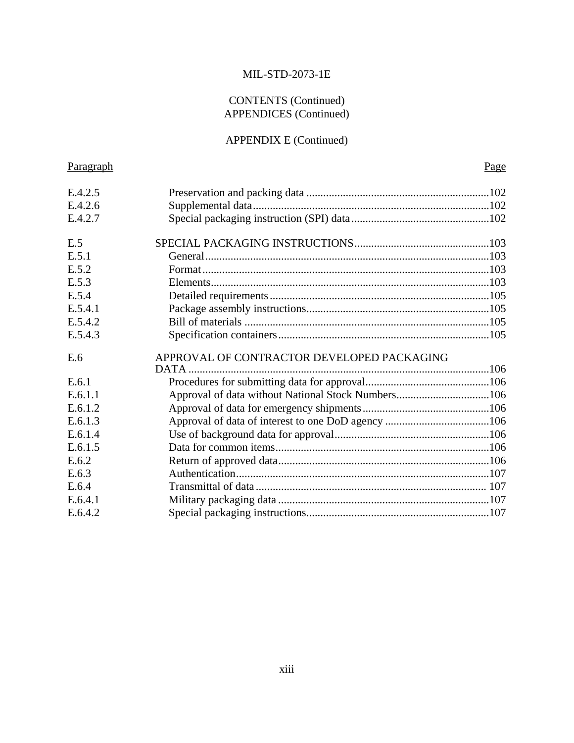CONTENTS (Continued)
APPENDICES (Continued)

APPENDIX E (Continued)

| Paragraph | | Page |
|---|---|---|
| E.4.2.5 | Preservation and packing data | 102 |
| E.4.2.6 | Supplemental data | 102 |
| E.4.2.7 | Special packaging instruction (SPI) data | 102 |
| E.5 | SPECIAL PACKAGING INSTRUCTIONS | 103 |
| E.5.1 | General | 103 |
| E.5.2 | Format | 103 |
| E.5.3 | Elements | 103 |
| E.5.4 | Detailed requirements | 105 |
| E.5.4.1 | Package assembly instructions | 105 |
| E.5.4.2 | Bill of materials | 105 |
| E.5.4.3 | Specification containers | 105 |
| E.6 | APPROVAL OF CONTRACTOR DEVELOPED PACKAGING DATA | 106 |
| E.6.1 | Procedures for submitting data for approval | 106 |
| E.6.1.1 | Approval of data without National Stock Numbers | 106 |
| E.6.1.2 | Approval of data for emergency shipments | 106 |
| E.6.1.3 | Approval of data of interest to one DoD agency | 106 |
| E.6.1.4 | Use of background data for approval | 106 |
| E.6.1.5 | Data for common items | 106 |
| E.6.2 | Return of approved data | 106 |
| E.6.3 | Authentication | 107 |
| E.6.4 | Transmittal of data | 107 |
| E.6.4.1 | Military packaging data | 107 |
| E.6.4.2 | Special packaging instructions | 107 |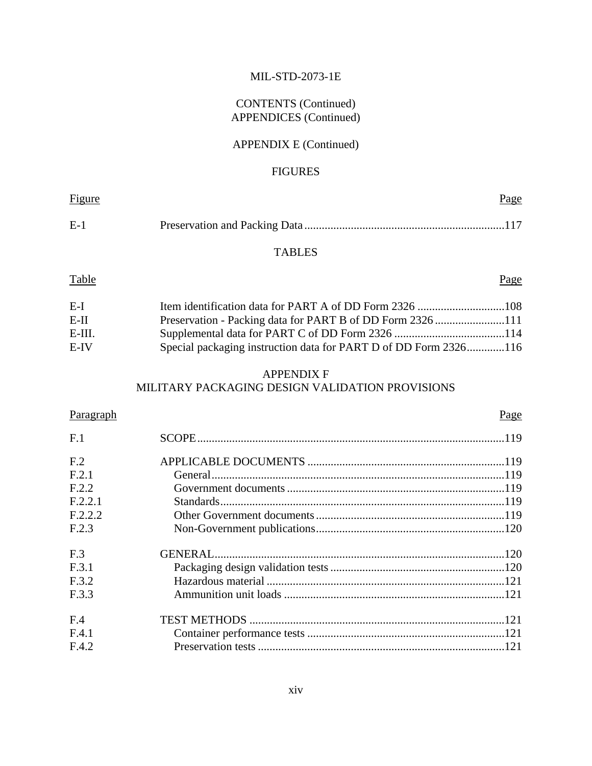CONTENTS (Continued)
APPENDICES (Continued)

APPENDIX E (Continued)

FIGURES

| Figure | | Page |
|---|---|---|
| E-1 | Preservation and Packing Data | 117 |

TABLES

| Table | | Page |
|---|---|---|
| E-I | Item identification data for PART A of DD Form 2326 | 108 |
| E-II | Preservation - Packing data for PART B of DD Form 2326 | 111 |
| E-III. | Supplemental data for PART C of DD Form 2326 | 114 |
| E-IV | Special packaging instruction data for PART D of DD Form 2326 | 116 |

APPENDIX F
MILITARY PACKAGING DESIGN VALIDATION PROVISIONS

| Paragraph | | Page |
|---|---|---|
| F.1 | SCOPE | 119 |
| F.2 | APPLICABLE DOCUMENTS | 119 |
| F.2.1 | General | 119 |
| F.2.2 | Government documents | 119 |
| F.2.2.1 | Standards | 119 |
| F.2.2.2 | Other Government documents | 119 |
| F.2.3 | Non-Government publications | 120 |
| F.3 | GENERAL | 120 |
| F.3.1 | Packaging design validation tests | 120 |
| F.3.2 | Hazardous material | 121 |
| F.3.3 | Ammunition unit loads | 121 |
| F.4 | TEST METHODS | 121 |
| F.4.1 | Container performance tests | 121 |
| F.4.2 | Preservation tests | 121 |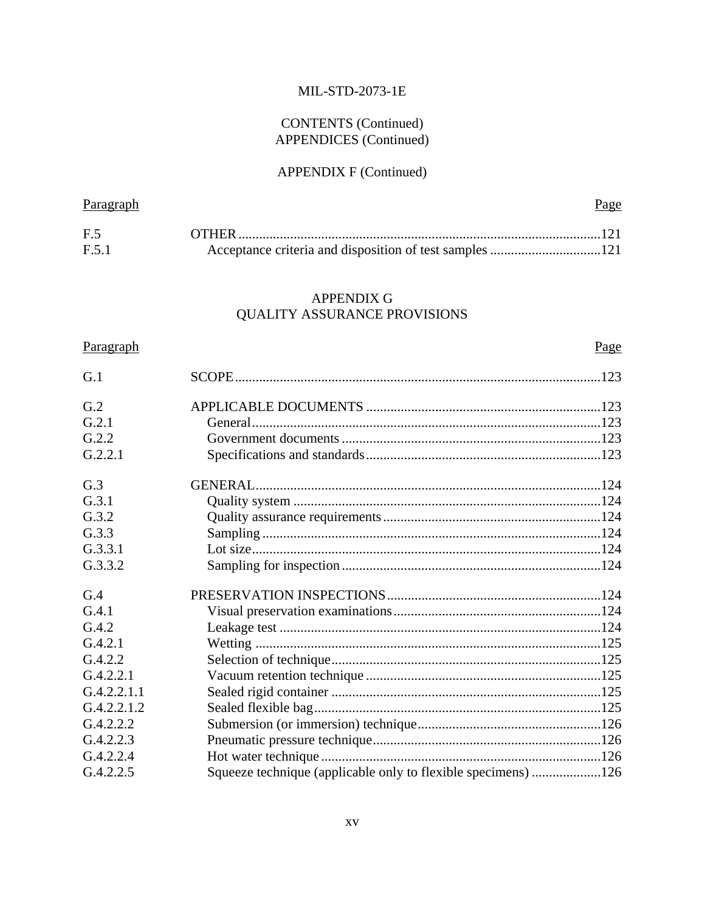CONTENTS (Continued)
APPENDICES (Continued)

APPENDIX F (Continued)

| Paragraph | | Page |
|---|---|---|
| F.5 | OTHER | 121 |
| F.5.1 | Acceptance criteria and disposition of test samples | 121 |

## APPENDIX G
## QUALITY ASSURANCE PROVISIONS

| Paragraph | | Page |
|---|---|---|
| G.1 | SCOPE | 123 |
| G.2 | APPLICABLE DOCUMENTS | 123 |
| G.2.1 | General | 123 |
| G.2.2 | Government documents | 123 |
| G.2.2.1 | Specifications and standards | 123 |
| G.3 | GENERAL | 124 |
| G.3.1 | Quality system | 124 |
| G.3.2 | Quality assurance requirements | 124 |
| G.3.3 | Sampling | 124 |
| G.3.3.1 | Lot size | 124 |
| G.3.3.2 | Sampling for inspection | 124 |
| G.4 | PRESERVATION INSPECTIONS | 124 |
| G.4.1 | Visual preservation examinations | 124 |
| G.4.2 | Leakage test | 124 |
| G.4.2.1 | Wetting | 125 |
| G.4.2.2 | Selection of technique | 125 |
| G.4.2.2.1 | Vacuum retention technique | 125 |
| G.4.2.2.1.1 | Sealed rigid container | 125 |
| G.4.2.2.1.2 | Sealed flexible bag | 125 |
| G.4.2.2.2 | Submersion (or immersion) technique | 126 |
| G.4.2.2.3 | Pneumatic pressure technique | 126 |
| G.4.2.2.4 | Hot water technique | 126 |
| G.4.2.2.5 | Squeeze technique (applicable only to flexible specimens) | 126 |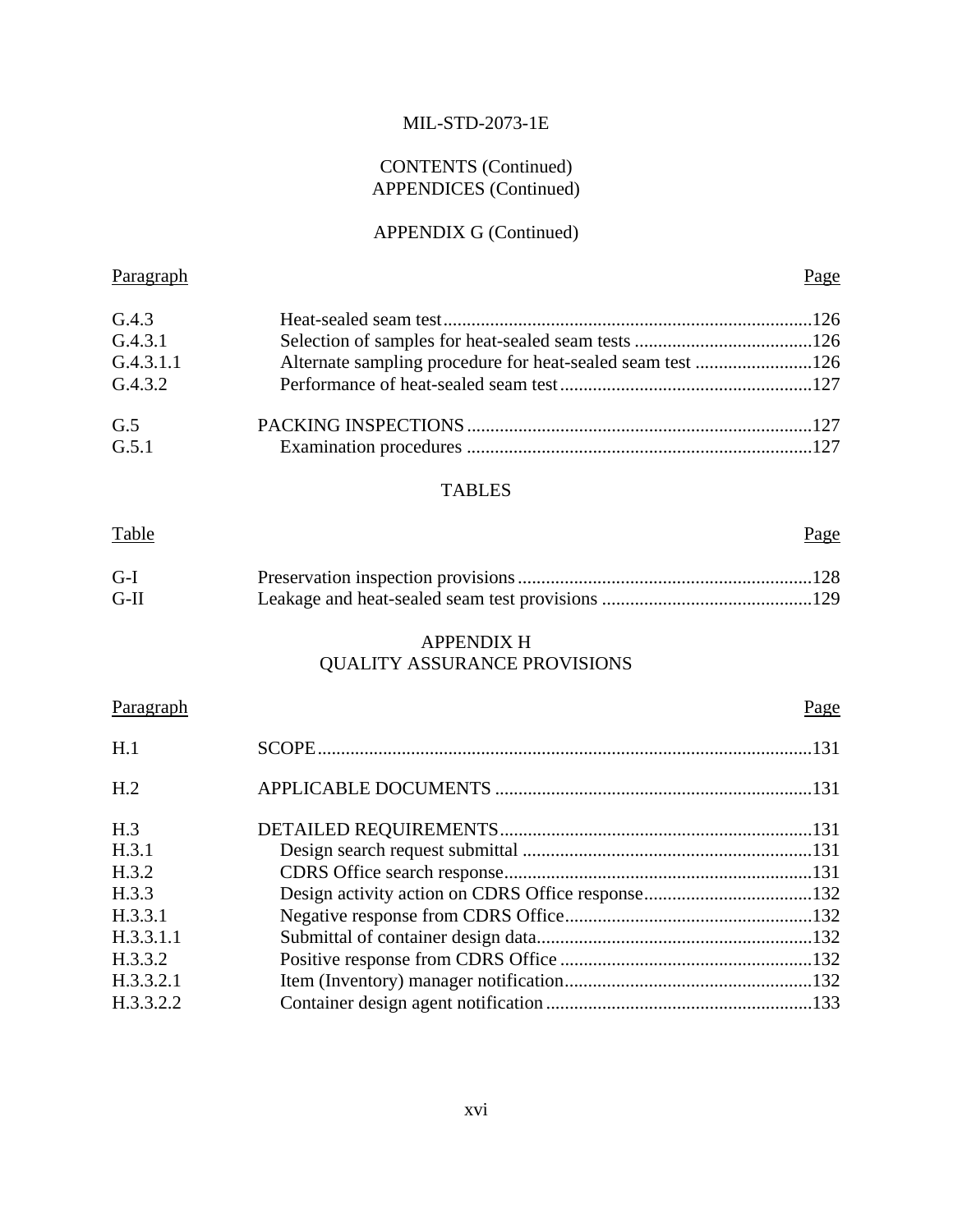CONTENTS (Continued)
APPENDICES (Continued)

APPENDIX G (Continued)

| Paragraph | | Page |
|---|---|---|
| G.4.3 | Heat-sealed seam test | 126 |
| G.4.3.1 | Selection of samples for heat-sealed seam tests | 126 |
| G.4.3.1.1 | Alternate sampling procedure for heat-sealed seam test | 126 |
| G.4.3.2 | Performance of heat-sealed seam test | 127 |
| G.5 | PACKING INSPECTIONS | 127 |
| G.5.1 | Examination procedures | 127 |

TABLES

| Table | | Page |
|---|---|---|
| G-I | Preservation inspection provisions | 128 |
| G-II | Leakage and heat-sealed seam test provisions | 129 |

APPENDIX H
QUALITY ASSURANCE PROVISIONS

| Paragraph | | Page |
|---|---|---|
| H.1 | SCOPE | 131 |
| H.2 | APPLICABLE DOCUMENTS | 131 |
| H.3 | DETAILED REQUIREMENTS | 131 |
| H.3.1 | Design search request submittal | 131 |
| H.3.2 | CDRS Office search response | 131 |
| H.3.3 | Design activity action on CDRS Office response | 132 |
| H.3.3.1 | Negative response from CDRS Office | 132 |
| H.3.3.1.1 | Submittal of container design data | 132 |
| H.3.3.2 | Positive response from CDRS Office | 132 |
| H.3.3.2.1 | Item (Inventory) manager notification | 132 |
| H.3.3.2.2 | Container design agent notification | 133 |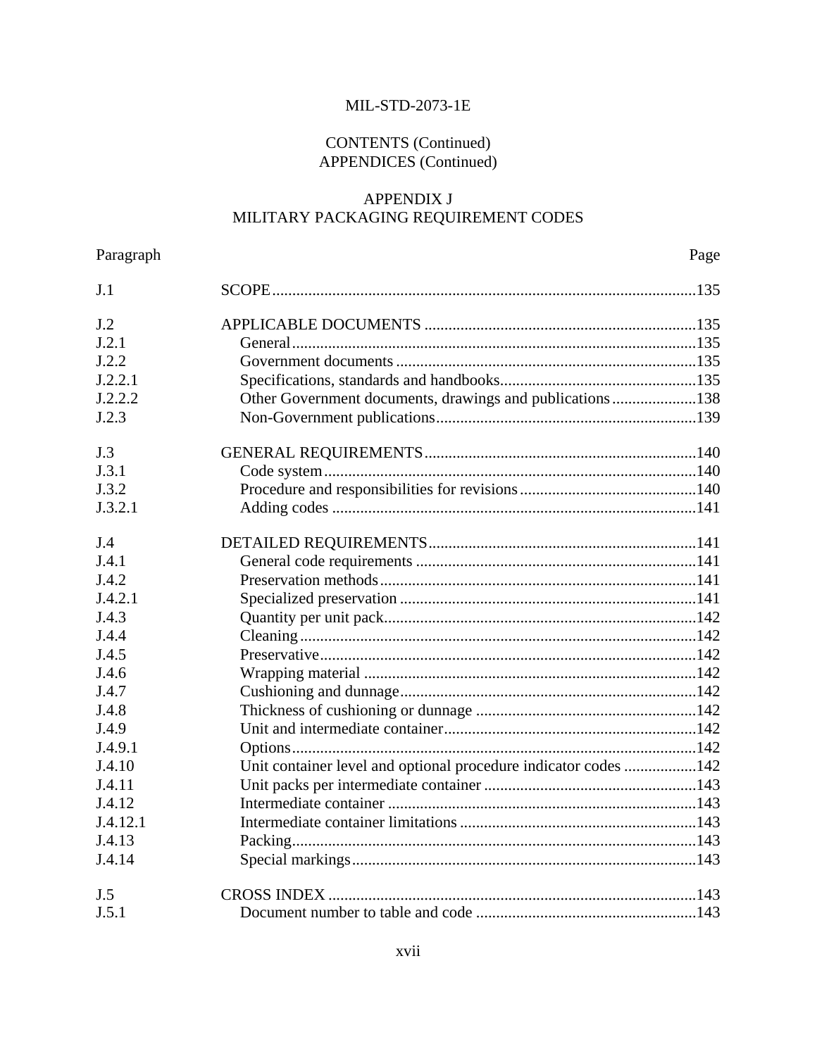# CONTENTS (Continued)

## APPENDICES (Continued)

## APPENDIX J
## MILITARY PACKAGING REQUIREMENT CODES

| Paragraph | | Page |
|---|---|---|
| J.1 | SCOPE | 135 |
| J.2 | APPLICABLE DOCUMENTS | 135 |
| J.2.1 | General | 135 |
| J.2.2 | Government documents | 135 |
| J.2.2.1 | Specifications, standards and handbooks | 135 |
| J.2.2.2 | Other Government documents, drawings and publications | 138 |
| J.2.3 | Non-Government publications | 139 |
| J.3 | GENERAL REQUIREMENTS | 140 |
| J.3.1 | Code system | 140 |
| J.3.2 | Procedure and responsibilities for revisions | 140 |
| J.3.2.1 | Adding codes | 141 |
| J.4 | DETAILED REQUIREMENTS | 141 |
| J.4.1 | General code requirements | 141 |
| J.4.2 | Preservation methods | 141 |
| J.4.2.1 | Specialized preservation | 141 |
| J.4.3 | Quantity per unit pack | 142 |
| J.4.4 | Cleaning | 142 |
| J.4.5 | Preservative | 142 |
| J.4.6 | Wrapping material | 142 |
| J.4.7 | Cushioning and dunnage | 142 |
| J.4.8 | Thickness of cushioning or dunnage | 142 |
| J.4.9 | Unit and intermediate container | 142 |
| J.4.9.1 | Options | 142 |
| J.4.10 | Unit container level and optional procedure indicator codes | 142 |
| J.4.11 | Unit packs per intermediate container | 143 |
| J.4.12 | Intermediate container | 143 |
| J.4.12.1 | Intermediate container limitations | 143 |
| J.4.13 | Packing | 143 |
| J.4.14 | Special markings | 143 |
| J.5 | CROSS INDEX | 143 |
| J.5.1 | Document number to table and code | 143 |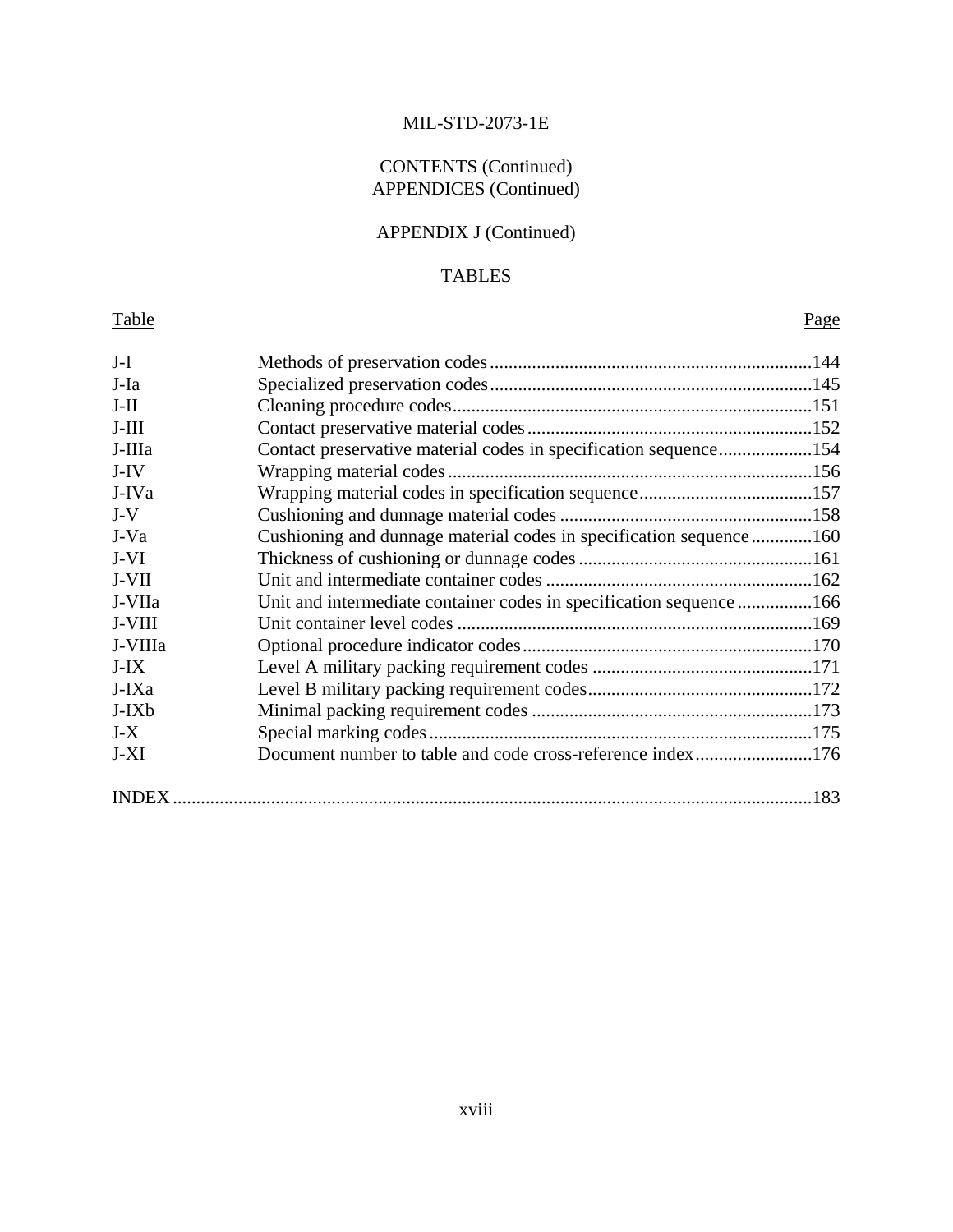CONTENTS (Continued)
APPENDICES (Continued)

APPENDIX J (Continued)

TABLES

| Table | | Page |
|---|---|---|
| J-I | Methods of preservation codes | 144 |
| J-Ia | Specialized preservation codes | 145 |
| J-II | Cleaning procedure codes | 151 |
| J-III | Contact preservative material codes | 152 |
| J-IIIa | Contact preservative material codes in specification sequence | 154 |
| J-IV | Wrapping material codes | 156 |
| J-IVa | Wrapping material codes in specification sequence | 157 |
| J-V | Cushioning and dunnage material codes | 158 |
| J-Va | Cushioning and dunnage material codes in specification sequence | 160 |
| J-VI | Thickness of cushioning or dunnage codes | 161 |
| J-VII | Unit and intermediate container codes | 162 |
| J-VIIa | Unit and intermediate container codes in specification sequence | 166 |
| J-VIII | Unit container level codes | 169 |
| J-VIIIa | Optional procedure indicator codes | 170 |
| J-IX | Level A military packing requirement codes | 171 |
| J-IXa | Level B military packing requirement codes | 172 |
| J-IXb | Minimal packing requirement codes | 173 |
| J-X | Special marking codes | 175 |
| J-XI | Document number to table and code cross-reference index | 176 |

INDEX ........ 183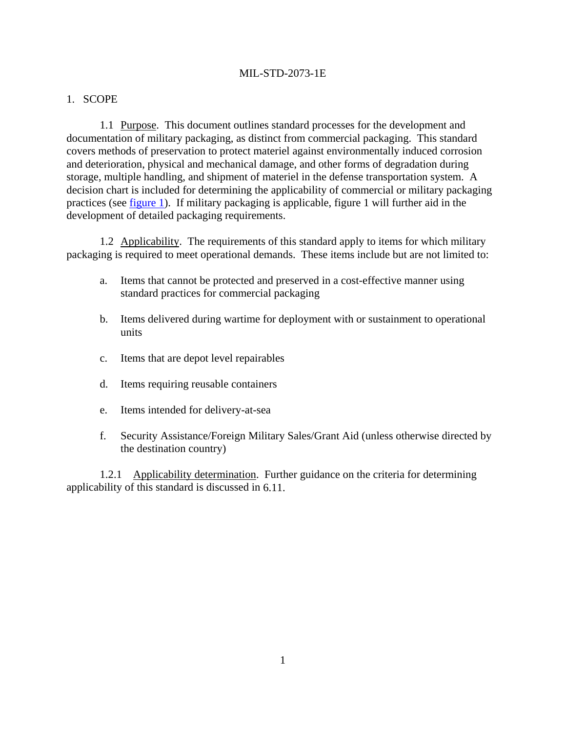# 1. SCOPE

1.1 Purpose. This document outlines standard processes for the development and documentation of military packaging, as distinct from commercial packaging. This standard covers methods of preservation to protect materiel against environmentally induced corrosion and deterioration, physical and mechanical damage, and other forms of degradation during storage, multiple handling, and shipment of materiel in the defense transportation system. A decision chart is included for determining the applicability of commercial or military packaging practices (see figure 1). If military packaging is applicable, figure 1 will further aid in the development of detailed packaging requirements.

1.2 Applicability. The requirements of this standard apply to items for which military packaging is required to meet operational demands. These items include but are not limited to:

a. Items that cannot be protected and preserved in a cost-effective manner using standard practices for commercial packaging

b. Items delivered during wartime for deployment with or sustainment to operational units

c. Items that are depot level repairables

d. Items requiring reusable containers

e. Items intended for delivery-at-sea

f. Security Assistance/Foreign Military Sales/Grant Aid (unless otherwise directed by the destination country)

1.2.1 Applicability determination. Further guidance on the criteria for determining applicability of this standard is discussed in 6.11.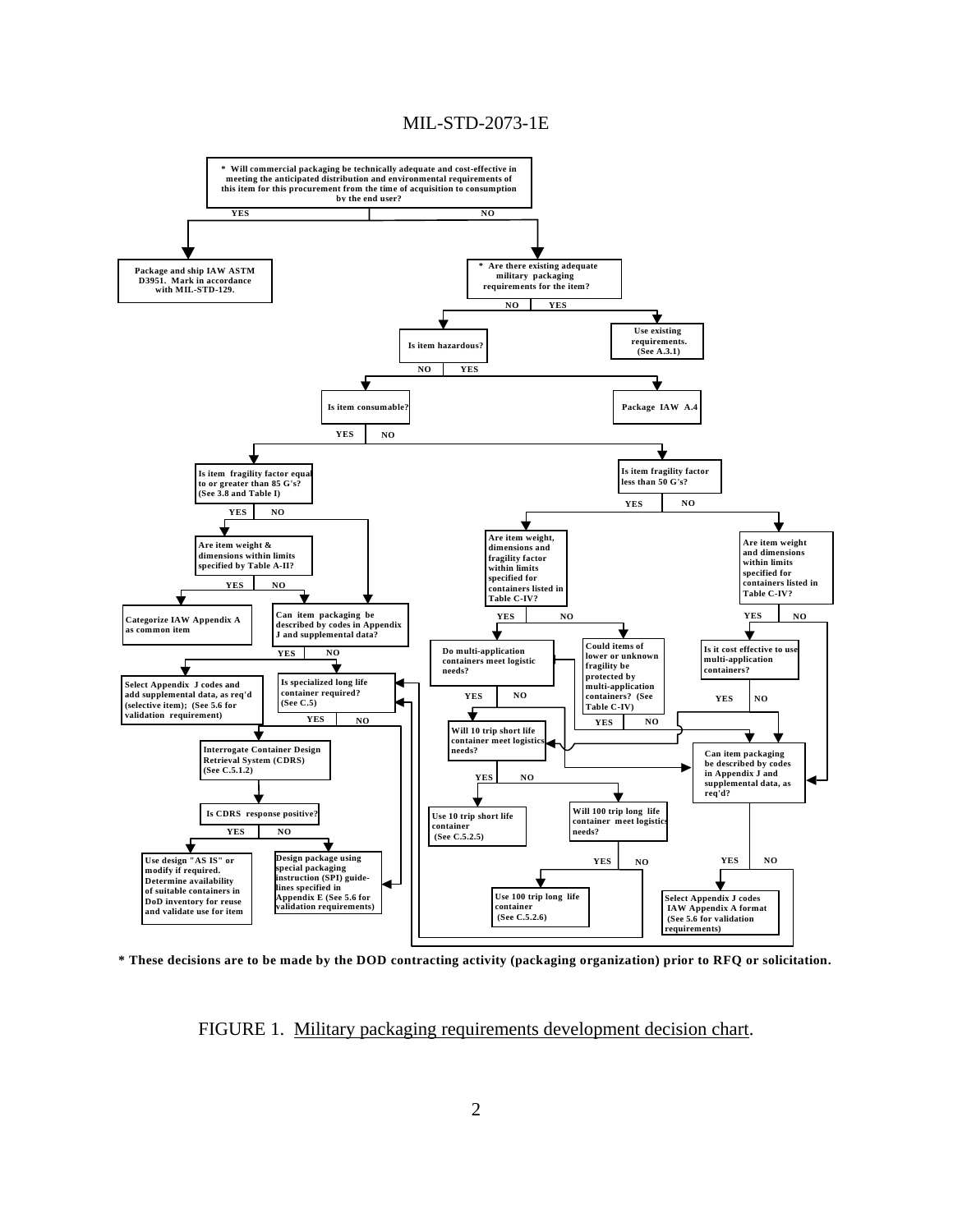* Will commercial packaging be technically adequate and cost-effective in meeting the anticipated distribution and environmental requirements of this item for this procurement from the time of acquisition to consumption by the end user?

YES / NO

Package and ship IAW ASTM D3951. Mark in accordance with MIL-STD-129.

* Are there existing adequate military packaging requirements for the item?

NO / YES

Use existing requirements. (See A.3.1)

Is item hazardous?

NO / YES

Package IAW A.4

Is item consumable?

YES / NO

Is item fragility factor equal to or greater than 85 G's? (See 3.8 and Table I)

YES / NO

Are item weight & dimensions within limits specified by Table A-II?

YES / NO

Categorize IAW Appendix A as common item

Can item packaging be described by codes in Appendix J and supplemental data?

YES / NO

Select Appendix J codes and add supplemental data, as req'd (selective item); (See 5.6 for validation requirement)

Is specialized long life container required? (See C.5)

YES / NO

Interrogate Container Design Retrieval System (CDRS) (See C.5.1.2)

Is CDRS response positive?

YES / NO

Use design "AS IS" or modify if required. Determine availability of suitable containers in DoD inventory for reuse and validate use for item

Design package using special packaging instruction (SPI) guidelines specified in Appendix E (See 5.6 for validation requirements)

Is item fragility factor less than 50 G's?

YES / NO

Are item weight, dimensions and fragility factor within limits specified for containers listed in Table C-IV?

YES / NO

Do multi-application containers meet logistic needs?

YES / NO

Could items of lower or unknown fragility be protected by multi-application containers? (See Table C-IV)

YES / NO

Will 10 trip short life container meet logistics needs?

YES / NO

Use 10 trip short life container (See C.5.2.5)

Will 100 trip long life container meet logistics needs?

YES / NO

Use 100 trip long life container (See C.5.2.6)

Are item weight and dimensions within limits specified for containers listed in Table C-IV?

YES / NO

Is it cost effective to use multi-application containers?

YES / NO

Can item packaging be described by codes in Appendix J and supplemental data, as req'd?

YES / NO

Select Appendix J codes IAW Appendix A format (See 5.6 for validation requirements)

**\* These decisions are to be made by the DOD contracting activity (packaging organization) prior to RFQ or solicitation.**

FIGURE 1. Military packaging requirements development decision chart.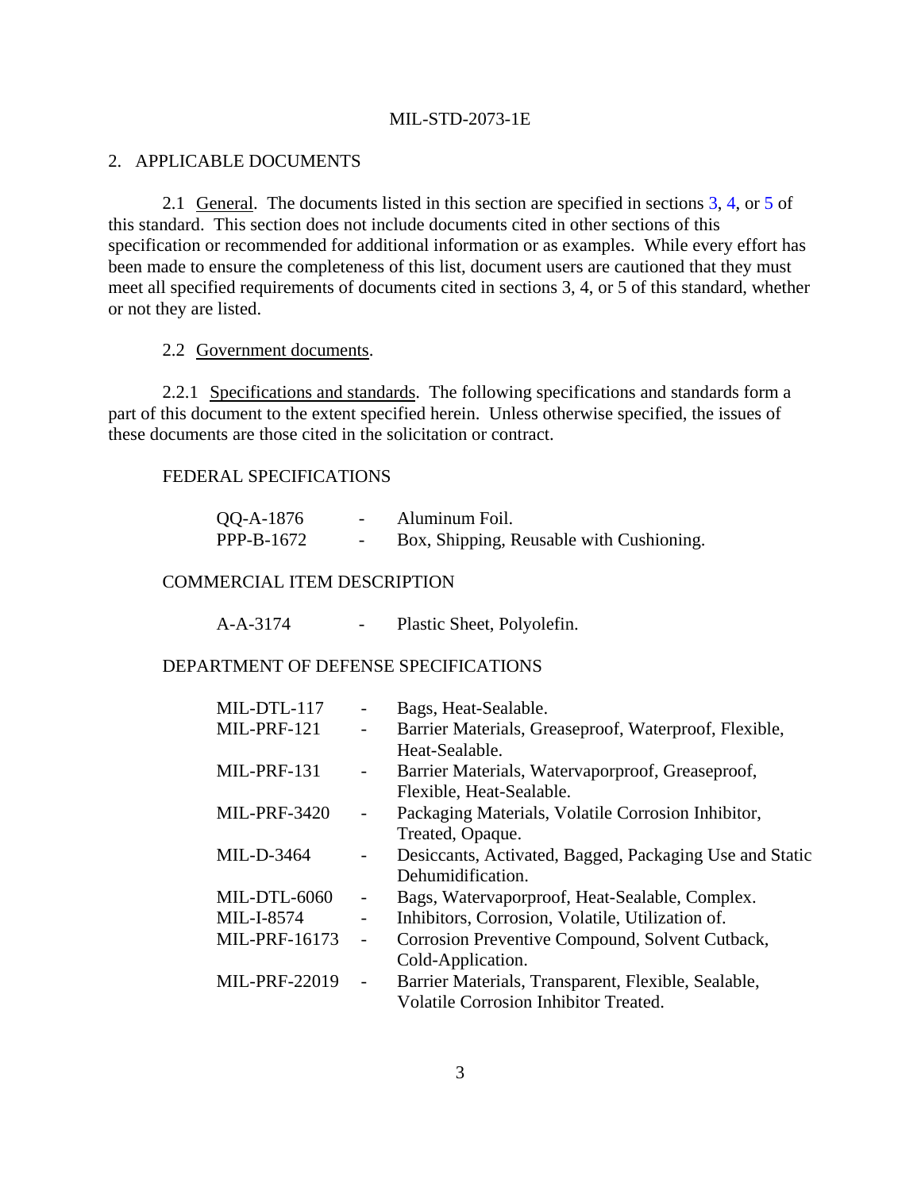## 2. APPLICABLE DOCUMENTS

2.1 General. The documents listed in this section are specified in sections 3, 4, or 5 of this standard. This section does not include documents cited in other sections of this specification or recommended for additional information or as examples. While every effort has been made to ensure the completeness of this list, document users are cautioned that they must meet all specified requirements of documents cited in sections 3, 4, or 5 of this standard, whether or not they are listed.

2.2 Government documents.

2.2.1 Specifications and standards. The following specifications and standards form a part of this document to the extent specified herein. Unless otherwise specified, the issues of these documents are those cited in the solicitation or contract.

FEDERAL SPECIFICATIONS

| | | |
|---|---|---|
| QQ-A-1876 | - | Aluminum Foil. |
| PPP-B-1672 | - | Box, Shipping, Reusable with Cushioning. |

COMMERCIAL ITEM DESCRIPTION

| | | |
|---|---|---|
| A-A-3174 | - | Plastic Sheet, Polyolefin. |

DEPARTMENT OF DEFENSE SPECIFICATIONS

| | | |
|---|---|---|
| MIL-DTL-117 | - | Bags, Heat-Sealable. |
| MIL-PRF-121 | - | Barrier Materials, Greaseproof, Waterproof, Flexible, Heat-Sealable. |
| MIL-PRF-131 | - | Barrier Materials, Watervaporproof, Greaseproof, Flexible, Heat-Sealable. |
| MIL-PRF-3420 | - | Packaging Materials, Volatile Corrosion Inhibitor, Treated, Opaque. |
| MIL-D-3464 | - | Desiccants, Activated, Bagged, Packaging Use and Static Dehumidification. |
| MIL-DTL-6060 | - | Bags, Watervaporproof, Heat-Sealable, Complex. |
| MIL-I-8574 | - | Inhibitors, Corrosion, Volatile, Utilization of. |
| MIL-PRF-16173 | - | Corrosion Preventive Compound, Solvent Cutback, Cold-Application. |
| MIL-PRF-22019 | - | Barrier Materials, Transparent, Flexible, Sealable, Volatile Corrosion Inhibitor Treated. |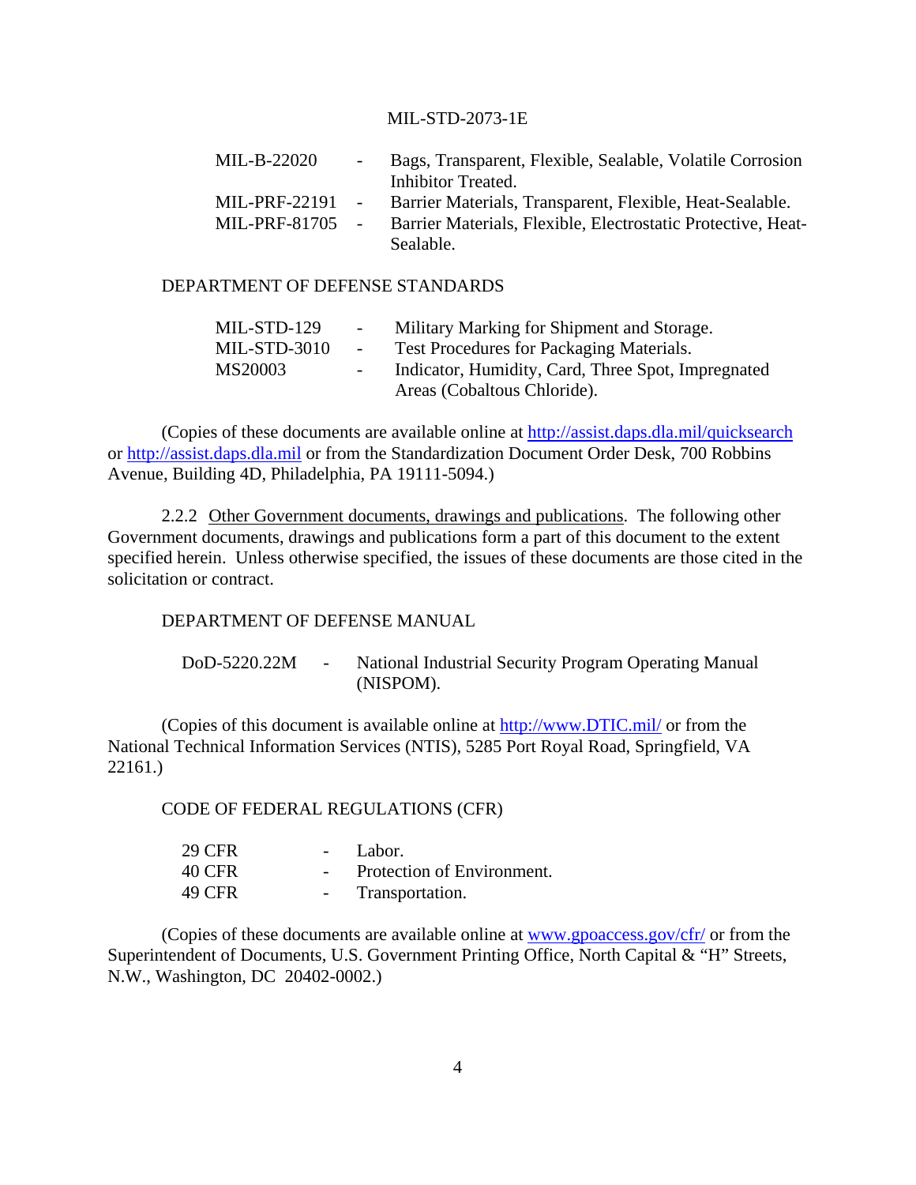MIL-B-22020 - Bags, Transparent, Flexible, Sealable, Volatile Corrosion Inhibitor Treated.

MIL-PRF-22191 - Barrier Materials, Transparent, Flexible, Heat-Sealable.

MIL-PRF-81705 - Barrier Materials, Flexible, Electrostatic Protective, Heat-Sealable.

DEPARTMENT OF DEFENSE STANDARDS

MIL-STD-129 - Military Marking for Shipment and Storage.

MIL-STD-3010 - Test Procedures for Packaging Materials.

MS20003 - Indicator, Humidity, Card, Three Spot, Impregnated Areas (Cobaltous Chloride).

(Copies of these documents are available online at http://assist.daps.dla.mil/quicksearch or http://assist.daps.dla.mil or from the Standardization Document Order Desk, 700 Robbins Avenue, Building 4D, Philadelphia, PA 19111-5094.)

2.2.2 Other Government documents, drawings and publications. The following other Government documents, drawings and publications form a part of this document to the extent specified herein. Unless otherwise specified, the issues of these documents are those cited in the solicitation or contract.

DEPARTMENT OF DEFENSE MANUAL

DoD-5220.22M - National Industrial Security Program Operating Manual (NISPOM).

(Copies of this document is available online at http://www.DTIC.mil/ or from the National Technical Information Services (NTIS), 5285 Port Royal Road, Springfield, VA 22161.)

CODE OF FEDERAL REGULATIONS (CFR)

29 CFR - Labor.

40 CFR - Protection of Environment.

49 CFR - Transportation.

(Copies of these documents are available online at www.gpoaccess.gov/cfr/ or from the Superintendent of Documents, U.S. Government Printing Office, North Capital & "H" Streets, N.W., Washington, DC 20402-0002.)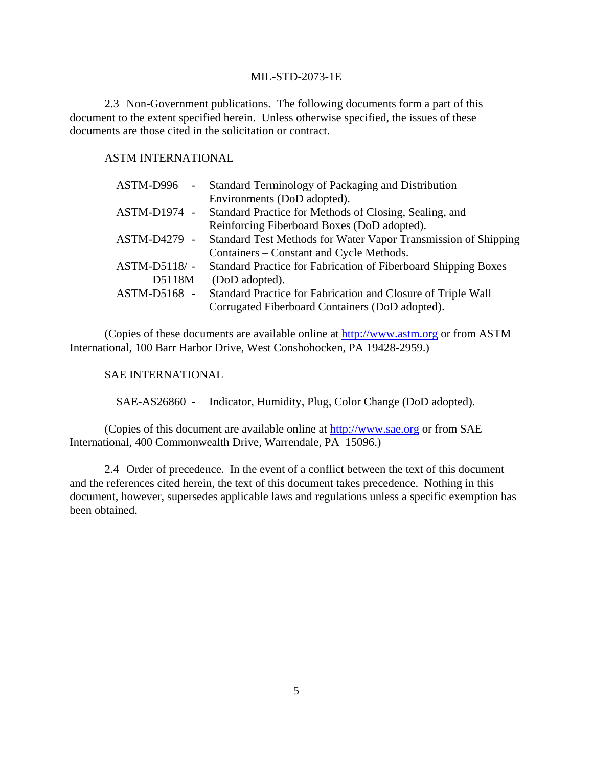2.3 Non-Government publications. The following documents form a part of this document to the extent specified herein. Unless otherwise specified, the issues of these documents are those cited in the solicitation or contract.

ASTM INTERNATIONAL

- ASTM-D996 - Standard Terminology of Packaging and Distribution Environments (DoD adopted).
- ASTM-D1974 - Standard Practice for Methods of Closing, Sealing, and Reinforcing Fiberboard Boxes (DoD adopted).
- ASTM-D4279 - Standard Test Methods for Water Vapor Transmission of Shipping Containers – Constant and Cycle Methods.
- ASTM-D5118/ D5118M - Standard Practice for Fabrication of Fiberboard Shipping Boxes (DoD adopted).
- ASTM-D5168 - Standard Practice for Fabrication and Closure of Triple Wall Corrugated Fiberboard Containers (DoD adopted).

(Copies of these documents are available online at http://www.astm.org or from ASTM International, 100 Barr Harbor Drive, West Conshohocken, PA 19428-2959.)

SAE INTERNATIONAL

- SAE-AS26860 - Indicator, Humidity, Plug, Color Change (DoD adopted).

(Copies of this document are available online at http://www.sae.org or from SAE International, 400 Commonwealth Drive, Warrendale, PA 15096.)

2.4 Order of precedence. In the event of a conflict between the text of this document and the references cited herein, the text of this document takes precedence. Nothing in this document, however, supersedes applicable laws and regulations unless a specific exemption has been obtained.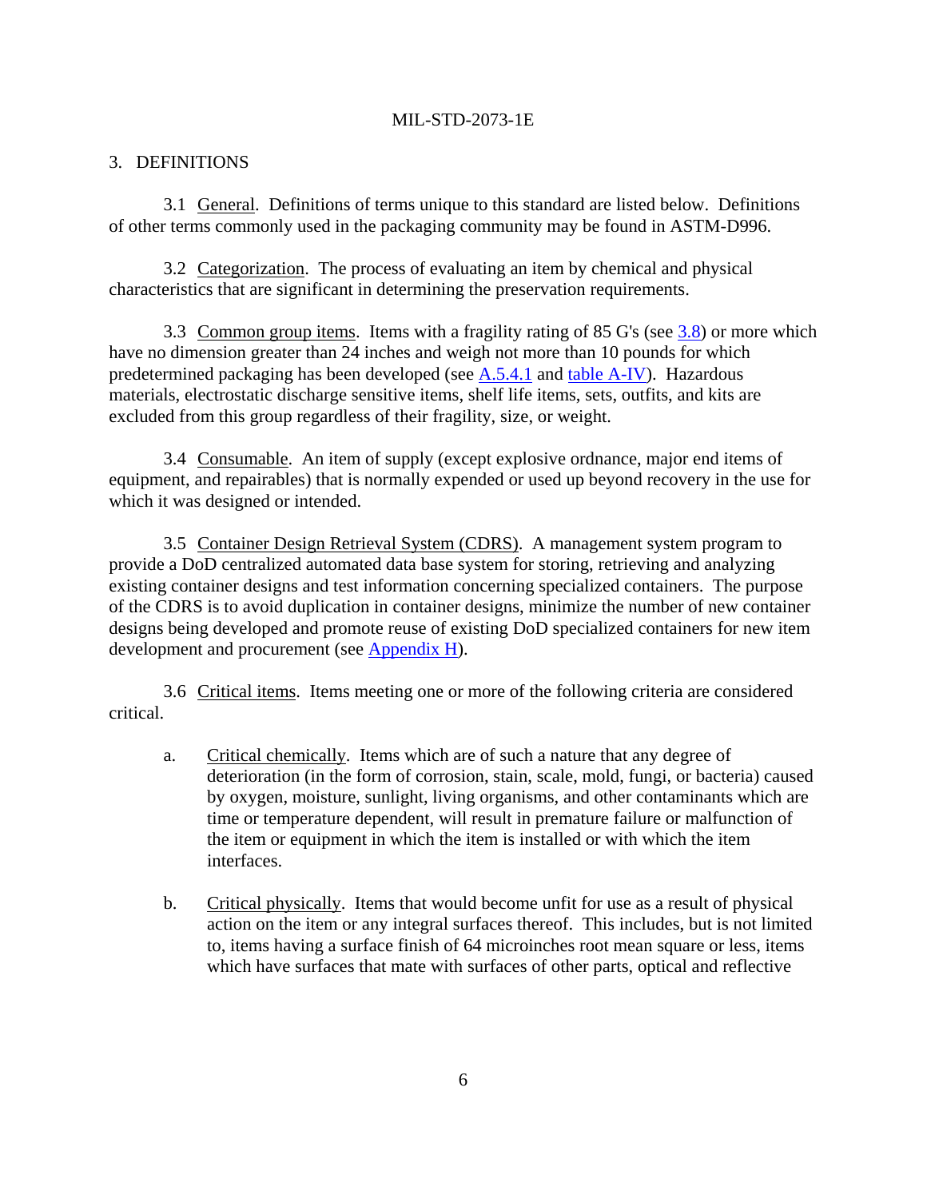## 3. DEFINITIONS

3.1 General. Definitions of terms unique to this standard are listed below. Definitions of other terms commonly used in the packaging community may be found in ASTM-D996.

3.2 Categorization. The process of evaluating an item by chemical and physical characteristics that are significant in determining the preservation requirements.

3.3 Common group items. Items with a fragility rating of 85 G's (see 3.8) or more which have no dimension greater than 24 inches and weigh not more than 10 pounds for which predetermined packaging has been developed (see A.5.4.1 and table A-IV). Hazardous materials, electrostatic discharge sensitive items, shelf life items, sets, outfits, and kits are excluded from this group regardless of their fragility, size, or weight.

3.4 Consumable. An item of supply (except explosive ordnance, major end items of equipment, and repairables) that is normally expended or used up beyond recovery in the use for which it was designed or intended.

3.5 Container Design Retrieval System (CDRS). A management system program to provide a DoD centralized automated data base system for storing, retrieving and analyzing existing container designs and test information concerning specialized containers. The purpose of the CDRS is to avoid duplication in container designs, minimize the number of new container designs being developed and promote reuse of existing DoD specialized containers for new item development and procurement (see Appendix H).

3.6 Critical items. Items meeting one or more of the following criteria are considered critical.

a. Critical chemically. Items which are of such a nature that any degree of deterioration (in the form of corrosion, stain, scale, mold, fungi, or bacteria) caused by oxygen, moisture, sunlight, living organisms, and other contaminants which are time or temperature dependent, will result in premature failure or malfunction of the item or equipment in which the item is installed or with which the item interfaces.

b. Critical physically. Items that would become unfit for use as a result of physical action on the item or any integral surfaces thereof. This includes, but is not limited to, items having a surface finish of 64 microinches root mean square or less, items which have surfaces that mate with surfaces of other parts, optical and reflective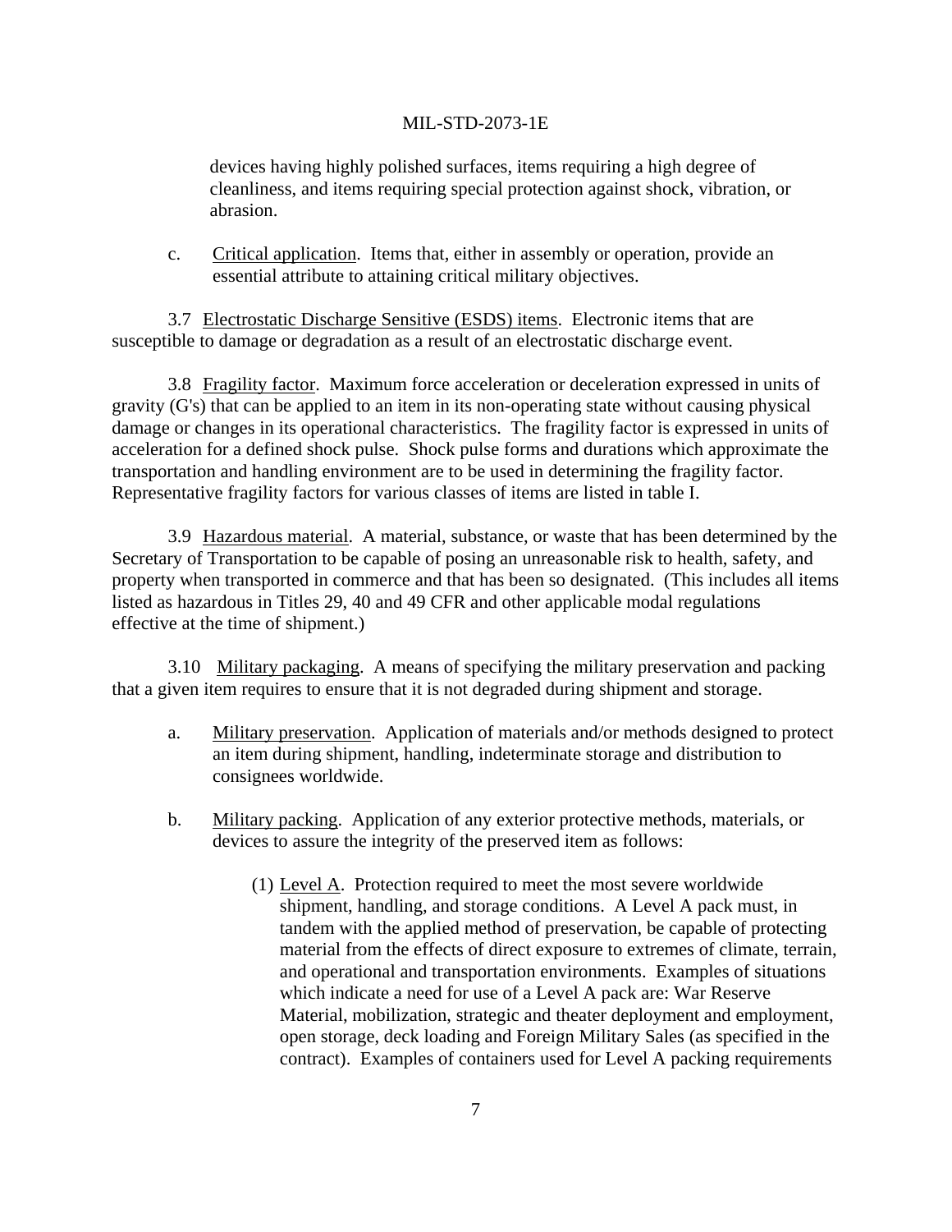devices having highly polished surfaces, items requiring a high degree of cleanliness, and items requiring special protection against shock, vibration, or abrasion.

c. Critical application. Items that, either in assembly or operation, provide an essential attribute to attaining critical military objectives.

3.7 Electrostatic Discharge Sensitive (ESDS) items. Electronic items that are susceptible to damage or degradation as a result of an electrostatic discharge event.

3.8 Fragility factor. Maximum force acceleration or deceleration expressed in units of gravity (G's) that can be applied to an item in its non-operating state without causing physical damage or changes in its operational characteristics. The fragility factor is expressed in units of acceleration for a defined shock pulse. Shock pulse forms and durations which approximate the transportation and handling environment are to be used in determining the fragility factor. Representative fragility factors for various classes of items are listed in table I.

3.9 Hazardous material. A material, substance, or waste that has been determined by the Secretary of Transportation to be capable of posing an unreasonable risk to health, safety, and property when transported in commerce and that has been so designated. (This includes all items listed as hazardous in Titles 29, 40 and 49 CFR and other applicable modal regulations effective at the time of shipment.)

3.10 Military packaging. A means of specifying the military preservation and packing that a given item requires to ensure that it is not degraded during shipment and storage.

a. Military preservation. Application of materials and/or methods designed to protect an item during shipment, handling, indeterminate storage and distribution to consignees worldwide.

b. Military packing. Application of any exterior protective methods, materials, or devices to assure the integrity of the preserved item as follows:

(1) Level A. Protection required to meet the most severe worldwide shipment, handling, and storage conditions. A Level A pack must, in tandem with the applied method of preservation, be capable of protecting material from the effects of direct exposure to extremes of climate, terrain, and operational and transportation environments. Examples of situations which indicate a need for use of a Level A pack are: War Reserve Material, mobilization, strategic and theater deployment and employment, open storage, deck loading and Foreign Military Sales (as specified in the contract). Examples of containers used for Level A packing requirements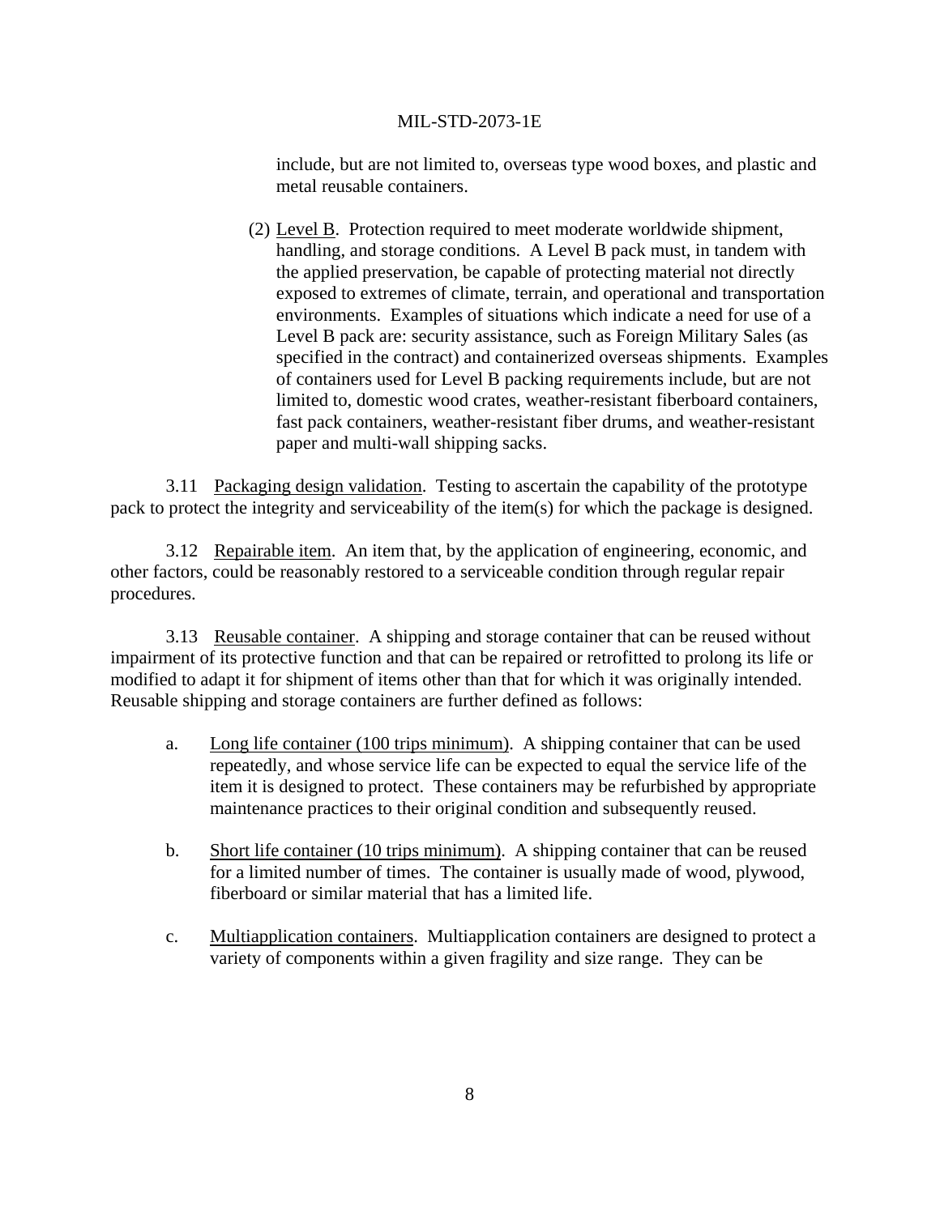include, but are not limited to, overseas type wood boxes, and plastic and metal reusable containers.

(2) Level B. Protection required to meet moderate worldwide shipment, handling, and storage conditions. A Level B pack must, in tandem with the applied preservation, be capable of protecting material not directly exposed to extremes of climate, terrain, and operational and transportation environments. Examples of situations which indicate a need for use of a Level B pack are: security assistance, such as Foreign Military Sales (as specified in the contract) and containerized overseas shipments. Examples of containers used for Level B packing requirements include, but are not limited to, domestic wood crates, weather-resistant fiberboard containers, fast pack containers, weather-resistant fiber drums, and weather-resistant paper and multi-wall shipping sacks.

3.11 Packaging design validation. Testing to ascertain the capability of the prototype pack to protect the integrity and serviceability of the item(s) for which the package is designed.

3.12 Repairable item. An item that, by the application of engineering, economic, and other factors, could be reasonably restored to a serviceable condition through regular repair procedures.

3.13 Reusable container. A shipping and storage container that can be reused without impairment of its protective function and that can be repaired or retrofitted to prolong its life or modified to adapt it for shipment of items other than that for which it was originally intended. Reusable shipping and storage containers are further defined as follows:

a. Long life container (100 trips minimum). A shipping container that can be used repeatedly, and whose service life can be expected to equal the service life of the item it is designed to protect. These containers may be refurbished by appropriate maintenance practices to their original condition and subsequently reused.

b. Short life container (10 trips minimum). A shipping container that can be reused for a limited number of times. The container is usually made of wood, plywood, fiberboard or similar material that has a limited life.

c. Multiapplication containers. Multiapplication containers are designed to protect a variety of components within a given fragility and size range. They can be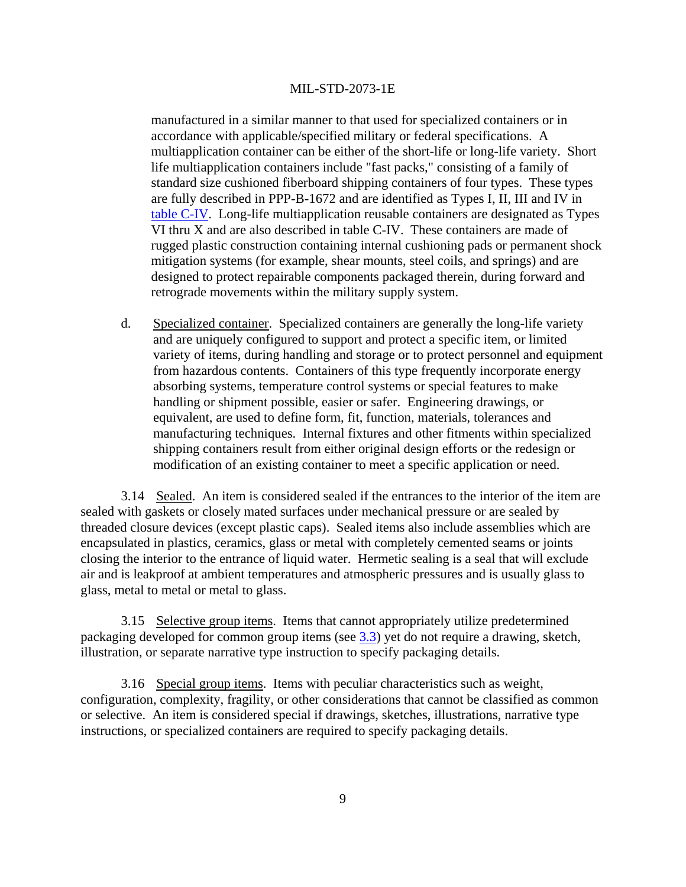manufactured in a similar manner to that used for specialized containers or in accordance with applicable/specified military or federal specifications. A multiapplication container can be either of the short-life or long-life variety. Short life multiapplication containers include "fast packs," consisting of a family of standard size cushioned fiberboard shipping containers of four types. These types are fully described in PPP-B-1672 and are identified as Types I, II, III and IV in table C-IV. Long-life multiapplication reusable containers are designated as Types VI thru X and are also described in table C-IV. These containers are made of rugged plastic construction containing internal cushioning pads or permanent shock mitigation systems (for example, shear mounts, steel coils, and springs) and are designed to protect repairable components packaged therein, during forward and retrograde movements within the military supply system.

d. Specialized container. Specialized containers are generally the long-life variety and are uniquely configured to support and protect a specific item, or limited variety of items, during handling and storage or to protect personnel and equipment from hazardous contents. Containers of this type frequently incorporate energy absorbing systems, temperature control systems or special features to make handling or shipment possible, easier or safer. Engineering drawings, or equivalent, are used to define form, fit, function, materials, tolerances and manufacturing techniques. Internal fixtures and other fitments within specialized shipping containers result from either original design efforts or the redesign or modification of an existing container to meet a specific application or need.

3.14 Sealed. An item is considered sealed if the entrances to the interior of the item are sealed with gaskets or closely mated surfaces under mechanical pressure or are sealed by threaded closure devices (except plastic caps). Sealed items also include assemblies which are encapsulated in plastics, ceramics, glass or metal with completely cemented seams or joints closing the interior to the entrance of liquid water. Hermetic sealing is a seal that will exclude air and is leakproof at ambient temperatures and atmospheric pressures and is usually glass to glass, metal to metal or metal to glass.

3.15 Selective group items. Items that cannot appropriately utilize predetermined packaging developed for common group items (see 3.3) yet do not require a drawing, sketch, illustration, or separate narrative type instruction to specify packaging details.

3.16 Special group items. Items with peculiar characteristics such as weight, configuration, complexity, fragility, or other considerations that cannot be classified as common or selective. An item is considered special if drawings, sketches, illustrations, narrative type instructions, or specialized containers are required to specify packaging details.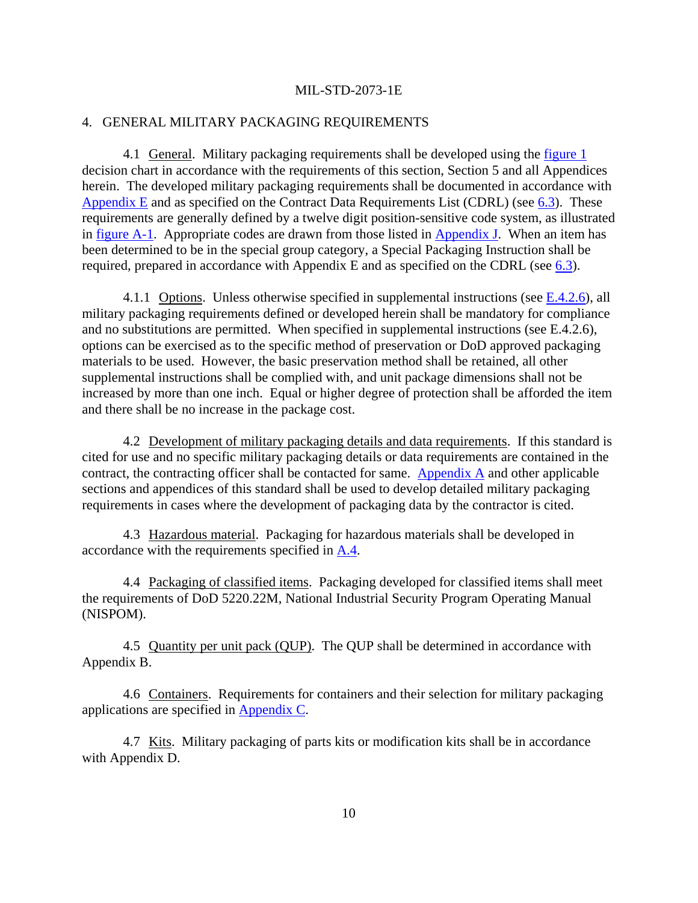## 4. GENERAL MILITARY PACKAGING REQUIREMENTS

4.1 General. Military packaging requirements shall be developed using the figure 1 decision chart in accordance with the requirements of this section, Section 5 and all Appendices herein. The developed military packaging requirements shall be documented in accordance with Appendix E and as specified on the Contract Data Requirements List (CDRL) (see 6.3). These requirements are generally defined by a twelve digit position-sensitive code system, as illustrated in figure A-1. Appropriate codes are drawn from those listed in Appendix J. When an item has been determined to be in the special group category, a Special Packaging Instruction shall be required, prepared in accordance with Appendix E and as specified on the CDRL (see 6.3).

4.1.1 Options. Unless otherwise specified in supplemental instructions (see E.4.2.6), all military packaging requirements defined or developed herein shall be mandatory for compliance and no substitutions are permitted. When specified in supplemental instructions (see E.4.2.6), options can be exercised as to the specific method of preservation or DoD approved packaging materials to be used. However, the basic preservation method shall be retained, all other supplemental instructions shall be complied with, and unit package dimensions shall not be increased by more than one inch. Equal or higher degree of protection shall be afforded the item and there shall be no increase in the package cost.

4.2 Development of military packaging details and data requirements. If this standard is cited for use and no specific military packaging details or data requirements are contained in the contract, the contracting officer shall be contacted for same. Appendix A and other applicable sections and appendices of this standard shall be used to develop detailed military packaging requirements in cases where the development of packaging data by the contractor is cited.

4.3 Hazardous material. Packaging for hazardous materials shall be developed in accordance with the requirements specified in A.4.

4.4 Packaging of classified items. Packaging developed for classified items shall meet the requirements of DoD 5220.22M, National Industrial Security Program Operating Manual (NISPOM).

4.5 Quantity per unit pack (QUP). The QUP shall be determined in accordance with Appendix B.

4.6 Containers. Requirements for containers and their selection for military packaging applications are specified in Appendix C.

4.7 Kits. Military packaging of parts kits or modification kits shall be in accordance with Appendix D.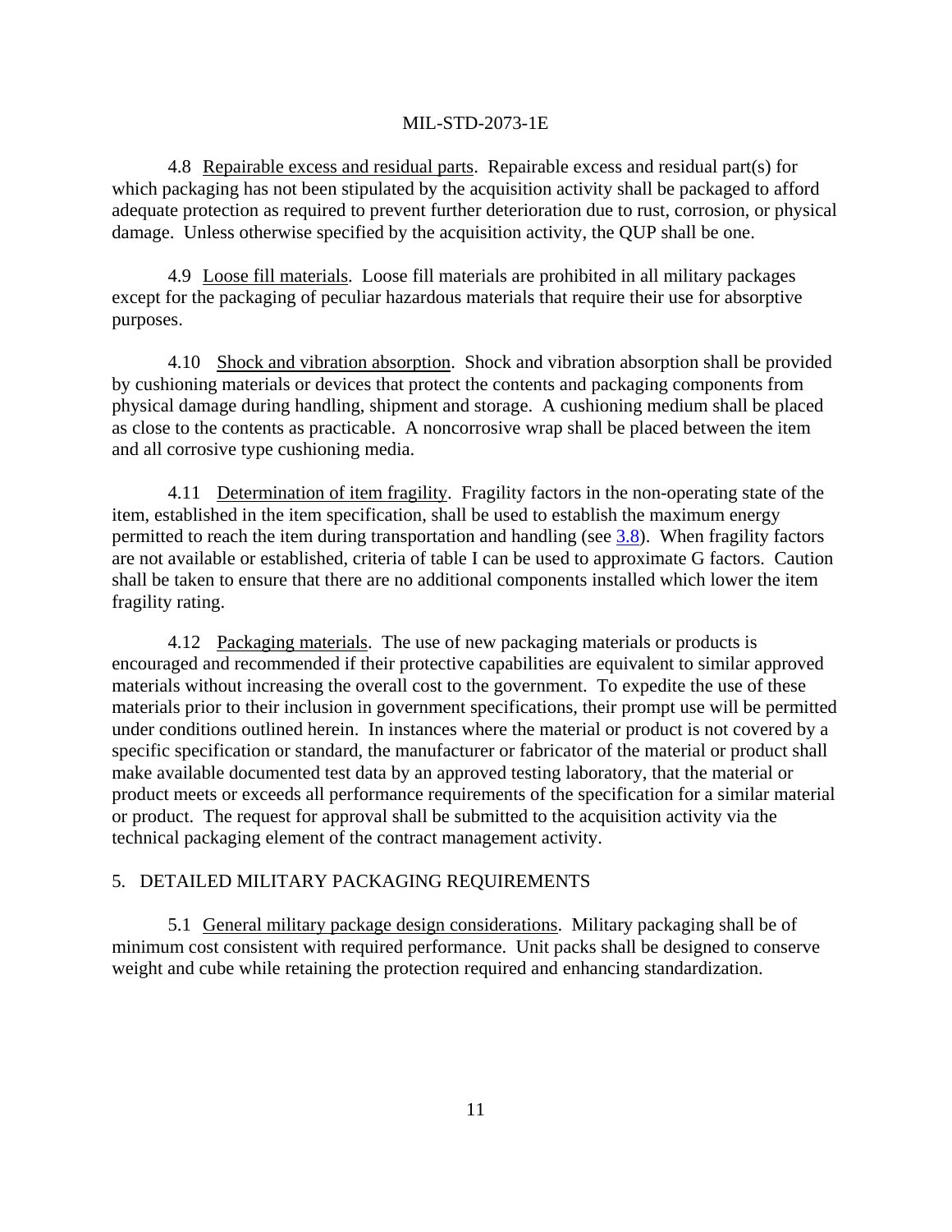4.8 Repairable excess and residual parts. Repairable excess and residual part(s) for which packaging has not been stipulated by the acquisition activity shall be packaged to afford adequate protection as required to prevent further deterioration due to rust, corrosion, or physical damage. Unless otherwise specified by the acquisition activity, the QUP shall be one.

4.9 Loose fill materials. Loose fill materials are prohibited in all military packages except for the packaging of peculiar hazardous materials that require their use for absorptive purposes.

4.10 Shock and vibration absorption. Shock and vibration absorption shall be provided by cushioning materials or devices that protect the contents and packaging components from physical damage during handling, shipment and storage. A cushioning medium shall be placed as close to the contents as practicable. A noncorrosive wrap shall be placed between the item and all corrosive type cushioning media.

4.11 Determination of item fragility. Fragility factors in the non-operating state of the item, established in the item specification, shall be used to establish the maximum energy permitted to reach the item during transportation and handling (see 3.8). When fragility factors are not available or established, criteria of table I can be used to approximate G factors. Caution shall be taken to ensure that there are no additional components installed which lower the item fragility rating.

4.12 Packaging materials. The use of new packaging materials or products is encouraged and recommended if their protective capabilities are equivalent to similar approved materials without increasing the overall cost to the government. To expedite the use of these materials prior to their inclusion in government specifications, their prompt use will be permitted under conditions outlined herein. In instances where the material or product is not covered by a specific specification or standard, the manufacturer or fabricator of the material or product shall make available documented test data by an approved testing laboratory, that the material or product meets or exceeds all performance requirements of the specification for a similar material or product. The request for approval shall be submitted to the acquisition activity via the technical packaging element of the contract management activity.

## 5. DETAILED MILITARY PACKAGING REQUIREMENTS

5.1 General military package design considerations. Military packaging shall be of minimum cost consistent with required performance. Unit packs shall be designed to conserve weight and cube while retaining the protection required and enhancing standardization.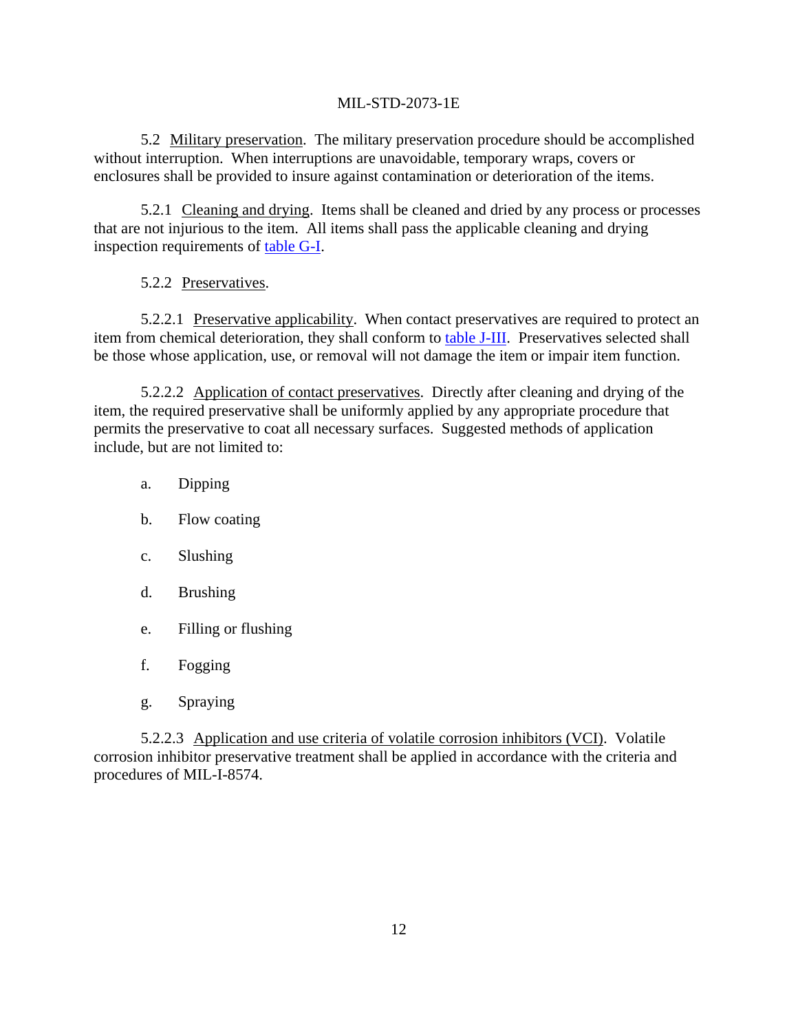5.2 Military preservation. The military preservation procedure should be accomplished without interruption. When interruptions are unavoidable, temporary wraps, covers or enclosures shall be provided to insure against contamination or deterioration of the items.

5.2.1 Cleaning and drying. Items shall be cleaned and dried by any process or processes that are not injurious to the item. All items shall pass the applicable cleaning and drying inspection requirements of table G-I.

5.2.2 Preservatives.

5.2.2.1 Preservative applicability. When contact preservatives are required to protect an item from chemical deterioration, they shall conform to table J-III. Preservatives selected shall be those whose application, use, or removal will not damage the item or impair item function.

5.2.2.2 Application of contact preservatives. Directly after cleaning and drying of the item, the required preservative shall be uniformly applied by any appropriate procedure that permits the preservative to coat all necessary surfaces. Suggested methods of application include, but are not limited to:

a. Dipping

b. Flow coating

c. Slushing

d. Brushing

e. Filling or flushing

f. Fogging

g. Spraying

5.2.2.3 Application and use criteria of volatile corrosion inhibitors (VCI). Volatile corrosion inhibitor preservative treatment shall be applied in accordance with the criteria and procedures of MIL-I-8574.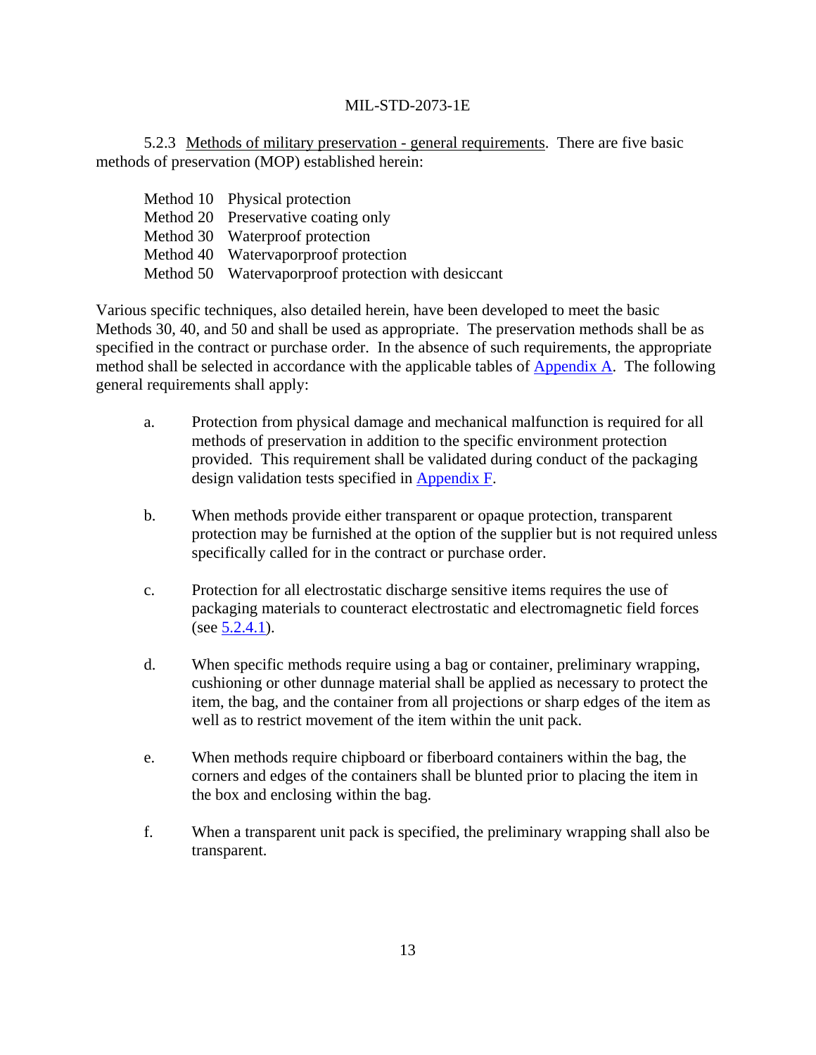5.2.3 Methods of military preservation - general requirements. There are five basic methods of preservation (MOP) established herein:

Method 10 Physical protection
Method 20 Preservative coating only
Method 30 Waterproof protection
Method 40 Watervaporproof protection
Method 50 Watervaporproof protection with desiccant

Various specific techniques, also detailed herein, have been developed to meet the basic Methods 30, 40, and 50 and shall be used as appropriate. The preservation methods shall be as specified in the contract or purchase order. In the absence of such requirements, the appropriate method shall be selected in accordance with the applicable tables of Appendix A. The following general requirements shall apply:

a. Protection from physical damage and mechanical malfunction is required for all methods of preservation in addition to the specific environment protection provided. This requirement shall be validated during conduct of the packaging design validation tests specified in Appendix F.

b. When methods provide either transparent or opaque protection, transparent protection may be furnished at the option of the supplier but is not required unless specifically called for in the contract or purchase order.

c. Protection for all electrostatic discharge sensitive items requires the use of packaging materials to counteract electrostatic and electromagnetic field forces (see 5.2.4.1).

d. When specific methods require using a bag or container, preliminary wrapping, cushioning or other dunnage material shall be applied as necessary to protect the item, the bag, and the container from all projections or sharp edges of the item as well as to restrict movement of the item within the unit pack.

e. When methods require chipboard or fiberboard containers within the bag, the corners and edges of the containers shall be blunted prior to placing the item in the box and enclosing within the bag.

f. When a transparent unit pack is specified, the preliminary wrapping shall also be transparent.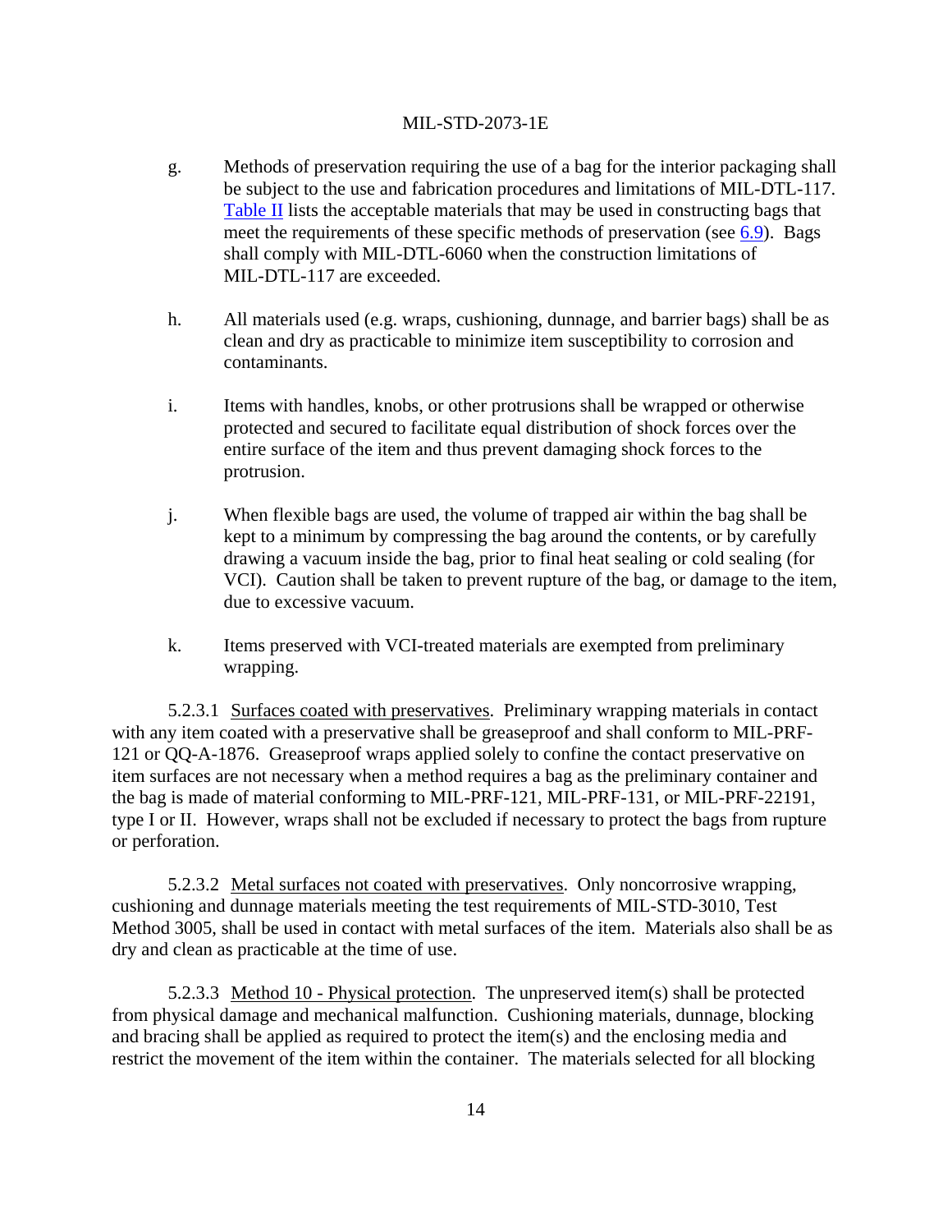g. Methods of preservation requiring the use of a bag for the interior packaging shall be subject to the use and fabrication procedures and limitations of MIL-DTL-117. Table II lists the acceptable materials that may be used in constructing bags that meet the requirements of these specific methods of preservation (see 6.9). Bags shall comply with MIL-DTL-6060 when the construction limitations of MIL-DTL-117 are exceeded.

h. All materials used (e.g. wraps, cushioning, dunnage, and barrier bags) shall be as clean and dry as practicable to minimize item susceptibility to corrosion and contaminants.

i. Items with handles, knobs, or other protrusions shall be wrapped or otherwise protected and secured to facilitate equal distribution of shock forces over the entire surface of the item and thus prevent damaging shock forces to the protrusion.

j. When flexible bags are used, the volume of trapped air within the bag shall be kept to a minimum by compressing the bag around the contents, or by carefully drawing a vacuum inside the bag, prior to final heat sealing or cold sealing (for VCI). Caution shall be taken to prevent rupture of the bag, or damage to the item, due to excessive vacuum.

k. Items preserved with VCI-treated materials are exempted from preliminary wrapping.

5.2.3.1 Surfaces coated with preservatives. Preliminary wrapping materials in contact with any item coated with a preservative shall be greaseproof and shall conform to MIL-PRF-121 or QQ-A-1876. Greaseproof wraps applied solely to confine the contact preservative on item surfaces are not necessary when a method requires a bag as the preliminary container and the bag is made of material conforming to MIL-PRF-121, MIL-PRF-131, or MIL-PRF-22191, type I or II. However, wraps shall not be excluded if necessary to protect the bags from rupture or perforation.

5.2.3.2 Metal surfaces not coated with preservatives. Only noncorrosive wrapping, cushioning and dunnage materials meeting the test requirements of MIL-STD-3010, Test Method 3005, shall be used in contact with metal surfaces of the item. Materials also shall be as dry and clean as practicable at the time of use.

5.2.3.3 Method 10 - Physical protection. The unpreserved item(s) shall be protected from physical damage and mechanical malfunction. Cushioning materials, dunnage, blocking and bracing shall be applied as required to protect the item(s) and the enclosing media and restrict the movement of the item within the container. The materials selected for all blocking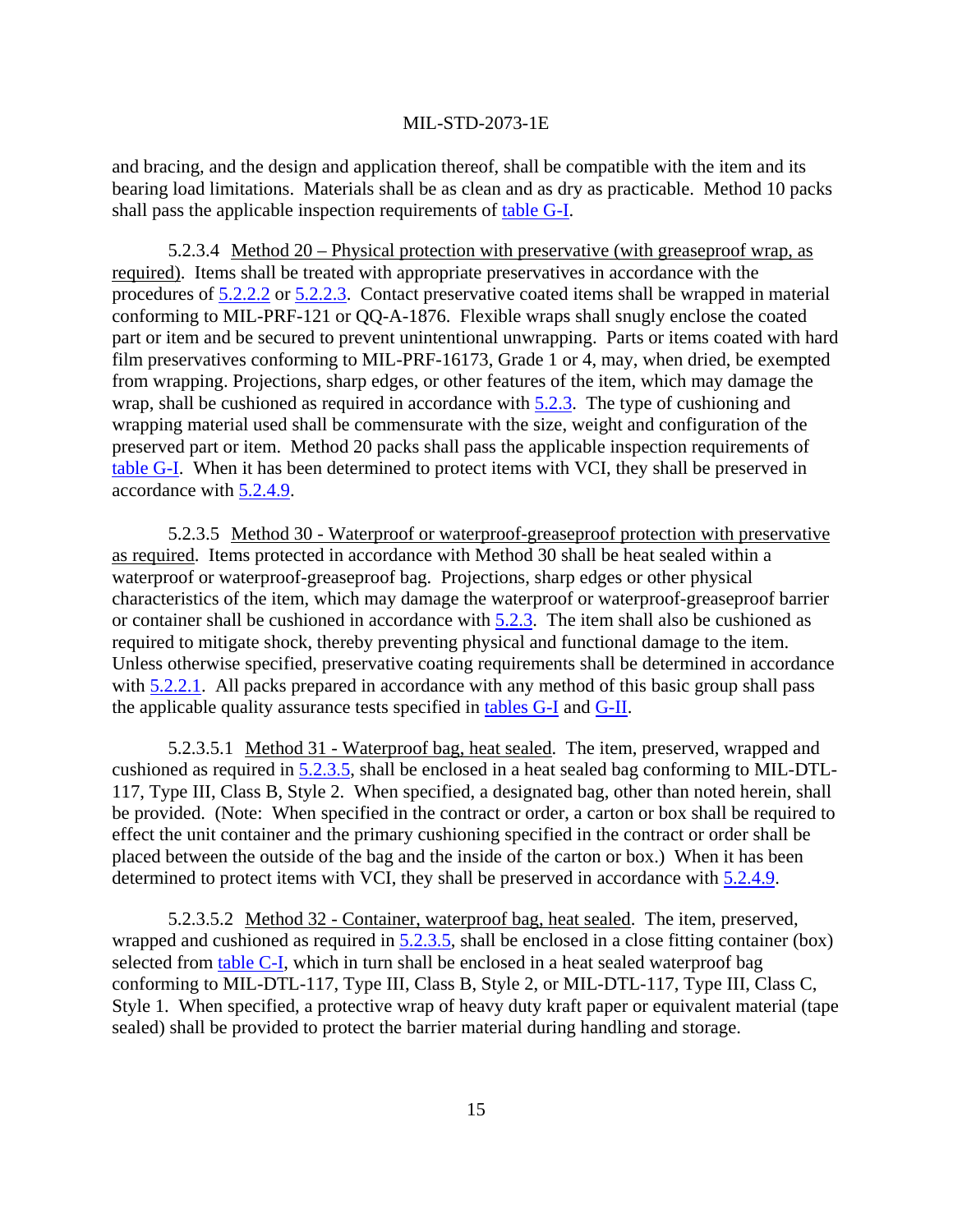and bracing, and the design and application thereof, shall be compatible with the item and its bearing load limitations. Materials shall be as clean and as dry as practicable. Method 10 packs shall pass the applicable inspection requirements of table G-I.

5.2.3.4 Method 20 – Physical protection with preservative (with greaseproof wrap, as required). Items shall be treated with appropriate preservatives in accordance with the procedures of 5.2.2.2 or 5.2.2.3. Contact preservative coated items shall be wrapped in material conforming to MIL-PRF-121 or QQ-A-1876. Flexible wraps shall snugly enclose the coated part or item and be secured to prevent unintentional unwrapping. Parts or items coated with hard film preservatives conforming to MIL-PRF-16173, Grade 1 or 4, may, when dried, be exempted from wrapping. Projections, sharp edges, or other features of the item, which may damage the wrap, shall be cushioned as required in accordance with 5.2.3. The type of cushioning and wrapping material used shall be commensurate with the size, weight and configuration of the preserved part or item. Method 20 packs shall pass the applicable inspection requirements of table G-I. When it has been determined to protect items with VCI, they shall be preserved in accordance with 5.2.4.9.

5.2.3.5 Method 30 - Waterproof or waterproof-greaseproof protection with preservative as required. Items protected in accordance with Method 30 shall be heat sealed within a waterproof or waterproof-greaseproof bag. Projections, sharp edges or other physical characteristics of the item, which may damage the waterproof or waterproof-greaseproof barrier or container shall be cushioned in accordance with 5.2.3. The item shall also be cushioned as required to mitigate shock, thereby preventing physical and functional damage to the item. Unless otherwise specified, preservative coating requirements shall be determined in accordance with 5.2.2.1. All packs prepared in accordance with any method of this basic group shall pass the applicable quality assurance tests specified in tables G-I and G-II.

5.2.3.5.1 Method 31 - Waterproof bag, heat sealed. The item, preserved, wrapped and cushioned as required in 5.2.3.5, shall be enclosed in a heat sealed bag conforming to MIL-DTL-117, Type III, Class B, Style 2. When specified, a designated bag, other than noted herein, shall be provided. (Note: When specified in the contract or order, a carton or box shall be required to effect the unit container and the primary cushioning specified in the contract or order shall be placed between the outside of the bag and the inside of the carton or box.) When it has been determined to protect items with VCI, they shall be preserved in accordance with 5.2.4.9.

5.2.3.5.2 Method 32 - Container, waterproof bag, heat sealed. The item, preserved, wrapped and cushioned as required in 5.2.3.5, shall be enclosed in a close fitting container (box) selected from table C-I, which in turn shall be enclosed in a heat sealed waterproof bag conforming to MIL-DTL-117, Type III, Class B, Style 2, or MIL-DTL-117, Type III, Class C, Style 1. When specified, a protective wrap of heavy duty kraft paper or equivalent material (tape sealed) shall be provided to protect the barrier material during handling and storage.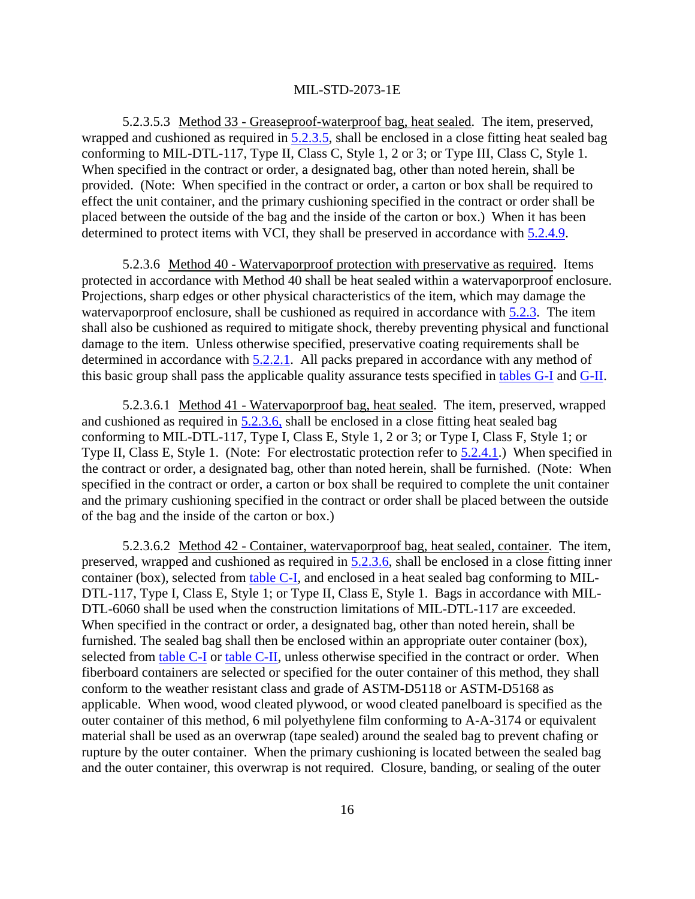5.2.3.5.3 Method 33 - Greaseproof-waterproof bag, heat sealed. The item, preserved, wrapped and cushioned as required in 5.2.3.5, shall be enclosed in a close fitting heat sealed bag conforming to MIL-DTL-117, Type II, Class C, Style 1, 2 or 3; or Type III, Class C, Style 1. When specified in the contract or order, a designated bag, other than noted herein, shall be provided. (Note: When specified in the contract or order, a carton or box shall be required to effect the unit container, and the primary cushioning specified in the contract or order shall be placed between the outside of the bag and the inside of the carton or box.) When it has been determined to protect items with VCI, they shall be preserved in accordance with 5.2.4.9.

5.2.3.6 Method 40 - Watervaporproof protection with preservative as required. Items protected in accordance with Method 40 shall be heat sealed within a watervaporproof enclosure. Projections, sharp edges or other physical characteristics of the item, which may damage the watervaporproof enclosure, shall be cushioned as required in accordance with 5.2.3. The item shall also be cushioned as required to mitigate shock, thereby preventing physical and functional damage to the item. Unless otherwise specified, preservative coating requirements shall be determined in accordance with 5.2.2.1. All packs prepared in accordance with any method of this basic group shall pass the applicable quality assurance tests specified in tables G-I and G-II.

5.2.3.6.1 Method 41 - Watervaporproof bag, heat sealed. The item, preserved, wrapped and cushioned as required in 5.2.3.6, shall be enclosed in a close fitting heat sealed bag conforming to MIL-DTL-117, Type I, Class E, Style 1, 2 or 3; or Type I, Class F, Style 1; or Type II, Class E, Style 1. (Note: For electrostatic protection refer to 5.2.4.1.) When specified in the contract or order, a designated bag, other than noted herein, shall be furnished. (Note: When specified in the contract or order, a carton or box shall be required to complete the unit container and the primary cushioning specified in the contract or order shall be placed between the outside of the bag and the inside of the carton or box.)

5.2.3.6.2 Method 42 - Container, watervaporproof bag, heat sealed, container. The item, preserved, wrapped and cushioned as required in 5.2.3.6, shall be enclosed in a close fitting inner container (box), selected from table C-I, and enclosed in a heat sealed bag conforming to MIL-DTL-117, Type I, Class E, Style 1; or Type II, Class E, Style 1. Bags in accordance with MIL-DTL-6060 shall be used when the construction limitations of MIL-DTL-117 are exceeded. When specified in the contract or order, a designated bag, other than noted herein, shall be furnished. The sealed bag shall then be enclosed within an appropriate outer container (box), selected from table C-I or table C-II, unless otherwise specified in the contract or order. When fiberboard containers are selected or specified for the outer container of this method, they shall conform to the weather resistant class and grade of ASTM-D5118 or ASTM-D5168 as applicable. When wood, wood cleated plywood, or wood cleated panelboard is specified as the outer container of this method, 6 mil polyethylene film conforming to A-A-3174 or equivalent material shall be used as an overwrap (tape sealed) around the sealed bag to prevent chafing or rupture by the outer container. When the primary cushioning is located between the sealed bag and the outer container, this overwrap is not required. Closure, banding, or sealing of the outer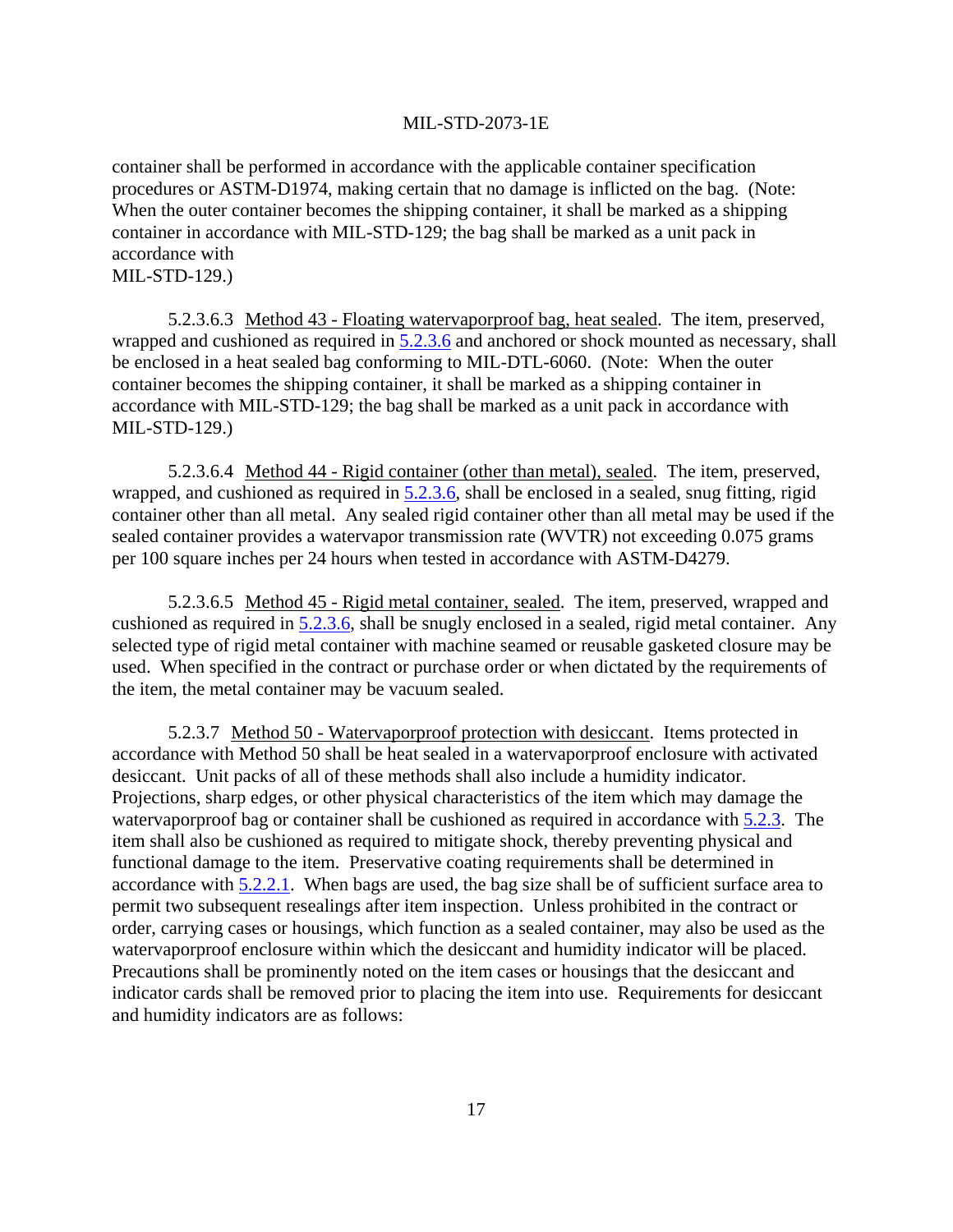container shall be performed in accordance with the applicable container specification procedures or ASTM-D1974, making certain that no damage is inflicted on the bag. (Note: When the outer container becomes the shipping container, it shall be marked as a shipping container in accordance with MIL-STD-129; the bag shall be marked as a unit pack in accordance with MIL-STD-129.)

5.2.3.6.3 Method 43 - Floating watervaporproof bag, heat sealed. The item, preserved, wrapped and cushioned as required in 5.2.3.6 and anchored or shock mounted as necessary, shall be enclosed in a heat sealed bag conforming to MIL-DTL-6060. (Note: When the outer container becomes the shipping container, it shall be marked as a shipping container in accordance with MIL-STD-129; the bag shall be marked as a unit pack in accordance with MIL-STD-129.)

5.2.3.6.4 Method 44 - Rigid container (other than metal), sealed. The item, preserved, wrapped, and cushioned as required in 5.2.3.6, shall be enclosed in a sealed, snug fitting, rigid container other than all metal. Any sealed rigid container other than all metal may be used if the sealed container provides a watervapor transmission rate (WVTR) not exceeding 0.075 grams per 100 square inches per 24 hours when tested in accordance with ASTM-D4279.

5.2.3.6.5 Method 45 - Rigid metal container, sealed. The item, preserved, wrapped and cushioned as required in 5.2.3.6, shall be snugly enclosed in a sealed, rigid metal container. Any selected type of rigid metal container with machine seamed or reusable gasketed closure may be used. When specified in the contract or purchase order or when dictated by the requirements of the item, the metal container may be vacuum sealed.

5.2.3.7 Method 50 - Watervaporproof protection with desiccant. Items protected in accordance with Method 50 shall be heat sealed in a watervaporproof enclosure with activated desiccant. Unit packs of all of these methods shall also include a humidity indicator. Projections, sharp edges, or other physical characteristics of the item which may damage the watervaporproof bag or container shall be cushioned as required in accordance with 5.2.3. The item shall also be cushioned as required to mitigate shock, thereby preventing physical and functional damage to the item. Preservative coating requirements shall be determined in accordance with 5.2.2.1. When bags are used, the bag size shall be of sufficient surface area to permit two subsequent resealings after item inspection. Unless prohibited in the contract or order, carrying cases or housings, which function as a sealed container, may also be used as the watervaporproof enclosure within which the desiccant and humidity indicator will be placed. Precautions shall be prominently noted on the item cases or housings that the desiccant and indicator cards shall be removed prior to placing the item into use. Requirements for desiccant and humidity indicators are as follows: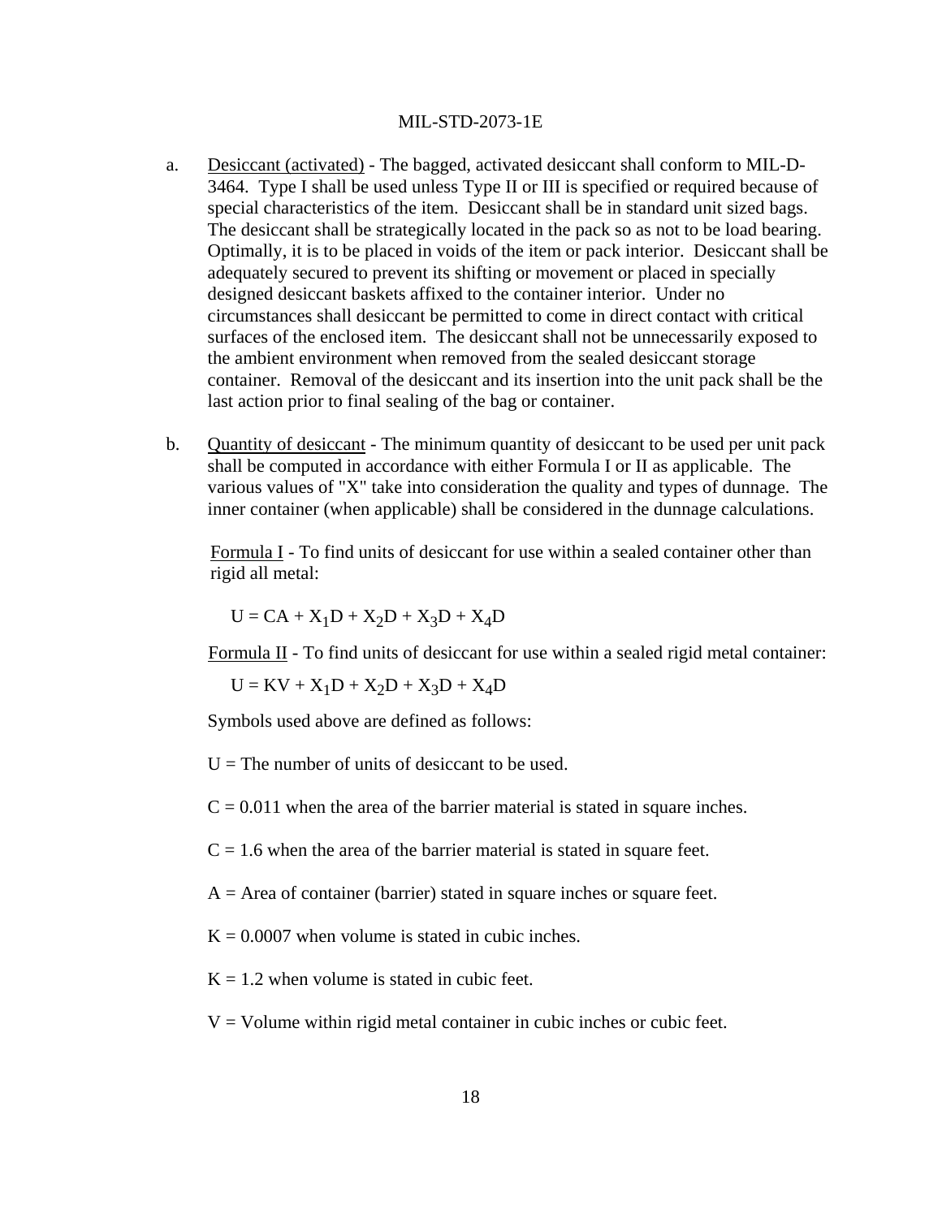a. Desiccant (activated) - The bagged, activated desiccant shall conform to MIL-D-3464. Type I shall be used unless Type II or III is specified or required because of special characteristics of the item. Desiccant shall be in standard unit sized bags. The desiccant shall be strategically located in the pack so as not to be load bearing. Optimally, it is to be placed in voids of the item or pack interior. Desiccant shall be adequately secured to prevent its shifting or movement or placed in specially designed desiccant baskets affixed to the container interior. Under no circumstances shall desiccant be permitted to come in direct contact with critical surfaces of the enclosed item. The desiccant shall not be unnecessarily exposed to the ambient environment when removed from the sealed desiccant storage container. Removal of the desiccant and its insertion into the unit pack shall be the last action prior to final sealing of the bag or container.

b. Quantity of desiccant - The minimum quantity of desiccant to be used per unit pack shall be computed in accordance with either Formula I or II as applicable. The various values of "X" take into consideration the quality and types of dunnage. The inner container (when applicable) shall be considered in the dunnage calculations.

Formula I - To find units of desiccant for use within a sealed container other than rigid all metal:

$$U = CA + X_1D + X_2D + X_3D + X_4D$$

Formula II - To find units of desiccant for use within a sealed rigid metal container:

$$U = KV + X_1D + X_2D + X_3D + X_4D$$

Symbols used above are defined as follows:

U = The number of units of desiccant to be used.

C = 0.011 when the area of the barrier material is stated in square inches.

C = 1.6 when the area of the barrier material is stated in square feet.

A = Area of container (barrier) stated in square inches or square feet.

K = 0.0007 when volume is stated in cubic inches.

K = 1.2 when volume is stated in cubic feet.

V = Volume within rigid metal container in cubic inches or cubic feet.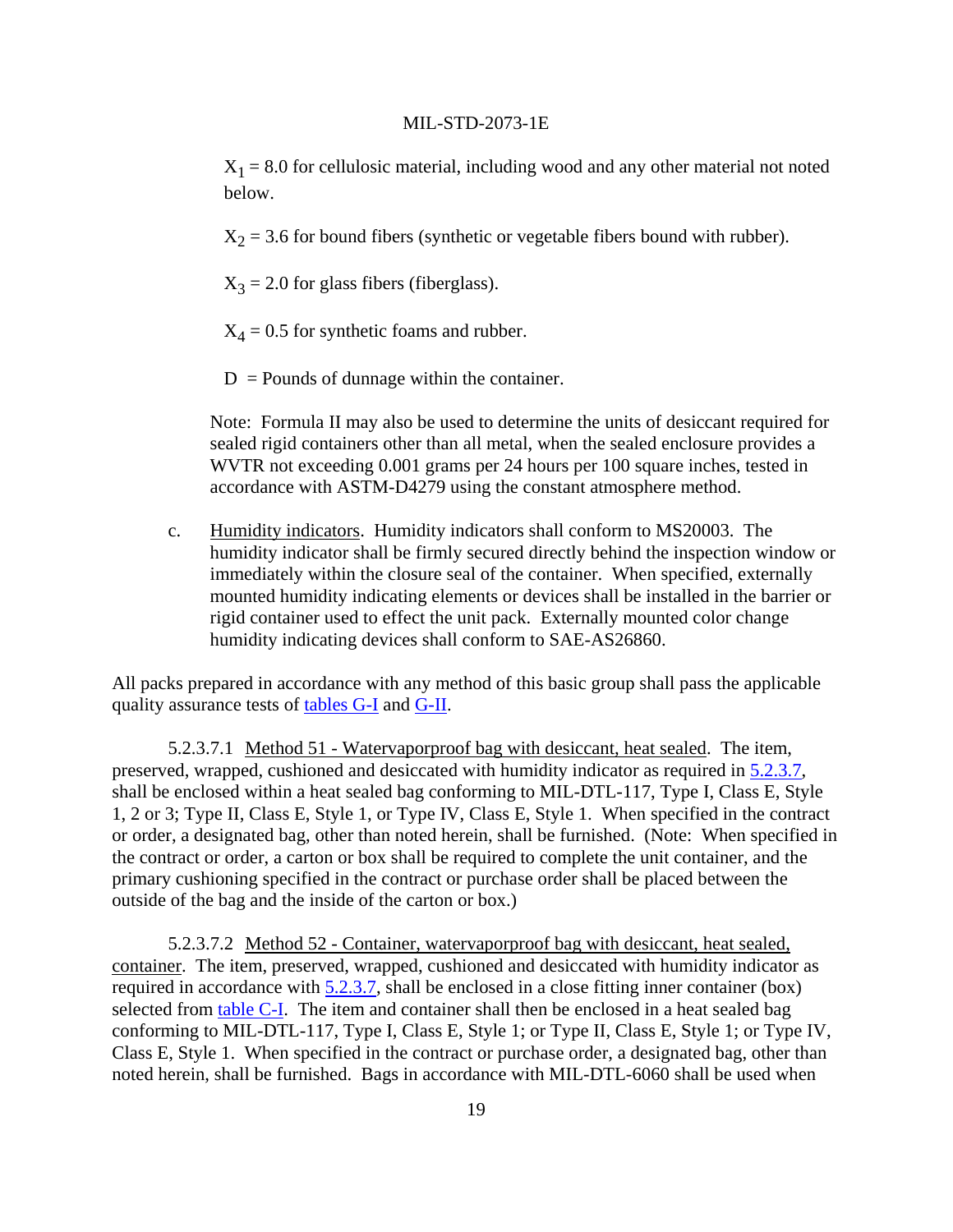$X_1$ = 8.0 for cellulosic material, including wood and any other material not noted below.

$X_2$ = 3.6 for bound fibers (synthetic or vegetable fibers bound with rubber).

$X_3$ = 2.0 for glass fibers (fiberglass).

$X_4$ = 0.5 for synthetic foams and rubber.

D = Pounds of dunnage within the container.

Note: Formula II may also be used to determine the units of desiccant required for sealed rigid containers other than all metal, when the sealed enclosure provides a WVTR not exceeding 0.001 grams per 24 hours per 100 square inches, tested in accordance with ASTM-D4279 using the constant atmosphere method.

c. Humidity indicators. Humidity indicators shall conform to MS20003. The humidity indicator shall be firmly secured directly behind the inspection window or immediately within the closure seal of the container. When specified, externally mounted humidity indicating elements or devices shall be installed in the barrier or rigid container used to effect the unit pack. Externally mounted color change humidity indicating devices shall conform to SAE-AS26860.

All packs prepared in accordance with any method of this basic group shall pass the applicable quality assurance tests of tables G-I and G-II.

5.2.3.7.1 Method 51 - Watervaporproof bag with desiccant, heat sealed. The item, preserved, wrapped, cushioned and desiccated with humidity indicator as required in 5.2.3.7, shall be enclosed within a heat sealed bag conforming to MIL-DTL-117, Type I, Class E, Style 1, 2 or 3; Type II, Class E, Style 1, or Type IV, Class E, Style 1. When specified in the contract or order, a designated bag, other than noted herein, shall be furnished. (Note: When specified in the contract or order, a carton or box shall be required to complete the unit container, and the primary cushioning specified in the contract or purchase order shall be placed between the outside of the bag and the inside of the carton or box.)

5.2.3.7.2 Method 52 - Container, watervaporproof bag with desiccant, heat sealed, container. The item, preserved, wrapped, cushioned and desiccated with humidity indicator as required in accordance with 5.2.3.7, shall be enclosed in a close fitting inner container (box) selected from table C-I. The item and container shall then be enclosed in a heat sealed bag conforming to MIL-DTL-117, Type I, Class E, Style 1; or Type II, Class E, Style 1; or Type IV, Class E, Style 1. When specified in the contract or purchase order, a designated bag, other than noted herein, shall be furnished. Bags in accordance with MIL-DTL-6060 shall be used when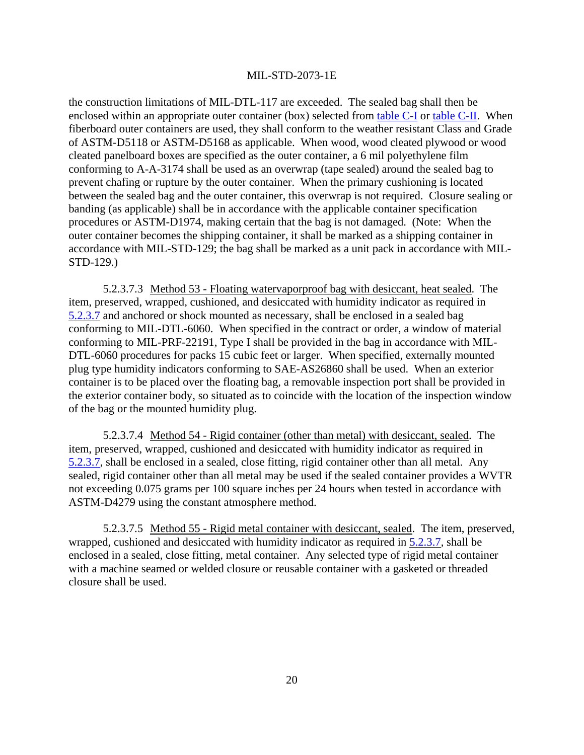the construction limitations of MIL-DTL-117 are exceeded. The sealed bag shall then be enclosed within an appropriate outer container (box) selected from table C-I or table C-II. When fiberboard outer containers are used, they shall conform to the weather resistant Class and Grade of ASTM-D5118 or ASTM-D5168 as applicable. When wood, wood cleated plywood or wood cleated panelboard boxes are specified as the outer container, a 6 mil polyethylene film conforming to A-A-3174 shall be used as an overwrap (tape sealed) around the sealed bag to prevent chafing or rupture by the outer container. When the primary cushioning is located between the sealed bag and the outer container, this overwrap is not required. Closure sealing or banding (as applicable) shall be in accordance with the applicable container specification procedures or ASTM-D1974, making certain that the bag is not damaged. (Note: When the outer container becomes the shipping container, it shall be marked as a shipping container in accordance with MIL-STD-129; the bag shall be marked as a unit pack in accordance with MIL-STD-129.)

5.2.3.7.3 Method 53 - Floating watervaporproof bag with desiccant, heat sealed. The item, preserved, wrapped, cushioned, and desiccated with humidity indicator as required in 5.2.3.7 and anchored or shock mounted as necessary, shall be enclosed in a sealed bag conforming to MIL-DTL-6060. When specified in the contract or order, a window of material conforming to MIL-PRF-22191, Type I shall be provided in the bag in accordance with MIL-DTL-6060 procedures for packs 15 cubic feet or larger. When specified, externally mounted plug type humidity indicators conforming to SAE-AS26860 shall be used. When an exterior container is to be placed over the floating bag, a removable inspection port shall be provided in the exterior container body, so situated as to coincide with the location of the inspection window of the bag or the mounted humidity plug.

5.2.3.7.4 Method 54 - Rigid container (other than metal) with desiccant, sealed. The item, preserved, wrapped, cushioned and desiccated with humidity indicator as required in 5.2.3.7, shall be enclosed in a sealed, close fitting, rigid container other than all metal. Any sealed, rigid container other than all metal may be used if the sealed container provides a WVTR not exceeding 0.075 grams per 100 square inches per 24 hours when tested in accordance with ASTM-D4279 using the constant atmosphere method.

5.2.3.7.5 Method 55 - Rigid metal container with desiccant, sealed. The item, preserved, wrapped, cushioned and desiccated with humidity indicator as required in 5.2.3.7, shall be enclosed in a sealed, close fitting, metal container. Any selected type of rigid metal container with a machine seamed or welded closure or reusable container with a gasketed or threaded closure shall be used.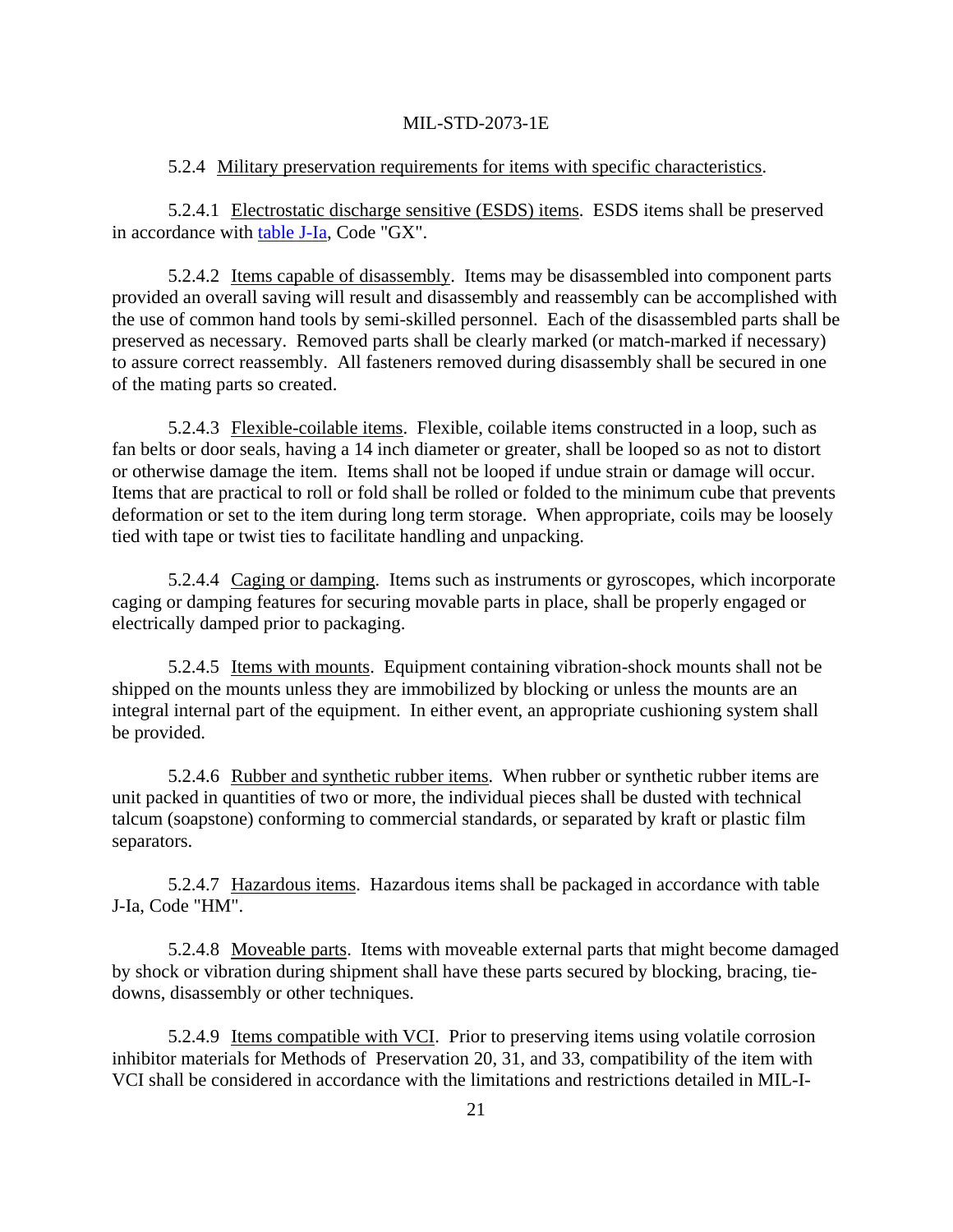5.2.4 Military preservation requirements for items with specific characteristics.

5.2.4.1 Electrostatic discharge sensitive (ESDS) items. ESDS items shall be preserved in accordance with table J-Ia, Code "GX".

5.2.4.2 Items capable of disassembly. Items may be disassembled into component parts provided an overall saving will result and disassembly and reassembly can be accomplished with the use of common hand tools by semi-skilled personnel. Each of the disassembled parts shall be preserved as necessary. Removed parts shall be clearly marked (or match-marked if necessary) to assure correct reassembly. All fasteners removed during disassembly shall be secured in one of the mating parts so created.

5.2.4.3 Flexible-coilable items. Flexible, coilable items constructed in a loop, such as fan belts or door seals, having a 14 inch diameter or greater, shall be looped so as not to distort or otherwise damage the item. Items shall not be looped if undue strain or damage will occur. Items that are practical to roll or fold shall be rolled or folded to the minimum cube that prevents deformation or set to the item during long term storage. When appropriate, coils may be loosely tied with tape or twist ties to facilitate handling and unpacking.

5.2.4.4 Caging or damping. Items such as instruments or gyroscopes, which incorporate caging or damping features for securing movable parts in place, shall be properly engaged or electrically damped prior to packaging.

5.2.4.5 Items with mounts. Equipment containing vibration-shock mounts shall not be shipped on the mounts unless they are immobilized by blocking or unless the mounts are an integral internal part of the equipment. In either event, an appropriate cushioning system shall be provided.

5.2.4.6 Rubber and synthetic rubber items. When rubber or synthetic rubber items are unit packed in quantities of two or more, the individual pieces shall be dusted with technical talcum (soapstone) conforming to commercial standards, or separated by kraft or plastic film separators.

5.2.4.7 Hazardous items. Hazardous items shall be packaged in accordance with table J-Ia, Code "HM".

5.2.4.8 Moveable parts. Items with moveable external parts that might become damaged by shock or vibration during shipment shall have these parts secured by blocking, bracing, tie-downs, disassembly or other techniques.

5.2.4.9 Items compatible with VCI. Prior to preserving items using volatile corrosion inhibitor materials for Methods of Preservation 20, 31, and 33, compatibility of the item with VCI shall be considered in accordance with the limitations and restrictions detailed in MIL-I-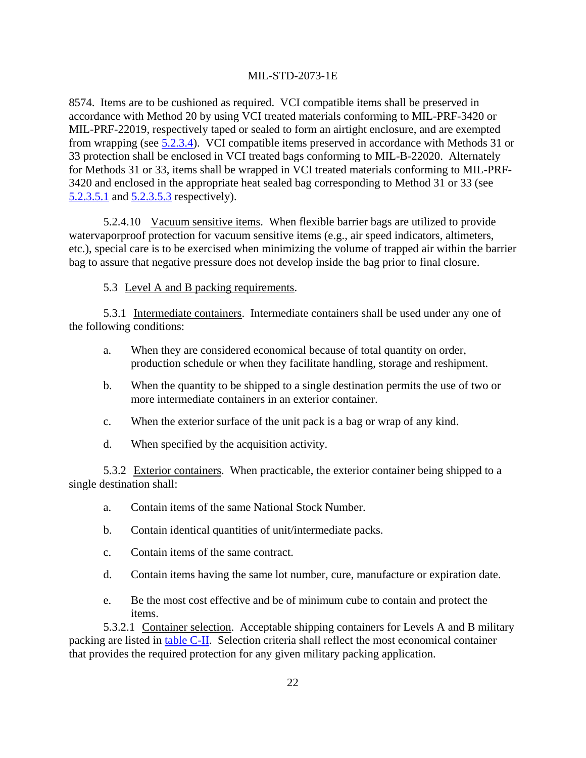8574. Items are to be cushioned as required. VCI compatible items shall be preserved in accordance with Method 20 by using VCI treated materials conforming to MIL-PRF-3420 or MIL-PRF-22019, respectively taped or sealed to form an airtight enclosure, and are exempted from wrapping (see 5.2.3.4). VCI compatible items preserved in accordance with Methods 31 or 33 protection shall be enclosed in VCI treated bags conforming to MIL-B-22020. Alternately for Methods 31 or 33, items shall be wrapped in VCI treated materials conforming to MIL-PRF-3420 and enclosed in the appropriate heat sealed bag corresponding to Method 31 or 33 (see 5.2.3.5.1 and 5.2.3.5.3 respectively).

5.2.4.10 Vacuum sensitive items. When flexible barrier bags are utilized to provide watervaporproof protection for vacuum sensitive items (e.g., air speed indicators, altimeters, etc.), special care is to be exercised when minimizing the volume of trapped air within the barrier bag to assure that negative pressure does not develop inside the bag prior to final closure.

5.3 Level A and B packing requirements.

5.3.1 Intermediate containers. Intermediate containers shall be used under any one of the following conditions:

a. When they are considered economical because of total quantity on order, production schedule or when they facilitate handling, storage and reshipment.

b. When the quantity to be shipped to a single destination permits the use of two or more intermediate containers in an exterior container.

c. When the exterior surface of the unit pack is a bag or wrap of any kind.

d. When specified by the acquisition activity.

5.3.2 Exterior containers. When practicable, the exterior container being shipped to a single destination shall:

a. Contain items of the same National Stock Number.

b. Contain identical quantities of unit/intermediate packs.

c. Contain items of the same contract.

d. Contain items having the same lot number, cure, manufacture or expiration date.

e. Be the most cost effective and be of minimum cube to contain and protect the items.

5.3.2.1 Container selection. Acceptable shipping containers for Levels A and B military packing are listed in table C-II. Selection criteria shall reflect the most economical container that provides the required protection for any given military packing application.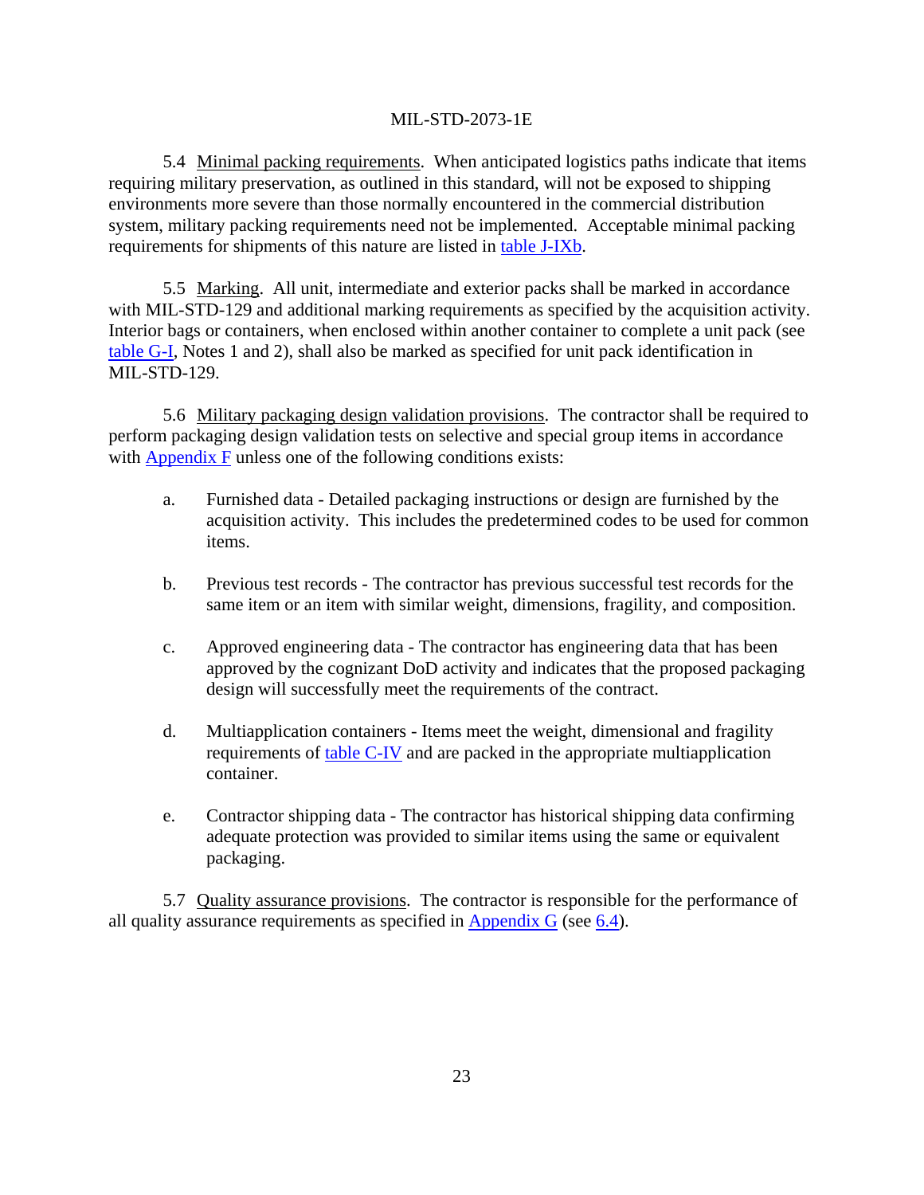5.4 Minimal packing requirements. When anticipated logistics paths indicate that items requiring military preservation, as outlined in this standard, will not be exposed to shipping environments more severe than those normally encountered in the commercial distribution system, military packing requirements need not be implemented. Acceptable minimal packing requirements for shipments of this nature are listed in table J-IXb.

5.5 Marking. All unit, intermediate and exterior packs shall be marked in accordance with MIL-STD-129 and additional marking requirements as specified by the acquisition activity. Interior bags or containers, when enclosed within another container to complete a unit pack (see table G-I, Notes 1 and 2), shall also be marked as specified for unit pack identification in MIL-STD-129.

5.6 Military packaging design validation provisions. The contractor shall be required to perform packaging design validation tests on selective and special group items in accordance with Appendix F unless one of the following conditions exists:

a. Furnished data - Detailed packaging instructions or design are furnished by the acquisition activity. This includes the predetermined codes to be used for common items.

b. Previous test records - The contractor has previous successful test records for the same item or an item with similar weight, dimensions, fragility, and composition.

c. Approved engineering data - The contractor has engineering data that has been approved by the cognizant DoD activity and indicates that the proposed packaging design will successfully meet the requirements of the contract.

d. Multiapplication containers - Items meet the weight, dimensional and fragility requirements of table C-IV and are packed in the appropriate multiapplication container.

e. Contractor shipping data - The contractor has historical shipping data confirming adequate protection was provided to similar items using the same or equivalent packaging.

5.7 Quality assurance provisions. The contractor is responsible for the performance of all quality assurance requirements as specified in Appendix G (see 6.4).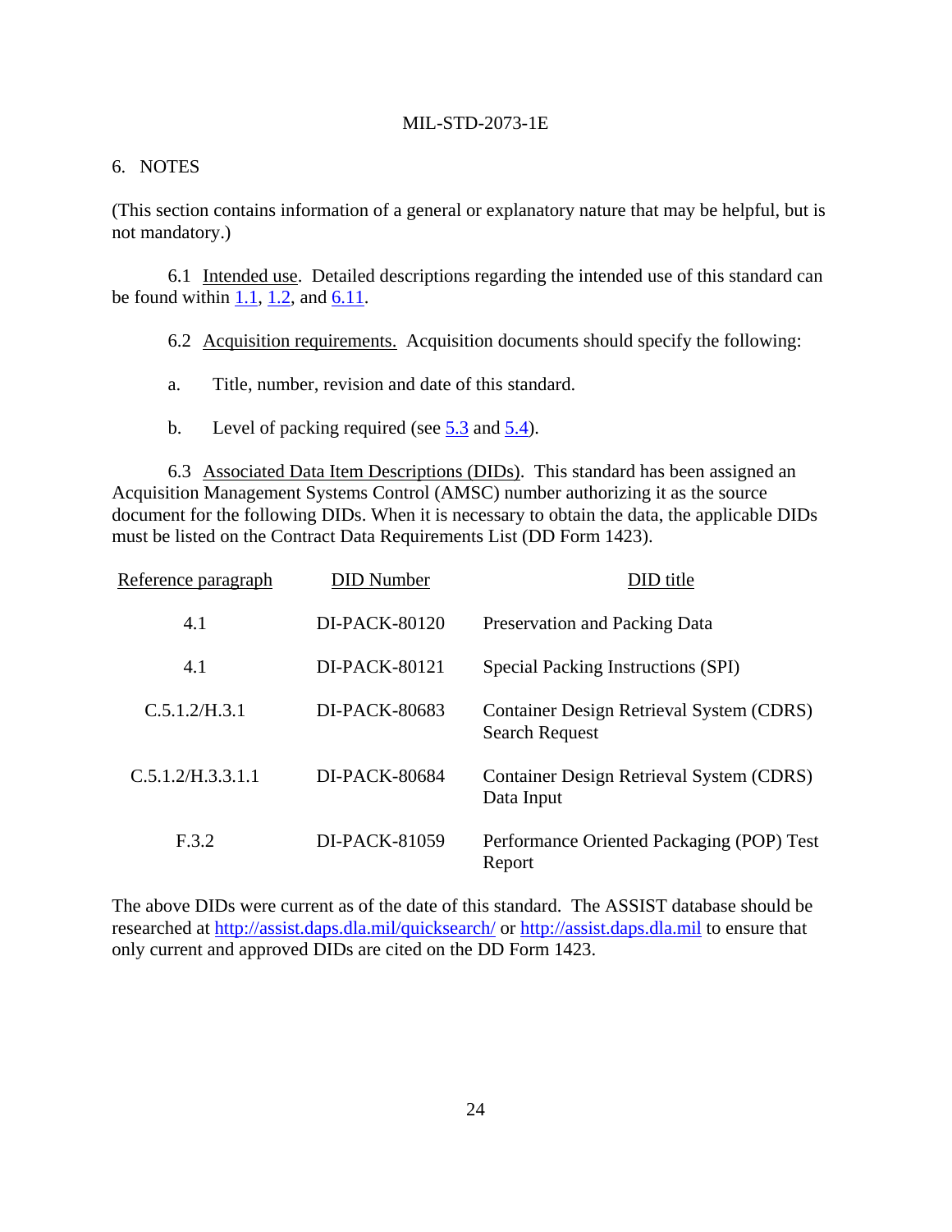## 6. NOTES

(This section contains information of a general or explanatory nature that may be helpful, but is not mandatory.)

6.1 Intended use. Detailed descriptions regarding the intended use of this standard can be found within 1.1, 1.2, and 6.11.

6.2 Acquisition requirements. Acquisition documents should specify the following:

a. Title, number, revision and date of this standard.

b. Level of packing required (see 5.3 and 5.4).

6.3 Associated Data Item Descriptions (DIDs). This standard has been assigned an Acquisition Management Systems Control (AMSC) number authorizing it as the source document for the following DIDs. When it is necessary to obtain the data, the applicable DIDs must be listed on the Contract Data Requirements List (DD Form 1423).

| Reference paragraph | DID Number | DID title |
|---|---|---|
| 4.1 | DI-PACK-80120 | Preservation and Packing Data |
| 4.1 | DI-PACK-80121 | Special Packing Instructions (SPI) |
| C.5.1.2/H.3.1 | DI-PACK-80683 | Container Design Retrieval System (CDRS) Search Request |
| C.5.1.2/H.3.3.1.1 | DI-PACK-80684 | Container Design Retrieval System (CDRS) Data Input |
| F.3.2 | DI-PACK-81059 | Performance Oriented Packaging (POP) Test Report |

The above DIDs were current as of the date of this standard. The ASSIST database should be researched at http://assist.daps.dla.mil/quicksearch/ or http://assist.daps.dla.mil to ensure that only current and approved DIDs are cited on the DD Form 1423.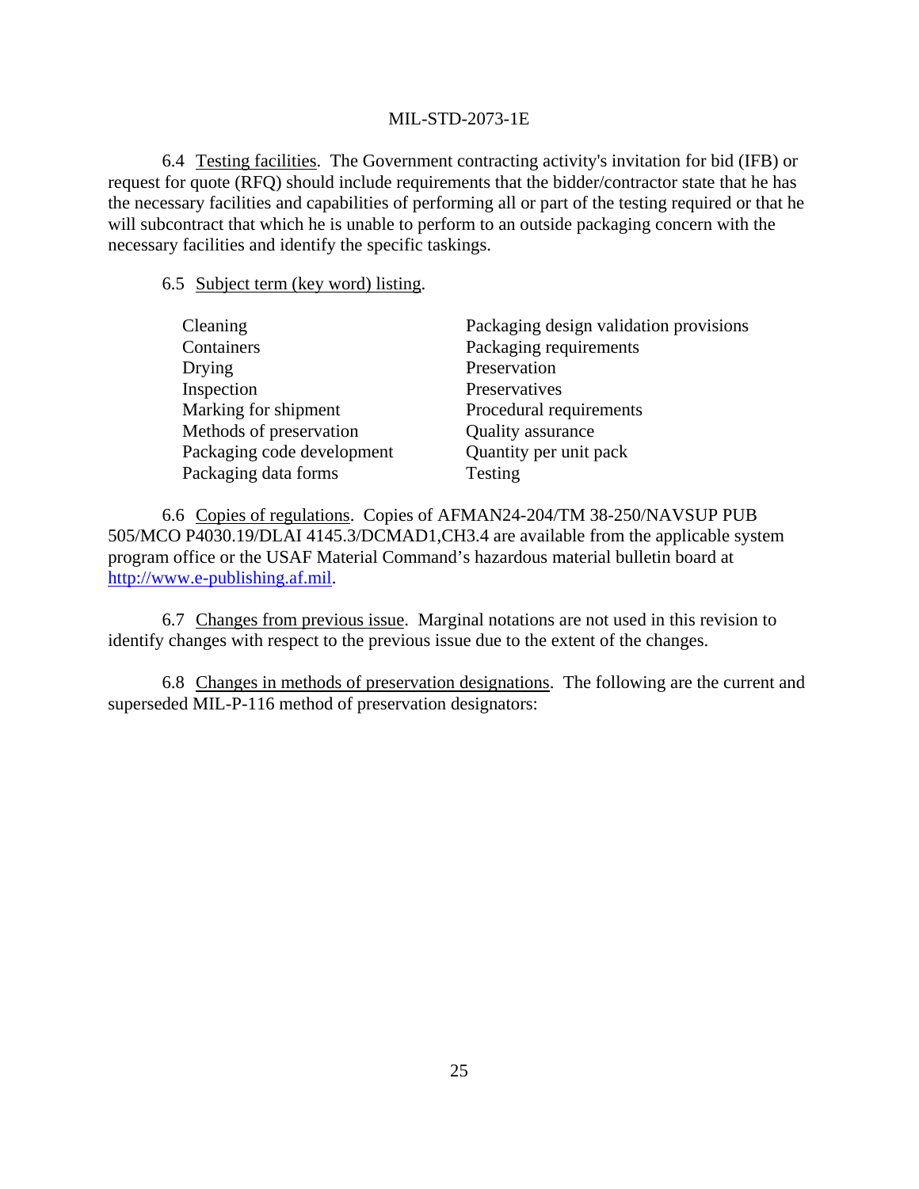6.4 Testing facilities. The Government contracting activity's invitation for bid (IFB) or request for quote (RFQ) should include requirements that the bidder/contractor state that he has the necessary facilities and capabilities of performing all or part of the testing required or that he will subcontract that which he is unable to perform to an outside packaging concern with the necessary facilities and identify the specific taskings.

6.5 Subject term (key word) listing.

| | |
|---|---|
| Cleaning | Packaging design validation provisions |
| Containers | Packaging requirements |
| Drying | Preservation |
| Inspection | Preservatives |
| Marking for shipment | Procedural requirements |
| Methods of preservation | Quality assurance |
| Packaging code development | Quantity per unit pack |
| Packaging data forms | Testing |

6.6 Copies of regulations. Copies of AFMAN24-204/TM 38-250/NAVSUP PUB 505/MCO P4030.19/DLAI 4145.3/DCMAD1,CH3.4 are available from the applicable system program office or the USAF Material Command's hazardous material bulletin board at http://www.e-publishing.af.mil.

6.7 Changes from previous issue. Marginal notations are not used in this revision to identify changes with respect to the previous issue due to the extent of the changes.

6.8 Changes in methods of preservation designations. The following are the current and superseded MIL-P-116 method of preservation designators: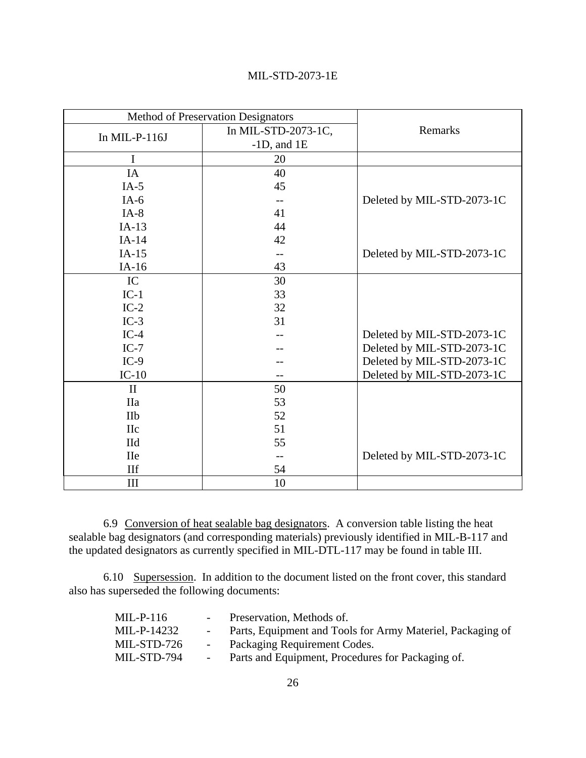| Method of Preservation Designators | | Remarks |
|---|---|---|
| In MIL-P-116J | In MIL-STD-2073-1C, -1D, and 1E | |
| I | 20 | |
| IA | 40 | |
| IA-5 | 45 | |
| IA-6 | -- | Deleted by MIL-STD-2073-1C |
| IA-8 | 41 | |
| IA-13 | 44 | |
| IA-14 | 42 | |
| IA-15 | -- | Deleted by MIL-STD-2073-1C |
| IA-16 | 43 | |
| IC | 30 | |
| IC-1 | 33 | |
| IC-2 | 32 | |
| IC-3 | 31 | |
| IC-4 | -- | Deleted by MIL-STD-2073-1C |
| IC-7 | -- | Deleted by MIL-STD-2073-1C |
| IC-9 | -- | Deleted by MIL-STD-2073-1C |
| IC-10 | -- | Deleted by MIL-STD-2073-1C |
| II | 50 | |
| IIa | 53 | |
| IIb | 52 | |
| IIc | 51 | |
| IId | 55 | |
| IIe | -- | Deleted by MIL-STD-2073-1C |
| IIf | 54 | |
| III | 10 | |

6.9 Conversion of heat sealable bag designators. A conversion table listing the heat sealable bag designators (and corresponding materials) previously identified in MIL-B-117 and the updated designators as currently specified in MIL-DTL-117 may be found in table III.

6.10 Supersession. In addition to the document listed on the front cover, this standard also has superseded the following documents:

| | | |
|---|---|---|
| MIL-P-116 | - | Preservation, Methods of. |
| MIL-P-14232 | - | Parts, Equipment and Tools for Army Materiel, Packaging of |
| MIL-STD-726 | - | Packaging Requirement Codes. |
| MIL-STD-794 | - | Parts and Equipment, Procedures for Packaging of. |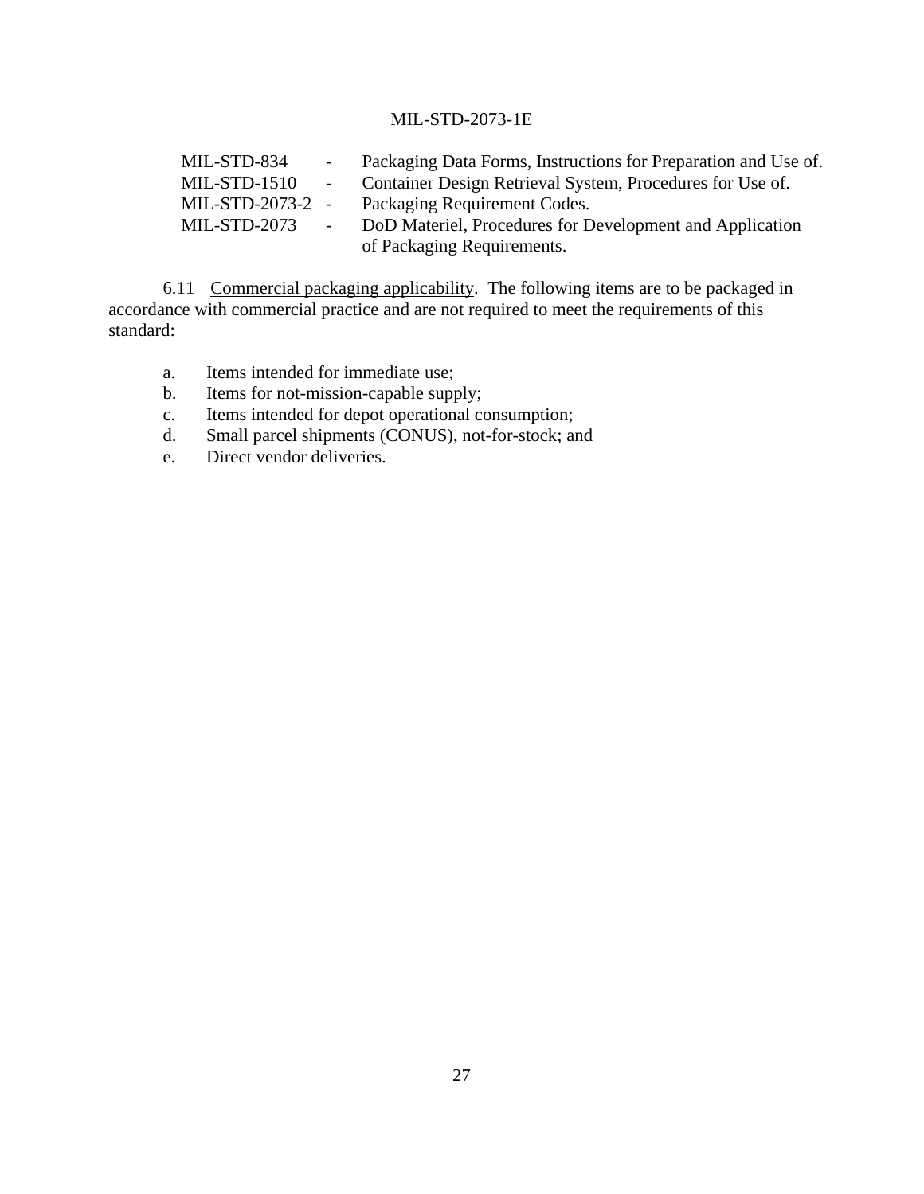MIL-STD-834 - Packaging Data Forms, Instructions for Preparation and Use of.
MIL-STD-1510 - Container Design Retrieval System, Procedures for Use of.
MIL-STD-2073-2 - Packaging Requirement Codes.
MIL-STD-2073 - DoD Materiel, Procedures for Development and Application of Packaging Requirements.

6.11 Commercial packaging applicability. The following items are to be packaged in accordance with commercial practice and are not required to meet the requirements of this standard:

a. Items intended for immediate use;
b. Items for not-mission-capable supply;
c. Items intended for depot operational consumption;
d. Small parcel shipments (CONUS), not-for-stock; and
e. Direct vendor deliveries.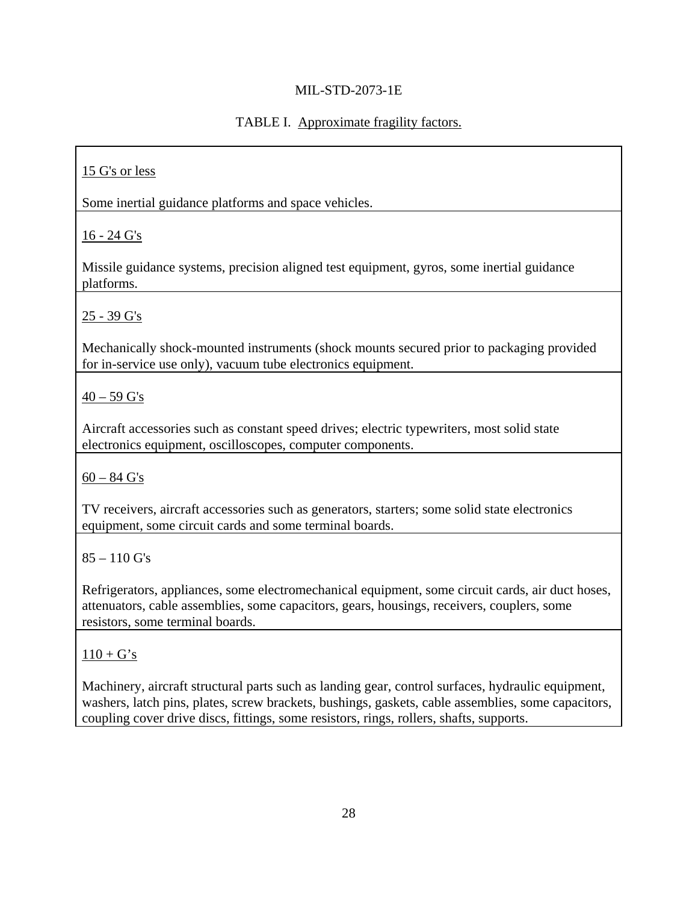TABLE I. Approximate fragility factors.

| Fragility factor | Items |
|---|---|
| 15 G's or less | Some inertial guidance platforms and space vehicles. |
| 16 - 24 G's | Missile guidance systems, precision aligned test equipment, gyros, some inertial guidance platforms. |
| 25 - 39 G's | Mechanically shock-mounted instruments (shock mounts secured prior to packaging provided for in-service use only), vacuum tube electronics equipment. |
| 40 – 59 G's | Aircraft accessories such as constant speed drives; electric typewriters, most solid state electronics equipment, oscilloscopes, computer components. |
| 60 – 84 G's | TV receivers, aircraft accessories such as generators, starters; some solid state electronics equipment, some circuit cards and some terminal boards. |
| 85 – 110 G's | Refrigerators, appliances, some electromechanical equipment, some circuit cards, air duct hoses, attenuators, cable assemblies, some capacitors, gears, housings, receivers, couplers, some resistors, some terminal boards. |
| 110 + G's | Machinery, aircraft structural parts such as landing gear, control surfaces, hydraulic equipment, washers, latch pins, plates, screw brackets, bushings, gaskets, cable assemblies, some capacitors, coupling cover drive discs, fittings, some resistors, rings, rollers, shafts, supports. |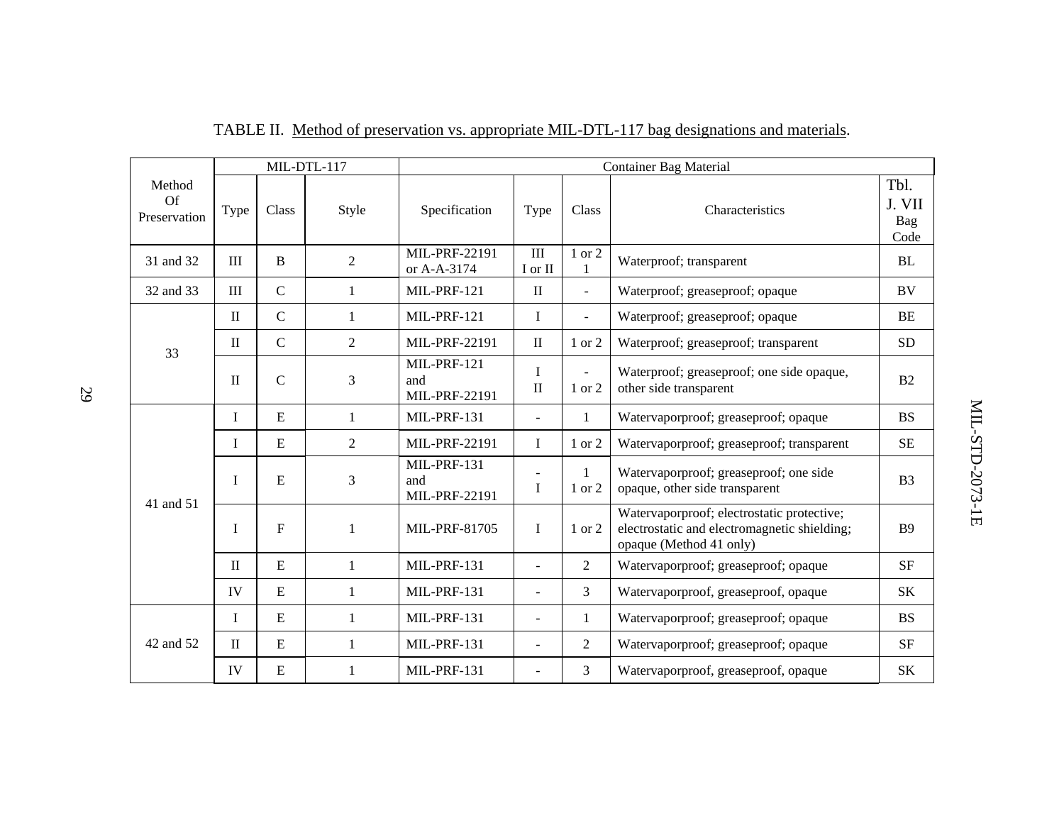TABLE II. Method of preservation vs. appropriate MIL-DTL-117 bag designations and materials.

| Method Of Preservation | MIL-DTL-117 | | | Container Bag Material | | | | |
|---|---|---|---|---|---|---|---|---|
| | Type | Class | Style | Specification | Type | Class | Characteristics | Tbl. J. VII Bag Code |
| 31 and 32 | III | B | 2 | MIL-PRF-22191 or A-A-3174 | III I or II | 1 or 2 1 | Waterproof; transparent | BL |
| 32 and 33 | III | C | 1 | MIL-PRF-121 | II | - | Waterproof; greaseproof; opaque | BV |
| 33 | II | C | 1 | MIL-PRF-121 | I | - | Waterproof; greaseproof; opaque | BE |
| | II | C | 2 | MIL-PRF-22191 | II | 1 or 2 | Waterproof; greaseproof; transparent | SD |
| | II | C | 3 | MIL-PRF-121 and MIL-PRF-22191 | I II | - 1 or 2 | Waterproof; greaseproof; one side opaque, other side transparent | B2 |
| 41 and 51 | I | E | 1 | MIL-PRF-131 | - | 1 | Watervaporproof; greaseproof; opaque | BS |
| | I | E | 2 | MIL-PRF-22191 | I | 1 or 2 | Watervaporproof; greaseproof; transparent | SE |
| | I | E | 3 | MIL-PRF-131 and MIL-PRF-22191 | - I | 1 1 or 2 | Watervaporproof; greaseproof; one side opaque, other side transparent | B3 |
| | I | F | 1 | MIL-PRF-81705 | I | 1 or 2 | Watervaporproof; electrostatic protective; electrostatic and electromagnetic shielding; opaque (Method 41 only) | B9 |
| | II | E | 1 | MIL-PRF-131 | - | 2 | Watervaporproof; greaseproof; opaque | SF |
| | IV | E | 1 | MIL-PRF-131 | - | 3 | Watervaporproof, greaseproof, opaque | SK |
| 42 and 52 | I | E | 1 | MIL-PRF-131 | - | 1 | Watervaporproof; greaseproof; opaque | BS |
| | II | E | 1 | MIL-PRF-131 | - | 2 | Watervaporproof; greaseproof; opaque | SF |
| | IV | E | 1 | MIL-PRF-131 | - | 3 | Watervaporproof, greaseproof, opaque | SK |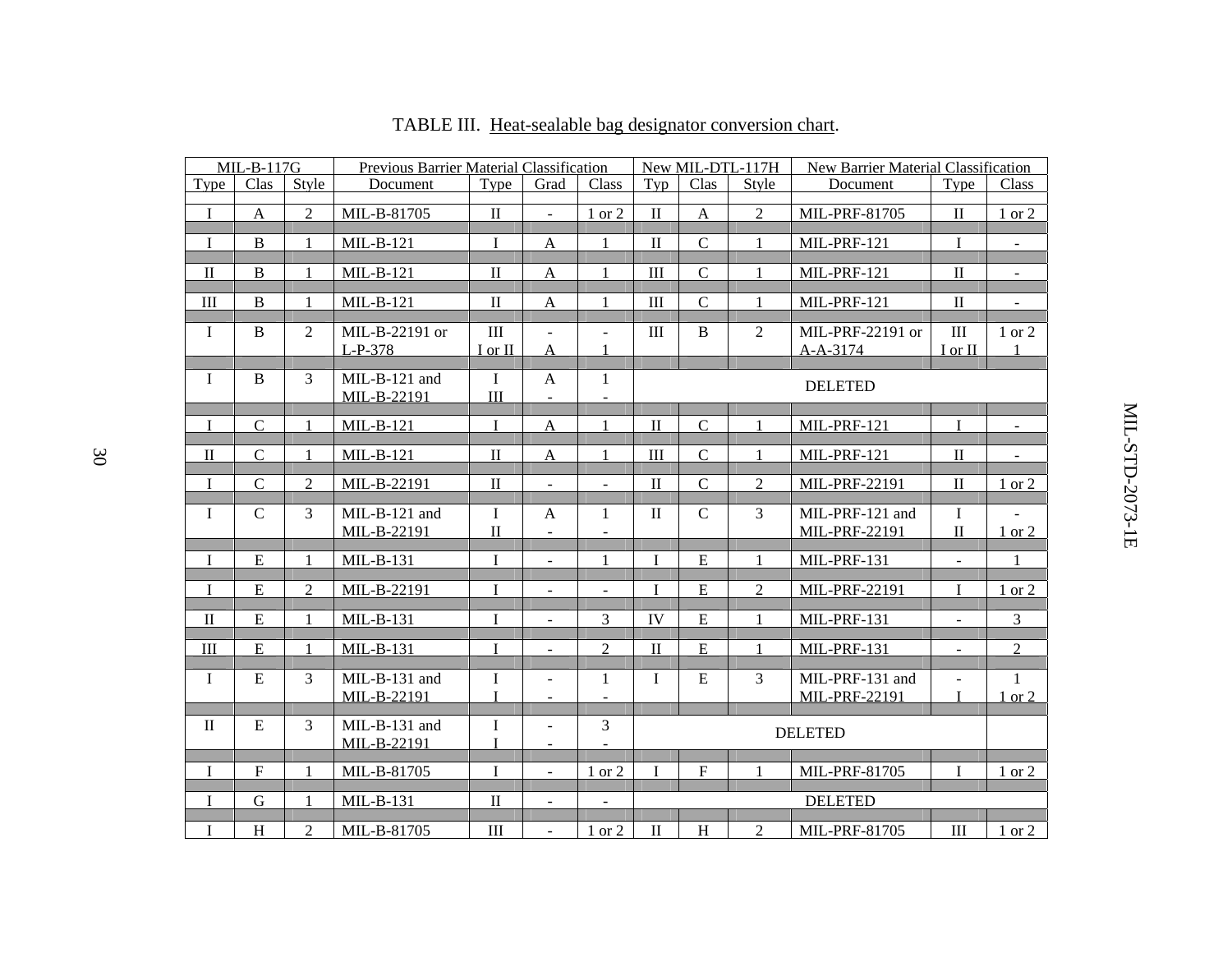TABLE III. Heat-sealable bag designator conversion chart.

| MIL-B-117G | | | Previous Barrier Material Classification | | | | New MIL-DTL-117H | | | New Barrier Material Classification | | |
|---|---|---|---|---|---|---|---|---|---|---|---|---|
| Type | Clas | Style | Document | Type | Grad | Class | Typ | Clas | Style | Document | Type | Class |
| I | A | 2 | MIL-B-81705 | II | - | 1 or 2 | II | A | 2 | MIL-PRF-81705 | II | 1 or 2 |
| I | B | 1 | MIL-B-121 | I | A | 1 | II | C | 1 | MIL-PRF-121 | I | - |
| II | B | 1 | MIL-B-121 | II | A | 1 | III | C | 1 | MIL-PRF-121 | II | - |
| III | B | 1 | MIL-B-121 | II | A | 1 | III | C | 1 | MIL-PRF-121 | II | - |
| I | B | 2 | MIL-B-22191 or L-P-378 | III I or II | - A | - 1 | III | B | 2 | MIL-PRF-22191 or A-A-3174 | III I or II | 1 or 2 1 |
| I | B | 3 | MIL-B-121 and MIL-B-22191 | I III | A - | 1 - | DELETED | | | | | |
| I | C | 1 | MIL-B-121 | I | A | 1 | II | C | 1 | MIL-PRF-121 | I | - |
| II | C | 1 | MIL-B-121 | II | A | 1 | III | C | 1 | MIL-PRF-121 | II | - |
| I | C | 2 | MIL-B-22191 | II | - | - | II | C | 2 | MIL-PRF-22191 | II | 1 or 2 |
| I | C | 3 | MIL-B-121 and MIL-B-22191 | I II | A - | 1 - | II | C | 3 | MIL-PRF-121 and MIL-PRF-22191 | I II | - 1 or 2 |
| I | E | 1 | MIL-B-131 | I | - | 1 | I | E | 1 | MIL-PRF-131 | - | 1 |
| I | E | 2 | MIL-B-22191 | I | - | - | I | E | 2 | MIL-PRF-22191 | I | 1 or 2 |
| II | E | 1 | MIL-B-131 | I | - | 3 | IV | E | 1 | MIL-PRF-131 | - | 3 |
| III | E | 1 | MIL-B-131 | I | - | 2 | II | E | 1 | MIL-PRF-131 | - | 2 |
| I | E | 3 | MIL-B-131 and MIL-B-22191 | I I | - - | 1 - | I | E | 3 | MIL-PRF-131 and MIL-PRF-22191 | - I | 1 1 or 2 |
| II | E | 3 | MIL-B-131 and MIL-B-22191 | I I | - - | 3 - | DELETED | | | | | |
| I | F | 1 | MIL-B-81705 | I | - | 1 or 2 | I | F | 1 | MIL-PRF-81705 | I | 1 or 2 |
| I | G | 1 | MIL-B-131 | II | - | - | DELETED | | | | | |
| I | H | 2 | MIL-B-81705 | III | - | 1 or 2 | II | H | 2 | MIL-PRF-81705 | III | 1 or 2 |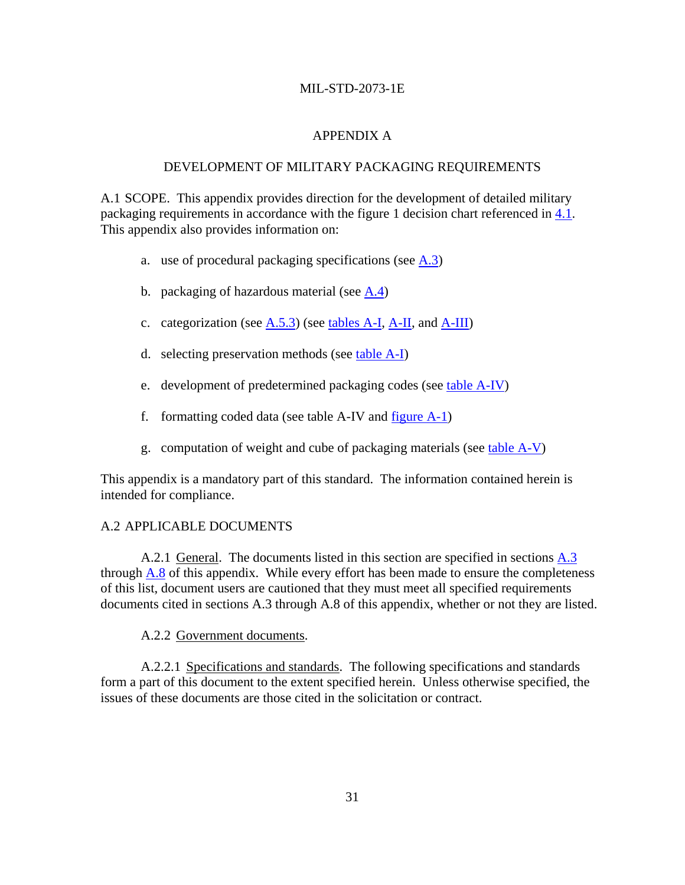# APPENDIX A

## DEVELOPMENT OF MILITARY PACKAGING REQUIREMENTS

A.1 SCOPE. This appendix provides direction for the development of detailed military packaging requirements in accordance with the figure 1 decision chart referenced in 4.1. This appendix also provides information on:

a. use of procedural packaging specifications (see A.3)

b. packaging of hazardous material (see A.4)

c. categorization (see A.5.3) (see tables A-I, A-II, and A-III)

d. selecting preservation methods (see table A-I)

e. development of predetermined packaging codes (see table A-IV)

f. formatting coded data (see table A-IV and figure A-1)

g. computation of weight and cube of packaging materials (see table A-V)

This appendix is a mandatory part of this standard. The information contained herein is intended for compliance.

## A.2 APPLICABLE DOCUMENTS

A.2.1 General. The documents listed in this section are specified in sections A.3 through A.8 of this appendix. While every effort has been made to ensure the completeness of this list, document users are cautioned that they must meet all specified requirements documents cited in sections A.3 through A.8 of this appendix, whether or not they are listed.

A.2.2 Government documents.

A.2.2.1 Specifications and standards. The following specifications and standards form a part of this document to the extent specified herein. Unless otherwise specified, the issues of these documents are those cited in the solicitation or contract.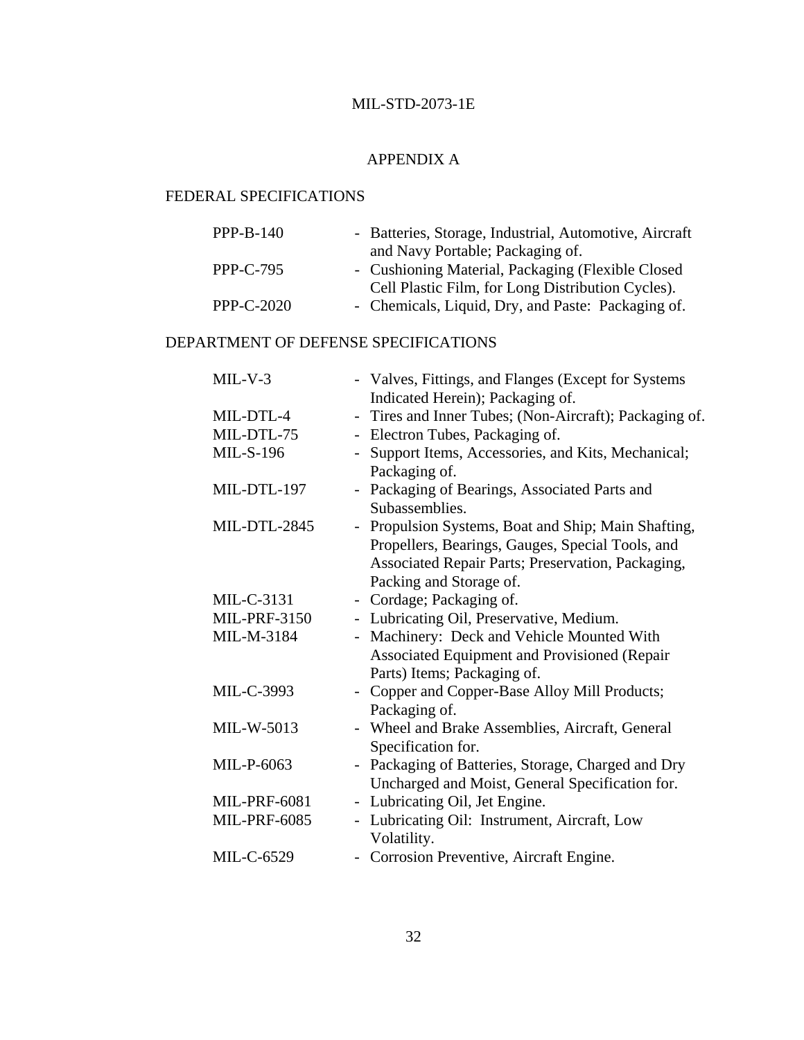## APPENDIX A

### FEDERAL SPECIFICATIONS

| | |
|---|---|
| PPP-B-140 | - Batteries, Storage, Industrial, Automotive, Aircraft and Navy Portable; Packaging of. |
| PPP-C-795 | - Cushioning Material, Packaging (Flexible Closed Cell Plastic Film, for Long Distribution Cycles). |
| PPP-C-2020 | - Chemicals, Liquid, Dry, and Paste: Packaging of. |

### DEPARTMENT OF DEFENSE SPECIFICATIONS

| | |
|---|---|
| MIL-V-3 | - Valves, Fittings, and Flanges (Except for Systems Indicated Herein); Packaging of. |
| MIL-DTL-4 | - Tires and Inner Tubes; (Non-Aircraft); Packaging of. |
| MIL-DTL-75 | - Electron Tubes, Packaging of. |
| MIL-S-196 | - Support Items, Accessories, and Kits, Mechanical; Packaging of. |
| MIL-DTL-197 | - Packaging of Bearings, Associated Parts and Subassemblies. |
| MIL-DTL-2845 | - Propulsion Systems, Boat and Ship; Main Shafting, Propellers, Bearings, Gauges, Special Tools, and Associated Repair Parts; Preservation, Packaging, Packing and Storage of. |
| MIL-C-3131 | - Cordage; Packaging of. |
| MIL-PRF-3150 | - Lubricating Oil, Preservative, Medium. |
| MIL-M-3184 | - Machinery: Deck and Vehicle Mounted With Associated Equipment and Provisioned (Repair Parts) Items; Packaging of. |
| MIL-C-3993 | - Copper and Copper-Base Alloy Mill Products; Packaging of. |
| MIL-W-5013 | - Wheel and Brake Assemblies, Aircraft, General Specification for. |
| MIL-P-6063 | - Packaging of Batteries, Storage, Charged and Dry Uncharged and Moist, General Specification for. |
| MIL-PRF-6081 | - Lubricating Oil, Jet Engine. |
| MIL-PRF-6085 | - Lubricating Oil: Instrument, Aircraft, Low Volatility. |
| MIL-C-6529 | - Corrosion Preventive, Aircraft Engine. |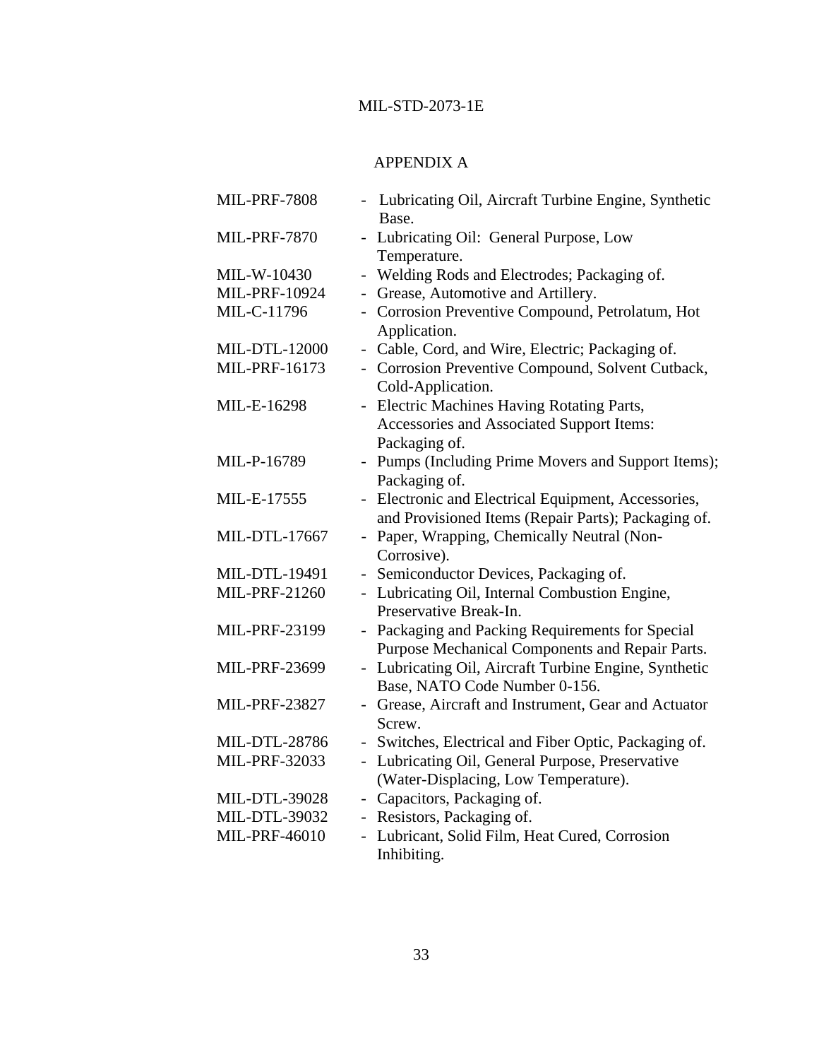## APPENDIX A

MIL-PRF-7808 - Lubricating Oil, Aircraft Turbine Engine, Synthetic Base.
MIL-PRF-7870 - Lubricating Oil: General Purpose, Low Temperature.
MIL-W-10430 - Welding Rods and Electrodes; Packaging of.
MIL-PRF-10924 - Grease, Automotive and Artillery.
MIL-C-11796 - Corrosion Preventive Compound, Petrolatum, Hot Application.
MIL-DTL-12000 - Cable, Cord, and Wire, Electric; Packaging of.
MIL-PRF-16173 - Corrosion Preventive Compound, Solvent Cutback, Cold-Application.
MIL-E-16298 - Electric Machines Having Rotating Parts, Accessories and Associated Support Items: Packaging of.
MIL-P-16789 - Pumps (Including Prime Movers and Support Items); Packaging of.
MIL-E-17555 - Electronic and Electrical Equipment, Accessories, and Provisioned Items (Repair Parts); Packaging of.
MIL-DTL-17667 - Paper, Wrapping, Chemically Neutral (Non-Corrosive).
MIL-DTL-19491 - Semiconductor Devices, Packaging of.
MIL-PRF-21260 - Lubricating Oil, Internal Combustion Engine, Preservative Break-In.
MIL-PRF-23199 - Packaging and Packing Requirements for Special Purpose Mechanical Components and Repair Parts.
MIL-PRF-23699 - Lubricating Oil, Aircraft Turbine Engine, Synthetic Base, NATO Code Number 0-156.
MIL-PRF-23827 - Grease, Aircraft and Instrument, Gear and Actuator Screw.
MIL-DTL-28786 - Switches, Electrical and Fiber Optic, Packaging of.
MIL-PRF-32033 - Lubricating Oil, General Purpose, Preservative (Water-Displacing, Low Temperature).
MIL-DTL-39028 - Capacitors, Packaging of.
MIL-DTL-39032 - Resistors, Packaging of.
MIL-PRF-46010 - Lubricant, Solid Film, Heat Cured, Corrosion Inhibiting.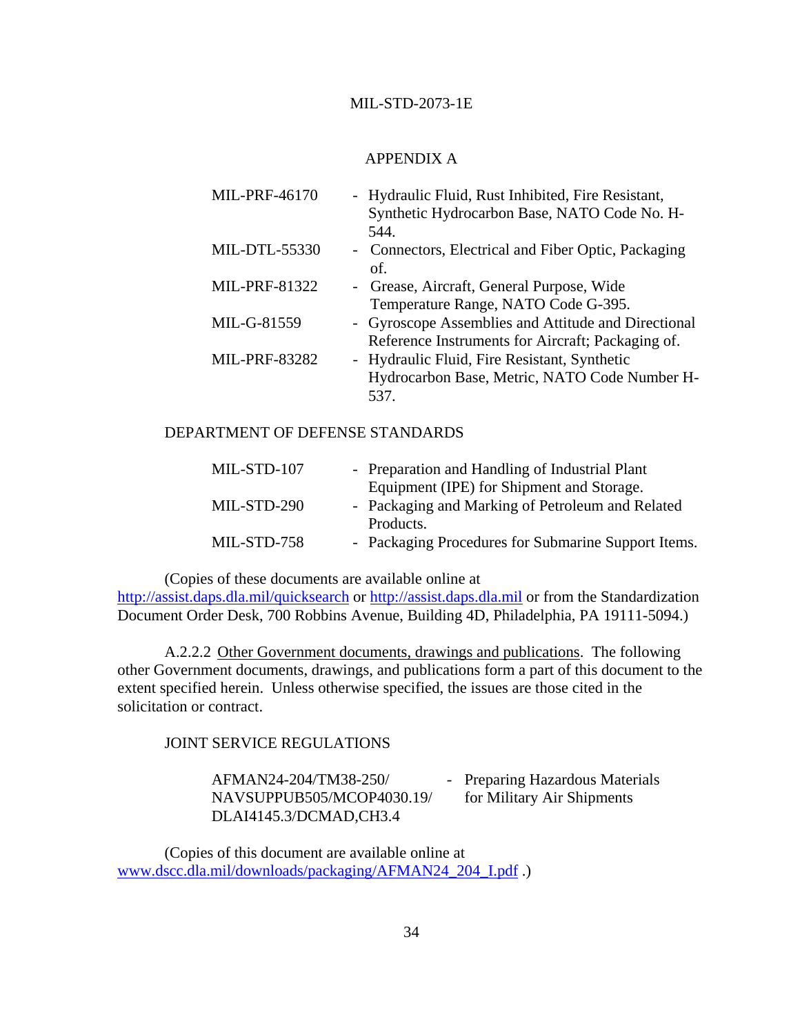## APPENDIX A

| | |
|---|---|
| MIL-PRF-46170 | - Hydraulic Fluid, Rust Inhibited, Fire Resistant, Synthetic Hydrocarbon Base, NATO Code No. H-544. |
| MIL-DTL-55330 | - Connectors, Electrical and Fiber Optic, Packaging of. |
| MIL-PRF-81322 | - Grease, Aircraft, General Purpose, Wide Temperature Range, NATO Code G-395. |
| MIL-G-81559 | - Gyroscope Assemblies and Attitude and Directional Reference Instruments for Aircraft; Packaging of. |
| MIL-PRF-83282 | - Hydraulic Fluid, Fire Resistant, Synthetic Hydrocarbon Base, Metric, NATO Code Number H-537. |

DEPARTMENT OF DEFENSE STANDARDS

| | |
|---|---|
| MIL-STD-107 | - Preparation and Handling of Industrial Plant Equipment (IPE) for Shipment and Storage. |
| MIL-STD-290 | - Packaging and Marking of Petroleum and Related Products. |
| MIL-STD-758 | - Packaging Procedures for Submarine Support Items. |

(Copies of these documents are available online at http://assist.daps.dla.mil/quicksearch or http://assist.daps.dla.mil or from the Standardization Document Order Desk, 700 Robbins Avenue, Building 4D, Philadelphia, PA 19111-5094.)

A.2.2.2 Other Government documents, drawings and publications. The following other Government documents, drawings, and publications form a part of this document to the extent specified herein. Unless otherwise specified, the issues are those cited in the solicitation or contract.

JOINT SERVICE REGULATIONS

| | |
|---|---|
| AFMAN24-204/TM38-250/ NAVSUPPUB505/MCOP4030.19/ DLAI4145.3/DCMAD,CH3.4 | - Preparing Hazardous Materials for Military Air Shipments |

(Copies of this document are available online at www.dscc.dla.mil/downloads/packaging/AFMAN24_204_I.pdf .)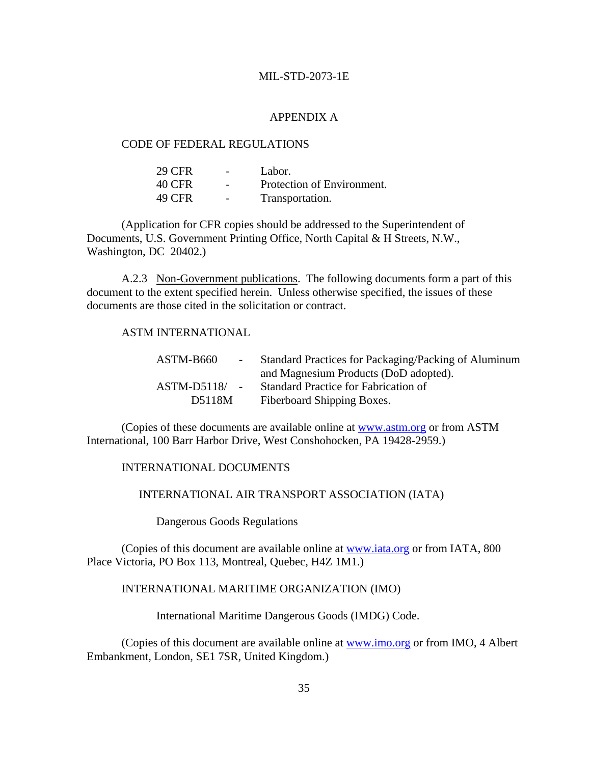APPENDIX A

CODE OF FEDERAL REGULATIONS

| | | |
|---|---|---|
| 29 CFR | - | Labor. |
| 40 CFR | - | Protection of Environment. |
| 49 CFR | - | Transportation. |

(Application for CFR copies should be addressed to the Superintendent of Documents, U.S. Government Printing Office, North Capital & H Streets, N.W., Washington, DC 20402.)

A.2.3 Non-Government publications. The following documents form a part of this document to the extent specified herein. Unless otherwise specified, the issues of these documents are those cited in the solicitation or contract.

ASTM INTERNATIONAL

| | | |
|---|---|---|
| ASTM-B660 | - | Standard Practices for Packaging/Packing of Aluminum and Magnesium Products (DoD adopted). |
| ASTM-D5118/ D5118M | - | Standard Practice for Fabrication of Fiberboard Shipping Boxes. |

(Copies of these documents are available online at www.astm.org or from ASTM International, 100 Barr Harbor Drive, West Conshohocken, PA 19428-2959.)

INTERNATIONAL DOCUMENTS

INTERNATIONAL AIR TRANSPORT ASSOCIATION (IATA)

Dangerous Goods Regulations

(Copies of this document are available online at www.iata.org or from IATA, 800 Place Victoria, PO Box 113, Montreal, Quebec, H4Z 1M1.)

INTERNATIONAL MARITIME ORGANIZATION (IMO)

International Maritime Dangerous Goods (IMDG) Code.

(Copies of this document are available online at www.imo.org or from IMO, 4 Albert Embankment, London, SE1 7SR, United Kingdom.)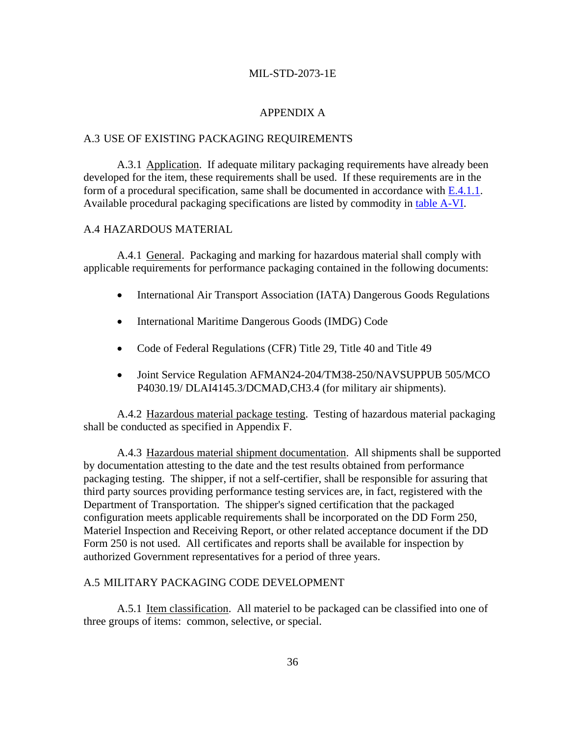## APPENDIX A

### A.3 USE OF EXISTING PACKAGING REQUIREMENTS

A.3.1 Application. If adequate military packaging requirements have already been developed for the item, these requirements shall be used. If these requirements are in the form of a procedural specification, same shall be documented in accordance with E.4.1.1. Available procedural packaging specifications are listed by commodity in table A-VI.

### A.4 HAZARDOUS MATERIAL

A.4.1 General. Packaging and marking for hazardous material shall comply with applicable requirements for performance packaging contained in the following documents:

- International Air Transport Association (IATA) Dangerous Goods Regulations
- International Maritime Dangerous Goods (IMDG) Code
- Code of Federal Regulations (CFR) Title 29, Title 40 and Title 49
- Joint Service Regulation AFMAN24-204/TM38-250/NAVSUPPUB 505/MCO P4030.19/ DLAI4145.3/DCMAD,CH3.4 (for military air shipments).

A.4.2 Hazardous material package testing. Testing of hazardous material packaging shall be conducted as specified in Appendix F.

A.4.3 Hazardous material shipment documentation. All shipments shall be supported by documentation attesting to the date and the test results obtained from performance packaging testing. The shipper, if not a self-certifier, shall be responsible for assuring that third party sources providing performance testing services are, in fact, registered with the Department of Transportation. The shipper's signed certification that the packaged configuration meets applicable requirements shall be incorporated on the DD Form 250, Materiel Inspection and Receiving Report, or other related acceptance document if the DD Form 250 is not used. All certificates and reports shall be available for inspection by authorized Government representatives for a period of three years.

### A.5 MILITARY PACKAGING CODE DEVELOPMENT

A.5.1 Item classification. All materiel to be packaged can be classified into one of three groups of items: common, selective, or special.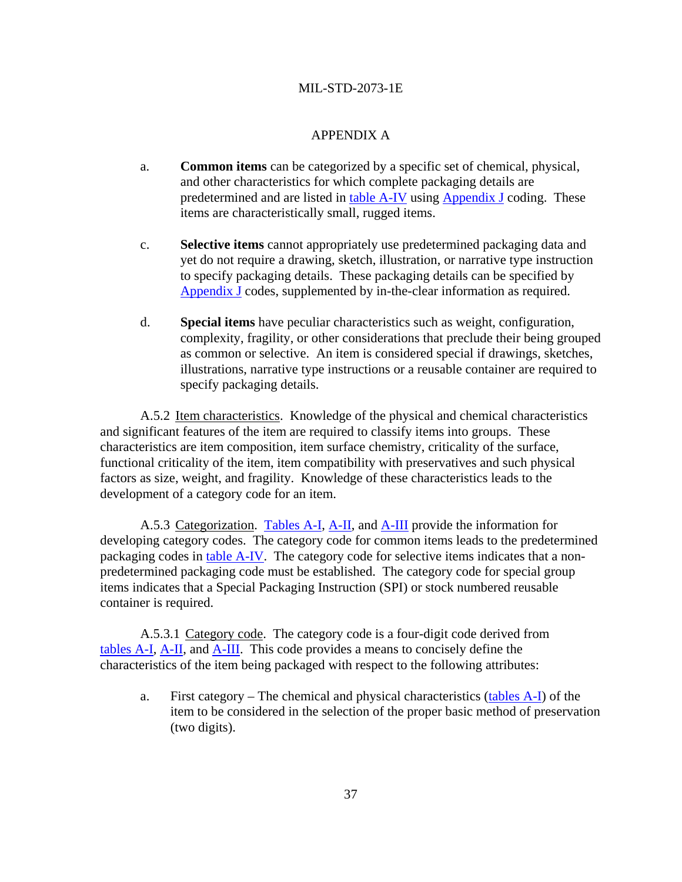APPENDIX A

a. **Common items** can be categorized by a specific set of chemical, physical, and other characteristics for which complete packaging details are predetermined and are listed in table A-IV using Appendix J coding. These items are characteristically small, rugged items.

c. **Selective items** cannot appropriately use predetermined packaging data and yet do not require a drawing, sketch, illustration, or narrative type instruction to specify packaging details. These packaging details can be specified by Appendix J codes, supplemented by in-the-clear information as required.

d. **Special items** have peculiar characteristics such as weight, configuration, complexity, fragility, or other considerations that preclude their being grouped as common or selective. An item is considered special if drawings, sketches, illustrations, narrative type instructions or a reusable container are required to specify packaging details.

A.5.2 Item characteristics. Knowledge of the physical and chemical characteristics and significant features of the item are required to classify items into groups. These characteristics are item composition, item surface chemistry, criticality of the surface, functional criticality of the item, item compatibility with preservatives and such physical factors as size, weight, and fragility. Knowledge of these characteristics leads to the development of a category code for an item.

A.5.3 Categorization. Tables A-I, A-II, and A-III provide the information for developing category codes. The category code for common items leads to the predetermined packaging codes in table A-IV. The category code for selective items indicates that a non-predetermined packaging code must be established. The category code for special group items indicates that a Special Packaging Instruction (SPI) or stock numbered reusable container is required.

A.5.3.1 Category code. The category code is a four-digit code derived from tables A-I, A-II, and A-III. This code provides a means to concisely define the characteristics of the item being packaged with respect to the following attributes:

a. First category – The chemical and physical characteristics (tables A-I) of the item to be considered in the selection of the proper basic method of preservation (two digits).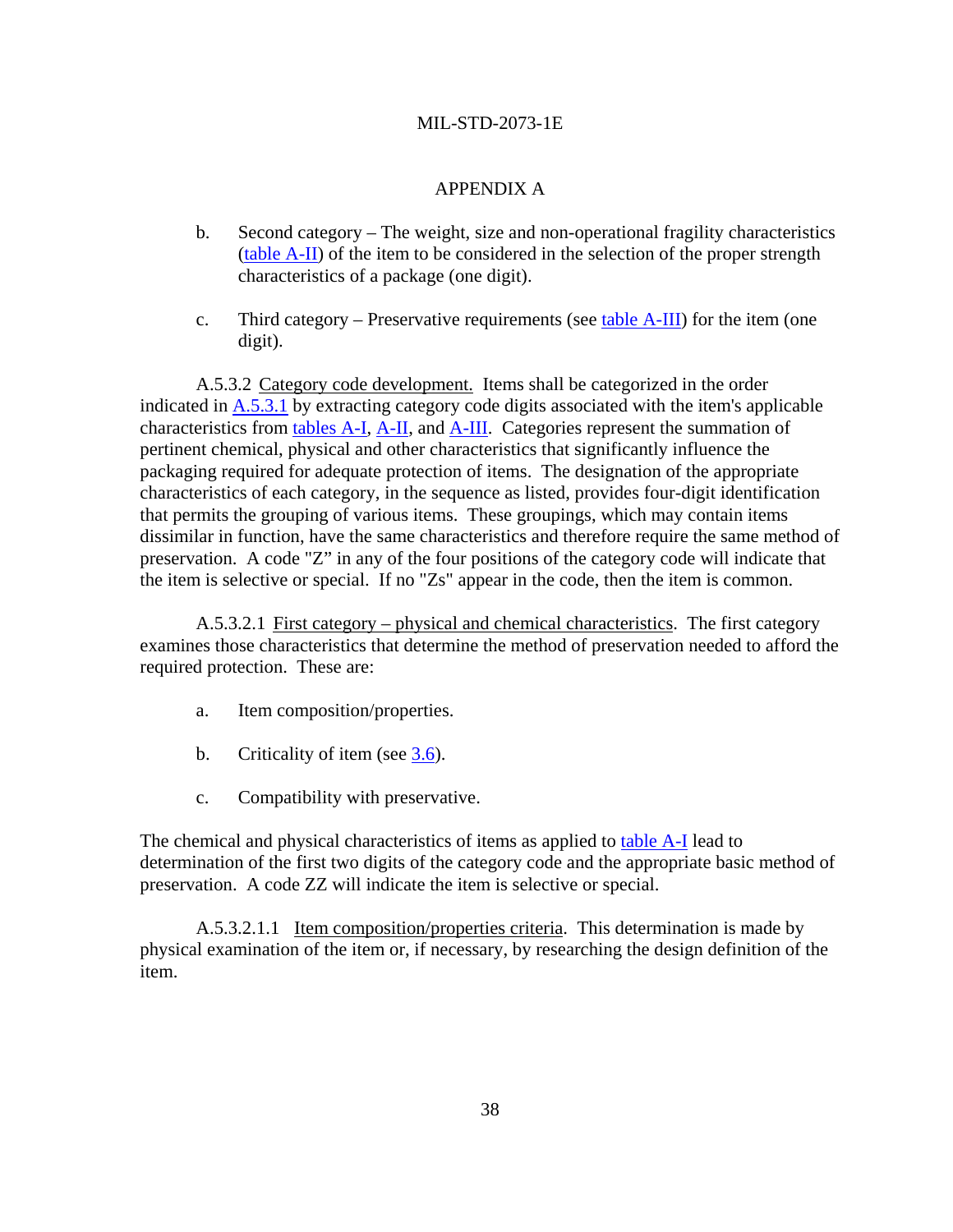## APPENDIX A

b. Second category – The weight, size and non-operational fragility characteristics (table A-II) of the item to be considered in the selection of the proper strength characteristics of a package (one digit).

c. Third category – Preservative requirements (see table A-III) for the item (one digit).

A.5.3.2 Category code development. Items shall be categorized in the order indicated in A.5.3.1 by extracting category code digits associated with the item's applicable characteristics from tables A-I, A-II, and A-III. Categories represent the summation of pertinent chemical, physical and other characteristics that significantly influence the packaging required for adequate protection of items. The designation of the appropriate characteristics of each category, in the sequence as listed, provides four-digit identification that permits the grouping of various items. These groupings, which may contain items dissimilar in function, have the same characteristics and therefore require the same method of preservation. A code "Z" in any of the four positions of the category code will indicate that the item is selective or special. If no "Zs" appear in the code, then the item is common.

A.5.3.2.1 First category – physical and chemical characteristics. The first category examines those characteristics that determine the method of preservation needed to afford the required protection. These are:

a. Item composition/properties.

b. Criticality of item (see 3.6).

c. Compatibility with preservative.

The chemical and physical characteristics of items as applied to table A-I lead to determination of the first two digits of the category code and the appropriate basic method of preservation. A code ZZ will indicate the item is selective or special.

A.5.3.2.1.1 Item composition/properties criteria. This determination is made by physical examination of the item or, if necessary, by researching the design definition of the item.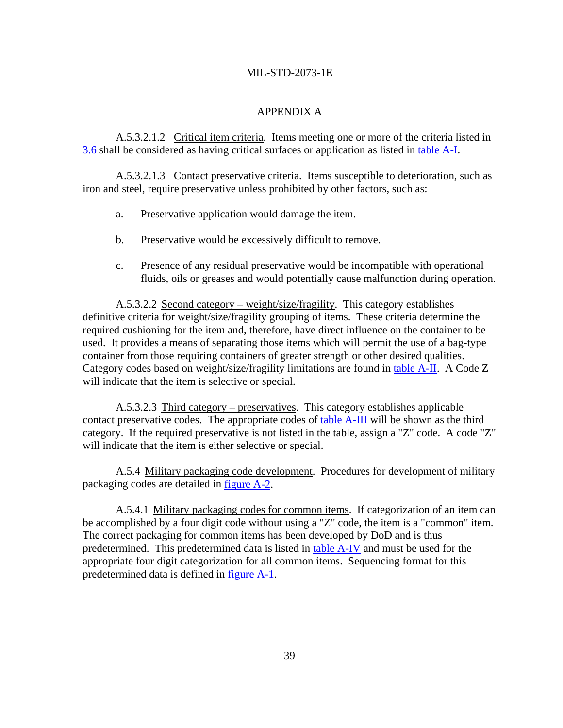## APPENDIX A

A.5.3.2.1.2 Critical item criteria. Items meeting one or more of the criteria listed in 3.6 shall be considered as having critical surfaces or application as listed in table A-I.

A.5.3.2.1.3 Contact preservative criteria. Items susceptible to deterioration, such as iron and steel, require preservative unless prohibited by other factors, such as:

a. Preservative application would damage the item.

b. Preservative would be excessively difficult to remove.

c. Presence of any residual preservative would be incompatible with operational fluids, oils or greases and would potentially cause malfunction during operation.

A.5.3.2.2 Second category – weight/size/fragility. This category establishes definitive criteria for weight/size/fragility grouping of items. These criteria determine the required cushioning for the item and, therefore, have direct influence on the container to be used. It provides a means of separating those items which will permit the use of a bag-type container from those requiring containers of greater strength or other desired qualities. Category codes based on weight/size/fragility limitations are found in table A-II. A Code Z will indicate that the item is selective or special.

A.5.3.2.3 Third category – preservatives. This category establishes applicable contact preservative codes. The appropriate codes of table A-III will be shown as the third category. If the required preservative is not listed in the table, assign a "Z" code. A code "Z" will indicate that the item is either selective or special.

A.5.4 Military packaging code development. Procedures for development of military packaging codes are detailed in figure A-2.

A.5.4.1 Military packaging codes for common items. If categorization of an item can be accomplished by a four digit code without using a "Z" code, the item is a "common" item. The correct packaging for common items has been developed by DoD and is thus predetermined. This predetermined data is listed in table A-IV and must be used for the appropriate four digit categorization for all common items. Sequencing format for this predetermined data is defined in figure A-1.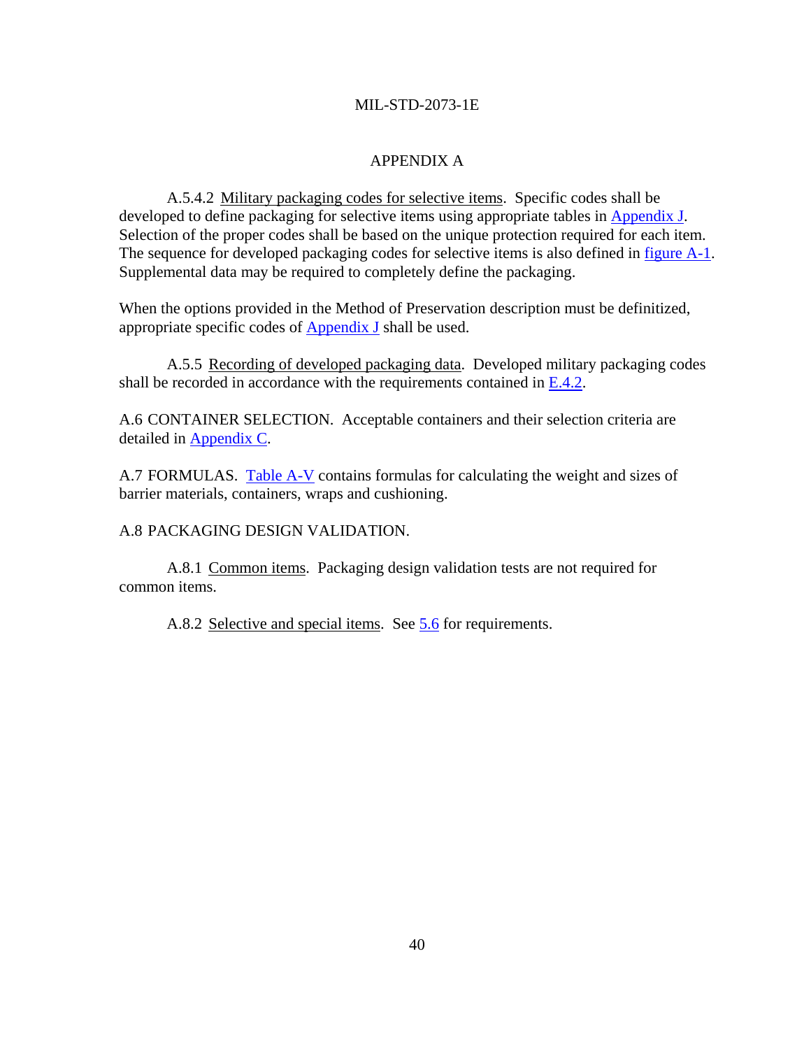APPENDIX A

A.5.4.2 Military packaging codes for selective items. Specific codes shall be developed to define packaging for selective items using appropriate tables in Appendix J. Selection of the proper codes shall be based on the unique protection required for each item. The sequence for developed packaging codes for selective items is also defined in figure A-1. Supplemental data may be required to completely define the packaging.

When the options provided in the Method of Preservation description must be definitized, appropriate specific codes of Appendix J shall be used.

A.5.5 Recording of developed packaging data. Developed military packaging codes shall be recorded in accordance with the requirements contained in E.4.2.

A.6 CONTAINER SELECTION. Acceptable containers and their selection criteria are detailed in Appendix C.

A.7 FORMULAS. Table A-V contains formulas for calculating the weight and sizes of barrier materials, containers, wraps and cushioning.

A.8 PACKAGING DESIGN VALIDATION.

A.8.1 Common items. Packaging design validation tests are not required for common items.

A.8.2 Selective and special items. See 5.6 for requirements.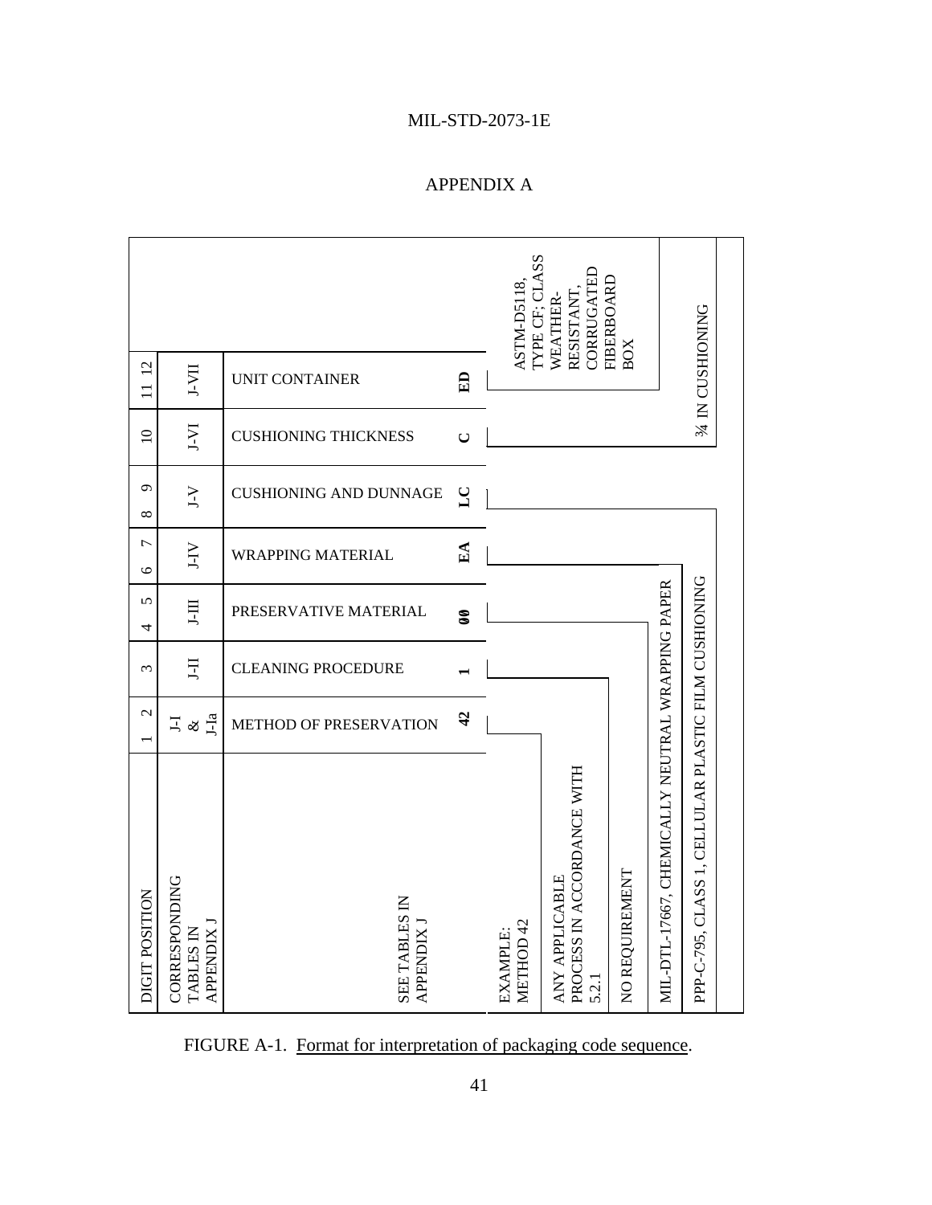# APPENDIX A

| DIGIT POSITION | 1 2 | 3 | 4 5 | 6 7 | 8 9 | 10 | 11 12 |
|---|---|---|---|---|---|---|---|
| CORRESPONDING TABLES IN APPENDIX J | J-I & J-Ia | J-II | J-III | J-IV | J-V | J-VI | J-VII |
| SEE TABLES IN APPENDIX J | METHOD OF PRESERVATION | CLEANING PROCEDURE | PRESERVATIVE MATERIAL | WRAPPING MATERIAL | CUSHIONING AND DUNNAGE | CUSHIONING THICKNESS | UNIT CONTAINER |
| EXAMPLE: METHOD 42 | **42** | **1** | **00** | **EA** | **LC** | **C** | **ED** |

- **42** – ANY APPLICABLE PROCESS IN ACCORDANCE WITH 5.2.1
- **1** – ANY APPLICABLE PROCESS IN ACCORDANCE WITH 5.2.1
- **00** – NO REQUIREMENT
- **EA** – MIL-DTL-17667, CHEMICALLY NEUTRAL WRAPPING PAPER
- **LC** – PPP-C-795, CLASS 1, CELLULAR PLASTIC FILM CUSHIONING
- **C** – ¾ IN CUSHIONING
- **ED** – ASTM-D5118, TYPE CF; CLASS WEATHER-RESISTANT, CORRUGATED FIBERBOARD BOX

FIGURE A-1. Format for interpretation of packaging code sequence.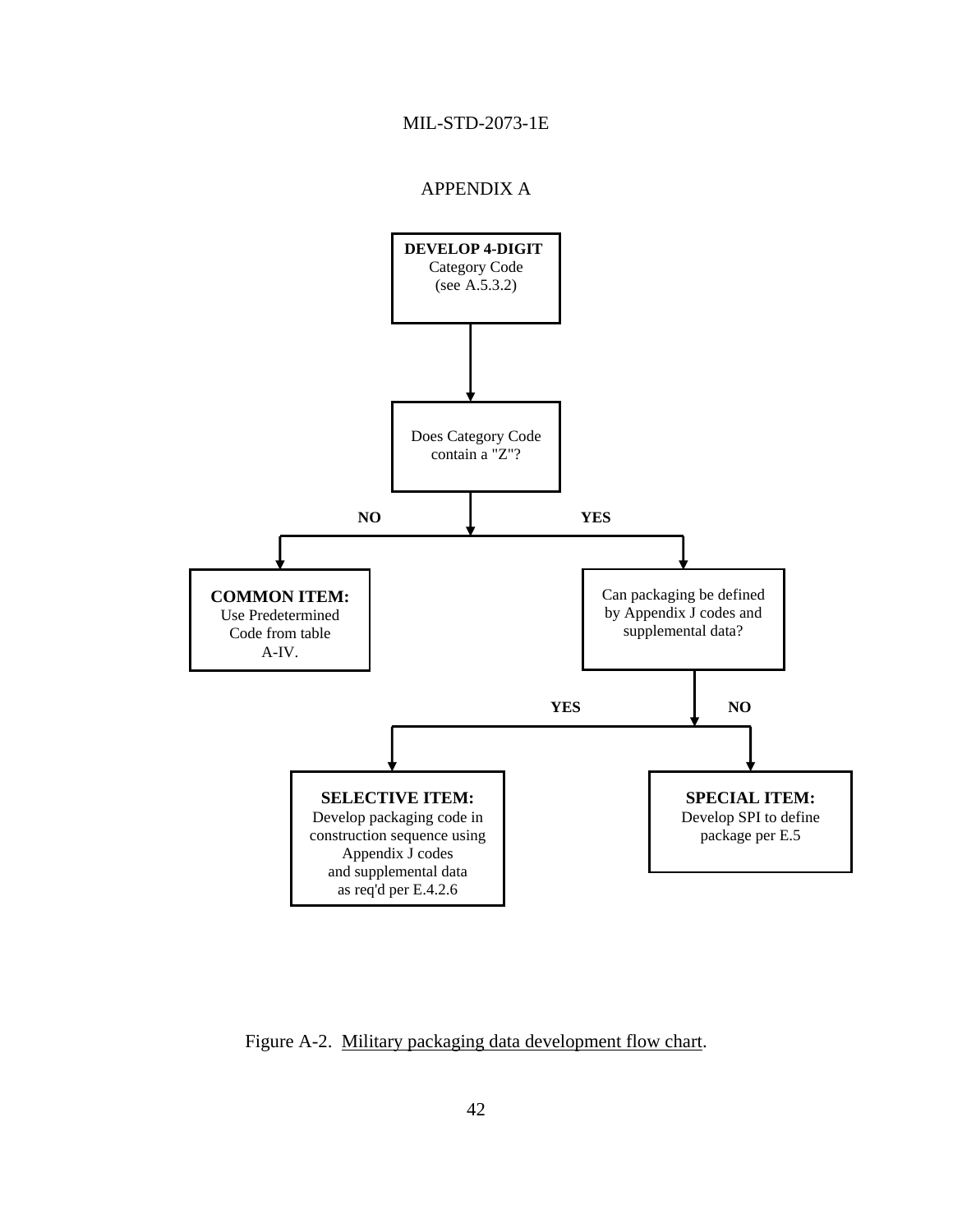APPENDIX A

DEVELOP 4-DIGIT Category Code (see A.5.3.2)

Does Category Code contain a "Z"?

NO

YES

**COMMON ITEM:** Use Predetermined Code from table A-IV.

Can packaging be defined by Appendix J codes and supplemental data?

YES

NO

**SELECTIVE ITEM:** Develop packaging code in construction sequence using Appendix J codes and supplemental data as req'd per E.4.2.6

**SPECIAL ITEM:** Develop SPI to define package per E.5

Figure A-2. Military packaging data development flow chart.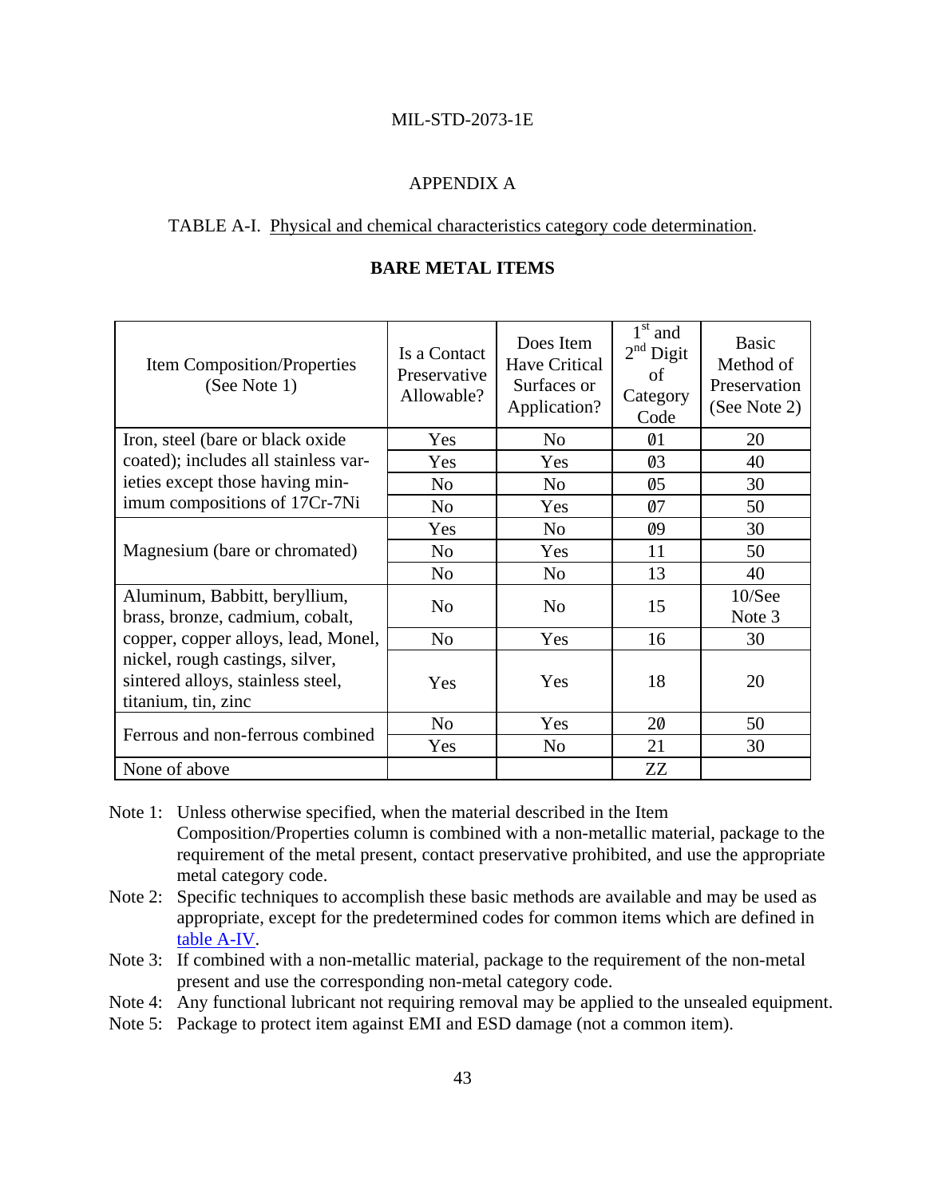## APPENDIX A

TABLE A-I. Physical and chemical characteristics category code determination.

**BARE METAL ITEMS**

| Item Composition/Properties (See Note 1) | Is a Contact Preservative Allowable? | Does Item Have Critical Surfaces or Application? | 1st and 2nd Digit of Category Code | Basic Method of Preservation (See Note 2) |
|---|---|---|---|---|
| Iron, steel (bare or black oxide coated); includes all stainless varieties except those having minimum compositions of 17Cr-7Ni | Yes | No | 01 | 20 |
| | Yes | Yes | 03 | 40 |
| | No | No | 05 | 30 |
| | No | Yes | 07 | 50 |
| Magnesium (bare or chromated) | Yes | No | 09 | 30 |
| | No | Yes | 11 | 50 |
| | No | No | 13 | 40 |
| Aluminum, Babbitt, beryllium, brass, bronze, cadmium, cobalt, copper, copper alloys, lead, Monel, nickel, rough castings, silver, sintered alloys, stainless steel, titanium, tin, zinc | No | No | 15 | 10/See Note 3 |
| | No | Yes | 16 | 30 |
| | Yes | Yes | 18 | 20 |
| Ferrous and non-ferrous combined | No | Yes | 20 | 50 |
| | Yes | No | 21 | 30 |
| None of above | | | ZZ | |

Note 1: Unless otherwise specified, when the material described in the Item Composition/Properties column is combined with a non-metallic material, package to the requirement of the metal present, contact preservative prohibited, and use the appropriate metal category code.

Note 2: Specific techniques to accomplish these basic methods are available and may be used as appropriate, except for the predetermined codes for common items which are defined in table A-IV.

Note 3: If combined with a non-metallic material, package to the requirement of the non-metal present and use the corresponding non-metal category code.

Note 4: Any functional lubricant not requiring removal may be applied to the unsealed equipment.

Note 5: Package to protect item against EMI and ESD damage (not a common item).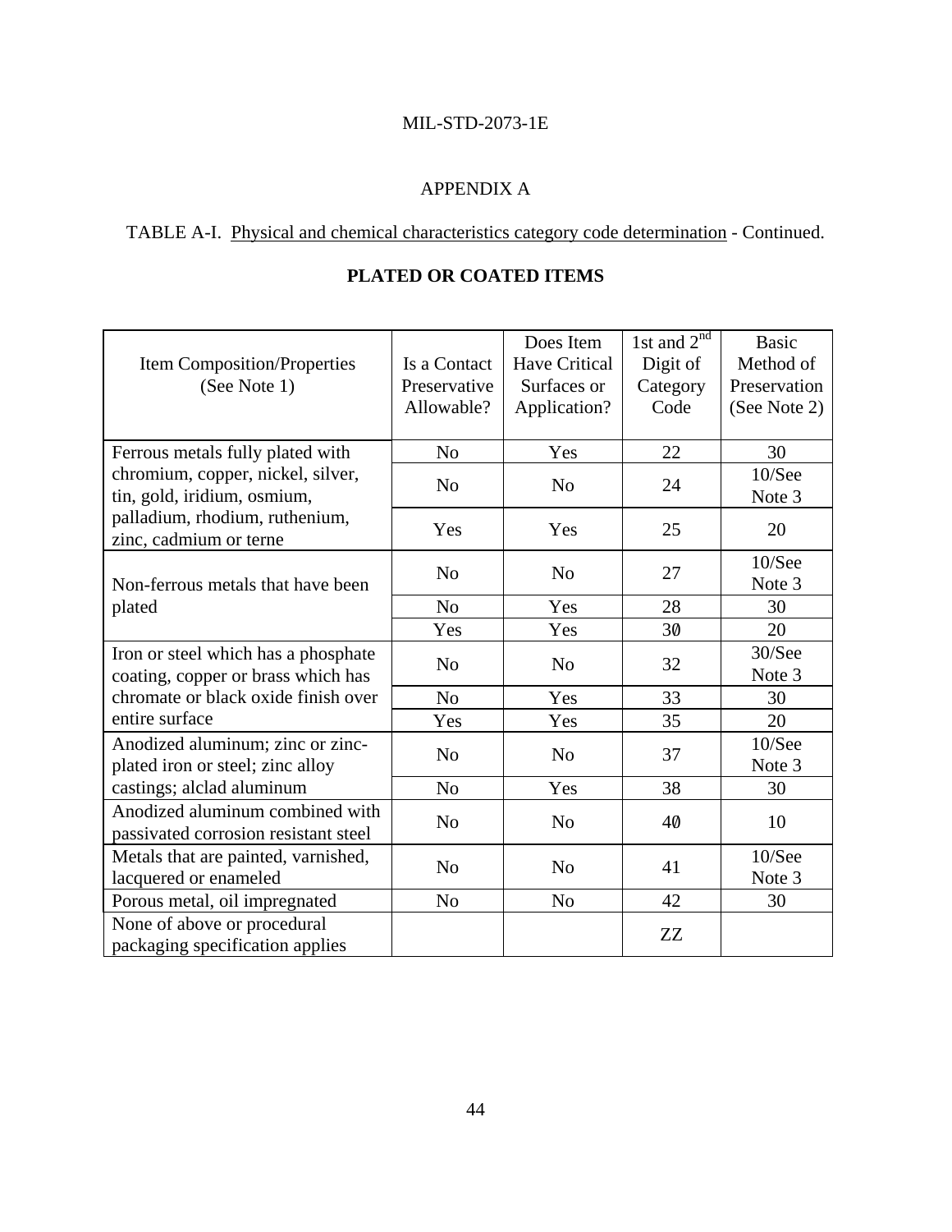APPENDIX A

TABLE A-I. Physical and chemical characteristics category code determination - Continued.

**PLATED OR COATED ITEMS**

| Item Composition/Properties (See Note 1) | Is a Contact Preservative Allowable? | Does Item Have Critical Surfaces or Application? | 1st and 2nd Digit of Category Code | Basic Method of Preservation (See Note 2) |
|---|---|---|---|---|
| Ferrous metals fully plated with chromium, copper, nickel, silver, tin, gold, iridium, osmium, palladium, rhodium, ruthenium, zinc, cadmium or terne | No | Yes | 22 | 30 |
| | No | No | 24 | 10/See Note 3 |
| | Yes | Yes | 25 | 20 |
| Non-ferrous metals that have been plated | No | No | 27 | 10/See Note 3 |
| | No | Yes | 28 | 30 |
| | Yes | Yes | 30 | 20 |
| Iron or steel which has a phosphate coating, copper or brass which has chromate or black oxide finish over entire surface | No | No | 32 | 30/See Note 3 |
| | No | Yes | 33 | 30 |
| | Yes | Yes | 35 | 20 |
| Anodized aluminum; zinc or zinc-plated iron or steel; zinc alloy castings; alclad aluminum | No | No | 37 | 10/See Note 3 |
| | No | Yes | 38 | 30 |
| Anodized aluminum combined with passivated corrosion resistant steel | No | No | 40 | 10 |
| Metals that are painted, varnished, lacquered or enameled | No | No | 41 | 10/See Note 3 |
| Porous metal, oil impregnated | No | No | 42 | 30 |
| None of above or procedural packaging specification applies | | | ZZ | |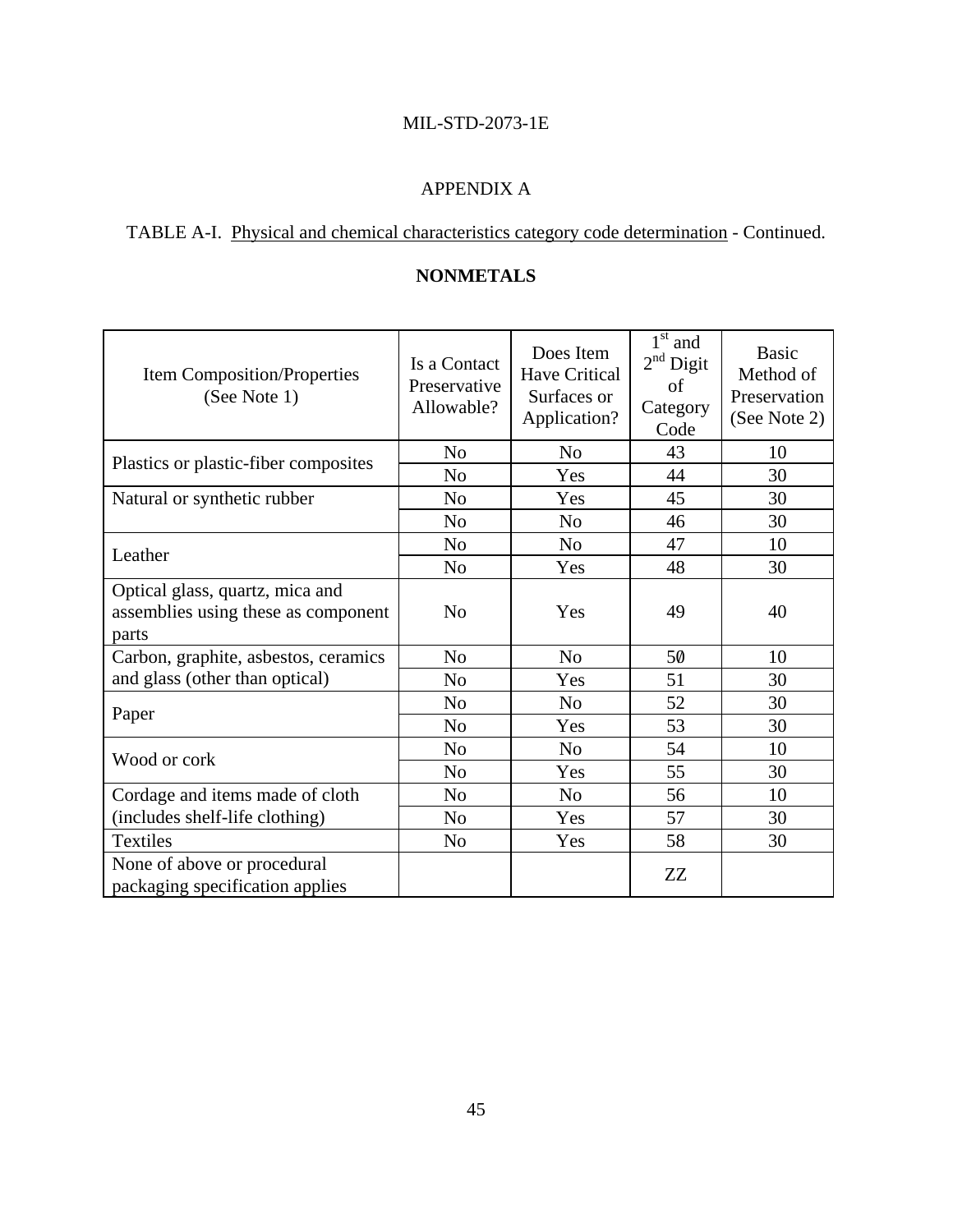APPENDIX A

TABLE A-I. Physical and chemical characteristics category code determination - Continued.

**NONMETALS**

| Item Composition/Properties (See Note 1) | Is a Contact Preservative Allowable? | Does Item Have Critical Surfaces or Application? | 1st and 2nd Digit of Category Code | Basic Method of Preservation (See Note 2) |
|---|---|---|---|---|
| Plastics or plastic-fiber composites | No | No | 43 | 10 |
| | No | Yes | 44 | 30 |
| Natural or synthetic rubber | No | Yes | 45 | 30 |
| | No | No | 46 | 30 |
| Leather | No | No | 47 | 10 |
| | No | Yes | 48 | 30 |
| Optical glass, quartz, mica and assemblies using these as component parts | No | Yes | 49 | 40 |
| Carbon, graphite, asbestos, ceramics and glass (other than optical) | No | No | 50 | 10 |
| | No | Yes | 51 | 30 |
| Paper | No | No | 52 | 30 |
| | No | Yes | 53 | 30 |
| Wood or cork | No | No | 54 | 10 |
| | No | Yes | 55 | 30 |
| Cordage and items made of cloth (includes shelf-life clothing) | No | No | 56 | 10 |
| | No | Yes | 57 | 30 |
| Textiles | No | Yes | 58 | 30 |
| None of above or procedural packaging specification applies | | | ZZ | |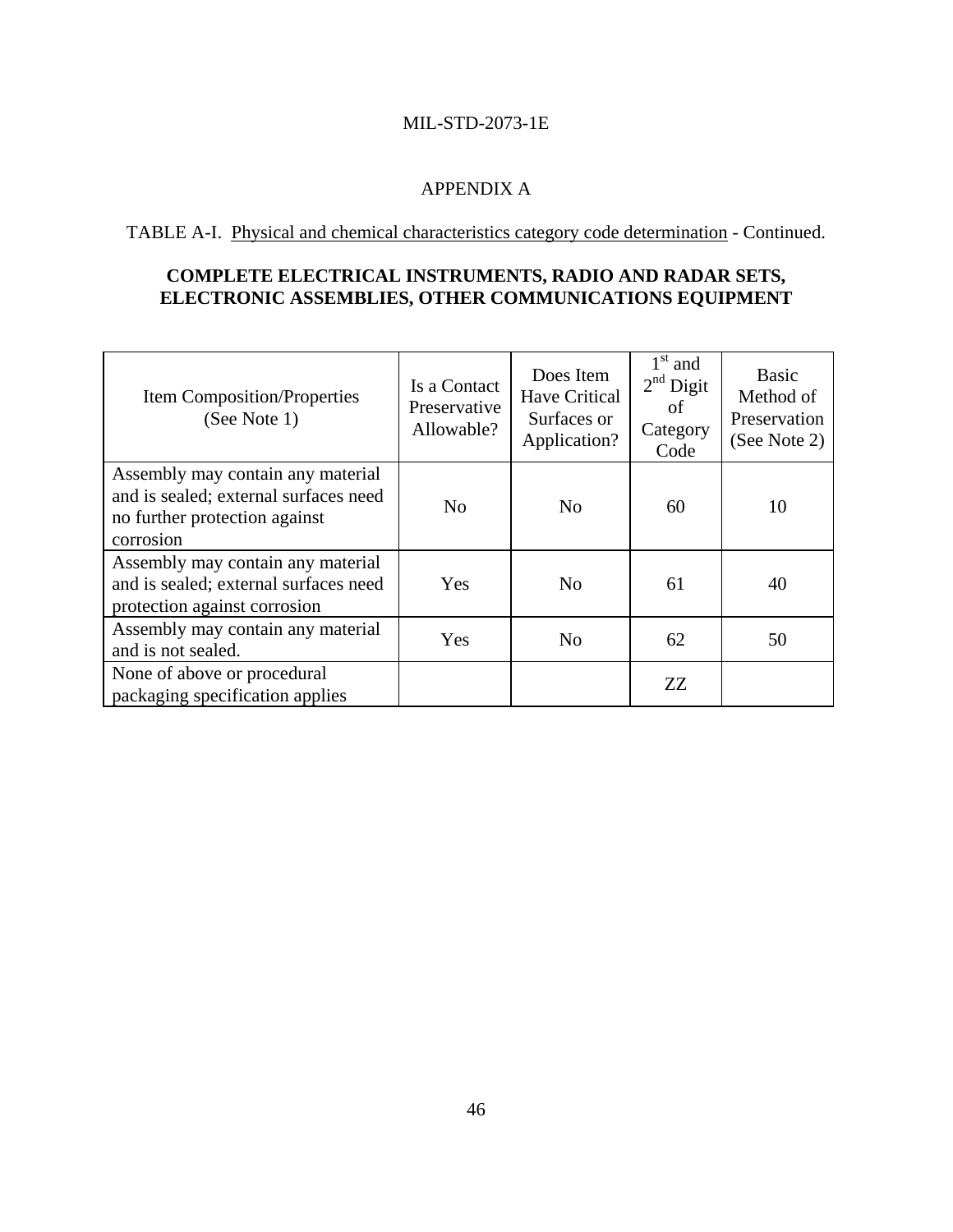APPENDIX A

TABLE A-I. Physical and chemical characteristics category code determination - Continued.

**COMPLETE ELECTRICAL INSTRUMENTS, RADIO AND RADAR SETS, ELECTRONIC ASSEMBLIES, OTHER COMMUNICATIONS EQUIPMENT**

| Item Composition/Properties (See Note 1) | Is a Contact Preservative Allowable? | Does Item Have Critical Surfaces or Application? | 1st and 2nd Digit of Category Code | Basic Method of Preservation (See Note 2) |
|---|---|---|---|---|
| Assembly may contain any material and is sealed; external surfaces need no further protection against corrosion | No | No | 60 | 10 |
| Assembly may contain any material and is sealed; external surfaces need protection against corrosion | Yes | No | 61 | 40 |
| Assembly may contain any material and is not sealed. | Yes | No | 62 | 50 |
| None of above or procedural packaging specification applies | | | ZZ | |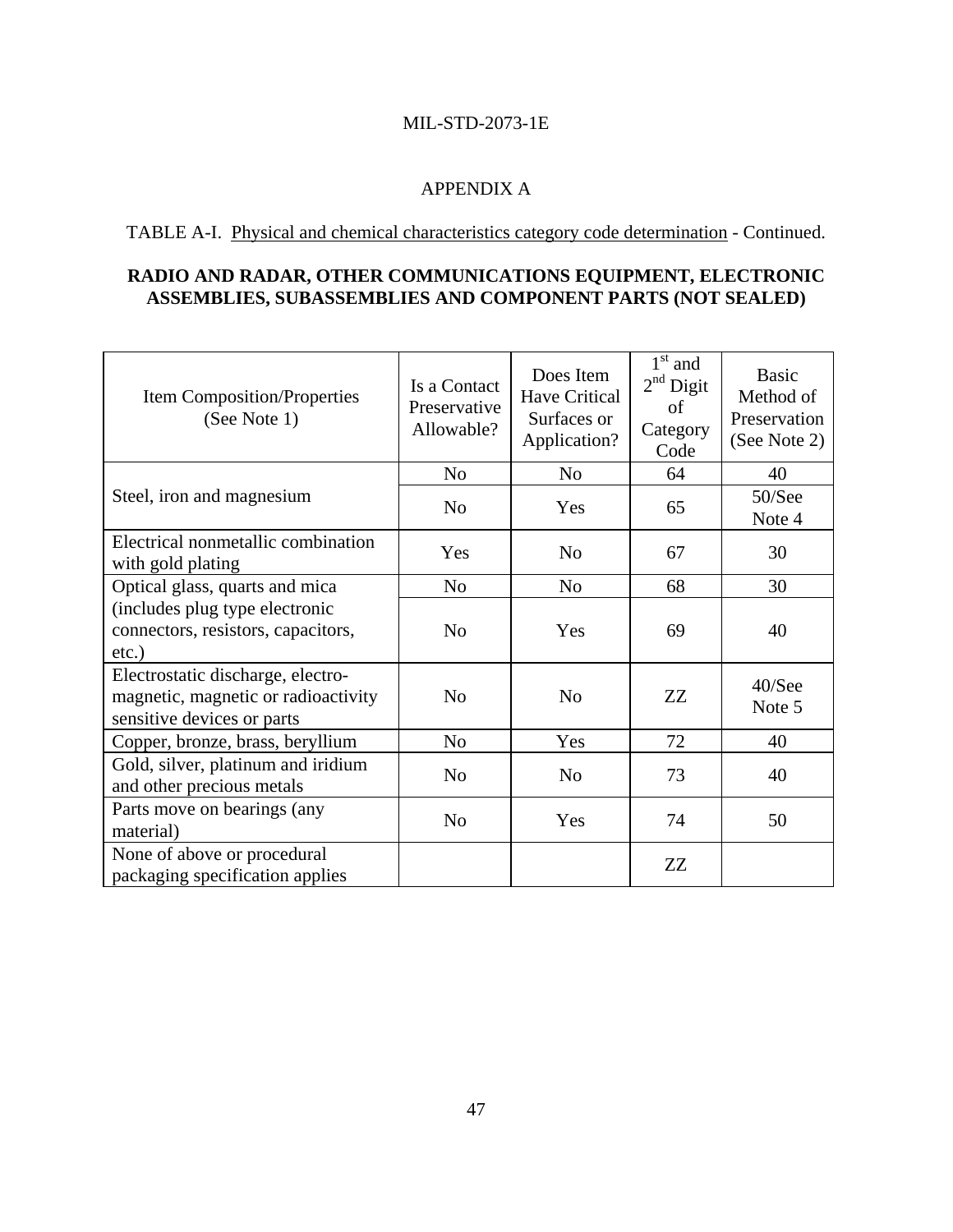## APPENDIX A

TABLE A-I. Physical and chemical characteristics category code determination - Continued.

**RADIO AND RADAR, OTHER COMMUNICATIONS EQUIPMENT, ELECTRONIC ASSEMBLIES, SUBASSEMBLIES AND COMPONENT PARTS (NOT SEALED)**

| Item Composition/Properties (See Note 1) | Is a Contact Preservative Allowable? | Does Item Have Critical Surfaces or Application? | 1st and 2nd Digit of Category Code | Basic Method of Preservation (See Note 2) |
|---|---|---|---|---|
| Steel, iron and magnesium | No | No | 64 | 40 |
| | No | Yes | 65 | 50/See Note 4 |
| Electrical nonmetallic combination with gold plating | Yes | No | 67 | 30 |
| Optical glass, quarts and mica (includes plug type electronic connectors, resistors, capacitors, etc.) | No | No | 68 | 30 |
| | No | Yes | 69 | 40 |
| Electrostatic discharge, electro-magnetic, magnetic or radioactivity sensitive devices or parts | No | No | ZZ | 40/See Note 5 |
| Copper, bronze, brass, beryllium | No | Yes | 72 | 40 |
| Gold, silver, platinum and iridium and other precious metals | No | No | 73 | 40 |
| Parts move on bearings (any material) | No | Yes | 74 | 50 |
| None of above or procedural packaging specification applies | | | ZZ | |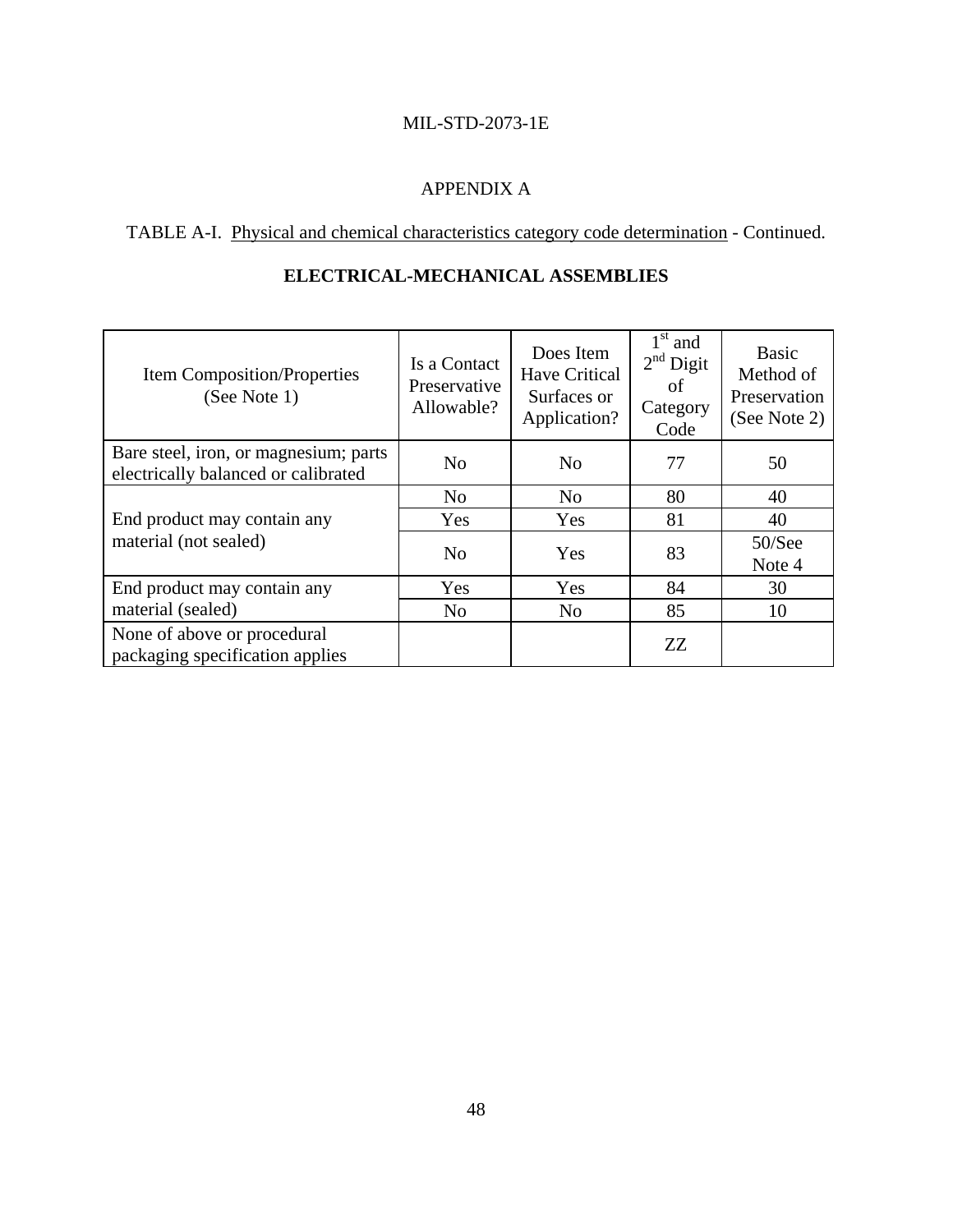## APPENDIX A

TABLE A-I. Physical and chemical characteristics category code determination - Continued.

### ELECTRICAL-MECHANICAL ASSEMBLIES

| Item Composition/Properties (See Note 1) | Is a Contact Preservative Allowable? | Does Item Have Critical Surfaces or Application? | 1st and 2nd Digit of Category Code | Basic Method of Preservation (See Note 2) |
|---|---|---|---|---|
| Bare steel, iron, or magnesium; parts electrically balanced or calibrated | No | No | 77 | 50 |
| End product may contain any material (not sealed) | No | No | 80 | 40 |
| | Yes | Yes | 81 | 40 |
| | No | Yes | 83 | 50/See Note 4 |
| End product may contain any material (sealed) | Yes | Yes | 84 | 30 |
| | No | No | 85 | 10 |
| None of above or procedural packaging specification applies | | | ZZ | |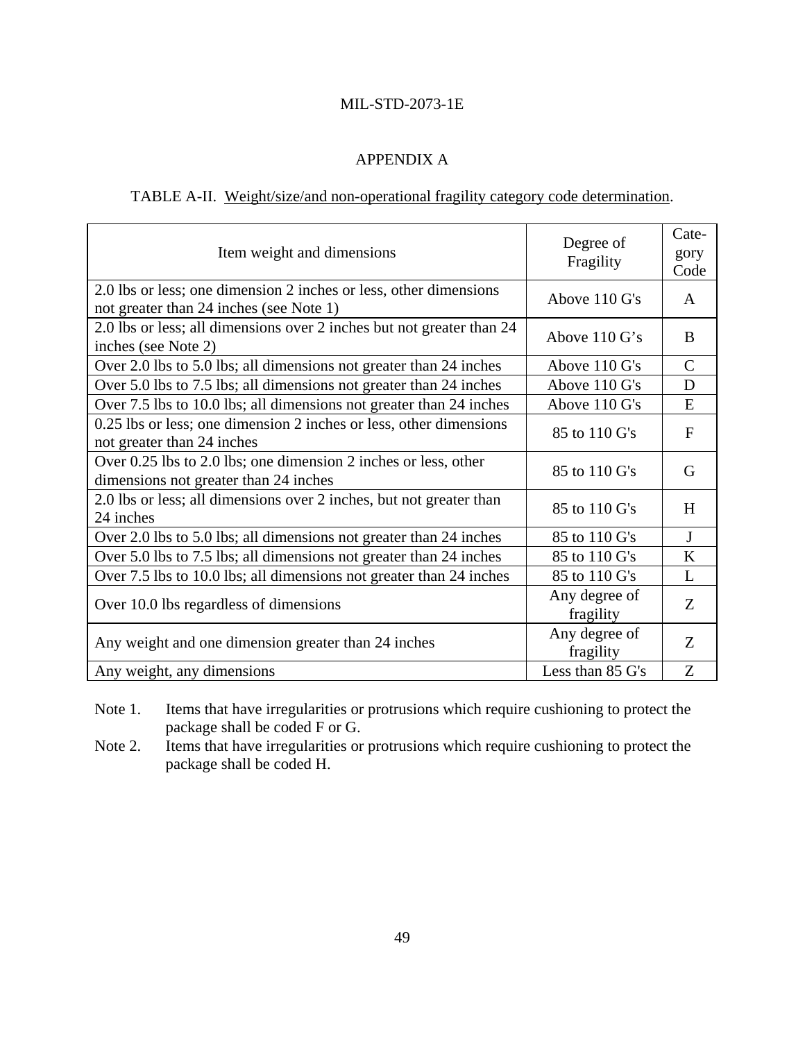# APPENDIX A

TABLE A-II. Weight/size/and non-operational fragility category code determination.

| Item weight and dimensions | Degree of Fragility | Cate-gory Code |
|---|---|---|
| 2.0 lbs or less; one dimension 2 inches or less, other dimensions not greater than 24 inches (see Note 1) | Above 110 G's | A |
| 2.0 lbs or less; all dimensions over 2 inches but not greater than 24 inches (see Note 2) | Above 110 G's | B |
| Over 2.0 lbs to 5.0 lbs; all dimensions not greater than 24 inches | Above 110 G's | C |
| Over 5.0 lbs to 7.5 lbs; all dimensions not greater than 24 inches | Above 110 G's | D |
| Over 7.5 lbs to 10.0 lbs; all dimensions not greater than 24 inches | Above 110 G's | E |
| 0.25 lbs or less; one dimension 2 inches or less, other dimensions not greater than 24 inches | 85 to 110 G's | F |
| Over 0.25 lbs to 2.0 lbs; one dimension 2 inches or less, other dimensions not greater than 24 inches | 85 to 110 G's | G |
| 2.0 lbs or less; all dimensions over 2 inches, but not greater than 24 inches | 85 to 110 G's | H |
| Over 2.0 lbs to 5.0 lbs; all dimensions not greater than 24 inches | 85 to 110 G's | J |
| Over 5.0 lbs to 7.5 lbs; all dimensions not greater than 24 inches | 85 to 110 G's | K |
| Over 7.5 lbs to 10.0 lbs; all dimensions not greater than 24 inches | 85 to 110 G's | L |
| Over 10.0 lbs regardless of dimensions | Any degree of fragility | Z |
| Any weight and one dimension greater than 24 inches | Any degree of fragility | Z |
| Any weight, any dimensions | Less than 85 G's | Z |

Note 1. Items that have irregularities or protrusions which require cushioning to protect the package shall be coded F or G.

Note 2. Items that have irregularities or protrusions which require cushioning to protect the package shall be coded H.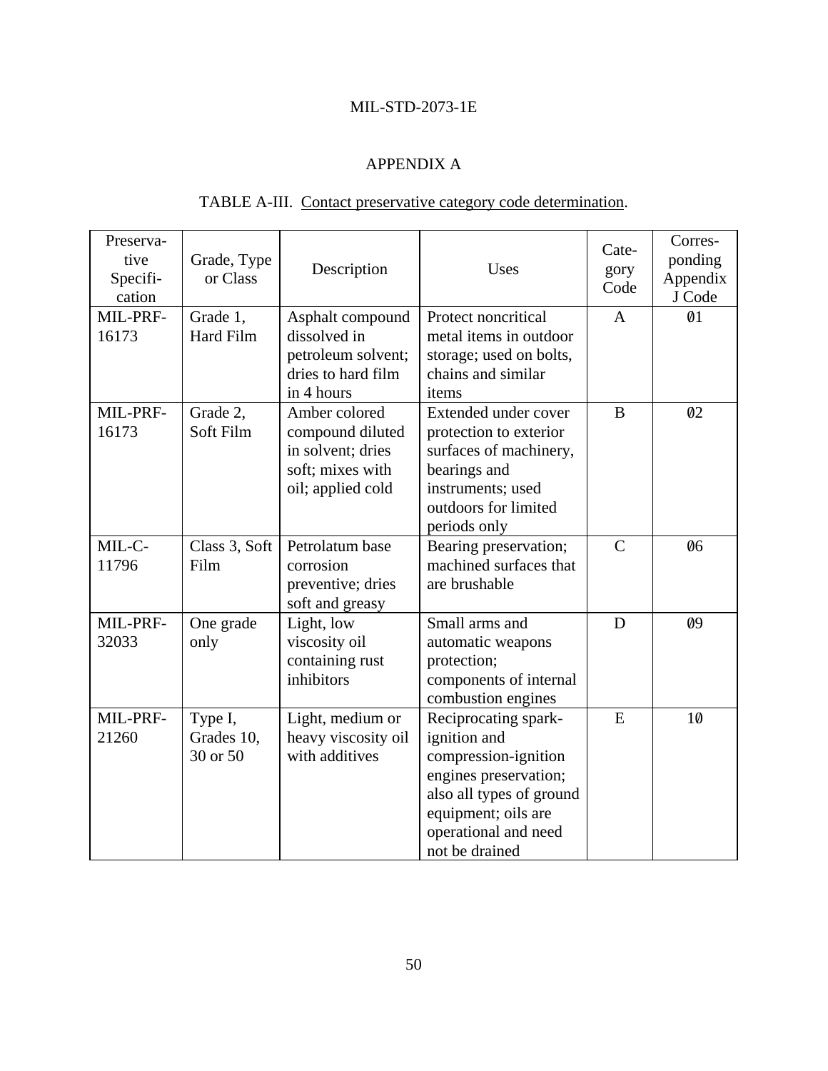## APPENDIX A

TABLE A-III. Contact preservative category code determination.

| Preservative Specification | Grade, Type or Class | Description | Uses | Category Code | Corresponding Appendix J Code |
|---|---|---|---|---|---|
| MIL-PRF-16173 | Grade 1, Hard Film | Asphalt compound dissolved in petroleum solvent; dries to hard film in 4 hours | Protect noncritical metal items in outdoor storage; used on bolts, chains and similar items | A | 01 |
| MIL-PRF-16173 | Grade 2, Soft Film | Amber colored compound diluted in solvent; dries soft; mixes with oil; applied cold | Extended under cover protection to exterior surfaces of machinery, bearings and instruments; used outdoors for limited periods only | B | 02 |
| MIL-C-11796 | Class 3, Soft Film | Petrolatum base corrosion preventive; dries soft and greasy | Bearing preservation; machined surfaces that are brushable | C | 06 |
| MIL-PRF-32033 | One grade only | Light, low viscosity oil containing rust inhibitors | Small arms and automatic weapons protection; components of internal combustion engines | D | 09 |
| MIL-PRF-21260 | Type I, Grades 10, 30 or 50 | Light, medium or heavy viscosity oil with additives | Reciprocating spark-ignition and compression-ignition engines preservation; also all types of ground equipment; oils are operational and need not be drained | E | 10 |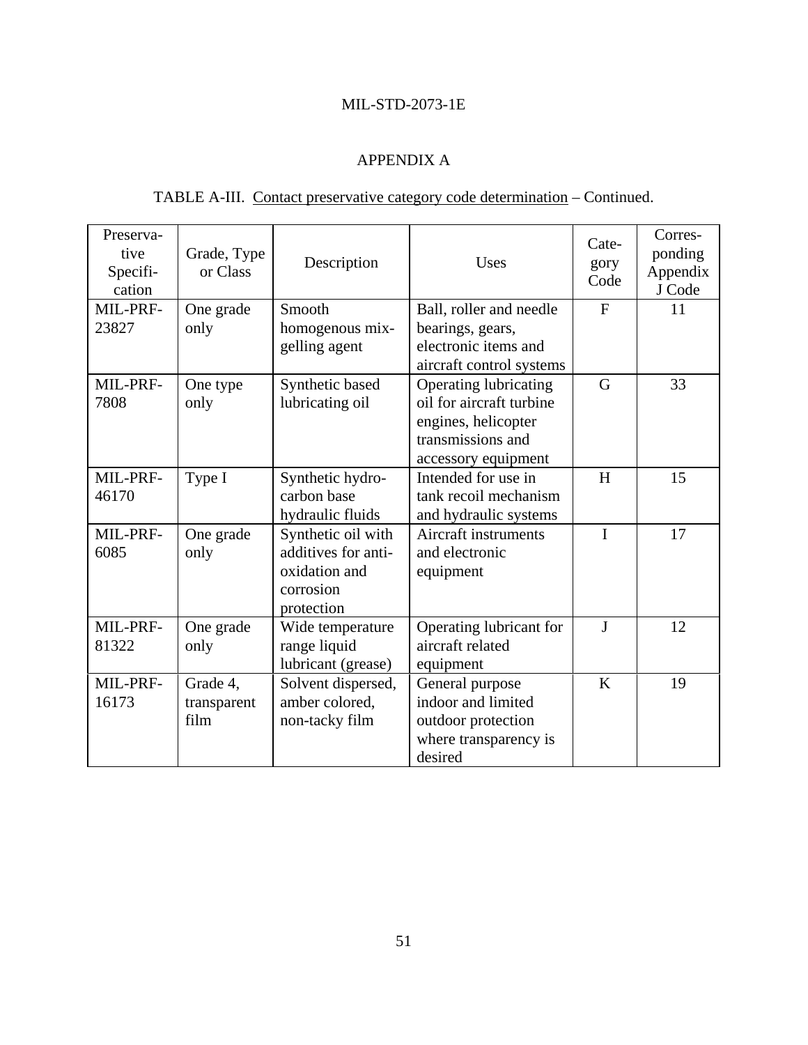## APPENDIX A

TABLE A-III. Contact preservative category code determination – Continued.

| Preservative Specification | Grade, Type or Class | Description | Uses | Category Code | Corresponding Appendix J Code |
|---|---|---|---|---|---|
| MIL-PRF-23827 | One grade only | Smooth homogenous mix-gelling agent | Ball, roller and needle bearings, gears, electronic items and aircraft control systems | F | 11 |
| MIL-PRF-7808 | One type only | Synthetic based lubricating oil | Operating lubricating oil for aircraft turbine engines, helicopter transmissions and accessory equipment | G | 33 |
| MIL-PRF-46170 | Type I | Synthetic hydrocarbon base hydraulic fluids | Intended for use in tank recoil mechanism and hydraulic systems | H | 15 |
| MIL-PRF-6085 | One grade only | Synthetic oil with additives for anti-oxidation and corrosion protection | Aircraft instruments and electronic equipment | I | 17 |
| MIL-PRF-81322 | One grade only | Wide temperature range liquid lubricant (grease) | Operating lubricant for aircraft related equipment | J | 12 |
| MIL-PRF-16173 | Grade 4, transparent film | Solvent dispersed, amber colored, non-tacky film | General purpose indoor and limited outdoor protection where transparency is desired | K | 19 |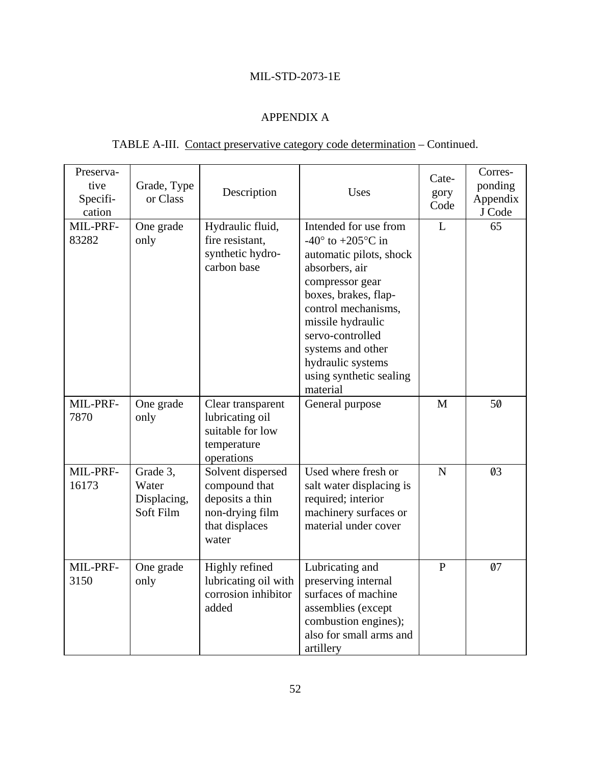## APPENDIX A

TABLE A-III. Contact preservative category code determination – Continued.

| Preservative Specification | Grade, Type or Class | Description | Uses | Category Code | Corresponding Appendix J Code |
|---|---|---|---|---|---|
| MIL-PRF-83282 | One grade only | Hydraulic fluid, fire resistant, synthetic hydrocarbon base | Intended for use from -40° to +205°C in automatic pilots, shock absorbers, air compressor gear boxes, brakes, flap-control mechanisms, missile hydraulic servo-controlled systems and other hydraulic systems using synthetic sealing material | L | 65 |
| MIL-PRF-7870 | One grade only | Clear transparent lubricating oil suitable for low temperature operations | General purpose | M | 50 |
| MIL-PRF-16173 | Grade 3, Water Displacing, Soft Film | Solvent dispersed compound that deposits a thin non-drying film that displaces water | Used where fresh or salt water displacing is required; interior machinery surfaces or material under cover | N | 03 |
| MIL-PRF-3150 | One grade only | Highly refined lubricating oil with corrosion inhibitor added | Lubricating and preserving internal surfaces of machine assemblies (except combustion engines); also for small arms and artillery | P | 07 |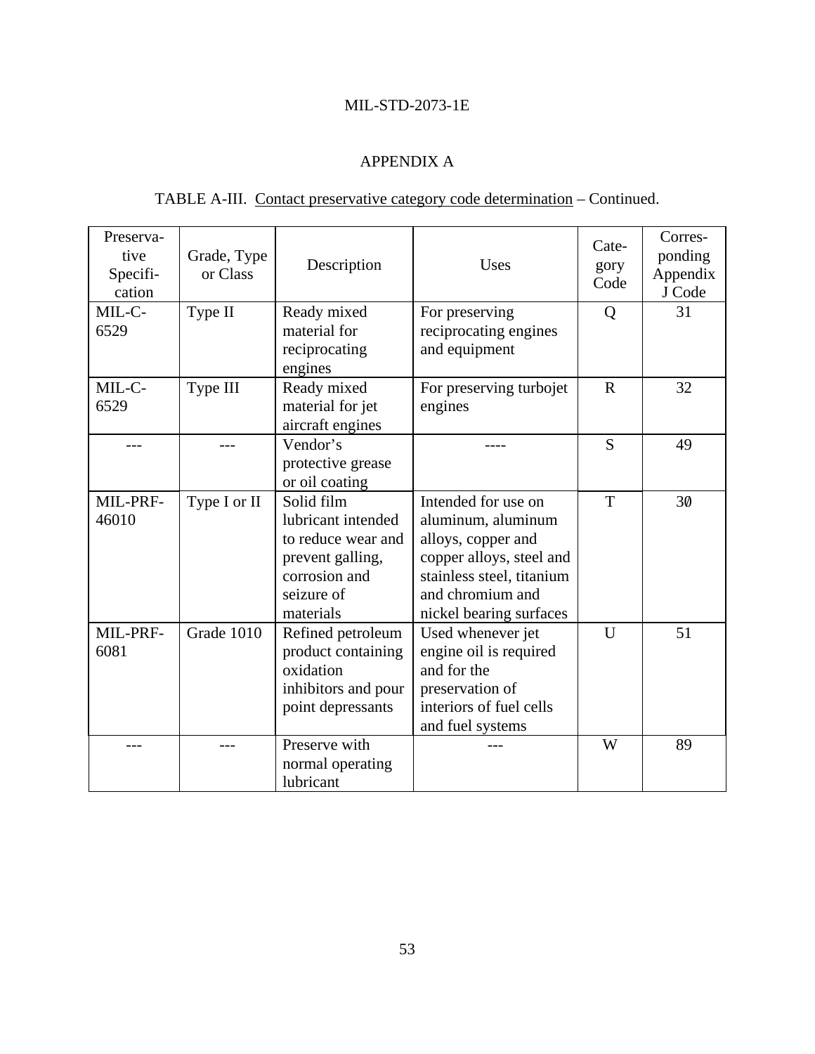## APPENDIX A

TABLE A-III. Contact preservative category code determination – Continued.

| Preservative Specification | Grade, Type or Class | Description | Uses | Category Code | Corresponding Appendix J Code |
|---|---|---|---|---|---|
| MIL-C-6529 | Type II | Ready mixed material for reciprocating engines | For preserving reciprocating engines and equipment | Q | 31 |
| MIL-C-6529 | Type III | Ready mixed material for jet aircraft engines | For preserving turbojet engines | R | 32 |
| --- | --- | Vendor's protective grease or oil coating | ---- | S | 49 |
| MIL-PRF-46010 | Type I or II | Solid film lubricant intended to reduce wear and prevent galling, corrosion and seizure of materials | Intended for use on aluminum, aluminum alloys, copper and copper alloys, steel and stainless steel, titanium and chromium and nickel bearing surfaces | T | 30 |
| MIL-PRF-6081 | Grade 1010 | Refined petroleum product containing oxidation inhibitors and pour point depressants | Used whenever jet engine oil is required and for the preservation of interiors of fuel cells and fuel systems | U | 51 |
| --- | --- | Preserve with normal operating lubricant | --- | W | 89 |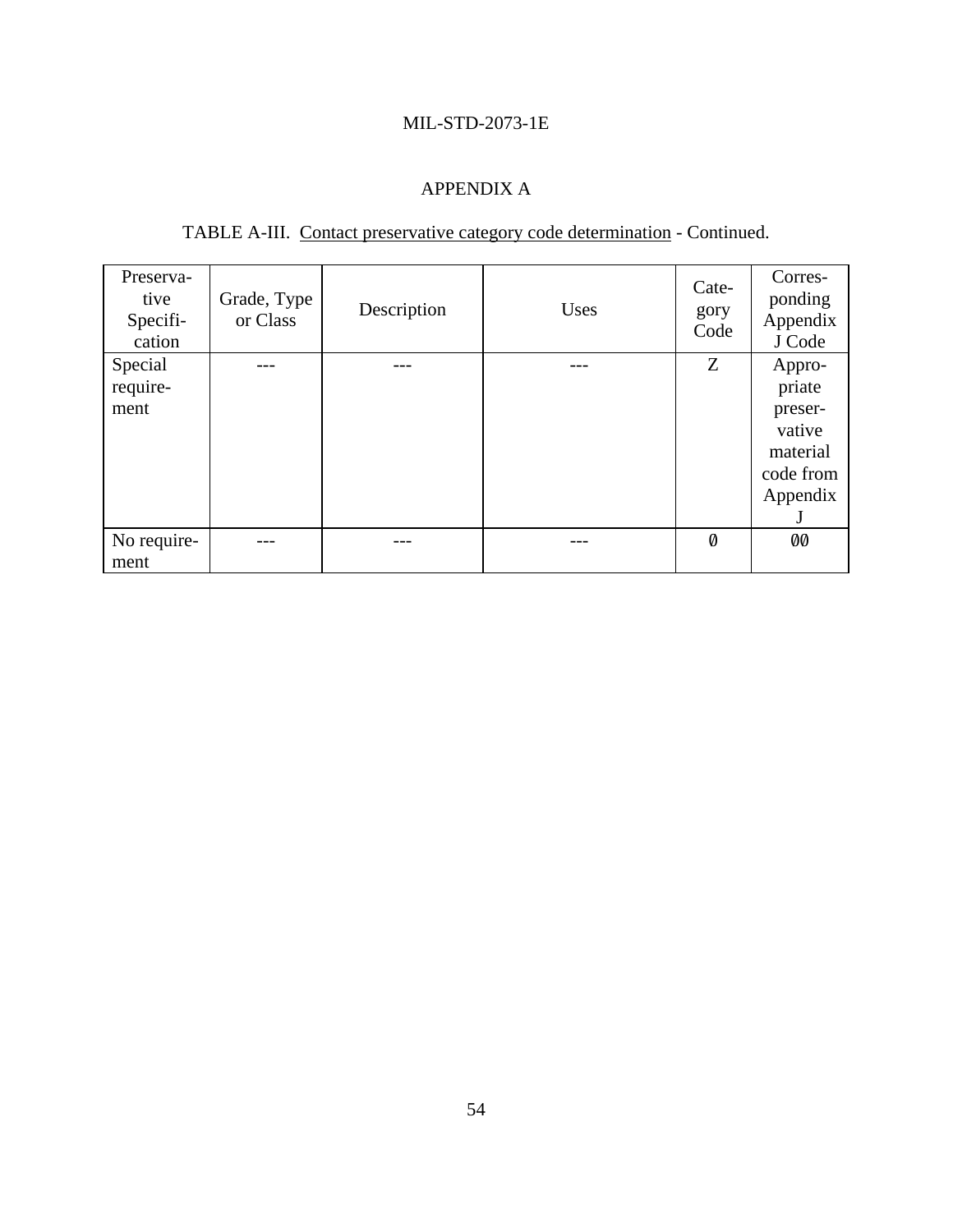## APPENDIX A

TABLE A-III. Contact preservative category code determination - Continued.

| Preservative Specification | Grade, Type or Class | Description | Uses | Category Code | Corresponding Appendix J Code |
|---|---|---|---|---|---|
| Special requirement | --- | --- | --- | Z | Appropriate preservative material code from Appendix J |
| No requirement | --- | --- | --- | 0 | 00 |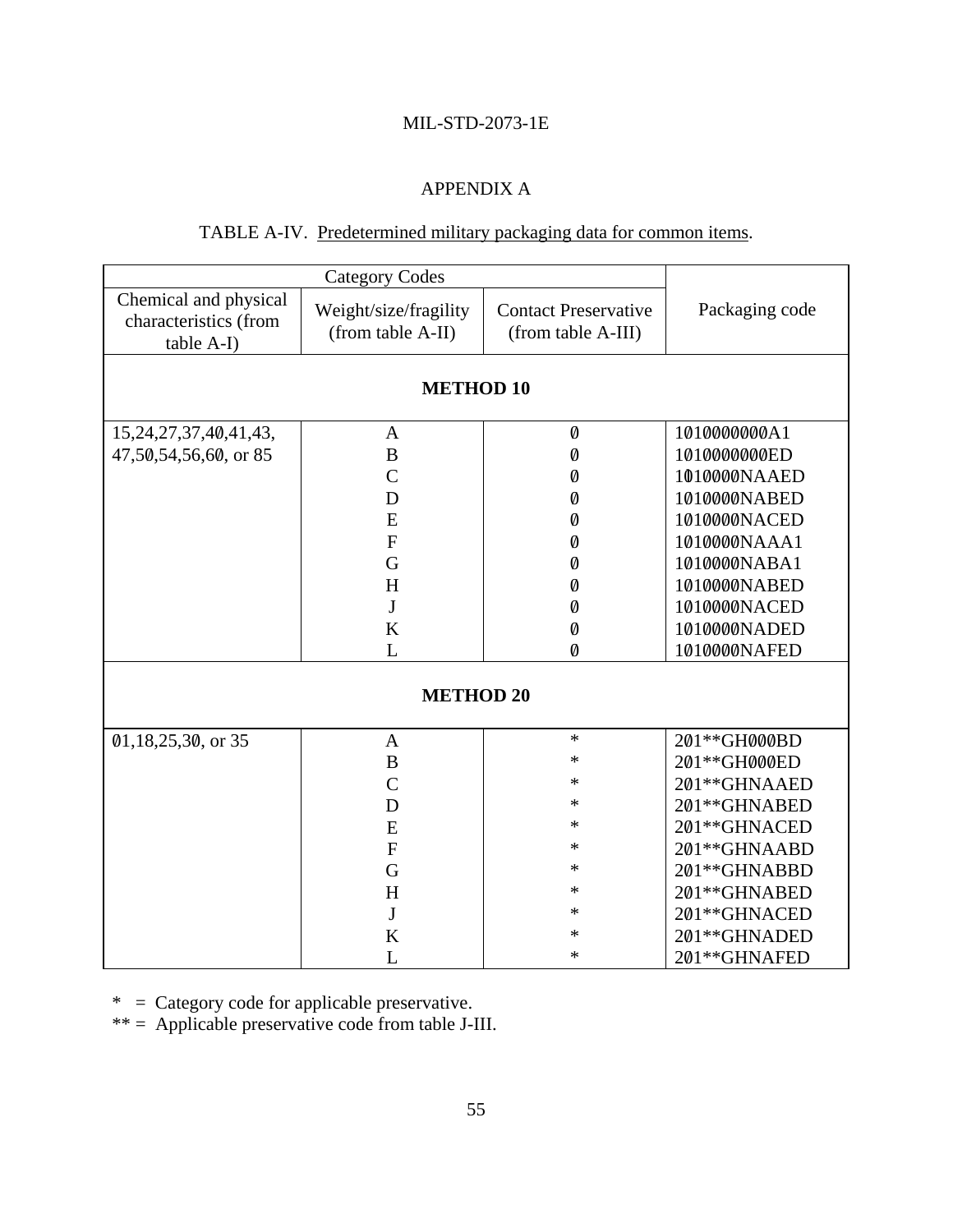## APPENDIX A

TABLE A-IV. Predetermined military packaging data for common items.

| Category Codes | | | Packaging code |
|---|---|---|---|
| Chemical and physical characteristics (from table A-I) | Weight/size/fragility (from table A-II) | Contact Preservative (from table A-III) | |
| **METHOD 10** | | | |
| 15,24,27,37,40,41,43, 47,50,54,56,60, or 85 | A | 0 | 1010000000A1 |
| | B | 0 | 1010000000ED |
| | C | 0 | 1010000NAAED |
| | D | 0 | 1010000NABED |
| | E | 0 | 1010000NACED |
| | F | 0 | 1010000NAAA1 |
| | G | 0 | 1010000NABA1 |
| | H | 0 | 1010000NABED |
| | J | 0 | 1010000NACED |
| | K | 0 | 1010000NADED |
| | L | 0 | 1010000NAFED |
| **METHOD 20** | | | |
| 01,18,25,30, or 35 | A | * | 201**GH000BD |
| | B | * | 201**GH000ED |
| | C | * | 201**GHNAAED |
| | D | * | 201**GHNABED |
| | E | * | 201**GHNACED |
| | F | * | 201**GHNAABD |
| | G | * | 201**GHNABBD |
| | H | * | 201**GHNABED |
| | J | * | 201**GHNACED |
| | K | * | 201**GHNADED |
| | L | * | 201**GHNAFED |

\* = Category code for applicable preservative.
** = Applicable preservative code from table J-III.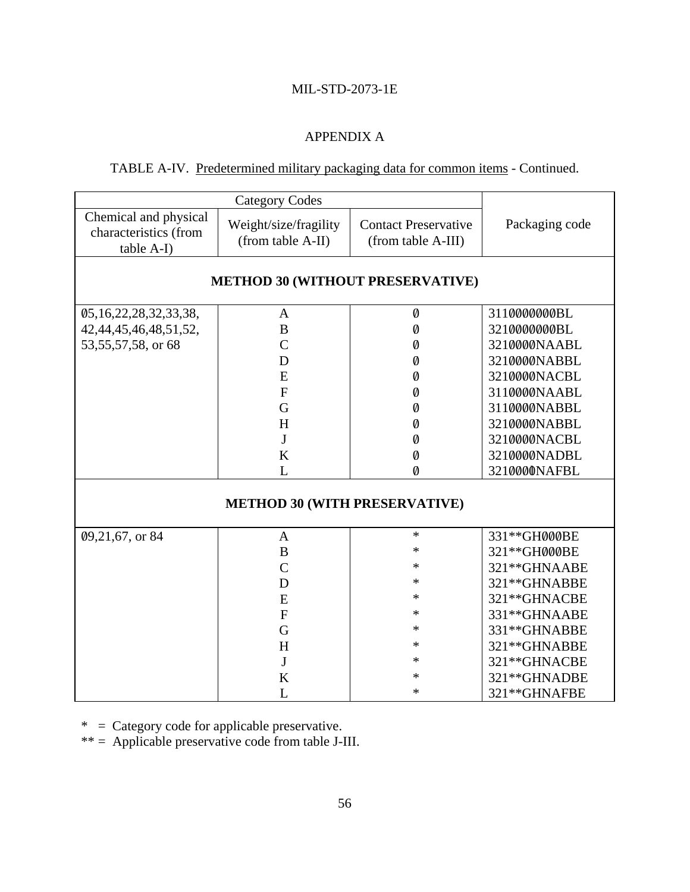APPENDIX A

TABLE A-IV. Predetermined military packaging data for common items - Continued.

| Category Codes | | | |
|---|---|---|---|
| Chemical and physical characteristics (from table A-I) | Weight/size/fragility (from table A-II) | Contact Preservative (from table A-III) | Packaging code |
| **METHOD 30 (WITHOUT PRESERVATIVE)** | | | |
| Ø5,16,22,28,32,33,38, 42,44,45,46,48,51,52, 53,55,57,58, or 68 | A | Ø | 311ØØØØØØBL |
| | B | Ø | 321ØØØØØØBL |
| | C | Ø | 321ØØØØNAABL |
| | D | Ø | 321ØØØØNABBL |
| | E | Ø | 321ØØØØNACBL |
| | F | Ø | 311ØØØØNAABL |
| | G | Ø | 311ØØØØNABBL |
| | H | Ø | 321ØØØØNABBL |
| | J | Ø | 321ØØØØNACBL |
| | K | Ø | 321ØØØØNADBL |
| | L | Ø | 321ØØØØNAFBL |
| **METHOD 30 (WITH PRESERVATIVE)** | | | |
| Ø9,21,67, or 84 | A | * | 331**GHØØØBE |
| | B | * | 321**GHØØØBE |
| | C | * | 321**GHNAABE |
| | D | * | 321**GHNABBE |
| | E | * | 321**GHNACBE |
| | F | * | 331**GHNAABE |
| | G | * | 331**GHNABBE |
| | H | * | 321**GHNABBE |
| | J | * | 321**GHNACBE |
| | K | * | 321**GHNADBE |
| | L | * | 321**GHNAFBE |

* = Category code for applicable preservative.
** = Applicable preservative code from table J-III.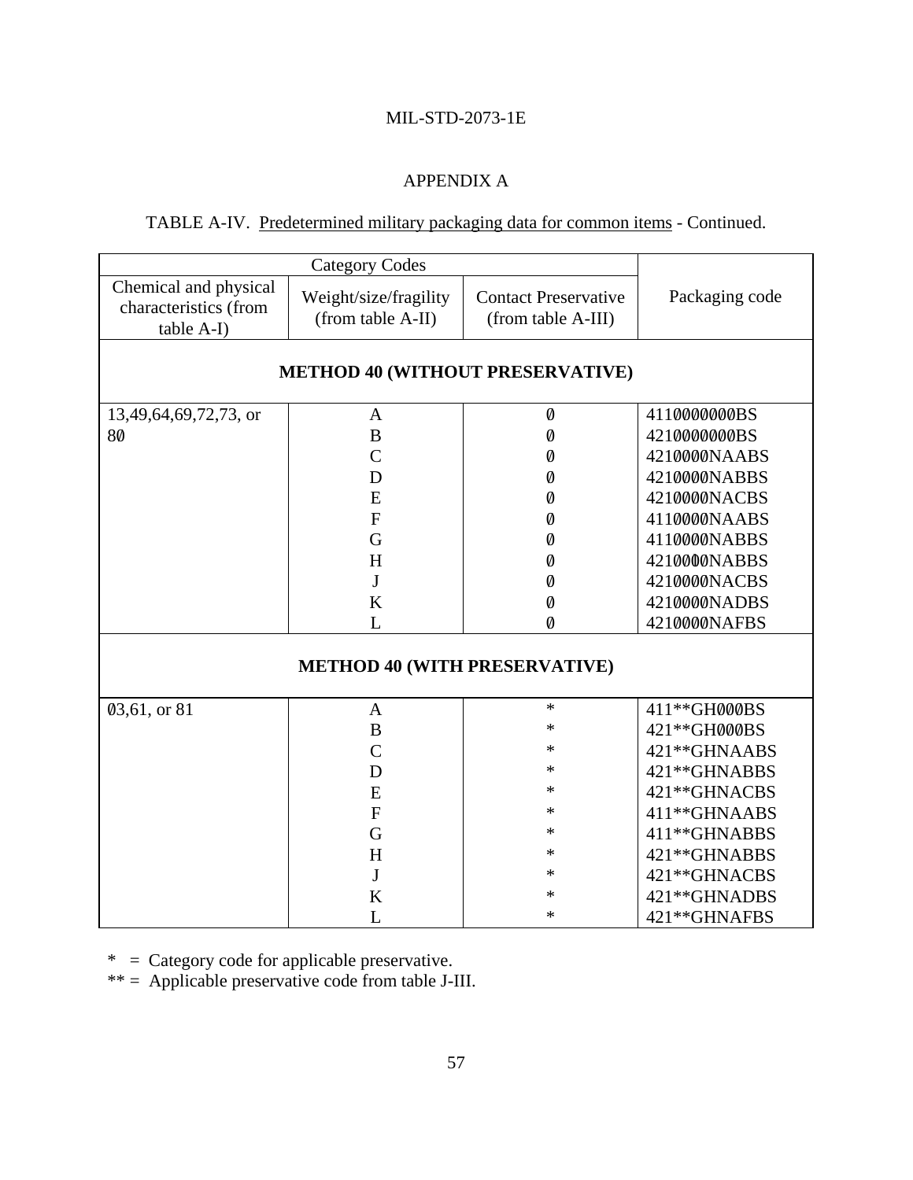APPENDIX A

TABLE A-IV. Predetermined military packaging data for common items - Continued.

| Category Codes | | | Packaging code |
|---|---|---|---|
| Chemical and physical characteristics (from table A-I) | Weight/size/fragility (from table A-II) | Contact Preservative (from table A-III) | |
| **METHOD 40 (WITHOUT PRESERVATIVE)** | | | |
| 13,49,64,69,72,73, or 8Ø | A | Ø | 411ØØØØØØBS |
| | B | Ø | 421ØØØØØØBS |
| | C | Ø | 421ØØØØNAABS |
| | D | Ø | 421ØØØØNABBS |
| | E | Ø | 421ØØØØNACBS |
| | F | Ø | 411ØØØØNAABS |
| | G | Ø | 411ØØØØNABBS |
| | H | Ø | 421ØØØØNABBS |
| | J | Ø | 421ØØØØNACBS |
| | K | Ø | 421ØØØØNADBS |
| | L | Ø | 421ØØØØNAFBS |
| **METHOD 40 (WITH PRESERVATIVE)** | | | |
| Ø3,61, or 81 | A | * | 411**GHØØØBS |
| | B | * | 421**GHØØØBS |
| | C | * | 421**GHNAABS |
| | D | * | 421**GHNABBS |
| | E | * | 421**GHNACBS |
| | F | * | 411**GHNAABS |
| | G | * | 411**GHNABBS |
| | H | * | 421**GHNABBS |
| | J | * | 421**GHNACBS |
| | K | * | 421**GHNADBS |
| | L | * | 421**GHNAFBS |

\* = Category code for applicable preservative.
** = Applicable preservative code from table J-III.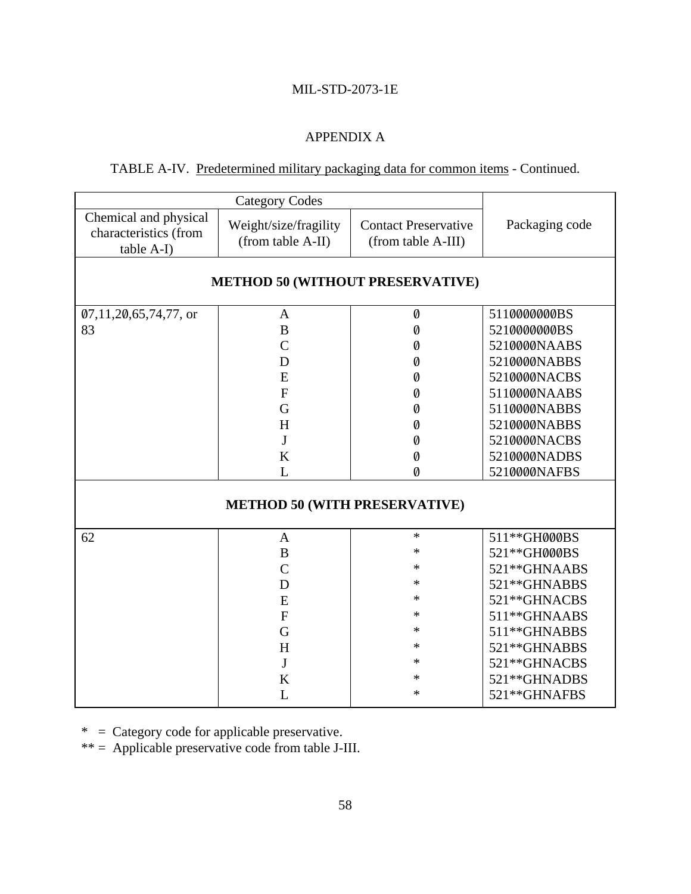## APPENDIX A

TABLE A-IV. Predetermined military packaging data for common items - Continued.

| Category Codes | | | Packaging code |
|---|---|---|---|
| Chemical and physical characteristics (from table A-I) | Weight/size/fragility (from table A-II) | Contact Preservative (from table A-III) | |
| **METHOD 50 (WITHOUT PRESERVATIVE)** | | | |
| 07,11,20,65,74,77, or 83 | A | 0 | 5110000000BS |
| | B | 0 | 5210000000BS |
| | C | 0 | 5210000NAABS |
| | D | 0 | 5210000NABBS |
| | E | 0 | 5210000NACBS |
| | F | 0 | 5110000NAABS |
| | G | 0 | 5110000NABBS |
| | H | 0 | 5210000NABBS |
| | J | 0 | 5210000NACBS |
| | K | 0 | 5210000NADBS |
| | L | 0 | 5210000NAFBS |
| **METHOD 50 (WITH PRESERVATIVE)** | | | |
| 62 | A | * | 511**GH000BS |
| | B | * | 521**GH000BS |
| | C | * | 521**GHNAABS |
| | D | * | 521**GHNABBS |
| | E | * | 521**GHNACBS |
| | F | * | 511**GHNAABS |
| | G | * | 511**GHNABBS |
| | H | * | 521**GHNABBS |
| | J | * | 521**GHNACBS |
| | K | * | 521**GHNADBS |
| | L | * | 521**GHNAFBS |

\* = Category code for applicable preservative.
\*\* = Applicable preservative code from table J-III.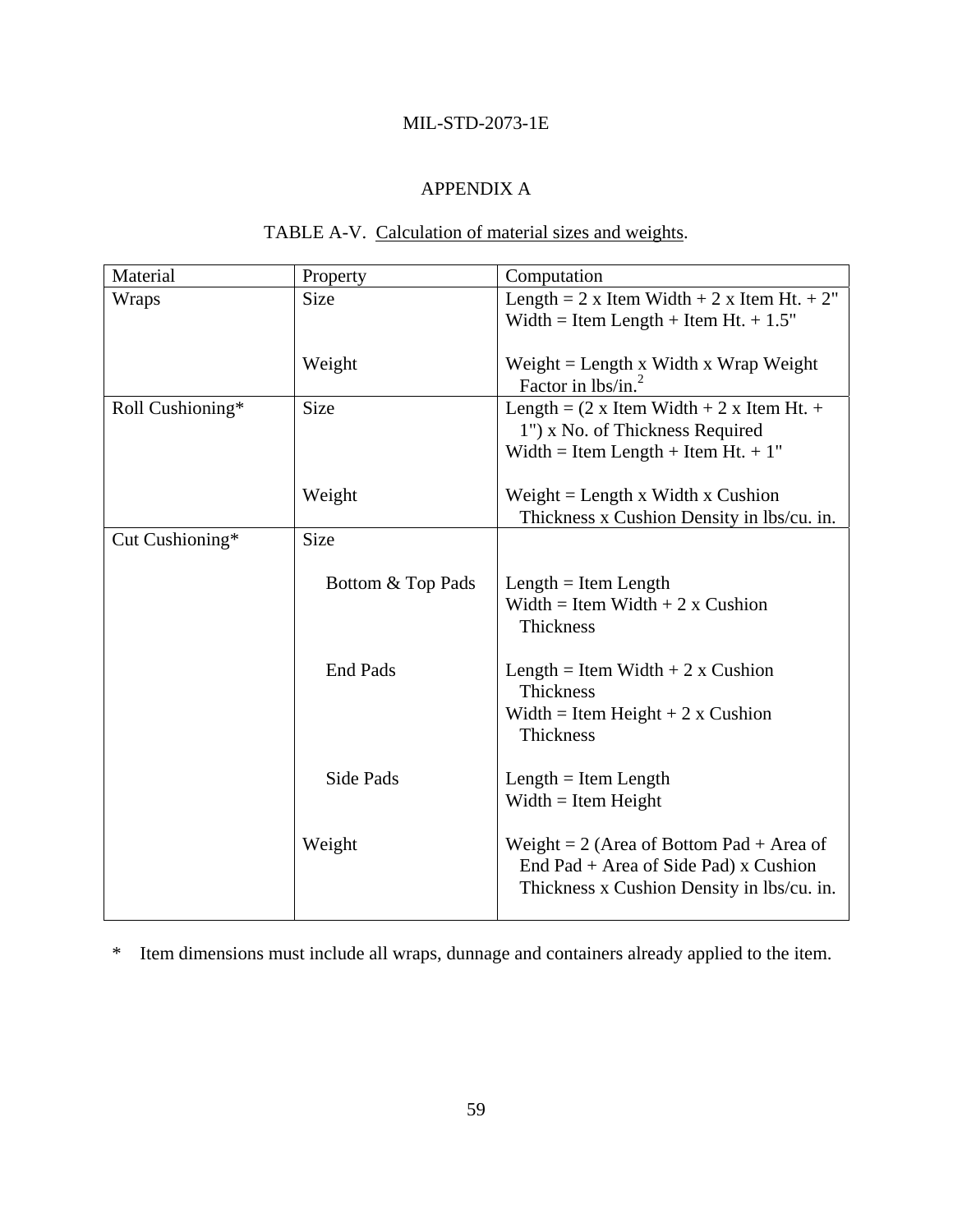## APPENDIX A

TABLE A-V. Calculation of material sizes and weights.

| Material | Property | Computation |
|---|---|---|
| Wraps | Size | Length = 2 x Item Width + 2 x Item Ht. + 2"<br>Width = Item Length + Item Ht. + 1.5" |
| | Weight | Weight = Length x Width x Wrap Weight Factor in lbs/in.$^2$ |
| Roll Cushioning* | Size | Length = (2 x Item Width + 2 x Item Ht. + 1") x No. of Thickness Required<br>Width = Item Length + Item Ht. + 1" |
| | Weight | Weight = Length x Width x Cushion Thickness x Cushion Density in lbs/cu. in. |
| Cut Cushioning* | Size | |
| | Bottom & Top Pads | Length = Item Length<br>Width = Item Width + 2 x Cushion Thickness |
| | End Pads | Length = Item Width + 2 x Cushion Thickness<br>Width = Item Height + 2 x Cushion Thickness |
| | Side Pads | Length = Item Length<br>Width = Item Height |
| | Weight | Weight = 2 (Area of Bottom Pad + Area of End Pad + Area of Side Pad) x Cushion Thickness x Cushion Density in lbs/cu. in. |

* Item dimensions must include all wraps, dunnage and containers already applied to the item.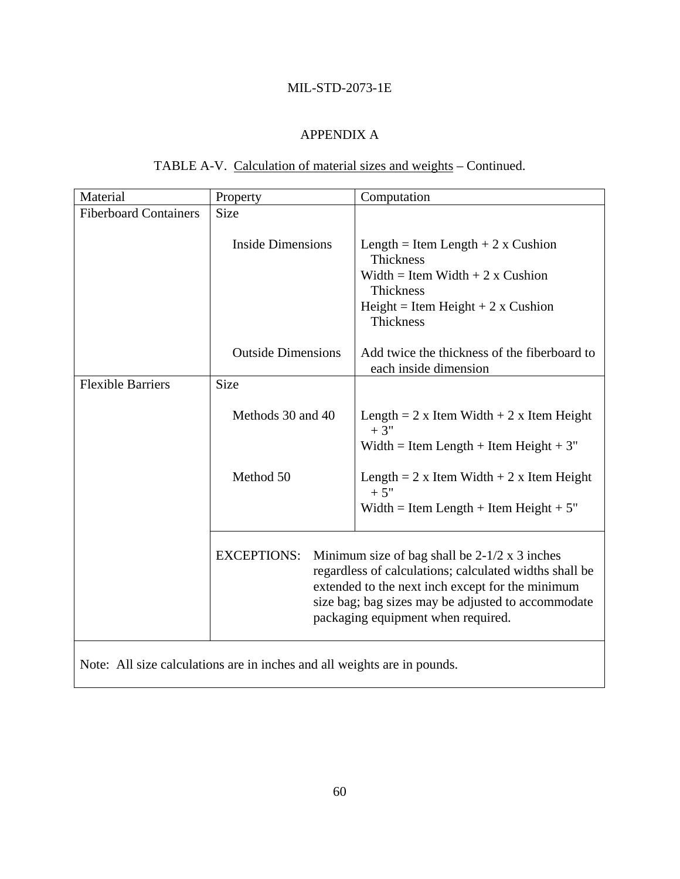## APPENDIX A

TABLE A-V. Calculation of material sizes and weights – Continued.

| Material | Property | Computation |
|---|---|---|
| Fiberboard Containers | Size | |
| | Inside Dimensions | Length = Item Length + 2 x Cushion Thickness<br>Width = Item Width + 2 x Cushion Thickness<br>Height = Item Height + 2 x Cushion Thickness |
| | Outside Dimensions | Add twice the thickness of the fiberboard to each inside dimension |
| Flexible Barriers | Size | |
| | Methods 30 and 40 | Length = 2 x Item Width + 2 x Item Height + 3"<br>Width = Item Length + Item Height + 3" |
| | Method 50 | Length = 2 x Item Width + 2 x Item Height + 5"<br>Width = Item Length + Item Height + 5" |
| | EXCEPTIONS: Minimum size of bag shall be 2-1/2 x 3 inches regardless of calculations; calculated widths shall be extended to the next inch except for the minimum size bag; bag sizes may be adjusted to accommodate packaging equipment when required. | |
| Note: All size calculations are in inches and all weights are in pounds. | | |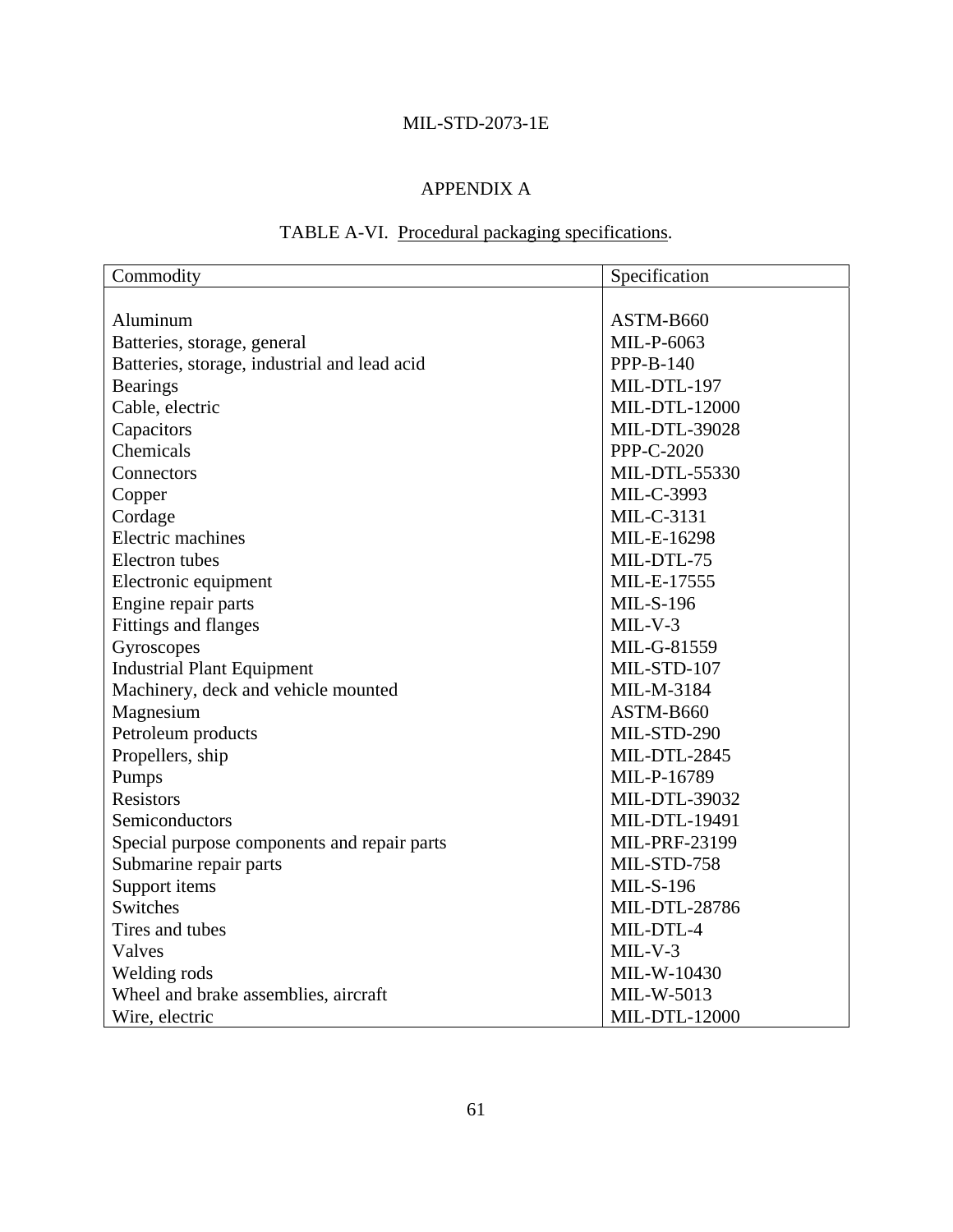## APPENDIX A

### TABLE A-VI. Procedural packaging specifications.

| Commodity | Specification |
|---|---|
| Aluminum | ASTM-B660 |
| Batteries, storage, general | MIL-P-6063 |
| Batteries, storage, industrial and lead acid | PPP-B-140 |
| Bearings | MIL-DTL-197 |
| Cable, electric | MIL-DTL-12000 |
| Capacitors | MIL-DTL-39028 |
| Chemicals | PPP-C-2020 |
| Connectors | MIL-DTL-55330 |
| Copper | MIL-C-3993 |
| Cordage | MIL-C-3131 |
| Electric machines | MIL-E-16298 |
| Electron tubes | MIL-DTL-75 |
| Electronic equipment | MIL-E-17555 |
| Engine repair parts | MIL-S-196 |
| Fittings and flanges | MIL-V-3 |
| Gyroscopes | MIL-G-81559 |
| Industrial Plant Equipment | MIL-STD-107 |
| Machinery, deck and vehicle mounted | MIL-M-3184 |
| Magnesium | ASTM-B660 |
| Petroleum products | MIL-STD-290 |
| Propellers, ship | MIL-DTL-2845 |
| Pumps | MIL-P-16789 |
| Resistors | MIL-DTL-39032 |
| Semiconductors | MIL-DTL-19491 |
| Special purpose components and repair parts | MIL-PRF-23199 |
| Submarine repair parts | MIL-STD-758 |
| Support items | MIL-S-196 |
| Switches | MIL-DTL-28786 |
| Tires and tubes | MIL-DTL-4 |
| Valves | MIL-V-3 |
| Welding rods | MIL-W-10430 |
| Wheel and brake assemblies, aircraft | MIL-W-5013 |
| Wire, electric | MIL-DTL-12000 |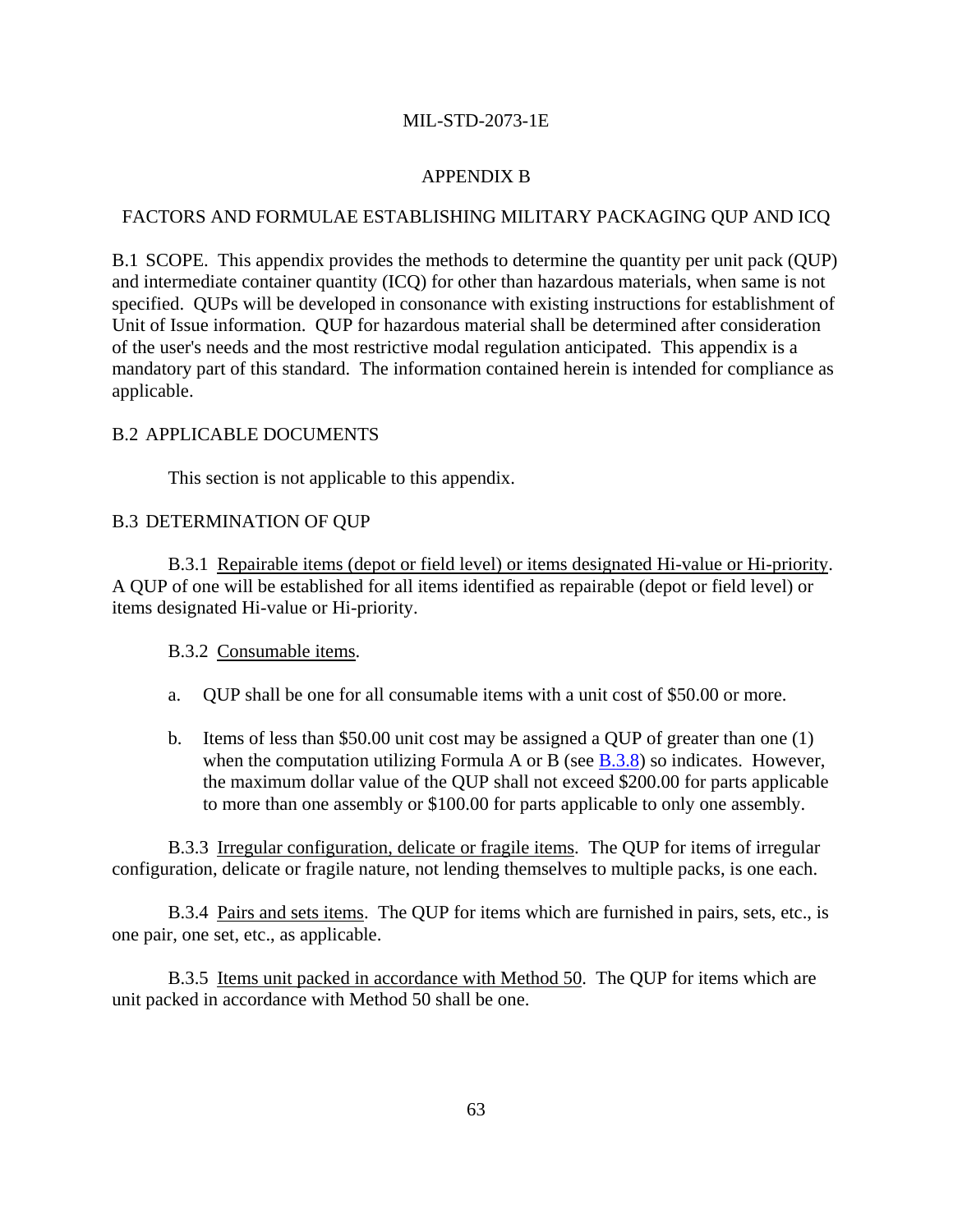# APPENDIX B

## FACTORS AND FORMULAE ESTABLISHING MILITARY PACKAGING QUP AND ICQ

B.1 SCOPE. This appendix provides the methods to determine the quantity per unit pack (QUP) and intermediate container quantity (ICQ) for other than hazardous materials, when same is not specified. QUPs will be developed in consonance with existing instructions for establishment of Unit of Issue information. QUP for hazardous material shall be determined after consideration of the user's needs and the most restrictive modal regulation anticipated. This appendix is a mandatory part of this standard. The information contained herein is intended for compliance as applicable.

B.2 APPLICABLE DOCUMENTS

This section is not applicable to this appendix.

B.3 DETERMINATION OF QUP

B.3.1 Repairable items (depot or field level) or items designated Hi-value or Hi-priority. A QUP of one will be established for all items identified as repairable (depot or field level) or items designated Hi-value or Hi-priority.

B.3.2 Consumable items.

a. QUP shall be one for all consumable items with a unit cost of $50.00 or more.

b. Items of less than $50.00 unit cost may be assigned a QUP of greater than one (1) when the computation utilizing Formula A or B (see B.3.8) so indicates. However, the maximum dollar value of the QUP shall not exceed $200.00 for parts applicable to more than one assembly or $100.00 for parts applicable to only one assembly.

B.3.3 Irregular configuration, delicate or fragile items. The QUP for items of irregular configuration, delicate or fragile nature, not lending themselves to multiple packs, is one each.

B.3.4 Pairs and sets items. The QUP for items which are furnished in pairs, sets, etc., is one pair, one set, etc., as applicable.

B.3.5 Items unit packed in accordance with Method 50. The QUP for items which are unit packed in accordance with Method 50 shall be one.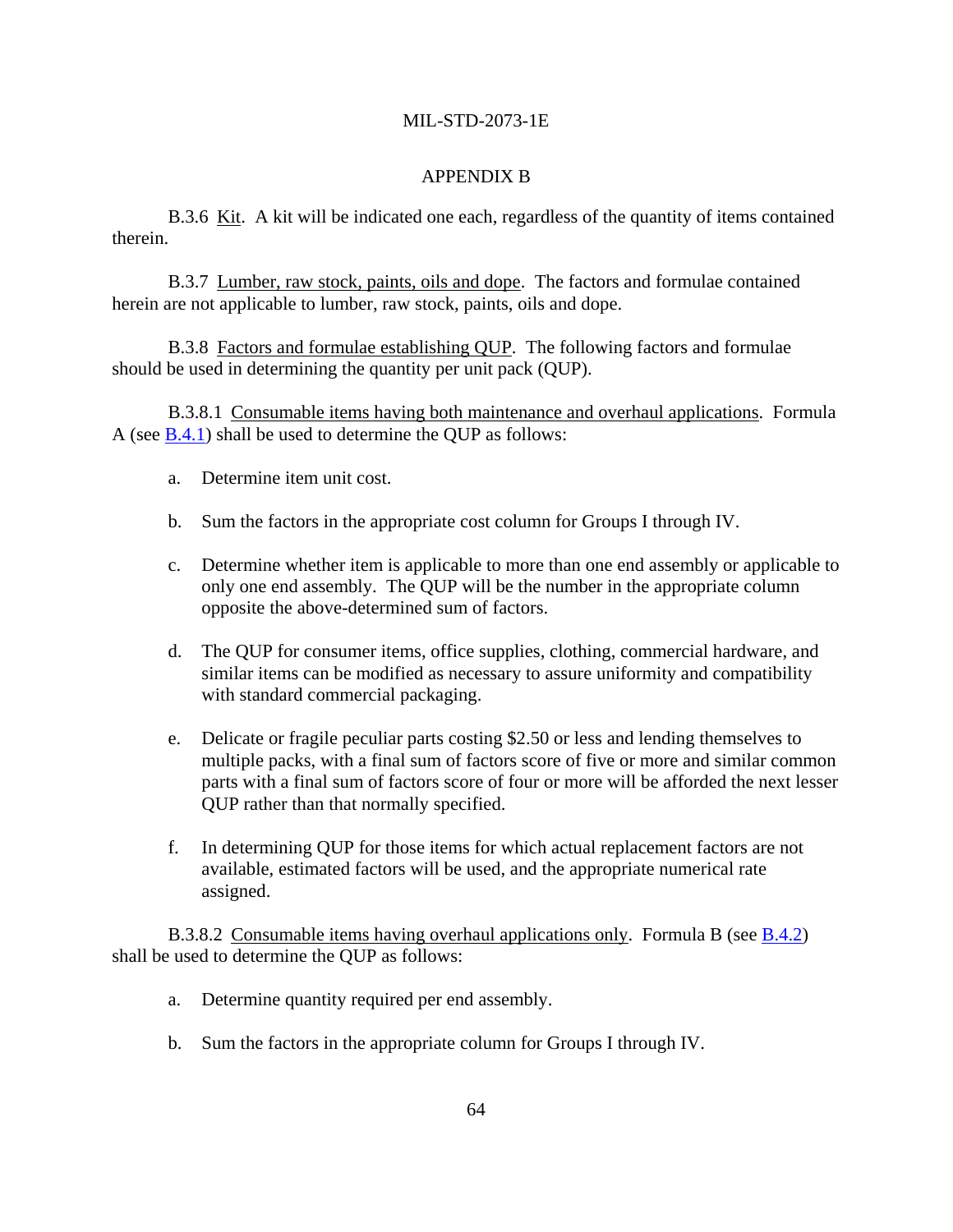## APPENDIX B

B.3.6 Kit. A kit will be indicated one each, regardless of the quantity of items contained therein.

B.3.7 Lumber, raw stock, paints, oils and dope. The factors and formulae contained herein are not applicable to lumber, raw stock, paints, oils and dope.

B.3.8 Factors and formulae establishing QUP. The following factors and formulae should be used in determining the quantity per unit pack (QUP).

B.3.8.1 Consumable items having both maintenance and overhaul applications. Formula A (see B.4.1) shall be used to determine the QUP as follows:

a. Determine item unit cost.

b. Sum the factors in the appropriate cost column for Groups I through IV.

c. Determine whether item is applicable to more than one end assembly or applicable to only one end assembly. The QUP will be the number in the appropriate column opposite the above-determined sum of factors.

d. The QUP for consumer items, office supplies, clothing, commercial hardware, and similar items can be modified as necessary to assure uniformity and compatibility with standard commercial packaging.

e. Delicate or fragile peculiar parts costing $2.50 or less and lending themselves to multiple packs, with a final sum of factors score of five or more and similar common parts with a final sum of factors score of four or more will be afforded the next lesser QUP rather than that normally specified.

f. In determining QUP for those items for which actual replacement factors are not available, estimated factors will be used, and the appropriate numerical rate assigned.

B.3.8.2 Consumable items having overhaul applications only. Formula B (see B.4.2) shall be used to determine the QUP as follows:

a. Determine quantity required per end assembly.

b. Sum the factors in the appropriate column for Groups I through IV.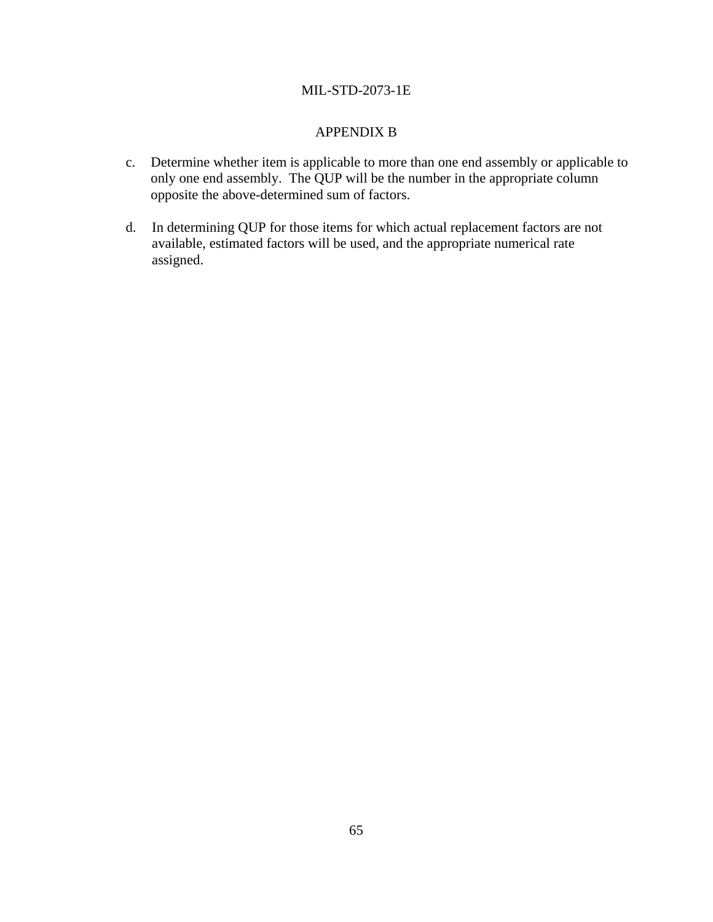c. Determine whether item is applicable to more than one end assembly or applicable to only one end assembly. The QUP will be the number in the appropriate column opposite the above-determined sum of factors.

d. In determining QUP for those items for which actual replacement factors are not available, estimated factors will be used, and the appropriate numerical rate assigned.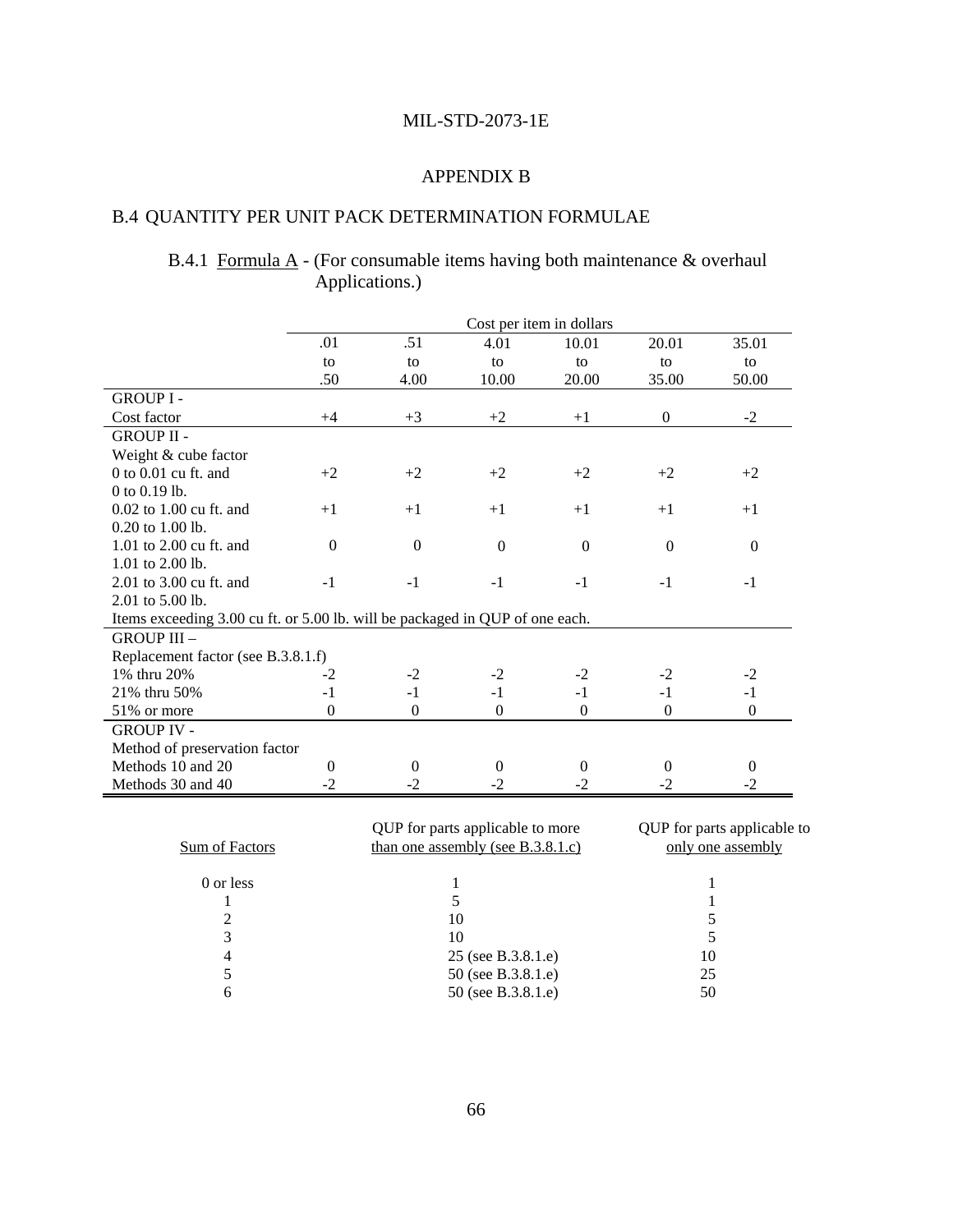# APPENDIX B

## B.4 QUANTITY PER UNIT PACK DETERMINATION FORMULAE

### B.4.1 Formula A - (For consumable items having both maintenance & overhaul Applications.)

| | Cost per item in dollars | | | | | |
|---|---|---|---|---|---|---|
| | .01 to .50 | .51 to 4.00 | 4.01 to 10.00 | 10.01 to 20.00 | 20.01 to 35.00 | 35.01 to 50.00 |
| **GROUP I -** | | | | | | |
| Cost factor | +4 | +3 | +2 | +1 | 0 | -2 |
| **GROUP II -** | | | | | | |
| Weight & cube factor | | | | | | |
| 0 to 0.01 cu ft. and 0 to 0.19 lb. | +2 | +2 | +2 | +2 | +2 | +2 |
| 0.02 to 1.00 cu ft. and 0.20 to 1.00 lb. | +1 | +1 | +1 | +1 | +1 | +1 |
| 1.01 to 2.00 cu ft. and 1.01 to 2.00 lb. | 0 | 0 | 0 | 0 | 0 | 0 |
| 2.01 to 3.00 cu ft. and 2.01 to 5.00 lb. | -1 | -1 | -1 | -1 | -1 | -1 |
| Items exceeding 3.00 cu ft. or 5.00 lb. will be packaged in QUP of one each. | | | | | | |
| **GROUP III –** | | | | | | |
| Replacement factor (see B.3.8.1.f) | | | | | | |
| 1% thru 20% | -2 | -2 | -2 | -2 | -2 | -2 |
| 21% thru 50% | -1 | -1 | -1 | -1 | -1 | -1 |
| 51% or more | 0 | 0 | 0 | 0 | 0 | 0 |
| **GROUP IV -** | | | | | | |
| Method of preservation factor | | | | | | |
| Methods 10 and 20 | 0 | 0 | 0 | 0 | 0 | 0 |
| Methods 30 and 40 | -2 | -2 | -2 | -2 | -2 | -2 |

| Sum of Factors | QUP for parts applicable to more than one assembly (see B.3.8.1.c) | QUP for parts applicable to only one assembly |
|---|---|---|
| 0 or less | 1 | 1 |
| 1 | 5 | 1 |
| 2 | 10 | 5 |
| 3 | 10 | 5 |
| 4 | 25 (see B.3.8.1.e) | 10 |
| 5 | 50 (see B.3.8.1.e) | 25 |
| 6 | 50 (see B.3.8.1.e) | 50 |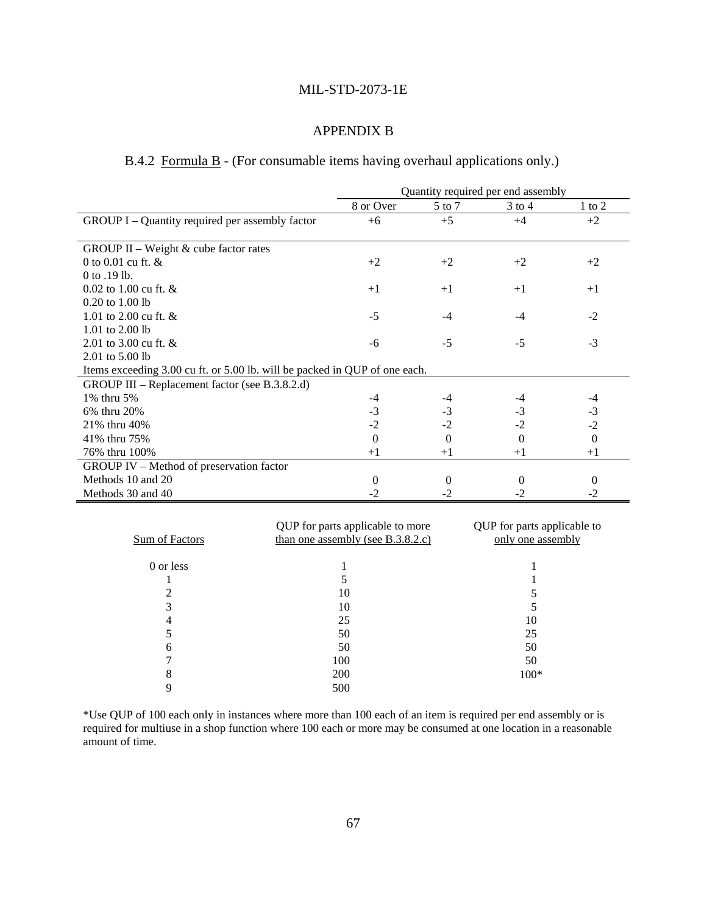# APPENDIX B

## B.4.2 Formula B - (For consumable items having overhaul applications only.)

| | Quantity required per end assembly | | | |
|---|---|---|---|---|
| | 8 or Over | 5 to 7 | 3 to 4 | 1 to 2 |
| GROUP I – Quantity required per assembly factor | +6 | +5 | +4 | +2 |
| GROUP II – Weight & cube factor rates | | | | |
| 0 to 0.01 cu ft. & 0 to .19 lb. | +2 | +2 | +2 | +2 |
| 0.02 to 1.00 cu ft. & 0.20 to 1.00 lb | +1 | +1 | +1 | +1 |
| 1.01 to 2.00 cu ft. & 1.01 to 2.00 lb | -5 | -4 | -4 | -2 |
| 2.01 to 3.00 cu ft. & 2.01 to 5.00 lb | -6 | -5 | -5 | -3 |
| Items exceeding 3.00 cu ft. or 5.00 lb. will be packed in QUP of one each. | | | | |
| GROUP III – Replacement factor (see B.3.8.2.d) | | | | |
| 1% thru 5% | -4 | -4 | -4 | -4 |
| 6% thru 20% | -3 | -3 | -3 | -3 |
| 21% thru 40% | -2 | -2 | -2 | -2 |
| 41% thru 75% | 0 | 0 | 0 | 0 |
| 76% thru 100% | +1 | +1 | +1 | +1 |
| GROUP IV – Method of preservation factor | | | | |
| Methods 10 and 20 | 0 | 0 | 0 | 0 |
| Methods 30 and 40 | -2 | -2 | -2 | -2 |

| Sum of Factors | QUP for parts applicable to more than one assembly (see B.3.8.2.c) | QUP for parts applicable to only one assembly |
|---|---|---|
| 0 or less | 1 | 1 |
| 1 | 5 | 1 |
| 2 | 10 | 5 |
| 3 | 10 | 5 |
| 4 | 25 | 10 |
| 5 | 50 | 25 |
| 6 | 50 | 50 |
| 7 | 100 | 50 |
| 8 | 200 | 100* |
| 9 | 500 | |

*Use QUP of 100 each only in instances where more than 100 each of an item is required per end assembly or is required for multiuse in a shop function where 100 each or more may be consumed at one location in a reasonable amount of time.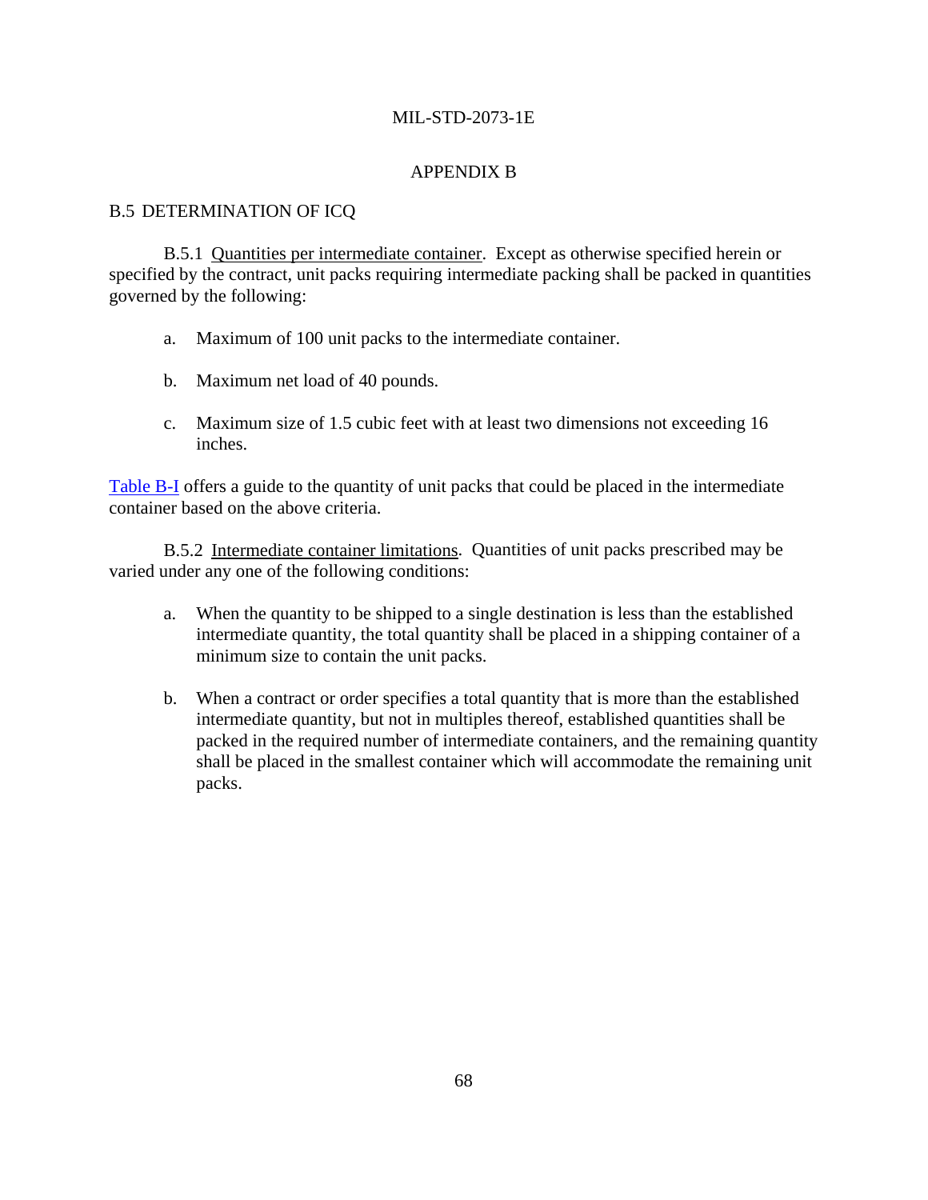## APPENDIX B

### B.5 DETERMINATION OF ICQ

B.5.1 Quantities per intermediate container. Except as otherwise specified herein or specified by the contract, unit packs requiring intermediate packing shall be packed in quantities governed by the following:

a. Maximum of 100 unit packs to the intermediate container.

b. Maximum net load of 40 pounds.

c. Maximum size of 1.5 cubic feet with at least two dimensions not exceeding 16 inches.

Table B-I offers a guide to the quantity of unit packs that could be placed in the intermediate container based on the above criteria.

B.5.2 Intermediate container limitations. Quantities of unit packs prescribed may be varied under any one of the following conditions:

a. When the quantity to be shipped to a single destination is less than the established intermediate quantity, the total quantity shall be placed in a shipping container of a minimum size to contain the unit packs.

b. When a contract or order specifies a total quantity that is more than the established intermediate quantity, but not in multiples thereof, established quantities shall be packed in the required number of intermediate containers, and the remaining quantity shall be placed in the smallest container which will accommodate the remaining unit packs.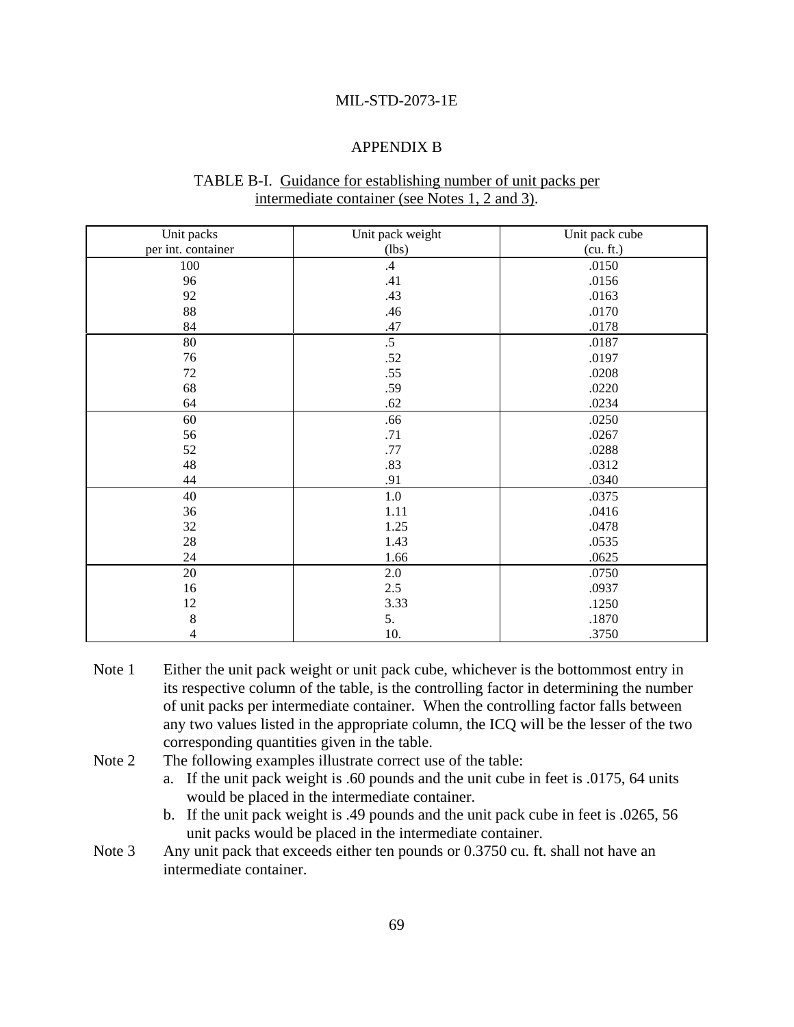MIL-STD-2073-1E

## APPENDIX B

### TABLE B-I. Guidance for establishing number of unit packs per intermediate container (see Notes 1, 2 and 3).

| Unit packs per int. container | Unit pack weight (lbs) | Unit pack cube (cu. ft.) |
|---|---|---|
| 100 | .4 | .0150 |
| 96 | .41 | .0156 |
| 92 | .43 | .0163 |
| 88 | .46 | .0170 |
| 84 | .47 | .0178 |
| 80 | .5 | .0187 |
| 76 | .52 | .0197 |
| 72 | .55 | .0208 |
| 68 | .59 | .0220 |
| 64 | .62 | .0234 |
| 60 | .66 | .0250 |
| 56 | .71 | .0267 |
| 52 | .77 | .0288 |
| 48 | .83 | .0312 |
| 44 | .91 | .0340 |
| 40 | 1.0 | .0375 |
| 36 | 1.11 | .0416 |
| 32 | 1.25 | .0478 |
| 28 | 1.43 | .0535 |
| 24 | 1.66 | .0625 |
| 20 | 2.0 | .0750 |
| 16 | 2.5 | .0937 |
| 12 | 3.33 | .1250 |
| 8 | 5. | .1870 |
| 4 | 10. | .3750 |

Note 1 Either the unit pack weight or unit pack cube, whichever is the bottommost entry in its respective column of the table, is the controlling factor in determining the number of unit packs per intermediate container. When the controlling factor falls between any two values listed in the appropriate column, the ICQ will be the lesser of the two corresponding quantities given in the table.

Note 2 The following examples illustrate correct use of the table:

a. If the unit pack weight is .60 pounds and the unit cube in feet is .0175, 64 units would be placed in the intermediate container.

b. If the unit pack weight is .49 pounds and the unit pack cube in feet is .0265, 56 unit packs would be placed in the intermediate container.

Note 3 Any unit pack that exceeds either ten pounds or 0.3750 cu. ft. shall not have an intermediate container.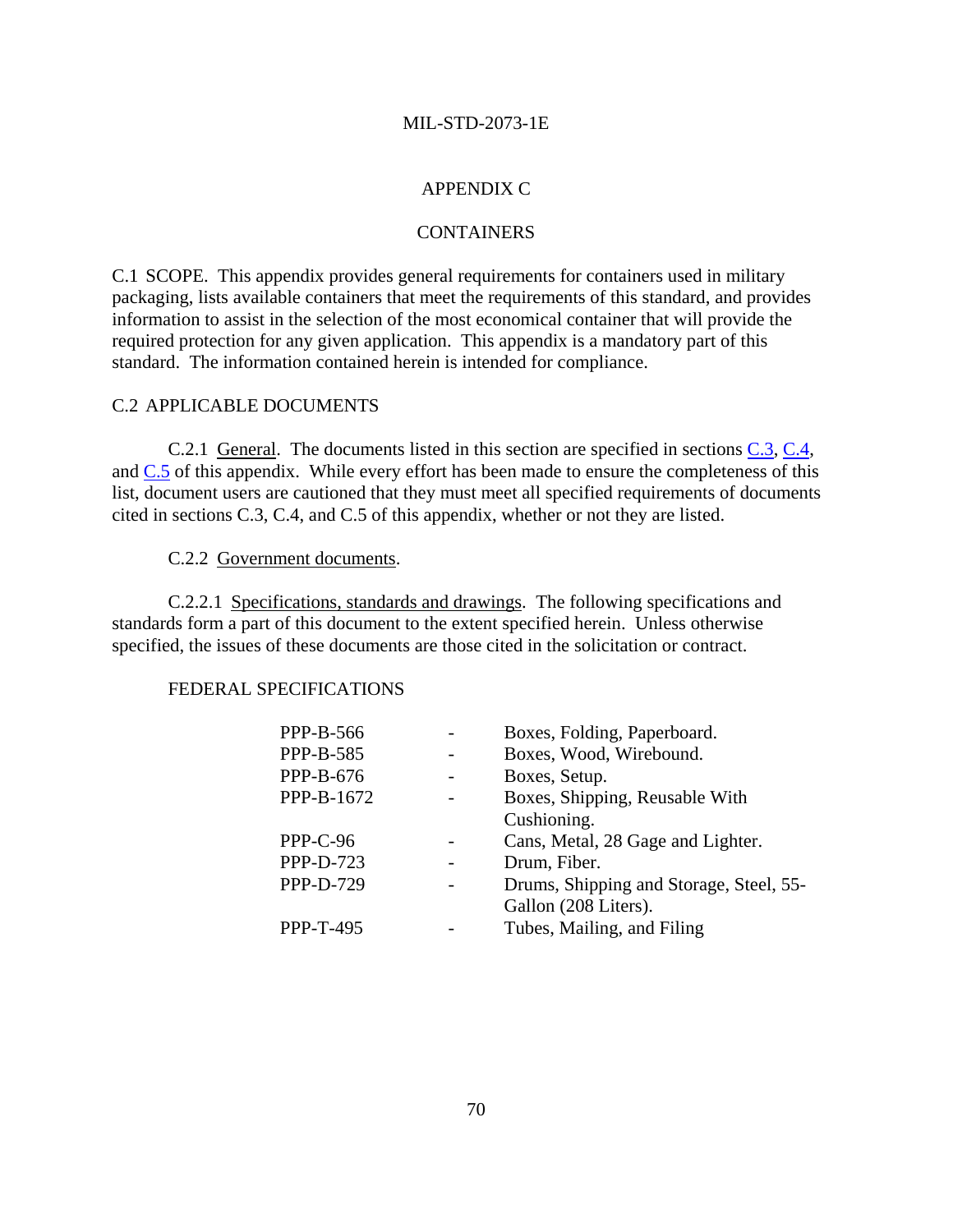# APPENDIX C

# CONTAINERS

C.1 SCOPE. This appendix provides general requirements for containers used in military packaging, lists available containers that meet the requirements of this standard, and provides information to assist in the selection of the most economical container that will provide the required protection for any given application. This appendix is a mandatory part of this standard. The information contained herein is intended for compliance.

C.2 APPLICABLE DOCUMENTS

C.2.1 General. The documents listed in this section are specified in sections C.3, C.4, and C.5 of this appendix. While every effort has been made to ensure the completeness of this list, document users are cautioned that they must meet all specified requirements of documents cited in sections C.3, C.4, and C.5 of this appendix, whether or not they are listed.

C.2.2 Government documents.

C.2.2.1 Specifications, standards and drawings. The following specifications and standards form a part of this document to the extent specified herein. Unless otherwise specified, the issues of these documents are those cited in the solicitation or contract.

FEDERAL SPECIFICATIONS

| | | |
|---|---|---|
| PPP-B-566 | - | Boxes, Folding, Paperboard. |
| PPP-B-585 | - | Boxes, Wood, Wirebound. |
| PPP-B-676 | - | Boxes, Setup. |
| PPP-B-1672 | - | Boxes, Shipping, Reusable With Cushioning. |
| PPP-C-96 | - | Cans, Metal, 28 Gage and Lighter. |
| PPP-D-723 | - | Drum, Fiber. |
| PPP-D-729 | - | Drums, Shipping and Storage, Steel, 55-Gallon (208 Liters). |
| PPP-T-495 | - | Tubes, Mailing, and Filing |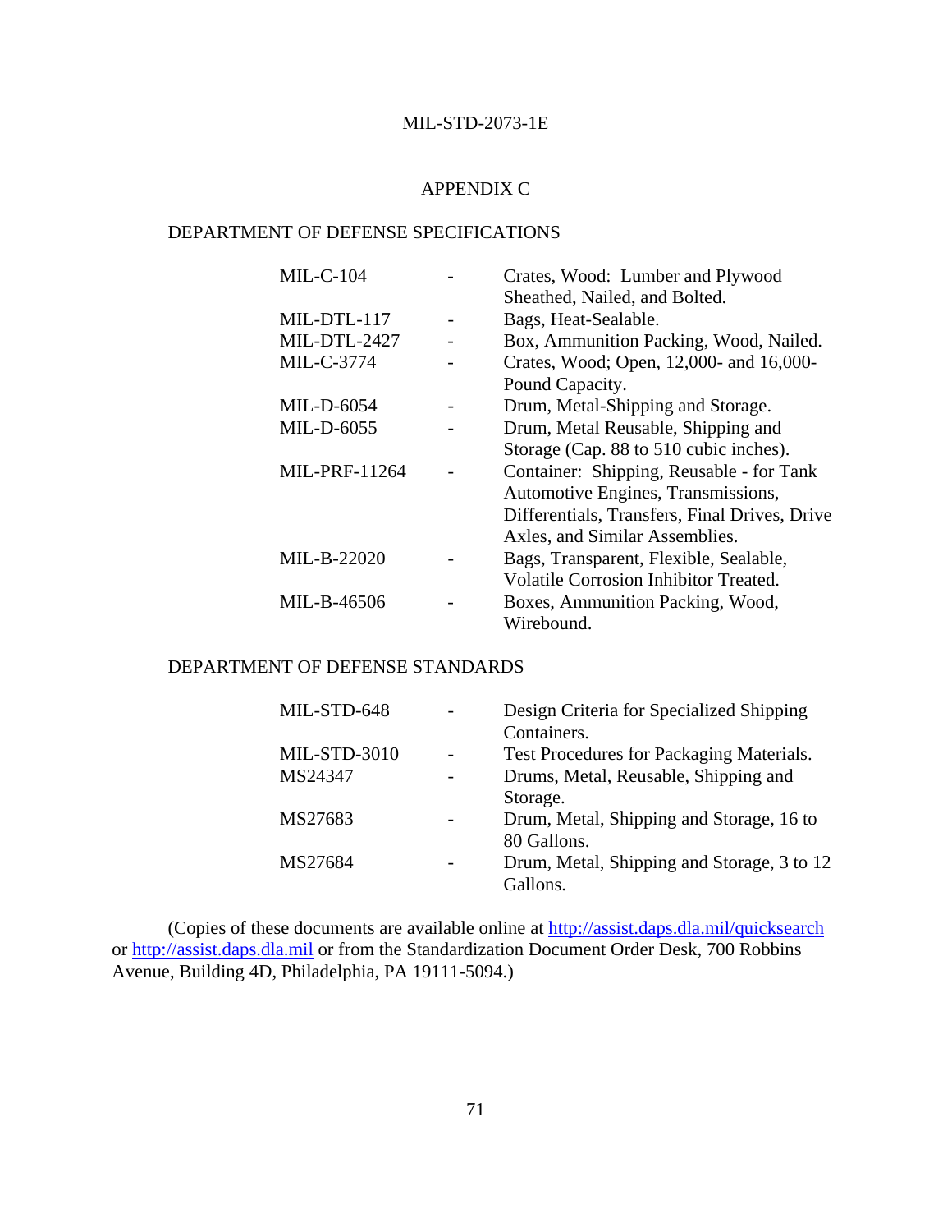# APPENDIX C

## DEPARTMENT OF DEFENSE SPECIFICATIONS

| | | |
|---|---|---|
| MIL-C-104 | - | Crates, Wood: Lumber and Plywood Sheathed, Nailed, and Bolted. |
| MIL-DTL-117 | - | Bags, Heat-Sealable. |
| MIL-DTL-2427 | - | Box, Ammunition Packing, Wood, Nailed. |
| MIL-C-3774 | - | Crates, Wood; Open, 12,000- and 16,000-Pound Capacity. |
| MIL-D-6054 | - | Drum, Metal-Shipping and Storage. |
| MIL-D-6055 | - | Drum, Metal Reusable, Shipping and Storage (Cap. 88 to 510 cubic inches). |
| MIL-PRF-11264 | - | Container: Shipping, Reusable - for Tank Automotive Engines, Transmissions, Differentials, Transfers, Final Drives, Drive Axles, and Similar Assemblies. |
| MIL-B-22020 | - | Bags, Transparent, Flexible, Sealable, Volatile Corrosion Inhibitor Treated. |
| MIL-B-46506 | - | Boxes, Ammunition Packing, Wood, Wirebound. |

## DEPARTMENT OF DEFENSE STANDARDS

| | | |
|---|---|---|
| MIL-STD-648 | - | Design Criteria for Specialized Shipping Containers. |
| MIL-STD-3010 | - | Test Procedures for Packaging Materials. |
| MS24347 | - | Drums, Metal, Reusable, Shipping and Storage. |
| MS27683 | - | Drum, Metal, Shipping and Storage, 16 to 80 Gallons. |
| MS27684 | - | Drum, Metal, Shipping and Storage, 3 to 12 Gallons. |

(Copies of these documents are available online at http://assist.daps.dla.mil/quicksearch or http://assist.daps.dla.mil or from the Standardization Document Order Desk, 700 Robbins Avenue, Building 4D, Philadelphia, PA 19111-5094.)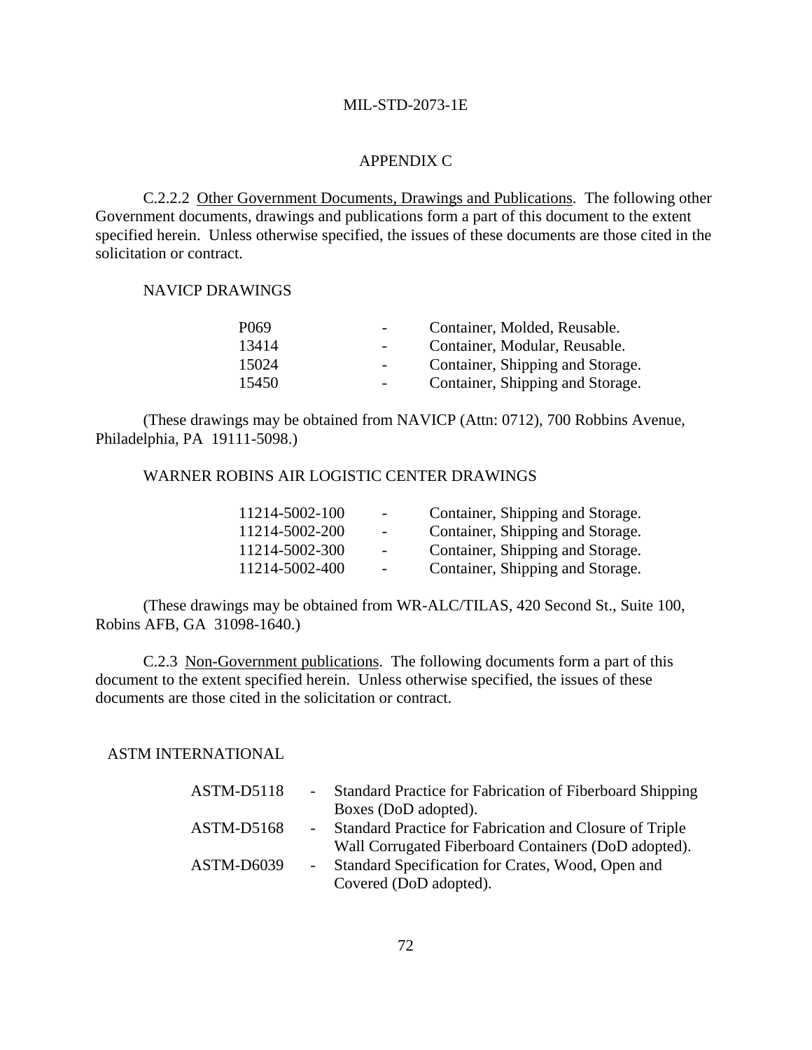## APPENDIX C

C.2.2.2 Other Government Documents, Drawings and Publications. The following other Government documents, drawings and publications form a part of this document to the extent specified herein. Unless otherwise specified, the issues of these documents are those cited in the solicitation or contract.

NAVICP DRAWINGS

| | | |
|---|---|---|
| P069 | - | Container, Molded, Reusable. |
| 13414 | - | Container, Modular, Reusable. |
| 15024 | - | Container, Shipping and Storage. |
| 15450 | - | Container, Shipping and Storage. |

(These drawings may be obtained from NAVICP (Attn: 0712), 700 Robbins Avenue, Philadelphia, PA 19111-5098.)

WARNER ROBINS AIR LOGISTIC CENTER DRAWINGS

| | | |
|---|---|---|
| 11214-5002-100 | - | Container, Shipping and Storage. |
| 11214-5002-200 | - | Container, Shipping and Storage. |
| 11214-5002-300 | - | Container, Shipping and Storage. |
| 11214-5002-400 | - | Container, Shipping and Storage. |

(These drawings may be obtained from WR-ALC/TILAS, 420 Second St., Suite 100, Robins AFB, GA 31098-1640.)

C.2.3 Non-Government publications. The following documents form a part of this document to the extent specified herein. Unless otherwise specified, the issues of these documents are those cited in the solicitation or contract.

ASTM INTERNATIONAL

| | | |
|---|---|---|
| ASTM-D5118 | - | Standard Practice for Fabrication of Fiberboard Shipping Boxes (DoD adopted). |
| ASTM-D5168 | - | Standard Practice for Fabrication and Closure of Triple Wall Corrugated Fiberboard Containers (DoD adopted). |
| ASTM-D6039 | - | Standard Specification for Crates, Wood, Open and Covered (DoD adopted). |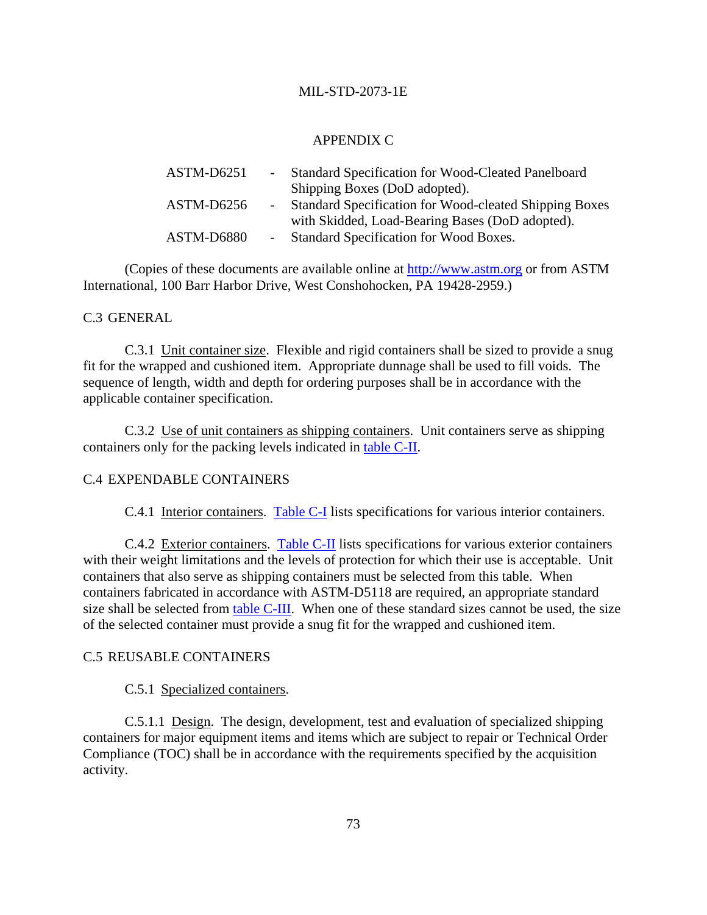## APPENDIX C

| | | |
|---|---|---|
| ASTM-D6251 | - | Standard Specification for Wood-Cleated Panelboard Shipping Boxes (DoD adopted). |
| ASTM-D6256 | - | Standard Specification for Wood-cleated Shipping Boxes with Skidded, Load-Bearing Bases (DoD adopted). |
| ASTM-D6880 | - | Standard Specification for Wood Boxes. |

(Copies of these documents are available online at http://www.astm.org or from ASTM International, 100 Barr Harbor Drive, West Conshohocken, PA 19428-2959.)

## C.3 GENERAL

C.3.1 Unit container size. Flexible and rigid containers shall be sized to provide a snug fit for the wrapped and cushioned item. Appropriate dunnage shall be used to fill voids. The sequence of length, width and depth for ordering purposes shall be in accordance with the applicable container specification.

C.3.2 Use of unit containers as shipping containers. Unit containers serve as shipping containers only for the packing levels indicated in table C-II.

## C.4 EXPENDABLE CONTAINERS

C.4.1 Interior containers. Table C-I lists specifications for various interior containers.

C.4.2 Exterior containers. Table C-II lists specifications for various exterior containers with their weight limitations and the levels of protection for which their use is acceptable. Unit containers that also serve as shipping containers must be selected from this table. When containers fabricated in accordance with ASTM-D5118 are required, an appropriate standard size shall be selected from table C-III. When one of these standard sizes cannot be used, the size of the selected container must provide a snug fit for the wrapped and cushioned item.

## C.5 REUSABLE CONTAINERS

C.5.1 Specialized containers.

C.5.1.1 Design. The design, development, test and evaluation of specialized shipping containers for major equipment items and items which are subject to repair or Technical Order Compliance (TOC) shall be in accordance with the requirements specified by the acquisition activity.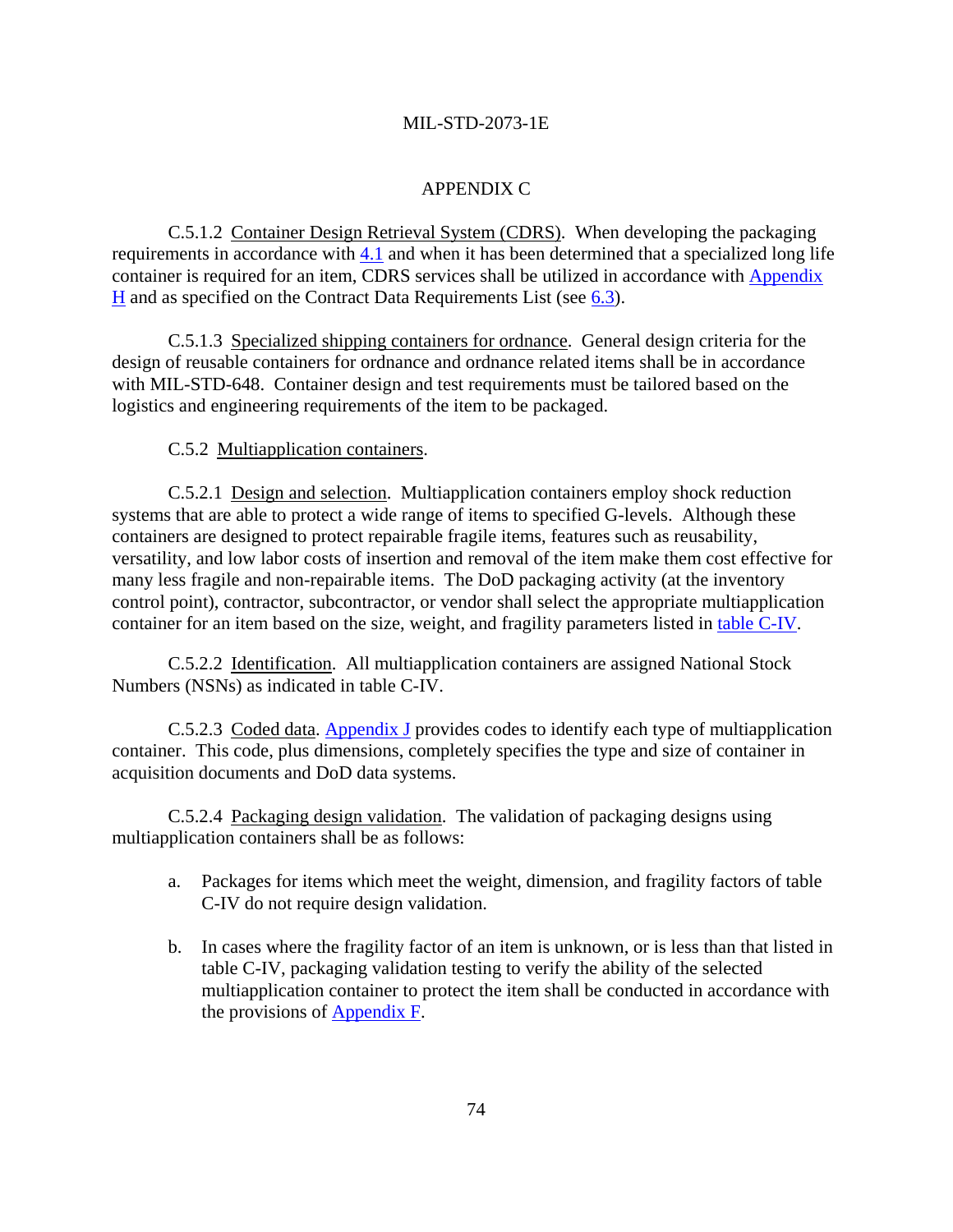APPENDIX C

C.5.1.2 Container Design Retrieval System (CDRS). When developing the packaging requirements in accordance with 4.1 and when it has been determined that a specialized long life container is required for an item, CDRS services shall be utilized in accordance with Appendix H and as specified on the Contract Data Requirements List (see 6.3).

C.5.1.3 Specialized shipping containers for ordnance. General design criteria for the design of reusable containers for ordnance and ordnance related items shall be in accordance with MIL-STD-648. Container design and test requirements must be tailored based on the logistics and engineering requirements of the item to be packaged.

C.5.2 Multiapplication containers.

C.5.2.1 Design and selection. Multiapplication containers employ shock reduction systems that are able to protect a wide range of items to specified G-levels. Although these containers are designed to protect repairable fragile items, features such as reusability, versatility, and low labor costs of insertion and removal of the item make them cost effective for many less fragile and non-repairable items. The DoD packaging activity (at the inventory control point), contractor, subcontractor, or vendor shall select the appropriate multiapplication container for an item based on the size, weight, and fragility parameters listed in table C-IV.

C.5.2.2 Identification. All multiapplication containers are assigned National Stock Numbers (NSNs) as indicated in table C-IV.

C.5.2.3 Coded data. Appendix J provides codes to identify each type of multiapplication container. This code, plus dimensions, completely specifies the type and size of container in acquisition documents and DoD data systems.

C.5.2.4 Packaging design validation. The validation of packaging designs using multiapplication containers shall be as follows:

a. Packages for items which meet the weight, dimension, and fragility factors of table C-IV do not require design validation.

b. In cases where the fragility factor of an item is unknown, or is less than that listed in table C-IV, packaging validation testing to verify the ability of the selected multiapplication container to protect the item shall be conducted in accordance with the provisions of Appendix F.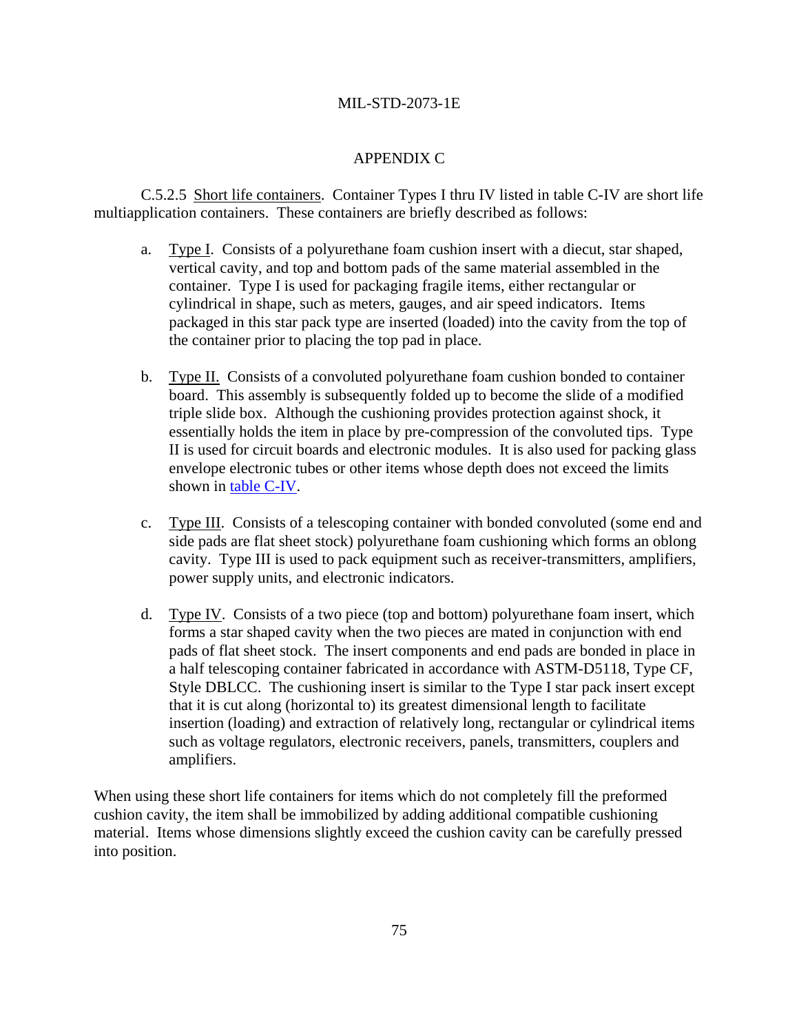## APPENDIX C

C.5.2.5 Short life containers. Container Types I thru IV listed in table C-IV are short life multiapplication containers. These containers are briefly described as follows:

a. Type I. Consists of a polyurethane foam cushion insert with a diecut, star shaped, vertical cavity, and top and bottom pads of the same material assembled in the container. Type I is used for packaging fragile items, either rectangular or cylindrical in shape, such as meters, gauges, and air speed indicators. Items packaged in this star pack type are inserted (loaded) into the cavity from the top of the container prior to placing the top pad in place.

b. Type II. Consists of a convoluted polyurethane foam cushion bonded to container board. This assembly is subsequently folded up to become the slide of a modified triple slide box. Although the cushioning provides protection against shock, it essentially holds the item in place by pre-compression of the convoluted tips. Type II is used for circuit boards and electronic modules. It is also used for packing glass envelope electronic tubes or other items whose depth does not exceed the limits shown in table C-IV.

c. Type III. Consists of a telescoping container with bonded convoluted (some end and side pads are flat sheet stock) polyurethane foam cushioning which forms an oblong cavity. Type III is used to pack equipment such as receiver-transmitters, amplifiers, power supply units, and electronic indicators.

d. Type IV. Consists of a two piece (top and bottom) polyurethane foam insert, which forms a star shaped cavity when the two pieces are mated in conjunction with end pads of flat sheet stock. The insert components and end pads are bonded in place in a half telescoping container fabricated in accordance with ASTM-D5118, Type CF, Style DBLCC. The cushioning insert is similar to the Type I star pack insert except that it is cut along (horizontal to) its greatest dimensional length to facilitate insertion (loading) and extraction of relatively long, rectangular or cylindrical items such as voltage regulators, electronic receivers, panels, transmitters, couplers and amplifiers.

When using these short life containers for items which do not completely fill the preformed cushion cavity, the item shall be immobilized by adding additional compatible cushioning material. Items whose dimensions slightly exceed the cushion cavity can be carefully pressed into position.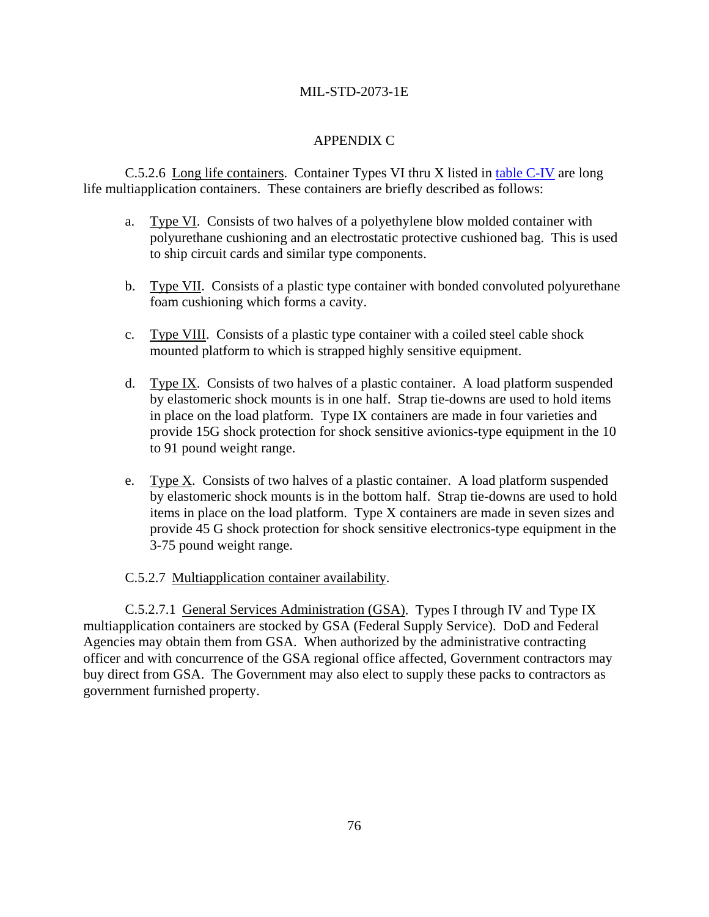## APPENDIX C

C.5.2.6 Long life containers. Container Types VI thru X listed in table C-IV are long life multiapplication containers. These containers are briefly described as follows:

a. Type VI. Consists of two halves of a polyethylene blow molded container with polyurethane cushioning and an electrostatic protective cushioned bag. This is used to ship circuit cards and similar type components.

b. Type VII. Consists of a plastic type container with bonded convoluted polyurethane foam cushioning which forms a cavity.

c. Type VIII. Consists of a plastic type container with a coiled steel cable shock mounted platform to which is strapped highly sensitive equipment.

d. Type IX. Consists of two halves of a plastic container. A load platform suspended by elastomeric shock mounts is in one half. Strap tie-downs are used to hold items in place on the load platform. Type IX containers are made in four varieties and provide 15G shock protection for shock sensitive avionics-type equipment in the 10 to 91 pound weight range.

e. Type X. Consists of two halves of a plastic container. A load platform suspended by elastomeric shock mounts is in the bottom half. Strap tie-downs are used to hold items in place on the load platform. Type X containers are made in seven sizes and provide 45 G shock protection for shock sensitive electronics-type equipment in the 3-75 pound weight range.

C.5.2.7 Multiapplication container availability.

C.5.2.7.1 General Services Administration (GSA). Types I through IV and Type IX multiapplication containers are stocked by GSA (Federal Supply Service). DoD and Federal Agencies may obtain them from GSA. When authorized by the administrative contracting officer and with concurrence of the GSA regional office affected, Government contractors may buy direct from GSA. The Government may also elect to supply these packs to contractors as government furnished property.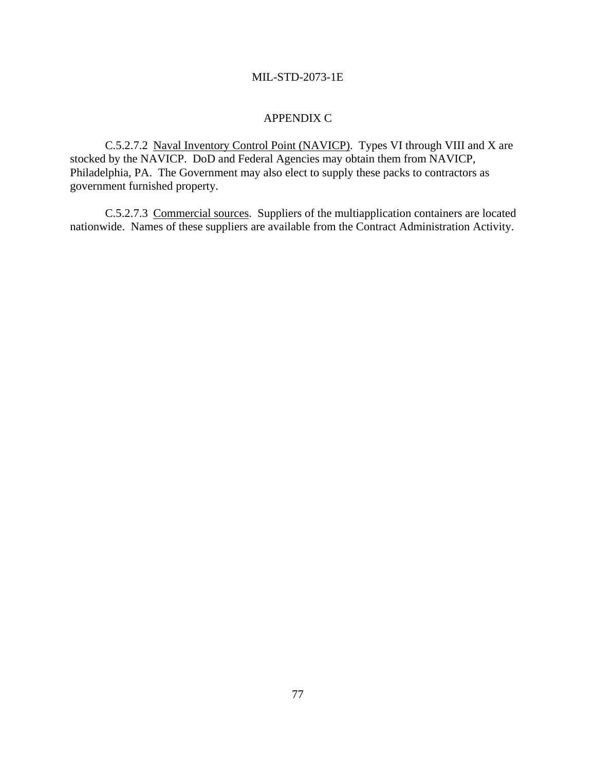APPENDIX C

C.5.2.7.2 Naval Inventory Control Point (NAVICP). Types VI through VIII and X are stocked by the NAVICP. DoD and Federal Agencies may obtain them from NAVICP, Philadelphia, PA. The Government may also elect to supply these packs to contractors as government furnished property.

C.5.2.7.3 Commercial sources. Suppliers of the multiapplication containers are located nationwide. Names of these suppliers are available from the Contract Administration Activity.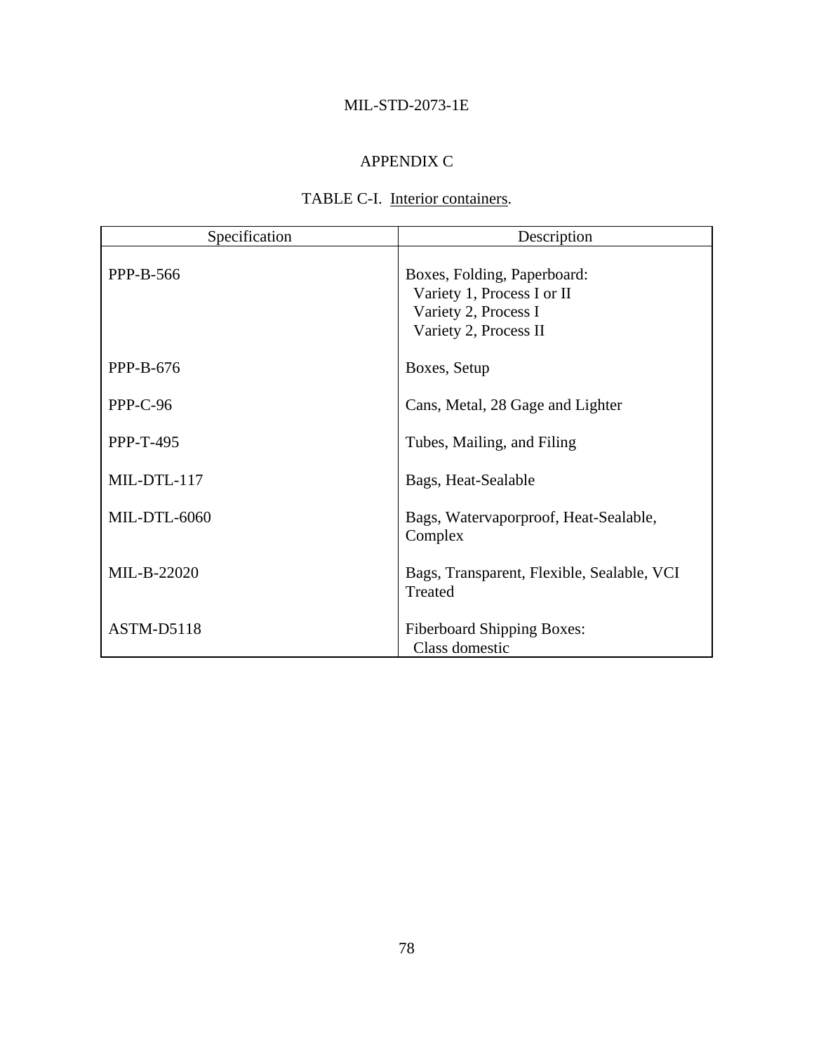## APPENDIX C

TABLE C-I. Interior containers.

| Specification | Description |
|---|---|
| PPP-B-566 | Boxes, Folding, Paperboard:<br>Variety 1, Process I or II<br>Variety 2, Process I<br>Variety 2, Process II |
| PPP-B-676 | Boxes, Setup |
| PPP-C-96 | Cans, Metal, 28 Gage and Lighter |
| PPP-T-495 | Tubes, Mailing, and Filing |
| MIL-DTL-117 | Bags, Heat-Sealable |
| MIL-DTL-6060 | Bags, Watervaporproof, Heat-Sealable, Complex |
| MIL-B-22020 | Bags, Transparent, Flexible, Sealable, VCI Treated |
| ASTM-D5118 | Fiberboard Shipping Boxes:<br>Class domestic |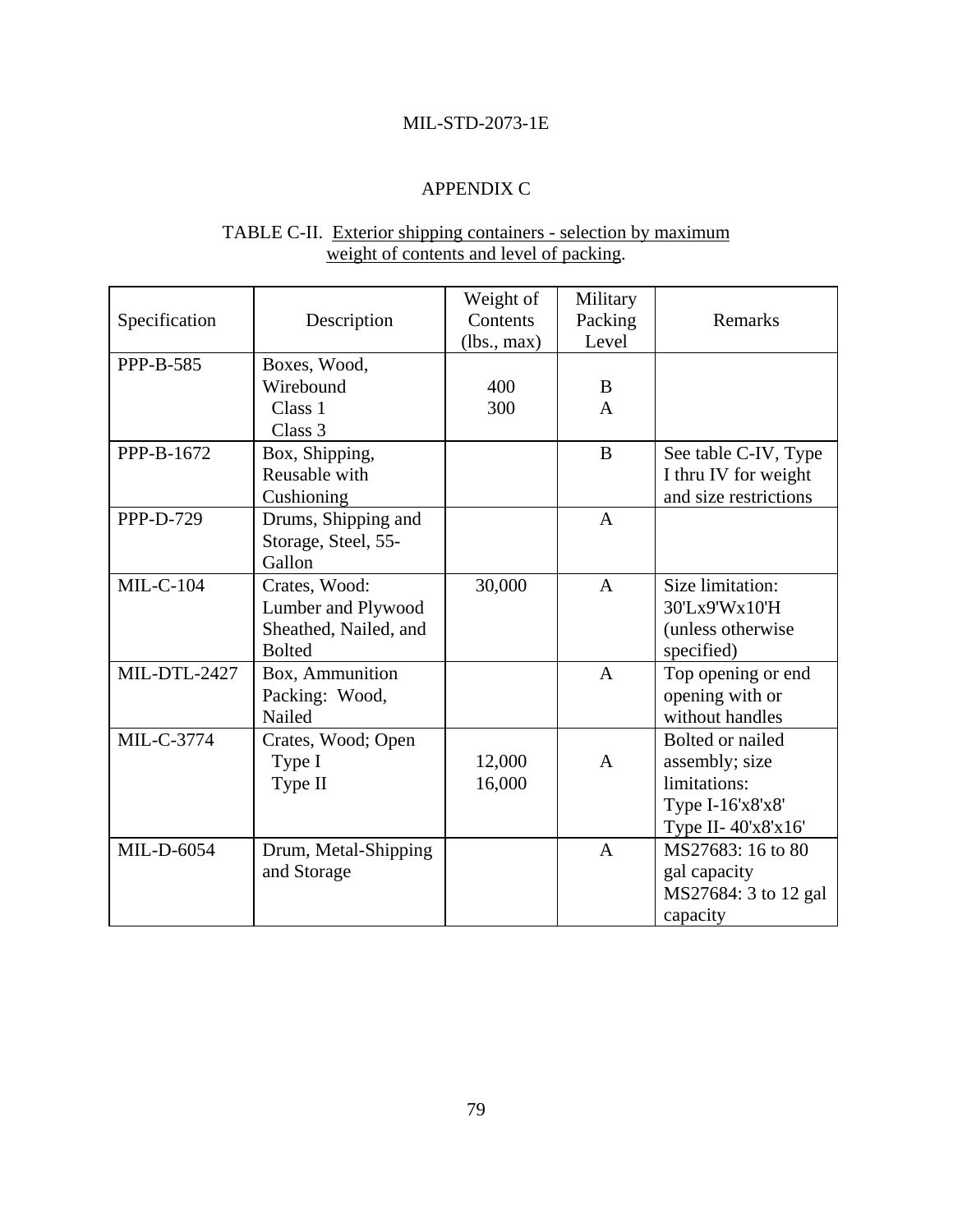## APPENDIX C

TABLE C-II. Exterior shipping containers - selection by maximum weight of contents and level of packing.

| Specification | Description | Weight of Contents (lbs., max) | Military Packing Level | Remarks |
|---|---|---|---|---|
| PPP-B-585 | Boxes, Wood, Wirebound<br>Class 1<br>Class 3 | <br>400<br>300 | <br>B<br>A | |
| PPP-B-1672 | Box, Shipping, Reusable with Cushioning | | B | See table C-IV, Type I thru IV for weight and size restrictions |
| PPP-D-729 | Drums, Shipping and Storage, Steel, 55-Gallon | | A | |
| MIL-C-104 | Crates, Wood: Lumber and Plywood Sheathed, Nailed, and Bolted | 30,000 | A | Size limitation: 30'Lx9'Wx10'H (unless otherwise specified) |
| MIL-DTL-2427 | Box, Ammunition Packing: Wood, Nailed | | A | Top opening or end opening with or without handles |
| MIL-C-3774 | Crates, Wood; Open<br>Type I<br>Type II | <br>12,000<br>16,000 | <br>A | Bolted or nailed assembly; size limitations:<br>Type I-16'x8'x8'<br>Type II- 40'x8'x16' |
| MIL-D-6054 | Drum, Metal-Shipping and Storage | | A | MS27683: 16 to 80 gal capacity<br>MS27684: 3 to 12 gal capacity |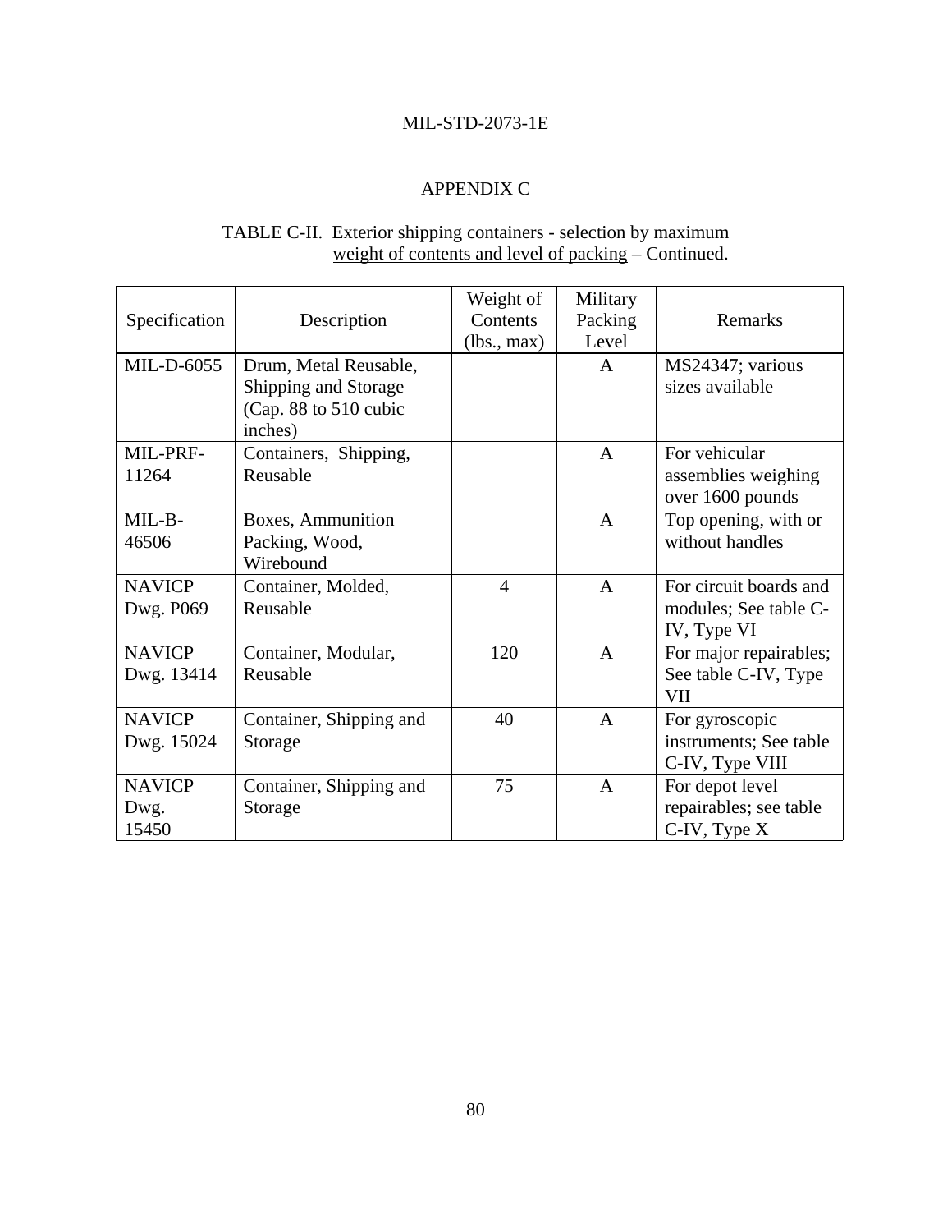## APPENDIX C

TABLE C-II. Exterior shipping containers - selection by maximum weight of contents and level of packing – Continued.

| Specification | Description | Weight of Contents (lbs., max) | Military Packing Level | Remarks |
|---|---|---|---|---|
| MIL-D-6055 | Drum, Metal Reusable, Shipping and Storage (Cap. 88 to 510 cubic inches) | | A | MS24347; various sizes available |
| MIL-PRF-11264 | Containers, Shipping, Reusable | | A | For vehicular assemblies weighing over 1600 pounds |
| MIL-B-46506 | Boxes, Ammunition Packing, Wood, Wirebound | | A | Top opening, with or without handles |
| NAVICP Dwg. P069 | Container, Molded, Reusable | 4 | A | For circuit boards and modules; See table C-IV, Type VI |
| NAVICP Dwg. 13414 | Container, Modular, Reusable | 120 | A | For major repairables; See table C-IV, Type VII |
| NAVICP Dwg. 15024 | Container, Shipping and Storage | 40 | A | For gyroscopic instruments; See table C-IV, Type VIII |
| NAVICP Dwg. 15450 | Container, Shipping and Storage | 75 | A | For depot level repairables; see table C-IV, Type X |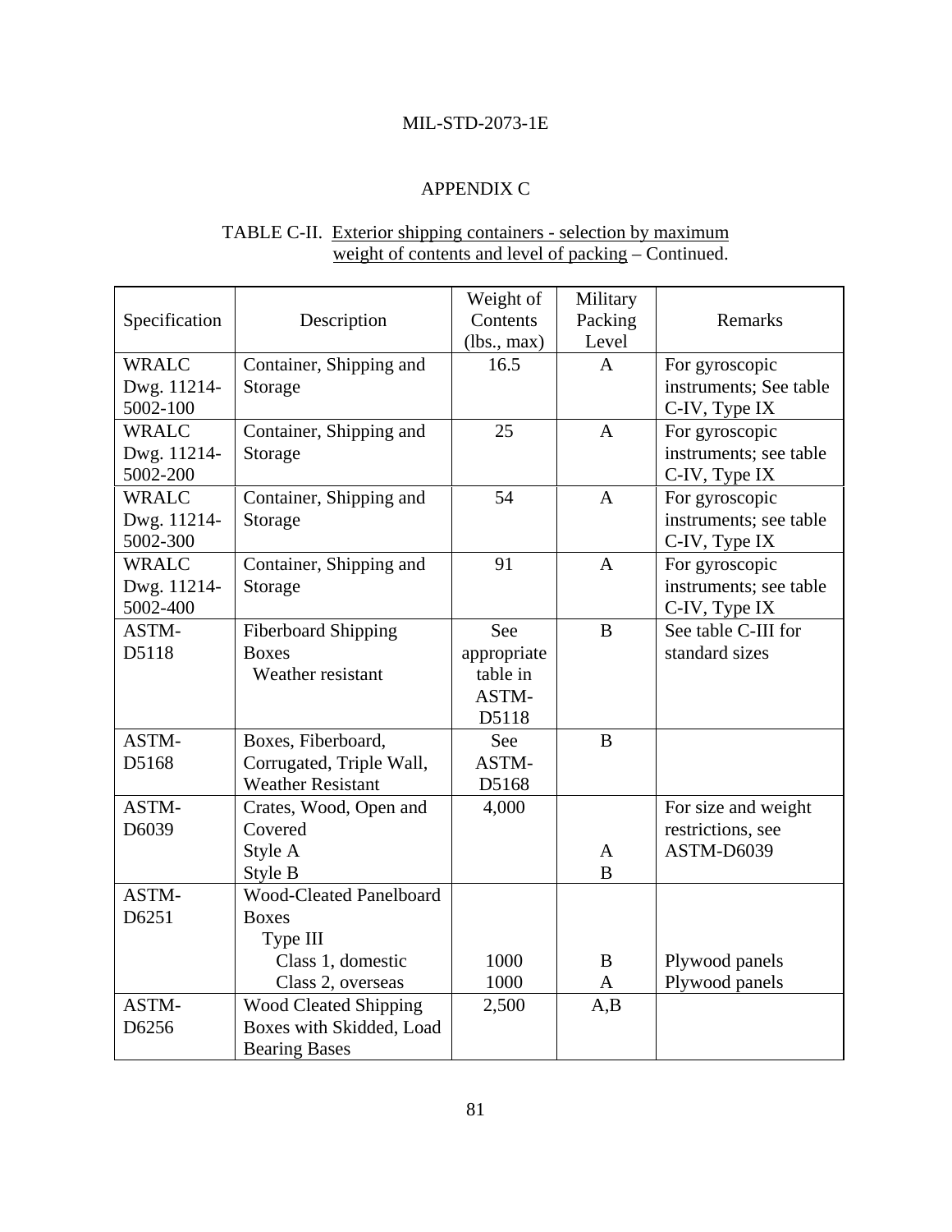APPENDIX C

TABLE C-II. Exterior shipping containers - selection by maximum weight of contents and level of packing – Continued.

| Specification | Description | Weight of Contents (lbs., max) | Military Packing Level | Remarks |
|---|---|---|---|---|
| WRALC Dwg. 11214-5002-100 | Container, Shipping and Storage | 16.5 | A | For gyroscopic instruments; See table C-IV, Type IX |
| WRALC Dwg. 11214-5002-200 | Container, Shipping and Storage | 25 | A | For gyroscopic instruments; see table C-IV, Type IX |
| WRALC Dwg. 11214-5002-300 | Container, Shipping and Storage | 54 | A | For gyroscopic instruments; see table C-IV, Type IX |
| WRALC Dwg. 11214-5002-400 | Container, Shipping and Storage | 91 | A | For gyroscopic instruments; see table C-IV, Type IX |
| ASTM-D5118 | Fiberboard Shipping Boxes<br>Weather resistant | See appropriate table in ASTM-D5118 | B | See table C-III for standard sizes |
| ASTM-D5168 | Boxes, Fiberboard, Corrugated, Triple Wall, Weather Resistant | See ASTM-D5168 | B | |
| ASTM-D6039 | Crates, Wood, Open and Covered<br>Style A<br>Style B | 4,000 | <br>A<br>B | For size and weight restrictions, see ASTM-D6039 |
| ASTM-D6251 | Wood-Cleated Panelboard Boxes<br>Type III<br>Class 1, domestic<br>Class 2, overseas | <br><br>1000<br>1000 | <br><br>B<br>A | <br><br>Plywood panels<br>Plywood panels |
| ASTM-D6256 | Wood Cleated Shipping Boxes with Skidded, Load Bearing Bases | 2,500 | A,B | |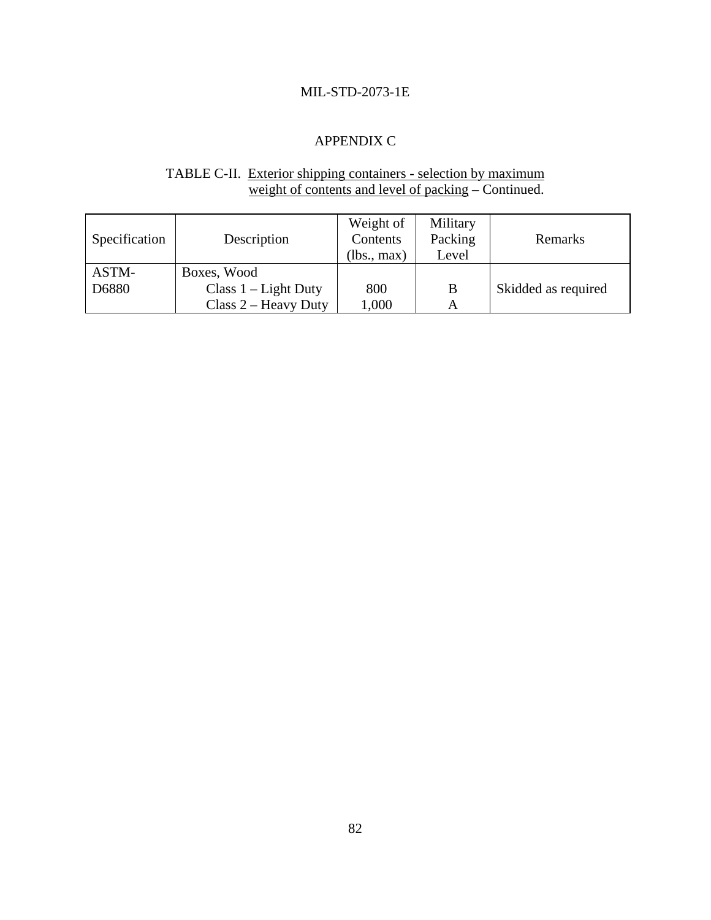## APPENDIX C

TABLE C-II. Exterior shipping containers - selection by maximum weight of contents and level of packing – Continued.

| Specification | Description | Weight of Contents (lbs., max) | Military Packing Level | Remarks |
|---|---|---|---|---|
| ASTM-D6880 | Boxes, Wood | | | |
| | Class 1 – Light Duty | 800 | B | Skidded as required |
| | Class 2 – Heavy Duty | 1,000 | A | |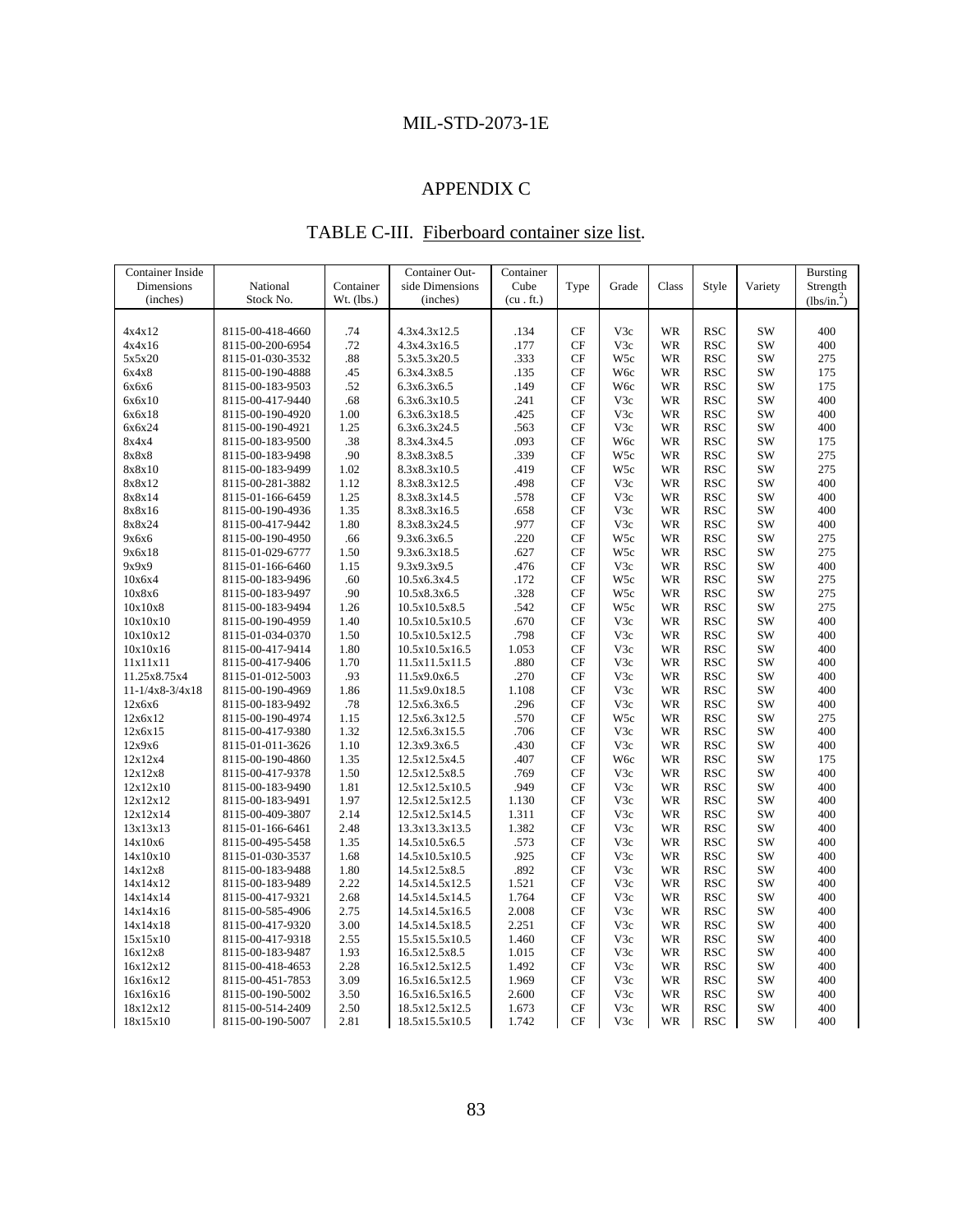# APPENDIX C

## TABLE C-III. Fiberboard container size list.

| Container Inside Dimensions (inches) | National Stock No. | Container Wt. (lbs.) | Container Outside Dimensions (inches) | Container Cube (cu . ft.) | Type | Grade | Class | Style | Variety | Bursting Strength (lbs/in.$^2$) |
|---|---|---|---|---|---|---|---|---|---|---|
| 4x4x12 | 8115-00-418-4660 | .74 | 4.3x4.3x12.5 | .134 | CF | V3c | WR | RSC | SW | 400 |
| 4x4x16 | 8115-00-200-6954 | .72 | 4.3x4.3x16.5 | .177 | CF | V3c | WR | RSC | SW | 400 |
| 5x5x20 | 8115-01-030-3532 | .88 | 5.3x5.3x20.5 | .333 | CF | W5c | WR | RSC | SW | 275 |
| 6x4x8 | 8115-00-190-4888 | .45 | 6.3x4.3x8.5 | .135 | CF | W6c | WR | RSC | SW | 175 |
| 6x6x6 | 8115-00-183-9503 | .52 | 6.3x6.3x6.5 | .149 | CF | W6c | WR | RSC | SW | 175 |
| 6x6x10 | 8115-00-417-9440 | .68 | 6.3x6.3x10.5 | .241 | CF | V3c | WR | RSC | SW | 400 |
| 6x6x18 | 8115-00-190-4920 | 1.00 | 6.3x6.3x18.5 | .425 | CF | V3c | WR | RSC | SW | 400 |
| 6x6x24 | 8115-00-190-4921 | 1.25 | 6.3x6.3x24.5 | .563 | CF | V3c | WR | RSC | SW | 400 |
| 8x4x4 | 8115-00-183-9500 | .38 | 8.3x4.3x4.5 | .093 | CF | W6c | WR | RSC | SW | 175 |
| 8x8x8 | 8115-00-183-9498 | .90 | 8.3x8.3x8.5 | .339 | CF | W5c | WR | RSC | SW | 275 |
| 8x8x10 | 8115-00-183-9499 | 1.02 | 8.3x8.3x10.5 | .419 | CF | W5c | WR | RSC | SW | 275 |
| 8x8x12 | 8115-00-281-3882 | 1.12 | 8.3x8.3x12.5 | .498 | CF | V3c | WR | RSC | SW | 400 |
| 8x8x14 | 8115-01-166-6459 | 1.25 | 8.3x8.3x14.5 | .578 | CF | V3c | WR | RSC | SW | 400 |
| 8x8x16 | 8115-00-190-4936 | 1.35 | 8.3x8.3x16.5 | .658 | CF | V3c | WR | RSC | SW | 400 |
| 8x8x24 | 8115-00-417-9442 | 1.80 | 8.3x8.3x24.5 | .977 | CF | V3c | WR | RSC | SW | 400 |
| 9x6x6 | 8115-00-190-4950 | .66 | 9.3x6.3x6.5 | .220 | CF | W5c | WR | RSC | SW | 275 |
| 9x6x18 | 8115-01-029-6777 | 1.50 | 9.3x6.3x18.5 | .627 | CF | W5c | WR | RSC | SW | 275 |
| 9x9x9 | 8115-01-166-6460 | 1.15 | 9.3x9.3x9.5 | .476 | CF | V3c | WR | RSC | SW | 400 |
| 10x6x4 | 8115-00-183-9496 | .60 | 10.5x6.3x4.5 | .172 | CF | W5c | WR | RSC | SW | 275 |
| 10x8x6 | 8115-00-183-9497 | .90 | 10.5x8.3x6.5 | .328 | CF | W5c | WR | RSC | SW | 275 |
| 10x10x8 | 8115-00-183-9494 | 1.26 | 10.5x10.5x8.5 | .542 | CF | W5c | WR | RSC | SW | 275 |
| 10x10x10 | 8115-00-190-4959 | 1.40 | 10.5x10.5x10.5 | .670 | CF | V3c | WR | RSC | SW | 400 |
| 10x10x12 | 8115-01-034-0370 | 1.50 | 10.5x10.5x12.5 | .798 | CF | V3c | WR | RSC | SW | 400 |
| 10x10x16 | 8115-00-417-9414 | 1.80 | 10.5x10.5x16.5 | 1.053 | CF | V3c | WR | RSC | SW | 400 |
| 11x11x11 | 8115-00-417-9406 | 1.70 | 11.5x11.5x11.5 | .880 | CF | V3c | WR | RSC | SW | 400 |
| 11.25x8.75x4 | 8115-01-012-5003 | .93 | 11.5x9.0x6.5 | .270 | CF | V3c | WR | RSC | SW | 400 |
| 11-1/4x8-3/4x18 | 8115-00-190-4969 | 1.86 | 11.5x9.0x18.5 | 1.108 | CF | V3c | WR | RSC | SW | 400 |
| 12x6x6 | 8115-00-183-9492 | .78 | 12.5x6.3x6.5 | .296 | CF | V3c | WR | RSC | SW | 400 |
| 12x6x12 | 8115-00-190-4974 | 1.15 | 12.5x6.3x12.5 | .570 | CF | W5c | WR | RSC | SW | 275 |
| 12x6x15 | 8115-00-417-9380 | 1.32 | 12.5x6.3x15.5 | .706 | CF | V3c | WR | RSC | SW | 400 |
| 12x9x6 | 8115-01-011-3626 | 1.10 | 12.3x9.3x6.5 | .430 | CF | V3c | WR | RSC | SW | 400 |
| 12x12x4 | 8115-00-190-4860 | 1.35 | 12.5x12.5x4.5 | .407 | CF | W6c | WR | RSC | SW | 175 |
| 12x12x8 | 8115-00-417-9378 | 1.50 | 12.5x12.5x8.5 | .769 | CF | V3c | WR | RSC | SW | 400 |
| 12x12x10 | 8115-00-183-9490 | 1.81 | 12.5x12.5x10.5 | .949 | CF | V3c | WR | RSC | SW | 400 |
| 12x12x12 | 8115-00-183-9491 | 1.97 | 12.5x12.5x12.5 | 1.130 | CF | V3c | WR | RSC | SW | 400 |
| 12x12x14 | 8115-00-409-3807 | 2.14 | 12.5x12.5x14.5 | 1.311 | CF | V3c | WR | RSC | SW | 400 |
| 13x13x13 | 8115-01-166-6461 | 2.48 | 13.3x13.3x13.5 | 1.382 | CF | V3c | WR | RSC | SW | 400 |
| 14x10x6 | 8115-00-495-5458 | 1.35 | 14.5x10.5x6.5 | .573 | CF | V3c | WR | RSC | SW | 400 |
| 14x10x10 | 8115-01-030-3537 | 1.68 | 14.5x10.5x10.5 | .925 | CF | V3c | WR | RSC | SW | 400 |
| 14x12x8 | 8115-00-183-9488 | 1.80 | 14.5x12.5x8.5 | .892 | CF | V3c | WR | RSC | SW | 400 |
| 14x14x12 | 8115-00-183-9489 | 2.22 | 14.5x14.5x12.5 | 1.521 | CF | V3c | WR | RSC | SW | 400 |
| 14x14x14 | 8115-00-417-9321 | 2.68 | 14.5x14.5x14.5 | 1.764 | CF | V3c | WR | RSC | SW | 400 |
| 14x14x16 | 8115-00-585-4906 | 2.75 | 14.5x14.5x16.5 | 2.008 | CF | V3c | WR | RSC | SW | 400 |
| 14x14x18 | 8115-00-417-9320 | 3.00 | 14.5x14.5x18.5 | 2.251 | CF | V3c | WR | RSC | SW | 400 |
| 15x15x10 | 8115-00-417-9318 | 2.55 | 15.5x15.5x10.5 | 1.460 | CF | V3c | WR | RSC | SW | 400 |
| 16x12x8 | 8115-00-183-9487 | 1.93 | 16.5x12.5x8.5 | 1.015 | CF | V3c | WR | RSC | SW | 400 |
| 16x12x12 | 8115-00-418-4653 | 2.28 | 16.5x12.5x12.5 | 1.492 | CF | V3c | WR | RSC | SW | 400 |
| 16x16x12 | 8115-00-451-7853 | 3.09 | 16.5x16.5x12.5 | 1.969 | CF | V3c | WR | RSC | SW | 400 |
| 16x16x16 | 8115-00-190-5002 | 3.50 | 16.5x16.5x16.5 | 2.600 | CF | V3c | WR | RSC | SW | 400 |
| 18x12x12 | 8115-00-514-2409 | 2.50 | 18.5x12.5x12.5 | 1.673 | CF | V3c | WR | RSC | SW | 400 |
| 18x15x10 | 8115-00-190-5007 | 2.81 | 18.5x15.5x10.5 | 1.742 | CF | V3c | WR | RSC | SW | 400 |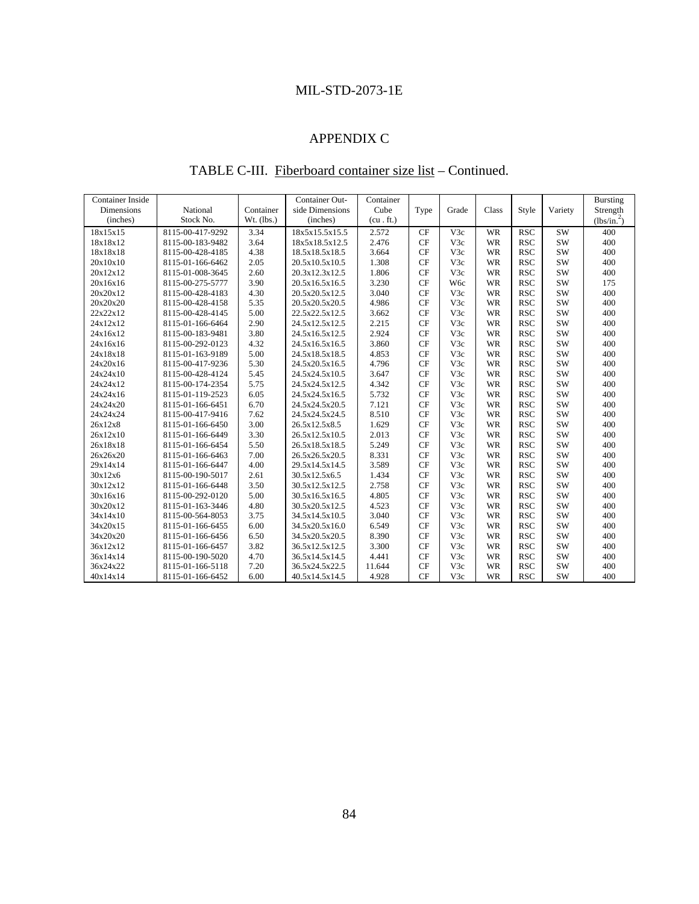## APPENDIX C

### TABLE C-III. Fiberboard container size list – Continued.

| Container Inside Dimensions (inches) | National Stock No. | Container Wt. (lbs.) | Container Outside Dimensions (inches) | Container Cube (cu . ft.) | Type | Grade | Class | Style | Variety | Bursting Strength (lbs/in.$^2$) |
|---|---|---|---|---|---|---|---|---|---|---|
| 18x15x15 | 8115-00-417-9292 | 3.34 | 18x5x15.5x15.5 | 2.572 | CF | V3c | WR | RSC | SW | 400 |
| 18x18x12 | 8115-00-183-9482 | 3.64 | 18x5x18.5x12.5 | 2.476 | CF | V3c | WR | RSC | SW | 400 |
| 18x18x18 | 8115-00-428-4185 | 4.38 | 18.5x18.5x18.5 | 3.664 | CF | V3c | WR | RSC | SW | 400 |
| 20x10x10 | 8115-01-166-6462 | 2.05 | 20.5x10.5x10.5 | 1.308 | CF | V3c | WR | RSC | SW | 400 |
| 20x12x12 | 8115-01-008-3645 | 2.60 | 20.3x12.3x12.5 | 1.806 | CF | V3c | WR | RSC | SW | 400 |
| 20x16x16 | 8115-00-275-5777 | 3.90 | 20.5x16.5x16.5 | 3.230 | CF | W6c | WR | RSC | SW | 175 |
| 20x20x12 | 8115-00-428-4183 | 4.30 | 20.5x20.5x12.5 | 3.040 | CF | V3c | WR | RSC | SW | 400 |
| 20x20x20 | 8115-00-428-4158 | 5.35 | 20.5x20.5x20.5 | 4.986 | CF | V3c | WR | RSC | SW | 400 |
| 22x22x12 | 8115-00-428-4145 | 5.00 | 22.5x22.5x12.5 | 3.662 | CF | V3c | WR | RSC | SW | 400 |
| 24x12x12 | 8115-01-166-6464 | 2.90 | 24.5x12.5x12.5 | 2.215 | CF | V3c | WR | RSC | SW | 400 |
| 24x16x12 | 8115-00-183-9481 | 3.80 | 24.5x16.5x12.5 | 2.924 | CF | V3c | WR | RSC | SW | 400 |
| 24x16x16 | 8115-00-292-0123 | 4.32 | 24.5x16.5x16.5 | 3.860 | CF | V3c | WR | RSC | SW | 400 |
| 24x18x18 | 8115-01-163-9189 | 5.00 | 24.5x18.5x18.5 | 4.853 | CF | V3c | WR | RSC | SW | 400 |
| 24x20x16 | 8115-00-417-9236 | 5.30 | 24.5x20.5x16.5 | 4.796 | CF | V3c | WR | RSC | SW | 400 |
| 24x24x10 | 8115-00-428-4124 | 5.45 | 24.5x24.5x10.5 | 3.647 | CF | V3c | WR | RSC | SW | 400 |
| 24x24x12 | 8115-00-174-2354 | 5.75 | 24.5x24.5x12.5 | 4.342 | CF | V3c | WR | RSC | SW | 400 |
| 24x24x16 | 8115-01-119-2523 | 6.05 | 24.5x24.5x16.5 | 5.732 | CF | V3c | WR | RSC | SW | 400 |
| 24x24x20 | 8115-01-166-6451 | 6.70 | 24.5x24.5x20.5 | 7.121 | CF | V3c | WR | RSC | SW | 400 |
| 24x24x24 | 8115-00-417-9416 | 7.62 | 24.5x24.5x24.5 | 8.510 | CF | V3c | WR | RSC | SW | 400 |
| 26x12x8 | 8115-01-166-6450 | 3.00 | 26.5x12.5x8.5 | 1.629 | CF | V3c | WR | RSC | SW | 400 |
| 26x12x10 | 8115-01-166-6449 | 3.30 | 26.5x12.5x10.5 | 2.013 | CF | V3c | WR | RSC | SW | 400 |
| 26x18x18 | 8115-01-166-6454 | 5.50 | 26.5x18.5x18.5 | 5.249 | CF | V3c | WR | RSC | SW | 400 |
| 26x26x20 | 8115-01-166-6463 | 7.00 | 26.5x26.5x20.5 | 8.331 | CF | V3c | WR | RSC | SW | 400 |
| 29x14x14 | 8115-01-166-6447 | 4.00 | 29.5x14.5x14.5 | 3.589 | CF | V3c | WR | RSC | SW | 400 |
| 30x12x6 | 8115-00-190-5017 | 2.61 | 30.5x12.5x6.5 | 1.434 | CF | V3c | WR | RSC | SW | 400 |
| 30x12x12 | 8115-01-166-6448 | 3.50 | 30.5x12.5x12.5 | 2.758 | CF | V3c | WR | RSC | SW | 400 |
| 30x16x16 | 8115-00-292-0120 | 5.00 | 30.5x16.5x16.5 | 4.805 | CF | V3c | WR | RSC | SW | 400 |
| 30x20x12 | 8115-01-163-3446 | 4.80 | 30.5x20.5x12.5 | 4.523 | CF | V3c | WR | RSC | SW | 400 |
| 34x14x10 | 8115-00-564-8053 | 3.75 | 34.5x14.5x10.5 | 3.040 | CF | V3c | WR | RSC | SW | 400 |
| 34x20x15 | 8115-01-166-6455 | 6.00 | 34.5x20.5x16.0 | 6.549 | CF | V3c | WR | RSC | SW | 400 |
| 34x20x20 | 8115-01-166-6456 | 6.50 | 34.5x20.5x20.5 | 8.390 | CF | V3c | WR | RSC | SW | 400 |
| 36x12x12 | 8115-01-166-6457 | 3.82 | 36.5x12.5x12.5 | 3.300 | CF | V3c | WR | RSC | SW | 400 |
| 36x14x14 | 8115-00-190-5020 | 4.70 | 36.5x14.5x14.5 | 4.441 | CF | V3c | WR | RSC | SW | 400 |
| 36x24x22 | 8115-01-166-5118 | 7.20 | 36.5x24.5x22.5 | 11.644 | CF | V3c | WR | RSC | SW | 400 |
| 40x14x14 | 8115-01-166-6452 | 6.00 | 40.5x14.5x14.5 | 4.928 | CF | V3c | WR | RSC | SW | 400 |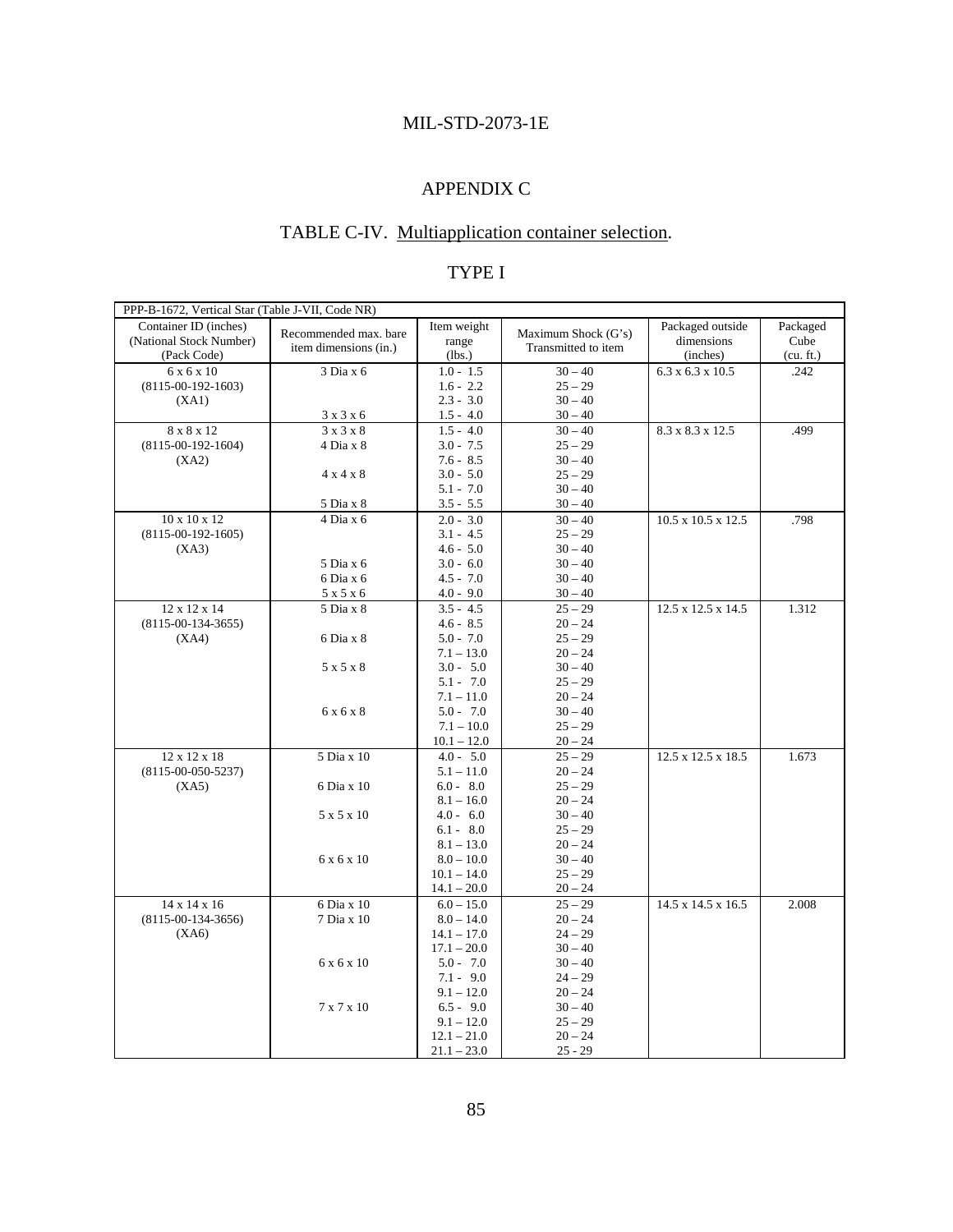# APPENDIX C

## TABLE C-IV. Multiapplication container selection.

### TYPE I

| PPP-B-1672, Vertical Star (Table J-VII, Code NR) | | | | | |
|---|---|---|---|---|---|
| Container ID (inches) (National Stock Number) (Pack Code) | Recommended max. bare item dimensions (in.) | Item weight range (lbs.) | Maximum Shock (G's) Transmitted to item | Packaged outside dimensions (inches) | Packaged Cube (cu. ft.) |
| 6 x 6 x 10 | 3 Dia x 6 | 1.0 - 1.5 | 30 – 40 | 6.3 x 6.3 x 10.5 | .242 |
| (8115-00-192-1603) | | 1.6 - 2.2 | 25 – 29 | | |
| (XA1) | | 2.3 - 3.0 | 30 – 40 | | |
| | 3 x 3 x 6 | 1.5 - 4.0 | 30 – 40 | | |
| 8 x 8 x 12 | 3 x 3 x 8 | 1.5 - 4.0 | 30 – 40 | 8.3 x 8.3 x 12.5 | .499 |
| (8115-00-192-1604) | 4 Dia x 8 | 3.0 - 7.5 | 25 – 29 | | |
| (XA2) | | 7.6 - 8.5 | 30 – 40 | | |
| | 4 x 4 x 8 | 3.0 - 5.0 | 25 – 29 | | |
| | | 5.1 - 7.0 | 30 – 40 | | |
| | 5 Dia x 8 | 3.5 - 5.5 | 30 – 40 | | |
| 10 x 10 x 12 | 4 Dia x 6 | 2.0 - 3.0 | 30 – 40 | 10.5 x 10.5 x 12.5 | .798 |
| (8115-00-192-1605) | | 3.1 - 4.5 | 25 – 29 | | |
| (XA3) | | 4.6 - 5.0 | 30 – 40 | | |
| | 5 Dia x 6 | 3.0 - 6.0 | 30 – 40 | | |
| | 6 Dia x 6 | 4.5 - 7.0 | 30 – 40 | | |
| | 5 x 5 x 6 | 4.0 - 9.0 | 30 – 40 | | |
| 12 x 12 x 14 | 5 Dia x 8 | 3.5 - 4.5 | 25 – 29 | 12.5 x 12.5 x 14.5 | 1.312 |
| (8115-00-134-3655) | | 4.6 - 8.5 | 20 – 24 | | |
| (XA4) | 6 Dia x 8 | 5.0 - 7.0 | 25 – 29 | | |
| | | 7.1 – 13.0 | 20 – 24 | | |
| | 5 x 5 x 8 | 3.0 - 5.0 | 30 – 40 | | |
| | | 5.1 - 7.0 | 25 – 29 | | |
| | | 7.1 – 11.0 | 20 – 24 | | |
| | 6 x 6 x 8 | 5.0 - 7.0 | 30 – 40 | | |
| | | 7.1 – 10.0 | 25 – 29 | | |
| | | 10.1 – 12.0 | 20 – 24 | | |
| 12 x 12 x 18 | 5 Dia x 10 | 4.0 - 5.0 | 25 – 29 | 12.5 x 12.5 x 18.5 | 1.673 |
| (8115-00-050-5237) | | 5.1 – 11.0 | 20 – 24 | | |
| (XA5) | 6 Dia x 10 | 6.0 - 8.0 | 25 – 29 | | |
| | | 8.1 – 16.0 | 20 – 24 | | |
| | 5 x 5 x 10 | 4.0 - 6.0 | 30 – 40 | | |
| | | 6.1 - 8.0 | 25 – 29 | | |
| | | 8.1 – 13.0 | 20 – 24 | | |
| | 6 x 6 x 10 | 8.0 – 10.0 | 30 – 40 | | |
| | | 10.1 – 14.0 | 25 – 29 | | |
| | | 14.1 – 20.0 | 20 – 24 | | |
| 14 x 14 x 16 | 6 Dia x 10 | 6.0 – 15.0 | 25 – 29 | 14.5 x 14.5 x 16.5 | 2.008 |
| (8115-00-134-3656) | 7 Dia x 10 | 8.0 – 14.0 | 20 – 24 | | |
| (XA6) | | 14.1 – 17.0 | 24 – 29 | | |
| | | 17.1 – 20.0 | 30 – 40 | | |
| | 6 x 6 x 10 | 5.0 - 7.0 | 30 – 40 | | |
| | | 7.1 - 9.0 | 24 – 29 | | |
| | | 9.1 – 12.0 | 20 – 24 | | |
| | 7 x 7 x 10 | 6.5 - 9.0 | 30 – 40 | | |
| | | 9.1 – 12.0 | 25 – 29 | | |
| | | 12.1 – 21.0 | 20 – 24 | | |
| | | 21.1 – 23.0 | 25 - 29 | | |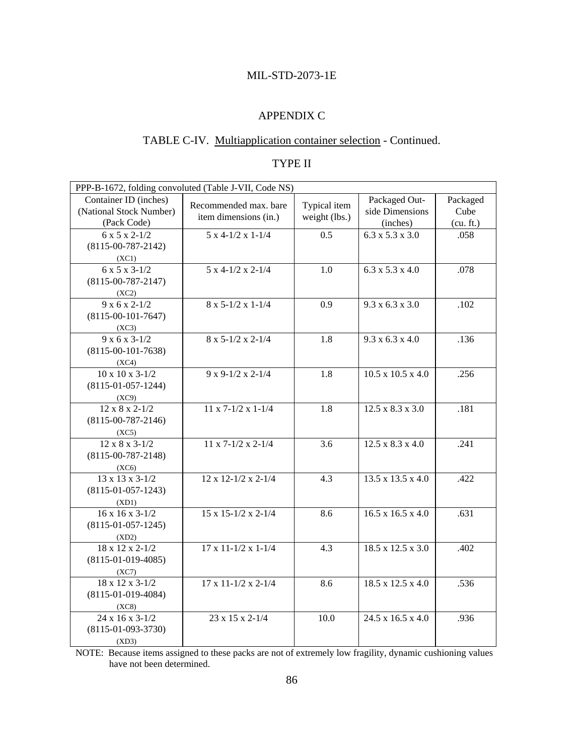## APPENDIX C

### TABLE C-IV. Multiapplication container selection - Continued.

### TYPE II

| PPP-B-1672, folding convoluted (Table J-VII, Code NS) | | | | |
|---|---|---|---|---|
| Container ID (inches) (National Stock Number) (Pack Code) | Recommended max. bare item dimensions (in.) | Typical item weight (lbs.) | Packaged Out-side Dimensions (inches) | Packaged Cube (cu. ft.) |
| 6 x 5 x 2-1/2 (8115-00-787-2142) (XC1) | 5 x 4-1/2 x 1-1/4 | 0.5 | 6.3 x 5.3 x 3.0 | .058 |
| 6 x 5 x 3-1/2 (8115-00-787-2147) (XC2) | 5 x 4-1/2 x 2-1/4 | 1.0 | 6.3 x 5.3 x 4.0 | .078 |
| 9 x 6 x 2-1/2 (8115-00-101-7647) (XC3) | 8 x 5-1/2 x 1-1/4 | 0.9 | 9.3 x 6.3 x 3.0 | .102 |
| 9 x 6 x 3-1/2 (8115-00-101-7638) (XC4) | 8 x 5-1/2 x 2-1/4 | 1.8 | 9.3 x 6.3 x 4.0 | .136 |
| 10 x 10 x 3-1/2 (8115-01-057-1244) (XC9) | 9 x 9-1/2 x 2-1/4 | 1.8 | 10.5 x 10.5 x 4.0 | .256 |
| 12 x 8 x 2-1/2 (8115-00-787-2146) (XC5) | 11 x 7-1/2 x 1-1/4 | 1.8 | 12.5 x 8.3 x 3.0 | .181 |
| 12 x 8 x 3-1/2 (8115-00-787-2148) (XC6) | 11 x 7-1/2 x 2-1/4 | 3.6 | 12.5 x 8.3 x 4.0 | .241 |
| 13 x 13 x 3-1/2 (8115-01-057-1243) (XD1) | 12 x 12-1/2 x 2-1/4 | 4.3 | 13.5 x 13.5 x 4.0 | .422 |
| 16 x 16 x 3-1/2 (8115-01-057-1245) (XD2) | 15 x 15-1/2 x 2-1/4 | 8.6 | 16.5 x 16.5 x 4.0 | .631 |
| 18 x 12 x 2-1/2 (8115-01-019-4085) (XC7) | 17 x 11-1/2 x 1-1/4 | 4.3 | 18.5 x 12.5 x 3.0 | .402 |
| 18 x 12 x 3-1/2 (8115-01-019-4084) (XC8) | 17 x 11-1/2 x 2-1/4 | 8.6 | 18.5 x 12.5 x 4.0 | .536 |
| 24 x 16 x 3-1/2 (8115-01-093-3730) (XD3) | 23 x 15 x 2-1/4 | 10.0 | 24.5 x 16.5 x 4.0 | .936 |

NOTE: Because items assigned to these packs are not of extremely low fragility, dynamic cushioning values have not been determined.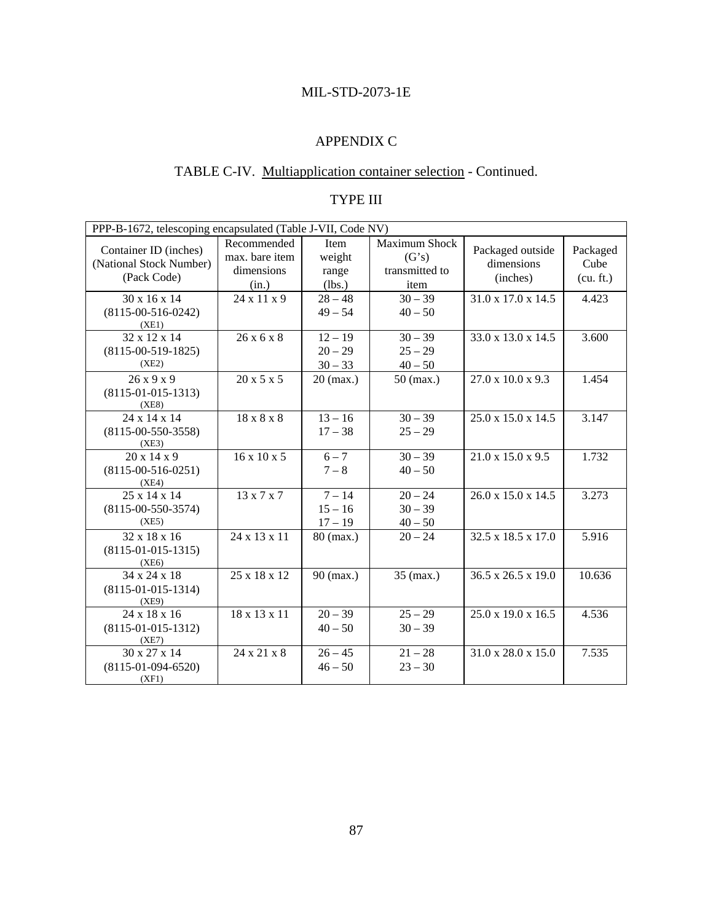# APPENDIX C

## TABLE C-IV. Multiapplication container selection - Continued.

### TYPE III

| PPP-B-1672, telescoping encapsulated (Table J-VII, Code NV) | | | | | |
|---|---|---|---|---|---|
| Container ID (inches) (National Stock Number) (Pack Code) | Recommended max. bare item dimensions (in.) | Item weight range (lbs.) | Maximum Shock (G's) transmitted to item | Packaged outside dimensions (inches) | Packaged Cube (cu. ft.) |
| 30 x 16 x 14 (8115-00-516-0242) (XE1) | 24 x 11 x 9 | 28 – 48<br>49 – 54 | 30 – 39<br>40 – 50 | 31.0 x 17.0 x 14.5 | 4.423 |
| 32 x 12 x 14 (8115-00-519-1825) (XE2) | 26 x 6 x 8 | 12 – 19<br>20 – 29<br>30 – 33 | 30 – 39<br>25 – 29<br>40 – 50 | 33.0 x 13.0 x 14.5 | 3.600 |
| 26 x 9 x 9 (8115-01-015-1313) (XE8) | 20 x 5 x 5 | 20 (max.) | 50 (max.) | 27.0 x 10.0 x 9.3 | 1.454 |
| 24 x 14 x 14 (8115-00-550-3558) (XE3) | 18 x 8 x 8 | 13 – 16<br>17 – 38 | 30 – 39<br>25 – 29 | 25.0 x 15.0 x 14.5 | 3.147 |
| 20 x 14 x 9 (8115-00-516-0251) (XE4) | 16 x 10 x 5 | 6 – 7<br>7 – 8 | 30 – 39<br>40 – 50 | 21.0 x 15.0 x 9.5 | 1.732 |
| 25 x 14 x 14 (8115-00-550-3574) (XE5) | 13 x 7 x 7 | 7 – 14<br>15 – 16<br>17 – 19 | 20 – 24<br>30 – 39<br>40 – 50 | 26.0 x 15.0 x 14.5 | 3.273 |
| 32 x 18 x 16 (8115-01-015-1315) (XE6) | 24 x 13 x 11 | 80 (max.) | 20 – 24 | 32.5 x 18.5 x 17.0 | 5.916 |
| 34 x 24 x 18 (8115-01-015-1314) (XE9) | 25 x 18 x 12 | 90 (max.) | 35 (max.) | 36.5 x 26.5 x 19.0 | 10.636 |
| 24 x 18 x 16 (8115-01-015-1312) (XE7) | 18 x 13 x 11 | 20 – 39<br>40 – 50 | 25 – 29<br>30 – 39 | 25.0 x 19.0 x 16.5 | 4.536 |
| 30 x 27 x 14 (8115-01-094-6520) (XF1) | 24 x 21 x 8 | 26 – 45<br>46 – 50 | 21 – 28<br>23 – 30 | 31.0 x 28.0 x 15.0 | 7.535 |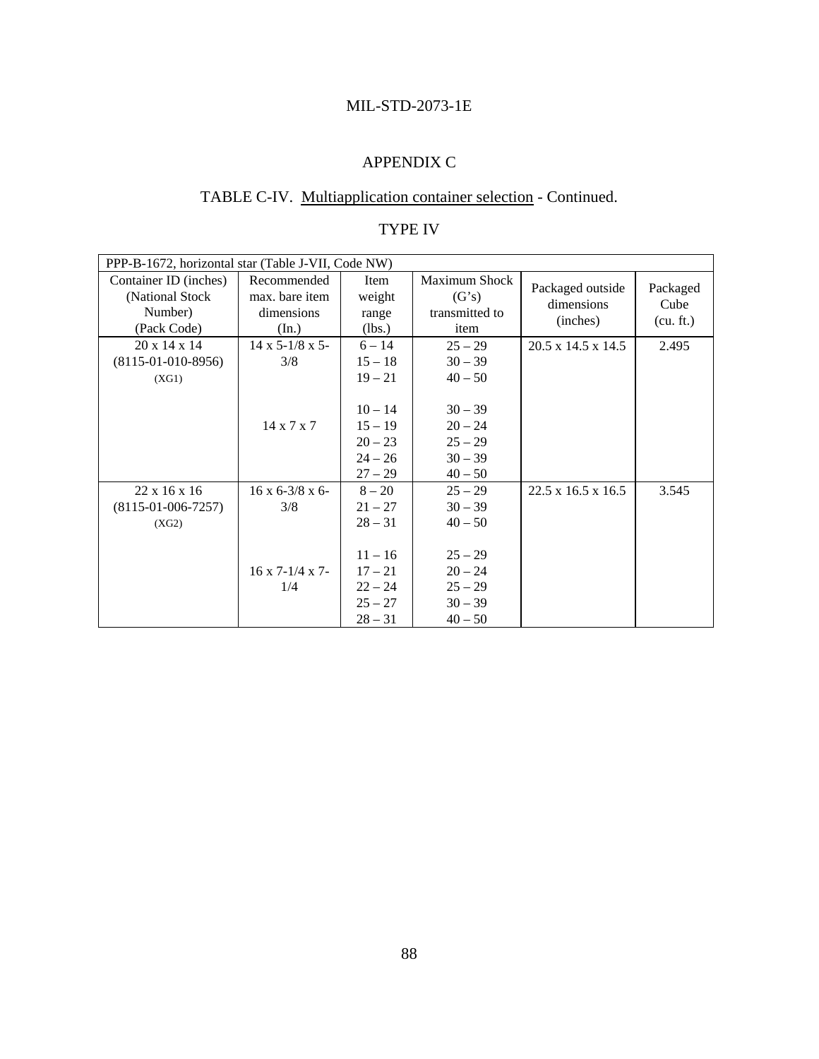## APPENDIX C

### TABLE C-IV. Multiapplication container selection - Continued.

### TYPE IV

| PPP-B-1672, horizontal star (Table J-VII, Code NW) | | | | | |
|---|---|---|---|---|---|
| Container ID (inches) (National Stock Number) (Pack Code) | Recommended max. bare item dimensions (In.) | Item weight range (lbs.) | Maximum Shock (G's) transmitted to item | Packaged outside dimensions (inches) | Packaged Cube (cu. ft.) |
| 20 x 14 x 14 (8115-01-010-8956) (XG1) | 14 x 5-1/8 x 5-3/8 | 6 – 14 | 25 – 29 | 20.5 x 14.5 x 14.5 | 2.495 |
| | | 15 – 18 | 30 – 39 | | |
| | | 19 – 21 | 40 – 50 | | |
| | 14 x 7 x 7 | 10 – 14 | 30 – 39 | | |
| | | 15 – 19 | 20 – 24 | | |
| | | 20 – 23 | 25 – 29 | | |
| | | 24 – 26 | 30 – 39 | | |
| | | 27 – 29 | 40 – 50 | | |
| 22 x 16 x 16 (8115-01-006-7257) (XG2) | 16 x 6-3/8 x 6-3/8 | 8 – 20 | 25 – 29 | 22.5 x 16.5 x 16.5 | 3.545 |
| | | 21 – 27 | 30 – 39 | | |
| | | 28 – 31 | 40 – 50 | | |
| | 16 x 7-1/4 x 7-1/4 | 11 – 16 | 25 – 29 | | |
| | | 17 – 21 | 20 – 24 | | |
| | | 22 – 24 | 25 – 29 | | |
| | | 25 – 27 | 30 – 39 | | |
| | | 28 – 31 | 40 – 50 | | |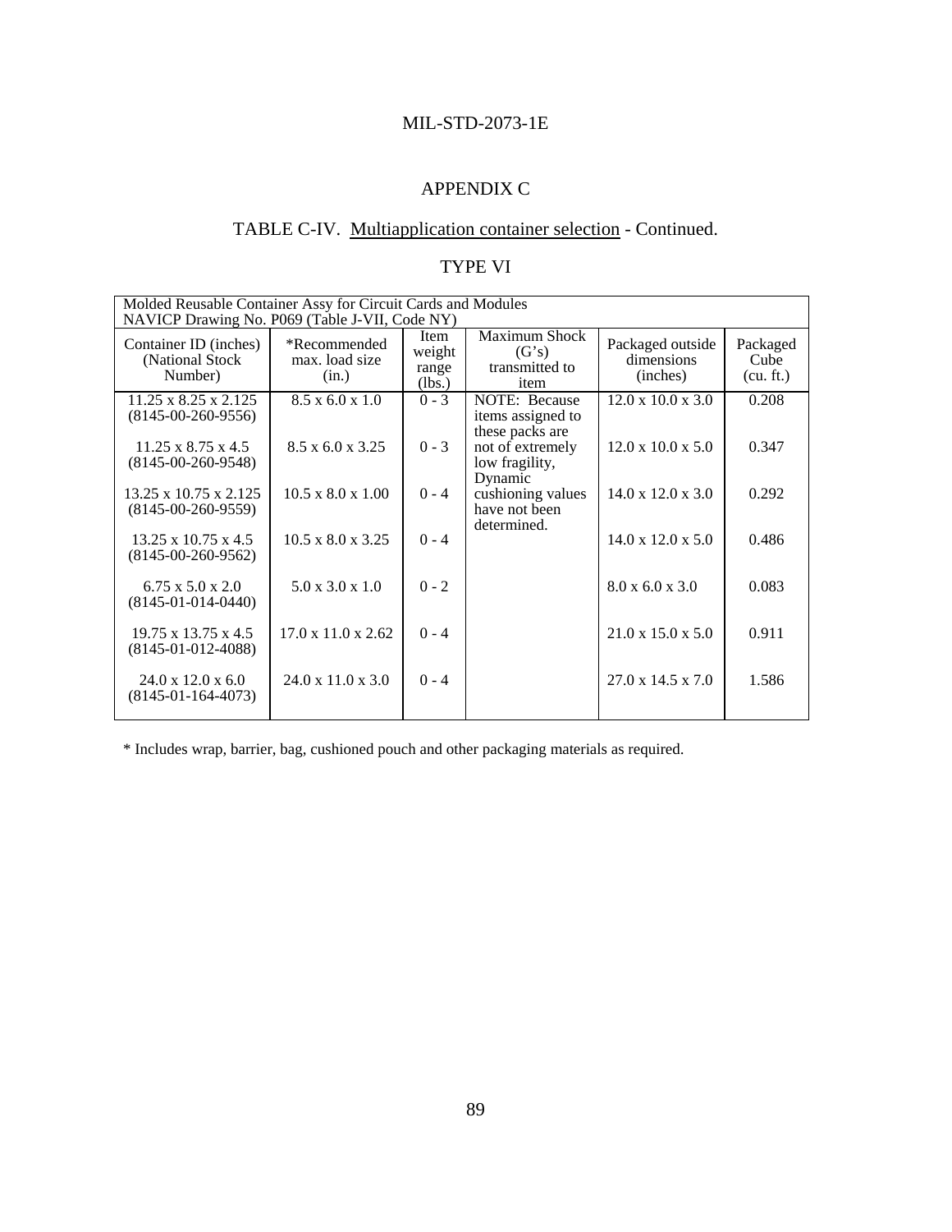# APPENDIX C

## TABLE C-IV. Multiapplication container selection - Continued.

### TYPE VI

| Molded Reusable Container Assy for Circuit Cards and Modules NAVICP Drawing No. P069 (Table J-VII, Code NY) | | | | | |
|---|---|---|---|---|---|
| Container ID (inches) (National Stock Number) | *Recommended max. load size (in.) | Item weight range (lbs.) | Maximum Shock (G's) transmitted to item | Packaged outside dimensions (inches) | Packaged Cube (cu. ft.) |
| 11.25 x 8.25 x 2.125 (8145-00-260-9556) | 8.5 x 6.0 x 1.0 | 0 - 3 | NOTE: Because items assigned to these packs are not of extremely low fragility, Dynamic cushioning values have not been determined. | 12.0 x 10.0 x 3.0 | 0.208 |
| 11.25 x 8.75 x 4.5 (8145-00-260-9548) | 8.5 x 6.0 x 3.25 | 0 - 3 | | 12.0 x 10.0 x 5.0 | 0.347 |
| 13.25 x 10.75 x 2.125 (8145-00-260-9559) | 10.5 x 8.0 x 1.00 | 0 - 4 | | 14.0 x 12.0 x 3.0 | 0.292 |
| 13.25 x 10.75 x 4.5 (8145-00-260-9562) | 10.5 x 8.0 x 3.25 | 0 - 4 | | 14.0 x 12.0 x 5.0 | 0.486 |
| 6.75 x 5.0 x 2.0 (8145-01-014-0440) | 5.0 x 3.0 x 1.0 | 0 - 2 | | 8.0 x 6.0 x 3.0 | 0.083 |
| 19.75 x 13.75 x 4.5 (8145-01-012-4088) | 17.0 x 11.0 x 2.62 | 0 - 4 | | 21.0 x 15.0 x 5.0 | 0.911 |
| 24.0 x 12.0 x 6.0 (8145-01-164-4073) | 24.0 x 11.0 x 3.0 | 0 - 4 | | 27.0 x 14.5 x 7.0 | 1.586 |

* Includes wrap, barrier, bag, cushioned pouch and other packaging materials as required.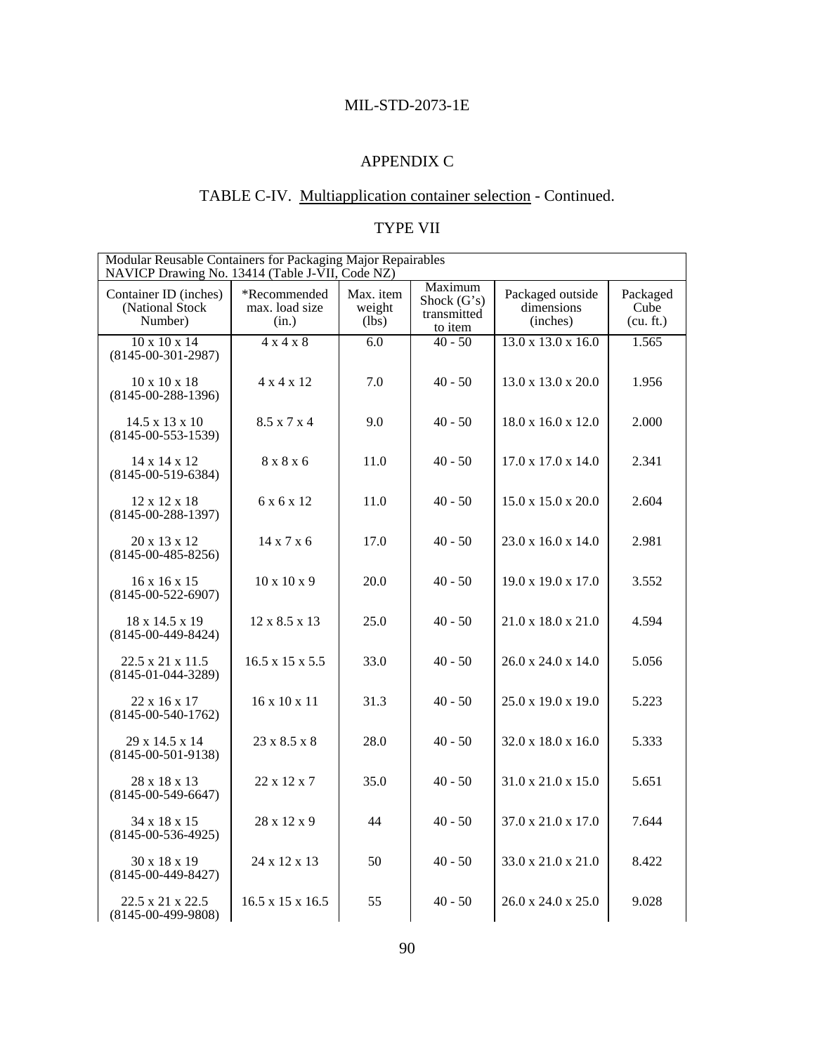## APPENDIX C

### TABLE C-IV. Multiapplication container selection - Continued.

### TYPE VII

| Modular Reusable Containers for Packaging Major Repairables NAVICP Drawing No. 13414 (Table J-VII, Code NZ) | | | | | |
|---|---|---|---|---|---|
| Container ID (inches) (National Stock Number) | *Recommended max. load size (in.) | Max. item weight (lbs) | Maximum Shock (G's) transmitted to item | Packaged outside dimensions (inches) | Packaged Cube (cu. ft.) |
| 10 x 10 x 14 (8145-00-301-2987) | 4 x 4 x 8 | 6.0 | 40 - 50 | 13.0 x 13.0 x 16.0 | 1.565 |
| 10 x 10 x 18 (8145-00-288-1396) | 4 x 4 x 12 | 7.0 | 40 - 50 | 13.0 x 13.0 x 20.0 | 1.956 |
| 14.5 x 13 x 10 (8145-00-553-1539) | 8.5 x 7 x 4 | 9.0 | 40 - 50 | 18.0 x 16.0 x 12.0 | 2.000 |
| 14 x 14 x 12 (8145-00-519-6384) | 8 x 8 x 6 | 11.0 | 40 - 50 | 17.0 x 17.0 x 14.0 | 2.341 |
| 12 x 12 x 18 (8145-00-288-1397) | 6 x 6 x 12 | 11.0 | 40 - 50 | 15.0 x 15.0 x 20.0 | 2.604 |
| 20 x 13 x 12 (8145-00-485-8256) | 14 x 7 x 6 | 17.0 | 40 - 50 | 23.0 x 16.0 x 14.0 | 2.981 |
| 16 x 16 x 15 (8145-00-522-6907) | 10 x 10 x 9 | 20.0 | 40 - 50 | 19.0 x 19.0 x 17.0 | 3.552 |
| 18 x 14.5 x 19 (8145-00-449-8424) | 12 x 8.5 x 13 | 25.0 | 40 - 50 | 21.0 x 18.0 x 21.0 | 4.594 |
| 22.5 x 21 x 11.5 (8145-01-044-3289) | 16.5 x 15 x 5.5 | 33.0 | 40 - 50 | 26.0 x 24.0 x 14.0 | 5.056 |
| 22 x 16 x 17 (8145-00-540-1762) | 16 x 10 x 11 | 31.3 | 40 - 50 | 25.0 x 19.0 x 19.0 | 5.223 |
| 29 x 14.5 x 14 (8145-00-501-9138) | 23 x 8.5 x 8 | 28.0 | 40 - 50 | 32.0 x 18.0 x 16.0 | 5.333 |
| 28 x 18 x 13 (8145-00-549-6647) | 22 x 12 x 7 | 35.0 | 40 - 50 | 31.0 x 21.0 x 15.0 | 5.651 |
| 34 x 18 x 15 (8145-00-536-4925) | 28 x 12 x 9 | 44 | 40 - 50 | 37.0 x 21.0 x 17.0 | 7.644 |
| 30 x 18 x 19 (8145-00-449-8427) | 24 x 12 x 13 | 50 | 40 - 50 | 33.0 x 21.0 x 21.0 | 8.422 |
| 22.5 x 21 x 22.5 (8145-00-499-9808) | 16.5 x 15 x 16.5 | 55 | 40 - 50 | 26.0 x 24.0 x 25.0 | 9.028 |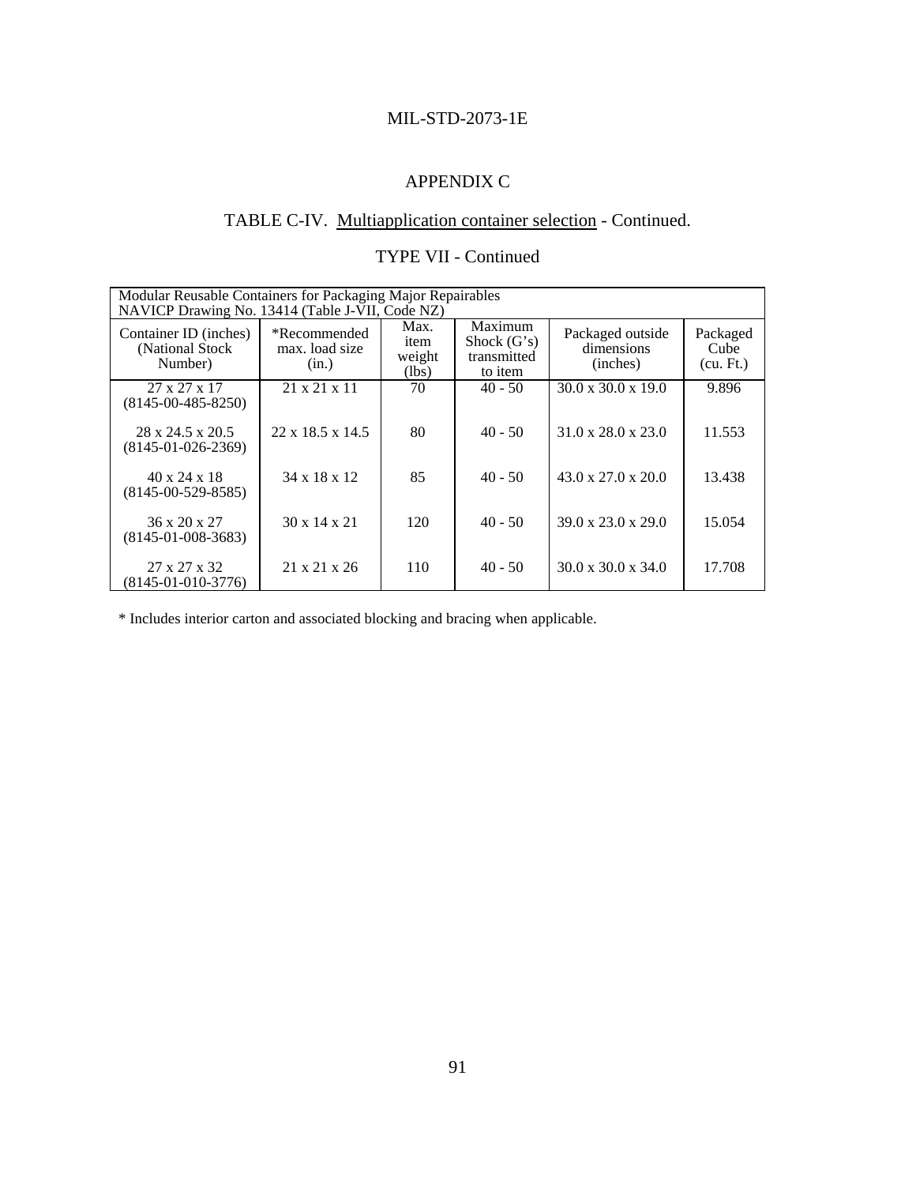## APPENDIX C

### TABLE C-IV. Multiapplication container selection - Continued.

### TYPE VII - Continued

| Modular Reusable Containers for Packaging Major Repairables NAVICP Drawing No. 13414 (Table J-VII, Code NZ) | | | | | |
|---|---|---|---|---|---|
| Container ID (inches) (National Stock Number) | *Recommended max. load size (in.) | Max. item weight (lbs) | Maximum Shock (G's) transmitted to item | Packaged outside dimensions (inches) | Packaged Cube (cu. Ft.) |
| 27 x 27 x 17 (8145-00-485-8250) | 21 x 21 x 11 | 70 | 40 - 50 | 30.0 x 30.0 x 19.0 | 9.896 |
| 28 x 24.5 x 20.5 (8145-01-026-2369) | 22 x 18.5 x 14.5 | 80 | 40 - 50 | 31.0 x 28.0 x 23.0 | 11.553 |
| 40 x 24 x 18 (8145-00-529-8585) | 34 x 18 x 12 | 85 | 40 - 50 | 43.0 x 27.0 x 20.0 | 13.438 |
| 36 x 20 x 27 (8145-01-008-3683) | 30 x 14 x 21 | 120 | 40 - 50 | 39.0 x 23.0 x 29.0 | 15.054 |
| 27 x 27 x 32 (8145-01-010-3776) | 21 x 21 x 26 | 110 | 40 - 50 | 30.0 x 30.0 x 34.0 | 17.708 |

* Includes interior carton and associated blocking and bracing when applicable.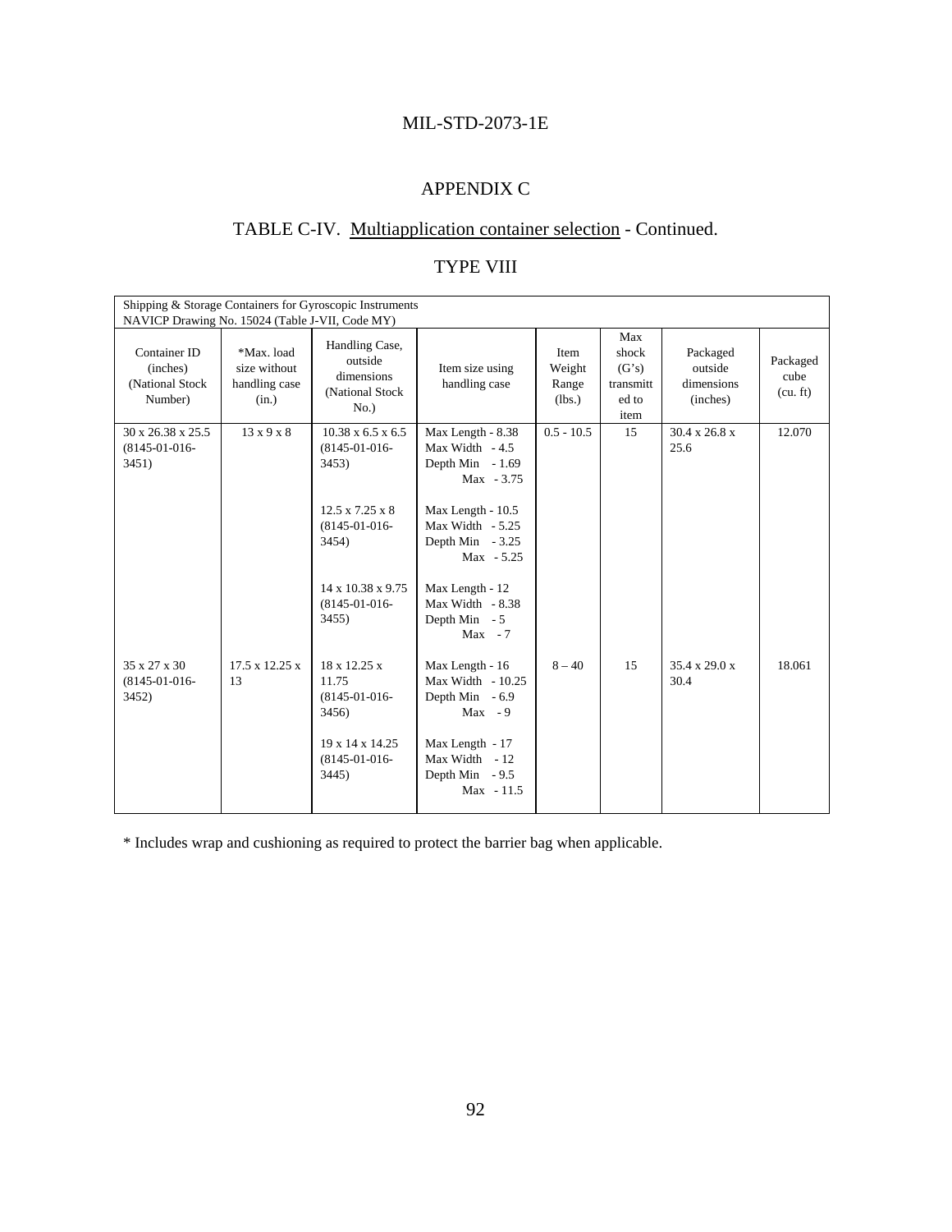## APPENDIX C

## TABLE C-IV. Multiapplication container selection - Continued.

### TYPE VIII

| Shipping & Storage Containers for Gyroscopic Instruments NAVICP Drawing No. 15024 (Table J-VII, Code MY) | | | | | | | |
|---|---|---|---|---|---|---|---|
| Container ID (inches) (National Stock Number) | *Max. load size without handling case (in.) | Handling Case, outside dimensions (National Stock No.) | Item size using handling case | Item Weight Range (lbs.) | Max shock (G's) transmitted to item | Packaged outside dimensions (inches) | Packaged cube (cu. ft) |
| 30 x 26.38 x 25.5 (8145-01-016-3451) | 13 x 9 x 8 | 10.38 x 6.5 x 6.5 (8145-01-016-3453) | Max Length - 8.38<br>Max Width - 4.5<br>Depth Min - 1.69<br>Max - 3.75 | 0.5 - 10.5 | 15 | 30.4 x 26.8 x 25.6 | 12.070 |
| | | 12.5 x 7.25 x 8 (8145-01-016-3454) | Max Length - 10.5<br>Max Width - 5.25<br>Depth Min - 3.25<br>Max - 5.25 | | | | |
| | | 14 x 10.38 x 9.75 (8145-01-016-3455) | Max Length - 12<br>Max Width - 8.38<br>Depth Min - 5<br>Max - 7 | | | | |
| 35 x 27 x 30 (8145-01-016-3452) | 17.5 x 12.25 x 13 | 18 x 12.25 x 11.75 (8145-01-016-3456) | Max Length - 16<br>Max Width - 10.25<br>Depth Min - 6.9<br>Max - 9 | 8 – 40 | 15 | 35.4 x 29.0 x 30.4 | 18.061 |
| | | 19 x 14 x 14.25 (8145-01-016-3445) | Max Length - 17<br>Max Width - 12<br>Depth Min - 9.5<br>Max - 11.5 | | | | |

* Includes wrap and cushioning as required to protect the barrier bag when applicable.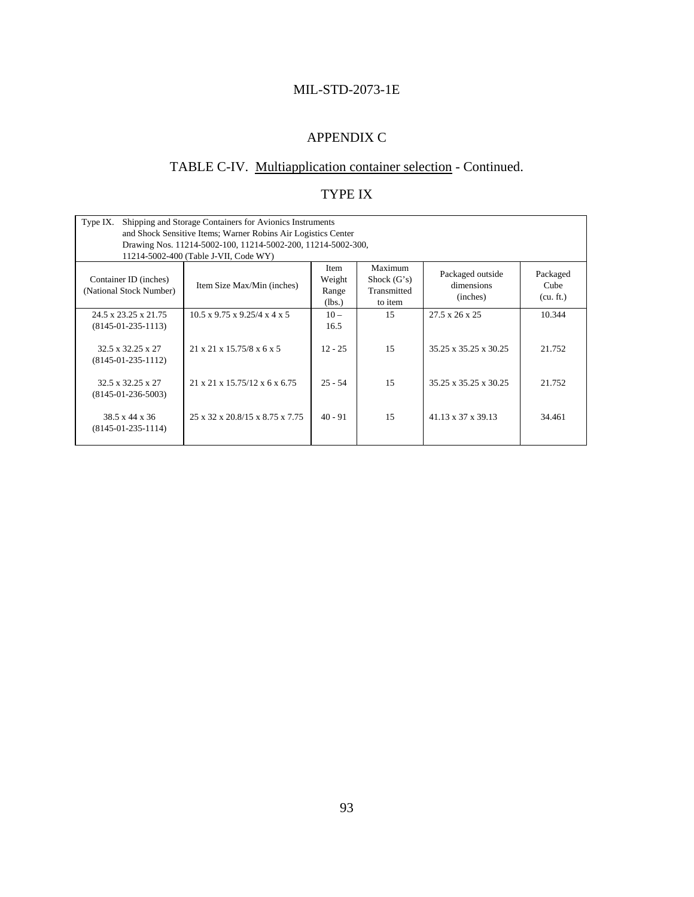## APPENDIX C

## TABLE C-IV. Multiapplication container selection - Continued.

## TYPE IX

| Type IX. Shipping and Storage Containers for Avionics Instruments and Shock Sensitive Items; Warner Robins Air Logistics Center Drawing Nos. 11214-5002-100, 11214-5002-200, 11214-5002-300, 11214-5002-400 (Table J-VII, Code WY) | | | | | |
|---|---|---|---|---|---|
| Container ID (inches) (National Stock Number) | Item Size Max/Min (inches) | Item Weight Range (lbs.) | Maximum Shock (G's) Transmitted to item | Packaged outside dimensions (inches) | Packaged Cube (cu. ft.) |
| 24.5 x 23.25 x 21.75 (8145-01-235-1113) | 10.5 x 9.75 x 9.25/4 x 4 x 5 | 10 – 16.5 | 15 | 27.5 x 26 x 25 | 10.344 |
| 32.5 x 32.25 x 27 (8145-01-235-1112) | 21 x 21 x 15.75/8 x 6 x 5 | 12 - 25 | 15 | 35.25 x 35.25 x 30.25 | 21.752 |
| 32.5 x 32.25 x 27 (8145-01-236-5003) | 21 x 21 x 15.75/12 x 6 x 6.75 | 25 - 54 | 15 | 35.25 x 35.25 x 30.25 | 21.752 |
| 38.5 x 44 x 36 (8145-01-235-1114) | 25 x 32 x 20.8/15 x 8.75 x 7.75 | 40 - 91 | 15 | 41.13 x 37 x 39.13 | 34.461 |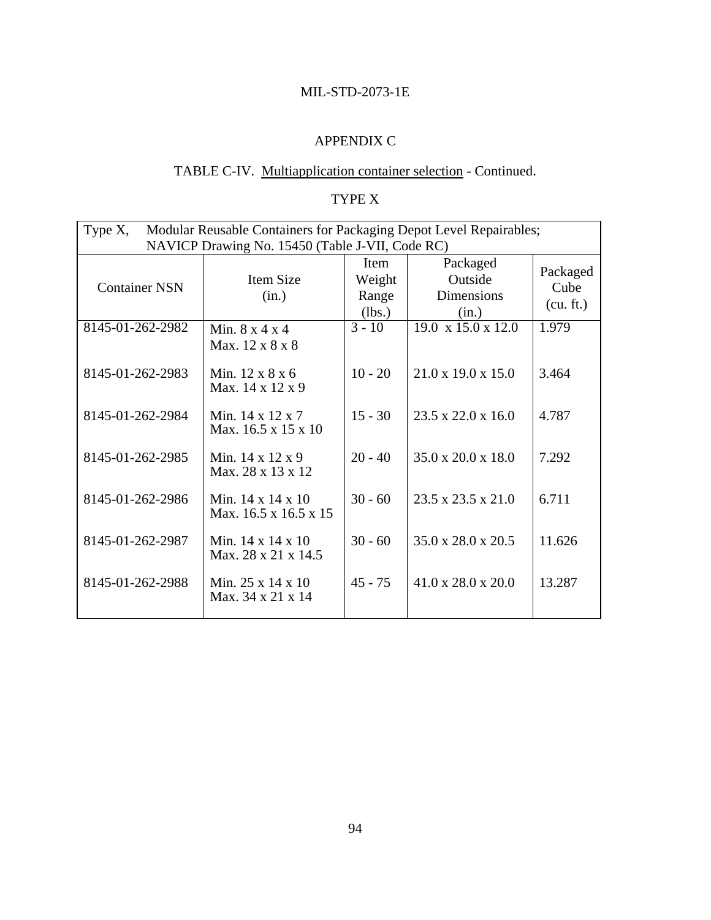## APPENDIX C

TABLE C-IV. Multiapplication container selection - Continued.

TYPE X

| Type X, Modular Reusable Containers for Packaging Depot Level Repairables; NAVICP Drawing No. 15450 (Table J-VII, Code RC) | | | | |
|---|---|---|---|---|
| Container NSN | Item Size (in.) | Item Weight Range (lbs.) | Packaged Outside Dimensions (in.) | Packaged Cube (cu. ft.) |
| 8145-01-262-2982 | Min. 8 x 4 x 4<br>Max. 12 x 8 x 8 | 3 - 10 | 19.0 x 15.0 x 12.0 | 1.979 |
| 8145-01-262-2983 | Min. 12 x 8 x 6<br>Max. 14 x 12 x 9 | 10 - 20 | 21.0 x 19.0 x 15.0 | 3.464 |
| 8145-01-262-2984 | Min. 14 x 12 x 7<br>Max. 16.5 x 15 x 10 | 15 - 30 | 23.5 x 22.0 x 16.0 | 4.787 |
| 8145-01-262-2985 | Min. 14 x 12 x 9<br>Max. 28 x 13 x 12 | 20 - 40 | 35.0 x 20.0 x 18.0 | 7.292 |
| 8145-01-262-2986 | Min. 14 x 14 x 10<br>Max. 16.5 x 16.5 x 15 | 30 - 60 | 23.5 x 23.5 x 21.0 | 6.711 |
| 8145-01-262-2987 | Min. 14 x 14 x 10<br>Max. 28 x 21 x 14.5 | 30 - 60 | 35.0 x 28.0 x 20.5 | 11.626 |
| 8145-01-262-2988 | Min. 25 x 14 x 10<br>Max. 34 x 21 x 14 | 45 - 75 | 41.0 x 28.0 x 20.0 | 13.287 |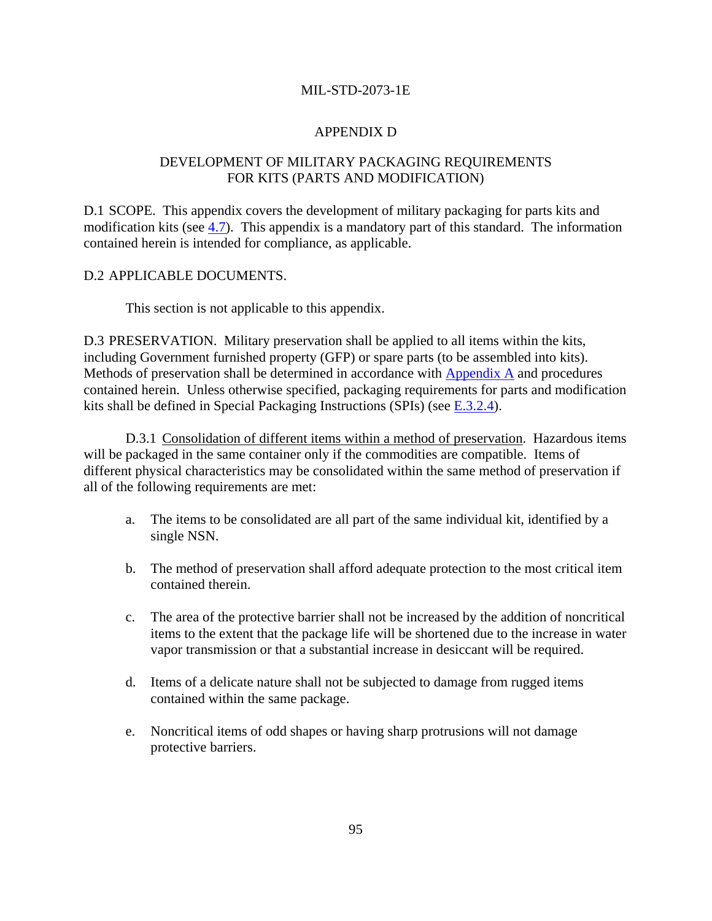# APPENDIX D

## DEVELOPMENT OF MILITARY PACKAGING REQUIREMENTS FOR KITS (PARTS AND MODIFICATION)

D.1 SCOPE. This appendix covers the development of military packaging for parts kits and modification kits (see 4.7). This appendix is a mandatory part of this standard. The information contained herein is intended for compliance, as applicable.

D.2 APPLICABLE DOCUMENTS.

This section is not applicable to this appendix.

D.3 PRESERVATION. Military preservation shall be applied to all items within the kits, including Government furnished property (GFP) or spare parts (to be assembled into kits). Methods of preservation shall be determined in accordance with Appendix A and procedures contained herein. Unless otherwise specified, packaging requirements for parts and modification kits shall be defined in Special Packaging Instructions (SPIs) (see E.3.2.4).

D.3.1 Consolidation of different items within a method of preservation. Hazardous items will be packaged in the same container only if the commodities are compatible. Items of different physical characteristics may be consolidated within the same method of preservation if all of the following requirements are met:

a. The items to be consolidated are all part of the same individual kit, identified by a single NSN.

b. The method of preservation shall afford adequate protection to the most critical item contained therein.

c. The area of the protective barrier shall not be increased by the addition of noncritical items to the extent that the package life will be shortened due to the increase in water vapor transmission or that a substantial increase in desiccant will be required.

d. Items of a delicate nature shall not be subjected to damage from rugged items contained within the same package.

e. Noncritical items of odd shapes or having sharp protrusions will not damage protective barriers.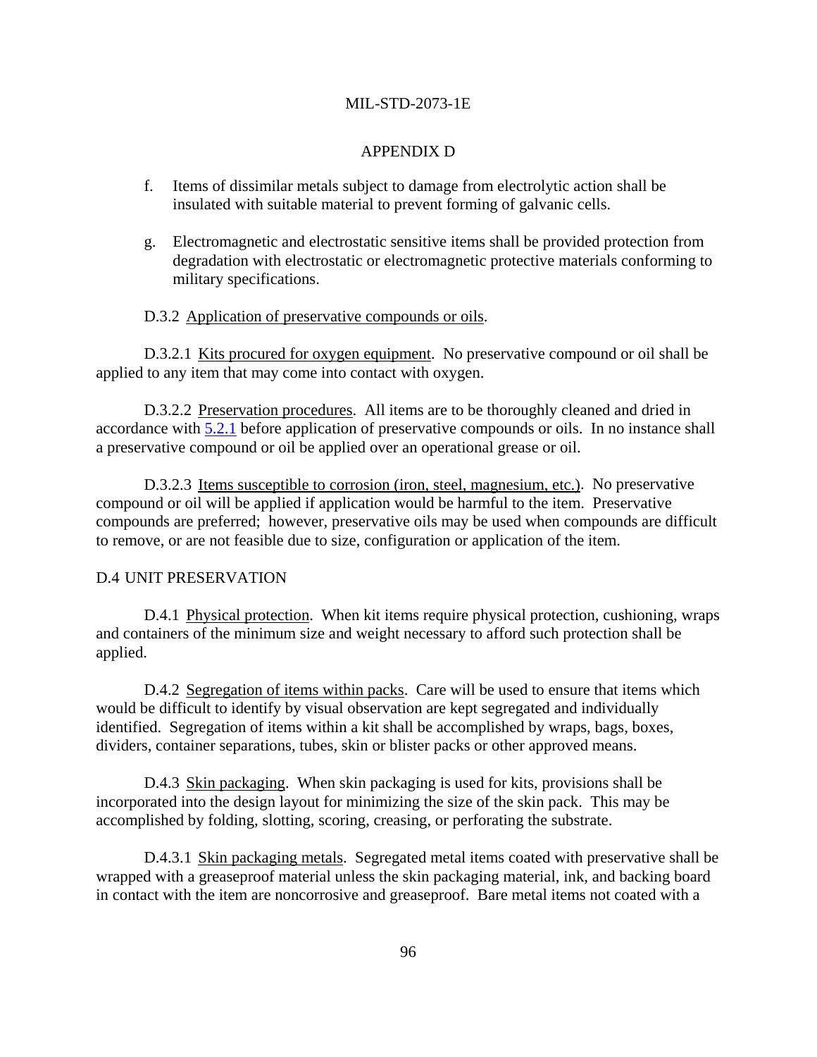f. Items of dissimilar metals subject to damage from electrolytic action shall be insulated with suitable material to prevent forming of galvanic cells.

g. Electromagnetic and electrostatic sensitive items shall be provided protection from degradation with electrostatic or electromagnetic protective materials conforming to military specifications.

D.3.2 Application of preservative compounds or oils.

D.3.2.1 Kits procured for oxygen equipment. No preservative compound or oil shall be applied to any item that may come into contact with oxygen.

D.3.2.2 Preservation procedures. All items are to be thoroughly cleaned and dried in accordance with 5.2.1 before application of preservative compounds or oils. In no instance shall a preservative compound or oil be applied over an operational grease or oil.

D.3.2.3 Items susceptible to corrosion (iron, steel, magnesium, etc.). No preservative compound or oil will be applied if application would be harmful to the item. Preservative compounds are preferred; however, preservative oils may be used when compounds are difficult to remove, or are not feasible due to size, configuration or application of the item.

## D.4 UNIT PRESERVATION

D.4.1 Physical protection. When kit items require physical protection, cushioning, wraps and containers of the minimum size and weight necessary to afford such protection shall be applied.

D.4.2 Segregation of items within packs. Care will be used to ensure that items which would be difficult to identify by visual observation are kept segregated and individually identified. Segregation of items within a kit shall be accomplished by wraps, bags, boxes, dividers, container separations, tubes, skin or blister packs or other approved means.

D.4.3 Skin packaging. When skin packaging is used for kits, provisions shall be incorporated into the design layout for minimizing the size of the skin pack. This may be accomplished by folding, slotting, scoring, creasing, or perforating the substrate.

D.4.3.1 Skin packaging metals. Segregated metal items coated with preservative shall be wrapped with a greaseproof material unless the skin packaging material, ink, and backing board in contact with the item are noncorrosive and greaseproof. Bare metal items not coated with a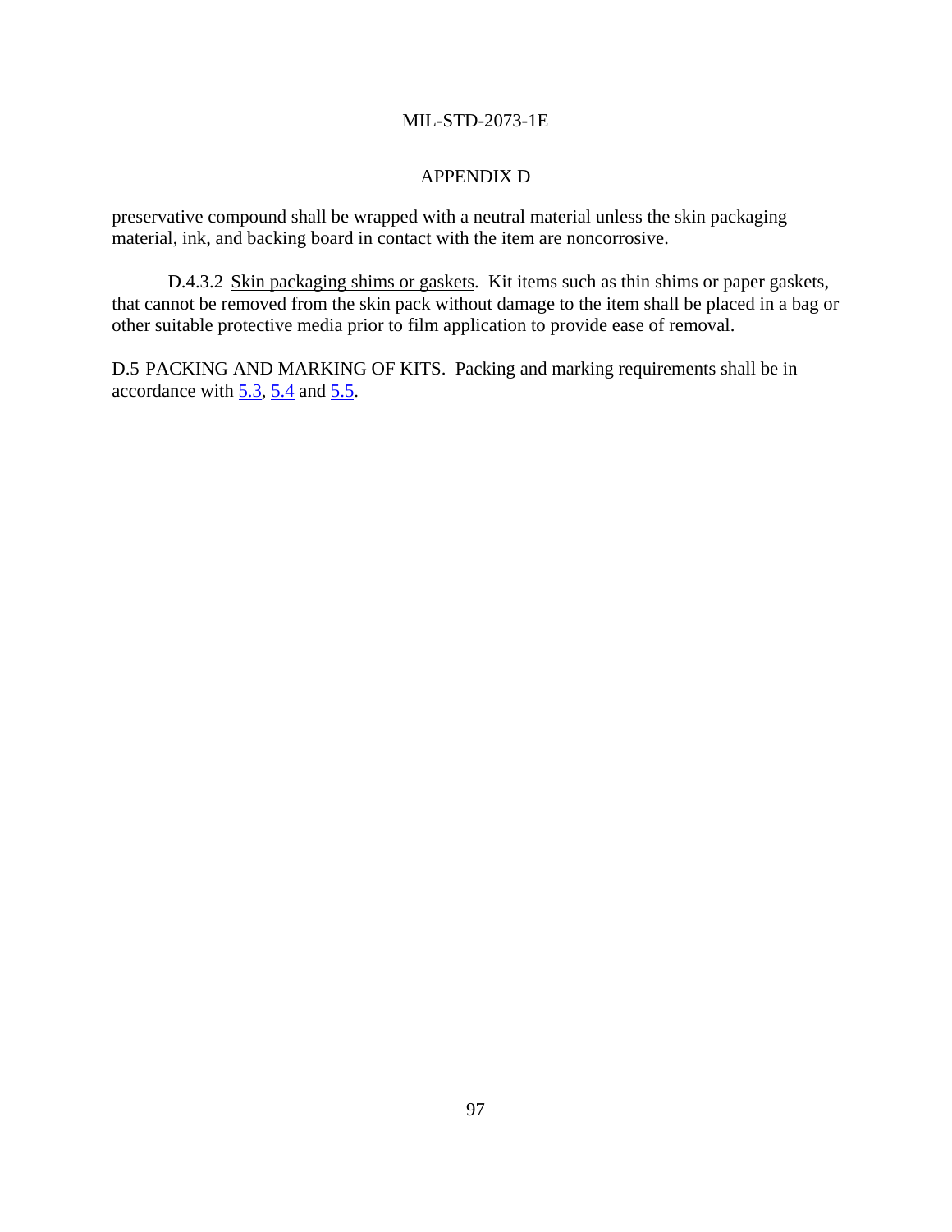APPENDIX D

preservative compound shall be wrapped with a neutral material unless the skin packaging material, ink, and backing board in contact with the item are noncorrosive.

D.4.3.2 Skin packaging shims or gaskets. Kit items such as thin shims or paper gaskets, that cannot be removed from the skin pack without damage to the item shall be placed in a bag or other suitable protective media prior to film application to provide ease of removal.

D.5 PACKING AND MARKING OF KITS. Packing and marking requirements shall be in accordance with 5.3, 5.4 and 5.5.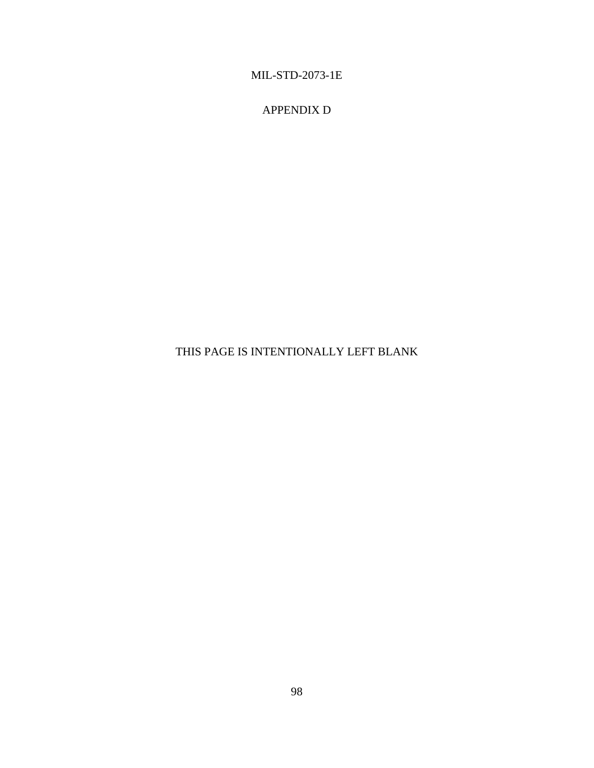APPENDIX D

THIS PAGE IS INTENTIONALLY LEFT BLANK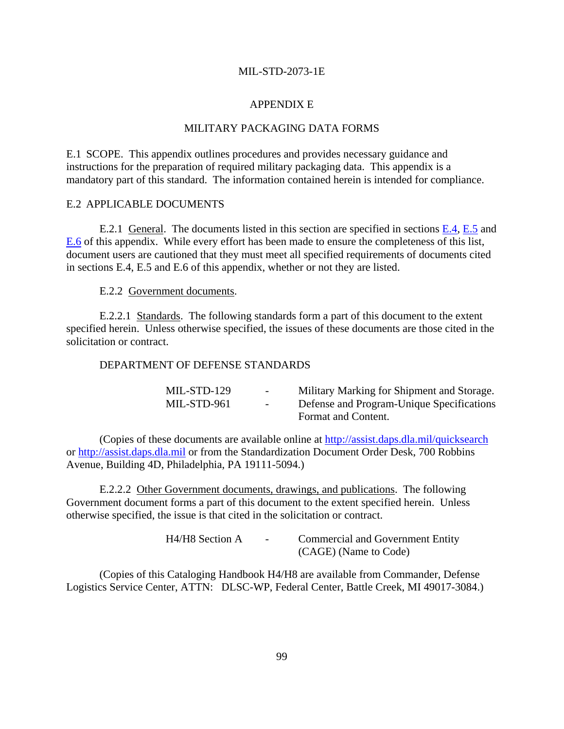# APPENDIX E

## MILITARY PACKAGING DATA FORMS

E.1 SCOPE. This appendix outlines procedures and provides necessary guidance and instructions for the preparation of required military packaging data. This appendix is a mandatory part of this standard. The information contained herein is intended for compliance.

E.2 APPLICABLE DOCUMENTS

E.2.1 General. The documents listed in this section are specified in sections E.4, E.5 and E.6 of this appendix. While every effort has been made to ensure the completeness of this list, document users are cautioned that they must meet all specified requirements of documents cited in sections E.4, E.5 and E.6 of this appendix, whether or not they are listed.

E.2.2 Government documents.

E.2.2.1 Standards. The following standards form a part of this document to the extent specified herein. Unless otherwise specified, the issues of these documents are those cited in the solicitation or contract.

DEPARTMENT OF DEFENSE STANDARDS

| | | |
|---|---|---|
| MIL-STD-129 | - | Military Marking for Shipment and Storage. |
| MIL-STD-961 | - | Defense and Program-Unique Specifications Format and Content. |

(Copies of these documents are available online at http://assist.daps.dla.mil/quicksearch or http://assist.daps.dla.mil or from the Standardization Document Order Desk, 700 Robbins Avenue, Building 4D, Philadelphia, PA 19111-5094.)

E.2.2.2 Other Government documents, drawings, and publications. The following Government document forms a part of this document to the extent specified herein. Unless otherwise specified, the issue is that cited in the solicitation or contract.

| | | |
|---|---|---|
| H4/H8 Section A | - | Commercial and Government Entity (CAGE) (Name to Code) |

(Copies of this Cataloging Handbook H4/H8 are available from Commander, Defense Logistics Service Center, ATTN: DLSC-WP, Federal Center, Battle Creek, MI 49017-3084.)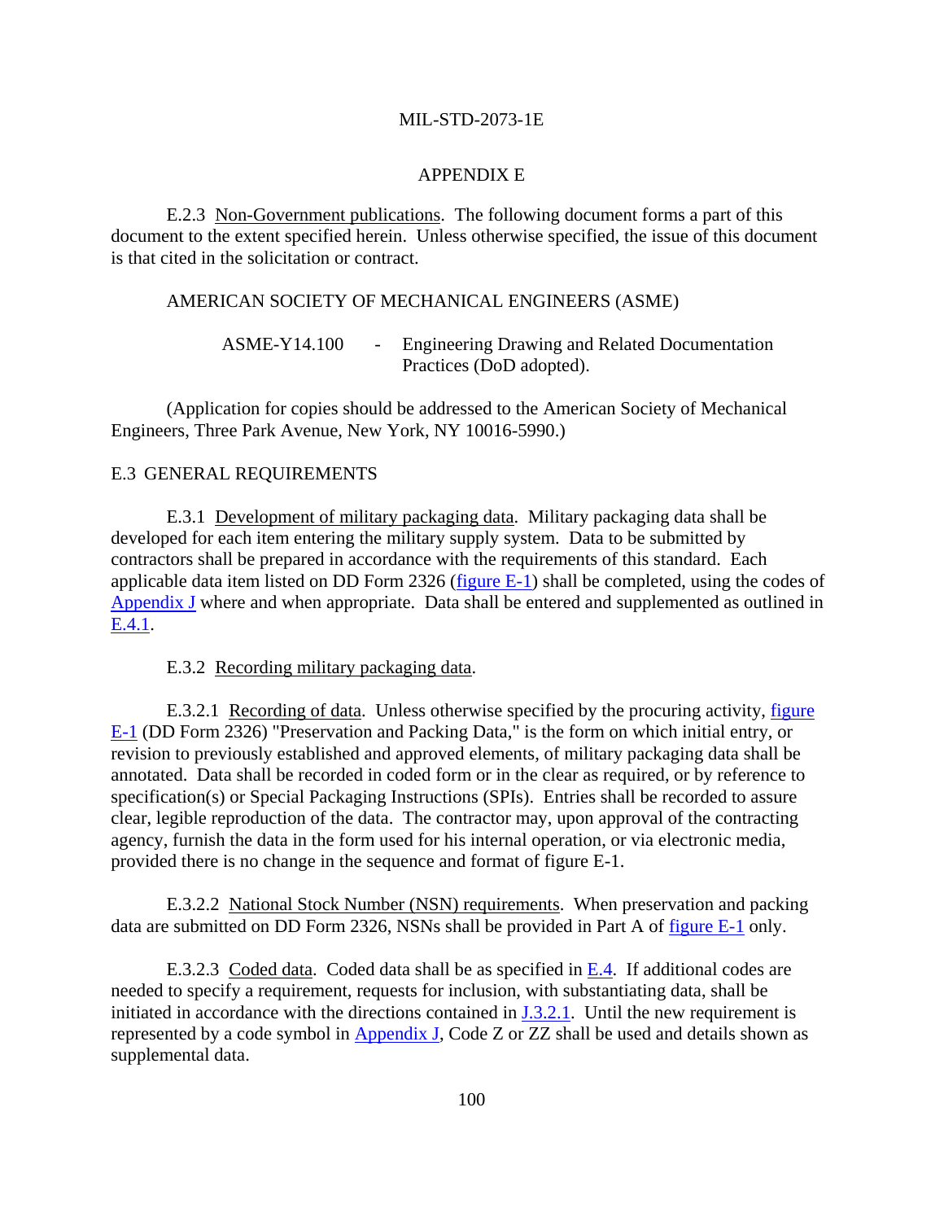## APPENDIX E

E.2.3 Non-Government publications. The following document forms a part of this document to the extent specified herein. Unless otherwise specified, the issue of this document is that cited in the solicitation or contract.

AMERICAN SOCIETY OF MECHANICAL ENGINEERS (ASME)

ASME-Y14.100 - Engineering Drawing and Related Documentation Practices (DoD adopted).

(Application for copies should be addressed to the American Society of Mechanical Engineers, Three Park Avenue, New York, NY 10016-5990.)

## E.3 GENERAL REQUIREMENTS

E.3.1 Development of military packaging data. Military packaging data shall be developed for each item entering the military supply system. Data to be submitted by contractors shall be prepared in accordance with the requirements of this standard. Each applicable data item listed on DD Form 2326 (figure E-1) shall be completed, using the codes of Appendix J where and when appropriate. Data shall be entered and supplemented as outlined in E.4.1.

E.3.2 Recording military packaging data.

E.3.2.1 Recording of data. Unless otherwise specified by the procuring activity, figure E-1 (DD Form 2326) "Preservation and Packing Data," is the form on which initial entry, or revision to previously established and approved elements, of military packaging data shall be annotated. Data shall be recorded in coded form or in the clear as required, or by reference to specification(s) or Special Packaging Instructions (SPIs). Entries shall be recorded to assure clear, legible reproduction of the data. The contractor may, upon approval of the contracting agency, furnish the data in the form used for his internal operation, or via electronic media, provided there is no change in the sequence and format of figure E-1.

E.3.2.2 National Stock Number (NSN) requirements. When preservation and packing data are submitted on DD Form 2326, NSNs shall be provided in Part A of figure E-1 only.

E.3.2.3 Coded data. Coded data shall be as specified in E.4. If additional codes are needed to specify a requirement, requests for inclusion, with substantiating data, shall be initiated in accordance with the directions contained in J.3.2.1. Until the new requirement is represented by a code symbol in Appendix J, Code Z or ZZ shall be used and details shown as supplemental data.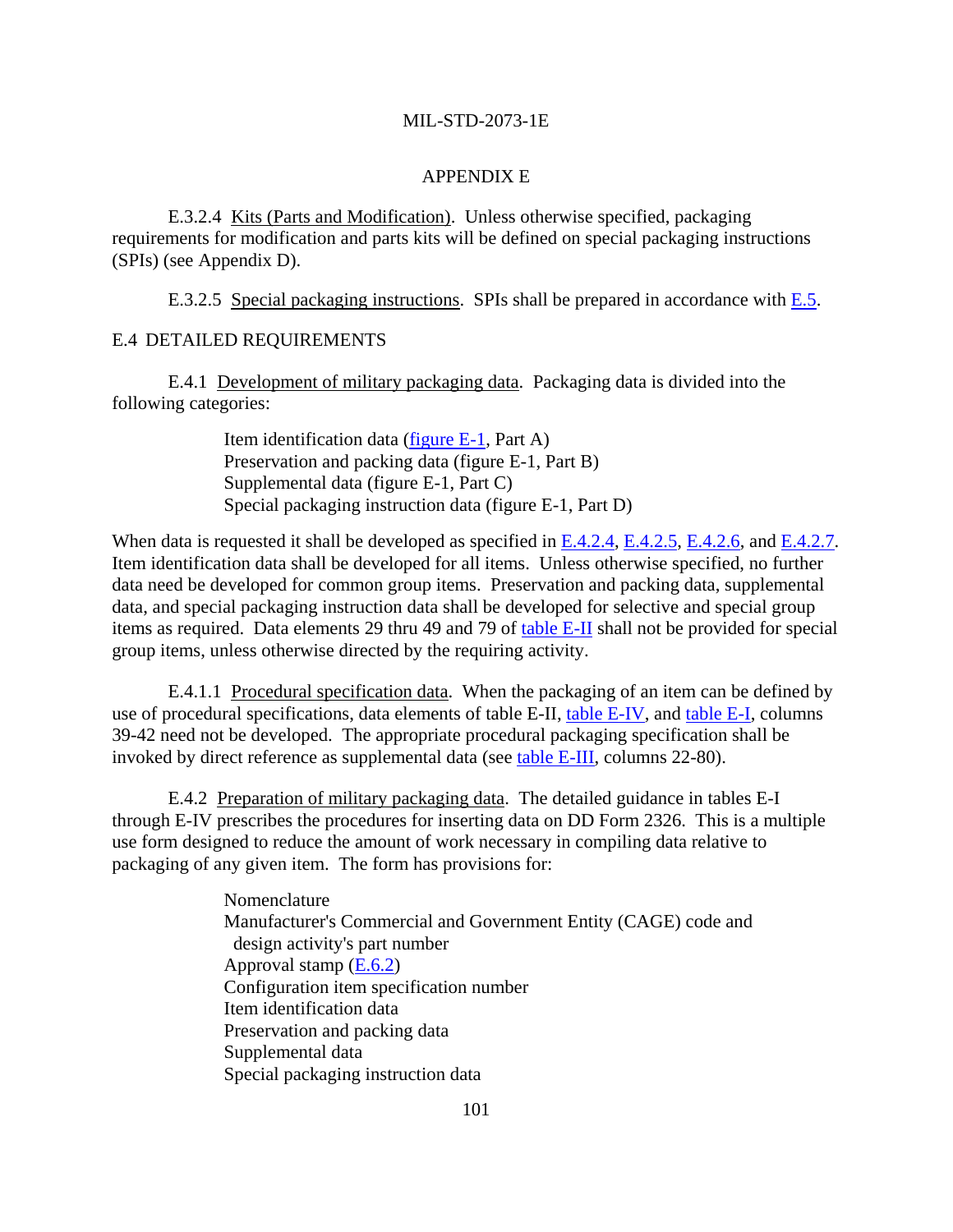## APPENDIX E

E.3.2.4 Kits (Parts and Modification). Unless otherwise specified, packaging requirements for modification and parts kits will be defined on special packaging instructions (SPIs) (see Appendix D).

E.3.2.5 Special packaging instructions. SPIs shall be prepared in accordance with E.5.

## E.4 DETAILED REQUIREMENTS

E.4.1 Development of military packaging data. Packaging data is divided into the following categories:

- Item identification data (figure E-1, Part A)
- Preservation and packing data (figure E-1, Part B)
- Supplemental data (figure E-1, Part C)
- Special packaging instruction data (figure E-1, Part D)

When data is requested it shall be developed as specified in E.4.2.4, E.4.2.5, E.4.2.6, and E.4.2.7. Item identification data shall be developed for all items. Unless otherwise specified, no further data need be developed for common group items. Preservation and packing data, supplemental data, and special packaging instruction data shall be developed for selective and special group items as required. Data elements 29 thru 49 and 79 of table E-II shall not be provided for special group items, unless otherwise directed by the requiring activity.

E.4.1.1 Procedural specification data. When the packaging of an item can be defined by use of procedural specifications, data elements of table E-II, table E-IV, and table E-I, columns 39-42 need not be developed. The appropriate procedural packaging specification shall be invoked by direct reference as supplemental data (see table E-III, columns 22-80).

E.4.2 Preparation of military packaging data. The detailed guidance in tables E-I through E-IV prescribes the procedures for inserting data on DD Form 2326. This is a multiple use form designed to reduce the amount of work necessary in compiling data relative to packaging of any given item. The form has provisions for:

- Nomenclature
- Manufacturer's Commercial and Government Entity (CAGE) code and design activity's part number
- Approval stamp (E.6.2)
- Configuration item specification number
- Item identification data
- Preservation and packing data
- Supplemental data
- Special packaging instruction data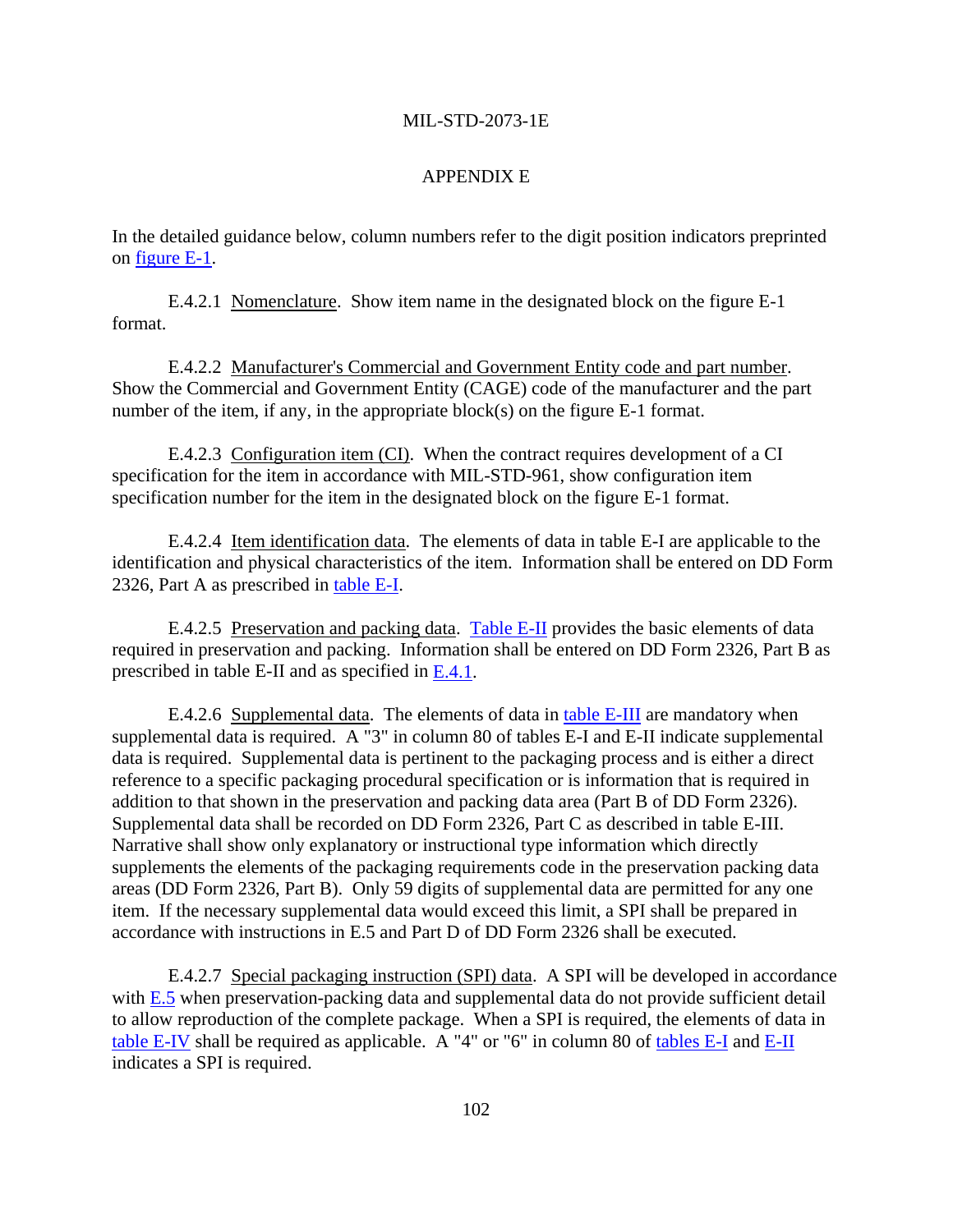In the detailed guidance below, column numbers refer to the digit position indicators preprinted on figure E-1.

E.4.2.1 Nomenclature. Show item name in the designated block on the figure E-1 format.

E.4.2.2 Manufacturer's Commercial and Government Entity code and part number. Show the Commercial and Government Entity (CAGE) code of the manufacturer and the part number of the item, if any, in the appropriate block(s) on the figure E-1 format.

E.4.2.3 Configuration item (CI). When the contract requires development of a CI specification for the item in accordance with MIL-STD-961, show configuration item specification number for the item in the designated block on the figure E-1 format.

E.4.2.4 Item identification data. The elements of data in table E-I are applicable to the identification and physical characteristics of the item. Information shall be entered on DD Form 2326, Part A as prescribed in table E-I.

E.4.2.5 Preservation and packing data. Table E-II provides the basic elements of data required in preservation and packing. Information shall be entered on DD Form 2326, Part B as prescribed in table E-II and as specified in E.4.1.

E.4.2.6 Supplemental data. The elements of data in table E-III are mandatory when supplemental data is required. A "3" in column 80 of tables E-I and E-II indicate supplemental data is required. Supplemental data is pertinent to the packaging process and is either a direct reference to a specific packaging procedural specification or is information that is required in addition to that shown in the preservation and packing data area (Part B of DD Form 2326). Supplemental data shall be recorded on DD Form 2326, Part C as described in table E-III. Narrative shall show only explanatory or instructional type information which directly supplements the elements of the packaging requirements code in the preservation packing data areas (DD Form 2326, Part B). Only 59 digits of supplemental data are permitted for any one item. If the necessary supplemental data would exceed this limit, a SPI shall be prepared in accordance with instructions in E.5 and Part D of DD Form 2326 shall be executed.

E.4.2.7 Special packaging instruction (SPI) data. A SPI will be developed in accordance with E.5 when preservation-packing data and supplemental data do not provide sufficient detail to allow reproduction of the complete package. When a SPI is required, the elements of data in table E-IV shall be required as applicable. A "4" or "6" in column 80 of tables E-I and E-II indicates a SPI is required.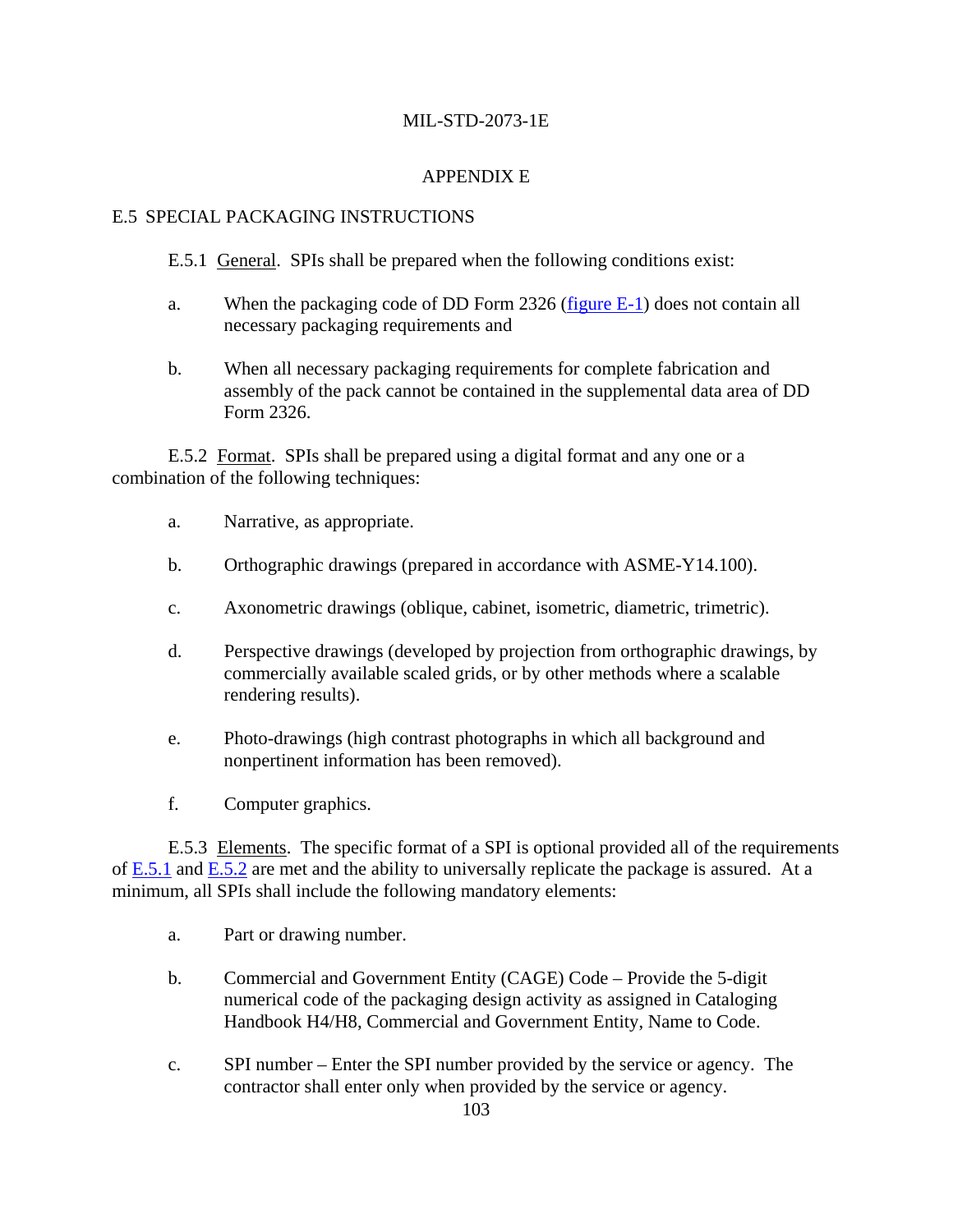## APPENDIX E

## E.5 SPECIAL PACKAGING INSTRUCTIONS

E.5.1 General. SPIs shall be prepared when the following conditions exist:

a. When the packaging code of DD Form 2326 (figure E-1) does not contain all necessary packaging requirements and

b. When all necessary packaging requirements for complete fabrication and assembly of the pack cannot be contained in the supplemental data area of DD Form 2326.

E.5.2 Format. SPIs shall be prepared using a digital format and any one or a combination of the following techniques:

a. Narrative, as appropriate.

b. Orthographic drawings (prepared in accordance with ASME-Y14.100).

c. Axonometric drawings (oblique, cabinet, isometric, diametric, trimetric).

d. Perspective drawings (developed by projection from orthographic drawings, by commercially available scaled grids, or by other methods where a scalable rendering results).

e. Photo-drawings (high contrast photographs in which all background and nonpertinent information has been removed).

f. Computer graphics.

E.5.3 Elements. The specific format of a SPI is optional provided all of the requirements of E.5.1 and E.5.2 are met and the ability to universally replicate the package is assured. At a minimum, all SPIs shall include the following mandatory elements:

a. Part or drawing number.

b. Commercial and Government Entity (CAGE) Code – Provide the 5-digit numerical code of the packaging design activity as assigned in Cataloging Handbook H4/H8, Commercial and Government Entity, Name to Code.

c. SPI number – Enter the SPI number provided by the service or agency. The contractor shall enter only when provided by the service or agency.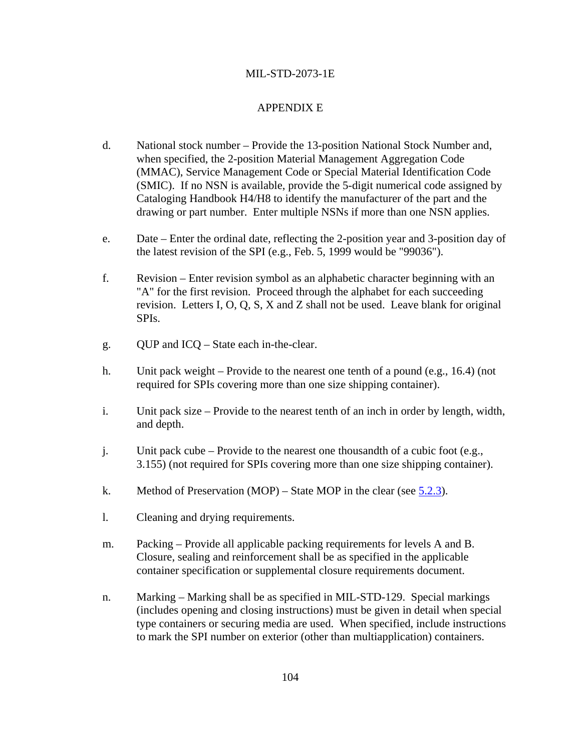APPENDIX E

d. National stock number – Provide the 13-position National Stock Number and, when specified, the 2-position Material Management Aggregation Code (MMAC), Service Management Code or Special Material Identification Code (SMIC). If no NSN is available, provide the 5-digit numerical code assigned by Cataloging Handbook H4/H8 to identify the manufacturer of the part and the drawing or part number. Enter multiple NSNs if more than one NSN applies.

e. Date – Enter the ordinal date, reflecting the 2-position year and 3-position day of the latest revision of the SPI (e.g., Feb. 5, 1999 would be "99036").

f. Revision – Enter revision symbol as an alphabetic character beginning with an "A" for the first revision. Proceed through the alphabet for each succeeding revision. Letters I, O, Q, S, X and Z shall not be used. Leave blank for original SPIs.

g. QUP and ICQ – State each in-the-clear.

h. Unit pack weight – Provide to the nearest one tenth of a pound (e.g., 16.4) (not required for SPIs covering more than one size shipping container).

i. Unit pack size – Provide to the nearest tenth of an inch in order by length, width, and depth.

j. Unit pack cube – Provide to the nearest one thousandth of a cubic foot (e.g., 3.155) (not required for SPIs covering more than one size shipping container).

k. Method of Preservation (MOP) – State MOP in the clear (see 5.2.3).

l. Cleaning and drying requirements.

m. Packing – Provide all applicable packing requirements for levels A and B. Closure, sealing and reinforcement shall be as specified in the applicable container specification or supplemental closure requirements document.

n. Marking – Marking shall be as specified in MIL-STD-129. Special markings (includes opening and closing instructions) must be given in detail when special type containers or securing media are used. When specified, include instructions to mark the SPI number on exterior (other than multiapplication) containers.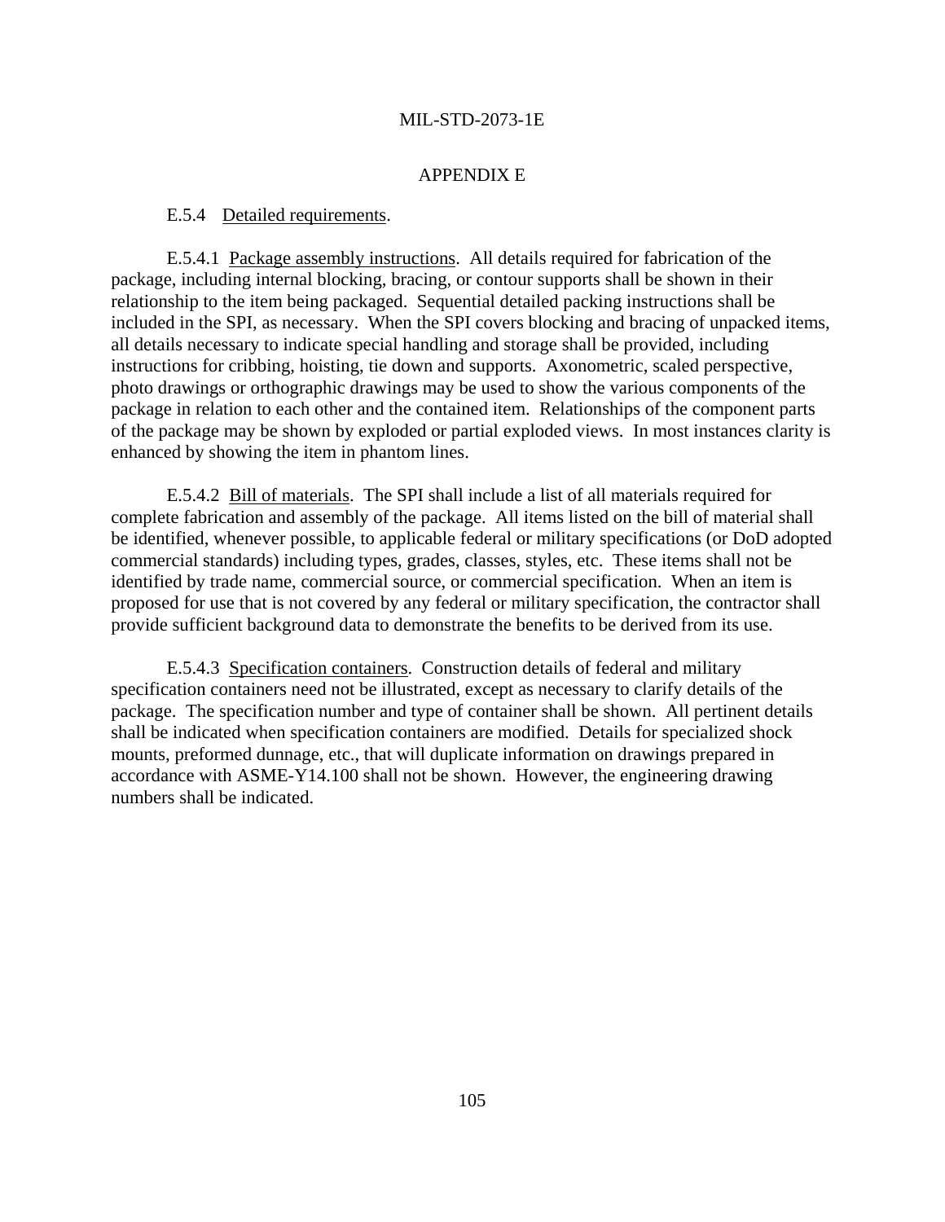APPENDIX E

E.5.4 Detailed requirements.

E.5.4.1 Package assembly instructions. All details required for fabrication of the package, including internal blocking, bracing, or contour supports shall be shown in their relationship to the item being packaged. Sequential detailed packing instructions shall be included in the SPI, as necessary. When the SPI covers blocking and bracing of unpacked items, all details necessary to indicate special handling and storage shall be provided, including instructions for cribbing, hoisting, tie down and supports. Axonometric, scaled perspective, photo drawings or orthographic drawings may be used to show the various components of the package in relation to each other and the contained item. Relationships of the component parts of the package may be shown by exploded or partial exploded views. In most instances clarity is enhanced by showing the item in phantom lines.

E.5.4.2 Bill of materials. The SPI shall include a list of all materials required for complete fabrication and assembly of the package. All items listed on the bill of material shall be identified, whenever possible, to applicable federal or military specifications (or DoD adopted commercial standards) including types, grades, classes, styles, etc. These items shall not be identified by trade name, commercial source, or commercial specification. When an item is proposed for use that is not covered by any federal or military specification, the contractor shall provide sufficient background data to demonstrate the benefits to be derived from its use.

E.5.4.3 Specification containers. Construction details of federal and military specification containers need not be illustrated, except as necessary to clarify details of the package. The specification number and type of container shall be shown. All pertinent details shall be indicated when specification containers are modified. Details for specialized shock mounts, preformed dunnage, etc., that will duplicate information on drawings prepared in accordance with ASME-Y14.100 shall not be shown. However, the engineering drawing numbers shall be indicated.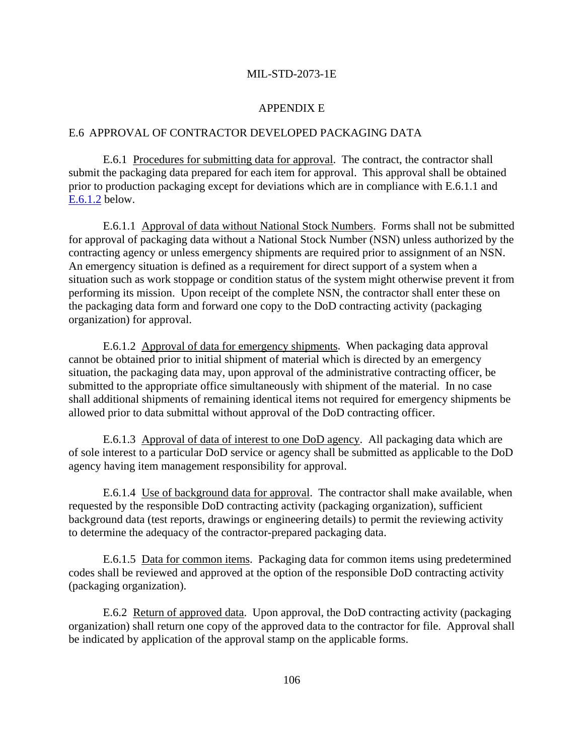## APPENDIX E

### E.6 APPROVAL OF CONTRACTOR DEVELOPED PACKAGING DATA

E.6.1 Procedures for submitting data for approval. The contract, the contractor shall submit the packaging data prepared for each item for approval. This approval shall be obtained prior to production packaging except for deviations which are in compliance with E.6.1.1 and E.6.1.2 below.

E.6.1.1 Approval of data without National Stock Numbers. Forms shall not be submitted for approval of packaging data without a National Stock Number (NSN) unless authorized by the contracting agency or unless emergency shipments are required prior to assignment of an NSN. An emergency situation is defined as a requirement for direct support of a system when a situation such as work stoppage or condition status of the system might otherwise prevent it from performing its mission. Upon receipt of the complete NSN, the contractor shall enter these on the packaging data form and forward one copy to the DoD contracting activity (packaging organization) for approval.

E.6.1.2 Approval of data for emergency shipments. When packaging data approval cannot be obtained prior to initial shipment of material which is directed by an emergency situation, the packaging data may, upon approval of the administrative contracting officer, be submitted to the appropriate office simultaneously with shipment of the material. In no case shall additional shipments of remaining identical items not required for emergency shipments be allowed prior to data submittal without approval of the DoD contracting officer.

E.6.1.3 Approval of data of interest to one DoD agency. All packaging data which are of sole interest to a particular DoD service or agency shall be submitted as applicable to the DoD agency having item management responsibility for approval.

E.6.1.4 Use of background data for approval. The contractor shall make available, when requested by the responsible DoD contracting activity (packaging organization), sufficient background data (test reports, drawings or engineering details) to permit the reviewing activity to determine the adequacy of the contractor-prepared packaging data.

E.6.1.5 Data for common items. Packaging data for common items using predetermined codes shall be reviewed and approved at the option of the responsible DoD contracting activity (packaging organization).

E.6.2 Return of approved data. Upon approval, the DoD contracting activity (packaging organization) shall return one copy of the approved data to the contractor for file. Approval shall be indicated by application of the approval stamp on the applicable forms.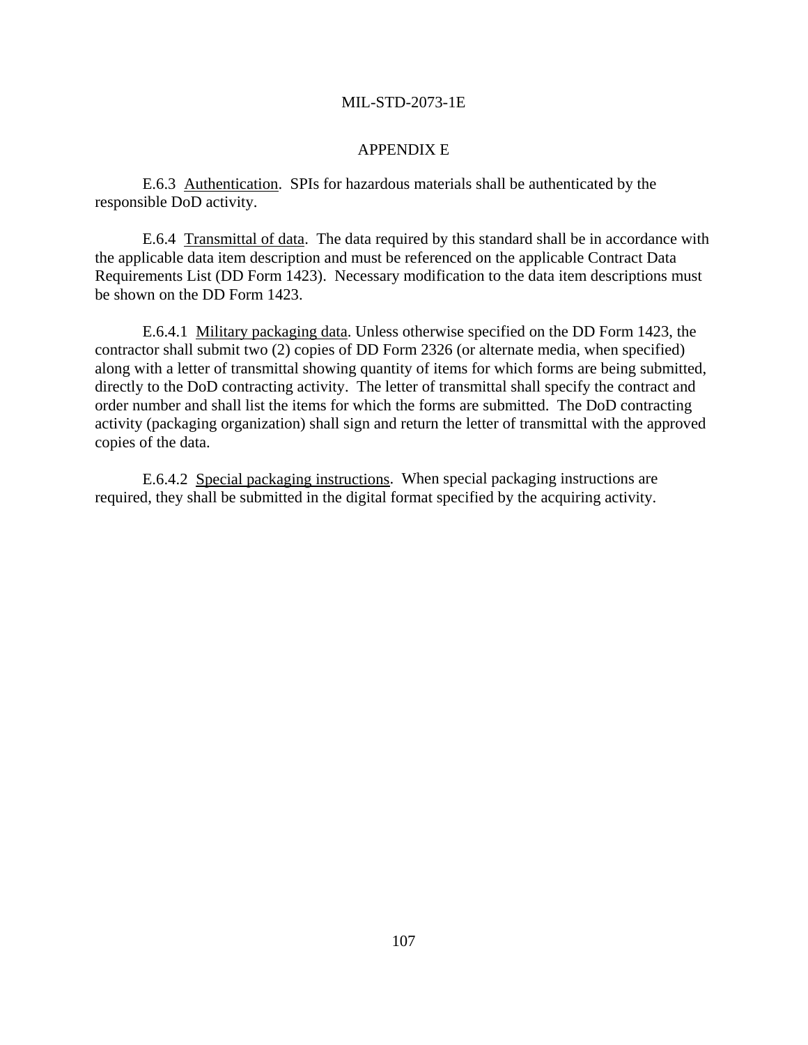APPENDIX E

E.6.3 Authentication. SPIs for hazardous materials shall be authenticated by the responsible DoD activity.

E.6.4 Transmittal of data. The data required by this standard shall be in accordance with the applicable data item description and must be referenced on the applicable Contract Data Requirements List (DD Form 1423). Necessary modification to the data item descriptions must be shown on the DD Form 1423.

E.6.4.1 Military packaging data. Unless otherwise specified on the DD Form 1423, the contractor shall submit two (2) copies of DD Form 2326 (or alternate media, when specified) along with a letter of transmittal showing quantity of items for which forms are being submitted, directly to the DoD contracting activity. The letter of transmittal shall specify the contract and order number and shall list the items for which the forms are submitted. The DoD contracting activity (packaging organization) shall sign and return the letter of transmittal with the approved copies of the data.

E.6.4.2 Special packaging instructions. When special packaging instructions are required, they shall be submitted in the digital format specified by the acquiring activity.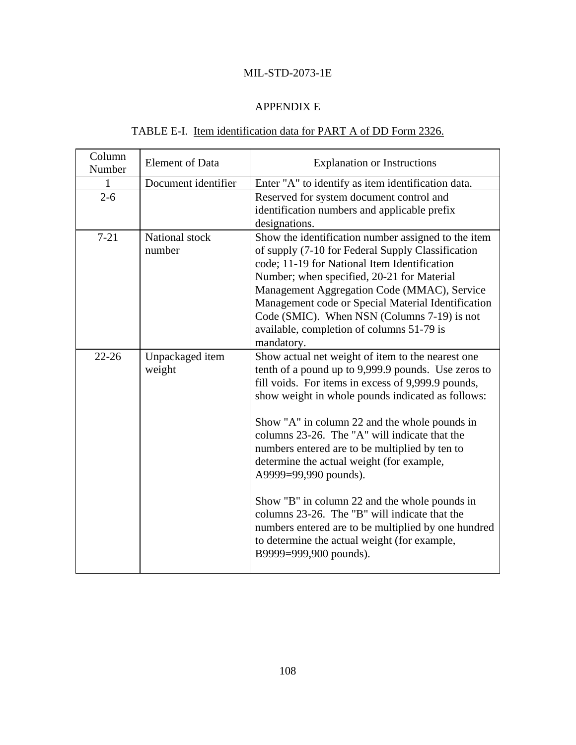## APPENDIX E

TABLE E-I. Item identification data for PART A of DD Form 2326.

| Column Number | Element of Data | Explanation or Instructions |
|---|---|---|
| 1 | Document identifier | Enter "A" to identify as item identification data. |
| 2-6 | | Reserved for system document control and identification numbers and applicable prefix designations. |
| 7-21 | National stock number | Show the identification number assigned to the item of supply (7-10 for Federal Supply Classification code; 11-19 for National Item Identification Number; when specified, 20-21 for Material Management Aggregation Code (MMAC), Service Management code or Special Material Identification Code (SMIC). When NSN (Columns 7-19) is not available, completion of columns 51-79 is mandatory. |
| 22-26 | Unpackaged item weight | Show actual net weight of item to the nearest one tenth of a pound up to 9,999.9 pounds. Use zeros to fill voids. For items in excess of 9,999.9 pounds, show weight in whole pounds indicated as follows:<br><br>Show "A" in column 22 and the whole pounds in columns 23-26. The "A" will indicate that the numbers entered are to be multiplied by ten to determine the actual weight (for example, A9999=99,990 pounds).<br><br>Show "B" in column 22 and the whole pounds in columns 23-26. The "B" will indicate that the numbers entered are to be multiplied by one hundred to determine the actual weight (for example, B9999=999,900 pounds). |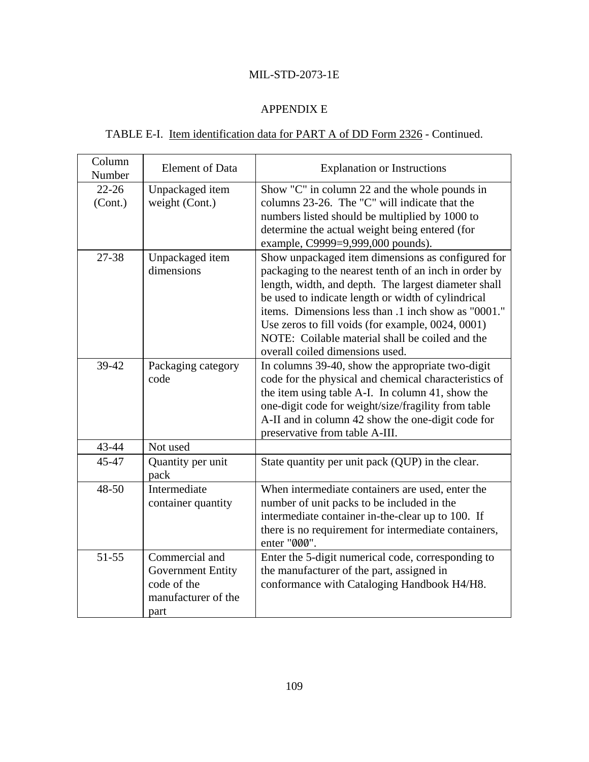MIL-STD-2073-1E

## APPENDIX E

TABLE E-I. Item identification data for PART A of DD Form 2326 - Continued.

| Column Number | Element of Data | Explanation or Instructions |
|---|---|---|
| 22-26 (Cont.) | Unpackaged item weight (Cont.) | Show "C" in column 22 and the whole pounds in columns 23-26. The "C" will indicate that the numbers listed should be multiplied by 1000 to determine the actual weight being entered (for example, C9999=9,999,000 pounds). |
| 27-38 | Unpackaged item dimensions | Show unpackaged item dimensions as configured for packaging to the nearest tenth of an inch in order by length, width, and depth. The largest diameter shall be used to indicate length or width of cylindrical items. Dimensions less than .1 inch show as "0001." Use zeros to fill voids (for example, 0024, 0001) NOTE: Coilable material shall be coiled and the overall coiled dimensions used. |
| 39-42 | Packaging category code | In columns 39-40, show the appropriate two-digit code for the physical and chemical characteristics of the item using table A-I. In column 41, show the one-digit code for weight/size/fragility from table A-II and in column 42 show the one-digit code for preservative from table A-III. |
| 43-44 | Not used | |
| 45-47 | Quantity per unit pack | State quantity per unit pack (QUP) in the clear. |
| 48-50 | Intermediate container quantity | When intermediate containers are used, enter the number of unit packs to be included in the intermediate container in-the-clear up to 100. If there is no requirement for intermediate containers, enter "ØØØ". |
| 51-55 | Commercial and Government Entity code of the manufacturer of the part | Enter the 5-digit numerical code, corresponding to the manufacturer of the part, assigned in conformance with Cataloging Handbook H4/H8. |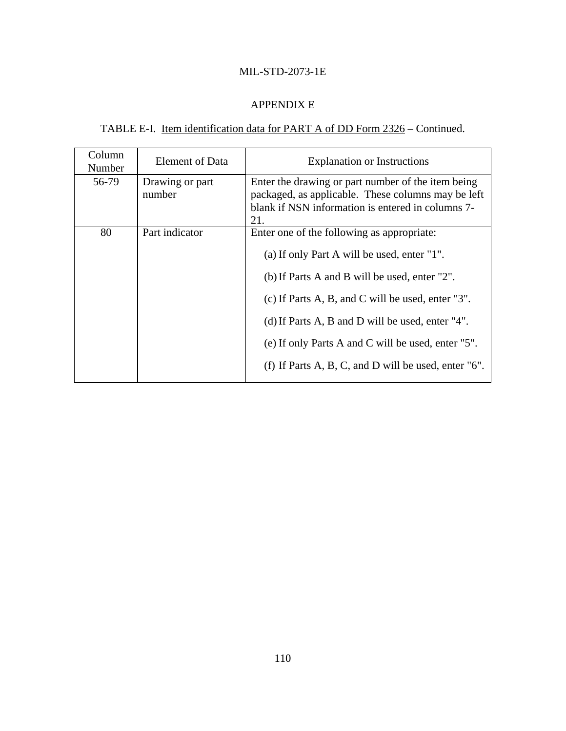## APPENDIX E

TABLE E-I. Item identification data for PART A of DD Form 2326 – Continued.

| Column Number | Element of Data | Explanation or Instructions |
|---|---|---|
| 56-79 | Drawing or part number | Enter the drawing or part number of the item being packaged, as applicable. These columns may be left blank if NSN information is entered in columns 7-21. |
| 80 | Part indicator | Enter one of the following as appropriate:<br>(a) If only Part A will be used, enter "1".<br>(b) If Parts A and B will be used, enter "2".<br>(c) If Parts A, B, and C will be used, enter "3".<br>(d) If Parts A, B and D will be used, enter "4".<br>(e) If only Parts A and C will be used, enter "5".<br>(f) If Parts A, B, C, and D will be used, enter "6". |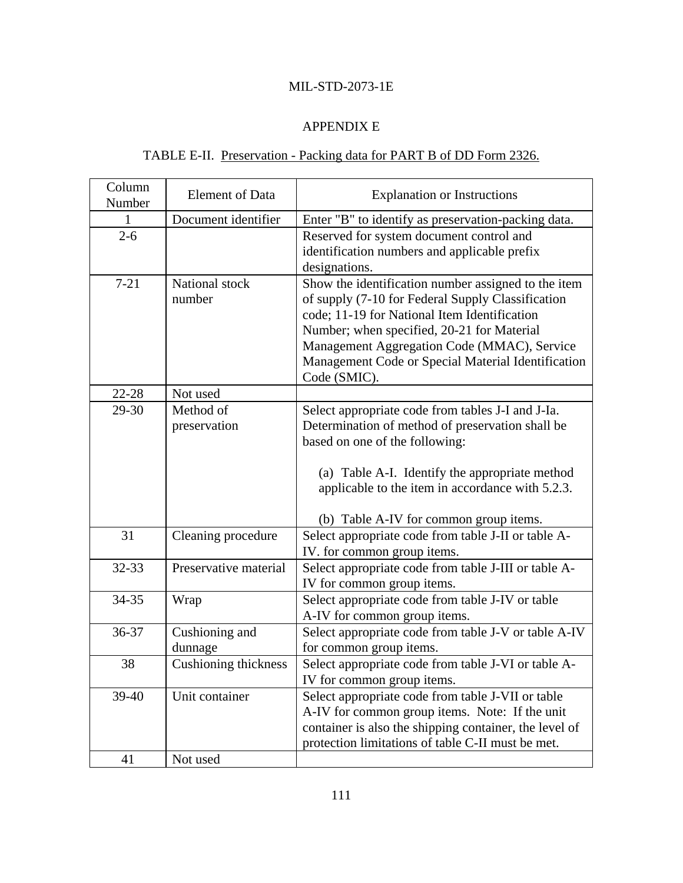# APPENDIX E

## TABLE E-II. Preservation - Packing data for PART B of DD Form 2326.

| Column Number | Element of Data | Explanation or Instructions |
|---|---|---|
| 1 | Document identifier | Enter "B" to identify as preservation-packing data. |
| 2-6 | | Reserved for system document control and identification numbers and applicable prefix designations. |
| 7-21 | National stock number | Show the identification number assigned to the item of supply (7-10 for Federal Supply Classification code; 11-19 for National Item Identification Number; when specified, 20-21 for Material Management Aggregation Code (MMAC), Service Management Code or Special Material Identification Code (SMIC). |
| 22-28 | Not used | |
| 29-30 | Method of preservation | Select appropriate code from tables J-I and J-Ia. Determination of method of preservation shall be based on one of the following:<br><br>(a) Table A-I. Identify the appropriate method applicable to the item in accordance with 5.2.3.<br><br>(b) Table A-IV for common group items. |
| 31 | Cleaning procedure | Select appropriate code from table J-II or table A-IV. for common group items. |
| 32-33 | Preservative material | Select appropriate code from table J-III or table A-IV for common group items. |
| 34-35 | Wrap | Select appropriate code from table J-IV or table A-IV for common group items. |
| 36-37 | Cushioning and dunnage | Select appropriate code from table J-V or table A-IV for common group items. |
| 38 | Cushioning thickness | Select appropriate code from table J-VI or table A-IV for common group items. |
| 39-40 | Unit container | Select appropriate code from table J-VII or table A-IV for common group items. Note: If the unit container is also the shipping container, the level of protection limitations of table C-II must be met. |
| 41 | Not used | |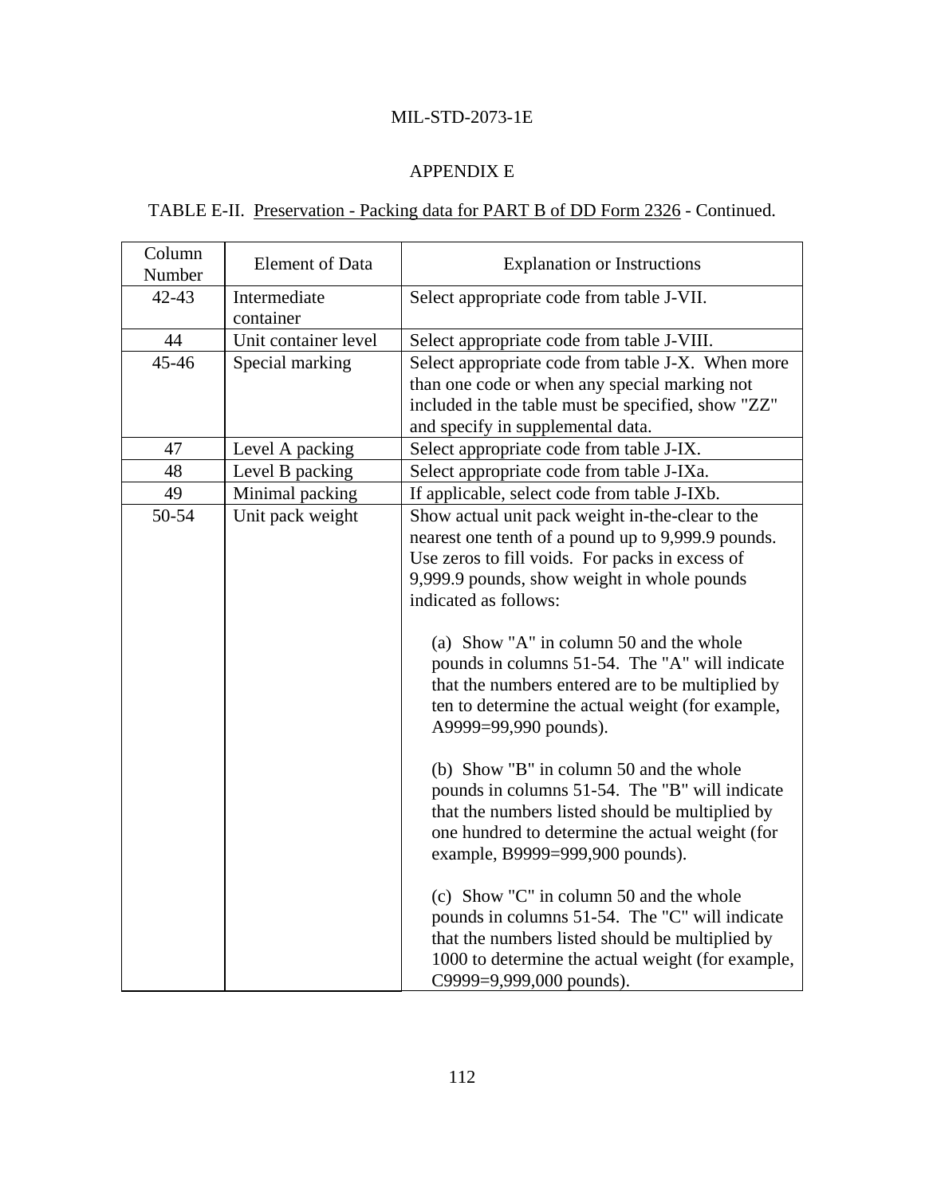# APPENDIX E

TABLE E-II. Preservation - Packing data for PART B of DD Form 2326 - Continued.

| Column Number | Element of Data | Explanation or Instructions |
|---|---|---|
| 42-43 | Intermediate container | Select appropriate code from table J-VII. |
| 44 | Unit container level | Select appropriate code from table J-VIII. |
| 45-46 | Special marking | Select appropriate code from table J-X. When more than one code or when any special marking not included in the table must be specified, show "ZZ" and specify in supplemental data. |
| 47 | Level A packing | Select appropriate code from table J-IX. |
| 48 | Level B packing | Select appropriate code from table J-IXa. |
| 49 | Minimal packing | If applicable, select code from table J-IXb. |
| 50-54 | Unit pack weight | Show actual unit pack weight in-the-clear to the nearest one tenth of a pound up to 9,999.9 pounds. Use zeros to fill voids. For packs in excess of 9,999.9 pounds, show weight in whole pounds indicated as follows:<br><br>(a) Show "A" in column 50 and the whole pounds in columns 51-54. The "A" will indicate that the numbers entered are to be multiplied by ten to determine the actual weight (for example, A9999=99,990 pounds).<br><br>(b) Show "B" in column 50 and the whole pounds in columns 51-54. The "B" will indicate that the numbers listed should be multiplied by one hundred to determine the actual weight (for example, B9999=999,900 pounds).<br><br>(c) Show "C" in column 50 and the whole pounds in columns 51-54. The "C" will indicate that the numbers listed should be multiplied by 1000 to determine the actual weight (for example, C9999=9,999,000 pounds). |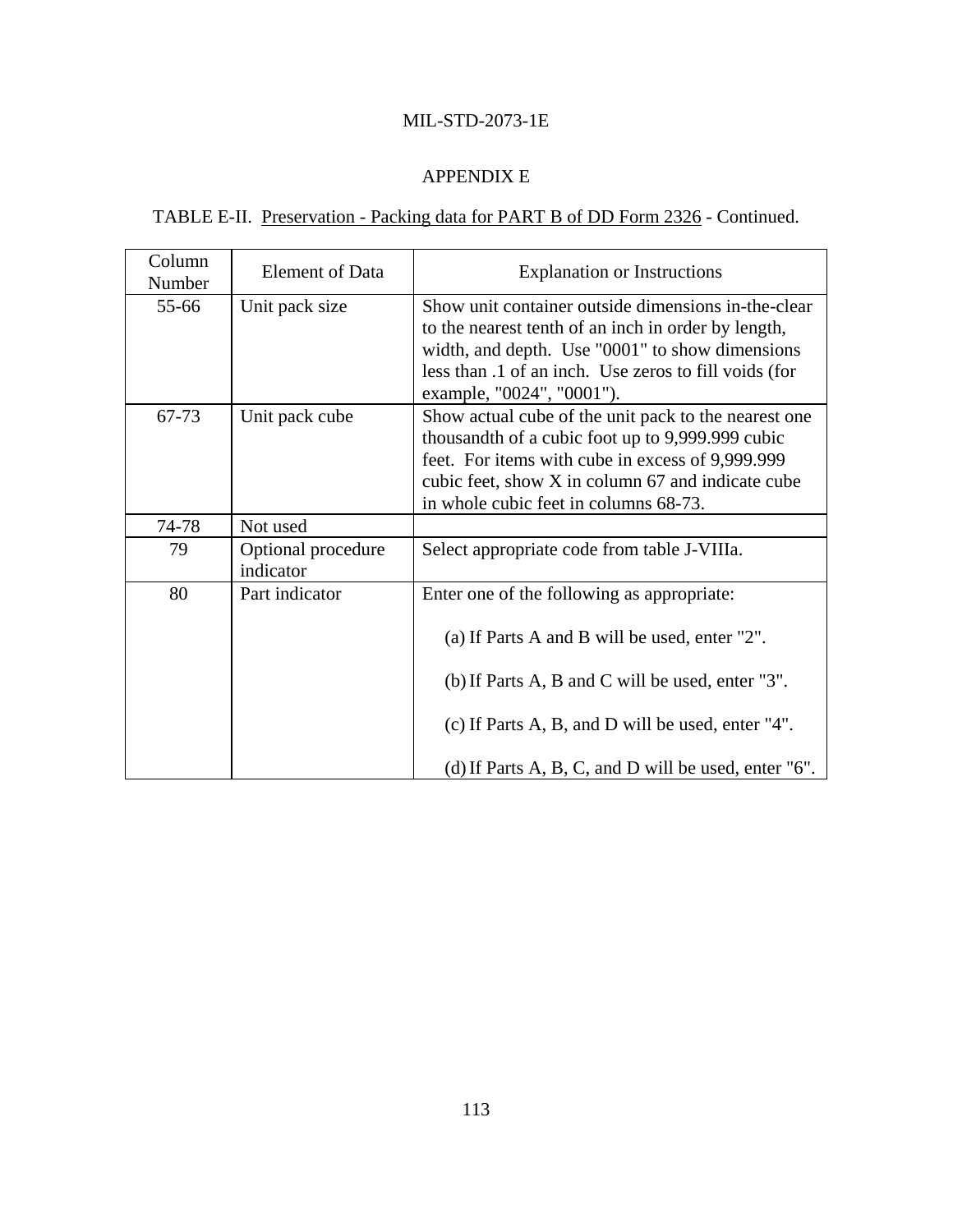APPENDIX E

TABLE E-II. Preservation - Packing data for PART B of DD Form 2326 - Continued.

| Column Number | Element of Data | Explanation or Instructions |
|---|---|---|
| 55-66 | Unit pack size | Show unit container outside dimensions in-the-clear to the nearest tenth of an inch in order by length, width, and depth. Use "0001" to show dimensions less than .1 of an inch. Use zeros to fill voids (for example, "0024", "0001"). |
| 67-73 | Unit pack cube | Show actual cube of the unit pack to the nearest one thousandth of a cubic foot up to 9,999.999 cubic feet. For items with cube in excess of 9,999.999 cubic feet, show X in column 67 and indicate cube in whole cubic feet in columns 68-73. |
| 74-78 | Not used | |
| 79 | Optional procedure indicator | Select appropriate code from table J-VIIIa. |
| 80 | Part indicator | Enter one of the following as appropriate:<br><br>(a) If Parts A and B will be used, enter "2".<br><br>(b) If Parts A, B and C will be used, enter "3".<br><br>(c) If Parts A, B, and D will be used, enter "4".<br><br>(d) If Parts A, B, C, and D will be used, enter "6". |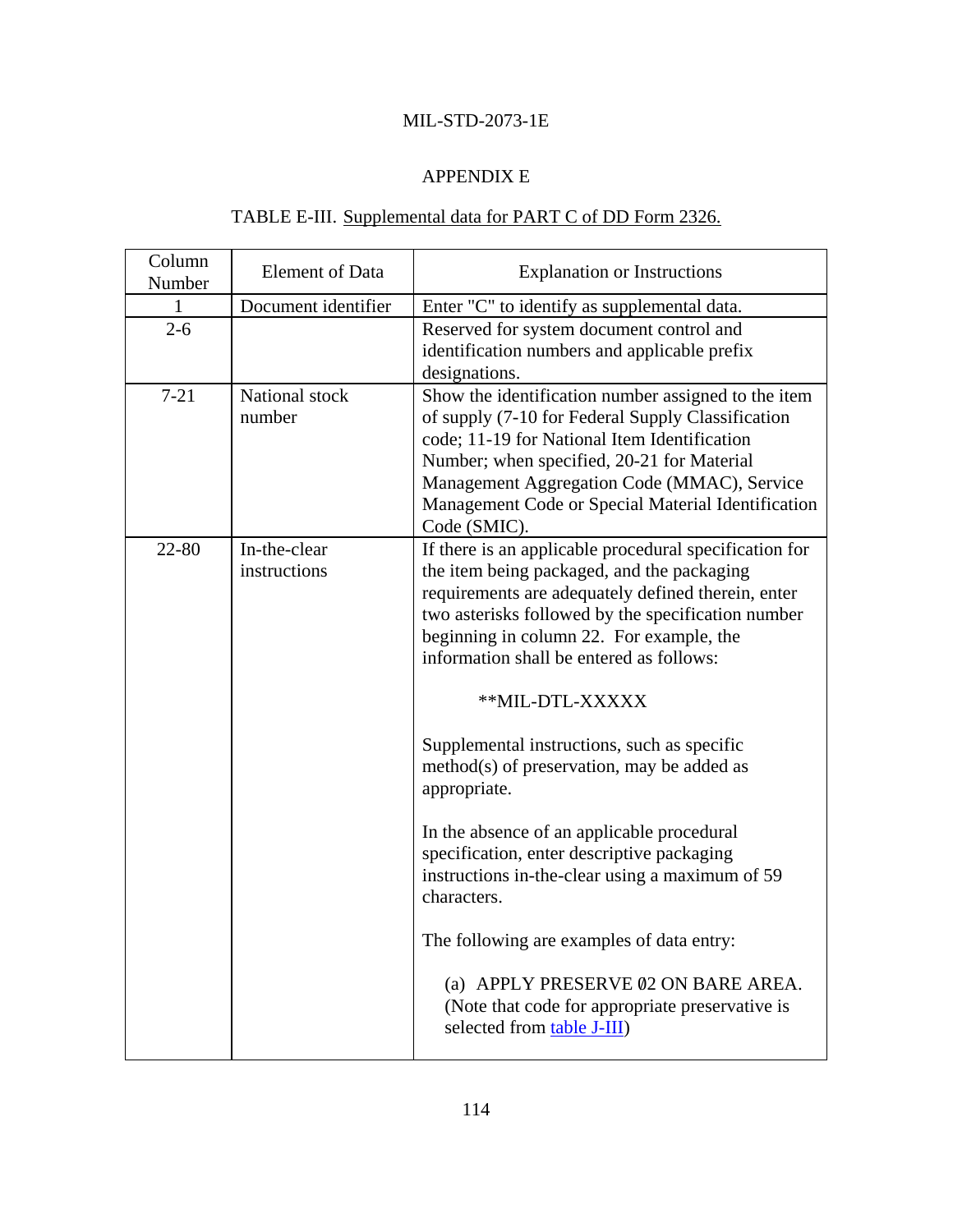MIL-STD-2073-1E

APPENDIX E

TABLE E-III. Supplemental data for PART C of DD Form 2326.

| Column Number | Element of Data | Explanation or Instructions |
|---|---|---|
| 1 | Document identifier | Enter "C" to identify as supplemental data. |
| 2-6 | | Reserved for system document control and identification numbers and applicable prefix designations. |
| 7-21 | National stock number | Show the identification number assigned to the item of supply (7-10 for Federal Supply Classification code; 11-19 for National Item Identification Number; when specified, 20-21 for Material Management Aggregation Code (MMAC), Service Management Code or Special Material Identification Code (SMIC). |
| 22-80 | In-the-clear instructions | If there is an applicable procedural specification for the item being packaged, and the packaging requirements are adequately defined therein, enter two asterisks followed by the specification number beginning in column 22. For example, the information shall be entered as follows:<br><br>**MIL-DTL-XXXXX<br><br>Supplemental instructions, such as specific method(s) of preservation, may be added as appropriate.<br><br>In the absence of an applicable procedural specification, enter descriptive packaging instructions in-the-clear using a maximum of 59 characters.<br><br>The following are examples of data entry:<br><br>(a) APPLY PRESERVE Ø2 ON BARE AREA. (Note that code for appropriate preservative is selected from table J-III) |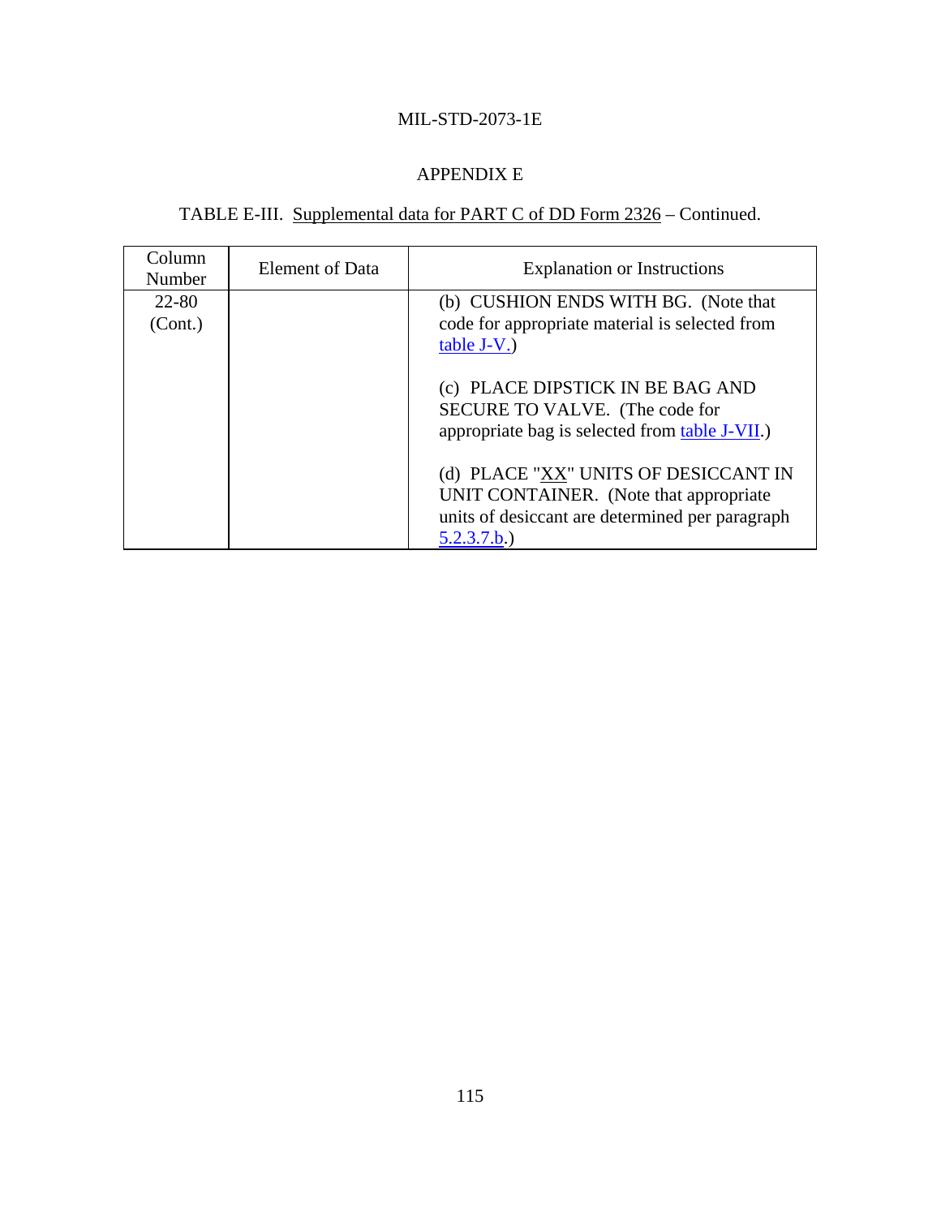## APPENDIX E

TABLE E-III. Supplemental data for PART C of DD Form 2326 – Continued.

| Column Number | Element of Data | Explanation or Instructions |
|---|---|---|
| 22-80 (Cont.) | | (b) CUSHION ENDS WITH BG. (Note that code for appropriate material is selected from table J-V.)<br><br>(c) PLACE DIPSTICK IN BE BAG AND SECURE TO VALVE. (The code for appropriate bag is selected from table J-VII.)<br><br>(d) PLACE "XX" UNITS OF DESICCANT IN UNIT CONTAINER. (Note that appropriate units of desiccant are determined per paragraph 5.2.3.7.b.) |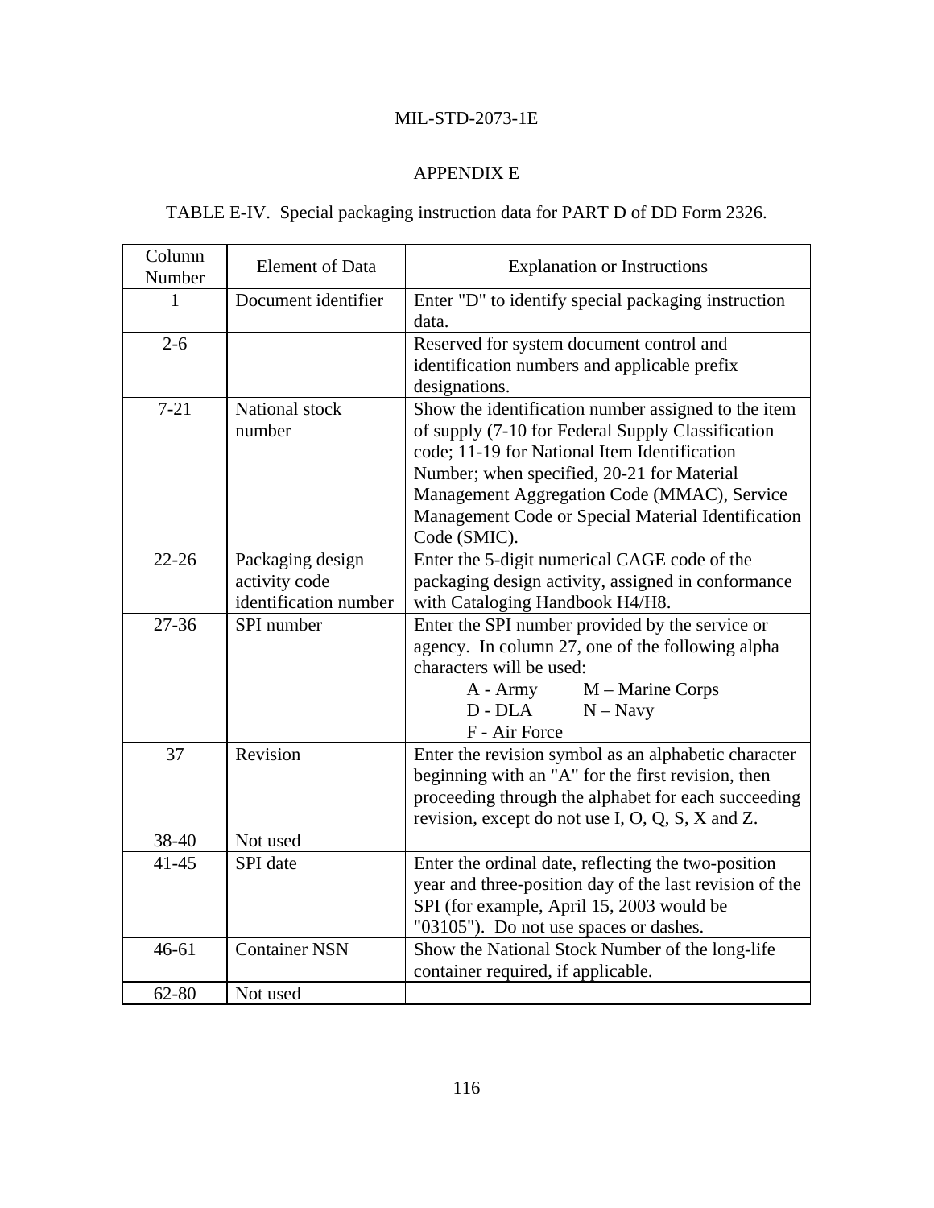## APPENDIX E

TABLE E-IV. Special packaging instruction data for PART D of DD Form 2326.

| Column Number | Element of Data | Explanation or Instructions |
|---|---|---|
| 1 | Document identifier | Enter "D" to identify special packaging instruction data. |
| 2-6 | | Reserved for system document control and identification numbers and applicable prefix designations. |
| 7-21 | National stock number | Show the identification number assigned to the item of supply (7-10 for Federal Supply Classification code; 11-19 for National Item Identification Number; when specified, 20-21 for Material Management Aggregation Code (MMAC), Service Management Code or Special Material Identification Code (SMIC). |
| 22-26 | Packaging design activity code identification number | Enter the 5-digit numerical CAGE code of the packaging design activity, assigned in conformance with Cataloging Handbook H4/H8. |
| 27-36 | SPI number | Enter the SPI number provided by the service or agency. In column 27, one of the following alpha characters will be used:<br>A - Army M – Marine Corps<br>D - DLA N – Navy<br>F - Air Force |
| 37 | Revision | Enter the revision symbol as an alphabetic character beginning with an "A" for the first revision, then proceeding through the alphabet for each succeeding revision, except do not use I, O, Q, S, X and Z. |
| 38-40 | Not used | |
| 41-45 | SPI date | Enter the ordinal date, reflecting the two-position year and three-position day of the last revision of the SPI (for example, April 15, 2003 would be "03105"). Do not use spaces or dashes. |
| 46-61 | Container NSN | Show the National Stock Number of the long-life container required, if applicable. |
| 62-80 | Not used | |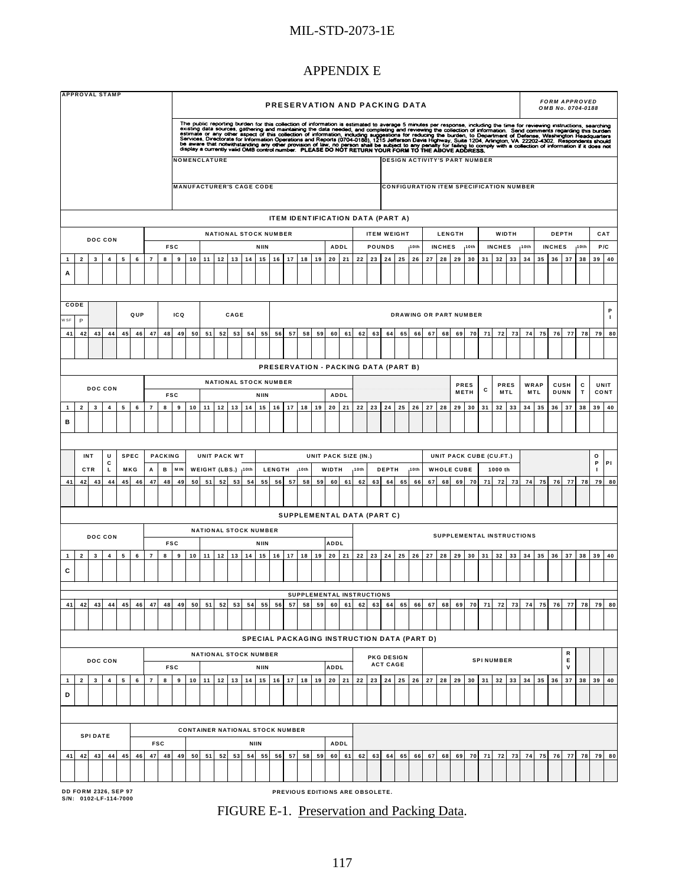# APPENDIX E

| APPROVAL STAMP | **PRESERVATION AND PACKING DATA** | *FORM APPROVED OMB No. 0704-0188* |
|---|---|---|
| | The public reporting burden for this collection of information is estimated to average 5 minutes per response, including the time for reviewing instructions, searching existing data sources, gathering and maintaining the data needed, and completing and reviewing the collection of information. Send comments regarding this burden estimate or any other aspect of this collection of information, including suggestions for reducing the burden, to Department of Defense, Washington Headquarters Services, Directorate for Information Operations and Reports (0704-0188), 1215 Jefferson Davis Highway, Suite 1204, Arlington, VA 22202-4302. Respondents should be aware that notwithstanding any other provision of law, no person shall be subject to any penalty for failing to comply with a collection of information if it does not display a currently valid OMB control number. **PLEASE DO NOT RETURN YOUR FORM TO THE ABOVE ADDRESS.** | |
| | NOMENCLATURE | DESIGN ACTIVITY'S PART NUMBER |
| | MANUFACTURER'S CAGE CODE | CONFIGURATION ITEM SPECIFICATION NUMBER |

**ITEM IDENTIFICATION DATA (PART A)**

| DOC CON (1–6) | NATIONAL STOCK NUMBER: FSC (7–10) | NIIN (11–19) | ADDL (20–21) | ITEM WEIGHT: POUNDS, 10th (22–26) | LENGTH: INCHES, 10th (27–30) | WIDTH: INCHES, 10th (31–34) | DEPTH: INCHES, 10th (35–38) | CAT P/C (39–40) |
|---|---|---|---|---|---|---|---|---|
| A | | | | | | | | |

| CODE: WSF (41), P (42) | (43–44) | QUP (45–46) | ICQ (47–49) | CAGE (50–54) | DRAWING OR PART NUMBER (55–79) | PI (80) |
|---|---|---|---|---|---|---|
| | | | | | | |

**PRESERVATION - PACKING DATA (PART B)**

| DOC CON (1–6) | NATIONAL STOCK NUMBER: FSC (7–10) | NIIN (11–19) | ADDL (20–21) | (22–28) | PRES METH (29–30) | C (31) | PRES MTL (32–33) | WRAP MTL (34–35) | CUSH DUNN (36–37) | CT (38) | UNIT CONT (39–40) |
|---|---|---|---|---|---|---|---|---|---|---|---|
| B | | | | | | | | | | | |

| (41) | INT CTR (42–43) | UCL (44) | SPEC MKG (45–46) | PACKING: A (47), B (48), MIN (49) | UNIT PACK WT: WEIGHT (LBS.), 10th (50–54) | UNIT PACK SIZE (IN.): LENGTH, 10th (55–58) | WIDTH, 10th (59–62) | DEPTH, 10th (63–66) | UNIT PACK CUBE (CU.FT.): WHOLE CUBE (67–70), 1000 th (71–73) | (74–78) | OPI (79) | PI (80) |
|---|---|---|---|---|---|---|---|---|---|---|---|---|
| | | | | | | | | | | | | |

**SUPPLEMENTAL DATA (PART C)**

| DOC CON (1–6) | NATIONAL STOCK NUMBER: FSC (7–10) | NIIN (11–19) | ADDL (20–21) | SUPPLEMENTAL INSTRUCTIONS (22–40) |
|---|---|---|---|---|
| C | | | | |

| SUPPLEMENTAL INSTRUCTIONS (41–80) |
|---|
| |

**SPECIAL PACKAGING INSTRUCTION DATA (PART D)**

| DOC CON (1–6) | NATIONAL STOCK NUMBER: FSC (7–10) | NIIN (11–19) | ADDL (20–21) | PKG DESIGN ACT CAGE (22–26) | SPI NUMBER (27–36) | REV (37) | (38–40) |
|---|---|---|---|---|---|---|---|
| D | | | | | | | |

| SPI DATE (41–46) | CONTAINER NATIONAL STOCK NUMBER: FSC (47–50) | NIIN (51–59) | ADDL (60–61) | (62–80) |
|---|---|---|---|---|
| | | | | |

DD FORM 2326, SEP 97
S/N: 0102-LF-114-7000

PREVIOUS EDITIONS ARE OBSOLETE.

FIGURE E-1. Preservation and Packing Data.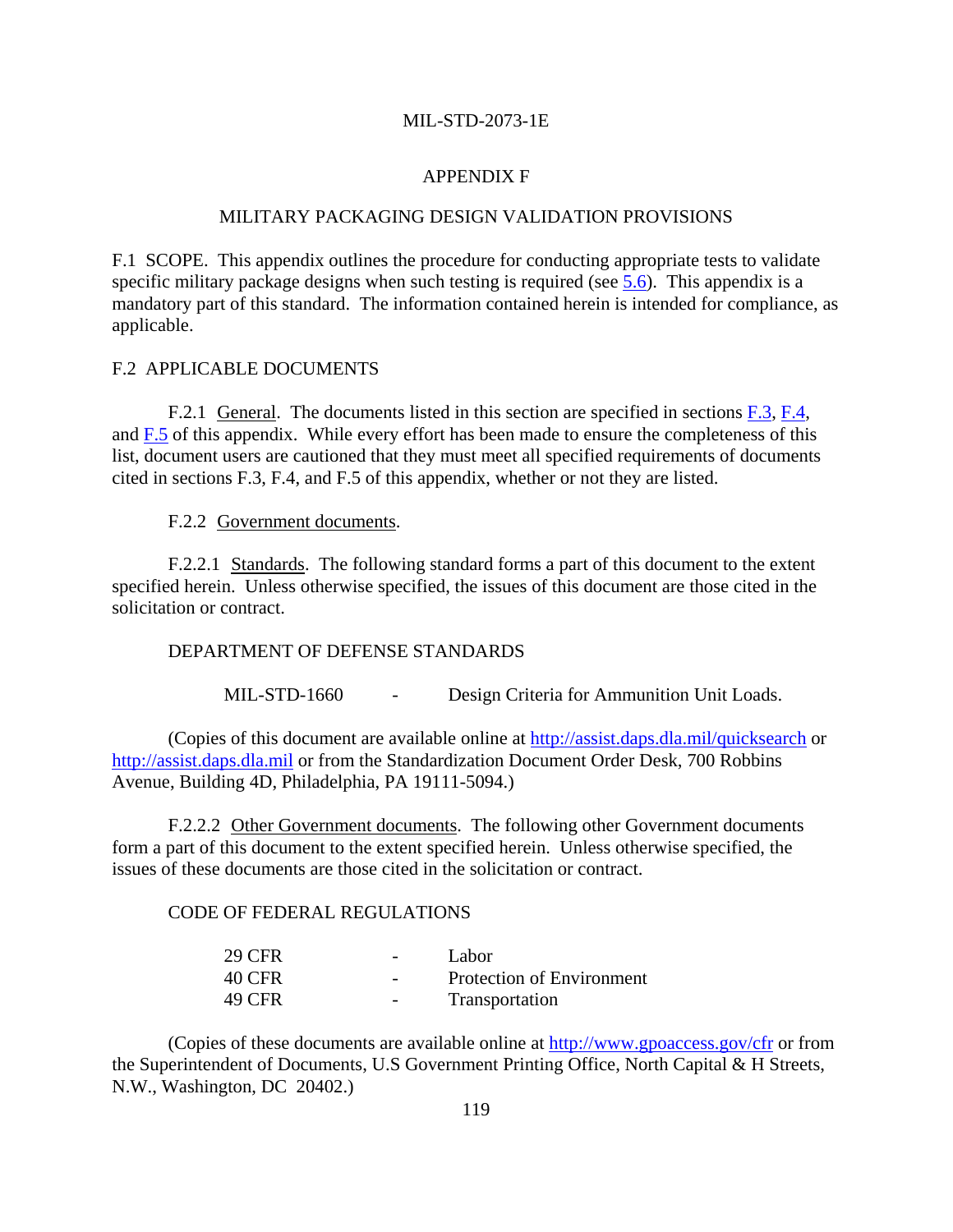# APPENDIX F

## MILITARY PACKAGING DESIGN VALIDATION PROVISIONS

F.1 SCOPE. This appendix outlines the procedure for conducting appropriate tests to validate specific military package designs when such testing is required (see 5.6). This appendix is a mandatory part of this standard. The information contained herein is intended for compliance, as applicable.

F.2 APPLICABLE DOCUMENTS

F.2.1 General. The documents listed in this section are specified in sections F.3, F.4, and F.5 of this appendix. While every effort has been made to ensure the completeness of this list, document users are cautioned that they must meet all specified requirements of documents cited in sections F.3, F.4, and F.5 of this appendix, whether or not they are listed.

F.2.2 Government documents.

F.2.2.1 Standards. The following standard forms a part of this document to the extent specified herein. Unless otherwise specified, the issues of this document are those cited in the solicitation or contract.

DEPARTMENT OF DEFENSE STANDARDS

| | | |
|---|---|---|
| MIL-STD-1660 | - | Design Criteria for Ammunition Unit Loads. |

(Copies of this document are available online at http://assist.daps.dla.mil/quicksearch or http://assist.daps.dla.mil or from the Standardization Document Order Desk, 700 Robbins Avenue, Building 4D, Philadelphia, PA 19111-5094.)

F.2.2.2 Other Government documents. The following other Government documents form a part of this document to the extent specified herein. Unless otherwise specified, the issues of these documents are those cited in the solicitation or contract.

CODE OF FEDERAL REGULATIONS

| | | |
|---|---|---|
| 29 CFR | - | Labor |
| 40 CFR | - | Protection of Environment |
| 49 CFR | - | Transportation |

(Copies of these documents are available online at http://www.gpoaccess.gov/cfr or from the Superintendent of Documents, U.S Government Printing Office, North Capital & H Streets, N.W., Washington, DC 20402.)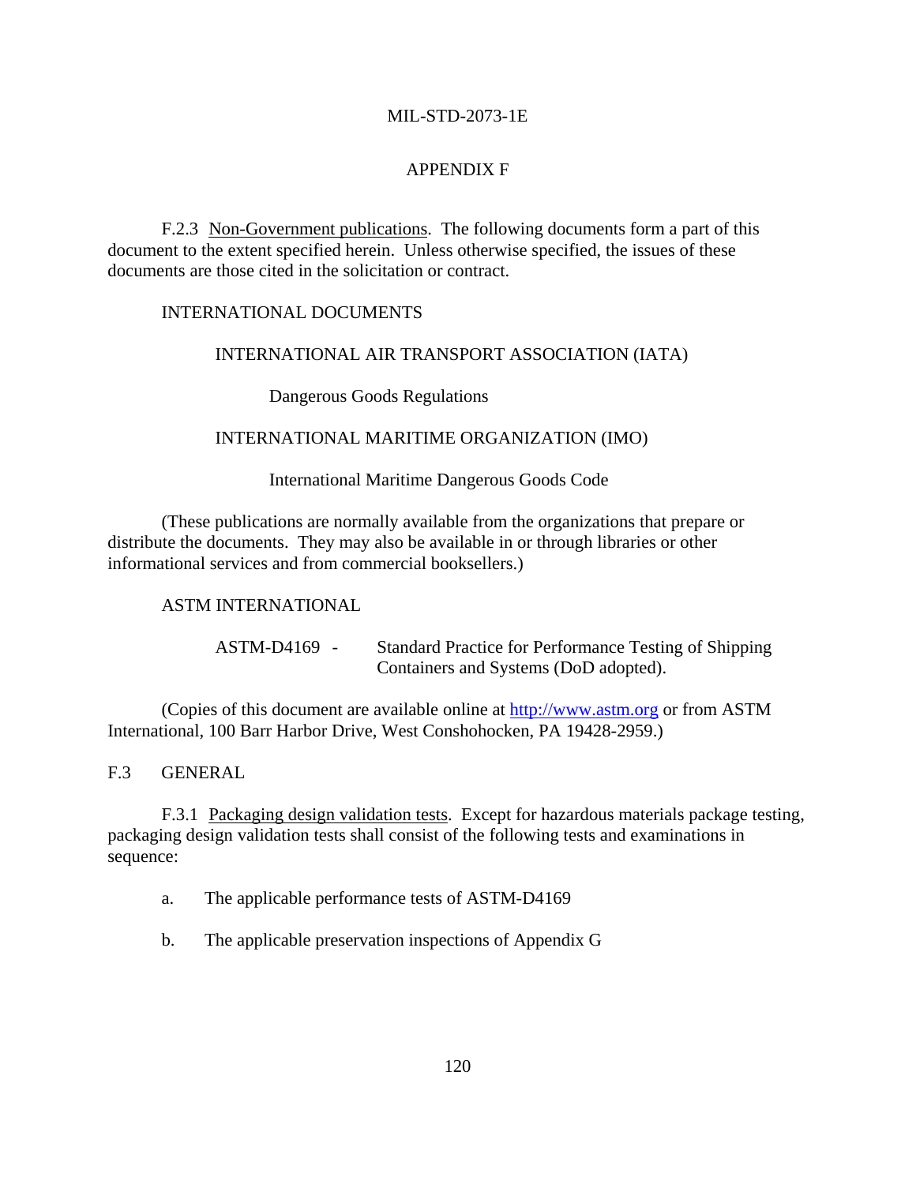## APPENDIX F

F.2.3 Non-Government publications. The following documents form a part of this document to the extent specified herein. Unless otherwise specified, the issues of these documents are those cited in the solicitation or contract.

INTERNATIONAL DOCUMENTS

INTERNATIONAL AIR TRANSPORT ASSOCIATION (IATA)

Dangerous Goods Regulations

INTERNATIONAL MARITIME ORGANIZATION (IMO)

International Maritime Dangerous Goods Code

(These publications are normally available from the organizations that prepare or distribute the documents. They may also be available in or through libraries or other informational services and from commercial booksellers.)

ASTM INTERNATIONAL

ASTM-D4169 - Standard Practice for Performance Testing of Shipping Containers and Systems (DoD adopted).

(Copies of this document are available online at [http://www.astm.org](http://www.astm.org) or from ASTM International, 100 Barr Harbor Drive, West Conshohocken, PA 19428-2959.)

## F.3 GENERAL

F.3.1 Packaging design validation tests. Except for hazardous materials package testing, packaging design validation tests shall consist of the following tests and examinations in sequence:

a. The applicable performance tests of ASTM-D4169

b. The applicable preservation inspections of Appendix G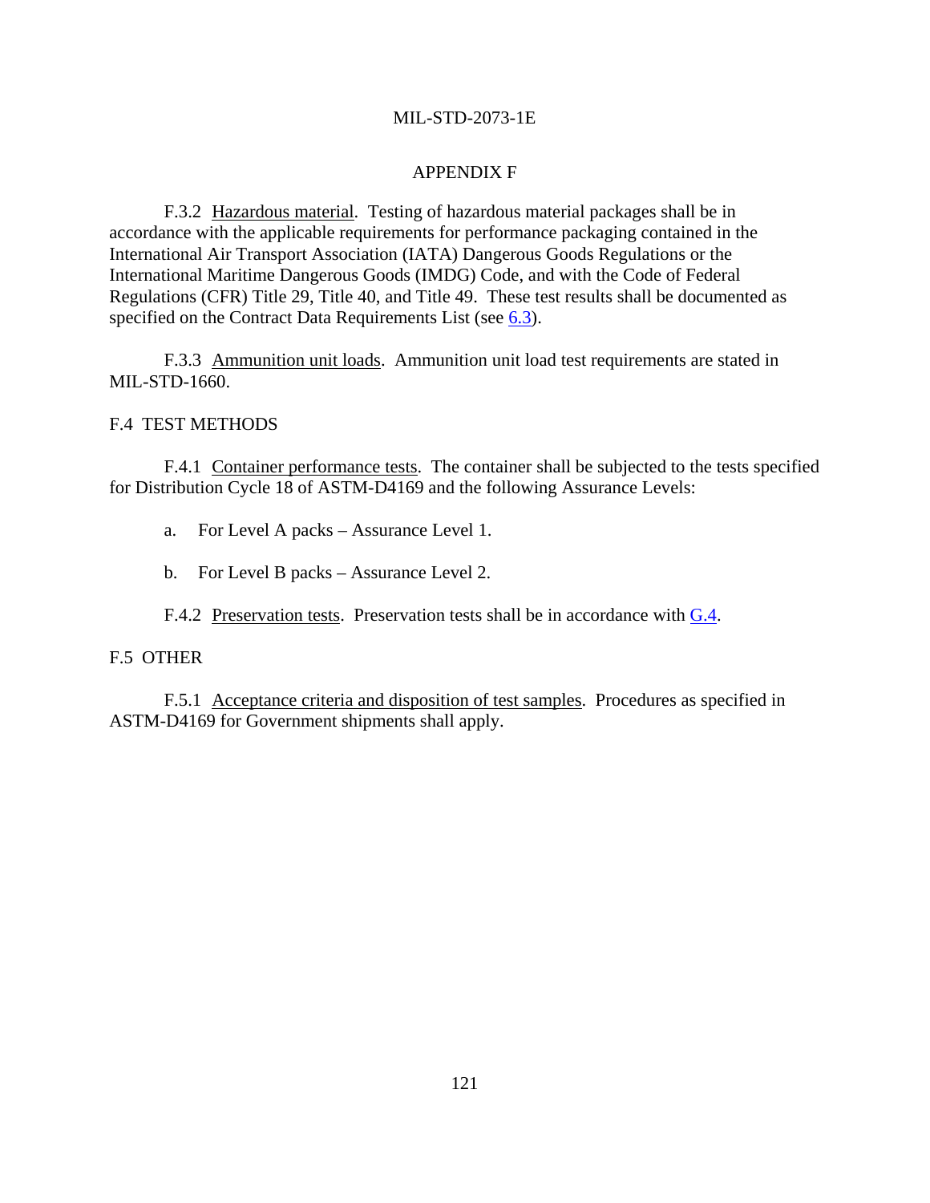## APPENDIX F

F.3.2 Hazardous material. Testing of hazardous material packages shall be in accordance with the applicable requirements for performance packaging contained in the International Air Transport Association (IATA) Dangerous Goods Regulations or the International Maritime Dangerous Goods (IMDG) Code, and with the Code of Federal Regulations (CFR) Title 29, Title 40, and Title 49. These test results shall be documented as specified on the Contract Data Requirements List (see 6.3).

F.3.3 Ammunition unit loads. Ammunition unit load test requirements are stated in MIL-STD-1660.

### F.4 TEST METHODS

F.4.1 Container performance tests. The container shall be subjected to the tests specified for Distribution Cycle 18 of ASTM-D4169 and the following Assurance Levels:

a. For Level A packs – Assurance Level 1.

b. For Level B packs – Assurance Level 2.

F.4.2 Preservation tests. Preservation tests shall be in accordance with G.4.

### F.5 OTHER

F.5.1 Acceptance criteria and disposition of test samples. Procedures as specified in ASTM-D4169 for Government shipments shall apply.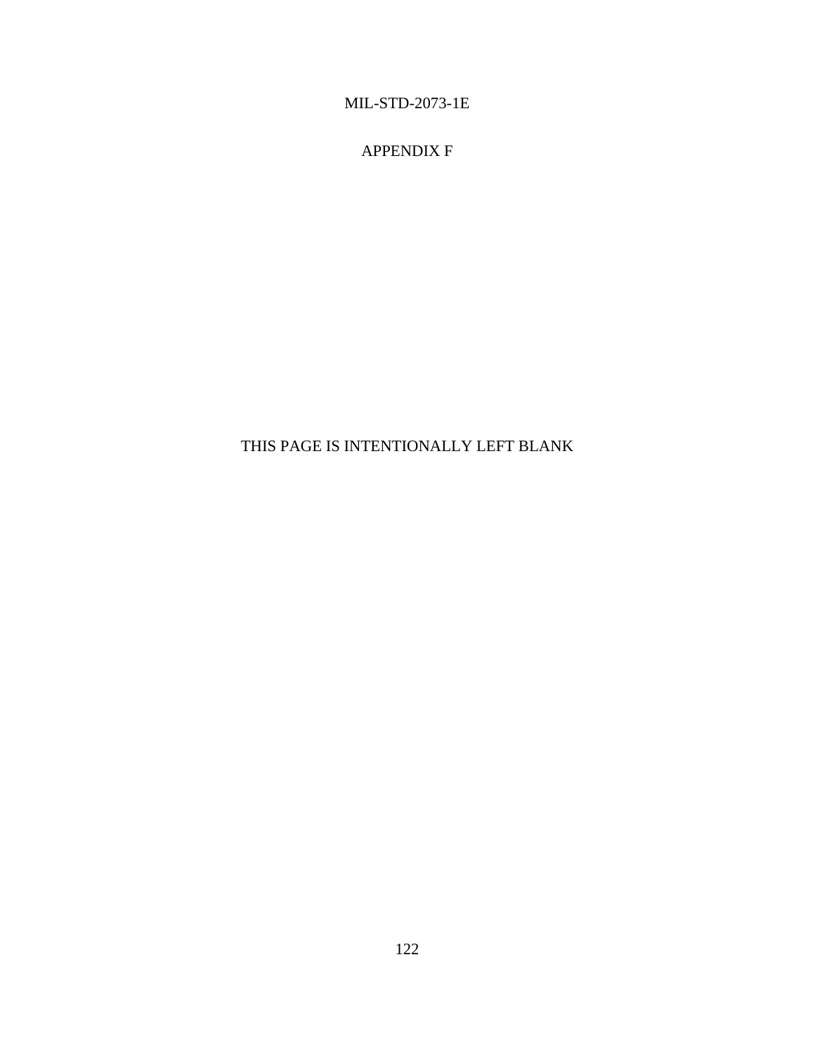APPENDIX F

THIS PAGE IS INTENTIONALLY LEFT BLANK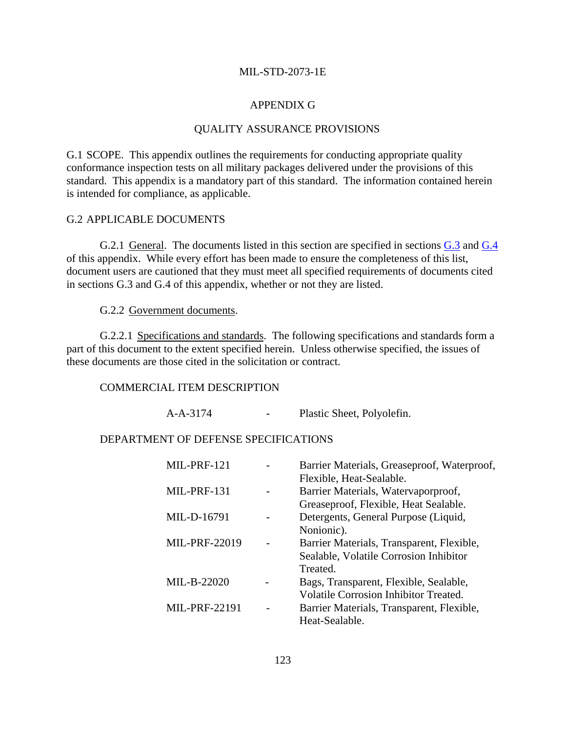# APPENDIX G

## QUALITY ASSURANCE PROVISIONS

G.1 SCOPE. This appendix outlines the requirements for conducting appropriate quality conformance inspection tests on all military packages delivered under the provisions of this standard. This appendix is a mandatory part of this standard. The information contained herein is intended for compliance, as applicable.

G.2 APPLICABLE DOCUMENTS

G.2.1 General. The documents listed in this section are specified in sections G.3 and G.4 of this appendix. While every effort has been made to ensure the completeness of this list, document users are cautioned that they must meet all specified requirements of documents cited in sections G.3 and G.4 of this appendix, whether or not they are listed.

G.2.2 Government documents.

G.2.2.1 Specifications and standards. The following specifications and standards form a part of this document to the extent specified herein. Unless otherwise specified, the issues of these documents are those cited in the solicitation or contract.

COMMERCIAL ITEM DESCRIPTION

| | | |
|---|---|---|
| A-A-3174 | - | Plastic Sheet, Polyolefin. |

DEPARTMENT OF DEFENSE SPECIFICATIONS

| | | |
|---|---|---|
| MIL-PRF-121 | - | Barrier Materials, Greaseproof, Waterproof, Flexible, Heat-Sealable. |
| MIL-PRF-131 | - | Barrier Materials, Watervaporproof, Greaseproof, Flexible, Heat Sealable. |
| MIL-D-16791 | - | Detergents, General Purpose (Liquid, Nonionic). |
| MIL-PRF-22019 | - | Barrier Materials, Transparent, Flexible, Sealable, Volatile Corrosion Inhibitor Treated. |
| MIL-B-22020 | - | Bags, Transparent, Flexible, Sealable, Volatile Corrosion Inhibitor Treated. |
| MIL-PRF-22191 | - | Barrier Materials, Transparent, Flexible, Heat-Sealable. |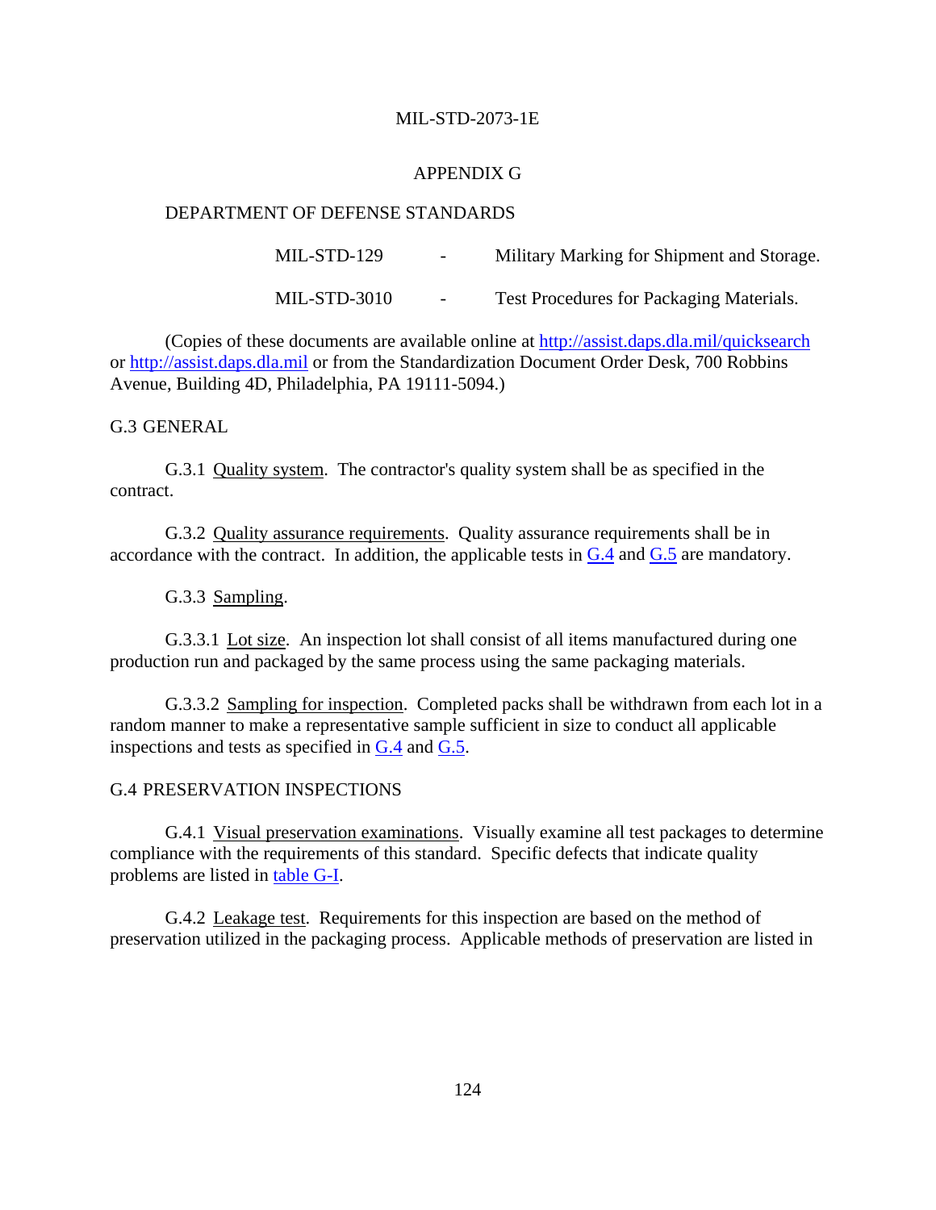## APPENDIX G

DEPARTMENT OF DEFENSE STANDARDS

| | | |
|---|---|---|
| MIL-STD-129 | - | Military Marking for Shipment and Storage. |
| MIL-STD-3010 | - | Test Procedures for Packaging Materials. |

(Copies of these documents are available online at http://assist.daps.dla.mil/quicksearch or http://assist.daps.dla.mil or from the Standardization Document Order Desk, 700 Robbins Avenue, Building 4D, Philadelphia, PA 19111-5094.)

## G.3 GENERAL

G.3.1 Quality system. The contractor's quality system shall be as specified in the contract.

G.3.2 Quality assurance requirements. Quality assurance requirements shall be in accordance with the contract. In addition, the applicable tests in G.4 and G.5 are mandatory.

G.3.3 Sampling.

G.3.3.1 Lot size. An inspection lot shall consist of all items manufactured during one production run and packaged by the same process using the same packaging materials.

G.3.3.2 Sampling for inspection. Completed packs shall be withdrawn from each lot in a random manner to make a representative sample sufficient in size to conduct all applicable inspections and tests as specified in G.4 and G.5.

## G.4 PRESERVATION INSPECTIONS

G.4.1 Visual preservation examinations. Visually examine all test packages to determine compliance with the requirements of this standard. Specific defects that indicate quality problems are listed in table G-I.

G.4.2 Leakage test. Requirements for this inspection are based on the method of preservation utilized in the packaging process. Applicable methods of preservation are listed in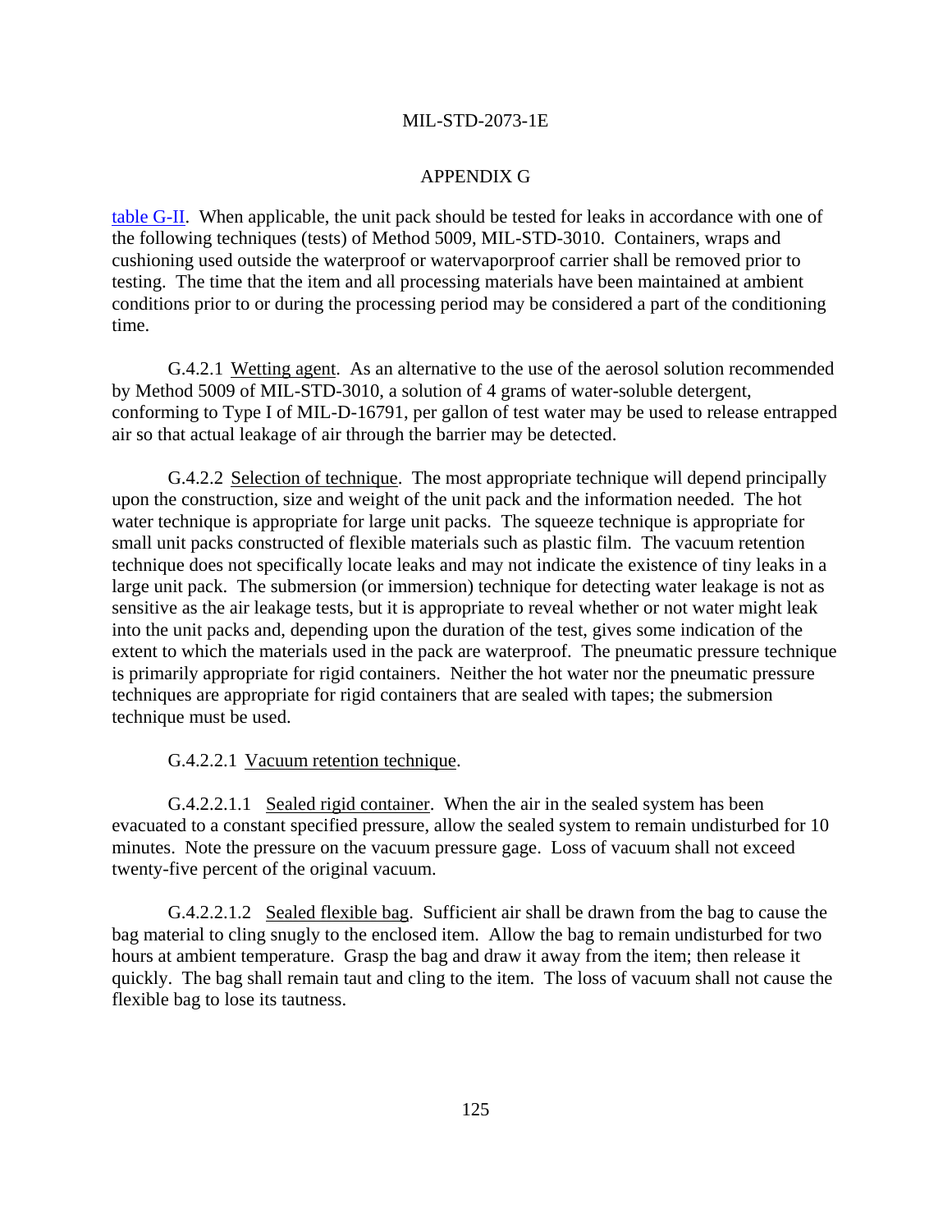table G-II. When applicable, the unit pack should be tested for leaks in accordance with one of the following techniques (tests) of Method 5009, MIL-STD-3010. Containers, wraps and cushioning used outside the waterproof or watervaporproof carrier shall be removed prior to testing. The time that the item and all processing materials have been maintained at ambient conditions prior to or during the processing period may be considered a part of the conditioning time.

G.4.2.1 Wetting agent. As an alternative to the use of the aerosol solution recommended by Method 5009 of MIL-STD-3010, a solution of 4 grams of water-soluble detergent, conforming to Type I of MIL-D-16791, per gallon of test water may be used to release entrapped air so that actual leakage of air through the barrier may be detected.

G.4.2.2 Selection of technique. The most appropriate technique will depend principally upon the construction, size and weight of the unit pack and the information needed. The hot water technique is appropriate for large unit packs. The squeeze technique is appropriate for small unit packs constructed of flexible materials such as plastic film. The vacuum retention technique does not specifically locate leaks and may not indicate the existence of tiny leaks in a large unit pack. The submersion (or immersion) technique for detecting water leakage is not as sensitive as the air leakage tests, but it is appropriate to reveal whether or not water might leak into the unit packs and, depending upon the duration of the test, gives some indication of the extent to which the materials used in the pack are waterproof. The pneumatic pressure technique is primarily appropriate for rigid containers. Neither the hot water nor the pneumatic pressure techniques are appropriate for rigid containers that are sealed with tapes; the submersion technique must be used.

G.4.2.2.1 Vacuum retention technique.

G.4.2.2.1.1 Sealed rigid container. When the air in the sealed system has been evacuated to a constant specified pressure, allow the sealed system to remain undisturbed for 10 minutes. Note the pressure on the vacuum pressure gage. Loss of vacuum shall not exceed twenty-five percent of the original vacuum.

G.4.2.2.1.2 Sealed flexible bag. Sufficient air shall be drawn from the bag to cause the bag material to cling snugly to the enclosed item. Allow the bag to remain undisturbed for two hours at ambient temperature. Grasp the bag and draw it away from the item; then release it quickly. The bag shall remain taut and cling to the item. The loss of vacuum shall not cause the flexible bag to lose its tautness.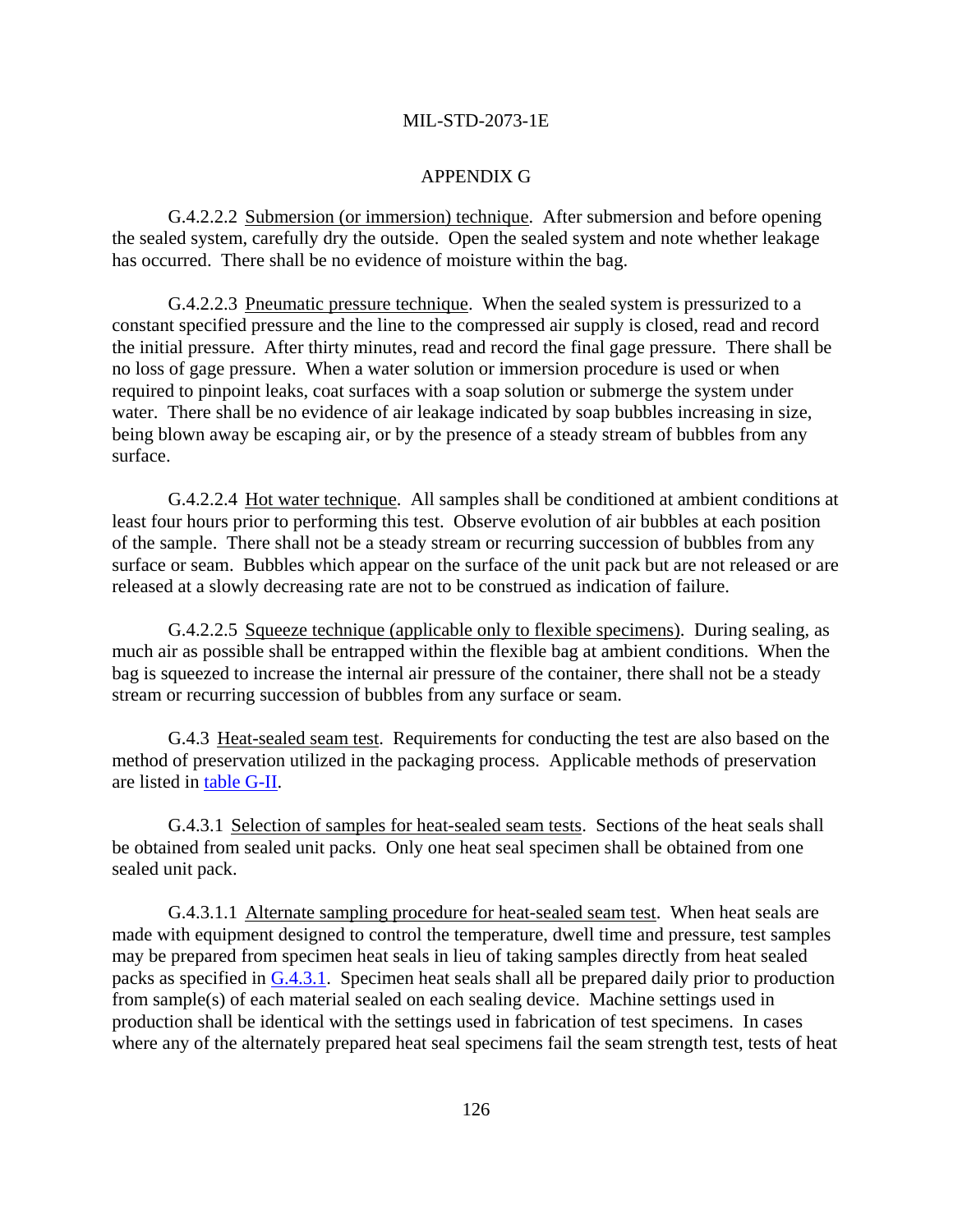APPENDIX G

G.4.2.2.2 Submersion (or immersion) technique. After submersion and before opening the sealed system, carefully dry the outside. Open the sealed system and note whether leakage has occurred. There shall be no evidence of moisture within the bag.

G.4.2.2.3 Pneumatic pressure technique. When the sealed system is pressurized to a constant specified pressure and the line to the compressed air supply is closed, read and record the initial pressure. After thirty minutes, read and record the final gage pressure. There shall be no loss of gage pressure. When a water solution or immersion procedure is used or when required to pinpoint leaks, coat surfaces with a soap solution or submerge the system under water. There shall be no evidence of air leakage indicated by soap bubbles increasing in size, being blown away be escaping air, or by the presence of a steady stream of bubbles from any surface.

G.4.2.2.4 Hot water technique. All samples shall be conditioned at ambient conditions at least four hours prior to performing this test. Observe evolution of air bubbles at each position of the sample. There shall not be a steady stream or recurring succession of bubbles from any surface or seam. Bubbles which appear on the surface of the unit pack but are not released or are released at a slowly decreasing rate are not to be construed as indication of failure.

G.4.2.2.5 Squeeze technique (applicable only to flexible specimens). During sealing, as much air as possible shall be entrapped within the flexible bag at ambient conditions. When the bag is squeezed to increase the internal air pressure of the container, there shall not be a steady stream or recurring succession of bubbles from any surface or seam.

G.4.3 Heat-sealed seam test. Requirements for conducting the test are also based on the method of preservation utilized in the packaging process. Applicable methods of preservation are listed in table G-II.

G.4.3.1 Selection of samples for heat-sealed seam tests. Sections of the heat seals shall be obtained from sealed unit packs. Only one heat seal specimen shall be obtained from one sealed unit pack.

G.4.3.1.1 Alternate sampling procedure for heat-sealed seam test. When heat seals are made with equipment designed to control the temperature, dwell time and pressure, test samples may be prepared from specimen heat seals in lieu of taking samples directly from heat sealed packs as specified in G.4.3.1. Specimen heat seals shall all be prepared daily prior to production from sample(s) of each material sealed on each sealing device. Machine settings used in production shall be identical with the settings used in fabrication of test specimens. In cases where any of the alternately prepared heat seal specimens fail the seam strength test, tests of heat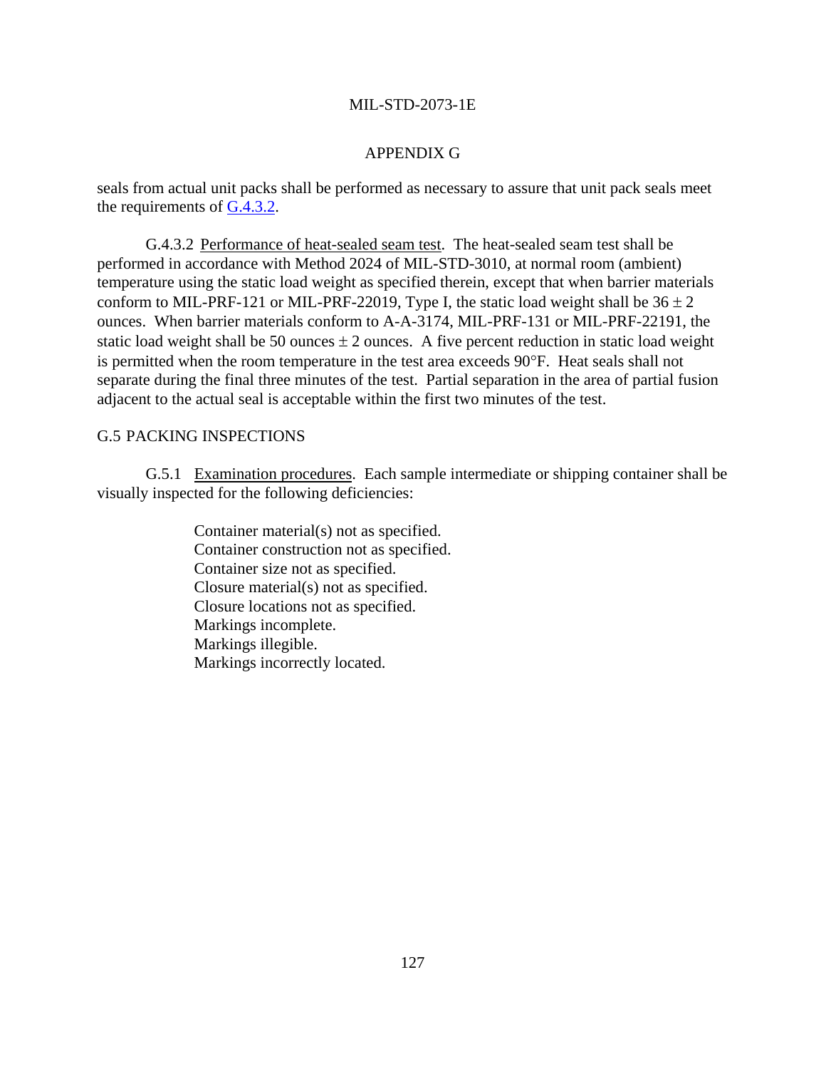seals from actual unit packs shall be performed as necessary to assure that unit pack seals meet the requirements of G.4.3.2.

G.4.3.2 Performance of heat-sealed seam test. The heat-sealed seam test shall be performed in accordance with Method 2024 of MIL-STD-3010, at normal room (ambient) temperature using the static load weight as specified therein, except that when barrier materials conform to MIL-PRF-121 or MIL-PRF-22019, Type I, the static load weight shall be $36 \pm 2$ ounces. When barrier materials conform to A-A-3174, MIL-PRF-131 or MIL-PRF-22191, the static load weight shall be 50 ounces $\pm$ 2 ounces. A five percent reduction in static load weight is permitted when the room temperature in the test area exceeds 90°F. Heat seals shall not separate during the final three minutes of the test. Partial separation in the area of partial fusion adjacent to the actual seal is acceptable within the first two minutes of the test.

## G.5 PACKING INSPECTIONS

G.5.1 Examination procedures. Each sample intermediate or shipping container shall be visually inspected for the following deficiencies:

- Container material(s) not as specified.
- Container construction not as specified.
- Container size not as specified.
- Closure material(s) not as specified.
- Closure locations not as specified.
- Markings incomplete.
- Markings illegible.
- Markings incorrectly located.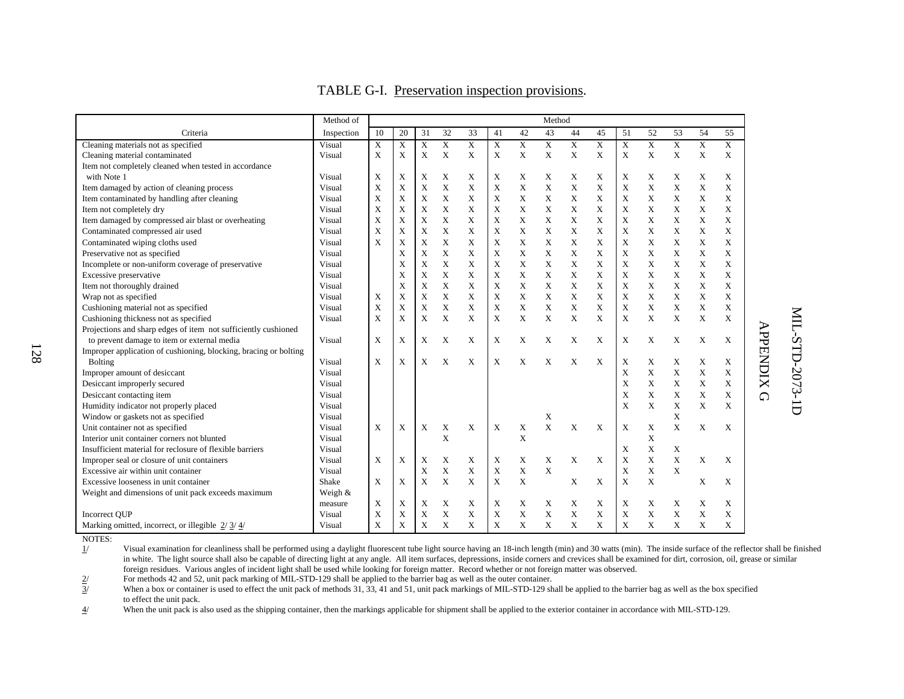TABLE G-I. Preservation inspection provisions.

| Criteria | Method of Inspection | Method | | | | | | | | | | | | | | |
|---|---|---|---|---|---|---|---|---|---|---|---|---|---|---|---|---|
| | | 10 | 20 | 31 | 32 | 33 | 41 | 42 | 43 | 44 | 45 | 51 | 52 | 53 | 54 | 55 |
| Cleaning materials not as specified | Visual | X | X | X | X | X | X | X | X | X | X | X | X | X | X | X |
| Cleaning material contaminated | Visual | X | X | X | X | X | X | X | X | X | X | X | X | X | X | X |
| Item not completely cleaned when tested in accordance with Note 1 | Visual | X | X | X | X | X | X | X | X | X | X | X | X | X | X | X |
| Item damaged by action of cleaning process | Visual | X | X | X | X | X | X | X | X | X | X | X | X | X | X | X |
| Item contaminated by handling after cleaning | Visual | X | X | X | X | X | X | X | X | X | X | X | X | X | X | X |
| Item not completely dry | Visual | X | X | X | X | X | X | X | X | X | X | X | X | X | X | X |
| Item damaged by compressed air blast or overheating | Visual | X | X | X | X | X | X | X | X | X | X | X | X | X | X | X |
| Contaminated compressed air used | Visual | X | X | X | X | X | X | X | X | X | X | X | X | X | X | X |
| Contaminated wiping cloths used | Visual | X | X | X | X | X | X | X | X | X | X | X | X | X | X | X |
| Preservative not as specified | Visual | | X | X | X | X | X | X | X | X | X | X | X | X | X | X |
| Incomplete or non-uniform coverage of preservative | Visual | | X | X | X | X | X | X | X | X | X | X | X | X | X | X |
| Excessive preservative | Visual | | X | X | X | X | X | X | X | X | X | X | X | X | X | X |
| Item not thoroughly drained | Visual | | X | X | X | X | X | X | X | X | X | X | X | X | X | X |
| Wrap not as specified | Visual | X | X | X | X | X | X | X | X | X | X | X | X | X | X | X |
| Cushioning material not as specified | Visual | X | X | X | X | X | X | X | X | X | X | X | X | X | X | X |
| Cushioning thickness not as specified | Visual | X | X | X | X | X | X | X | X | X | X | X | X | X | X | X |
| Projections and sharp edges of item not sufficiently cushioned to prevent damage to item or external media | Visual | X | X | X | X | X | X | X | X | X | X | X | X | X | X | X |
| Improper application of cushioning, blocking, bracing or bolting Bolting | Visual | X | X | X | X | X | X | X | X | X | X | X | X | X | X | X |
| Improper amount of desiccant | Visual | | | | | | | | | | | X | X | X | X | X |
| Desiccant improperly secured | Visual | | | | | | | | | | | X | X | X | X | X |
| Desiccant contacting item | Visual | | | | | | | | | | | X | X | X | X | X |
| Humidity indicator not properly placed | Visual | | | | | | | | | | | X | X | X | X | X |
| Window or gaskets not as specified | Visual | | | | | | | | X | | | | | X | | |
| Unit container not as specified | Visual | X | X | X | X | X | X | X | X | X | X | X | X | X | X | X |
| Interior unit container corners not blunted | Visual | | | | X | | | X | | | | | X | | | |
| Insufficient material for reclosure of flexible barriers | Visual | | | | | | | | | | | X | X | X | | |
| Improper seal or closure of unit containers | Visual | X | X | X | X | X | X | X | X | X | X | X | X | X | X | X |
| Excessive air within unit container | Visual | | | X | X | X | X | X | X | | | X | X | X | | |
| Excessive looseness in unit container | Shake | X | X | X | X | X | X | X | | X | X | X | X | | X | X |
| Weight and dimensions of unit pack exceeds maximum | Weigh & measure | X | X | X | X | X | X | X | X | X | X | X | X | X | X | X |
| Incorrect QUP | Visual | X | X | X | X | X | X | X | X | X | X | X | X | X | X | X |
| Marking omitted, incorrect, or illegible 2/ 3/ 4/ | Visual | X | X | X | X | X | X | X | X | X | X | X | X | X | X | X |

NOTES:

1/ Visual examination for cleanliness shall be performed using a daylight fluorescent tube light source having an 18-inch length (min) and 30 watts (min). The inside surface of the reflector shall be finished in white. The light source shall also be capable of directing light at any angle. All item surfaces, depressions, inside corners and crevices shall be examined for dirt, corrosion, oil, grease or similar foreign residues. Various angles of incident light shall be used while looking for foreign matter. Record whether or not foreign matter was observed.

2/ For methods 42 and 52, unit pack marking of MIL-STD-129 shall be applied to the barrier bag as well as the outer container.

3/ When a box or container is used to effect the unit pack of methods 31, 33, 41 and 51, unit pack markings of MIL-STD-129 shall be applied to the barrier bag as well as the box specified to effect the unit pack.

4/ When the unit pack is also used as the shipping container, then the markings applicable for shipment shall be applied to the exterior container in accordance with MIL-STD-129.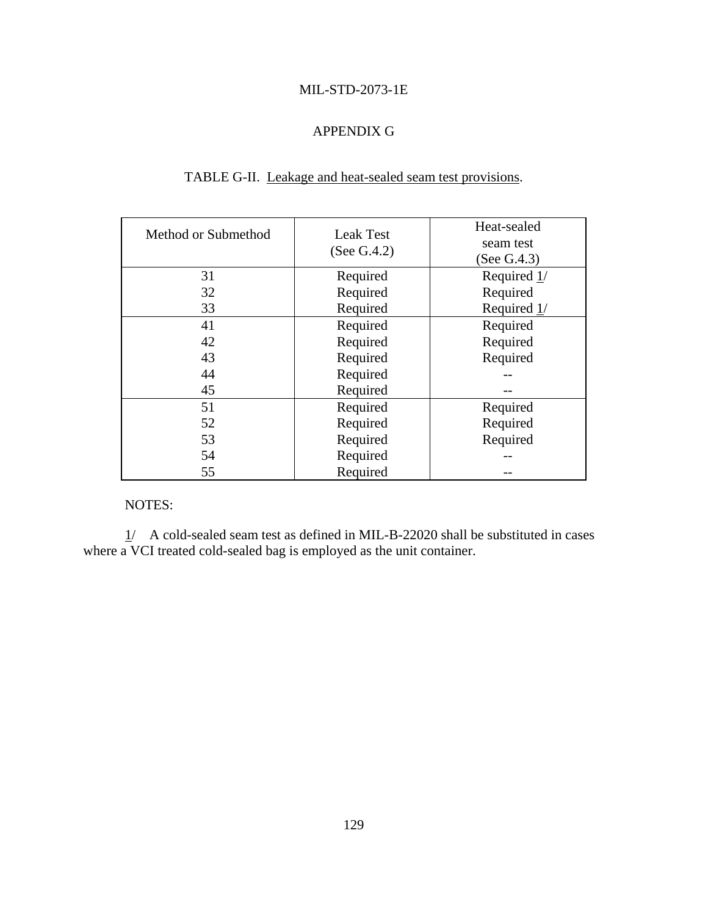# APPENDIX G

TABLE G-II. Leakage and heat-sealed seam test provisions.

| Method or Submethod | Leak Test (See G.4.2) | Heat-sealed seam test (See G.4.3) |
|---|---|---|
| 31 | Required | Required 1/ |
| 32 | Required | Required |
| 33 | Required | Required 1/ |
| 41 | Required | Required |
| 42 | Required | Required |
| 43 | Required | Required |
| 44 | Required | -- |
| 45 | Required | -- |
| 51 | Required | Required |
| 52 | Required | Required |
| 53 | Required | Required |
| 54 | Required | -- |
| 55 | Required | -- |

NOTES:

1/ A cold-sealed seam test as defined in MIL-B-22020 shall be substituted in cases where a VCI treated cold-sealed bag is employed as the unit container.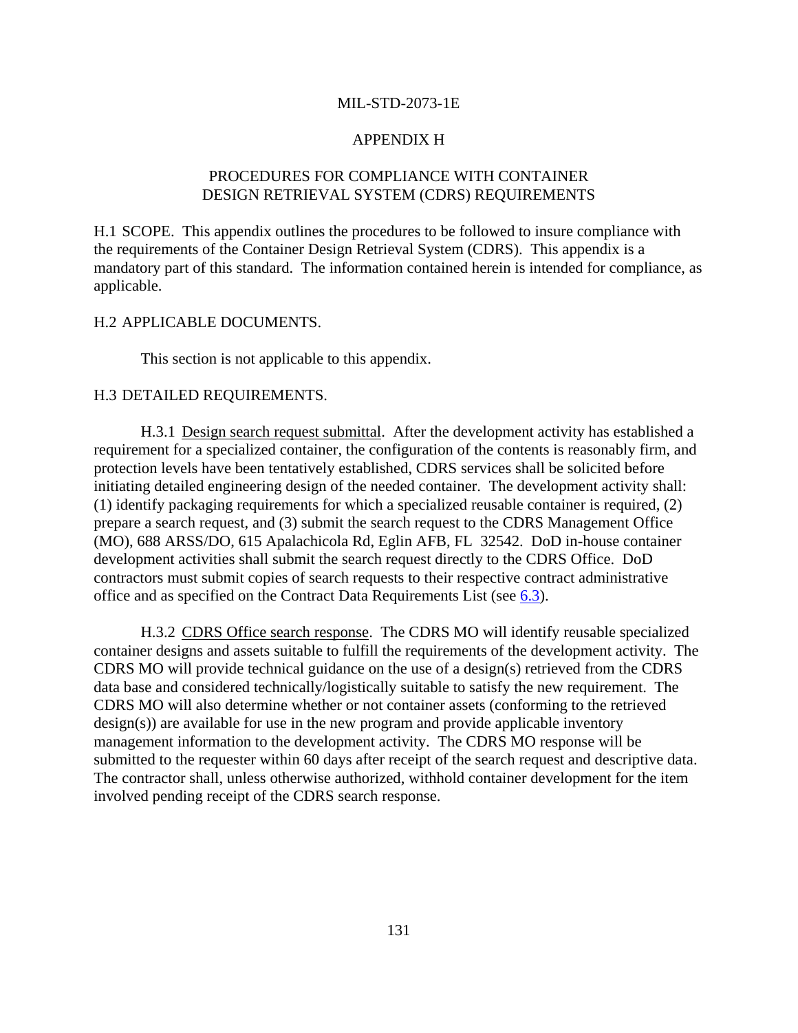## APPENDIX H

## PROCEDURES FOR COMPLIANCE WITH CONTAINER DESIGN RETRIEVAL SYSTEM (CDRS) REQUIREMENTS

H.1 SCOPE. This appendix outlines the procedures to be followed to insure compliance with the requirements of the Container Design Retrieval System (CDRS). This appendix is a mandatory part of this standard. The information contained herein is intended for compliance, as applicable.

H.2 APPLICABLE DOCUMENTS.

This section is not applicable to this appendix.

H.3 DETAILED REQUIREMENTS.

H.3.1 Design search request submittal. After the development activity has established a requirement for a specialized container, the configuration of the contents is reasonably firm, and protection levels have been tentatively established, CDRS services shall be solicited before initiating detailed engineering design of the needed container. The development activity shall: (1) identify packaging requirements for which a specialized reusable container is required, (2) prepare a search request, and (3) submit the search request to the CDRS Management Office (MO), 688 ARSS/DO, 615 Apalachicola Rd, Eglin AFB, FL 32542. DoD in-house container development activities shall submit the search request directly to the CDRS Office. DoD contractors must submit copies of search requests to their respective contract administrative office and as specified on the Contract Data Requirements List (see 6.3).

H.3.2 CDRS Office search response. The CDRS MO will identify reusable specialized container designs and assets suitable to fulfill the requirements of the development activity. The CDRS MO will provide technical guidance on the use of a design(s) retrieved from the CDRS data base and considered technically/logistically suitable to satisfy the new requirement. The CDRS MO will also determine whether or not container assets (conforming to the retrieved design(s)) are available for use in the new program and provide applicable inventory management information to the development activity. The CDRS MO response will be submitted to the requester within 60 days after receipt of the search request and descriptive data. The contractor shall, unless otherwise authorized, withhold container development for the item involved pending receipt of the CDRS search response.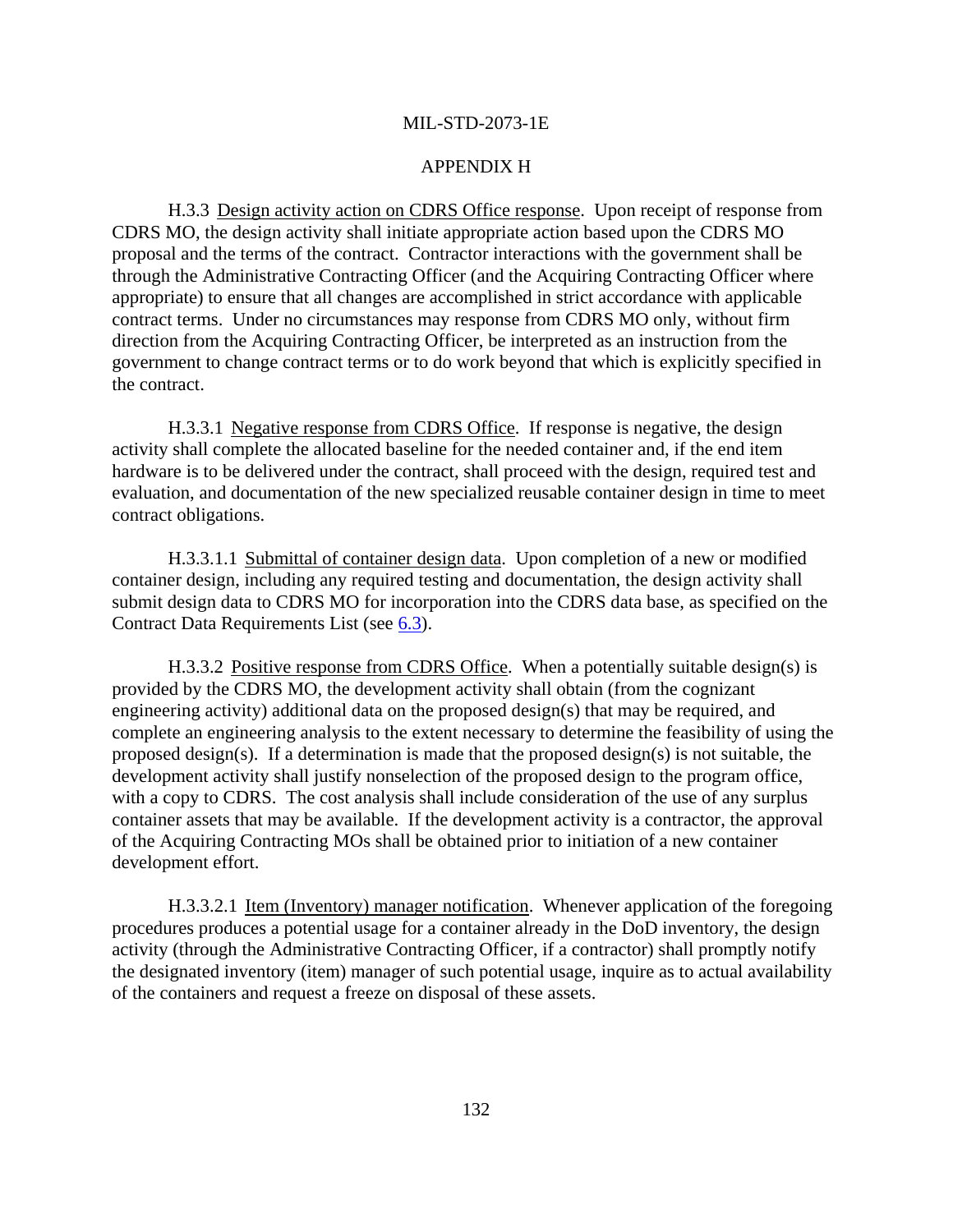APPENDIX H

H.3.3 Design activity action on CDRS Office response. Upon receipt of response from CDRS MO, the design activity shall initiate appropriate action based upon the CDRS MO proposal and the terms of the contract. Contractor interactions with the government shall be through the Administrative Contracting Officer (and the Acquiring Contracting Officer where appropriate) to ensure that all changes are accomplished in strict accordance with applicable contract terms. Under no circumstances may response from CDRS MO only, without firm direction from the Acquiring Contracting Officer, be interpreted as an instruction from the government to change contract terms or to do work beyond that which is explicitly specified in the contract.

H.3.3.1 Negative response from CDRS Office. If response is negative, the design activity shall complete the allocated baseline for the needed container and, if the end item hardware is to be delivered under the contract, shall proceed with the design, required test and evaluation, and documentation of the new specialized reusable container design in time to meet contract obligations.

H.3.3.1.1 Submittal of container design data. Upon completion of a new or modified container design, including any required testing and documentation, the design activity shall submit design data to CDRS MO for incorporation into the CDRS data base, as specified on the Contract Data Requirements List (see 6.3).

H.3.3.2 Positive response from CDRS Office. When a potentially suitable design(s) is provided by the CDRS MO, the development activity shall obtain (from the cognizant engineering activity) additional data on the proposed design(s) that may be required, and complete an engineering analysis to the extent necessary to determine the feasibility of using the proposed design(s). If a determination is made that the proposed design(s) is not suitable, the development activity shall justify nonselection of the proposed design to the program office, with a copy to CDRS. The cost analysis shall include consideration of the use of any surplus container assets that may be available. If the development activity is a contractor, the approval of the Acquiring Contracting MOs shall be obtained prior to initiation of a new container development effort.

H.3.3.2.1 Item (Inventory) manager notification. Whenever application of the foregoing procedures produces a potential usage for a container already in the DoD inventory, the design activity (through the Administrative Contracting Officer, if a contractor) shall promptly notify the designated inventory (item) manager of such potential usage, inquire as to actual availability of the containers and request a freeze on disposal of these assets.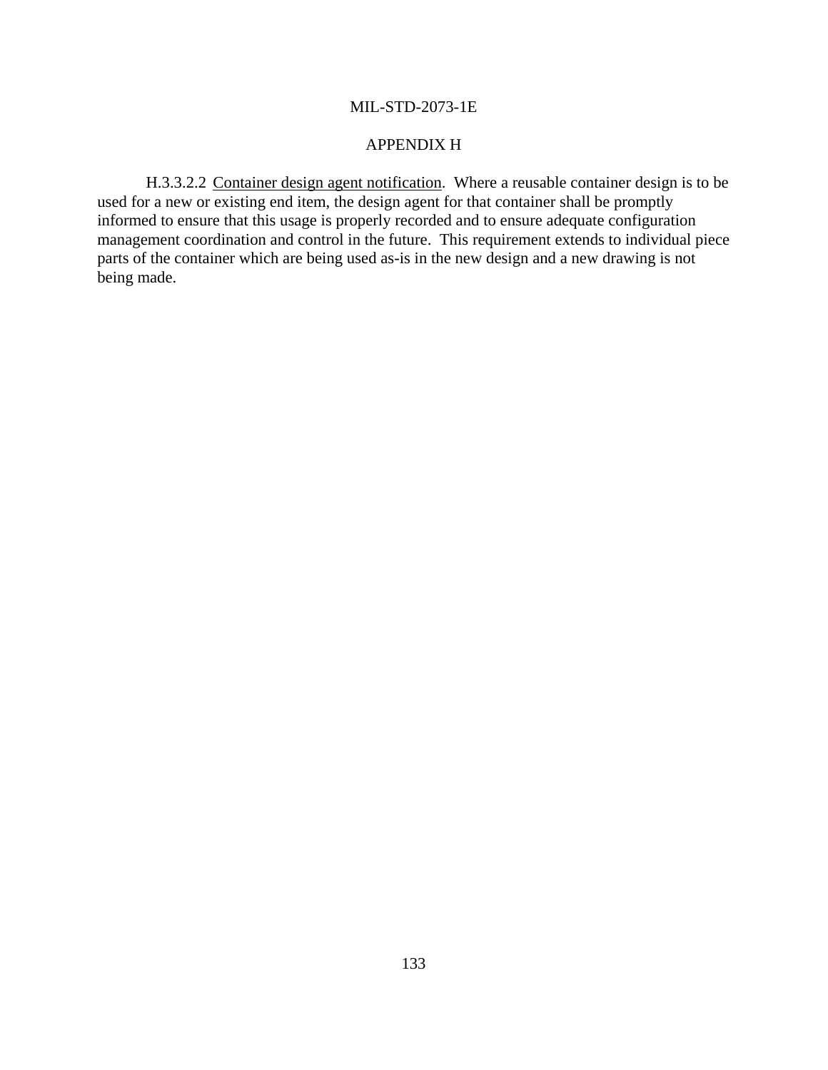APPENDIX H

H.3.3.2.2 Container design agent notification. Where a reusable container design is to be used for a new or existing end item, the design agent for that container shall be promptly informed to ensure that this usage is properly recorded and to ensure adequate configuration management coordination and control in the future. This requirement extends to individual piece parts of the container which are being used as-is in the new design and a new drawing is not being made.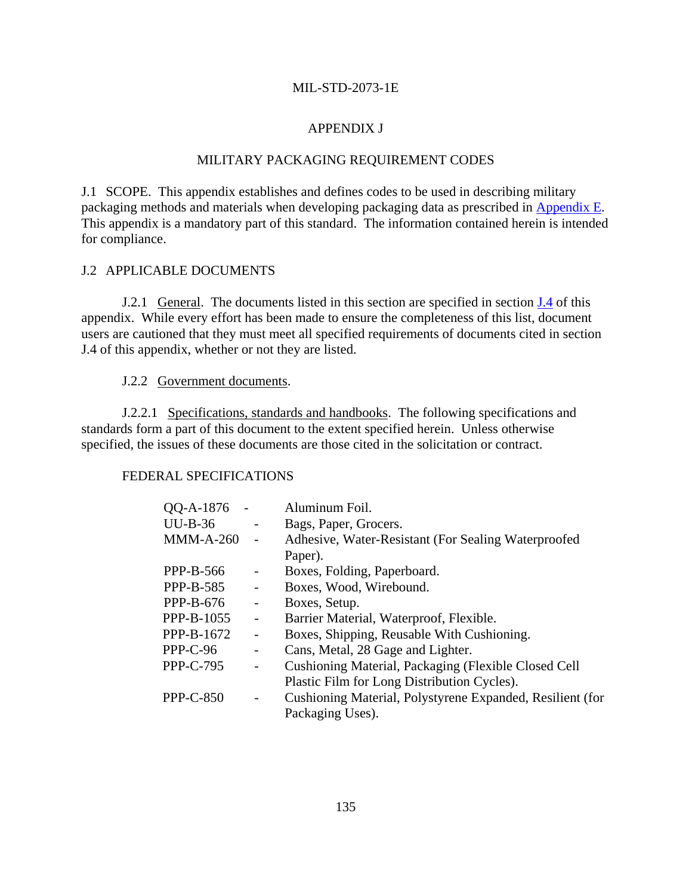# APPENDIX J

## MILITARY PACKAGING REQUIREMENT CODES

J.1 SCOPE. This appendix establishes and defines codes to be used in describing military packaging methods and materials when developing packaging data as prescribed in Appendix E. This appendix is a mandatory part of this standard. The information contained herein is intended for compliance.

J.2 APPLICABLE DOCUMENTS

J.2.1 General. The documents listed in this section are specified in section J.4 of this appendix. While every effort has been made to ensure the completeness of this list, document users are cautioned that they must meet all specified requirements of documents cited in section J.4 of this appendix, whether or not they are listed.

J.2.2 Government documents.

J.2.2.1 Specifications, standards and handbooks. The following specifications and standards form a part of this document to the extent specified herein. Unless otherwise specified, the issues of these documents are those cited in the solicitation or contract.

FEDERAL SPECIFICATIONS

| | | |
|---|---|---|
| QQ-A-1876 | - | Aluminum Foil. |
| UU-B-36 | - | Bags, Paper, Grocers. |
| MMM-A-260 | - | Adhesive, Water-Resistant (For Sealing Waterproofed Paper). |
| PPP-B-566 | - | Boxes, Folding, Paperboard. |
| PPP-B-585 | - | Boxes, Wood, Wirebound. |
| PPP-B-676 | - | Boxes, Setup. |
| PPP-B-1055 | - | Barrier Material, Waterproof, Flexible. |
| PPP-B-1672 | - | Boxes, Shipping, Reusable With Cushioning. |
| PPP-C-96 | - | Cans, Metal, 28 Gage and Lighter. |
| PPP-C-795 | - | Cushioning Material, Packaging (Flexible Closed Cell Plastic Film for Long Distribution Cycles). |
| PPP-C-850 | - | Cushioning Material, Polystyrene Expanded, Resilient (for Packaging Uses). |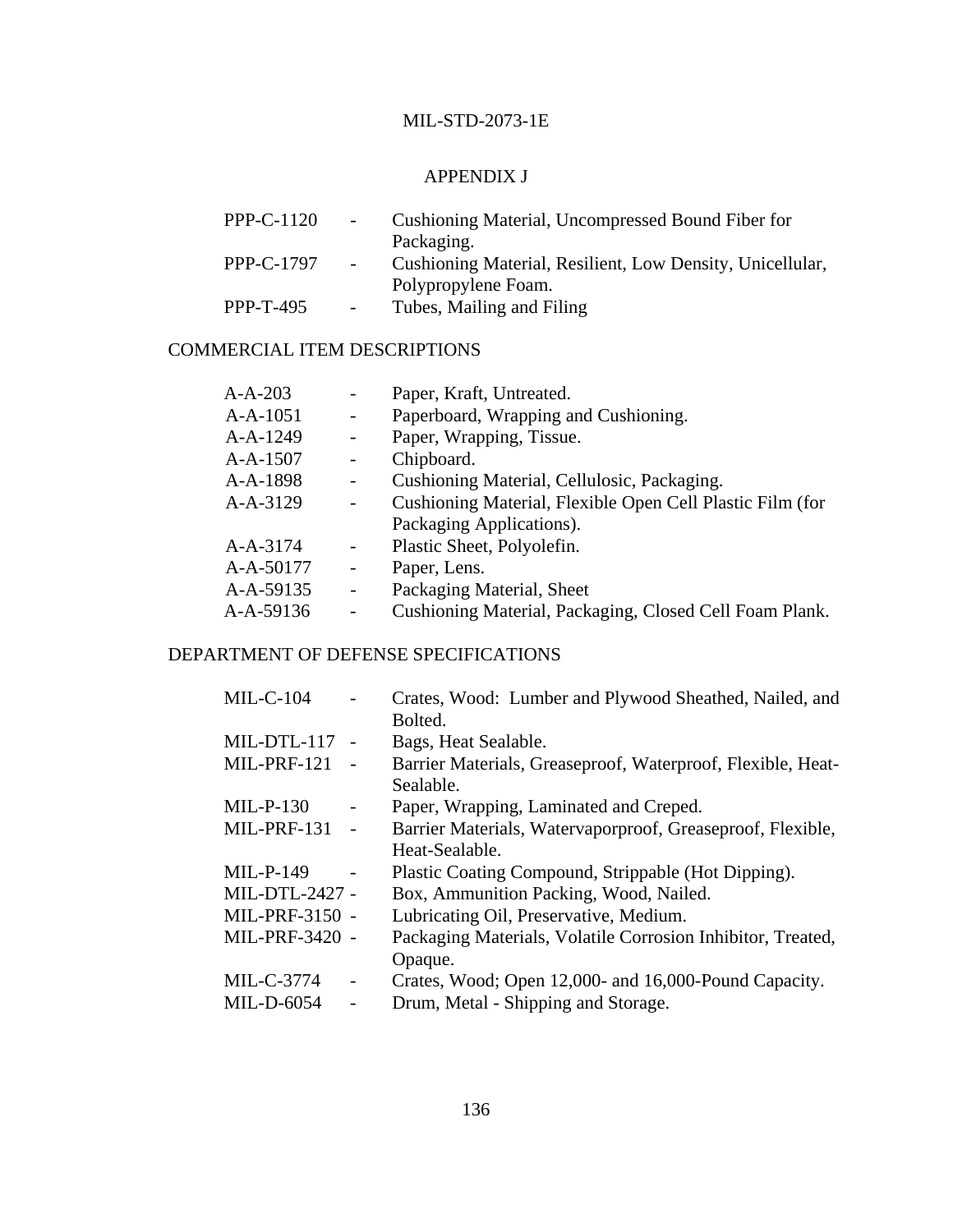## APPENDIX J

| | | |
|---|---|---|
| PPP-C-1120 | - | Cushioning Material, Uncompressed Bound Fiber for Packaging. |
| PPP-C-1797 | - | Cushioning Material, Resilient, Low Density, Unicellular, Polypropylene Foam. |
| PPP-T-495 | - | Tubes, Mailing and Filing |

## COMMERCIAL ITEM DESCRIPTIONS

| | | |
|---|---|---|
| A-A-203 | - | Paper, Kraft, Untreated. |
| A-A-1051 | - | Paperboard, Wrapping and Cushioning. |
| A-A-1249 | - | Paper, Wrapping, Tissue. |
| A-A-1507 | - | Chipboard. |
| A-A-1898 | - | Cushioning Material, Cellulosic, Packaging. |
| A-A-3129 | - | Cushioning Material, Flexible Open Cell Plastic Film (for Packaging Applications). |
| A-A-3174 | - | Plastic Sheet, Polyolefin. |
| A-A-50177 | - | Paper, Lens. |
| A-A-59135 | - | Packaging Material, Sheet |
| A-A-59136 | - | Cushioning Material, Packaging, Closed Cell Foam Plank. |

## DEPARTMENT OF DEFENSE SPECIFICATIONS

| | | |
|---|---|---|
| MIL-C-104 | - | Crates, Wood: Lumber and Plywood Sheathed, Nailed, and Bolted. |
| MIL-DTL-117 | - | Bags, Heat Sealable. |
| MIL-PRF-121 | - | Barrier Materials, Greaseproof, Waterproof, Flexible, Heat-Sealable. |
| MIL-P-130 | - | Paper, Wrapping, Laminated and Creped. |
| MIL-PRF-131 | - | Barrier Materials, Watervaporproof, Greaseproof, Flexible, Heat-Sealable. |
| MIL-P-149 | - | Plastic Coating Compound, Strippable (Hot Dipping). |
| MIL-DTL-2427 | - | Box, Ammunition Packing, Wood, Nailed. |
| MIL-PRF-3150 | - | Lubricating Oil, Preservative, Medium. |
| MIL-PRF-3420 | - | Packaging Materials, Volatile Corrosion Inhibitor, Treated, Opaque. |
| MIL-C-3774 | - | Crates, Wood; Open 12,000- and 16,000-Pound Capacity. |
| MIL-D-6054 | - | Drum, Metal - Shipping and Storage. |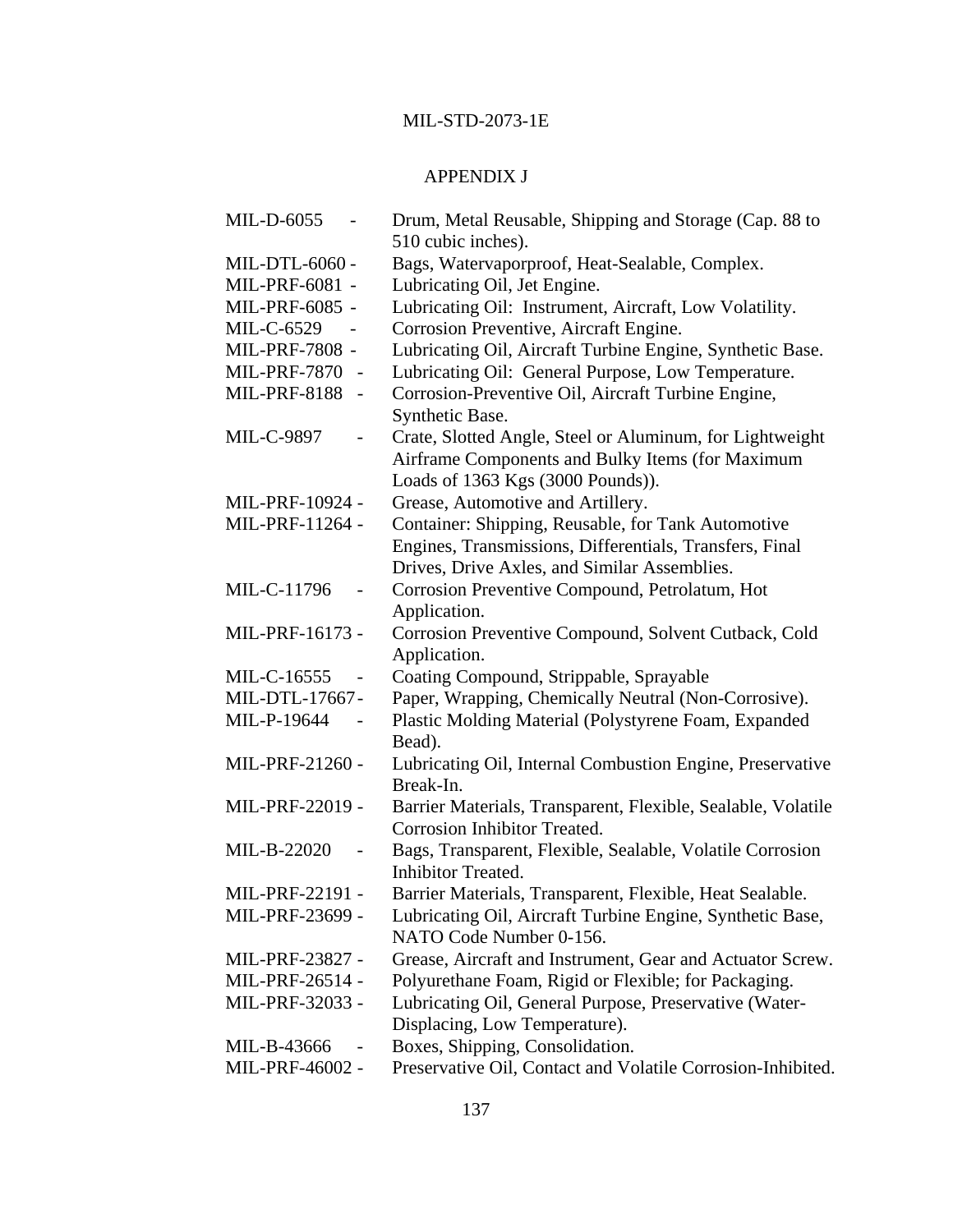## APPENDIX J

MIL-D-6055 - Drum, Metal Reusable, Shipping and Storage (Cap. 88 to 510 cubic inches).
MIL-DTL-6060 - Bags, Watervaporproof, Heat-Sealable, Complex.
MIL-PRF-6081 - Lubricating Oil, Jet Engine.
MIL-PRF-6085 - Lubricating Oil: Instrument, Aircraft, Low Volatility.
MIL-C-6529 - Corrosion Preventive, Aircraft Engine.
MIL-PRF-7808 - Lubricating Oil, Aircraft Turbine Engine, Synthetic Base.
MIL-PRF-7870 - Lubricating Oil: General Purpose, Low Temperature.
MIL-PRF-8188 - Corrosion-Preventive Oil, Aircraft Turbine Engine, Synthetic Base.
MIL-C-9897 - Crate, Slotted Angle, Steel or Aluminum, for Lightweight Airframe Components and Bulky Items (for Maximum Loads of 1363 Kgs (3000 Pounds)).
MIL-PRF-10924 - Grease, Automotive and Artillery.
MIL-PRF-11264 - Container: Shipping, Reusable, for Tank Automotive Engines, Transmissions, Differentials, Transfers, Final Drives, Drive Axles, and Similar Assemblies.
MIL-C-11796 - Corrosion Preventive Compound, Petrolatum, Hot Application.
MIL-PRF-16173 - Corrosion Preventive Compound, Solvent Cutback, Cold Application.
MIL-C-16555 - Coating Compound, Strippable, Sprayable
MIL-DTL-17667 - Paper, Wrapping, Chemically Neutral (Non-Corrosive).
MIL-P-19644 - Plastic Molding Material (Polystyrene Foam, Expanded Bead).
MIL-PRF-21260 - Lubricating Oil, Internal Combustion Engine, Preservative Break-In.
MIL-PRF-22019 - Barrier Materials, Transparent, Flexible, Sealable, Volatile Corrosion Inhibitor Treated.
MIL-B-22020 - Bags, Transparent, Flexible, Sealable, Volatile Corrosion Inhibitor Treated.
MIL-PRF-22191 - Barrier Materials, Transparent, Flexible, Heat Sealable.
MIL-PRF-23699 - Lubricating Oil, Aircraft Turbine Engine, Synthetic Base, NATO Code Number 0-156.
MIL-PRF-23827 - Grease, Aircraft and Instrument, Gear and Actuator Screw.
MIL-PRF-26514 - Polyurethane Foam, Rigid or Flexible; for Packaging.
MIL-PRF-32033 - Lubricating Oil, General Purpose, Preservative (Water-Displacing, Low Temperature).
MIL-B-43666 - Boxes, Shipping, Consolidation.
MIL-PRF-46002 - Preservative Oil, Contact and Volatile Corrosion-Inhibited.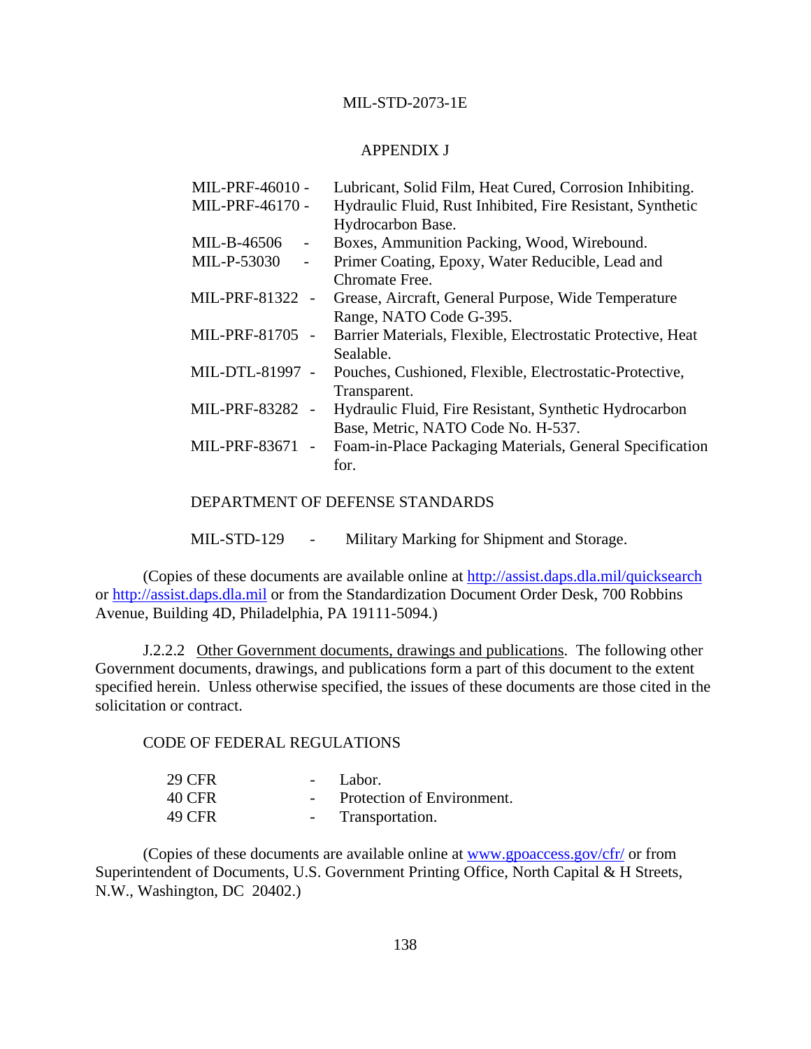APPENDIX J

MIL-PRF-46010 - Lubricant, Solid Film, Heat Cured, Corrosion Inhibiting.
MIL-PRF-46170 - Hydraulic Fluid, Rust Inhibited, Fire Resistant, Synthetic Hydrocarbon Base.
MIL-B-46506 - Boxes, Ammunition Packing, Wood, Wirebound.
MIL-P-53030 - Primer Coating, Epoxy, Water Reducible, Lead and Chromate Free.
MIL-PRF-81322 - Grease, Aircraft, General Purpose, Wide Temperature Range, NATO Code G-395.
MIL-PRF-81705 - Barrier Materials, Flexible, Electrostatic Protective, Heat Sealable.
MIL-DTL-81997 - Pouches, Cushioned, Flexible, Electrostatic-Protective, Transparent.
MIL-PRF-83282 - Hydraulic Fluid, Fire Resistant, Synthetic Hydrocarbon Base, Metric, NATO Code No. H-537.
MIL-PRF-83671 - Foam-in-Place Packaging Materials, General Specification for.

DEPARTMENT OF DEFENSE STANDARDS

MIL-STD-129 - Military Marking for Shipment and Storage.

(Copies of these documents are available online at http://assist.daps.dla.mil/quicksearch or http://assist.daps.dla.mil or from the Standardization Document Order Desk, 700 Robbins Avenue, Building 4D, Philadelphia, PA 19111-5094.)

J.2.2.2 Other Government documents, drawings and publications. The following other Government documents, drawings, and publications form a part of this document to the extent specified herein. Unless otherwise specified, the issues of these documents are those cited in the solicitation or contract.

CODE OF FEDERAL REGULATIONS

29 CFR - Labor.
40 CFR - Protection of Environment.
49 CFR - Transportation.

(Copies of these documents are available online at www.gpoaccess.gov/cfr/ or from Superintendent of Documents, U.S. Government Printing Office, North Capital & H Streets, N.W., Washington, DC 20402.)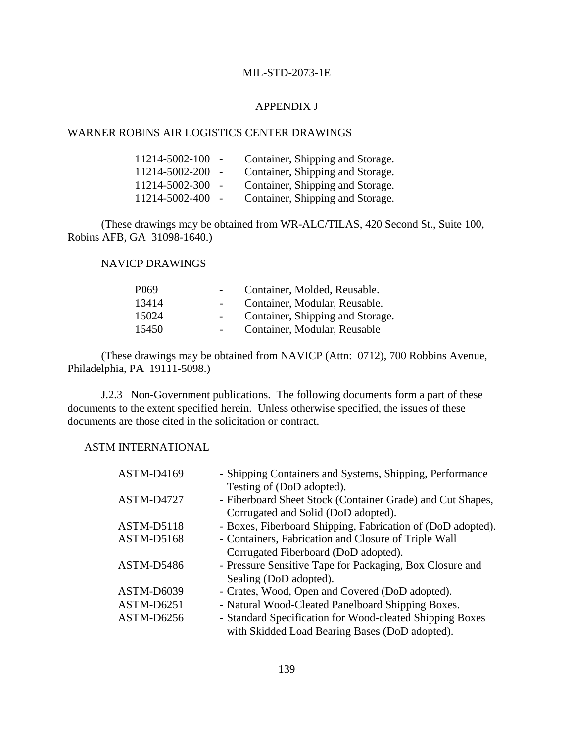## APPENDIX J

WARNER ROBINS AIR LOGISTICS CENTER DRAWINGS

| | | |
|---|---|---|
| 11214-5002-100 | - | Container, Shipping and Storage. |
| 11214-5002-200 | - | Container, Shipping and Storage. |
| 11214-5002-300 | - | Container, Shipping and Storage. |
| 11214-5002-400 | - | Container, Shipping and Storage. |

(These drawings may be obtained from WR-ALC/TILAS, 420 Second St., Suite 100, Robins AFB, GA 31098-1640.)

NAVICP DRAWINGS

| | | |
|---|---|---|
| P069 | - | Container, Molded, Reusable. |
| 13414 | - | Container, Modular, Reusable. |
| 15024 | - | Container, Shipping and Storage. |
| 15450 | - | Container, Modular, Reusable |

(These drawings may be obtained from NAVICP (Attn: 0712), 700 Robbins Avenue, Philadelphia, PA 19111-5098.)

J.2.3 Non-Government publications. The following documents form a part of these documents to the extent specified herein. Unless otherwise specified, the issues of these documents are those cited in the solicitation or contract.

ASTM INTERNATIONAL

| | |
|---|---|
| ASTM-D4169 | - Shipping Containers and Systems, Shipping, Performance Testing of (DoD adopted). |
| ASTM-D4727 | - Fiberboard Sheet Stock (Container Grade) and Cut Shapes, Corrugated and Solid (DoD adopted). |
| ASTM-D5118 | - Boxes, Fiberboard Shipping, Fabrication of (DoD adopted). |
| ASTM-D5168 | - Containers, Fabrication and Closure of Triple Wall Corrugated Fiberboard (DoD adopted). |
| ASTM-D5486 | - Pressure Sensitive Tape for Packaging, Box Closure and Sealing (DoD adopted). |
| ASTM-D6039 | - Crates, Wood, Open and Covered (DoD adopted). |
| ASTM-D6251 | - Natural Wood-Cleated Panelboard Shipping Boxes. |
| ASTM-D6256 | - Standard Specification for Wood-cleated Shipping Boxes with Skidded Load Bearing Bases (DoD adopted). |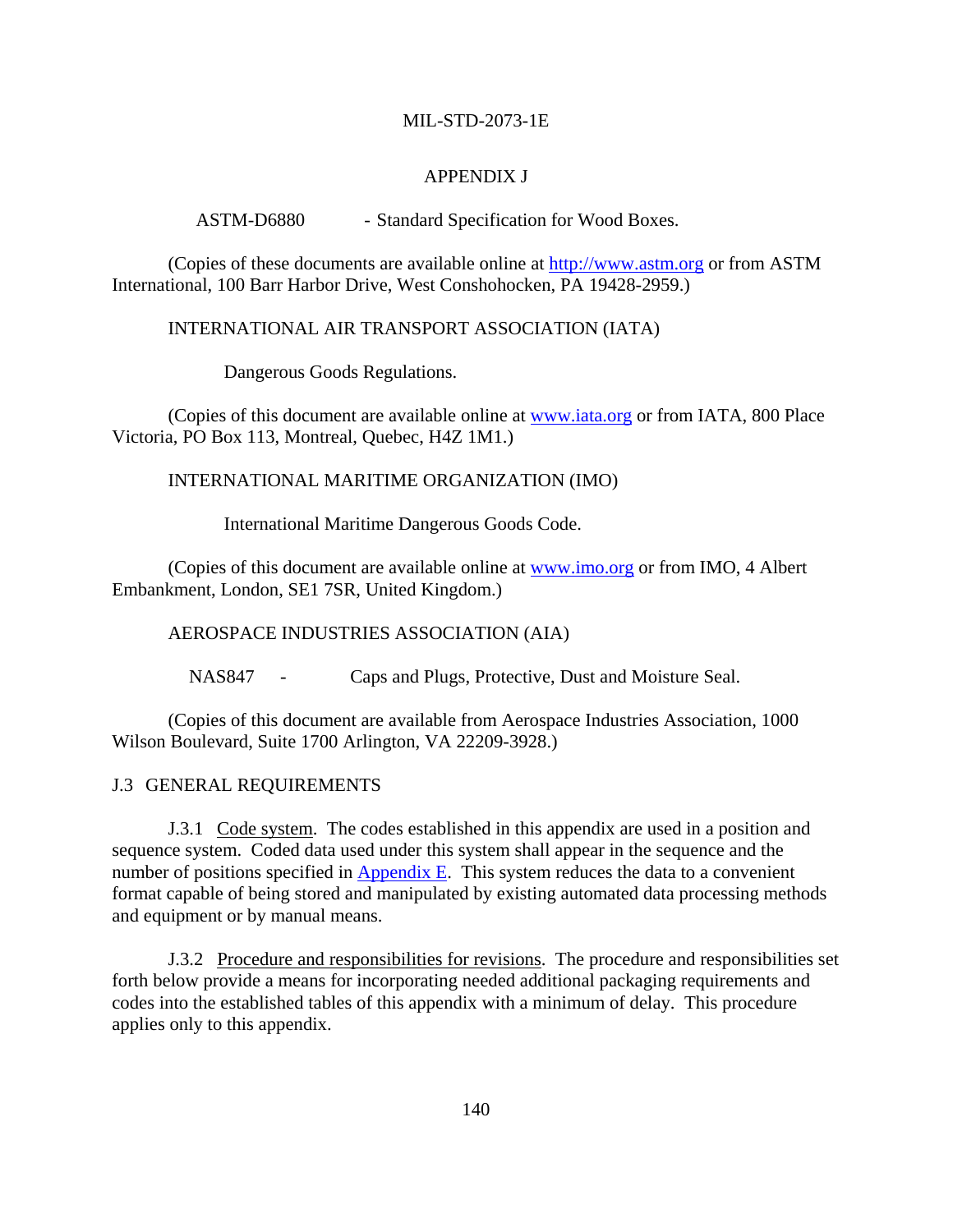# APPENDIX J

ASTM-D6880 - Standard Specification for Wood Boxes.

(Copies of these documents are available online at http://www.astm.org or from ASTM International, 100 Barr Harbor Drive, West Conshohocken, PA 19428-2959.)

INTERNATIONAL AIR TRANSPORT ASSOCIATION (IATA)

Dangerous Goods Regulations.

(Copies of this document are available online at www.iata.org or from IATA, 800 Place Victoria, PO Box 113, Montreal, Quebec, H4Z 1M1.)

INTERNATIONAL MARITIME ORGANIZATION (IMO)

International Maritime Dangerous Goods Code.

(Copies of this document are available online at www.imo.org or from IMO, 4 Albert Embankment, London, SE1 7SR, United Kingdom.)

AEROSPACE INDUSTRIES ASSOCIATION (AIA)

NAS847 - Caps and Plugs, Protective, Dust and Moisture Seal.

(Copies of this document are available from Aerospace Industries Association, 1000 Wilson Boulevard, Suite 1700 Arlington, VA 22209-3928.)

## J.3 GENERAL REQUIREMENTS

J.3.1 Code system. The codes established in this appendix are used in a position and sequence system. Coded data used under this system shall appear in the sequence and the number of positions specified in Appendix E. This system reduces the data to a convenient format capable of being stored and manipulated by existing automated data processing methods and equipment or by manual means.

J.3.2 Procedure and responsibilities for revisions. The procedure and responsibilities set forth below provide a means for incorporating needed additional packaging requirements and codes into the established tables of this appendix with a minimum of delay. This procedure applies only to this appendix.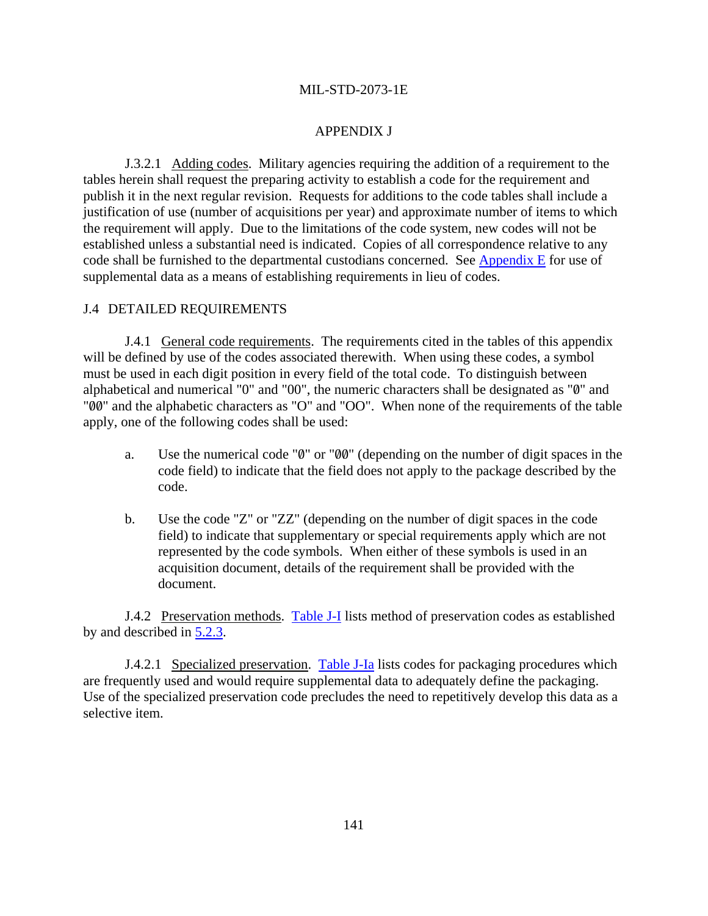## APPENDIX J

J.3.2.1 Adding codes. Military agencies requiring the addition of a requirement to the tables herein shall request the preparing activity to establish a code for the requirement and publish it in the next regular revision. Requests for additions to the code tables shall include a justification of use (number of acquisitions per year) and approximate number of items to which the requirement will apply. Due to the limitations of the code system, new codes will not be established unless a substantial need is indicated. Copies of all correspondence relative to any code shall be furnished to the departmental custodians concerned. See Appendix E for use of supplemental data as a means of establishing requirements in lieu of codes.

## J.4 DETAILED REQUIREMENTS

J.4.1 General code requirements. The requirements cited in the tables of this appendix will be defined by use of the codes associated therewith. When using these codes, a symbol must be used in each digit position in every field of the total code. To distinguish between alphabetical and numerical "0" and "00", the numeric characters shall be designated as "Ø" and "ØØ" and the alphabetic characters as "O" and "OO". When none of the requirements of the table apply, one of the following codes shall be used:

a. Use the numerical code "Ø" or "ØØ" (depending on the number of digit spaces in the code field) to indicate that the field does not apply to the package described by the code.

b. Use the code "Z" or "ZZ" (depending on the number of digit spaces in the code field) to indicate that supplementary or special requirements apply which are not represented by the code symbols. When either of these symbols is used in an acquisition document, details of the requirement shall be provided with the document.

J.4.2 Preservation methods. Table J-I lists method of preservation codes as established by and described in 5.2.3.

J.4.2.1 Specialized preservation. Table J-Ia lists codes for packaging procedures which are frequently used and would require supplemental data to adequately define the packaging. Use of the specialized preservation code precludes the need to repetitively develop this data as a selective item.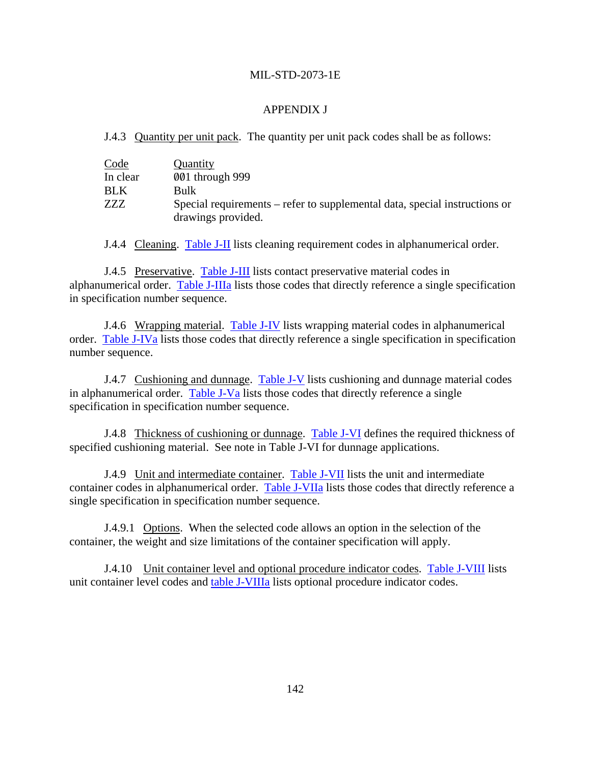## APPENDIX J

J.4.3 Quantity per unit pack. The quantity per unit pack codes shall be as follows:

| Code | Quantity |
|---|---|
| In clear | 001 through 999 |
| BLK | Bulk |
| ZZZ | Special requirements – refer to supplemental data, special instructions or drawings provided. |

J.4.4 Cleaning. Table J-II lists cleaning requirement codes in alphanumerical order.

J.4.5 Preservative. Table J-III lists contact preservative material codes in alphanumerical order. Table J-IIIa lists those codes that directly reference a single specification in specification number sequence.

J.4.6 Wrapping material. Table J-IV lists wrapping material codes in alphanumerical order. Table J-IVa lists those codes that directly reference a single specification in specification number sequence.

J.4.7 Cushioning and dunnage. Table J-V lists cushioning and dunnage material codes in alphanumerical order. Table J-Va lists those codes that directly reference a single specification in specification number sequence.

J.4.8 Thickness of cushioning or dunnage. Table J-VI defines the required thickness of specified cushioning material. See note in Table J-VI for dunnage applications.

J.4.9 Unit and intermediate container. Table J-VII lists the unit and intermediate container codes in alphanumerical order. Table J-VIIa lists those codes that directly reference a single specification in specification number sequence.

J.4.9.1 Options. When the selected code allows an option in the selection of the container, the weight and size limitations of the container specification will apply.

J.4.10 Unit container level and optional procedure indicator codes. Table J-VIII lists unit container level codes and table J-VIIIa lists optional procedure indicator codes.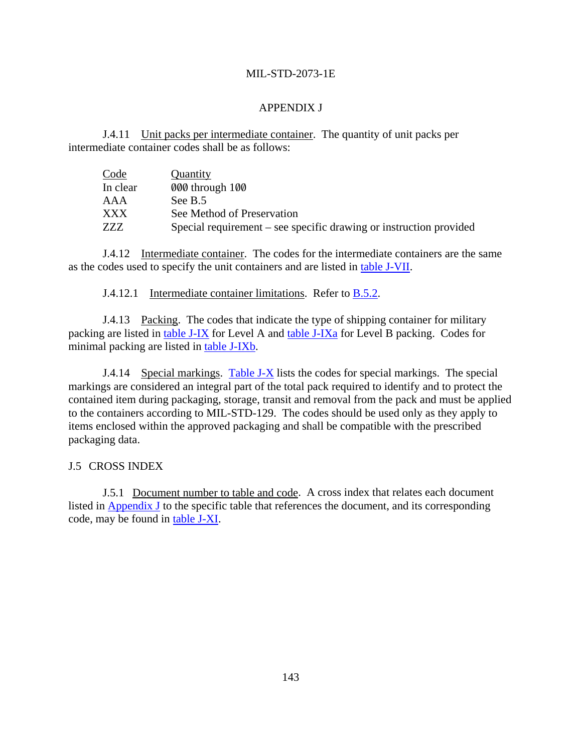# APPENDIX J

J.4.11 Unit packs per intermediate container. The quantity of unit packs per intermediate container codes shall be as follows:

| Code | Quantity |
|---|---|
| In clear | 000 through 100 |
| AAA | See B.5 |
| XXX | See Method of Preservation |
| ZZZ | Special requirement – see specific drawing or instruction provided |

J.4.12 Intermediate container. The codes for the intermediate containers are the same as the codes used to specify the unit containers and are listed in table J-VII.

J.4.12.1 Intermediate container limitations. Refer to B.5.2.

J.4.13 Packing. The codes that indicate the type of shipping container for military packing are listed in table J-IX for Level A and table J-IXa for Level B packing. Codes for minimal packing are listed in table J-IXb.

J.4.14 Special markings. Table J-X lists the codes for special markings. The special markings are considered an integral part of the total pack required to identify and to protect the contained item during packaging, storage, transit and removal from the pack and must be applied to the containers according to MIL-STD-129. The codes should be used only as they apply to items enclosed within the approved packaging and shall be compatible with the prescribed packaging data.

## J.5 CROSS INDEX

J.5.1 Document number to table and code. A cross index that relates each document listed in Appendix J to the specific table that references the document, and its corresponding code, may be found in table J-XI.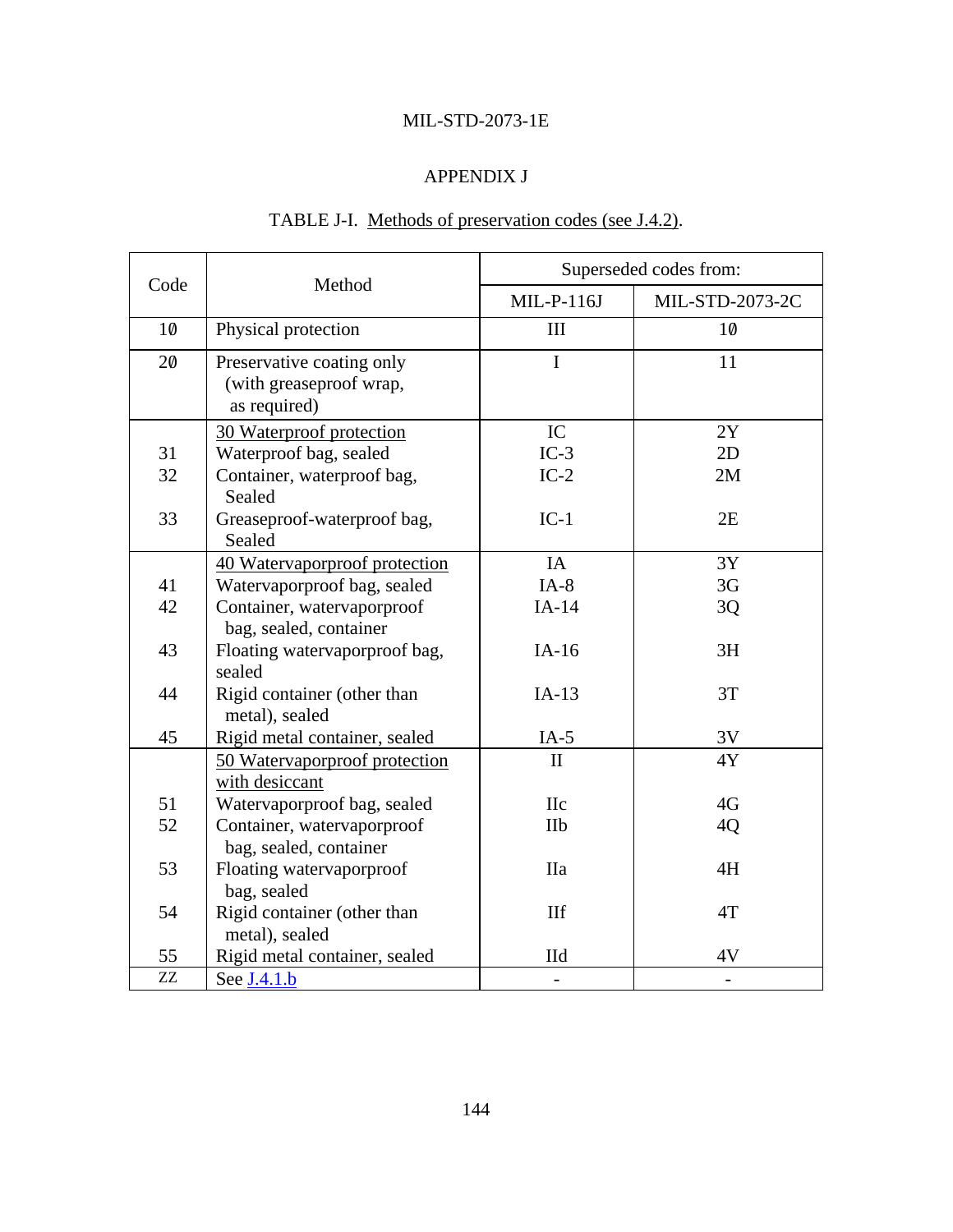MIL-STD-2073-1E

## APPENDIX J

TABLE J-I. Methods of preservation codes (see J.4.2).

| Code | Method | Superseded codes from: | |
|---|---|---|---|
| | | MIL-P-116J | MIL-STD-2073-2C |
| 10 | Physical protection | III | 10 |
| 20 | Preservative coating only (with greaseproof wrap, as required) | I | 11 |
| | 30 Waterproof protection | IC | 2Y |
| 31 | Waterproof bag, sealed | IC-3 | 2D |
| 32 | Container, waterproof bag, Sealed | IC-2 | 2M |
| 33 | Greaseproof-waterproof bag, Sealed | IC-1 | 2E |
| | 40 Watervaporproof protection | IA | 3Y |
| 41 | Watervaporproof bag, sealed | IA-8 | 3G |
| 42 | Container, watervaporproof bag, sealed, container | IA-14 | 3Q |
| 43 | Floating watervaporproof bag, sealed | IA-16 | 3H |
| 44 | Rigid container (other than metal), sealed | IA-13 | 3T |
| 45 | Rigid metal container, sealed | IA-5 | 3V |
| | 50 Watervaporproof protection with desiccant | II | 4Y |
| 51 | Watervaporproof bag, sealed | IIc | 4G |
| 52 | Container, watervaporproof bag, sealed, container | IIb | 4Q |
| 53 | Floating watervaporproof bag, sealed | IIa | 4H |
| 54 | Rigid container (other than metal), sealed | IIf | 4T |
| 55 | Rigid metal container, sealed | IId | 4V |
| ZZ | See J.4.1.b | - | - |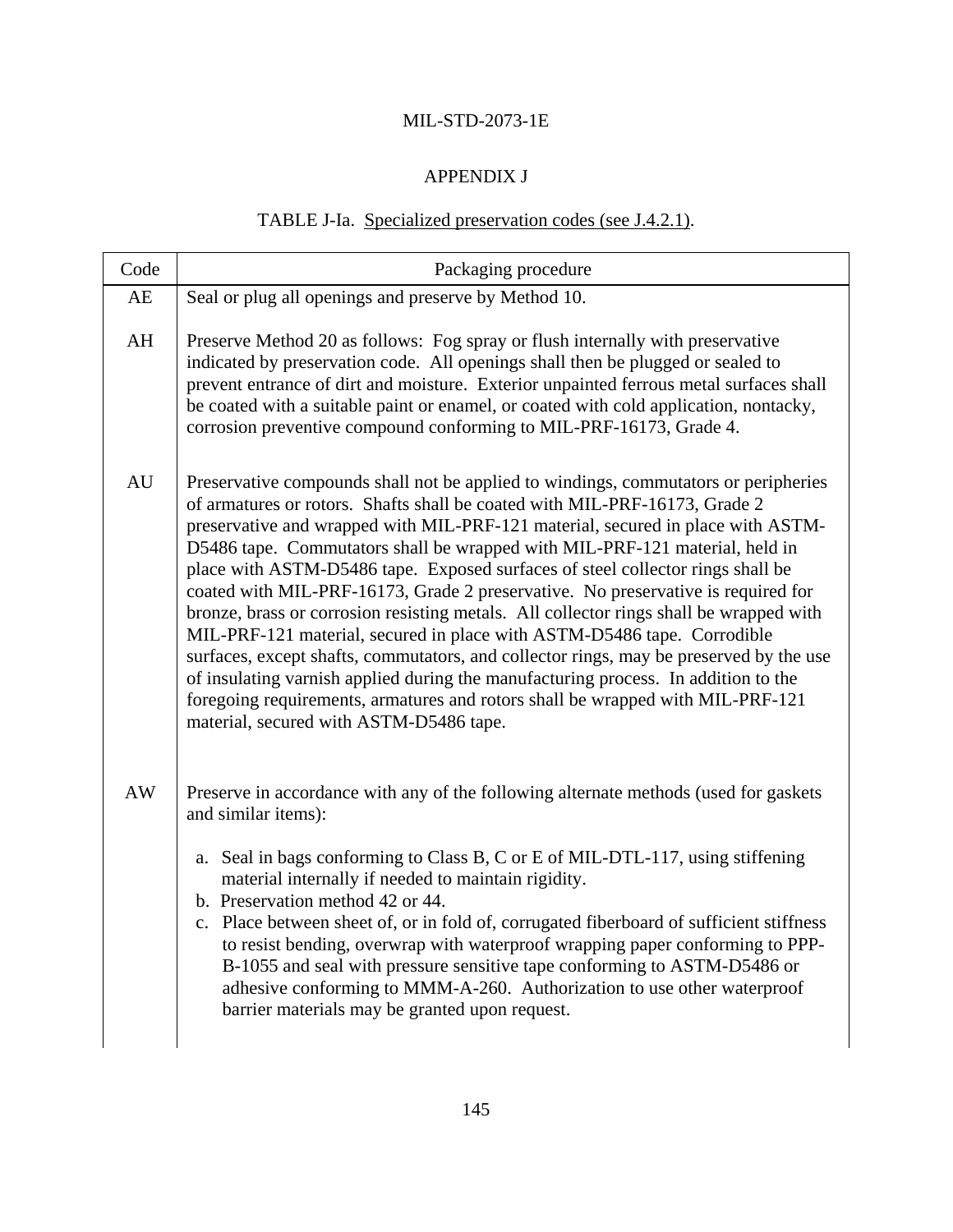APPENDIX J

TABLE J-Ia. Specialized preservation codes (see J.4.2.1).

| Code | Packaging procedure |
|---|---|
| AE | Seal or plug all openings and preserve by Method 10. |
| AH | Preserve Method 20 as follows: Fog spray or flush internally with preservative indicated by preservation code. All openings shall then be plugged or sealed to prevent entrance of dirt and moisture. Exterior unpainted ferrous metal surfaces shall be coated with a suitable paint or enamel, or coated with cold application, nontacky, corrosion preventive compound conforming to MIL-PRF-16173, Grade 4. |
| AU | Preservative compounds shall not be applied to windings, commutators or peripheries of armatures or rotors. Shafts shall be coated with MIL-PRF-16173, Grade 2 preservative and wrapped with MIL-PRF-121 material, secured in place with ASTM-D5486 tape. Commutators shall be wrapped with MIL-PRF-121 material, held in place with ASTM-D5486 tape. Exposed surfaces of steel collector rings shall be coated with MIL-PRF-16173, Grade 2 preservative. No preservative is required for bronze, brass or corrosion resisting metals. All collector rings shall be wrapped with MIL-PRF-121 material, secured in place with ASTM-D5486 tape. Corrodible surfaces, except shafts, commutators, and collector rings, may be preserved by the use of insulating varnish applied during the manufacturing process. In addition to the foregoing requirements, armatures and rotors shall be wrapped with MIL-PRF-121 material, secured with ASTM-D5486 tape. |
| AW | Preserve in accordance with any of the following alternate methods (used for gaskets and similar items):<br><br>a. Seal in bags conforming to Class B, C or E of MIL-DTL-117, using stiffening material internally if needed to maintain rigidity.<br>b. Preservation method 42 or 44.<br>c. Place between sheet of, or in fold of, corrugated fiberboard of sufficient stiffness to resist bending, overwrap with waterproof wrapping paper conforming to PPP-B-1055 and seal with pressure sensitive tape conforming to ASTM-D5486 or adhesive conforming to MMM-A-260. Authorization to use other waterproof barrier materials may be granted upon request. |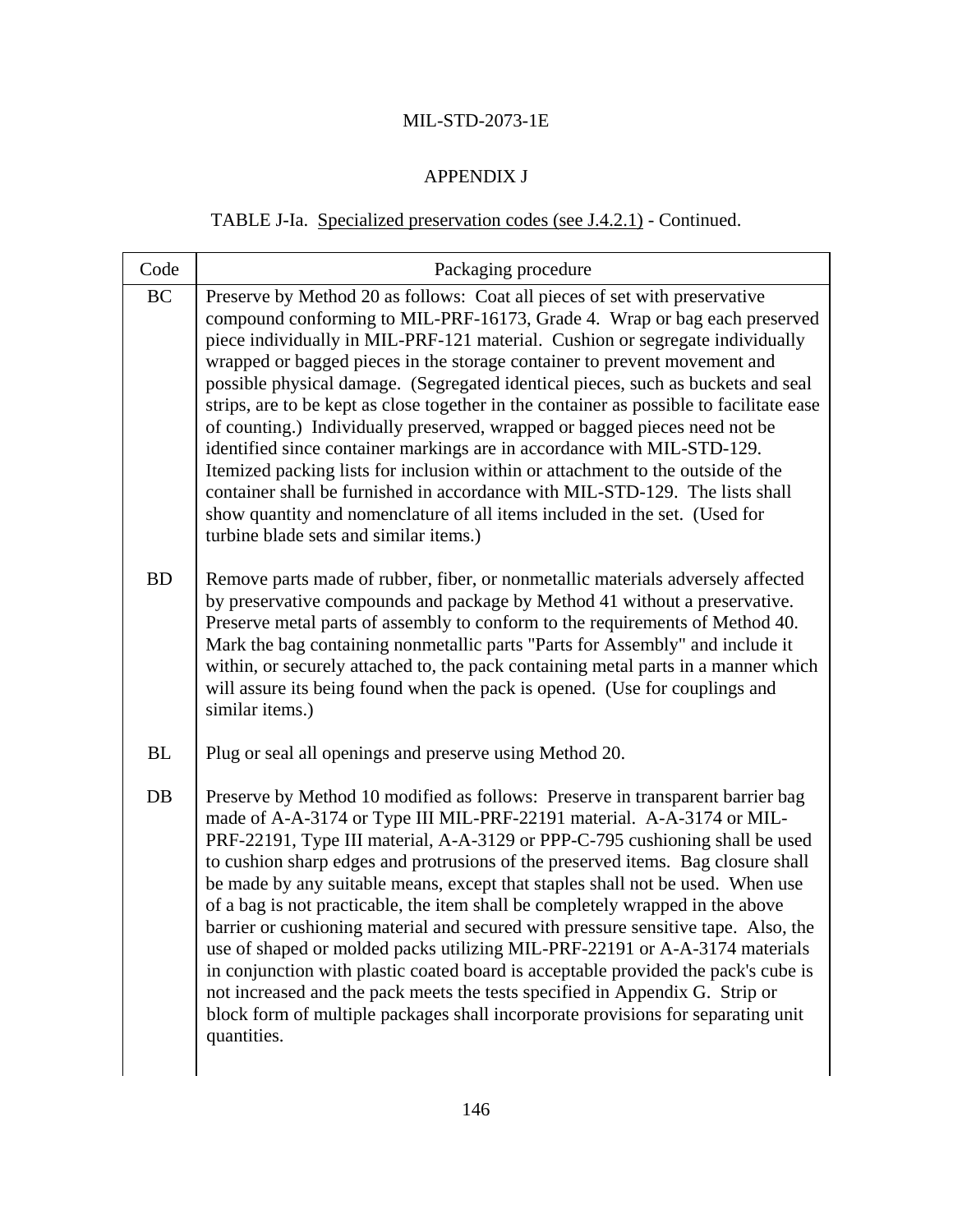APPENDIX J

TABLE J-Ia. Specialized preservation codes (see J.4.2.1) - Continued.

| Code | Packaging procedure |
|---|---|
| BC | Preserve by Method 20 as follows: Coat all pieces of set with preservative compound conforming to MIL-PRF-16173, Grade 4. Wrap or bag each preserved piece individually in MIL-PRF-121 material. Cushion or segregate individually wrapped or bagged pieces in the storage container to prevent movement and possible physical damage. (Segregated identical pieces, such as buckets and seal strips, are to be kept as close together in the container as possible to facilitate ease of counting.) Individually preserved, wrapped or bagged pieces need not be identified since container markings are in accordance with MIL-STD-129. Itemized packing lists for inclusion within or attachment to the outside of the container shall be furnished in accordance with MIL-STD-129. The lists shall show quantity and nomenclature of all items included in the set. (Used for turbine blade sets and similar items.) |
| BD | Remove parts made of rubber, fiber, or nonmetallic materials adversely affected by preservative compounds and package by Method 41 without a preservative. Preserve metal parts of assembly to conform to the requirements of Method 40. Mark the bag containing nonmetallic parts "Parts for Assembly" and include it within, or securely attached to, the pack containing metal parts in a manner which will assure its being found when the pack is opened. (Use for couplings and similar items.) |
| BL | Plug or seal all openings and preserve using Method 20. |
| DB | Preserve by Method 10 modified as follows: Preserve in transparent barrier bag made of A-A-3174 or Type III MIL-PRF-22191 material. A-A-3174 or MIL-PRF-22191, Type III material, A-A-3129 or PPP-C-795 cushioning shall be used to cushion sharp edges and protrusions of the preserved items. Bag closure shall be made by any suitable means, except that staples shall not be used. When use of a bag is not practicable, the item shall be completely wrapped in the above barrier or cushioning material and secured with pressure sensitive tape. Also, the use of shaped or molded packs utilizing MIL-PRF-22191 or A-A-3174 materials in conjunction with plastic coated board is acceptable provided the pack's cube is not increased and the pack meets the tests specified in Appendix G. Strip or block form of multiple packages shall incorporate provisions for separating unit quantities. |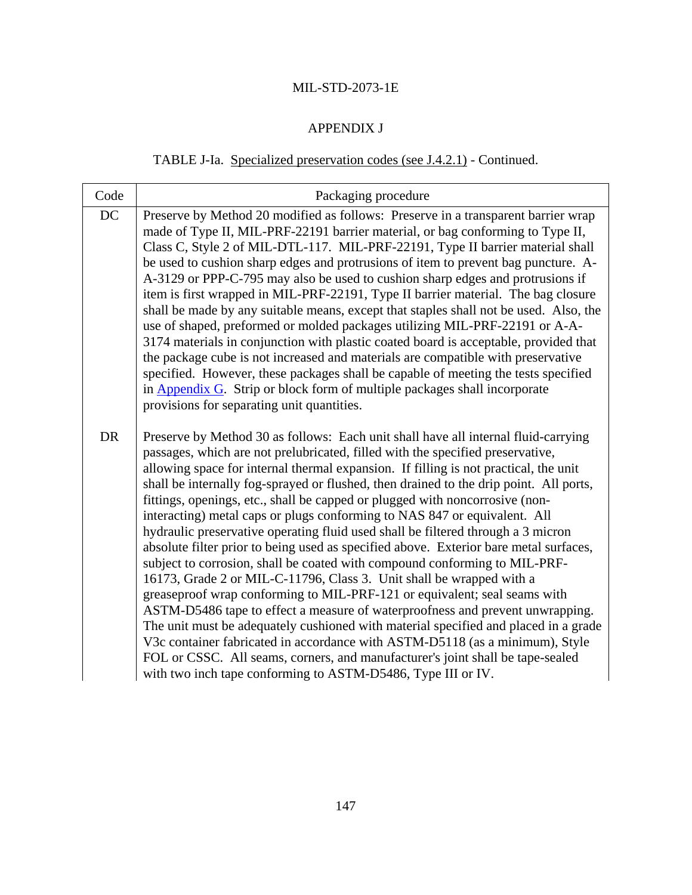## APPENDIX J

TABLE J-Ia. Specialized preservation codes (see J.4.2.1) - Continued.

| Code | Packaging procedure |
|---|---|
| DC | Preserve by Method 20 modified as follows: Preserve in a transparent barrier wrap made of Type II, MIL-PRF-22191 barrier material, or bag conforming to Type II, Class C, Style 2 of MIL-DTL-117. MIL-PRF-22191, Type II barrier material shall be used to cushion sharp edges and protrusions of item to prevent bag puncture. A-A-3129 or PPP-C-795 may also be used to cushion sharp edges and protrusions if item is first wrapped in MIL-PRF-22191, Type II barrier material. The bag closure shall be made by any suitable means, except that staples shall not be used. Also, the use of shaped, preformed or molded packages utilizing MIL-PRF-22191 or A-A-3174 materials in conjunction with plastic coated board is acceptable, provided that the package cube is not increased and materials are compatible with preservative specified. However, these packages shall be capable of meeting the tests specified in Appendix G. Strip or block form of multiple packages shall incorporate provisions for separating unit quantities. |
| DR | Preserve by Method 30 as follows: Each unit shall have all internal fluid-carrying passages, which are not prelubricated, filled with the specified preservative, allowing space for internal thermal expansion. If filling is not practical, the unit shall be internally fog-sprayed or flushed, then drained to the drip point. All ports, fittings, openings, etc., shall be capped or plugged with noncorrosive (non-interacting) metal caps or plugs conforming to NAS 847 or equivalent. All hydraulic preservative operating fluid used shall be filtered through a 3 micron absolute filter prior to being used as specified above. Exterior bare metal surfaces, subject to corrosion, shall be coated with compound conforming to MIL-PRF-16173, Grade 2 or MIL-C-11796, Class 3. Unit shall be wrapped with a greaseproof wrap conforming to MIL-PRF-121 or equivalent; seal seams with ASTM-D5486 tape to effect a measure of waterproofness and prevent unwrapping. The unit must be adequately cushioned with material specified and placed in a grade V3c container fabricated in accordance with ASTM-D5118 (as a minimum), Style FOL or CSSC. All seams, corners, and manufacturer's joint shall be tape-sealed with two inch tape conforming to ASTM-D5486, Type III or IV. |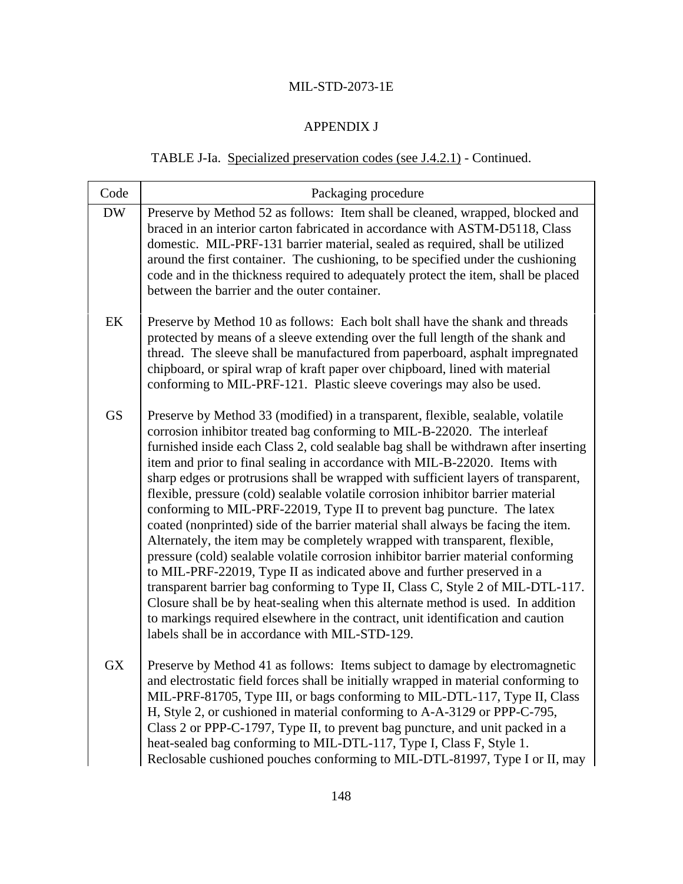APPENDIX J

TABLE J-Ia. Specialized preservation codes (see J.4.2.1) - Continued.

| Code | Packaging procedure |
|---|---|
| DW | Preserve by Method 52 as follows: Item shall be cleaned, wrapped, blocked and braced in an interior carton fabricated in accordance with ASTM-D5118, Class domestic. MIL-PRF-131 barrier material, sealed as required, shall be utilized around the first container. The cushioning, to be specified under the cushioning code and in the thickness required to adequately protect the item, shall be placed between the barrier and the outer container. |
| EK | Preserve by Method 10 as follows: Each bolt shall have the shank and threads protected by means of a sleeve extending over the full length of the shank and thread. The sleeve shall be manufactured from paperboard, asphalt impregnated chipboard, or spiral wrap of kraft paper over chipboard, lined with material conforming to MIL-PRF-121. Plastic sleeve coverings may also be used. |
| GS | Preserve by Method 33 (modified) in a transparent, flexible, sealable, volatile corrosion inhibitor treated bag conforming to MIL-B-22020. The interleaf furnished inside each Class 2, cold sealable bag shall be withdrawn after inserting item and prior to final sealing in accordance with MIL-B-22020. Items with sharp edges or protrusions shall be wrapped with sufficient layers of transparent, flexible, pressure (cold) sealable volatile corrosion inhibitor barrier material conforming to MIL-PRF-22019, Type II to prevent bag puncture. The latex coated (nonprinted) side of the barrier material shall always be facing the item. Alternately, the item may be completely wrapped with transparent, flexible, pressure (cold) sealable volatile corrosion inhibitor barrier material conforming to MIL-PRF-22019, Type II as indicated above and further preserved in a transparent barrier bag conforming to Type II, Class C, Style 2 of MIL-DTL-117. Closure shall be by heat-sealing when this alternate method is used. In addition to markings required elsewhere in the contract, unit identification and caution labels shall be in accordance with MIL-STD-129. |
| GX | Preserve by Method 41 as follows: Items subject to damage by electromagnetic and electrostatic field forces shall be initially wrapped in material conforming to MIL-PRF-81705, Type III, or bags conforming to MIL-DTL-117, Type II, Class H, Style 2, or cushioned in material conforming to A-A-3129 or PPP-C-795, Class 2 or PPP-C-1797, Type II, to prevent bag puncture, and unit packed in a heat-sealed bag conforming to MIL-DTL-117, Type I, Class F, Style 1. Reclosable cushioned pouches conforming to MIL-DTL-81997, Type I or II, may |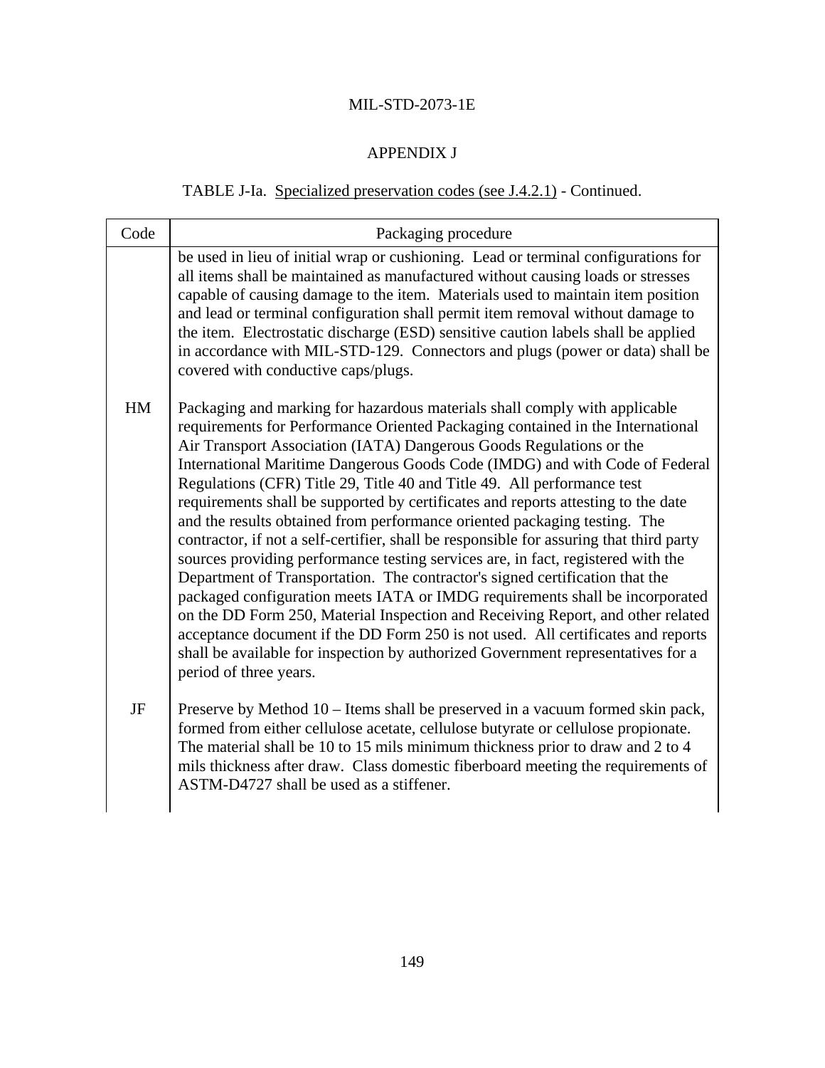## APPENDIX J

TABLE J-Ia. Specialized preservation codes (see J.4.2.1) - Continued.

| Code | Packaging procedure |
|---|---|
| | be used in lieu of initial wrap or cushioning. Lead or terminal configurations for all items shall be maintained as manufactured without causing loads or stresses capable of causing damage to the item. Materials used to maintain item position and lead or terminal configuration shall permit item removal without damage to the item. Electrostatic discharge (ESD) sensitive caution labels shall be applied in accordance with MIL-STD-129. Connectors and plugs (power or data) shall be covered with conductive caps/plugs. |
| HM | Packaging and marking for hazardous materials shall comply with applicable requirements for Performance Oriented Packaging contained in the International Air Transport Association (IATA) Dangerous Goods Regulations or the International Maritime Dangerous Goods Code (IMDG) and with Code of Federal Regulations (CFR) Title 29, Title 40 and Title 49. All performance test requirements shall be supported by certificates and reports attesting to the date and the results obtained from performance oriented packaging testing. The contractor, if not a self-certifier, shall be responsible for assuring that third party sources providing performance testing services are, in fact, registered with the Department of Transportation. The contractor's signed certification that the packaged configuration meets IATA or IMDG requirements shall be incorporated on the DD Form 250, Material Inspection and Receiving Report, and other related acceptance document if the DD Form 250 is not used. All certificates and reports shall be available for inspection by authorized Government representatives for a period of three years. |
| JF | Preserve by Method 10 – Items shall be preserved in a vacuum formed skin pack, formed from either cellulose acetate, cellulose butyrate or cellulose propionate. The material shall be 10 to 15 mils minimum thickness prior to draw and 2 to 4 mils thickness after draw. Class domestic fiberboard meeting the requirements of ASTM-D4727 shall be used as a stiffener. |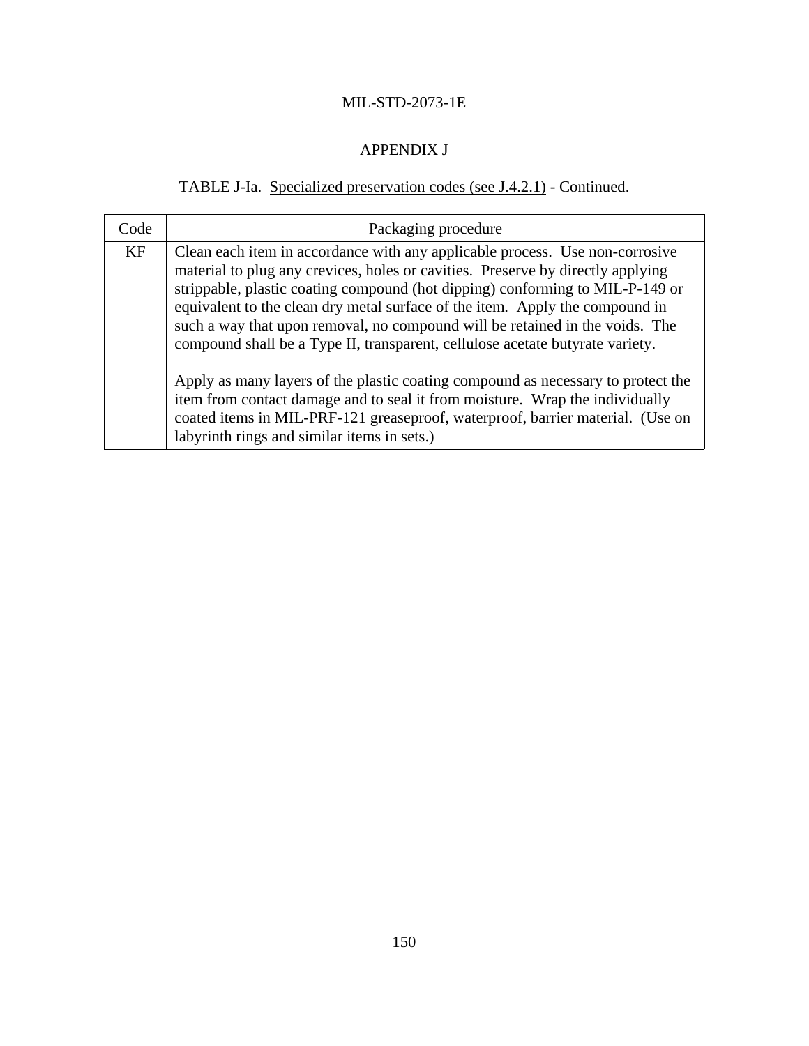## APPENDIX J

TABLE J-Ia. Specialized preservation codes (see J.4.2.1) - Continued.

| Code | Packaging procedure |
| --- | --- |
| KF | Clean each item in accordance with any applicable process. Use non-corrosive material to plug any crevices, holes or cavities. Preserve by directly applying strippable, plastic coating compound (hot dipping) conforming to MIL-P-149 or equivalent to the clean dry metal surface of the item. Apply the compound in such a way that upon removal, no compound will be retained in the voids. The compound shall be a Type II, transparent, cellulose acetate butyrate variety.<br><br>Apply as many layers of the plastic coating compound as necessary to protect the item from contact damage and to seal it from moisture. Wrap the individually coated items in MIL-PRF-121 greaseproof, waterproof, barrier material. (Use on labyrinth rings and similar items in sets.) |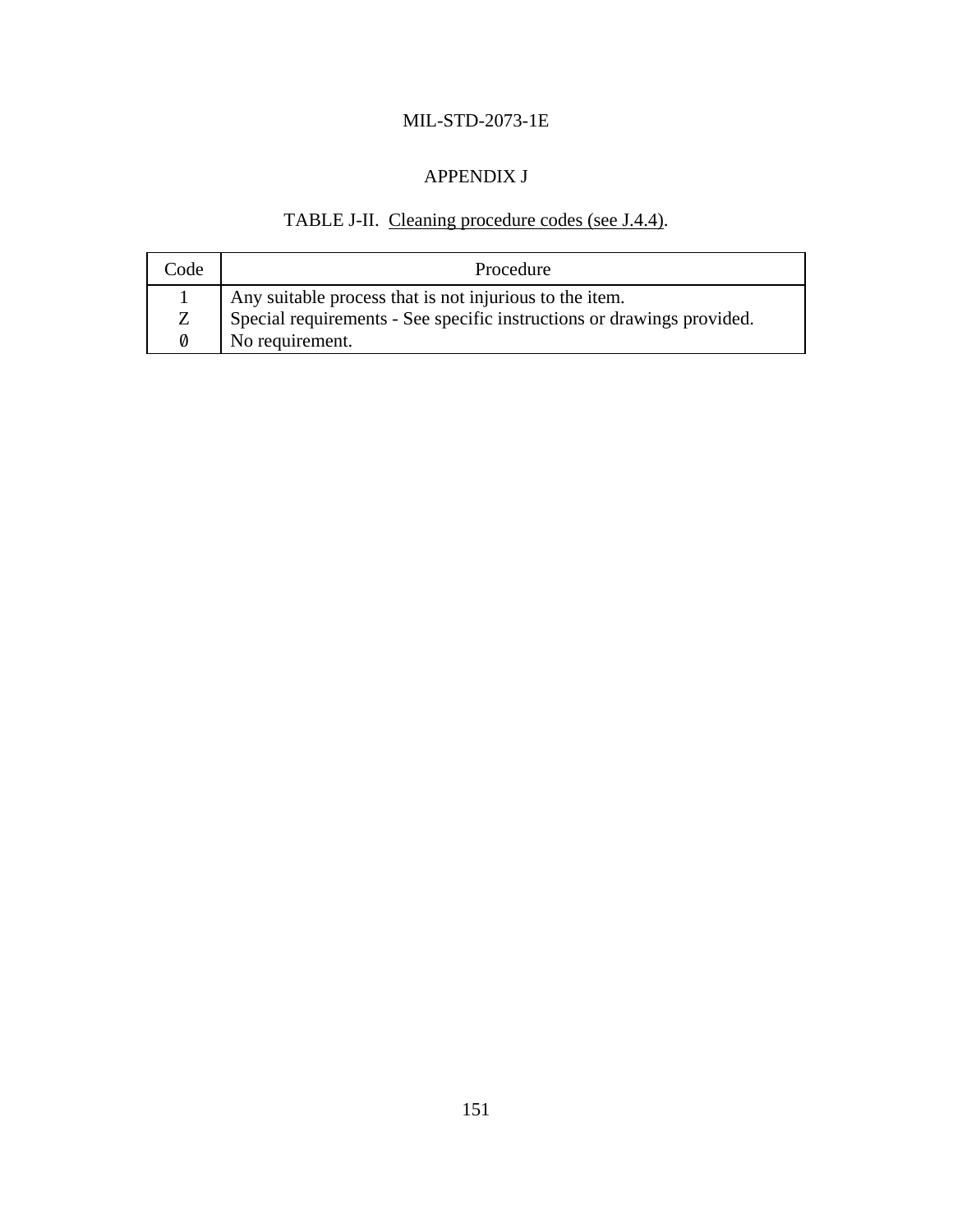## APPENDIX J

TABLE J-II. Cleaning procedure codes (see J.4.4).

| Code | Procedure |
|---|---|
| 1 | Any suitable process that is not injurious to the item. |
| Z | Special requirements - See specific instructions or drawings provided. |
| Ø | No requirement. |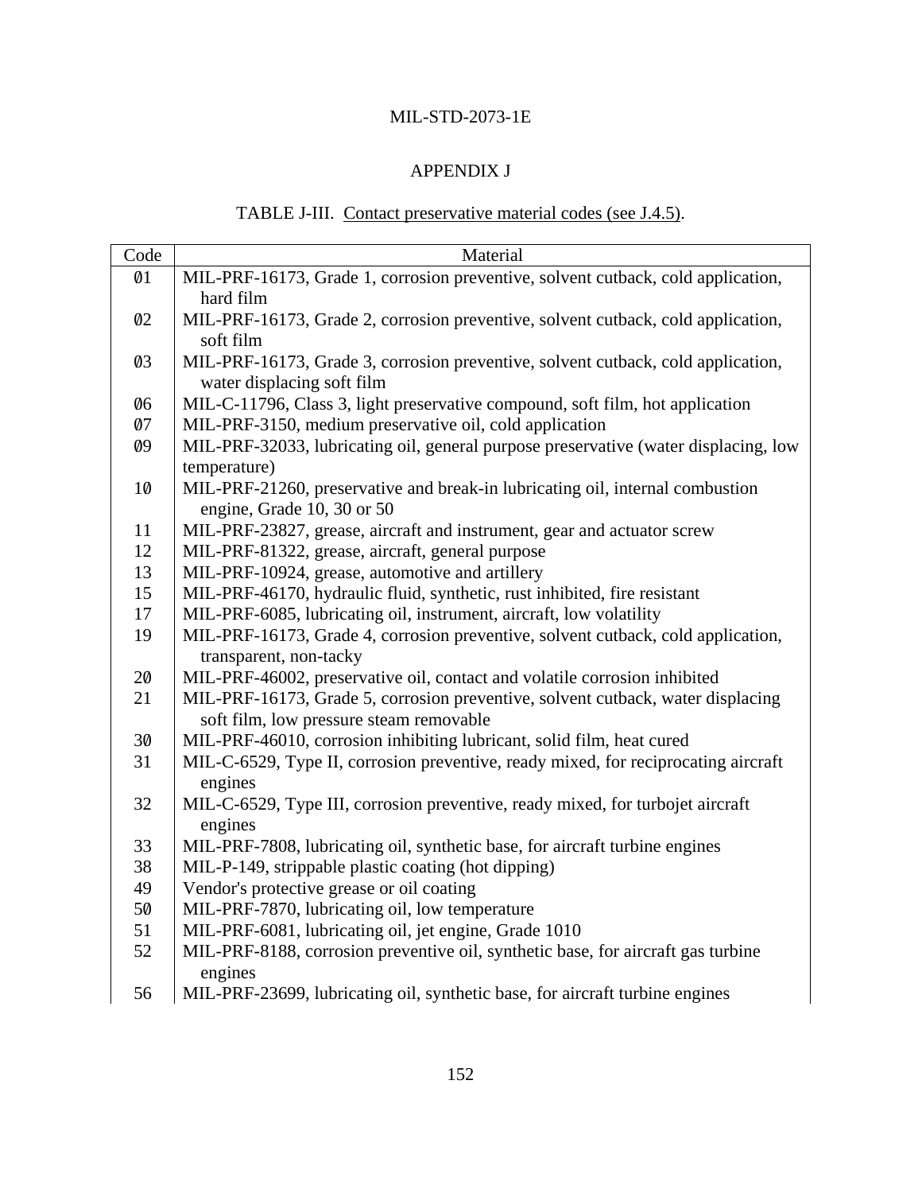APPENDIX J

TABLE J-III. Contact preservative material codes (see J.4.5).

| Code | Material |
|---|---|
| 01 | MIL-PRF-16173, Grade 1, corrosion preventive, solvent cutback, cold application, hard film |
| 02 | MIL-PRF-16173, Grade 2, corrosion preventive, solvent cutback, cold application, soft film |
| 03 | MIL-PRF-16173, Grade 3, corrosion preventive, solvent cutback, cold application, water displacing soft film |
| 06 | MIL-C-11796, Class 3, light preservative compound, soft film, hot application |
| 07 | MIL-PRF-3150, medium preservative oil, cold application |
| 09 | MIL-PRF-32033, lubricating oil, general purpose preservative (water displacing, low temperature) |
| 10 | MIL-PRF-21260, preservative and break-in lubricating oil, internal combustion engine, Grade 10, 30 or 50 |
| 11 | MIL-PRF-23827, grease, aircraft and instrument, gear and actuator screw |
| 12 | MIL-PRF-81322, grease, aircraft, general purpose |
| 13 | MIL-PRF-10924, grease, automotive and artillery |
| 15 | MIL-PRF-46170, hydraulic fluid, synthetic, rust inhibited, fire resistant |
| 17 | MIL-PRF-6085, lubricating oil, instrument, aircraft, low volatility |
| 19 | MIL-PRF-16173, Grade 4, corrosion preventive, solvent cutback, cold application, transparent, non-tacky |
| 20 | MIL-PRF-46002, preservative oil, contact and volatile corrosion inhibited |
| 21 | MIL-PRF-16173, Grade 5, corrosion preventive, solvent cutback, water displacing soft film, low pressure steam removable |
| 30 | MIL-PRF-46010, corrosion inhibiting lubricant, solid film, heat cured |
| 31 | MIL-C-6529, Type II, corrosion preventive, ready mixed, for reciprocating aircraft engines |
| 32 | MIL-C-6529, Type III, corrosion preventive, ready mixed, for turbojet aircraft engines |
| 33 | MIL-PRF-7808, lubricating oil, synthetic base, for aircraft turbine engines |
| 38 | MIL-P-149, strippable plastic coating (hot dipping) |
| 49 | Vendor's protective grease or oil coating |
| 50 | MIL-PRF-7870, lubricating oil, low temperature |
| 51 | MIL-PRF-6081, lubricating oil, jet engine, Grade 1010 |
| 52 | MIL-PRF-8188, corrosion preventive oil, synthetic base, for aircraft gas turbine engines |
| 56 | MIL-PRF-23699, lubricating oil, synthetic base, for aircraft turbine engines |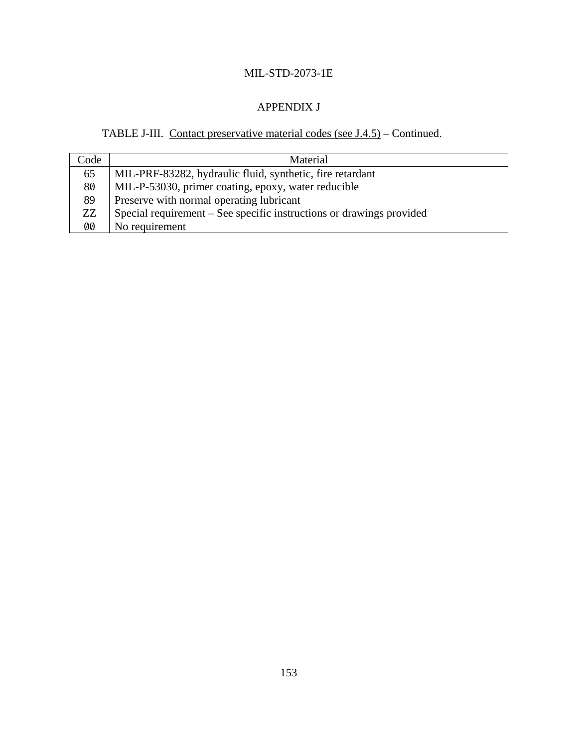## APPENDIX J

TABLE J-III. Contact preservative material codes (see J.4.5) – Continued.

| Code | Material |
|---|---|
| 65 | MIL-PRF-83282, hydraulic fluid, synthetic, fire retardant |
| 80 | MIL-P-53030, primer coating, epoxy, water reducible |
| 89 | Preserve with normal operating lubricant |
| ZZ | Special requirement – See specific instructions or drawings provided |
| 00 | No requirement |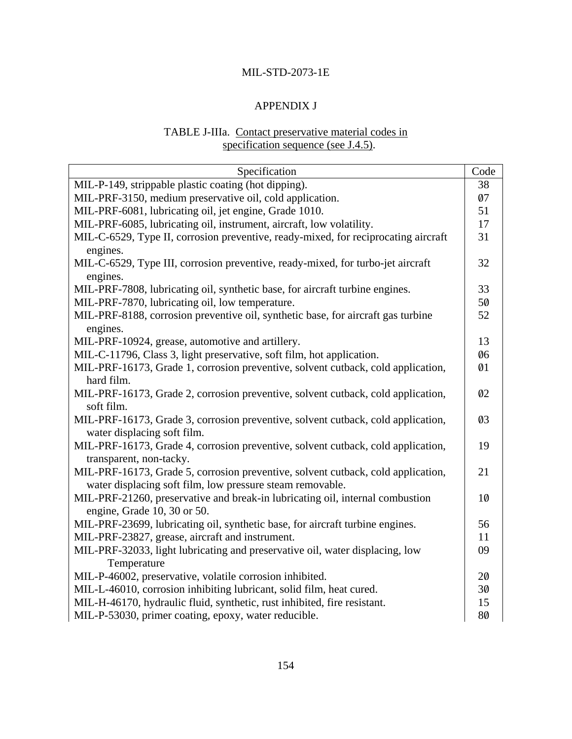MIL-STD-2073-1E

APPENDIX J

TABLE J-IIIa. Contact preservative material codes in specification sequence (see J.4.5).

| Specification | Code |
|---|---|
| MIL-P-149, strippable plastic coating (hot dipping). | 38 |
| MIL-PRF-3150, medium preservative oil, cold application. | 07 |
| MIL-PRF-6081, lubricating oil, jet engine, Grade 1010. | 51 |
| MIL-PRF-6085, lubricating oil, instrument, aircraft, low volatility. | 17 |
| MIL-C-6529, Type II, corrosion preventive, ready-mixed, for reciprocating aircraft engines. | 31 |
| MIL-C-6529, Type III, corrosion preventive, ready-mixed, for turbo-jet aircraft engines. | 32 |
| MIL-PRF-7808, lubricating oil, synthetic base, for aircraft turbine engines. | 33 |
| MIL-PRF-7870, lubricating oil, low temperature. | 50 |
| MIL-PRF-8188, corrosion preventive oil, synthetic base, for aircraft gas turbine engines. | 52 |
| MIL-PRF-10924, grease, automotive and artillery. | 13 |
| MIL-C-11796, Class 3, light preservative, soft film, hot application. | 06 |
| MIL-PRF-16173, Grade 1, corrosion preventive, solvent cutback, cold application, hard film. | 01 |
| MIL-PRF-16173, Grade 2, corrosion preventive, solvent cutback, cold application, soft film. | 02 |
| MIL-PRF-16173, Grade 3, corrosion preventive, solvent cutback, cold application, water displacing soft film. | 03 |
| MIL-PRF-16173, Grade 4, corrosion preventive, solvent cutback, cold application, transparent, non-tacky. | 19 |
| MIL-PRF-16173, Grade 5, corrosion preventive, solvent cutback, cold application, water displacing soft film, low pressure steam removable. | 21 |
| MIL-PRF-21260, preservative and break-in lubricating oil, internal combustion engine, Grade 10, 30 or 50. | 10 |
| MIL-PRF-23699, lubricating oil, synthetic base, for aircraft turbine engines. | 56 |
| MIL-PRF-23827, grease, aircraft and instrument. | 11 |
| MIL-PRF-32033, light lubricating and preservative oil, water displacing, low Temperature | 09 |
| MIL-P-46002, preservative, volatile corrosion inhibited. | 20 |
| MIL-L-46010, corrosion inhibiting lubricant, solid film, heat cured. | 30 |
| MIL-H-46170, hydraulic fluid, synthetic, rust inhibited, fire resistant. | 15 |
| MIL-P-53030, primer coating, epoxy, water reducible. | 80 |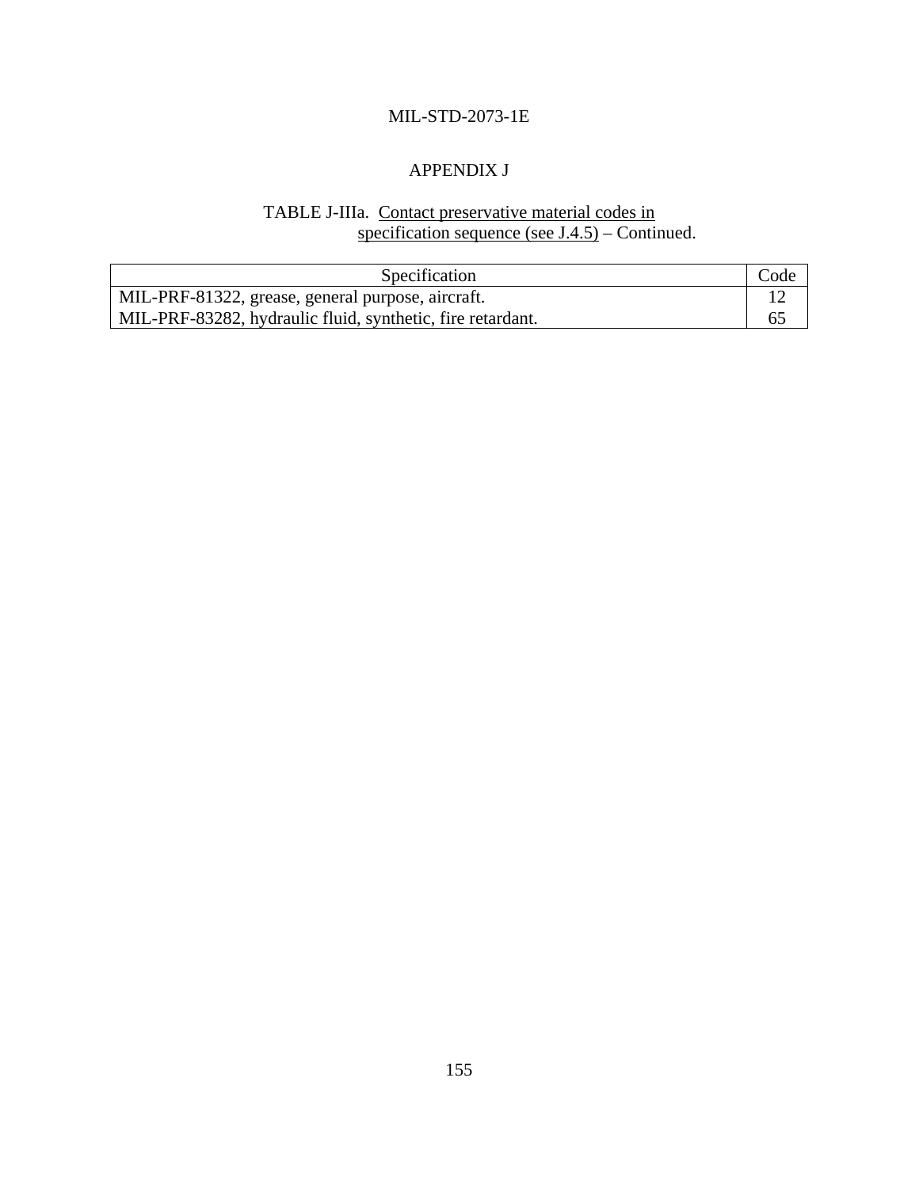## APPENDIX J

TABLE J-IIIa. Contact preservative material codes in specification sequence (see J.4.5) – Continued.

| Specification | Code |
|---|---|
| MIL-PRF-81322, grease, general purpose, aircraft. | 12 |
| MIL-PRF-83282, hydraulic fluid, synthetic, fire retardant. | 65 |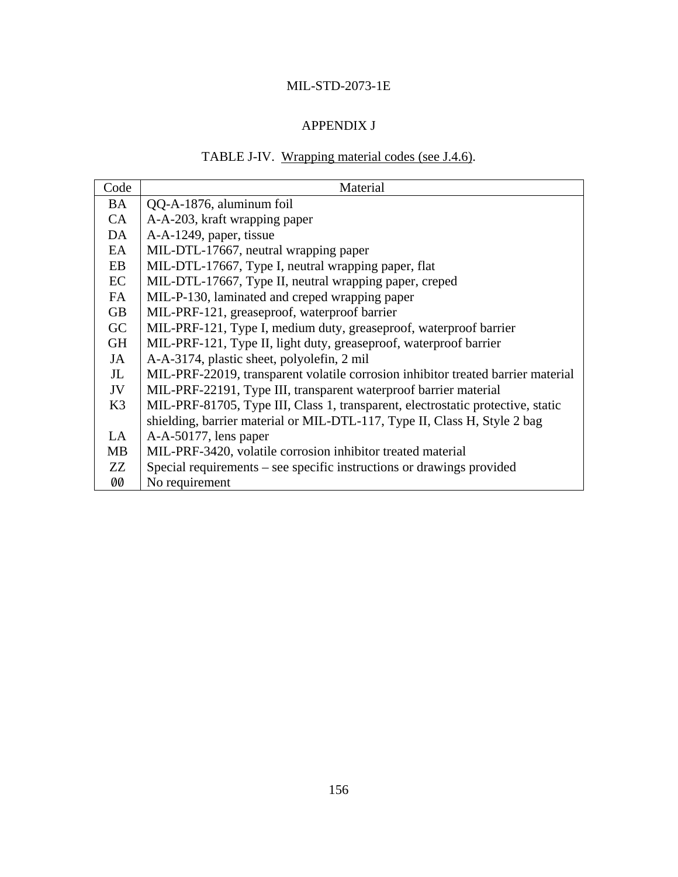## APPENDIX J

TABLE J-IV. Wrapping material codes (see J.4.6).

| Code | Material |
|---|---|
| BA | QQ-A-1876, aluminum foil |
| CA | A-A-203, kraft wrapping paper |
| DA | A-A-1249, paper, tissue |
| EA | MIL-DTL-17667, neutral wrapping paper |
| EB | MIL-DTL-17667, Type I, neutral wrapping paper, flat |
| EC | MIL-DTL-17667, Type II, neutral wrapping paper, creped |
| FA | MIL-P-130, laminated and creped wrapping paper |
| GB | MIL-PRF-121, greaseproof, waterproof barrier |
| GC | MIL-PRF-121, Type I, medium duty, greaseproof, waterproof barrier |
| GH | MIL-PRF-121, Type II, light duty, greaseproof, waterproof barrier |
| JA | A-A-3174, plastic sheet, polyolefin, 2 mil |
| JL | MIL-PRF-22019, transparent volatile corrosion inhibitor treated barrier material |
| JV | MIL-PRF-22191, Type III, transparent waterproof barrier material |
| K3 | MIL-PRF-81705, Type III, Class 1, transparent, electrostatic protective, static shielding, barrier material or MIL-DTL-117, Type II, Class H, Style 2 bag |
| LA | A-A-50177, lens paper |
| MB | MIL-PRF-3420, volatile corrosion inhibitor treated material |
| ZZ | Special requirements – see specific instructions or drawings provided |
| ØØ | No requirement |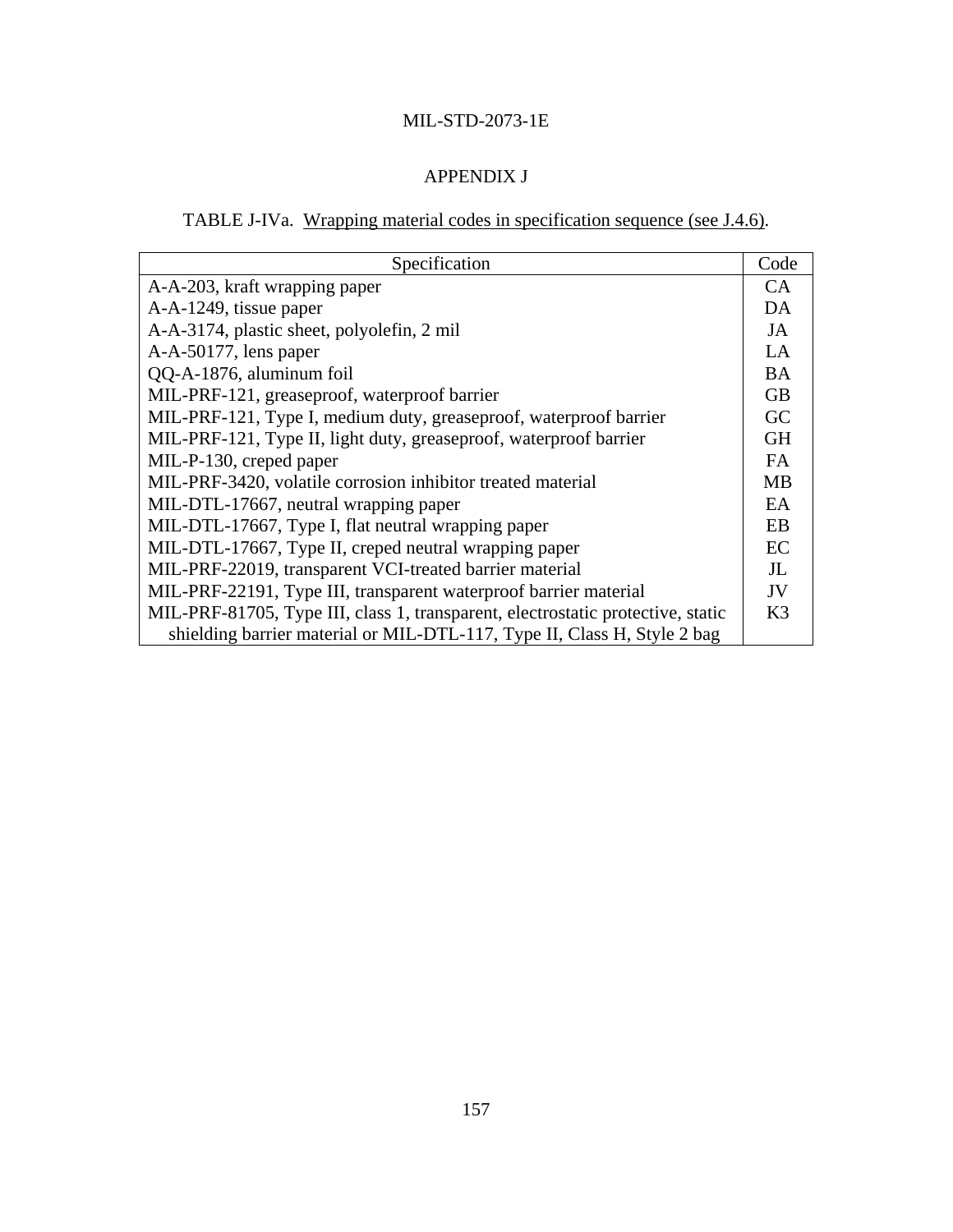## APPENDIX J

TABLE J-IVa. Wrapping material codes in specification sequence (see J.4.6).

| Specification | Code |
|---|---|
| A-A-203, kraft wrapping paper | CA |
| A-A-1249, tissue paper | DA |
| A-A-3174, plastic sheet, polyolefin, 2 mil | JA |
| A-A-50177, lens paper | LA |
| QQ-A-1876, aluminum foil | BA |
| MIL-PRF-121, greaseproof, waterproof barrier | GB |
| MIL-PRF-121, Type I, medium duty, greaseproof, waterproof barrier | GC |
| MIL-PRF-121, Type II, light duty, greaseproof, waterproof barrier | GH |
| MIL-P-130, creped paper | FA |
| MIL-PRF-3420, volatile corrosion inhibitor treated material | MB |
| MIL-DTL-17667, neutral wrapping paper | EA |
| MIL-DTL-17667, Type I, flat neutral wrapping paper | EB |
| MIL-DTL-17667, Type II, creped neutral wrapping paper | EC |
| MIL-PRF-22019, transparent VCI-treated barrier material | JL |
| MIL-PRF-22191, Type III, transparent waterproof barrier material | JV |
| MIL-PRF-81705, Type III, class 1, transparent, electrostatic protective, static shielding barrier material or MIL-DTL-117, Type II, Class H, Style 2 bag | K3 |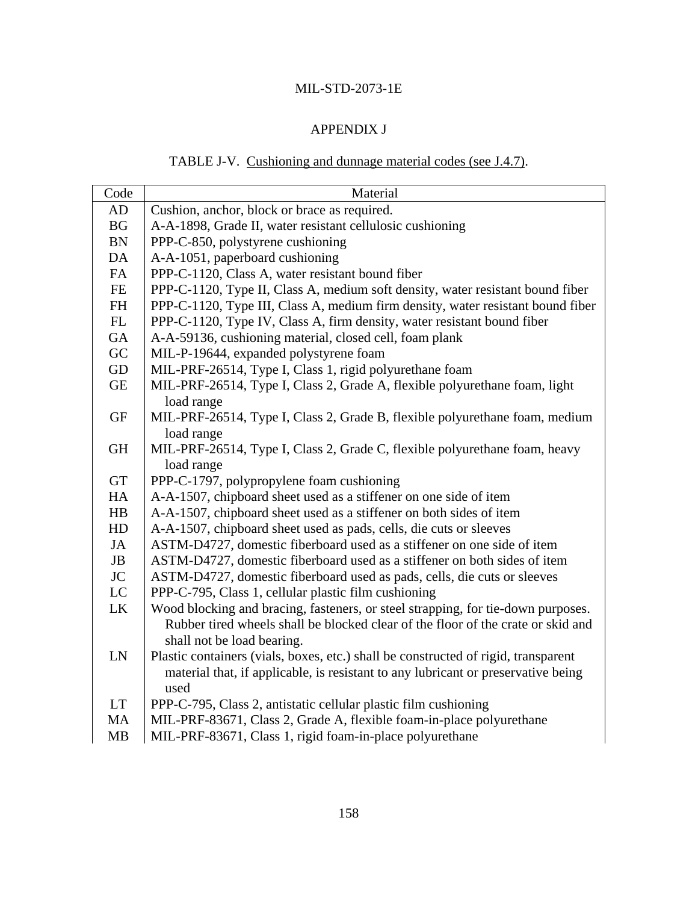MIL-STD-2073-1E

APPENDIX J

TABLE J-V. Cushioning and dunnage material codes (see J.4.7).

| Code | Material |
|---|---|
| AD | Cushion, anchor, block or brace as required. |
| BG | A-A-1898, Grade II, water resistant cellulosic cushioning |
| BN | PPP-C-850, polystyrene cushioning |
| DA | A-A-1051, paperboard cushioning |
| FA | PPP-C-1120, Class A, water resistant bound fiber |
| FE | PPP-C-1120, Type II, Class A, medium soft density, water resistant bound fiber |
| FH | PPP-C-1120, Type III, Class A, medium firm density, water resistant bound fiber |
| FL | PPP-C-1120, Type IV, Class A, firm density, water resistant bound fiber |
| GA | A-A-59136, cushioning material, closed cell, foam plank |
| GC | MIL-P-19644, expanded polystyrene foam |
| GD | MIL-PRF-26514, Type I, Class 1, rigid polyurethane foam |
| GE | MIL-PRF-26514, Type I, Class 2, Grade A, flexible polyurethane foam, light load range |
| GF | MIL-PRF-26514, Type I, Class 2, Grade B, flexible polyurethane foam, medium load range |
| GH | MIL-PRF-26514, Type I, Class 2, Grade C, flexible polyurethane foam, heavy load range |
| GT | PPP-C-1797, polypropylene foam cushioning |
| HA | A-A-1507, chipboard sheet used as a stiffener on one side of item |
| HB | A-A-1507, chipboard sheet used as a stiffener on both sides of item |
| HD | A-A-1507, chipboard sheet used as pads, cells, die cuts or sleeves |
| JA | ASTM-D4727, domestic fiberboard used as a stiffener on one side of item |
| JB | ASTM-D4727, domestic fiberboard used as a stiffener on both sides of item |
| JC | ASTM-D4727, domestic fiberboard used as pads, cells, die cuts or sleeves |
| LC | PPP-C-795, Class 1, cellular plastic film cushioning |
| LK | Wood blocking and bracing, fasteners, or steel strapping, for tie-down purposes. Rubber tired wheels shall be blocked clear of the floor of the crate or skid and shall not be load bearing. |
| LN | Plastic containers (vials, boxes, etc.) shall be constructed of rigid, transparent material that, if applicable, is resistant to any lubricant or preservative being used |
| LT | PPP-C-795, Class 2, antistatic cellular plastic film cushioning |
| MA | MIL-PRF-83671, Class 2, Grade A, flexible foam-in-place polyurethane |
| MB | MIL-PRF-83671, Class 1, rigid foam-in-place polyurethane |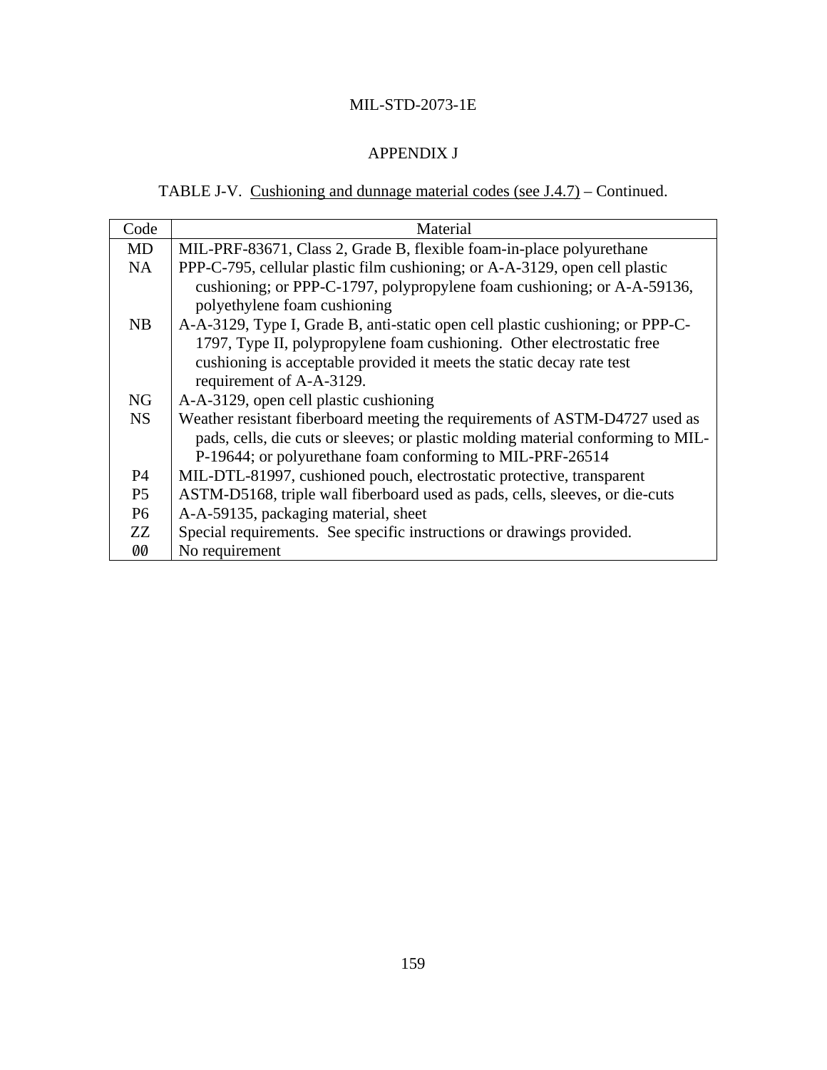## APPENDIX J

TABLE J-V. Cushioning and dunnage material codes (see J.4.7) – Continued.

| Code | Material |
|---|---|
| MD | MIL-PRF-83671, Class 2, Grade B, flexible foam-in-place polyurethane |
| NA | PPP-C-795, cellular plastic film cushioning; or A-A-3129, open cell plastic cushioning; or PPP-C-1797, polypropylene foam cushioning; or A-A-59136, polyethylene foam cushioning |
| NB | A-A-3129, Type I, Grade B, anti-static open cell plastic cushioning; or PPP-C-1797, Type II, polypropylene foam cushioning. Other electrostatic free cushioning is acceptable provided it meets the static decay rate test requirement of A-A-3129. |
| NG | A-A-3129, open cell plastic cushioning |
| NS | Weather resistant fiberboard meeting the requirements of ASTM-D4727 used as pads, cells, die cuts or sleeves; or plastic molding material conforming to MIL-P-19644; or polyurethane foam conforming to MIL-PRF-26514 |
| P4 | MIL-DTL-81997, cushioned pouch, electrostatic protective, transparent |
| P5 | ASTM-D5168, triple wall fiberboard used as pads, cells, sleeves, or die-cuts |
| P6 | A-A-59135, packaging material, sheet |
| ZZ | Special requirements. See specific instructions or drawings provided. |
| 00 | No requirement |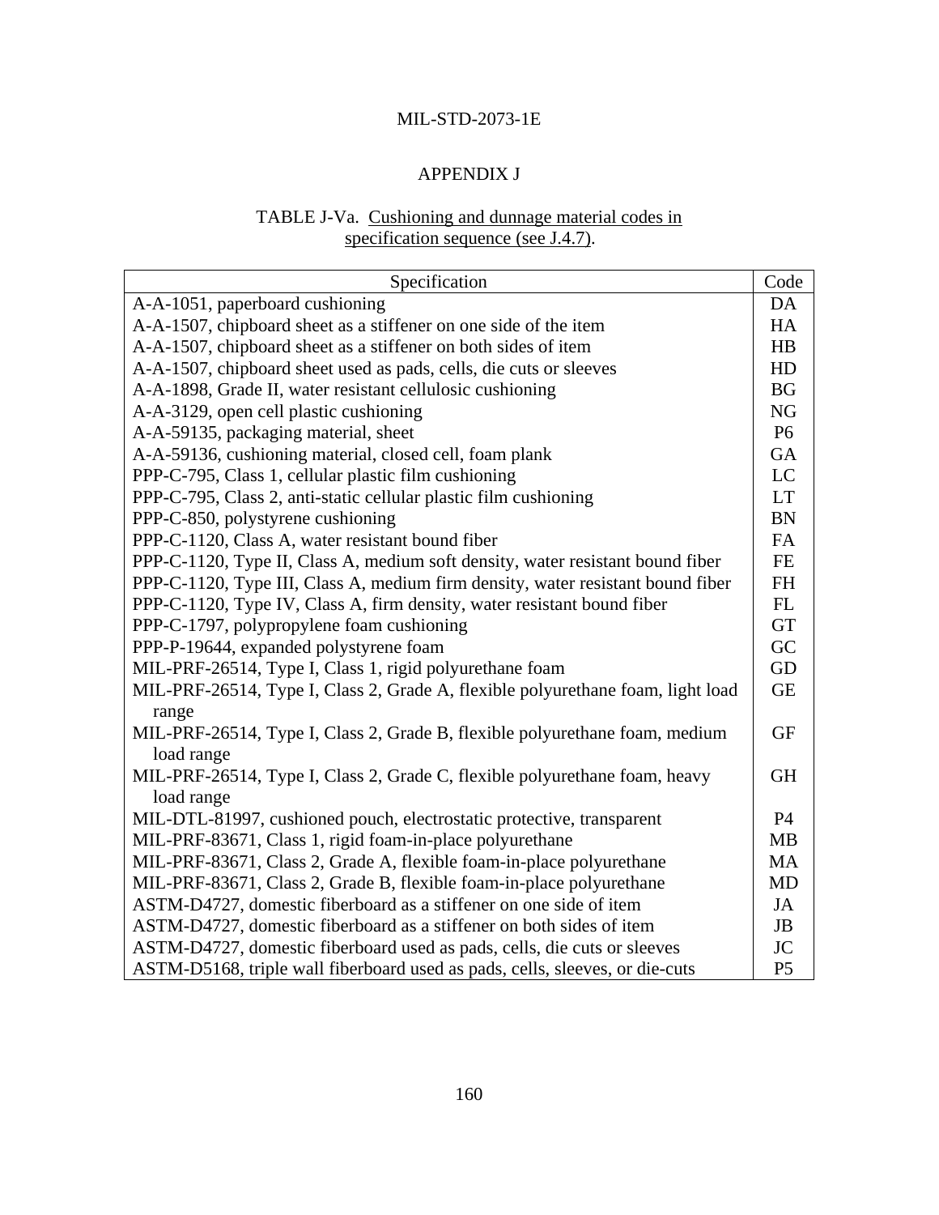MIL-STD-2073-1E

APPENDIX J

TABLE J-Va. Cushioning and dunnage material codes in specification sequence (see J.4.7).

| Specification | Code |
|---|---|
| A-A-1051, paperboard cushioning | DA |
| A-A-1507, chipboard sheet as a stiffener on one side of the item | HA |
| A-A-1507, chipboard sheet as a stiffener on both sides of item | HB |
| A-A-1507, chipboard sheet used as pads, cells, die cuts or sleeves | HD |
| A-A-1898, Grade II, water resistant cellulosic cushioning | BG |
| A-A-3129, open cell plastic cushioning | NG |
| A-A-59135, packaging material, sheet | P6 |
| A-A-59136, cushioning material, closed cell, foam plank | GA |
| PPP-C-795, Class 1, cellular plastic film cushioning | LC |
| PPP-C-795, Class 2, anti-static cellular plastic film cushioning | LT |
| PPP-C-850, polystyrene cushioning | BN |
| PPP-C-1120, Class A, water resistant bound fiber | FA |
| PPP-C-1120, Type II, Class A, medium soft density, water resistant bound fiber | FE |
| PPP-C-1120, Type III, Class A, medium firm density, water resistant bound fiber | FH |
| PPP-C-1120, Type IV, Class A, firm density, water resistant bound fiber | FL |
| PPP-C-1797, polypropylene foam cushioning | GT |
| PPP-P-19644, expanded polystyrene foam | GC |
| MIL-PRF-26514, Type I, Class 1, rigid polyurethane foam | GD |
| MIL-PRF-26514, Type I, Class 2, Grade A, flexible polyurethane foam, light load range | GE |
| MIL-PRF-26514, Type I, Class 2, Grade B, flexible polyurethane foam, medium load range | GF |
| MIL-PRF-26514, Type I, Class 2, Grade C, flexible polyurethane foam, heavy load range | GH |
| MIL-DTL-81997, cushioned pouch, electrostatic protective, transparent | P4 |
| MIL-PRF-83671, Class 1, rigid foam-in-place polyurethane | MB |
| MIL-PRF-83671, Class 2, Grade A, flexible foam-in-place polyurethane | MA |
| MIL-PRF-83671, Class 2, Grade B, flexible foam-in-place polyurethane | MD |
| ASTM-D4727, domestic fiberboard as a stiffener on one side of item | JA |
| ASTM-D4727, domestic fiberboard as a stiffener on both sides of item | JB |
| ASTM-D4727, domestic fiberboard used as pads, cells, die cuts or sleeves | JC |
| ASTM-D5168, triple wall fiberboard used as pads, cells, sleeves, or die-cuts | P5 |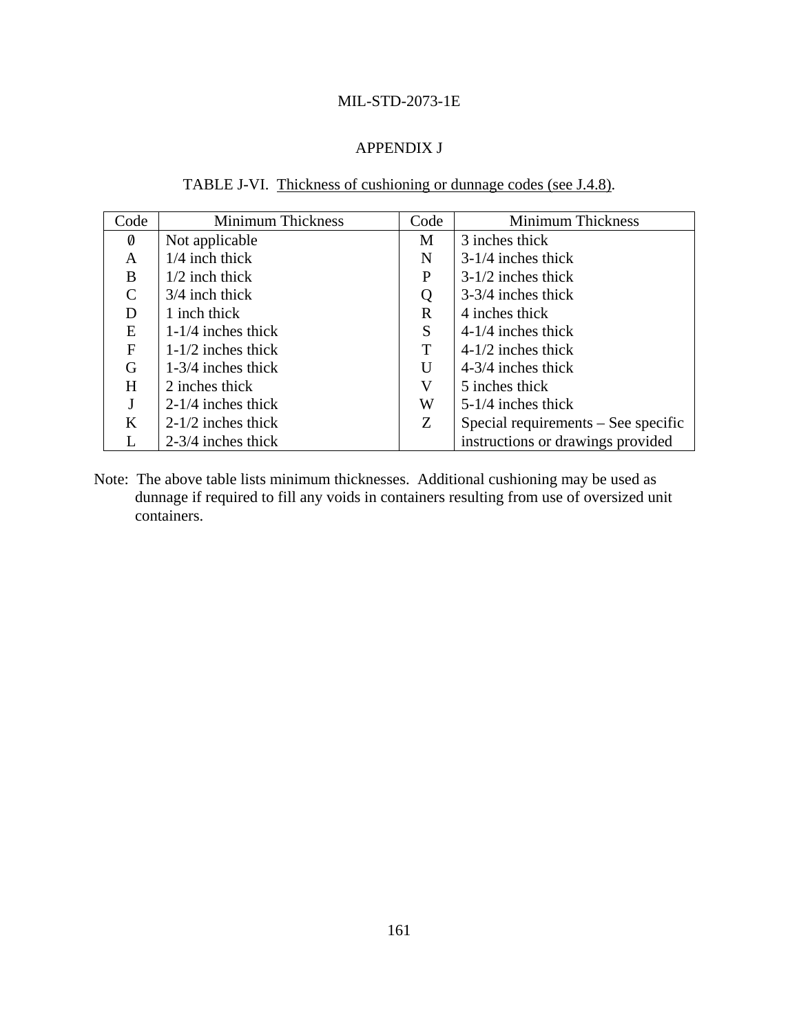## APPENDIX J

TABLE J-VI. Thickness of cushioning or dunnage codes (see J.4.8).

| Code | Minimum Thickness | Code | Minimum Thickness |
|---|---|---|---|
| Ø | Not applicable | M | 3 inches thick |
| A | 1/4 inch thick | N | 3-1/4 inches thick |
| B | 1/2 inch thick | P | 3-1/2 inches thick |
| C | 3/4 inch thick | Q | 3-3/4 inches thick |
| D | 1 inch thick | R | 4 inches thick |
| E | 1-1/4 inches thick | S | 4-1/4 inches thick |
| F | 1-1/2 inches thick | T | 4-1/2 inches thick |
| G | 1-3/4 inches thick | U | 4-3/4 inches thick |
| H | 2 inches thick | V | 5 inches thick |
| J | 2-1/4 inches thick | W | 5-1/4 inches thick |
| K | 2-1/2 inches thick | Z | Special requirements – See specific instructions or drawings provided |
| L | 2-3/4 inches thick | | |

Note: The above table lists minimum thicknesses. Additional cushioning may be used as dunnage if required to fill any voids in containers resulting from use of oversized unit containers.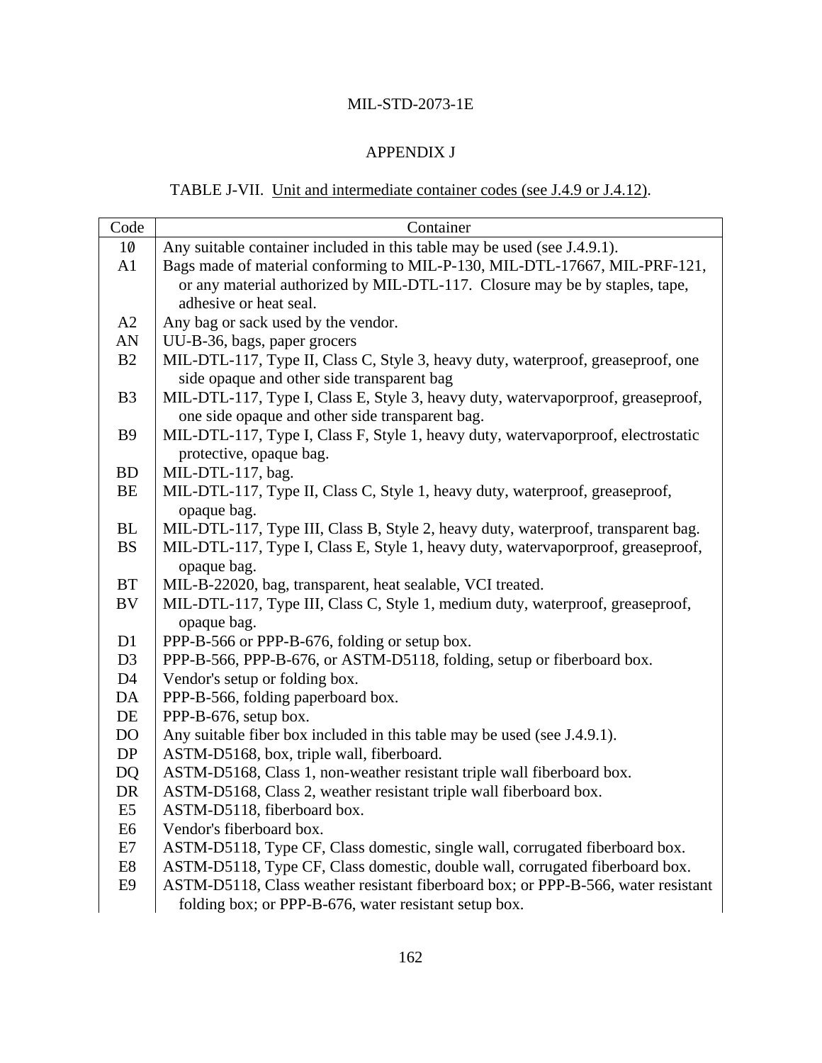## APPENDIX J

TABLE J-VII. Unit and intermediate container codes (see J.4.9 or J.4.12).

| Code | Container |
|---|---|
| 10 | Any suitable container included in this table may be used (see J.4.9.1). |
| A1 | Bags made of material conforming to MIL-P-130, MIL-DTL-17667, MIL-PRF-121, or any material authorized by MIL-DTL-117. Closure may be by staples, tape, adhesive or heat seal. |
| A2 | Any bag or sack used by the vendor. |
| AN | UU-B-36, bags, paper grocers |
| B2 | MIL-DTL-117, Type II, Class C, Style 3, heavy duty, waterproof, greaseproof, one side opaque and other side transparent bag |
| B3 | MIL-DTL-117, Type I, Class E, Style 3, heavy duty, watervaporproof, greaseproof, one side opaque and other side transparent bag. |
| B9 | MIL-DTL-117, Type I, Class F, Style 1, heavy duty, watervaporproof, electrostatic protective, opaque bag. |
| BD | MIL-DTL-117, bag. |
| BE | MIL-DTL-117, Type II, Class C, Style 1, heavy duty, waterproof, greaseproof, opaque bag. |
| BL | MIL-DTL-117, Type III, Class B, Style 2, heavy duty, waterproof, transparent bag. |
| BS | MIL-DTL-117, Type I, Class E, Style 1, heavy duty, watervaporproof, greaseproof, opaque bag. |
| BT | MIL-B-22020, bag, transparent, heat sealable, VCI treated. |
| BV | MIL-DTL-117, Type III, Class C, Style 1, medium duty, waterproof, greaseproof, opaque bag. |
| D1 | PPP-B-566 or PPP-B-676, folding or setup box. |
| D3 | PPP-B-566, PPP-B-676, or ASTM-D5118, folding, setup or fiberboard box. |
| D4 | Vendor's setup or folding box. |
| DA | PPP-B-566, folding paperboard box. |
| DE | PPP-B-676, setup box. |
| DO | Any suitable fiber box included in this table may be used (see J.4.9.1). |
| DP | ASTM-D5168, box, triple wall, fiberboard. |
| DQ | ASTM-D5168, Class 1, non-weather resistant triple wall fiberboard box. |
| DR | ASTM-D5168, Class 2, weather resistant triple wall fiberboard box. |
| E5 | ASTM-D5118, fiberboard box. |
| E6 | Vendor's fiberboard box. |
| E7 | ASTM-D5118, Type CF, Class domestic, single wall, corrugated fiberboard box. |
| E8 | ASTM-D5118, Type CF, Class domestic, double wall, corrugated fiberboard box. |
| E9 | ASTM-D5118, Class weather resistant fiberboard box; or PPP-B-566, water resistant folding box; or PPP-B-676, water resistant setup box. |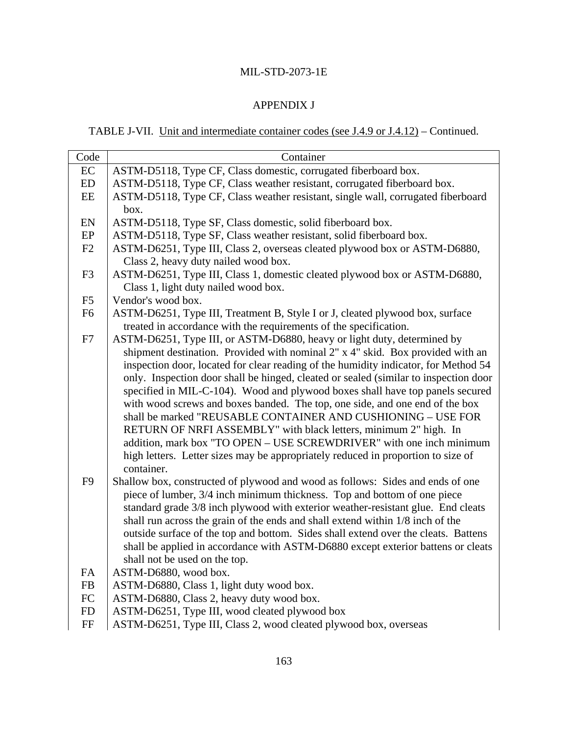APPENDIX J

TABLE J-VII. Unit and intermediate container codes (see J.4.9 or J.4.12) – Continued.

| Code | Container |
|---|---|
| EC | ASTM-D5118, Type CF, Class domestic, corrugated fiberboard box. |
| ED | ASTM-D5118, Type CF, Class weather resistant, corrugated fiberboard box. |
| EE | ASTM-D5118, Type CF, Class weather resistant, single wall, corrugated fiberboard box. |
| EN | ASTM-D5118, Type SF, Class domestic, solid fiberboard box. |
| EP | ASTM-D5118, Type SF, Class weather resistant, solid fiberboard box. |
| F2 | ASTM-D6251, Type III, Class 2, overseas cleated plywood box or ASTM-D6880, Class 2, heavy duty nailed wood box. |
| F3 | ASTM-D6251, Type III, Class 1, domestic cleated plywood box or ASTM-D6880, Class 1, light duty nailed wood box. |
| F5 | Vendor's wood box. |
| F6 | ASTM-D6251, Type III, Treatment B, Style I or J, cleated plywood box, surface treated in accordance with the requirements of the specification. |
| F7 | ASTM-D6251, Type III, or ASTM-D6880, heavy or light duty, determined by shipment destination. Provided with nominal 2" x 4" skid. Box provided with an inspection door, located for clear reading of the humidity indicator, for Method 54 only. Inspection door shall be hinged, cleated or sealed (similar to inspection door specified in MIL-C-104). Wood and plywood boxes shall have top panels secured with wood screws and boxes banded. The top, one side, and one end of the box shall be marked "REUSABLE CONTAINER AND CUSHIONING – USE FOR RETURN OF NRFI ASSEMBLY" with black letters, minimum 2" high. In addition, mark box "TO OPEN – USE SCREWDRIVER" with one inch minimum high letters. Letter sizes may be appropriately reduced in proportion to size of container. |
| F9 | Shallow box, constructed of plywood and wood as follows: Sides and ends of one piece of lumber, 3/4 inch minimum thickness. Top and bottom of one piece standard grade 3/8 inch plywood with exterior weather-resistant glue. End cleats shall run across the grain of the ends and shall extend within 1/8 inch of the outside surface of the top and bottom. Sides shall extend over the cleats. Battens shall be applied in accordance with ASTM-D6880 except exterior battens or cleats shall not be used on the top. |
| FA | ASTM-D6880, wood box. |
| FB | ASTM-D6880, Class 1, light duty wood box. |
| FC | ASTM-D6880, Class 2, heavy duty wood box. |
| FD | ASTM-D6251, Type III, wood cleated plywood box |
| FF | ASTM-D6251, Type III, Class 2, wood cleated plywood box, overseas |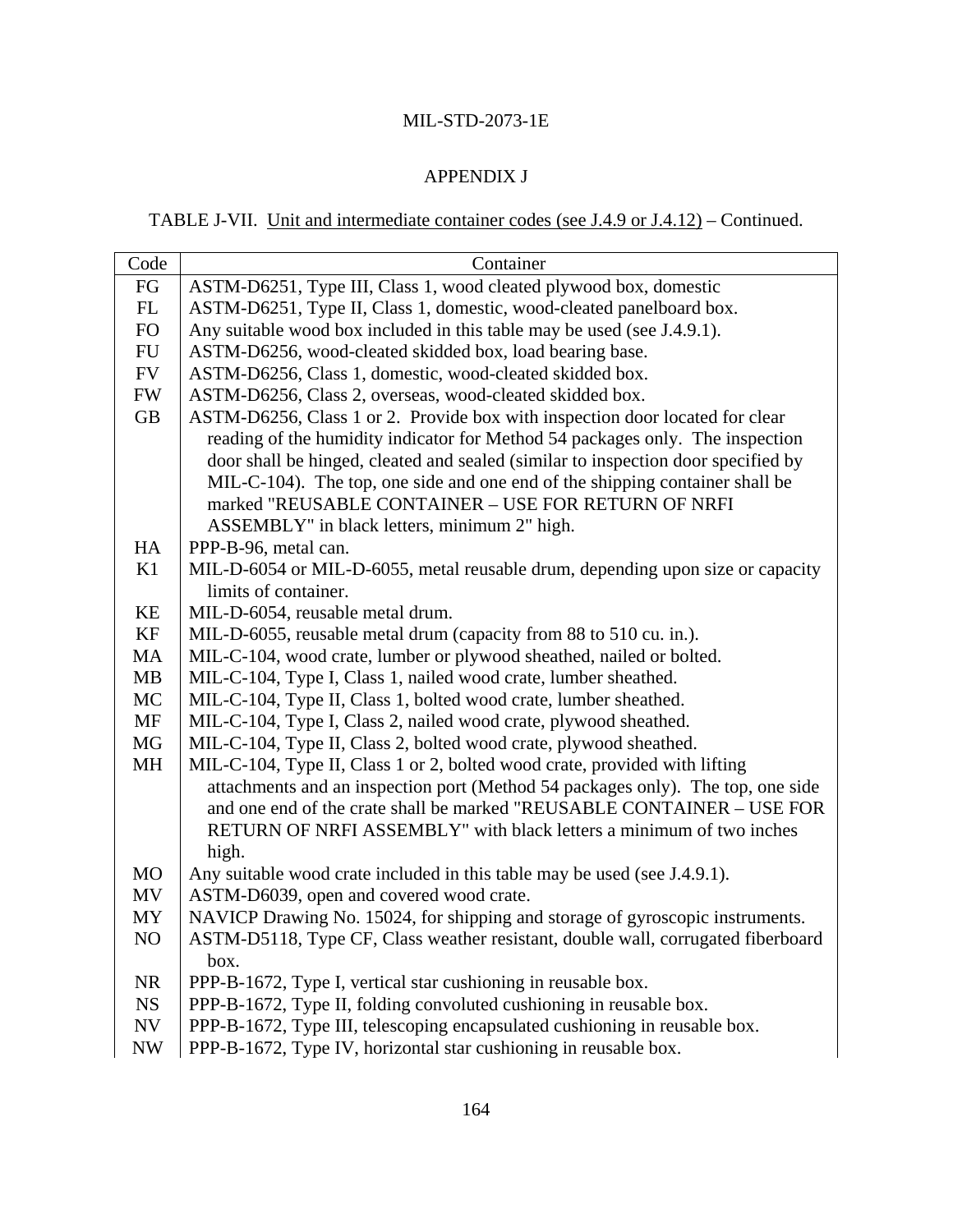APPENDIX J

TABLE J-VII. Unit and intermediate container codes (see J.4.9 or J.4.12) – Continued.

| Code | Container |
|---|---|
| FG | ASTM-D6251, Type III, Class 1, wood cleated plywood box, domestic |
| FL | ASTM-D6251, Type II, Class 1, domestic, wood-cleated panelboard box. |
| FO | Any suitable wood box included in this table may be used (see J.4.9.1). |
| FU | ASTM-D6256, wood-cleated skidded box, load bearing base. |
| FV | ASTM-D6256, Class 1, domestic, wood-cleated skidded box. |
| FW | ASTM-D6256, Class 2, overseas, wood-cleated skidded box. |
| GB | ASTM-D6256, Class 1 or 2. Provide box with inspection door located for clear reading of the humidity indicator for Method 54 packages only. The inspection door shall be hinged, cleated and sealed (similar to inspection door specified by MIL-C-104). The top, one side and one end of the shipping container shall be marked "REUSABLE CONTAINER – USE FOR RETURN OF NRFI ASSEMBLY" in black letters, minimum 2" high. |
| HA | PPP-B-96, metal can. |
| K1 | MIL-D-6054 or MIL-D-6055, metal reusable drum, depending upon size or capacity limits of container. |
| KE | MIL-D-6054, reusable metal drum. |
| KF | MIL-D-6055, reusable metal drum (capacity from 88 to 510 cu. in.). |
| MA | MIL-C-104, wood crate, lumber or plywood sheathed, nailed or bolted. |
| MB | MIL-C-104, Type I, Class 1, nailed wood crate, lumber sheathed. |
| MC | MIL-C-104, Type II, Class 1, bolted wood crate, lumber sheathed. |
| MF | MIL-C-104, Type I, Class 2, nailed wood crate, plywood sheathed. |
| MG | MIL-C-104, Type II, Class 2, bolted wood crate, plywood sheathed. |
| MH | MIL-C-104, Type II, Class 1 or 2, bolted wood crate, provided with lifting attachments and an inspection port (Method 54 packages only). The top, one side and one end of the crate shall be marked "REUSABLE CONTAINER – USE FOR RETURN OF NRFI ASSEMBLY" with black letters a minimum of two inches high. |
| MO | Any suitable wood crate included in this table may be used (see J.4.9.1). |
| MV | ASTM-D6039, open and covered wood crate. |
| MY | NAVICP Drawing No. 15024, for shipping and storage of gyroscopic instruments. |
| NO | ASTM-D5118, Type CF, Class weather resistant, double wall, corrugated fiberboard box. |
| NR | PPP-B-1672, Type I, vertical star cushioning in reusable box. |
| NS | PPP-B-1672, Type II, folding convoluted cushioning in reusable box. |
| NV | PPP-B-1672, Type III, telescoping encapsulated cushioning in reusable box. |
| NW | PPP-B-1672, Type IV, horizontal star cushioning in reusable box. |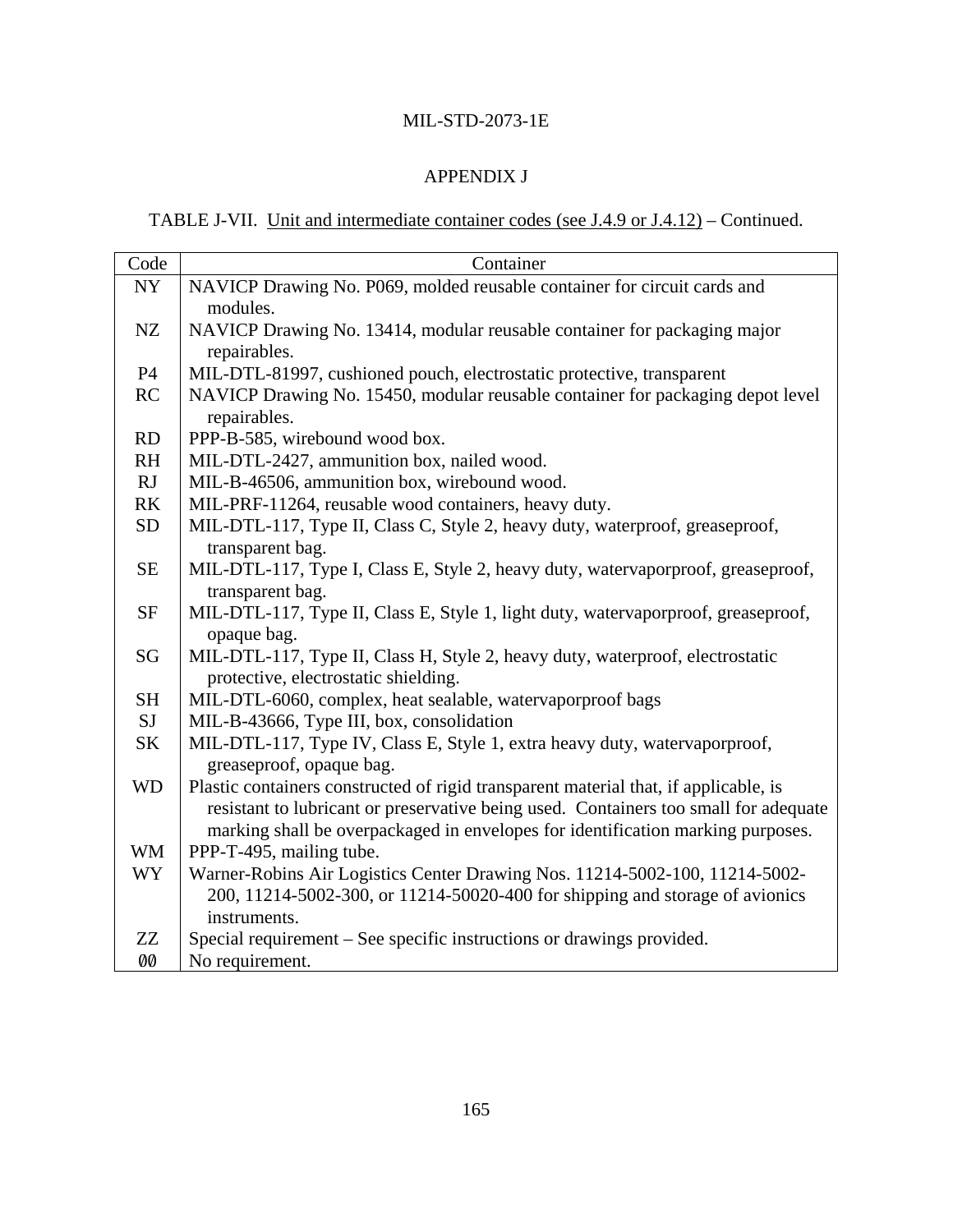# APPENDIX J

TABLE J-VII. Unit and intermediate container codes (see J.4.9 or J.4.12) – Continued.

| Code | Container |
|---|---|
| NY | NAVICP Drawing No. P069, molded reusable container for circuit cards and modules. |
| NZ | NAVICP Drawing No. 13414, modular reusable container for packaging major repairables. |
| P4 | MIL-DTL-81997, cushioned pouch, electrostatic protective, transparent |
| RC | NAVICP Drawing No. 15450, modular reusable container for packaging depot level repairables. |
| RD | PPP-B-585, wirebound wood box. |
| RH | MIL-DTL-2427, ammunition box, nailed wood. |
| RJ | MIL-B-46506, ammunition box, wirebound wood. |
| RK | MIL-PRF-11264, reusable wood containers, heavy duty. |
| SD | MIL-DTL-117, Type II, Class C, Style 2, heavy duty, waterproof, greaseproof, transparent bag. |
| SE | MIL-DTL-117, Type I, Class E, Style 2, heavy duty, watervaporproof, greaseproof, transparent bag. |
| SF | MIL-DTL-117, Type II, Class E, Style 1, light duty, watervaporproof, greaseproof, opaque bag. |
| SG | MIL-DTL-117, Type II, Class H, Style 2, heavy duty, waterproof, electrostatic protective, electrostatic shielding. |
| SH | MIL-DTL-6060, complex, heat sealable, watervaporproof bags |
| SJ | MIL-B-43666, Type III, box, consolidation |
| SK | MIL-DTL-117, Type IV, Class E, Style 1, extra heavy duty, watervaporproof, greaseproof, opaque bag. |
| WD | Plastic containers constructed of rigid transparent material that, if applicable, is resistant to lubricant or preservative being used. Containers too small for adequate marking shall be overpackaged in envelopes for identification marking purposes. |
| WM | PPP-T-495, mailing tube. |
| WY | Warner-Robins Air Logistics Center Drawing Nos. 11214-5002-100, 11214-5002-200, 11214-5002-300, or 11214-50020-400 for shipping and storage of avionics instruments. |
| ZZ | Special requirement – See specific instructions or drawings provided. |
| 00 | No requirement. |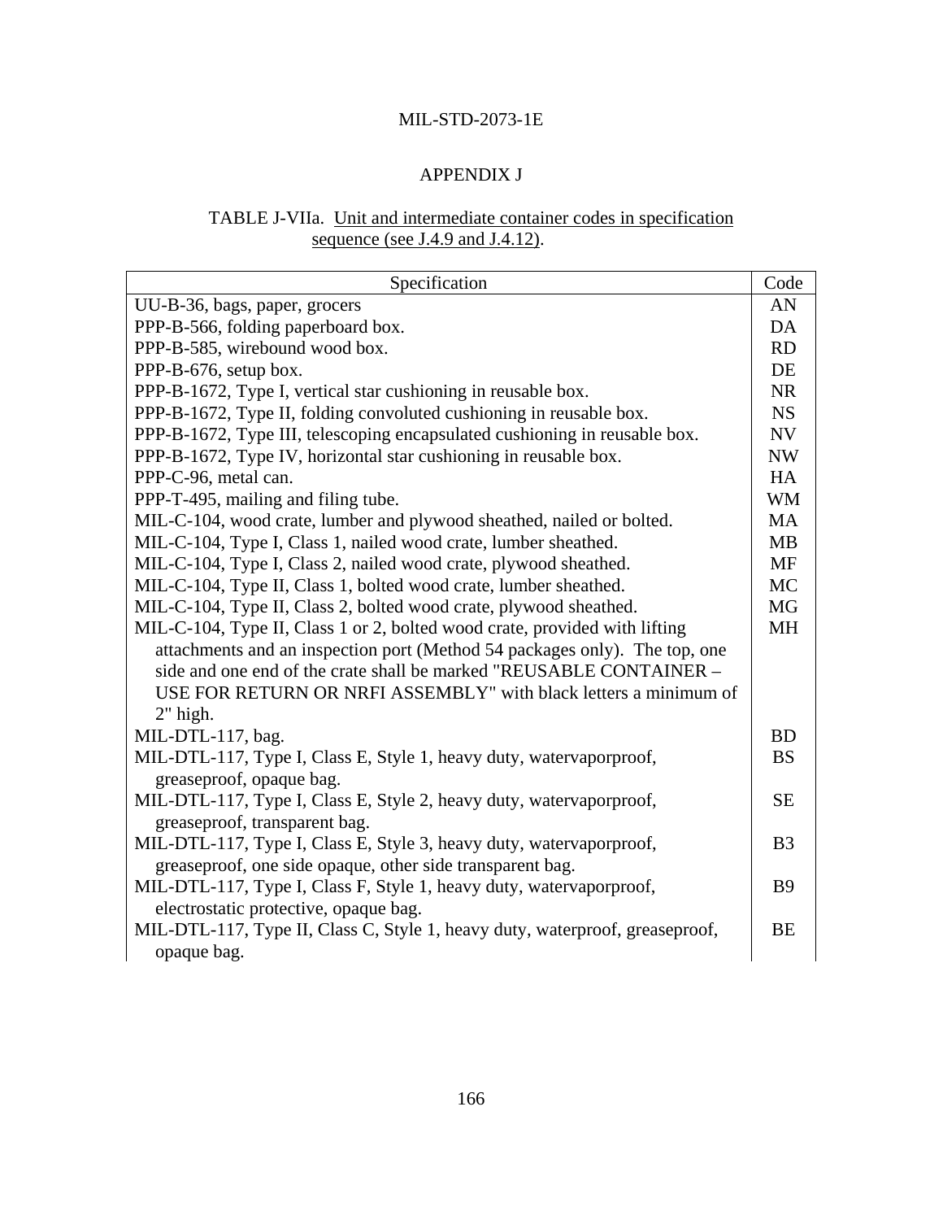# APPENDIX J

TABLE J-VIIa. Unit and intermediate container codes in specification sequence (see J.4.9 and J.4.12).

| Specification | Code |
|---|---|
| UU-B-36, bags, paper, grocers | AN |
| PPP-B-566, folding paperboard box. | DA |
| PPP-B-585, wirebound wood box. | RD |
| PPP-B-676, setup box. | DE |
| PPP-B-1672, Type I, vertical star cushioning in reusable box. | NR |
| PPP-B-1672, Type II, folding convoluted cushioning in reusable box. | NS |
| PPP-B-1672, Type III, telescoping encapsulated cushioning in reusable box. | NV |
| PPP-B-1672, Type IV, horizontal star cushioning in reusable box. | NW |
| PPP-C-96, metal can. | HA |
| PPP-T-495, mailing and filing tube. | WM |
| MIL-C-104, wood crate, lumber and plywood sheathed, nailed or bolted. | MA |
| MIL-C-104, Type I, Class 1, nailed wood crate, lumber sheathed. | MB |
| MIL-C-104, Type I, Class 2, nailed wood crate, plywood sheathed. | MF |
| MIL-C-104, Type II, Class 1, bolted wood crate, lumber sheathed. | MC |
| MIL-C-104, Type II, Class 2, bolted wood crate, plywood sheathed. | MG |
| MIL-C-104, Type II, Class 1 or 2, bolted wood crate, provided with lifting attachments and an inspection port (Method 54 packages only). The top, one side and one end of the crate shall be marked "REUSABLE CONTAINER – USE FOR RETURN OR NRFI ASSEMBLY" with black letters a minimum of 2" high. | MH |
| MIL-DTL-117, bag. | BD |
| MIL-DTL-117, Type I, Class E, Style 1, heavy duty, watervaporproof, greaseproof, opaque bag. | BS |
| MIL-DTL-117, Type I, Class E, Style 2, heavy duty, watervaporproof, greaseproof, transparent bag. | SE |
| MIL-DTL-117, Type I, Class E, Style 3, heavy duty, watervaporproof, greaseproof, one side opaque, other side transparent bag. | B3 |
| MIL-DTL-117, Type I, Class F, Style 1, heavy duty, watervaporproof, electrostatic protective, opaque bag. | B9 |
| MIL-DTL-117, Type II, Class C, Style 1, heavy duty, waterproof, greaseproof, opaque bag. | BE |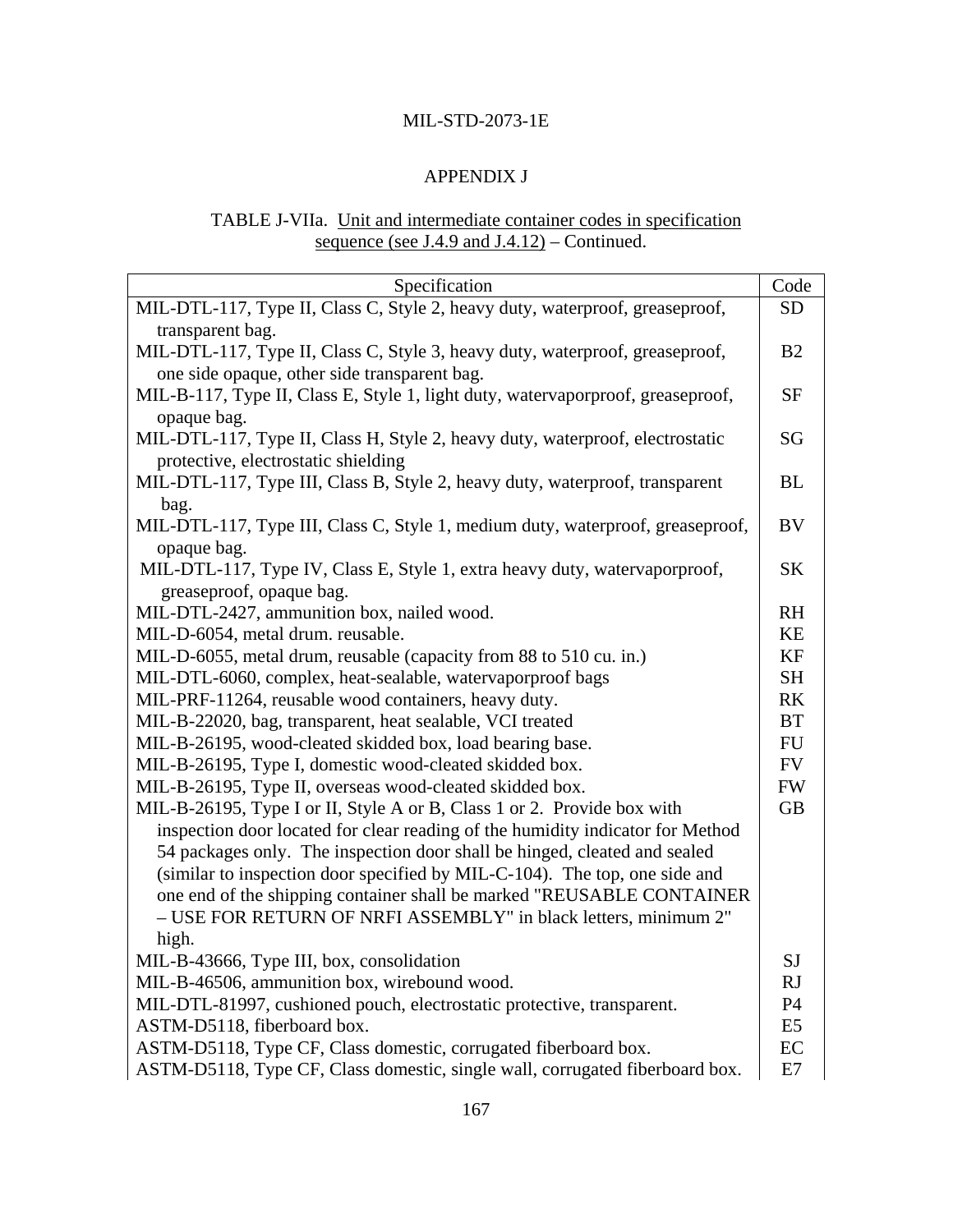## APPENDIX J

TABLE J-VIIa. Unit and intermediate container codes in specification sequence (see J.4.9 and J.4.12) – Continued.

| Specification | Code |
|---|---|
| MIL-DTL-117, Type II, Class C, Style 2, heavy duty, waterproof, greaseproof, transparent bag. | SD |
| MIL-DTL-117, Type II, Class C, Style 3, heavy duty, waterproof, greaseproof, one side opaque, other side transparent bag. | B2 |
| MIL-B-117, Type II, Class E, Style 1, light duty, watervaporproof, greaseproof, opaque bag. | SF |
| MIL-DTL-117, Type II, Class H, Style 2, heavy duty, waterproof, electrostatic protective, electrostatic shielding | SG |
| MIL-DTL-117, Type III, Class B, Style 2, heavy duty, waterproof, transparent bag. | BL |
| MIL-DTL-117, Type III, Class C, Style 1, medium duty, waterproof, greaseproof, opaque bag. | BV |
| MIL-DTL-117, Type IV, Class E, Style 1, extra heavy duty, watervaporproof, greaseproof, opaque bag. | SK |
| MIL-DTL-2427, ammunition box, nailed wood. | RH |
| MIL-D-6054, metal drum. reusable. | KE |
| MIL-D-6055, metal drum, reusable (capacity from 88 to 510 cu. in.) | KF |
| MIL-DTL-6060, complex, heat-sealable, watervaporproof bags | SH |
| MIL-PRF-11264, reusable wood containers, heavy duty. | RK |
| MIL-B-22020, bag, transparent, heat sealable, VCI treated | BT |
| MIL-B-26195, wood-cleated skidded box, load bearing base. | FU |
| MIL-B-26195, Type I, domestic wood-cleated skidded box. | FV |
| MIL-B-26195, Type II, overseas wood-cleated skidded box. | FW |
| MIL-B-26195, Type I or II, Style A or B, Class 1 or 2. Provide box with inspection door located for clear reading of the humidity indicator for Method 54 packages only. The inspection door shall be hinged, cleated and sealed (similar to inspection door specified by MIL-C-104). The top, one side and one end of the shipping container shall be marked "REUSABLE CONTAINER – USE FOR RETURN OF NRFI ASSEMBLY" in black letters, minimum 2" high. | GB |
| MIL-B-43666, Type III, box, consolidation | SJ |
| MIL-B-46506, ammunition box, wirebound wood. | RJ |
| MIL-DTL-81997, cushioned pouch, electrostatic protective, transparent. | P4 |
| ASTM-D5118, fiberboard box. | E5 |
| ASTM-D5118, Type CF, Class domestic, corrugated fiberboard box. | EC |
| ASTM-D5118, Type CF, Class domestic, single wall, corrugated fiberboard box. | E7 |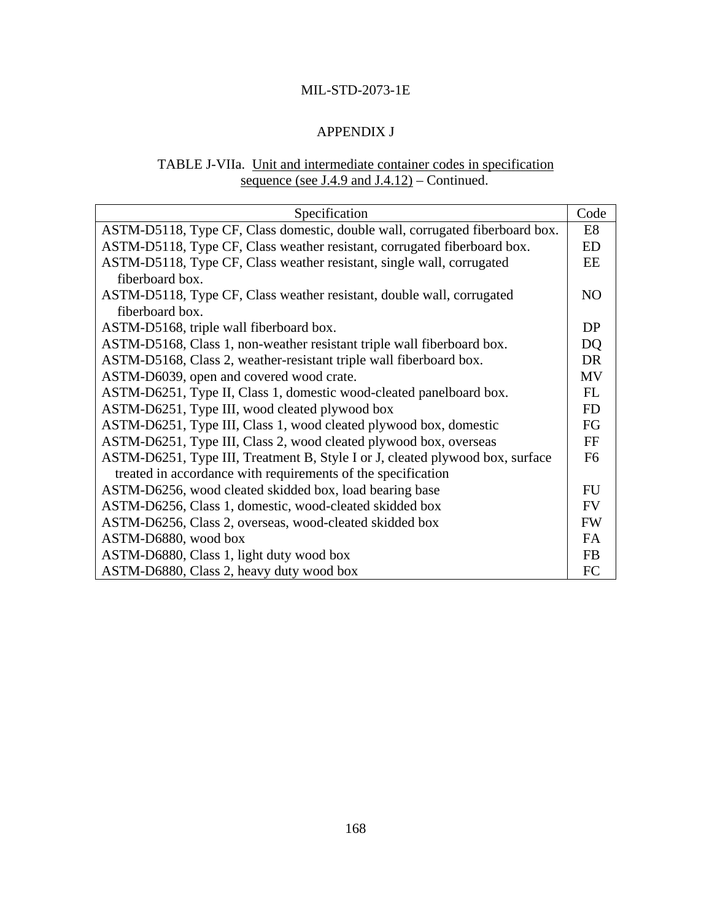## APPENDIX J

TABLE J-VIIa. Unit and intermediate container codes in specification sequence (see J.4.9 and J.4.12) – Continued.

| Specification | Code |
|---|---|
| ASTM-D5118, Type CF, Class domestic, double wall, corrugated fiberboard box. | E8 |
| ASTM-D5118, Type CF, Class weather resistant, corrugated fiberboard box. | ED |
| ASTM-D5118, Type CF, Class weather resistant, single wall, corrugated fiberboard box. | EE |
| ASTM-D5118, Type CF, Class weather resistant, double wall, corrugated fiberboard box. | NO |
| ASTM-D5168, triple wall fiberboard box. | DP |
| ASTM-D5168, Class 1, non-weather resistant triple wall fiberboard box. | DQ |
| ASTM-D5168, Class 2, weather-resistant triple wall fiberboard box. | DR |
| ASTM-D6039, open and covered wood crate. | MV |
| ASTM-D6251, Type II, Class 1, domestic wood-cleated panelboard box. | FL |
| ASTM-D6251, Type III, wood cleated plywood box | FD |
| ASTM-D6251, Type III, Class 1, wood cleated plywood box, domestic | FG |
| ASTM-D6251, Type III, Class 2, wood cleated plywood box, overseas | FF |
| ASTM-D6251, Type III, Treatment B, Style I or J, cleated plywood box, surface treated in accordance with requirements of the specification | F6 |
| ASTM-D6256, wood cleated skidded box, load bearing base | FU |
| ASTM-D6256, Class 1, domestic, wood-cleated skidded box | FV |
| ASTM-D6256, Class 2, overseas, wood-cleated skidded box | FW |
| ASTM-D6880, wood box | FA |
| ASTM-D6880, Class 1, light duty wood box | FB |
| ASTM-D6880, Class 2, heavy duty wood box | FC |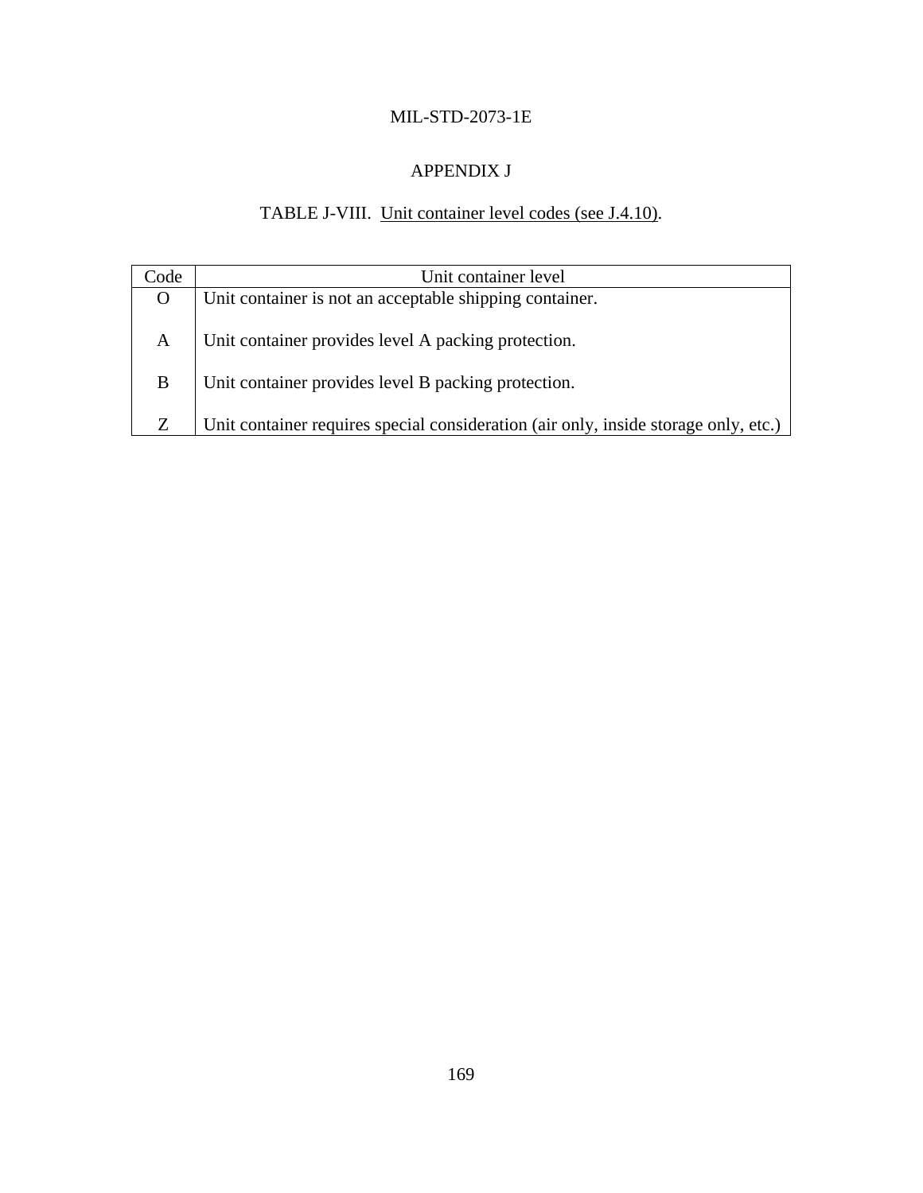# APPENDIX J

TABLE J-VIII. Unit container level codes (see J.4.10).

| Code | Unit container level |
| --- | --- |
| O | Unit container is not an acceptable shipping container. |
| A | Unit container provides level A packing protection. |
| B | Unit container provides level B packing protection. |
| Z | Unit container requires special consideration (air only, inside storage only, etc.) |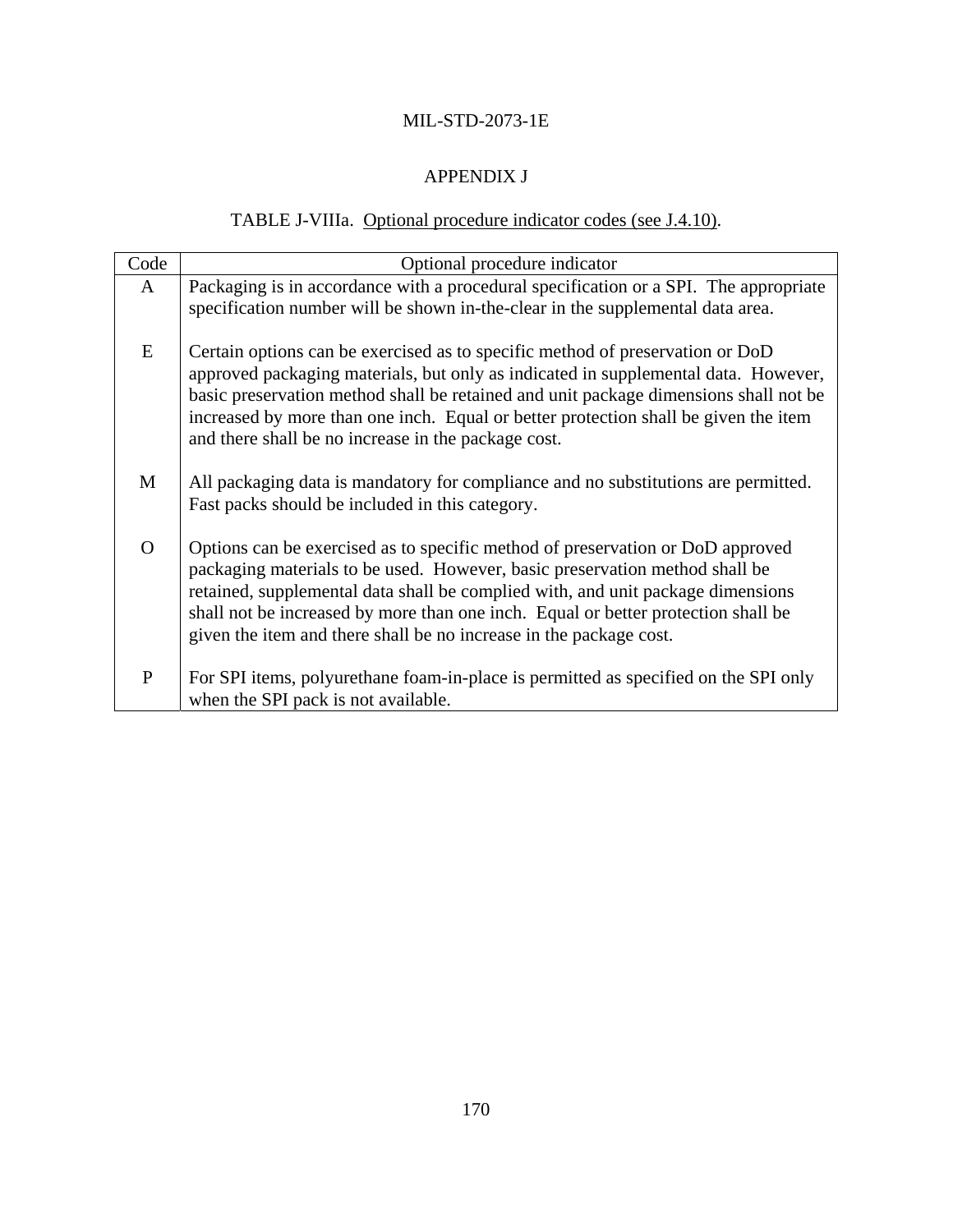APPENDIX J

TABLE J-VIIIa. Optional procedure indicator codes (see J.4.10).

| Code | Optional procedure indicator |
|---|---|
| A | Packaging is in accordance with a procedural specification or a SPI. The appropriate specification number will be shown in-the-clear in the supplemental data area. |
| E | Certain options can be exercised as to specific method of preservation or DoD approved packaging materials, but only as indicated in supplemental data. However, basic preservation method shall be retained and unit package dimensions shall not be increased by more than one inch. Equal or better protection shall be given the item and there shall be no increase in the package cost. |
| M | All packaging data is mandatory for compliance and no substitutions are permitted. Fast packs should be included in this category. |
| O | Options can be exercised as to specific method of preservation or DoD approved packaging materials to be used. However, basic preservation method shall be retained, supplemental data shall be complied with, and unit package dimensions shall not be increased by more than one inch. Equal or better protection shall be given the item and there shall be no increase in the package cost. |
| P | For SPI items, polyurethane foam-in-place is permitted as specified on the SPI only when the SPI pack is not available. |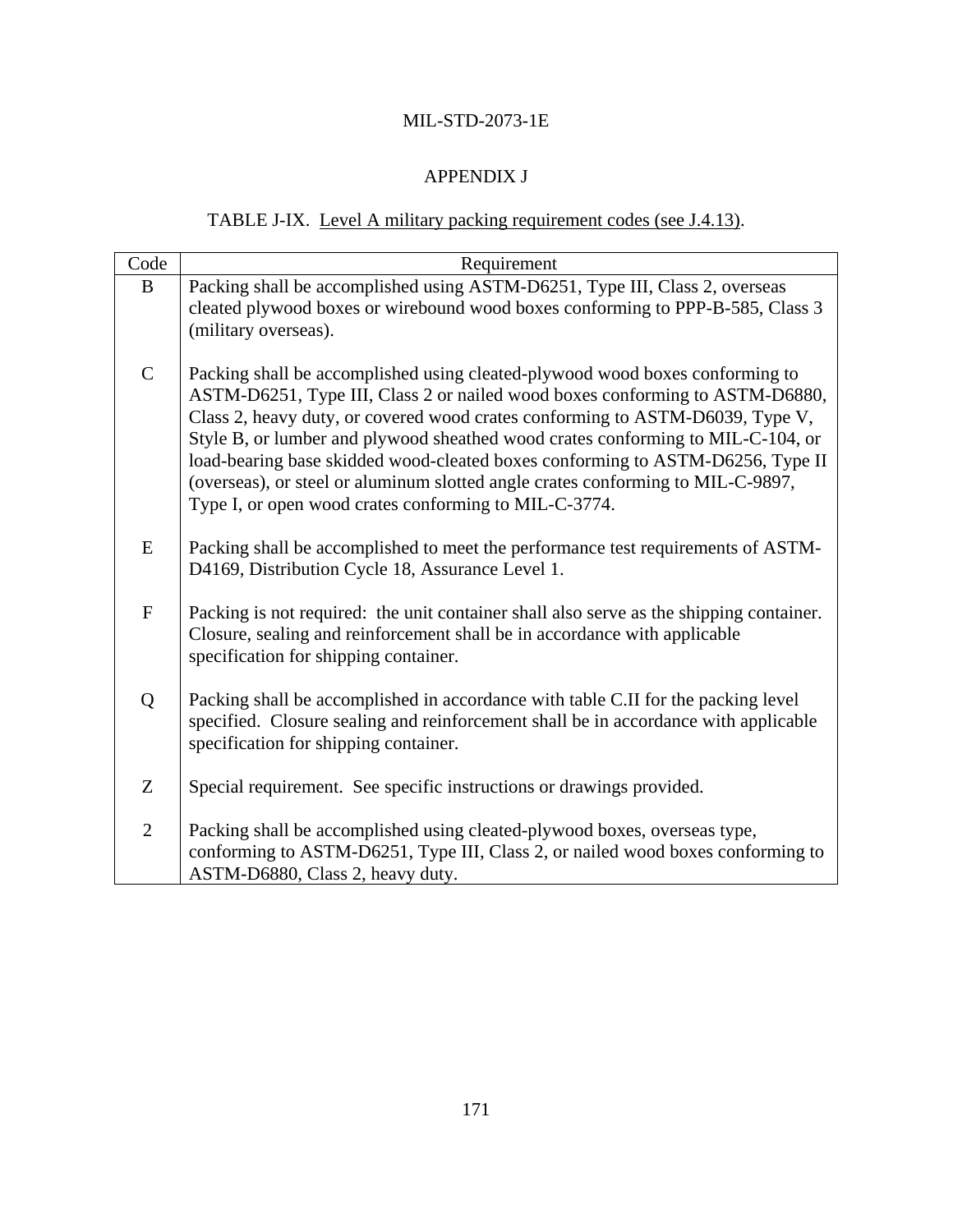## APPENDIX J

TABLE J-IX. Level A military packing requirement codes (see J.4.13).

| Code | Requirement |
|---|---|
| B | Packing shall be accomplished using ASTM-D6251, Type III, Class 2, overseas cleated plywood boxes or wirebound wood boxes conforming to PPP-B-585, Class 3 (military overseas). |
| C | Packing shall be accomplished using cleated-plywood wood boxes conforming to ASTM-D6251, Type III, Class 2 or nailed wood boxes conforming to ASTM-D6880, Class 2, heavy duty, or covered wood crates conforming to ASTM-D6039, Type V, Style B, or lumber and plywood sheathed wood crates conforming to MIL-C-104, or load-bearing base skidded wood-cleated boxes conforming to ASTM-D6256, Type II (overseas), or steel or aluminum slotted angle crates conforming to MIL-C-9897, Type I, or open wood crates conforming to MIL-C-3774. |
| E | Packing shall be accomplished to meet the performance test requirements of ASTM-D4169, Distribution Cycle 18, Assurance Level 1. |
| F | Packing is not required: the unit container shall also serve as the shipping container. Closure, sealing and reinforcement shall be in accordance with applicable specification for shipping container. |
| Q | Packing shall be accomplished in accordance with table C.II for the packing level specified. Closure sealing and reinforcement shall be in accordance with applicable specification for shipping container. |
| Z | Special requirement. See specific instructions or drawings provided. |
| 2 | Packing shall be accomplished using cleated-plywood boxes, overseas type, conforming to ASTM-D6251, Type III, Class 2, or nailed wood boxes conforming to ASTM-D6880, Class 2, heavy duty. |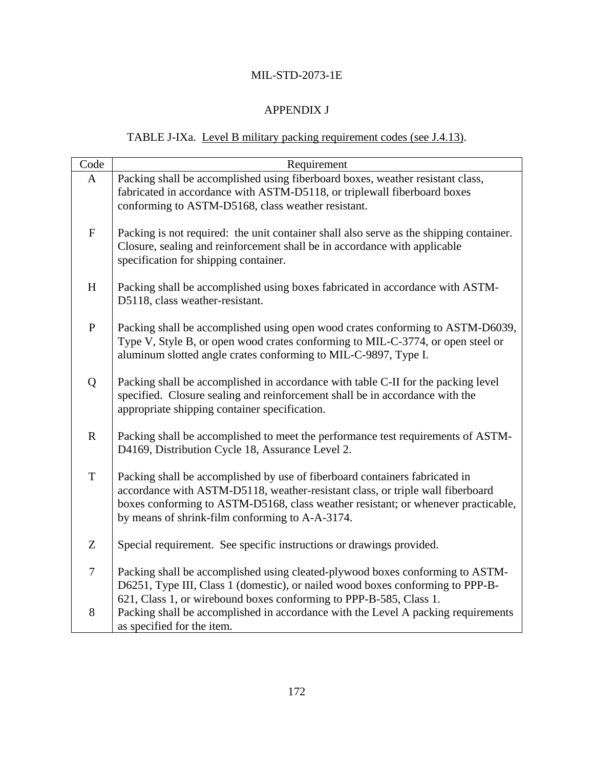MIL-STD-2073-1E

APPENDIX J

TABLE J-IXa. Level B military packing requirement codes (see J.4.13).

| Code | Requirement |
|---|---|
| A | Packing shall be accomplished using fiberboard boxes, weather resistant class, fabricated in accordance with ASTM-D5118, or triplewall fiberboard boxes conforming to ASTM-D5168, class weather resistant. |
| F | Packing is not required: the unit container shall also serve as the shipping container. Closure, sealing and reinforcement shall be in accordance with applicable specification for shipping container. |
| H | Packing shall be accomplished using boxes fabricated in accordance with ASTM-D5118, class weather-resistant. |
| P | Packing shall be accomplished using open wood crates conforming to ASTM-D6039, Type V, Style B, or open wood crates conforming to MIL-C-3774, or open steel or aluminum slotted angle crates conforming to MIL-C-9897, Type I. |
| Q | Packing shall be accomplished in accordance with table C-II for the packing level specified. Closure sealing and reinforcement shall be in accordance with the appropriate shipping container specification. |
| R | Packing shall be accomplished to meet the performance test requirements of ASTM-D4169, Distribution Cycle 18, Assurance Level 2. |
| T | Packing shall be accomplished by use of fiberboard containers fabricated in accordance with ASTM-D5118, weather-resistant class, or triple wall fiberboard boxes conforming to ASTM-D5168, class weather resistant; or whenever practicable, by means of shrink-film conforming to A-A-3174. |
| Z | Special requirement. See specific instructions or drawings provided. |
| 7 | Packing shall be accomplished using cleated-plywood boxes conforming to ASTM-D6251, Type III, Class 1 (domestic), or nailed wood boxes conforming to PPP-B-621, Class 1, or wirebound boxes conforming to PPP-B-585, Class 1. |
| 8 | Packing shall be accomplished in accordance with the Level A packing requirements as specified for the item. |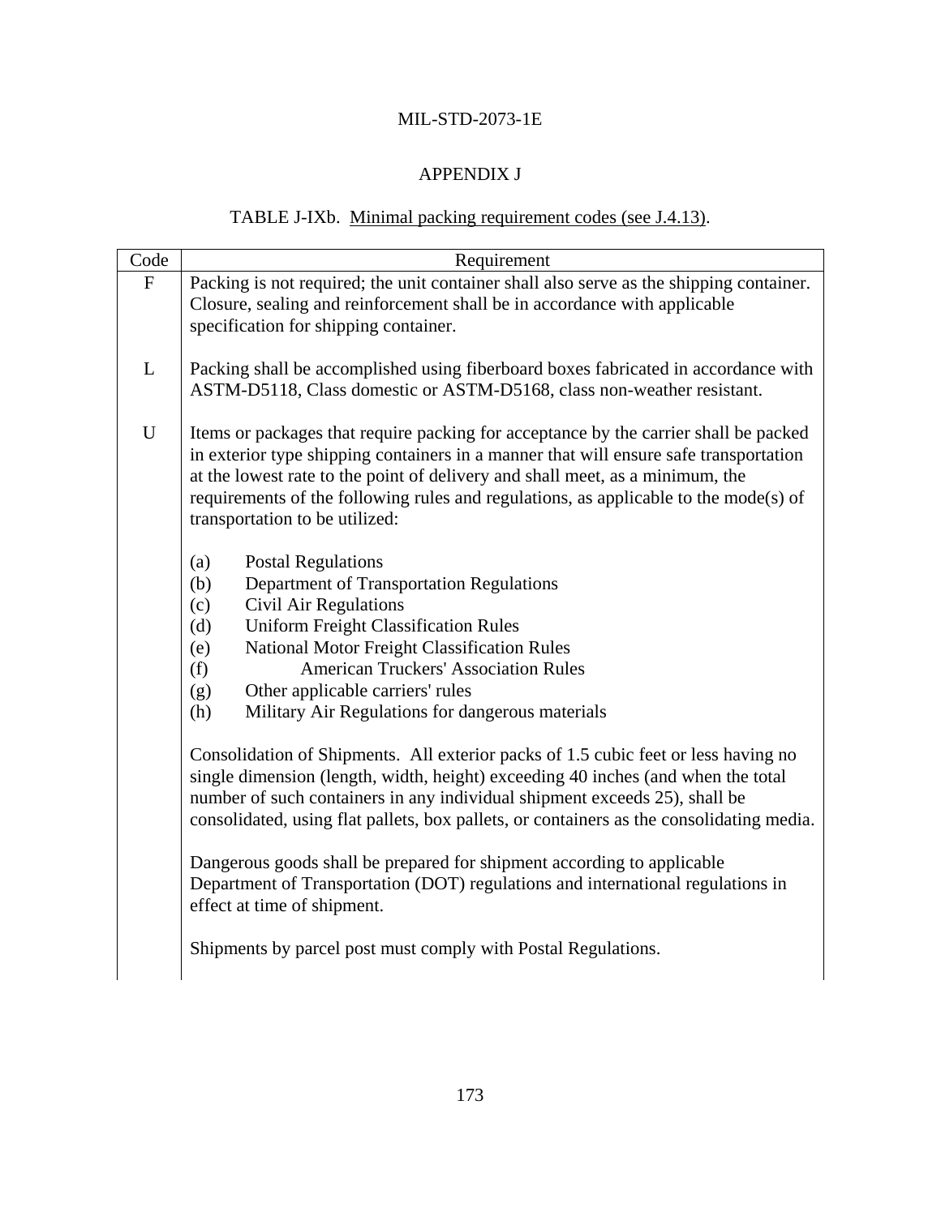## APPENDIX J

TABLE J-IXb. Minimal packing requirement codes (see J.4.13).

| Code | Requirement |
|---|---|
| F | Packing is not required; the unit container shall also serve as the shipping container. Closure, sealing and reinforcement shall be in accordance with applicable specification for shipping container. |
| L | Packing shall be accomplished using fiberboard boxes fabricated in accordance with ASTM-D5118, Class domestic or ASTM-D5168, class non-weather resistant. |
| U | Items or packages that require packing for acceptance by the carrier shall be packed in exterior type shipping containers in a manner that will ensure safe transportation at the lowest rate to the point of delivery and shall meet, as a minimum, the requirements of the following rules and regulations, as applicable to the mode(s) of transportation to be utilized:<br><br>(a) Postal Regulations<br>(b) Department of Transportation Regulations<br>(c) Civil Air Regulations<br>(d) Uniform Freight Classification Rules<br>(e) National Motor Freight Classification Rules<br>(f) American Truckers' Association Rules<br>(g) Other applicable carriers' rules<br>(h) Military Air Regulations for dangerous materials<br><br>Consolidation of Shipments. All exterior packs of 1.5 cubic feet or less having no single dimension (length, width, height) exceeding 40 inches (and when the total number of such containers in any individual shipment exceeds 25), shall be consolidated, using flat pallets, box pallets, or containers as the consolidating media.<br><br>Dangerous goods shall be prepared for shipment according to applicable Department of Transportation (DOT) regulations and international regulations in effect at time of shipment.<br><br>Shipments by parcel post must comply with Postal Regulations. |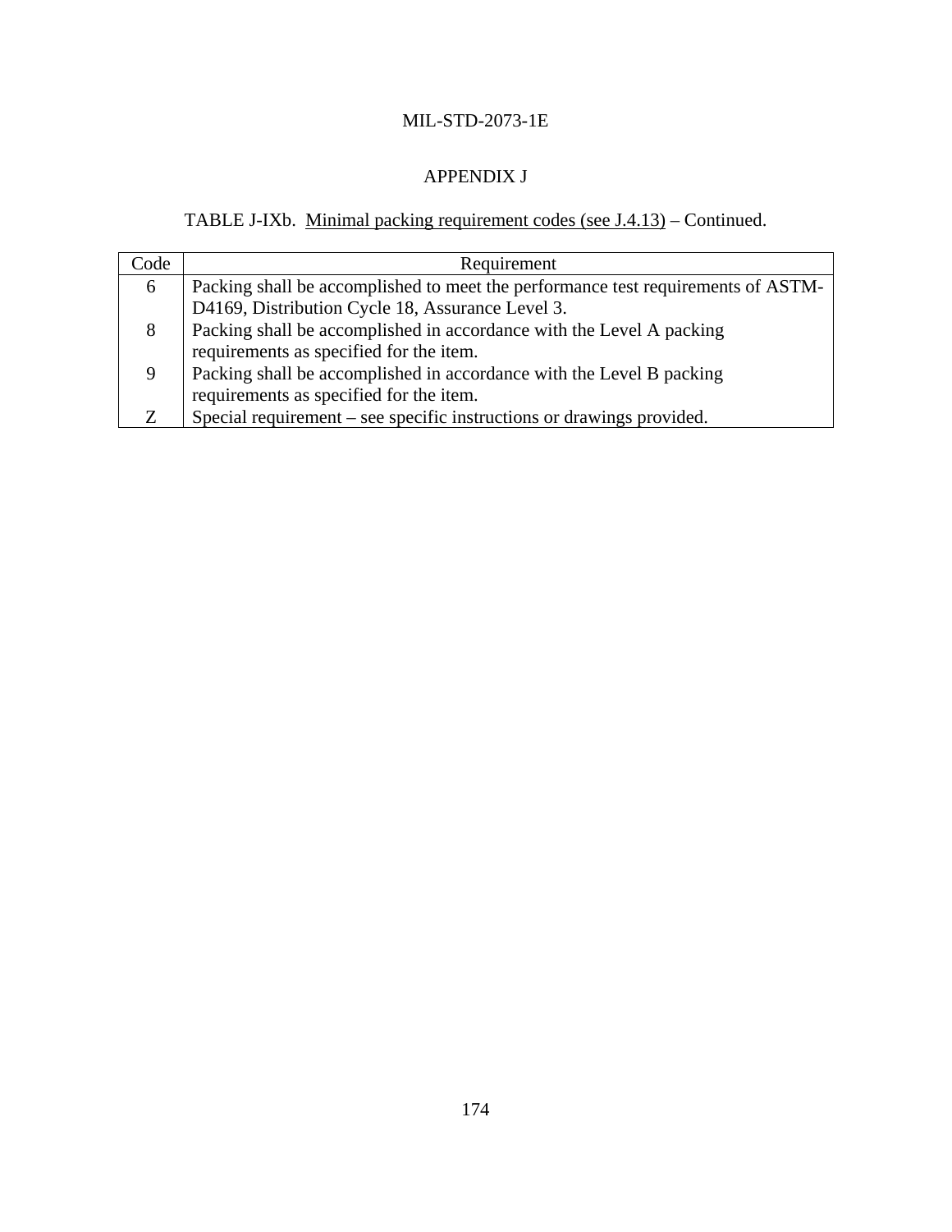## APPENDIX J

TABLE J-IXb. Minimal packing requirement codes (see J.4.13) – Continued.

| Code | Requirement |
|---|---|
| 6 | Packing shall be accomplished to meet the performance test requirements of ASTM-D4169, Distribution Cycle 18, Assurance Level 3. |
| 8 | Packing shall be accomplished in accordance with the Level A packing requirements as specified for the item. |
| 9 | Packing shall be accomplished in accordance with the Level B packing requirements as specified for the item. |
| Z | Special requirement – see specific instructions or drawings provided. |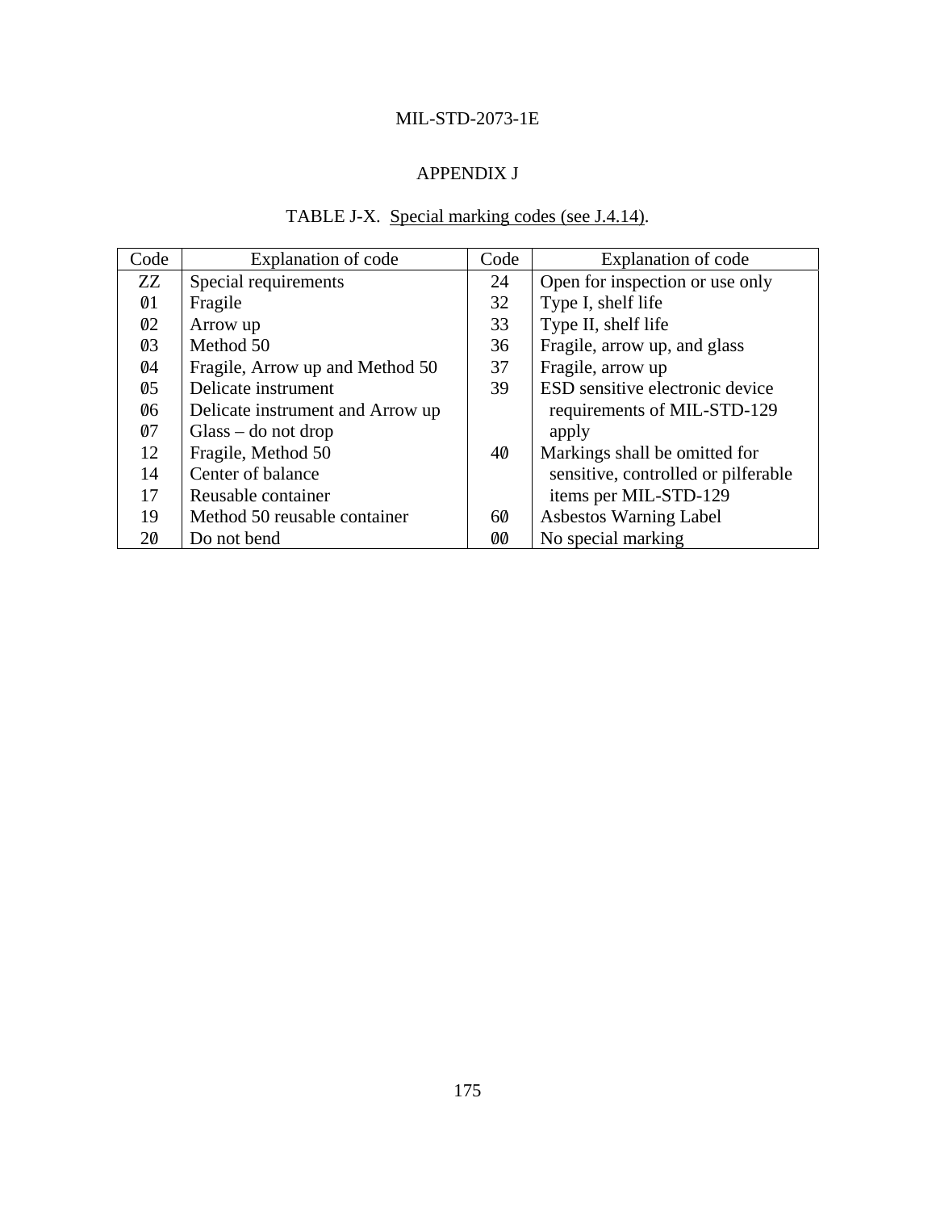## APPENDIX J

TABLE J-X. Special marking codes (see J.4.14).

| Code | Explanation of code | Code | Explanation of code |
|---|---|---|---|
| ZZ | Special requirements | 24 | Open for inspection or use only |
| 01 | Fragile | 32 | Type I, shelf life |
| 02 | Arrow up | 33 | Type II, shelf life |
| 03 | Method 50 | 36 | Fragile, arrow up, and glass |
| 04 | Fragile, Arrow up and Method 50 | 37 | Fragile, arrow up |
| 05 | Delicate instrument | 39 | ESD sensitive electronic device requirements of MIL-STD-129 apply |
| 06 | Delicate instrument and Arrow up | | |
| 07 | Glass – do not drop | | |
| 12 | Fragile, Method 50 | 40 | Markings shall be omitted for sensitive, controlled or pilferable items per MIL-STD-129 |
| 14 | Center of balance | | |
| 17 | Reusable container | | |
| 19 | Method 50 reusable container | 60 | Asbestos Warning Label |
| 20 | Do not bend | 00 | No special marking |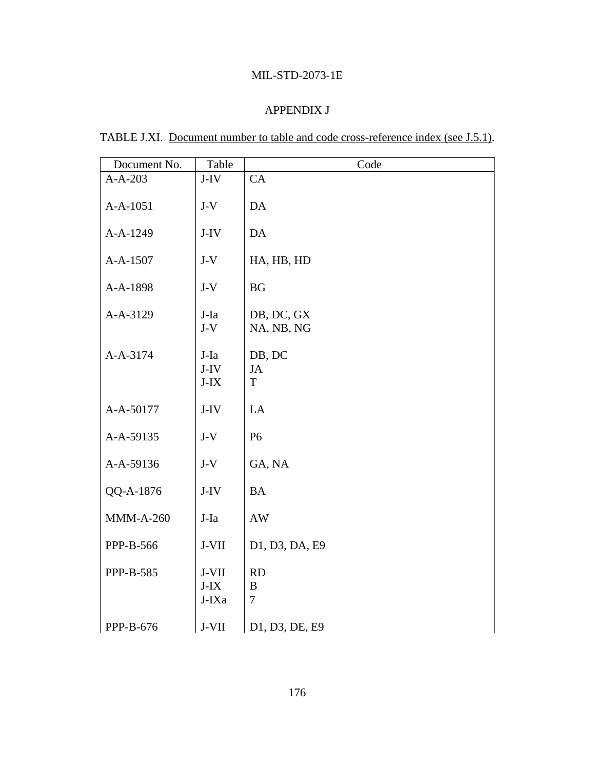## APPENDIX J

TABLE J.XI. Document number to table and code cross-reference index (see J.5.1).

| Document No. | Table | Code |
|---|---|---|
| A-A-203 | J-IV | CA |
| A-A-1051 | J-V | DA |
| A-A-1249 | J-IV | DA |
| A-A-1507 | J-V | HA, HB, HD |
| A-A-1898 | J-V | BG |
| A-A-3129 | J-Ia | DB, DC, GX |
| | J-V | NA, NB, NG |
| A-A-3174 | J-Ia | DB, DC |
| | J-IV | JA |
| | J-IX | T |
| A-A-50177 | J-IV | LA |
| A-A-59135 | J-V | P6 |
| A-A-59136 | J-V | GA, NA |
| QQ-A-1876 | J-IV | BA |
| MMM-A-260 | J-Ia | AW |
| PPP-B-566 | J-VII | D1, D3, DA, E9 |
| PPP-B-585 | J-VII | RD |
| | J-IX | B |
| | J-IXa | 7 |
| PPP-B-676 | J-VII | D1, D3, DE, E9 |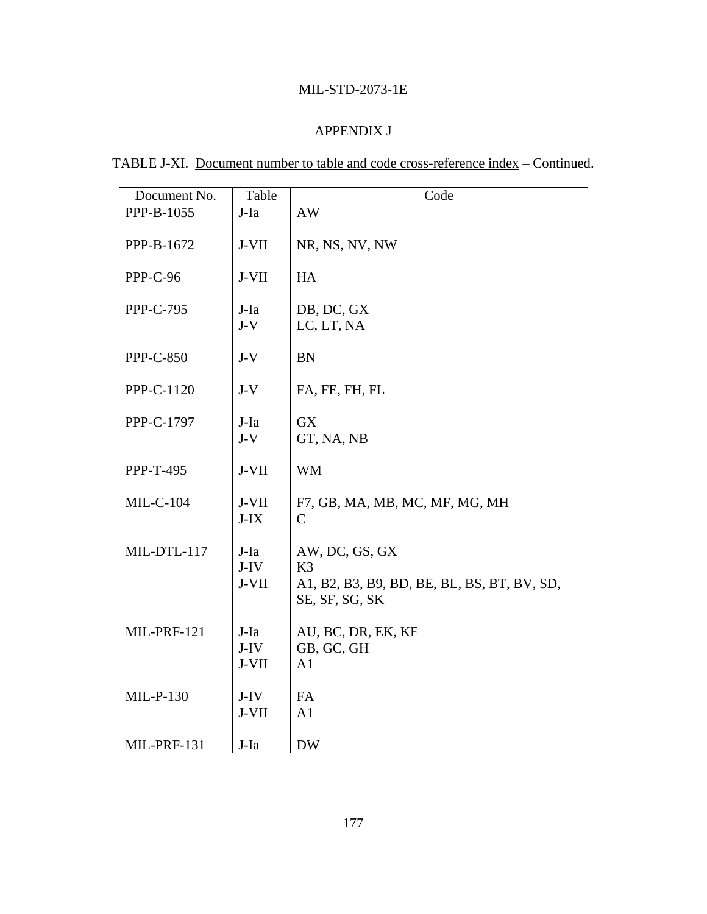APPENDIX J

TABLE J-XI. Document number to table and code cross-reference index – Continued.

| Document No. | Table | Code |
|---|---|---|
| PPP-B-1055 | J-Ia | AW |
| PPP-B-1672 | J-VII | NR, NS, NV, NW |
| PPP-C-96 | J-VII | HA |
| PPP-C-795 | J-Ia | DB, DC, GX |
| | J-V | LC, LT, NA |
| PPP-C-850 | J-V | BN |
| PPP-C-1120 | J-V | FA, FE, FH, FL |
| PPP-C-1797 | J-Ia | GX |
| | J-V | GT, NA, NB |
| PPP-T-495 | J-VII | WM |
| MIL-C-104 | J-VII | F7, GB, MA, MB, MC, MF, MG, MH |
| | J-IX | C |
| MIL-DTL-117 | J-Ia | AW, DC, GS, GX |
| | J-IV | K3 |
| | J-VII | A1, B2, B3, B9, BD, BE, BL, BS, BT, BV, SD, SE, SF, SG, SK |
| MIL-PRF-121 | J-Ia | AU, BC, DR, EK, KF |
| | J-IV | GB, GC, GH |
| | J-VII | A1 |
| MIL-P-130 | J-IV | FA |
| | J-VII | A1 |
| MIL-PRF-131 | J-Ia | DW |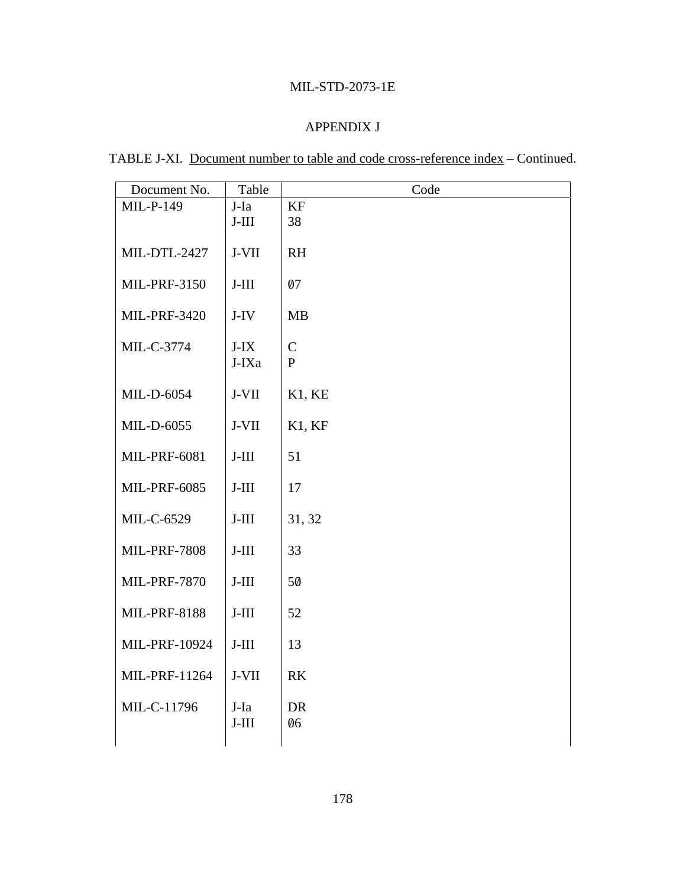## APPENDIX J

TABLE J-XI. Document number to table and code cross-reference index – Continued.

| Document No. | Table | Code |
|---|---|---|
| MIL-P-149 | J-Ia | KF |
| | J-III | 38 |
| MIL-DTL-2427 | J-VII | RH |
| MIL-PRF-3150 | J-III | 07 |
| MIL-PRF-3420 | J-IV | MB |
| MIL-C-3774 | J-IX | C |
| | J-IXa | P |
| MIL-D-6054 | J-VII | K1, KE |
| MIL-D-6055 | J-VII | K1, KF |
| MIL-PRF-6081 | J-III | 51 |
| MIL-PRF-6085 | J-III | 17 |
| MIL-C-6529 | J-III | 31, 32 |
| MIL-PRF-7808 | J-III | 33 |
| MIL-PRF-7870 | J-III | 50 |
| MIL-PRF-8188 | J-III | 52 |
| MIL-PRF-10924 | J-III | 13 |
| MIL-PRF-11264 | J-VII | RK |
| MIL-C-11796 | J-Ia | DR |
| | J-III | 06 |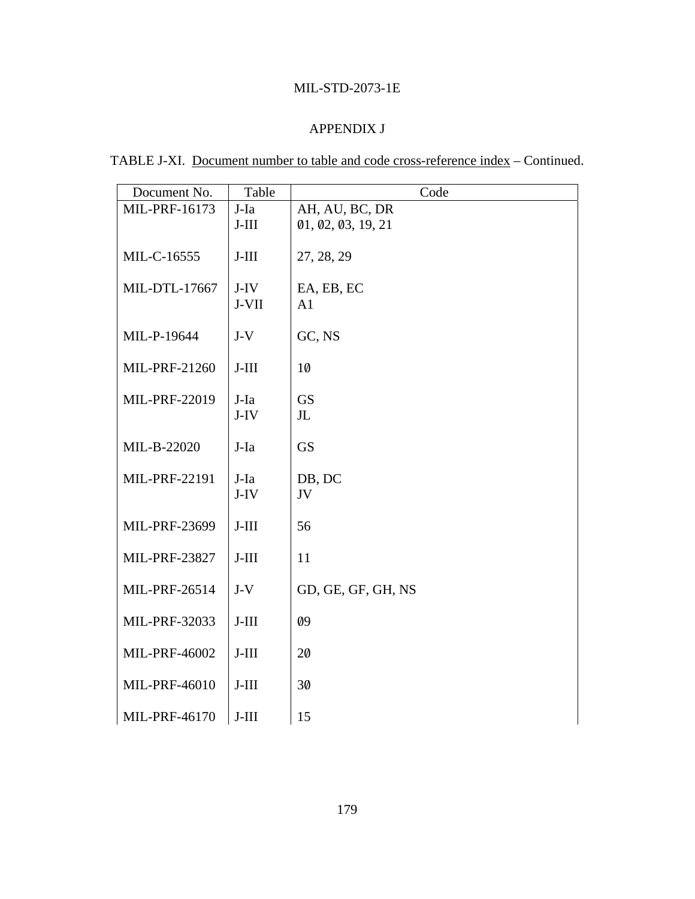## APPENDIX J

TABLE J-XI. Document number to table and code cross-reference index – Continued.

| Document No. | Table | Code |
|---|---|---|
| MIL-PRF-16173 | J-Ia<br>J-III | AH, AU, BC, DR<br>01, 02, 03, 19, 21 |
| MIL-C-16555 | J-III | 27, 28, 29 |
| MIL-DTL-17667 | J-IV<br>J-VII | EA, EB, EC<br>A1 |
| MIL-P-19644 | J-V | GC, NS |
| MIL-PRF-21260 | J-III | 10 |
| MIL-PRF-22019 | J-Ia<br>J-IV | GS<br>JL |
| MIL-B-22020 | J-Ia | GS |
| MIL-PRF-22191 | J-Ia<br>J-IV | DB, DC<br>JV |
| MIL-PRF-23699 | J-III | 56 |
| MIL-PRF-23827 | J-III | 11 |
| MIL-PRF-26514 | J-V | GD, GE, GF, GH, NS |
| MIL-PRF-32033 | J-III | 09 |
| MIL-PRF-46002 | J-III | 20 |
| MIL-PRF-46010 | J-III | 30 |
| MIL-PRF-46170 | J-III | 15 |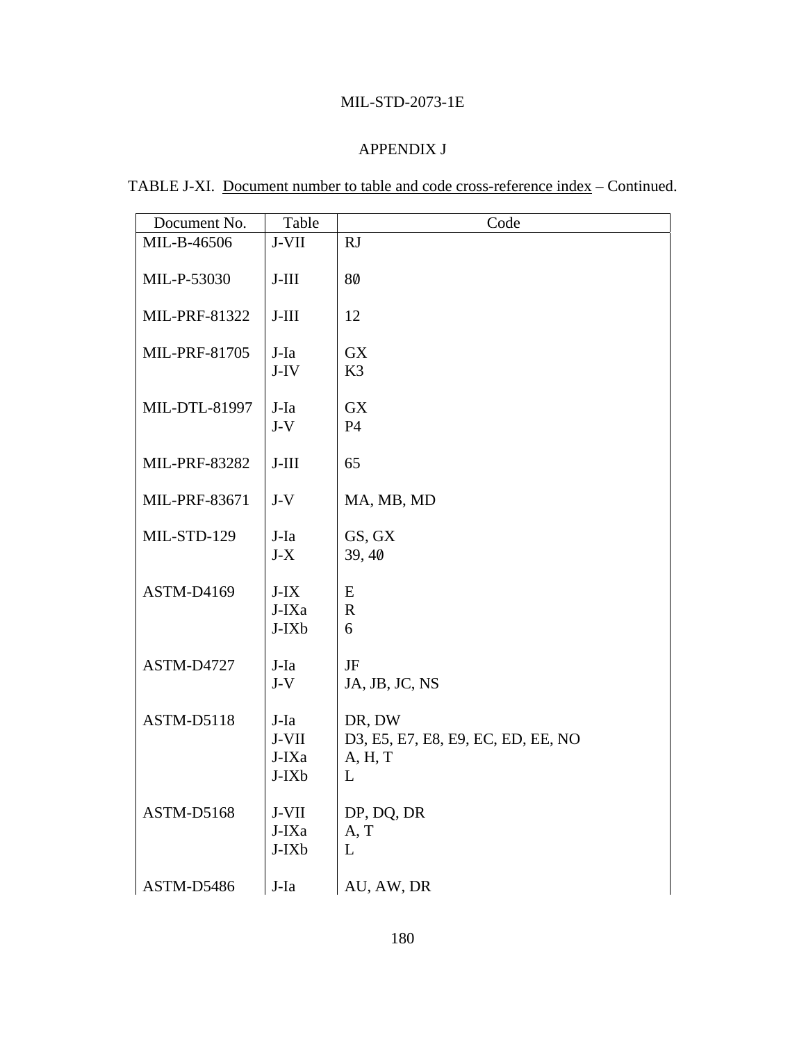MIL-STD-2073-1E

APPENDIX J

TABLE J-XI. Document number to table and code cross-reference index – Continued.

| Document No. | Table | Code |
|---|---|---|
| MIL-B-46506 | J-VII | RJ |
| MIL-P-53030 | J-III | 8Ø |
| MIL-PRF-81322 | J-III | 12 |
| MIL-PRF-81705 | J-Ia | GX |
| | J-IV | K3 |
| MIL-DTL-81997 | J-Ia | GX |
| | J-V | P4 |
| MIL-PRF-83282 | J-III | 65 |
| MIL-PRF-83671 | J-V | MA, MB, MD |
| MIL-STD-129 | J-Ia | GS, GX |
| | J-X | 39, 4Ø |
| ASTM-D4169 | J-IX | E |
| | J-IXa | R |
| | J-IXb | 6 |
| ASTM-D4727 | J-Ia | JF |
| | J-V | JA, JB, JC, NS |
| ASTM-D5118 | J-Ia | DR, DW |
| | J-VII | D3, E5, E7, E8, E9, EC, ED, EE, NO |
| | J-IXa | A, H, T |
| | J-IXb | L |
| ASTM-D5168 | J-VII | DP, DQ, DR |
| | J-IXa | A, T |
| | J-IXb | L |
| ASTM-D5486 | J-Ia | AU, AW, DR |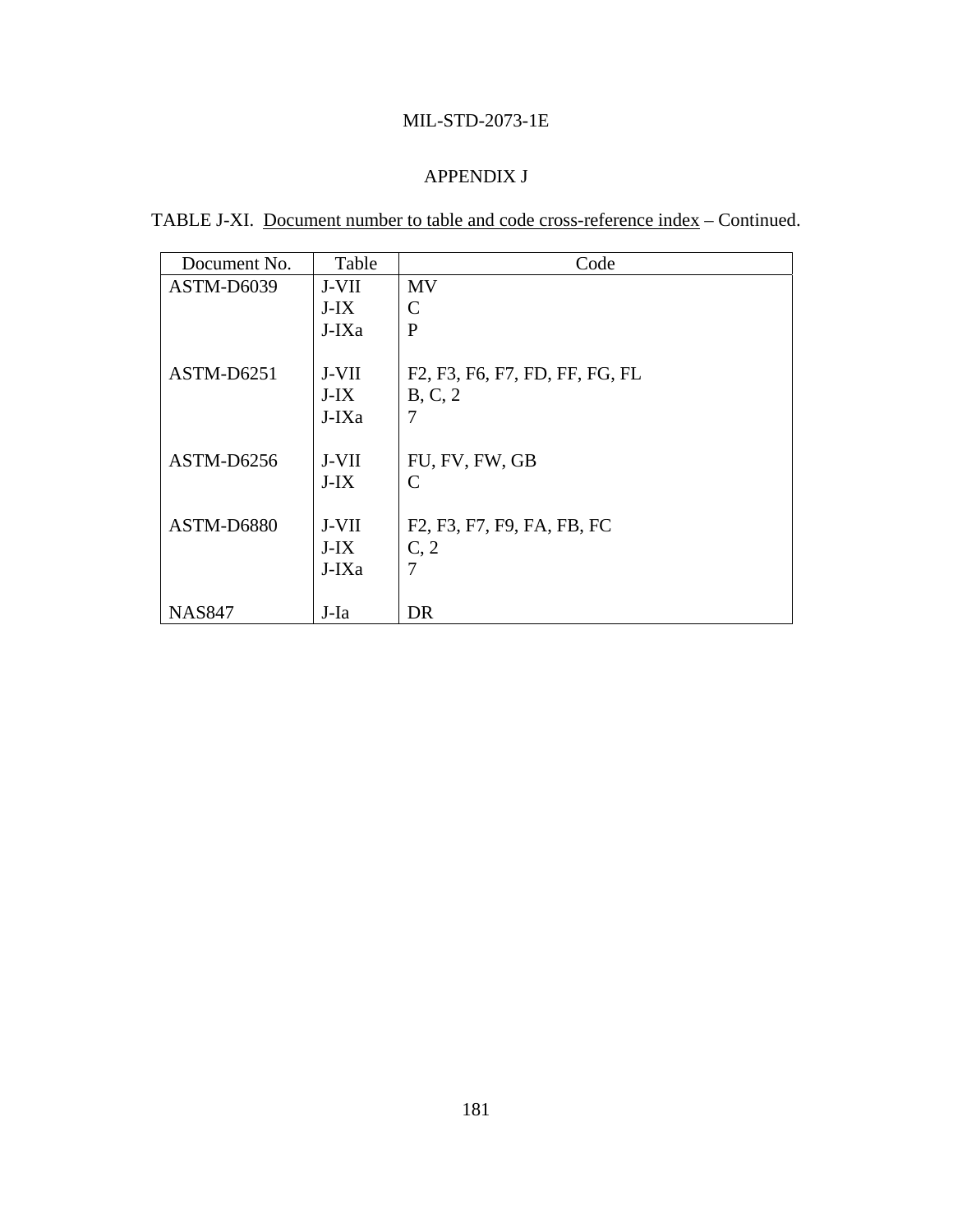APPENDIX J

TABLE J-XI. Document number to table and code cross-reference index – Continued.

| Document No. | Table | Code |
|---|---|---|
| ASTM-D6039 | J-VII | MV |
| | J-IX | C |
| | J-IXa | P |
| ASTM-D6251 | J-VII | F2, F3, F6, F7, FD, FF, FG, FL |
| | J-IX | B, C, 2 |
| | J-IXa | 7 |
| ASTM-D6256 | J-VII | FU, FV, FW, GB |
| | J-IX | C |
| ASTM-D6880 | J-VII | F2, F3, F7, F9, FA, FB, FC |
| | J-IX | C, 2 |
| | J-IXa | 7 |
| NAS847 | J-Ia | DR |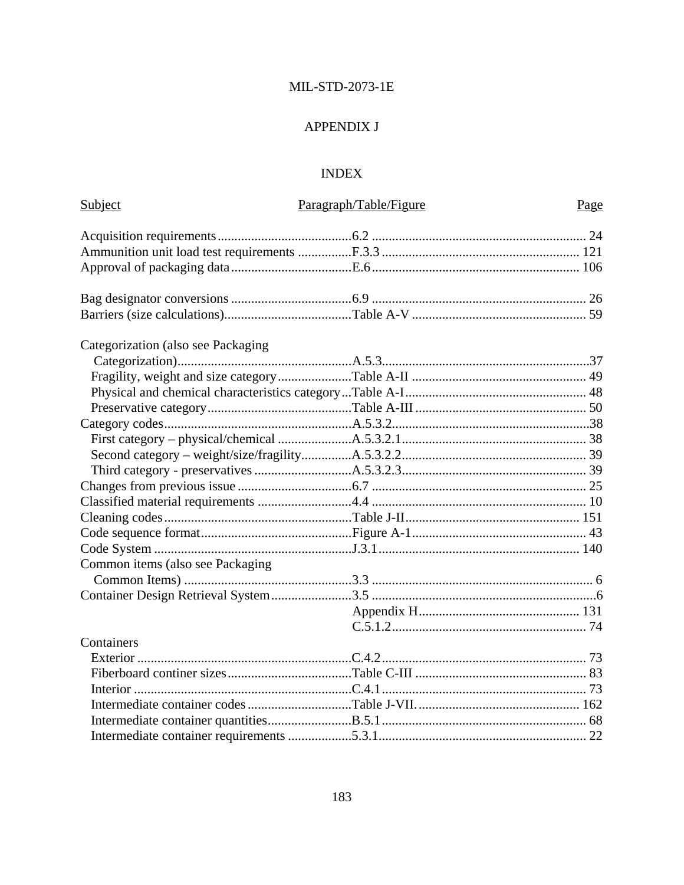MIL-STD-2073-1E

## APPENDIX J

## INDEX

| Subject | Paragraph/Table/Figure | Page |
|---|---|---|
| Acquisition requirements | 6.2 | 24 |
| Ammunition unit load test requirements | F.3.3 | 121 |
| Approval of packaging data | E.6 | 106 |
| | | |
| Bag designator conversions | 6.9 | 26 |
| Barriers (size calculations) | Table A-V | 59 |
| | | |
| Categorization (also see Packaging Categorization) | A.5.3 | 37 |
| Fragility, weight and size category | Table A-II | 49 |
| Physical and chemical characteristics category | Table A-I | 48 |
| Preservative category | Table A-III | 50 |
| Category codes | A.5.3.2 | 38 |
| First category – physical/chemical | A.5.3.2.1 | 38 |
| Second category – weight/size/fragility | A.5.3.2.2 | 39 |
| Third category - preservatives | A.5.3.2.3 | 39 |
| Changes from previous issue | 6.7 | 25 |
| Classified material requirements | 4.4 | 10 |
| Cleaning codes | Table J-II | 151 |
| Code sequence format | Figure A-1 | 43 |
| Code System | J.3.1 | 140 |
| Common items (also see Packaging Common Items) | 3.3 | 6 |
| Container Design Retrieval System | 3.5 | 6 |
| | Appendix H | 131 |
| | C.5.1.2 | 74 |
| Containers | | |
| Exterior | C.4.2 | 73 |
| Fiberboard continer sizes | Table C-III | 83 |
| Interior | C.4.1 | 73 |
| Intermediate container codes | Table J-VII. | 162 |
| Intermediate container quantities | B.5.1 | 68 |
| Intermediate container requirements | 5.3.1 | 22 |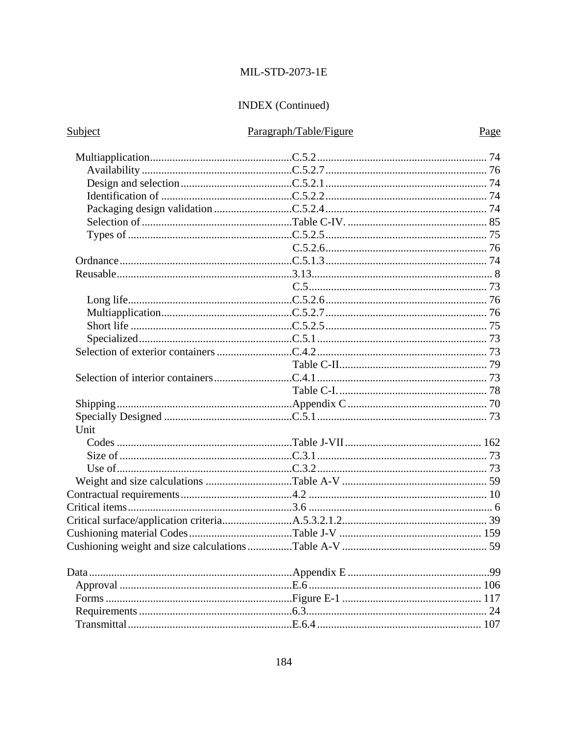# INDEX (Continued)

| Subject | Paragraph/Table/Figure | Page |
|---|---|---|
| Multiapplication | C.5.2 | 74 |
| Availability | C.5.2.7 | 76 |
| Design and selection | C.5.2.1 | 74 |
| Identification of | C.5.2.2 | 74 |
| Packaging design validation | C.5.2.4 | 74 |
| Selection of | Table C-IV. | 85 |
| Types of | C.5.2.5 | 75 |
| | C.5.2.6 | 76 |
| Ordnance | C.5.1.3 | 74 |
| Reusable | 3.13 | 8 |
| | C.5 | 73 |
| Long life | C.5.2.6 | 76 |
| Multiapplication | C.5.2.7 | 76 |
| Short life | C.5.2.5 | 75 |
| Specialized | C.5.1 | 73 |
| Selection of exterior containers | C.4.2 | 73 |
| | Table C-II. | 79 |
| Selection of interior containers | C.4.1 | 73 |
| | Table C-I. | 78 |
| Shipping | Appendix C | 70 |
| Specially Designed | C.5.1 | 73 |
| Unit | | |
| Codes | Table J-VII | 162 |
| Size of | C.3.1 | 73 |
| Use of | C.3.2 | 73 |
| Weight and size calculations | Table A-V | 59 |
| Contractual requirements | 4.2 | 10 |
| Critical items | 3.6 | 6 |
| Critical surface/application criteria | A.5.3.2.1.2 | 39 |
| Cushioning material Codes | Table J-V | 159 |
| Cushioning weight and size calculations | Table A-V | 59 |
| | | |
| Data | Appendix E | 99 |
| Approval | E.6 | 106 |
| Forms | Figure E-1 | 117 |
| Requirements | 6.3 | 24 |
| Transmittal | E.6.4 | 107 |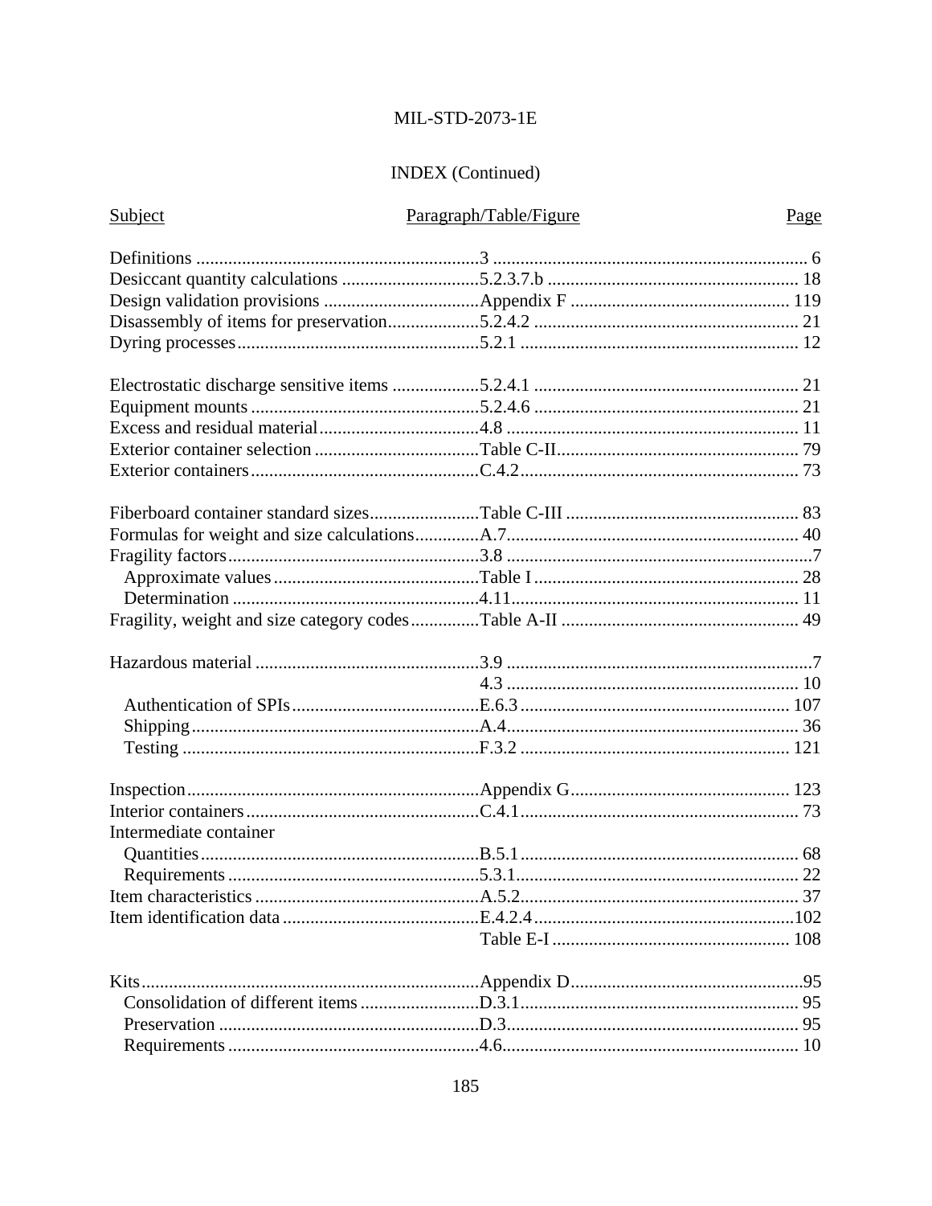INDEX (Continued)

| Subject | Paragraph/Table/Figure | Page |
|---|---|---|
| Definitions | 3 | 6 |
| Desiccant quantity calculations | 5.2.3.7.b | 18 |
| Design validation provisions | Appendix F | 119 |
| Disassembly of items for preservation | 5.2.4.2 | 21 |
| Dyring processes | 5.2.1 | 12 |
| | | |
| Electrostatic discharge sensitive items | 5.2.4.1 | 21 |
| Equipment mounts | 5.2.4.6 | 21 |
| Excess and residual material | 4.8 | 11 |
| Exterior container selection | Table C-II | 79 |
| Exterior containers | C.4.2 | 73 |
| | | |
| Fiberboard container standard sizes | Table C-III | 83 |
| Formulas for weight and size calculations | A.7 | 40 |
| Fragility factors | 3.8 | 7 |
| Approximate values | Table I | 28 |
| Determination | 4.11 | 11 |
| Fragility, weight and size category codes | Table A-II | 49 |
| | | |
| Hazardous material | 3.9 | 7 |
| | 4.3 | 10 |
| Authentication of SPIs | E.6.3 | 107 |
| Shipping | A.4 | 36 |
| Testing | F.3.2 | 121 |
| | | |
| Inspection | Appendix G | 123 |
| Interior containers | C.4.1 | 73 |
| Intermediate container | | |
| Quantities | B.5.1 | 68 |
| Requirements | 5.3.1 | 22 |
| Item characteristics | A.5.2 | 37 |
| Item identification data | E.4.2.4 | 102 |
| | Table E-I | 108 |
| | | |
| Kits | Appendix D | 95 |
| Consolidation of different items | D.3.1 | 95 |
| Preservation | D.3 | 95 |
| Requirements | 4.6 | 10 |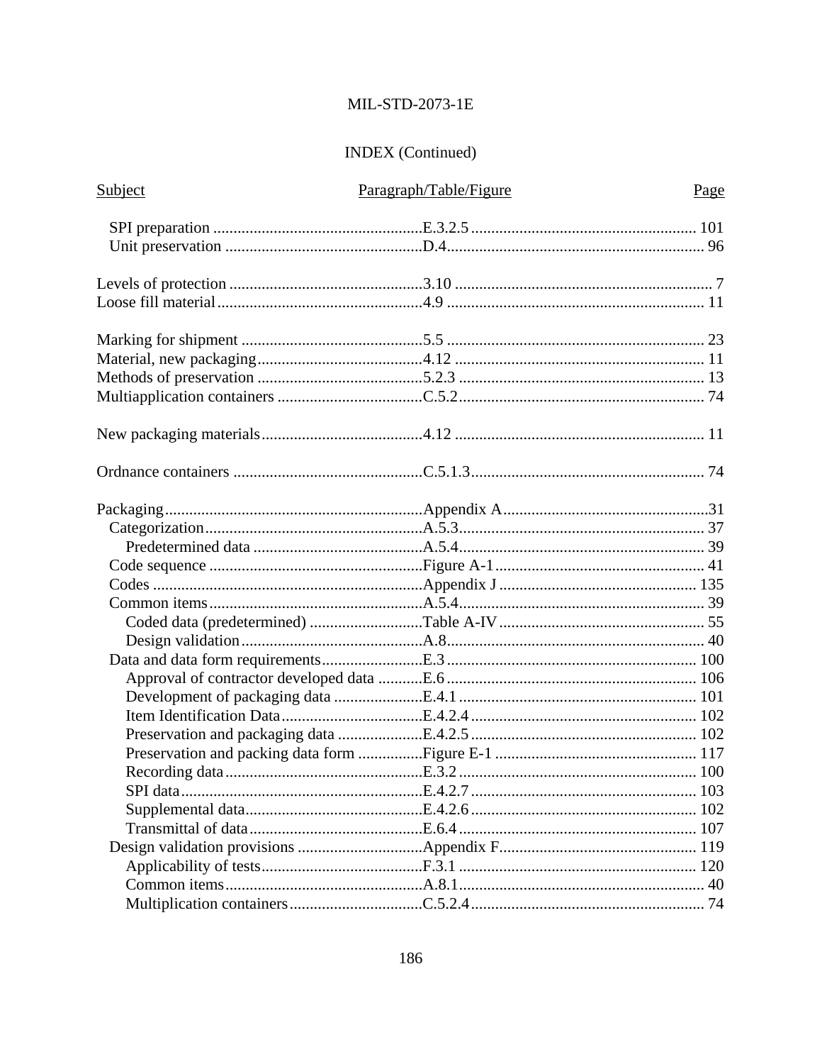## INDEX (Continued)

| Subject | Paragraph/Table/Figure | Page |
|---|---|---|
| SPI preparation | E.3.2.5 | 101 |
| Unit preservation | D.4 | 96 |
| | | |
| Levels of protection | 3.10 | 7 |
| Loose fill material | 4.9 | 11 |
| | | |
| Marking for shipment | 5.5 | 23 |
| Material, new packaging | 4.12 | 11 |
| Methods of preservation | 5.2.3 | 13 |
| Multiapplication containers | C.5.2 | 74 |
| | | |
| New packaging materials | 4.12 | 11 |
| | | |
| Ordnance containers | C.5.1.3 | 74 |
| | | |
| Packaging | Appendix A | 31 |
| Categorization | A.5.3 | 37 |
| Predetermined data | A.5.4 | 39 |
| Code sequence | Figure A-1 | 41 |
| Codes | Appendix J | 135 |
| Common items | A.5.4 | 39 |
| Coded data (predetermined) | Table A-IV | 55 |
| Design validation | A.8 | 40 |
| Data and data form requirements | E.3 | 100 |
| Approval of contractor developed data | E.6 | 106 |
| Development of packaging data | E.4.1 | 101 |
| Item Identification Data | E.4.2.4 | 102 |
| Preservation and packaging data | E.4.2.5 | 102 |
| Preservation and packing data form | Figure E-1 | 117 |
| Recording data | E.3.2 | 100 |
| SPI data | E.4.2.7 | 103 |
| Supplemental data | E.4.2.6 | 102 |
| Transmittal of data | E.6.4 | 107 |
| Design validation provisions | Appendix F | 119 |
| Applicability of tests | F.3.1 | 120 |
| Common items | A.8.1 | 40 |
| Multiplication containers | C.5.2.4 | 74 |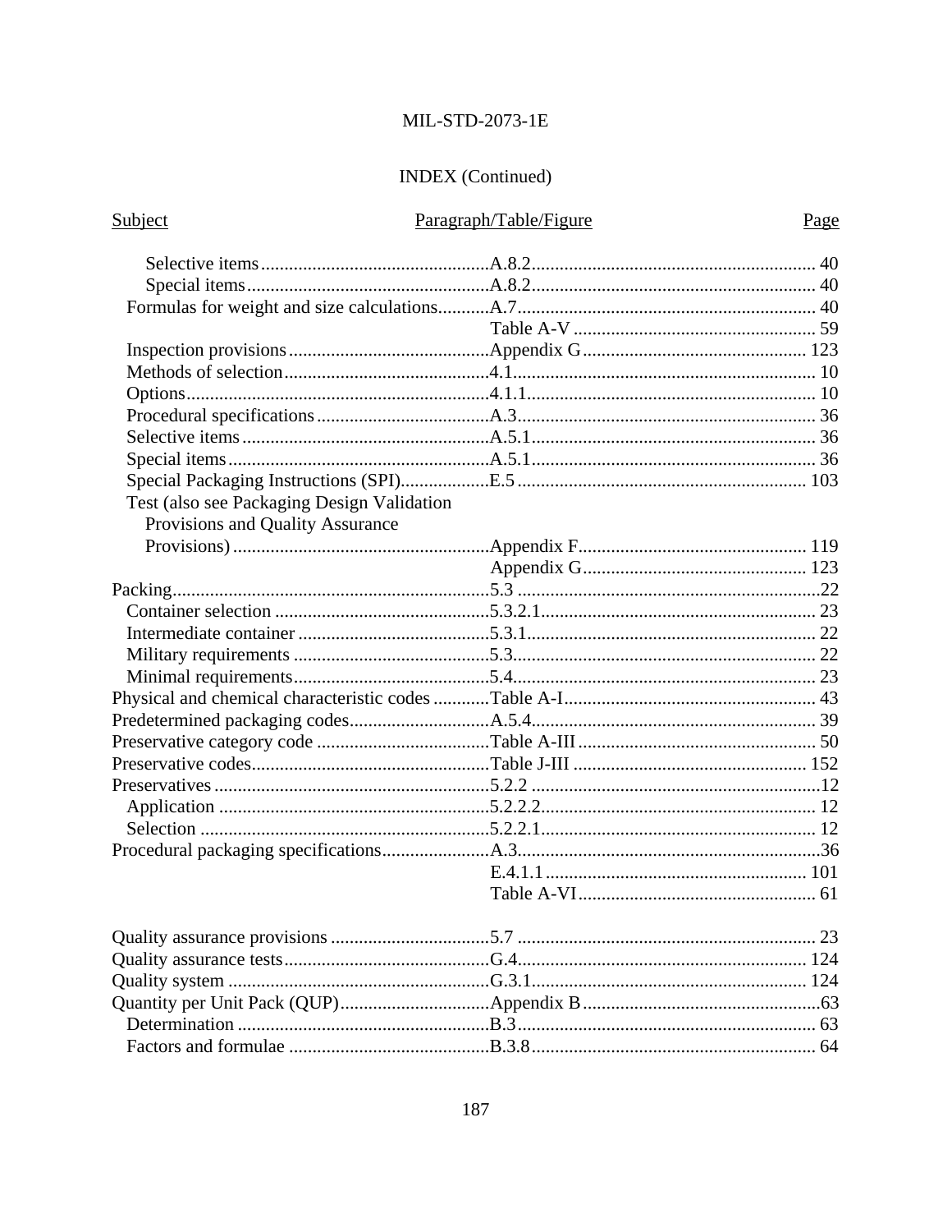## INDEX (Continued)

| Subject | Paragraph/Table/Figure | Page |
|---|---|---|
| Selective items | A.8.2 | 40 |
| Special items | A.8.2 | 40 |
| Formulas for weight and size calculations | A.7 | 40 |
| | Table A-V | 59 |
| Inspection provisions | Appendix G | 123 |
| Methods of selection | 4.1 | 10 |
| Options | 4.1.1 | 10 |
| Procedural specifications | A.3 | 36 |
| Selective items | A.5.1 | 36 |
| Special items | A.5.1 | 36 |
| Special Packaging Instructions (SPI) | E.5 | 103 |
| Test (also see Packaging Design Validation Provisions and Quality Assurance Provisions) | Appendix F | 119 |
| | Appendix G | 123 |
| Packing | 5.3 | 22 |
| Container selection | 5.3.2.1 | 23 |
| Intermediate container | 5.3.1 | 22 |
| Military requirements | 5.3 | 22 |
| Minimal requirements | 5.4 | 23 |
| Physical and chemical characteristic codes | Table A-I | 43 |
| Predetermined packaging codes | A.5.4 | 39 |
| Preservative category code | Table A-III | 50 |
| Preservative codes | Table J-III | 152 |
| Preservatives | 5.2.2 | 12 |
| Application | 5.2.2.2 | 12 |
| Selection | 5.2.2.1 | 12 |
| Procedural packaging specifications | A.3 | 36 |
| | E.4.1.1 | 101 |
| | Table A-VI | 61 |
| Quality assurance provisions | 5.7 | 23 |
| Quality assurance tests | G.4 | 124 |
| Quality system | G.3.1 | 124 |
| Quantity per Unit Pack (QUP) | Appendix B | 63 |
| Determination | B.3 | 63 |
| Factors and formulae | B.3.8 | 64 |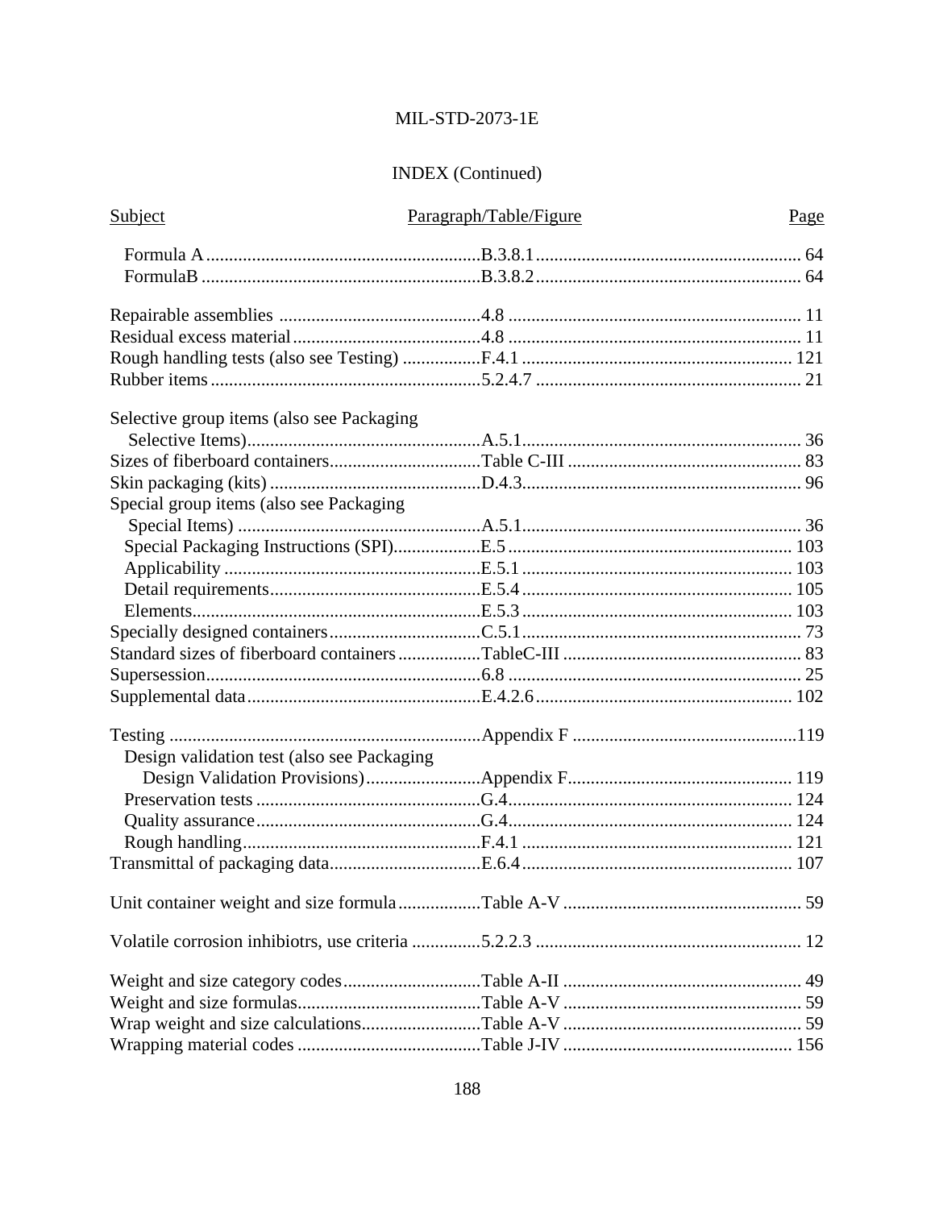## INDEX (Continued)

| Subject | Paragraph/Table/Figure | Page |
|---|---|---|
| Formula A | B.3.8.1 | 64 |
| FormulaB | B.3.8.2 | 64 |
| Repairable assemblies | 4.8 | 11 |
| Residual excess material | 4.8 | 11 |
| Rough handling tests (also see Testing) | F.4.1 | 121 |
| Rubber items | 5.2.4.7 | 21 |
| Selective group items (also see Packaging Selective Items) | A.5.1 | 36 |
| Sizes of fiberboard containers | Table C-III | 83 |
| Skin packaging (kits) | D.4.3 | 96 |
| Special group items (also see Packaging Special Items) | A.5.1 | 36 |
| Special Packaging Instructions (SPI) | E.5 | 103 |
| Applicability | E.5.1 | 103 |
| Detail requirements | E.5.4 | 105 |
| Elements | E.5.3 | 103 |
| Specially designed containers | C.5.1 | 73 |
| Standard sizes of fiberboard containers | TableC-III | 83 |
| Supersession | 6.8 | 25 |
| Supplemental data | E.4.2.6 | 102 |
| Testing | Appendix F | 119 |
| Design validation test (also see Packaging Design Validation Provisions) | Appendix F | 119 |
| Preservation tests | G.4 | 124 |
| Quality assurance | G.4 | 124 |
| Rough handling | F.4.1 | 121 |
| Transmittal of packaging data | E.6.4 | 107 |
| Unit container weight and size formula | Table A-V | 59 |
| Volatile corrosion inhibiotrs, use criteria | 5.2.2.3 | 12 |
| Weight and size category codes | Table A-II | 49 |
| Weight and size formulas | Table A-V | 59 |
| Wrap weight and size calculations | Table A-V | 59 |
| Wrapping material codes | Table J-IV | 156 |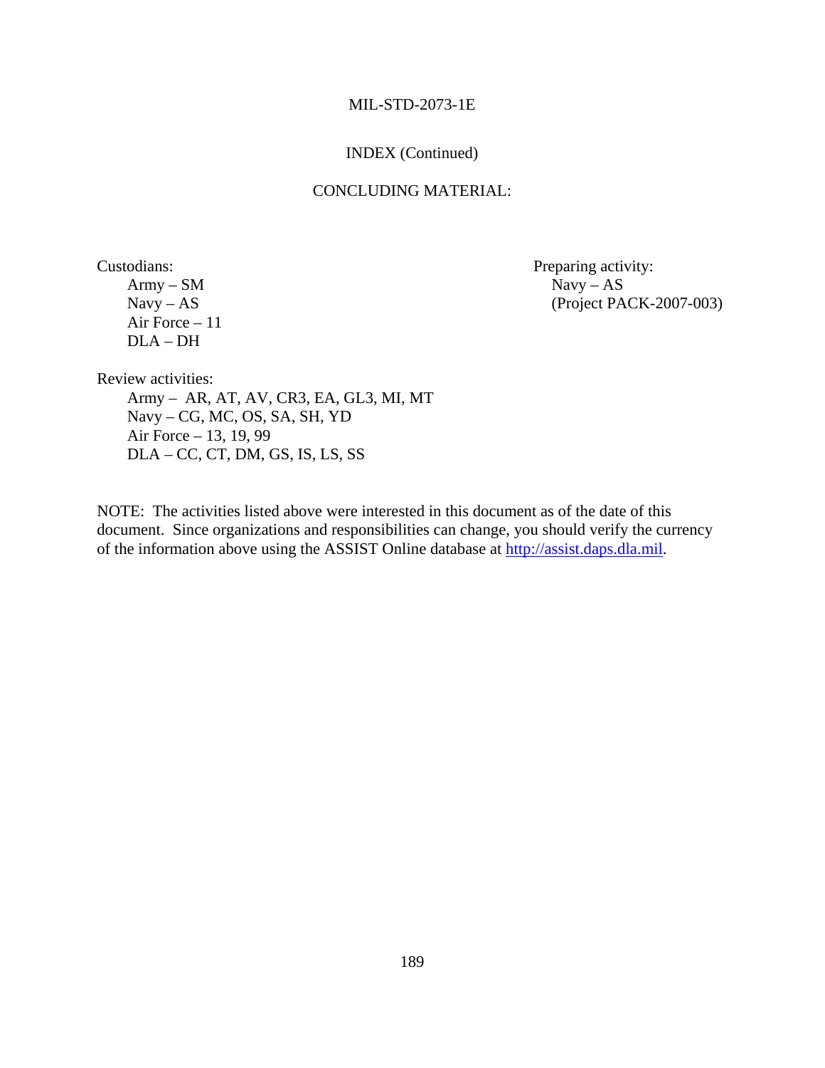INDEX (Continued)

CONCLUDING MATERIAL:

Custodians:
- Army – SM
- Navy – AS
- Air Force – 11
- DLA – DH

Preparing activity:
- Navy – AS
- (Project PACK-2007-003)

Review activities:
- Army – AR, AT, AV, CR3, EA, GL3, MI, MT
- Navy – CG, MC, OS, SA, SH, YD
- Air Force – 13, 19, 99
- DLA – CC, CT, DM, GS, IS, LS, SS

NOTE: The activities listed above were interested in this document as of the date of this document. Since organizations and responsibilities can change, you should verify the currency of the information above using the ASSIST Online database at http://assist.daps.dla.mil.